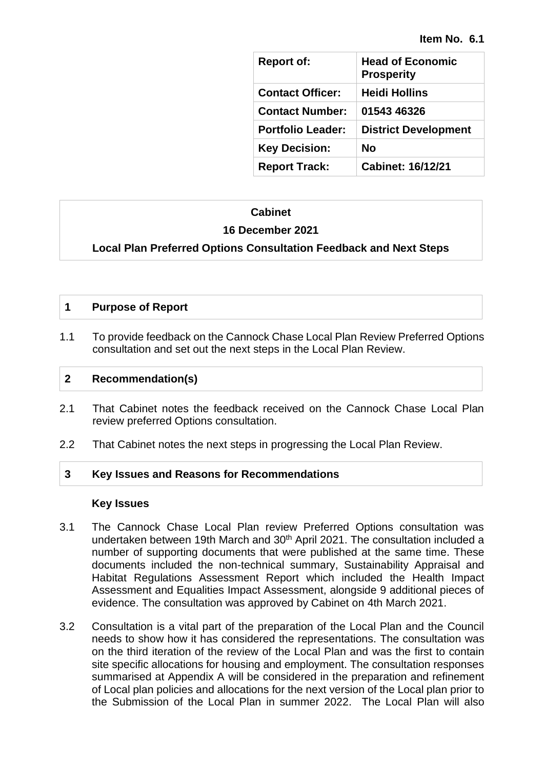**Item No. 6.1**

| Report of: | Head of Economic Prosperity |
|---|---|
| Contact Officer: | Heidi Hollins |
| Contact Number: | 01543 46326 |
| Portfolio Leader: | District Development |
| Key Decision: | No |
| Report Track: | Cabinet: 16/12/21 |

**Cabinet**

**16 December 2021**

**Local Plan Preferred Options Consultation Feedback and Next Steps**

## 1 Purpose of Report

1.1 To provide feedback on the Cannock Chase Local Plan Review Preferred Options consultation and set out the next steps in the Local Plan Review.

## 2 Recommendation(s)

2.1 That Cabinet notes the feedback received on the Cannock Chase Local Plan review preferred Options consultation.

2.2 That Cabinet notes the next steps in progressing the Local Plan Review.

## 3 Key Issues and Reasons for Recommendations

### Key Issues

3.1 The Cannock Chase Local Plan review Preferred Options consultation was undertaken between 19th March and 30th April 2021. The consultation included a number of supporting documents that were published at the same time. These documents included the non-technical summary, Sustainability Appraisal and Habitat Regulations Assessment Report which included the Health Impact Assessment and Equalities Impact Assessment, alongside 9 additional pieces of evidence. The consultation was approved by Cabinet on 4th March 2021.

3.2 Consultation is a vital part of the preparation of the Local Plan and the Council needs to show how it has considered the representations. The consultation was on the third iteration of the review of the Local Plan and was the first to contain site specific allocations for housing and employment. The consultation responses summarised at Appendix A will be considered in the preparation and refinement of Local plan policies and allocations for the next version of the Local plan prior to the Submission of the Local Plan in summer 2022. The Local Plan will also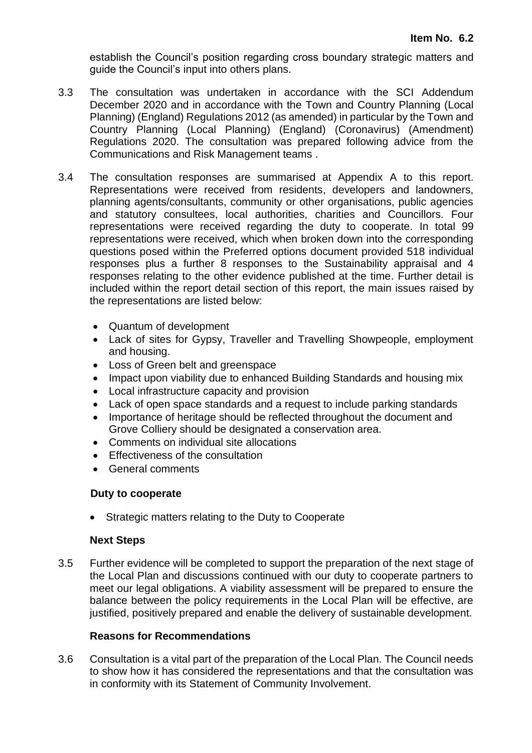establish the Council's position regarding cross boundary strategic matters and guide the Council's input into others plans.

3.3 The consultation was undertaken in accordance with the SCI Addendum December 2020 and in accordance with the Town and Country Planning (Local Planning) (England) Regulations 2012 (as amended) in particular by the Town and Country Planning (Local Planning) (England) (Coronavirus) (Amendment) Regulations 2020. The consultation was prepared following advice from the Communications and Risk Management teams .

3.4 The consultation responses are summarised at Appendix A to this report. Representations were received from residents, developers and landowners, planning agents/consultants, community or other organisations, public agencies and statutory consultees, local authorities, charities and Councillors. Four representations were received regarding the duty to cooperate. In total 99 representations were received, which when broken down into the corresponding questions posed within the Preferred options document provided 518 individual responses plus a further 8 responses to the Sustainability appraisal and 4 responses relating to the other evidence published at the time. Further detail is included within the report detail section of this report, the main issues raised by the representations are listed below:

- Quantum of development
- Lack of sites for Gypsy, Traveller and Travelling Showpeople, employment and housing.
- Loss of Green belt and greenspace
- Impact upon viability due to enhanced Building Standards and housing mix
- Local infrastructure capacity and provision
- Lack of open space standards and a request to include parking standards
- Importance of heritage should be reflected throughout the document and Grove Colliery should be designated a conservation area.
- Comments on individual site allocations
- Effectiveness of the consultation
- General comments

**Duty to cooperate**

- Strategic matters relating to the Duty to Cooperate

**Next Steps**

3.5 Further evidence will be completed to support the preparation of the next stage of the Local Plan and discussions continued with our duty to cooperate partners to meet our legal obligations. A viability assessment will be prepared to ensure the balance between the policy requirements in the Local Plan will be effective, are justified, positively prepared and enable the delivery of sustainable development.

**Reasons for Recommendations**

3.6 Consultation is a vital part of the preparation of the Local Plan. The Council needs to show how it has considered the representations and that the consultation was in conformity with its Statement of Community Involvement.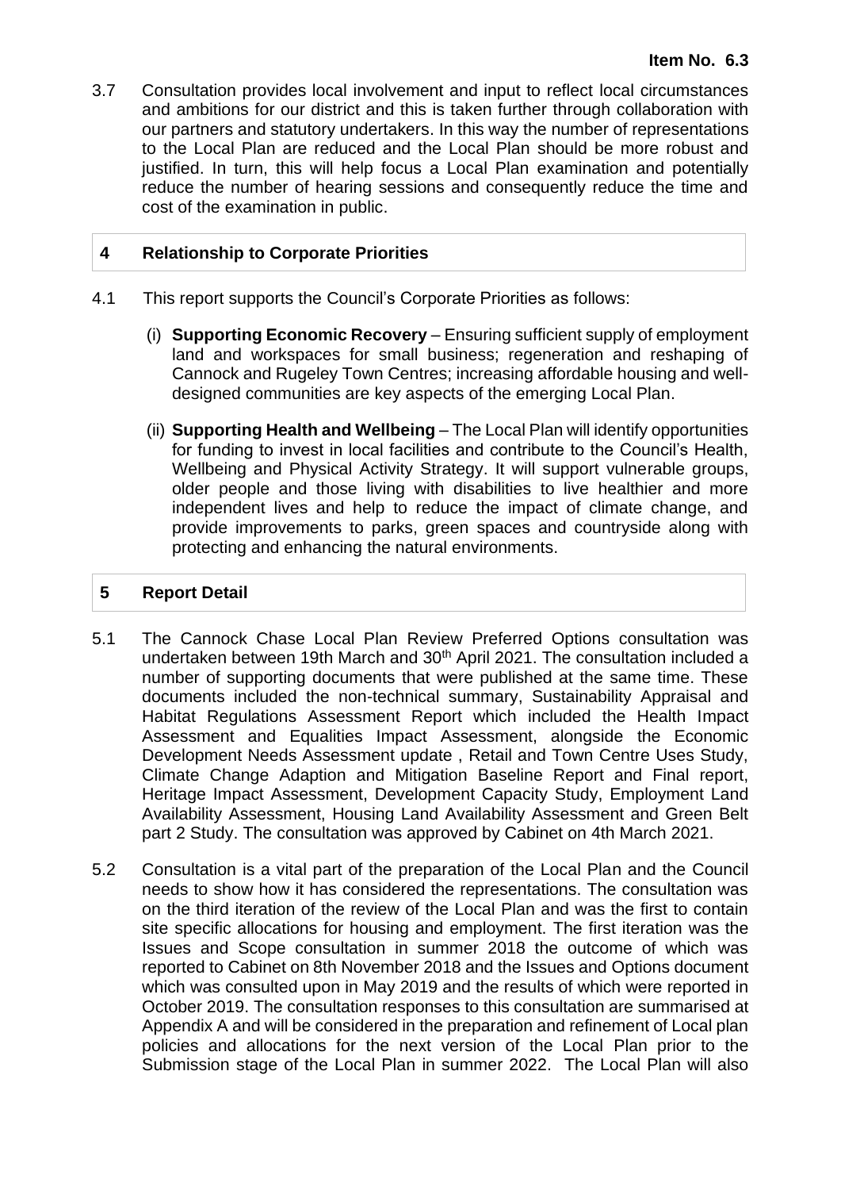3.7 Consultation provides local involvement and input to reflect local circumstances and ambitions for our district and this is taken further through collaboration with our partners and statutory undertakers. In this way the number of representations to the Local Plan are reduced and the Local Plan should be more robust and justified. In turn, this will help focus a Local Plan examination and potentially reduce the number of hearing sessions and consequently reduce the time and cost of the examination in public.

## 4 Relationship to Corporate Priorities

4.1 This report supports the Council's Corporate Priorities as follows:

(i) **Supporting Economic Recovery** – Ensuring sufficient supply of employment land and workspaces for small business; regeneration and reshaping of Cannock and Rugeley Town Centres; increasing affordable housing and well-designed communities are key aspects of the emerging Local Plan.

(ii) **Supporting Health and Wellbeing** – The Local Plan will identify opportunities for funding to invest in local facilities and contribute to the Council's Health, Wellbeing and Physical Activity Strategy. It will support vulnerable groups, older people and those living with disabilities to live healthier and more independent lives and help to reduce the impact of climate change, and provide improvements to parks, green spaces and countryside along with protecting and enhancing the natural environments.

## 5 Report Detail

5.1 The Cannock Chase Local Plan Review Preferred Options consultation was undertaken between 19th March and 30th April 2021. The consultation included a number of supporting documents that were published at the same time. These documents included the non-technical summary, Sustainability Appraisal and Habitat Regulations Assessment Report which included the Health Impact Assessment and Equalities Impact Assessment, alongside the Economic Development Needs Assessment update , Retail and Town Centre Uses Study, Climate Change Adaption and Mitigation Baseline Report and Final report, Heritage Impact Assessment, Development Capacity Study, Employment Land Availability Assessment, Housing Land Availability Assessment and Green Belt part 2 Study. The consultation was approved by Cabinet on 4th March 2021.

5.2 Consultation is a vital part of the preparation of the Local Plan and the Council needs to show how it has considered the representations. The consultation was on the third iteration of the review of the Local Plan and was the first to contain site specific allocations for housing and employment. The first iteration was the Issues and Scope consultation in summer 2018 the outcome of which was reported to Cabinet on 8th November 2018 and the Issues and Options document which was consulted upon in May 2019 and the results of which were reported in October 2019. The consultation responses to this consultation are summarised at Appendix A and will be considered in the preparation and refinement of Local plan policies and allocations for the next version of the Local Plan prior to the Submission stage of the Local Plan in summer 2022. The Local Plan will also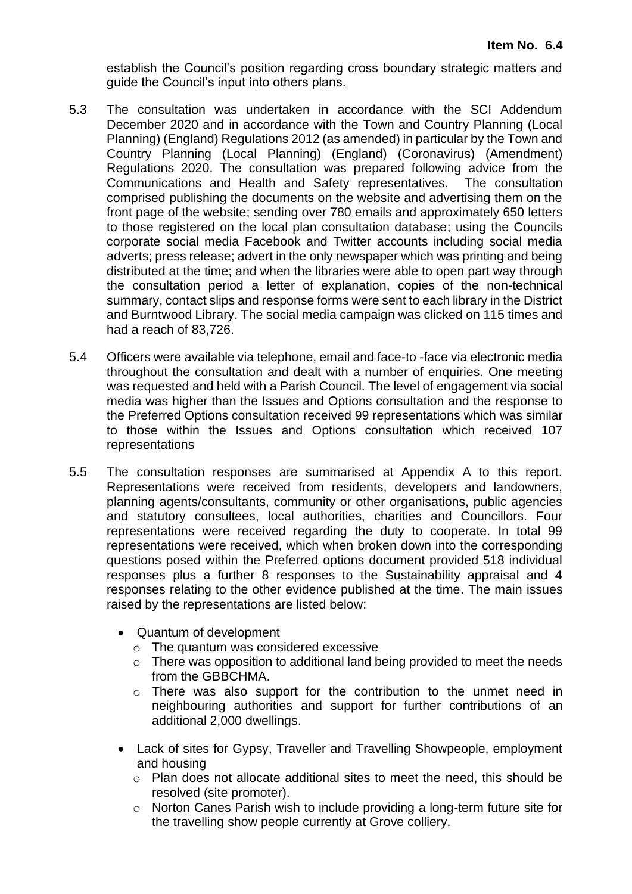establish the Council's position regarding cross boundary strategic matters and guide the Council's input into others plans.

5.3 The consultation was undertaken in accordance with the SCI Addendum December 2020 and in accordance with the Town and Country Planning (Local Planning) (England) Regulations 2012 (as amended) in particular by the Town and Country Planning (Local Planning) (England) (Coronavirus) (Amendment) Regulations 2020. The consultation was prepared following advice from the Communications and Health and Safety representatives. The consultation comprised publishing the documents on the website and advertising them on the front page of the website; sending over 780 emails and approximately 650 letters to those registered on the local plan consultation database; using the Councils corporate social media Facebook and Twitter accounts including social media adverts; press release; advert in the only newspaper which was printing and being distributed at the time; and when the libraries were able to open part way through the consultation period a letter of explanation, copies of the non-technical summary, contact slips and response forms were sent to each library in the District and Burntwood Library. The social media campaign was clicked on 115 times and had a reach of 83,726.

5.4 Officers were available via telephone, email and face-to -face via electronic media throughout the consultation and dealt with a number of enquiries. One meeting was requested and held with a Parish Council. The level of engagement via social media was higher than the Issues and Options consultation and the response to the Preferred Options consultation received 99 representations which was similar to those within the Issues and Options consultation which received 107 representations

5.5 The consultation responses are summarised at Appendix A to this report. Representations were received from residents, developers and landowners, planning agents/consultants, community or other organisations, public agencies and statutory consultees, local authorities, charities and Councillors. Four representations were received regarding the duty to cooperate. In total 99 representations were received, which when broken down into the corresponding questions posed within the Preferred options document provided 518 individual responses plus a further 8 responses to the Sustainability appraisal and 4 responses relating to the other evidence published at the time. The main issues raised by the representations are listed below:

- Quantum of development
  - The quantum was considered excessive
  - There was opposition to additional land being provided to meet the needs from the GBBCHMA.
  - There was also support for the contribution to the unmet need in neighbouring authorities and support for further contributions of an additional 2,000 dwellings.
- Lack of sites for Gypsy, Traveller and Travelling Showpeople, employment and housing
  - Plan does not allocate additional sites to meet the need, this should be resolved (site promoter).
  - Norton Canes Parish wish to include providing a long-term future site for the travelling show people currently at Grove colliery.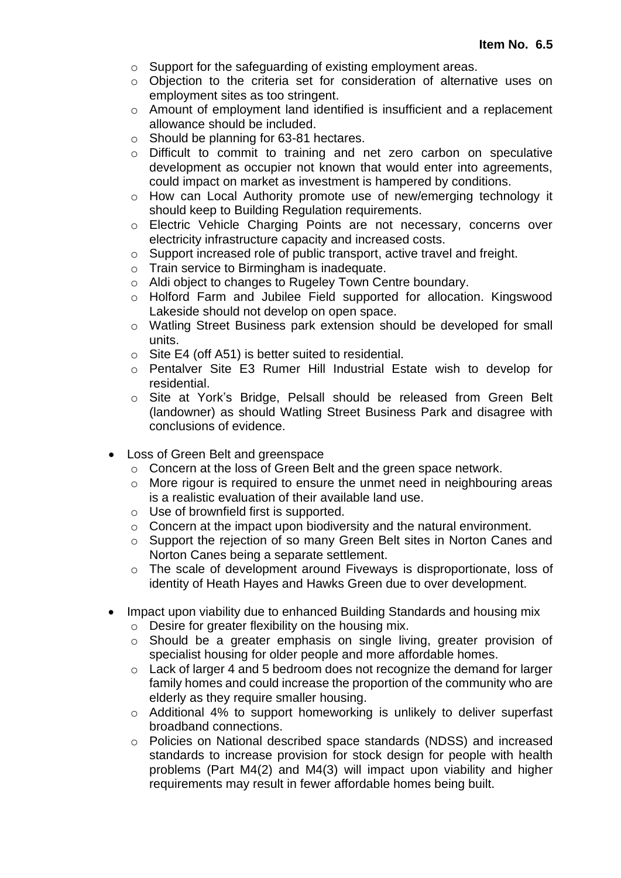- Support for the safeguarding of existing employment areas.
  - Objection to the criteria set for consideration of alternative uses on employment sites as too stringent.
  - Amount of employment land identified is insufficient and a replacement allowance should be included.
  - Should be planning for 63-81 hectares.
  - Difficult to commit to training and net zero carbon on speculative development as occupier not known that would enter into agreements, could impact on market as investment is hampered by conditions.
  - How can Local Authority promote use of new/emerging technology it should keep to Building Regulation requirements.
  - Electric Vehicle Charging Points are not necessary, concerns over electricity infrastructure capacity and increased costs.
  - Support increased role of public transport, active travel and freight.
  - Train service to Birmingham is inadequate.
  - Aldi object to changes to Rugeley Town Centre boundary.
  - Holford Farm and Jubilee Field supported for allocation. Kingswood Lakeside should not develop on open space.
  - Watling Street Business park extension should be developed for small units.
  - Site E4 (off A51) is better suited to residential.
  - Pentalver Site E3 Rumer Hill Industrial Estate wish to develop for residential.
  - Site at York's Bridge, Pelsall should be released from Green Belt (landowner) as should Watling Street Business Park and disagree with conclusions of evidence.

- Loss of Green Belt and greenspace
  - Concern at the loss of Green Belt and the green space network.
  - More rigour is required to ensure the unmet need in neighbouring areas is a realistic evaluation of their available land use.
  - Use of brownfield first is supported.
  - Concern at the impact upon biodiversity and the natural environment.
  - Support the rejection of so many Green Belt sites in Norton Canes and Norton Canes being a separate settlement.
  - The scale of development around Fiveways is disproportionate, loss of identity of Heath Hayes and Hawks Green due to over development.

- Impact upon viability due to enhanced Building Standards and housing mix
  - Desire for greater flexibility on the housing mix.
  - Should be a greater emphasis on single living, greater provision of specialist housing for older people and more affordable homes.
  - Lack of larger 4 and 5 bedroom does not recognize the demand for larger family homes and could increase the proportion of the community who are elderly as they require smaller housing.
  - Additional 4% to support homeworking is unlikely to deliver superfast broadband connections.
  - Policies on National described space standards (NDSS) and increased standards to increase provision for stock design for people with health problems (Part M4(2) and M4(3) will impact upon viability and higher requirements may result in fewer affordable homes being built.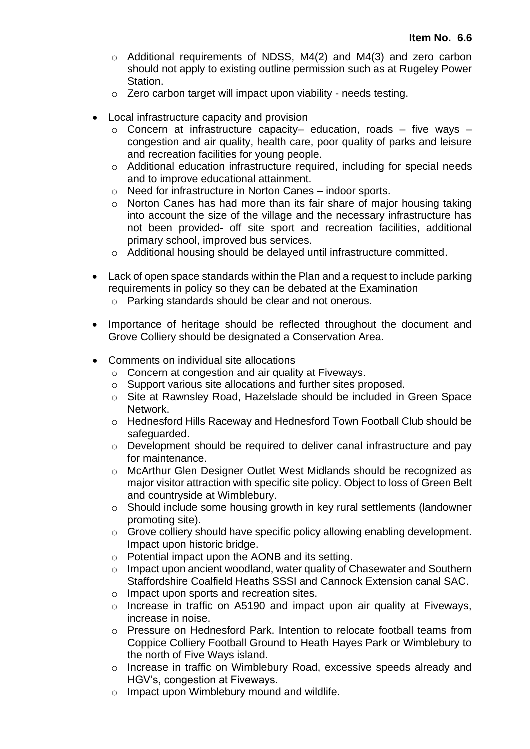- Additional requirements of NDSS, M4(2) and M4(3) and zero carbon should not apply to existing outline permission such as at Rugeley Power Station.
  - Zero carbon target will impact upon viability - needs testing.

- Local infrastructure capacity and provision
  - Concern at infrastructure capacity– education, roads – five ways – congestion and air quality, health care, poor quality of parks and leisure and recreation facilities for young people.
  - Additional education infrastructure required, including for special needs and to improve educational attainment.
  - Need for infrastructure in Norton Canes – indoor sports.
  - Norton Canes has had more than its fair share of major housing taking into account the size of the village and the necessary infrastructure has not been provided- off site sport and recreation facilities, additional primary school, improved bus services.
  - Additional housing should be delayed until infrastructure committed.

- Lack of open space standards within the Plan and a request to include parking requirements in policy so they can be debated at the Examination
  - Parking standards should be clear and not onerous.

- Importance of heritage should be reflected throughout the document and Grove Colliery should be designated a Conservation Area.

- Comments on individual site allocations
  - Concern at congestion and air quality at Fiveways.
  - Support various site allocations and further sites proposed.
  - Site at Rawnsley Road, Hazelslade should be included in Green Space Network.
  - Hednesford Hills Raceway and Hednesford Town Football Club should be safeguarded.
  - Development should be required to deliver canal infrastructure and pay for maintenance.
  - McArthur Glen Designer Outlet West Midlands should be recognized as major visitor attraction with specific site policy. Object to loss of Green Belt and countryside at Wimblebury.
  - Should include some housing growth in key rural settlements (landowner promoting site).
  - Grove colliery should have specific policy allowing enabling development. Impact upon historic bridge.
  - Potential impact upon the AONB and its setting.
  - Impact upon ancient woodland, water quality of Chasewater and Southern Staffordshire Coalfield Heaths SSSI and Cannock Extension canal SAC.
  - Impact upon sports and recreation sites.
  - Increase in traffic on A5190 and impact upon air quality at Fiveways, increase in noise.
  - Pressure on Hednesford Park. Intention to relocate football teams from Coppice Colliery Football Ground to Heath Hayes Park or Wimblebury to the north of Five Ways island.
  - Increase in traffic on Wimblebury Road, excessive speeds already and HGV's, congestion at Fiveways.
  - Impact upon Wimblebury mound and wildlife.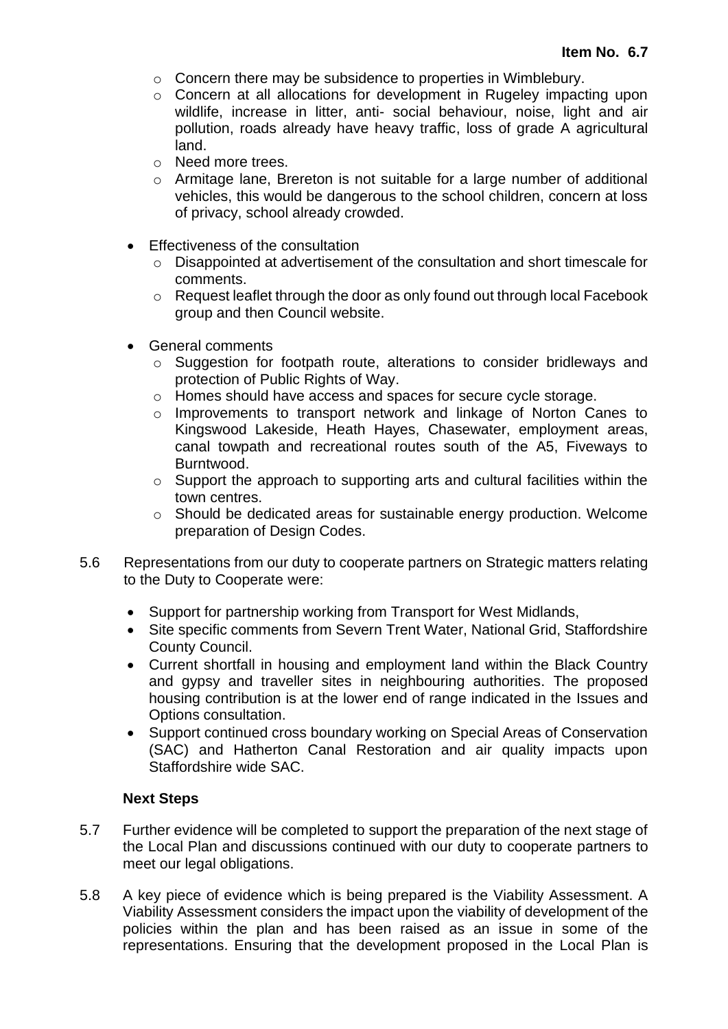- Concern there may be subsidence to properties in Wimblebury.
  - Concern at all allocations for development in Rugeley impacting upon wildlife, increase in litter, anti- social behaviour, noise, light and air pollution, roads already have heavy traffic, loss of grade A agricultural land.
  - Need more trees.
  - Armitage lane, Brereton is not suitable for a large number of additional vehicles, this would be dangerous to the school children, concern at loss of privacy, school already crowded.

- Effectiveness of the consultation
  - Disappointed at advertisement of the consultation and short timescale for comments.
  - Request leaflet through the door as only found out through local Facebook group and then Council website.

- General comments
  - Suggestion for footpath route, alterations to consider bridleways and protection of Public Rights of Way.
  - Homes should have access and spaces for secure cycle storage.
  - Improvements to transport network and linkage of Norton Canes to Kingswood Lakeside, Heath Hayes, Chasewater, employment areas, canal towpath and recreational routes south of the A5, Fiveways to Burntwood.
  - Support the approach to supporting arts and cultural facilities within the town centres.
  - Should be dedicated areas for sustainable energy production. Welcome preparation of Design Codes.

5.6 Representations from our duty to cooperate partners on Strategic matters relating to the Duty to Cooperate were:

- Support for partnership working from Transport for West Midlands,
- Site specific comments from Severn Trent Water, National Grid, Staffordshire County Council.
- Current shortfall in housing and employment land within the Black Country and gypsy and traveller sites in neighbouring authorities. The proposed housing contribution is at the lower end of range indicated in the Issues and Options consultation.
- Support continued cross boundary working on Special Areas of Conservation (SAC) and Hatherton Canal Restoration and air quality impacts upon Staffordshire wide SAC.

**Next Steps**

5.7 Further evidence will be completed to support the preparation of the next stage of the Local Plan and discussions continued with our duty to cooperate partners to meet our legal obligations.

5.8 A key piece of evidence which is being prepared is the Viability Assessment. A Viability Assessment considers the impact upon the viability of development of the policies within the plan and has been raised as an issue in some of the representations. Ensuring that the development proposed in the Local Plan is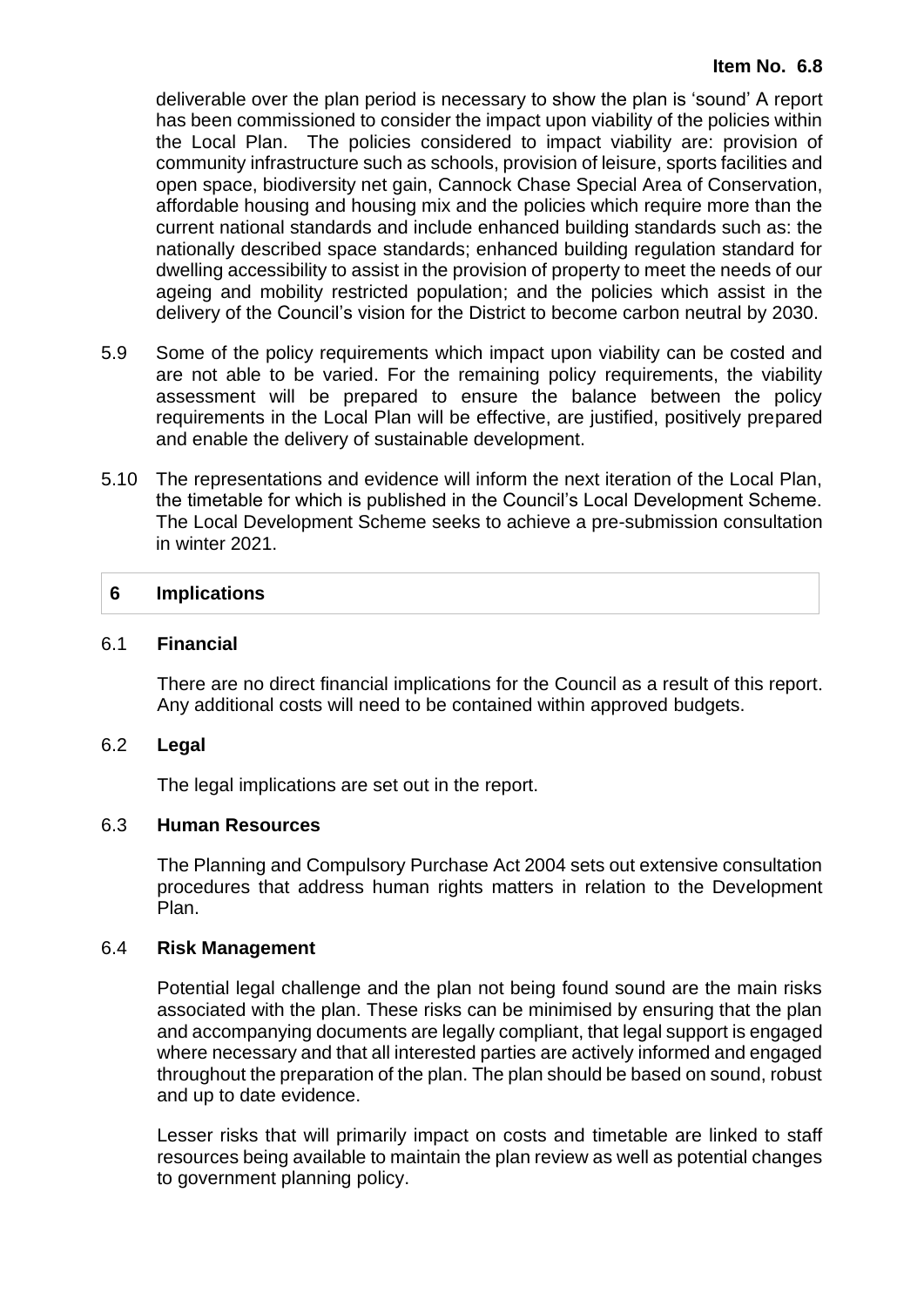deliverable over the plan period is necessary to show the plan is 'sound' A report has been commissioned to consider the impact upon viability of the policies within the Local Plan. The policies considered to impact viability are: provision of community infrastructure such as schools, provision of leisure, sports facilities and open space, biodiversity net gain, Cannock Chase Special Area of Conservation, affordable housing and housing mix and the policies which require more than the current national standards and include enhanced building standards such as: the nationally described space standards; enhanced building regulation standard for dwelling accessibility to assist in the provision of property to meet the needs of our ageing and mobility restricted population; and the policies which assist in the delivery of the Council's vision for the District to become carbon neutral by 2030.

5.9 Some of the policy requirements which impact upon viability can be costed and are not able to be varied. For the remaining policy requirements, the viability assessment will be prepared to ensure the balance between the policy requirements in the Local Plan will be effective, are justified, positively prepared and enable the delivery of sustainable development.

5.10 The representations and evidence will inform the next iteration of the Local Plan, the timetable for which is published in the Council's Local Development Scheme. The Local Development Scheme seeks to achieve a pre-submission consultation in winter 2021.

## 6 Implications

### 6.1 Financial

There are no direct financial implications for the Council as a result of this report. Any additional costs will need to be contained within approved budgets.

### 6.2 Legal

The legal implications are set out in the report.

### 6.3 Human Resources

The Planning and Compulsory Purchase Act 2004 sets out extensive consultation procedures that address human rights matters in relation to the Development Plan.

### 6.4 Risk Management

Potential legal challenge and the plan not being found sound are the main risks associated with the plan. These risks can be minimised by ensuring that the plan and accompanying documents are legally compliant, that legal support is engaged where necessary and that all interested parties are actively informed and engaged throughout the preparation of the plan. The plan should be based on sound, robust and up to date evidence.

Lesser risks that will primarily impact on costs and timetable are linked to staff resources being available to maintain the plan review as well as potential changes to government planning policy.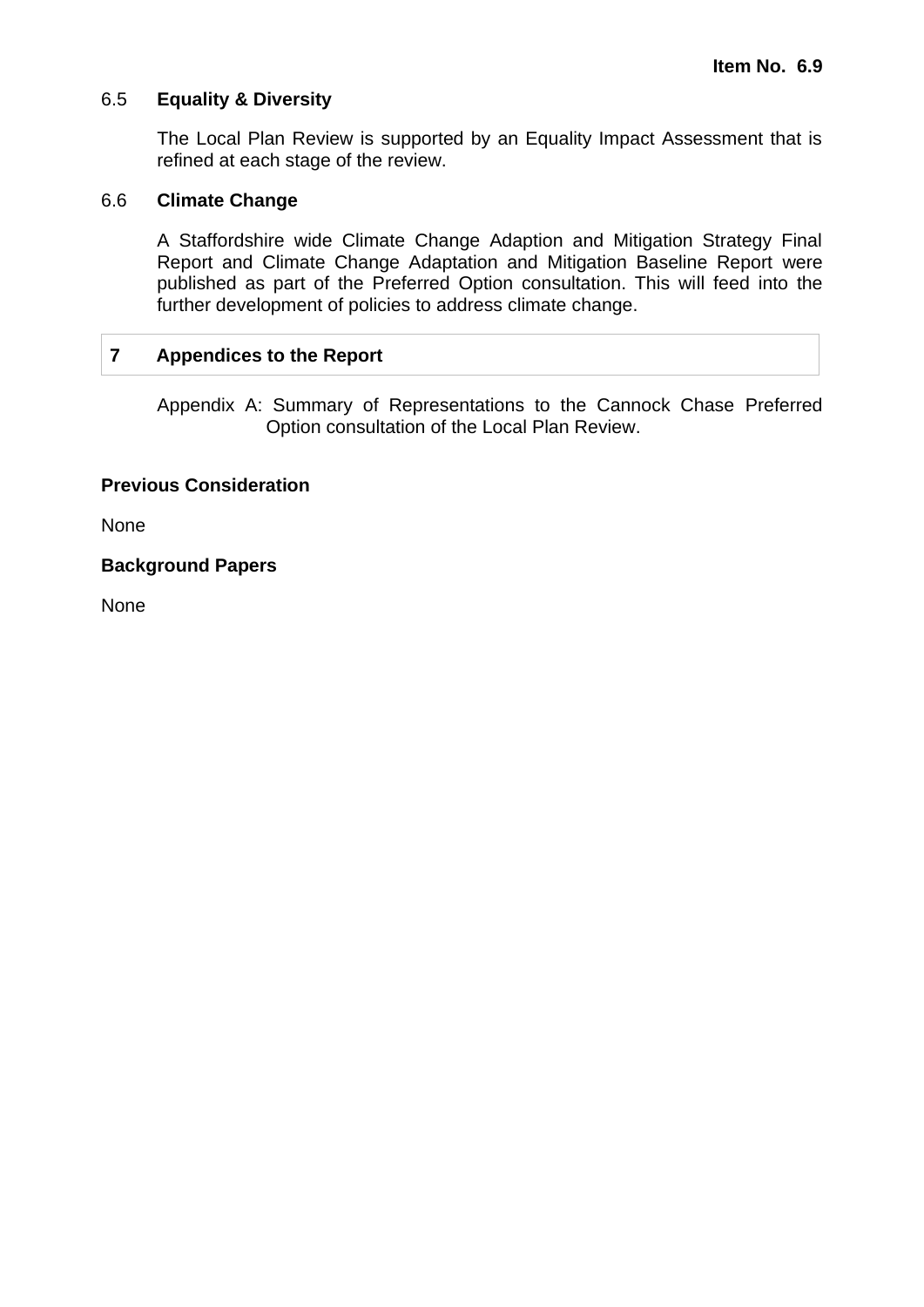6.5 **Equality & Diversity**

The Local Plan Review is supported by an Equality Impact Assessment that is refined at each stage of the review.

6.6 **Climate Change**

A Staffordshire wide Climate Change Adaption and Mitigation Strategy Final Report and Climate Change Adaptation and Mitigation Baseline Report were published as part of the Preferred Option consultation. This will feed into the further development of policies to address climate change.

## 7 Appendices to the Report

Appendix A: Summary of Representations to the Cannock Chase Preferred Option consultation of the Local Plan Review.

**Previous Consideration**

None

**Background Papers**

None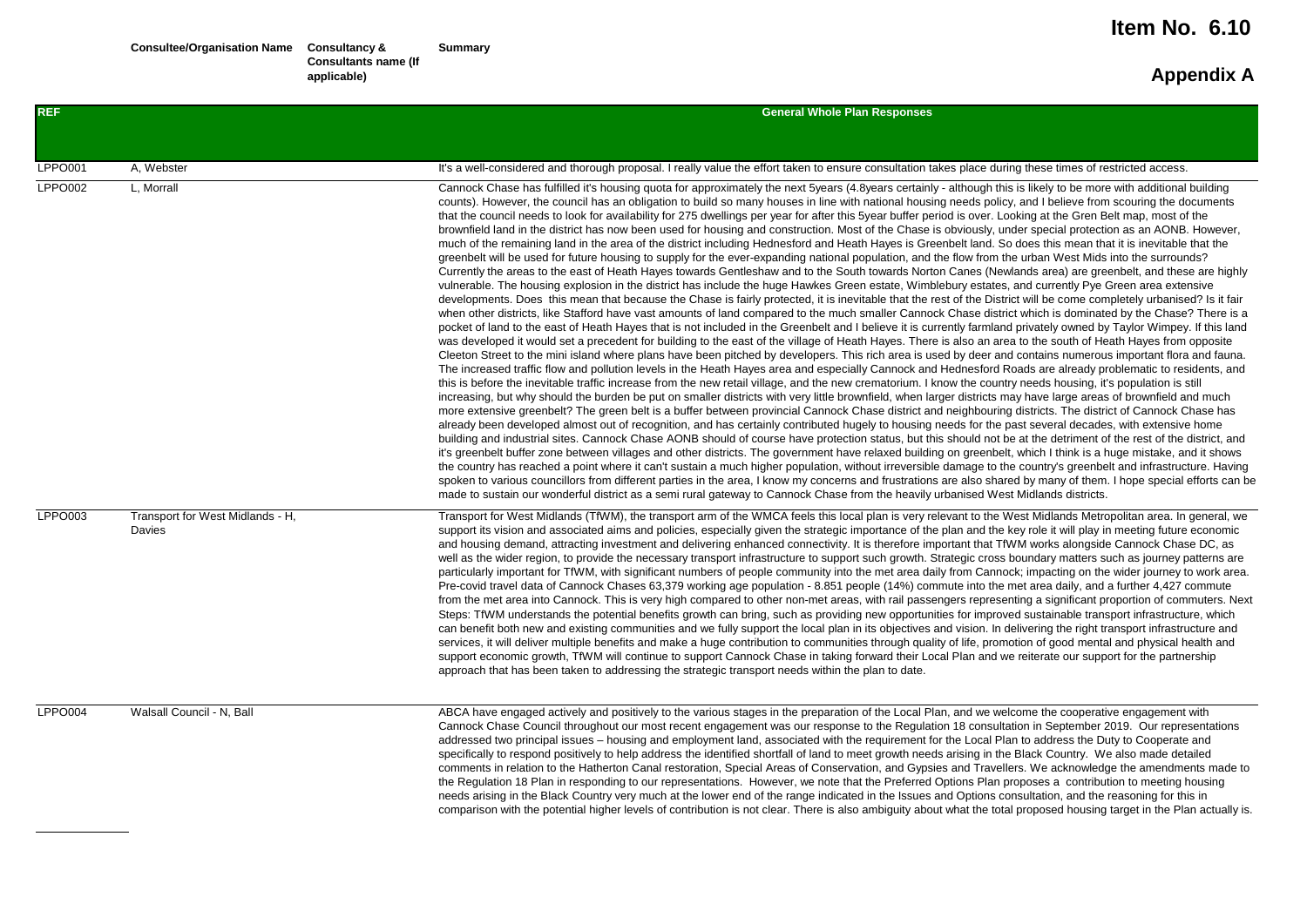# Item No. 6.10

# Appendix A

| REF | Consultee/Organisation Name | Consultancy & Consultants name (If applicable) | Summary |
|---|---|---|---|
| | | | **General Whole Plan Responses** |
| LPPO001 | A, Webster | | It's a well-considered and thorough proposal. I really value the effort taken to ensure consultation takes place during these times of restricted access. |
| LPPO002 | L, Morrall | | Cannock Chase has fulfilled it's housing quota for approximately the next 5years (4.8years certainly - although this is likely to be more with additional building counts). However, the council has an obligation to build so many houses in line with national housing needs policy, and I believe from scouring the documents that the council needs to look for availability for 275 dwellings per year for after this 5year buffer period is over. Looking at the Gren Belt map, most of the brownfield land in the district has now been used for housing and construction. Most of the Chase is obviously, under special protection as an AONB. However, much of the remaining land in the area of the district including Hednesford and Heath Hayes is Greenbelt land. So does this mean that it is inevitable that the greenbelt will be used for future housing to supply for the ever-expanding national population, and the flow from the urban West Mids into the surrounds? Currently the areas to the east of Heath Hayes towards Gentleshaw and to the South towards Norton Canes (Newlands area) are greenbelt, and these are highly vulnerable. The housing explosion in the district has include the huge Hawkes Green estate, Wimblebury estates, and currently Pye Green area extensive developments. Does this mean that because the Chase is fairly protected, it is inevitable that the rest of the District will be come completely urbanised? Is it fair when other districts, like Stafford have vast amounts of land compared to the much smaller Cannock Chase district which is dominated by the Chase? There is a pocket of land to the east of Heath Hayes that is not included in the Greenbelt and I believe it is currently farmland privately owned by Taylor Wimpey. If this land was developed it would set a precedent for building to the east of the village of Heath Hayes. There is also an area to the south of Heath Hayes from opposite Cleeton Street to the mini island where plans have been pitched by developers. This rich area is used by deer and contains numerous important flora and fauna. The increased traffic flow and pollution levels in the Heath Hayes area and especially Cannock and Hednesford Roads are already problematic to residents, and this is before the inevitable traffic increase from the new retail village, and the new crematorium. I know the country needs housing, it's population is still increasing, but why should the burden be put on smaller districts with very little brownfield, when larger districts may have large areas of brownfield and much more extensive greenbelt? The green belt is a buffer between provincial Cannock Chase district and neighbouring districts. The district of Cannock Chase has already been developed almost out of recognition, and has certainly contributed hugely to housing needs for the past several decades, with extensive home building and industrial sites. Cannock Chase AONB should of course have protection status, but this should not be at the detriment of the rest of the district, and it's greenbelt buffer zone between villages and other districts. The government have relaxed building on greenbelt, which I think is a huge mistake, and it shows the country has reached a point where it can't sustain a much higher population, without irreversible damage to the country's greenbelt and infrastructure. Having spoken to various councillors from different parties in the area, I know my concerns and frustrations are also shared by many of them. I hope special efforts can be made to sustain our wonderful district as a semi rural gateway to Cannock Chase from the heavily urbanised West Midlands districts. |
| LPPO003 | Transport for West Midlands - H, Davies | | Transport for West Midlands (TfWM), the transport arm of the WMCA feels this local plan is very relevant to the West Midlands Metropolitan area. In general, we support its vision and associated aims and policies, especially given the strategic importance of the plan and the key role it will play in meeting future economic and housing demand, attracting investment and delivering enhanced connectivity. It is therefore important that TfWM works alongside Cannock Chase DC, as well as the wider region, to provide the necessary transport infrastructure to support such growth. Strategic cross boundary matters such as journey patterns are particularly important for TfWM, with significant numbers of people community into the met area daily from Cannock; impacting on the wider journey to work area. Pre-covid travel data of Cannock Chases 63,379 working age population - 8.851 people (14%) commute into the met area daily, and a further 4,427 commute from the met area into Cannock. This is very high compared to other non-met areas, with rail passengers representing a significant proportion of commuters. Next Steps: TfWM understands the potential benefits growth can bring, such as providing new opportunities for improved sustainable transport infrastructure, which can benefit both new and existing communities and we fully support the local plan in its objectives and vision. In delivering the right transport infrastructure and services, it will deliver multiple benefits and make a huge contribution to communities through quality of life, promotion of good mental and physical health and support economic growth, TfWM will continue to support Cannock Chase in taking forward their Local Plan and we reiterate our support for the partnership approach that has been taken to addressing the strategic transport needs within the plan to date. |
| LPPO004 | Walsall Council - N, Ball | | ABCA have engaged actively and positively to the various stages in the preparation of the Local Plan, and we welcome the cooperative engagement with Cannock Chase Council throughout our most recent engagement was our response to the Regulation 18 consultation in September 2019. Our representations addressed two principal issues – housing and employment land, associated with the requirement for the Local Plan to address the Duty to Cooperate and specifically to respond positively to help address the identified shortfall of land to meet growth needs arising in the Black Country. We also made detailed comments in relation to the Hatherton Canal restoration, Special Areas of Conservation, and Gypsies and Travellers. We acknowledge the amendments made to the Regulation 18 Plan in responding to our representations. However, we note that the Preferred Options Plan proposes a contribution to meeting housing needs arising in the Black Country very much at the lower end of the range indicated in the Issues and Options consultation, and the reasoning for this in comparison with the potential higher levels of contribution is not clear. There is also ambiguity about what the total proposed housing target in the Plan actually is. |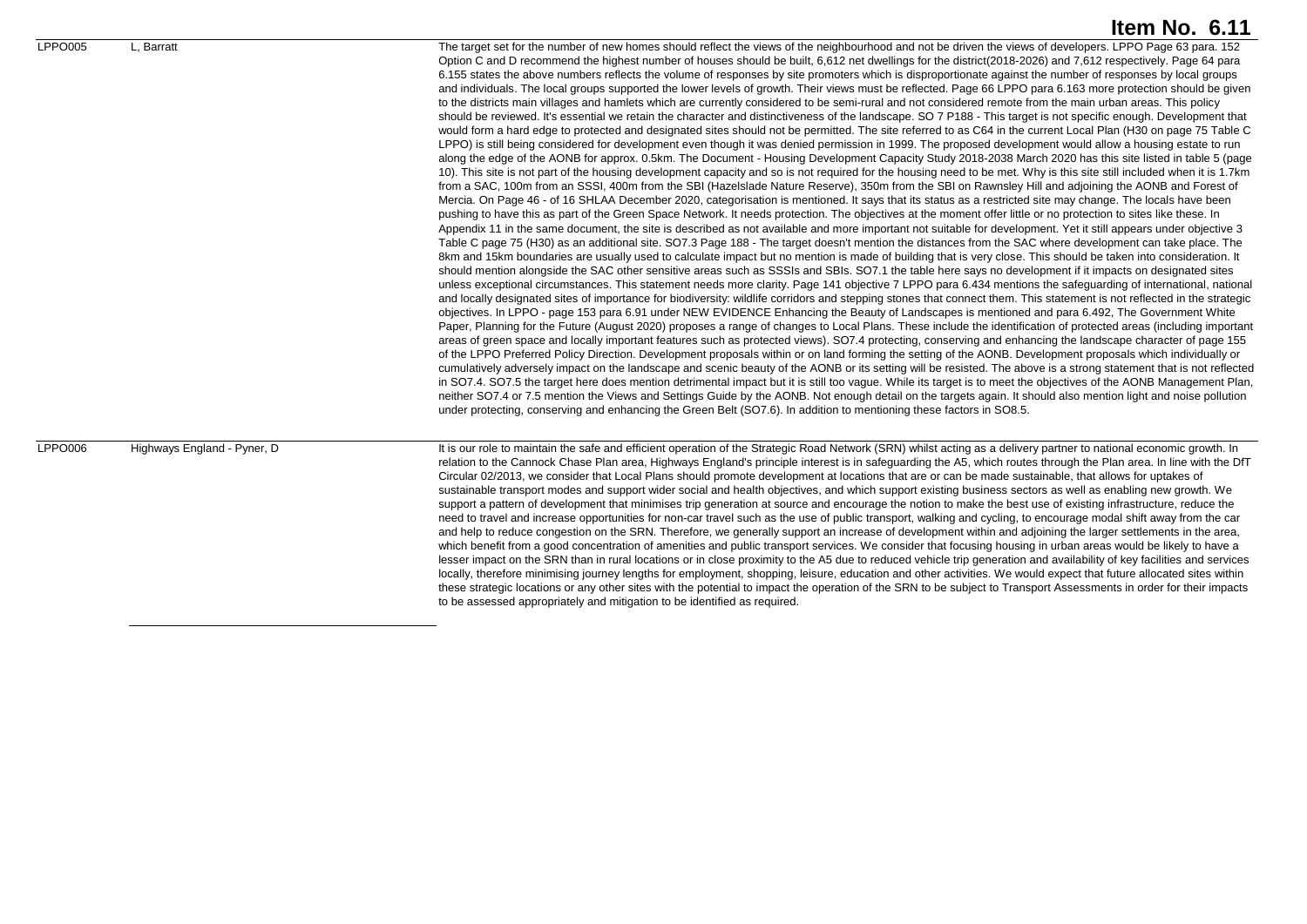# Item No. 6.11

| | | |
|---|---|---|
| LPPO005 | L, Barratt | The target set for the number of new homes should reflect the views of the neighbourhood and not be driven the views of developers. LPPO Page 63 para. 152 Option C and D recommend the highest number of houses should be built, 6,612 net dwellings for the district(2018-2026) and 7,612 respectively. Page 64 para 6.155 states the above numbers reflects the volume of responses by site promoters which is disproportionate against the number of responses by local groups and individuals. The local groups supported the lower levels of growth. Their views must be reflected. Page 66 LPPO para 6.163 more protection should be given to the districts main villages and hamlets which are currently considered to be semi-rural and not considered remote from the main urban areas. This policy should be reviewed. It's essential we retain the character and distinctiveness of the landscape. SO 7 P188 - This target is not specific enough. Development that would form a hard edge to protected and designated sites should not be permitted. The site referred to as C64 in the current Local Plan (H30 on page 75 Table C LPPO) is still being considered for development even though it was denied permission in 1999. The proposed development would allow a housing estate to run along the edge of the AONB for approx. 0.5km. The Document - Housing Development Capacity Study 2018-2038 March 2020 has this site listed in table 5 (page 10). This site is not part of the housing development capacity and so is not required for the housing need to be met. Why is this site still included when it is 1.7km from a SAC, 100m from an SSSI, 400m from the SBI (Hazelslade Nature Reserve), 350m from the SBI on Rawnsley Hill and adjoining the AONB and Forest of Mercia. On Page 46 - of 16 SHLAA December 2020, categorisation is mentioned. It says that its status as a restricted site may change. The locals have been pushing to have this as part of the Green Space Network. It needs protection. The objectives at the moment offer little or no protection to sites like these. In Appendix 11 in the same document, the site is described as not available and more important not suitable for development. Yet it still appears under objective 3 Table C page 75 (H30) as an additional site. SO7.3 Page 188 - The target doesn't mention the distances from the SAC where development can take place. The 8km and 15km boundaries are usually used to calculate impact but no mention is made of building that is very close. This should be taken into consideration. It should mention alongside the SAC other sensitive areas such as SSSIs and SBIs. SO7.1 the table here says no development if it impacts on designated sites unless exceptional circumstances. This statement needs more clarity. Page 141 objective 7 LPPO para 6.434 mentions the safeguarding of international, national and locally designated sites of importance for biodiversity: wildlife corridors and stepping stones that connect them. This statement is not reflected in the strategic objectives. In LPPO - page 153 para 6.91 under NEW EVIDENCE Enhancing the Beauty of Landscapes is mentioned and para 6.492, The Government White Paper, Planning for the Future (August 2020) proposes a range of changes to Local Plans. These include the identification of protected areas (including important areas of green space and locally important features such as protected views). SO7.4 protecting, conserving and enhancing the landscape character of page 155 of the LPPO Preferred Policy Direction. Development proposals within or on land forming the setting of the AONB. Development proposals which individually or cumulatively adversely impact on the landscape and scenic beauty of the AONB or its setting will be resisted. The above is a strong statement that is not reflected in SO7.4. SO7.5 the target here does mention detrimental impact but it is still too vague. While its target is to meet the objectives of the AONB Management Plan, neither SO7.4 or 7.5 mention the Views and Settings Guide by the AONB. Not enough detail on the targets again. It should also mention light and noise pollution under protecting, conserving and enhancing the Green Belt (SO7.6). In addition to mentioning these factors in SO8.5. |
| LPPO006 | Highways England - Pyner, D | It is our role to maintain the safe and efficient operation of the Strategic Road Network (SRN) whilst acting as a delivery partner to national economic growth. In relation to the Cannock Chase Plan area, Highways England's principle interest is in safeguarding the A5, which routes through the Plan area. In line with the DfT Circular 02/2013, we consider that Local Plans should promote development at locations that are or can be made sustainable, that allows for uptakes of sustainable transport modes and support wider social and health objectives, and which support existing business sectors as well as enabling new growth. We support a pattern of development that minimises trip generation at source and encourage the notion to make the best use of existing infrastructure, reduce the need to travel and increase opportunities for non-car travel such as the use of public transport, walking and cycling, to encourage modal shift away from the car and help to reduce congestion on the SRN. Therefore, we generally support an increase of development within and adjoining the larger settlements in the area, which benefit from a good concentration of amenities and public transport services. We consider that focusing housing in urban areas would be likely to have a lesser impact on the SRN than in rural locations or in close proximity to the A5 due to reduced vehicle trip generation and availability of key facilities and services locally, therefore minimising journey lengths for employment, shopping, leisure, education and other activities. We would expect that future allocated sites within these strategic locations or any other sites with the potential to impact the operation of the SRN to be subject to Transport Assessments in order for their impacts to be assessed appropriately and mitigation to be identified as required. |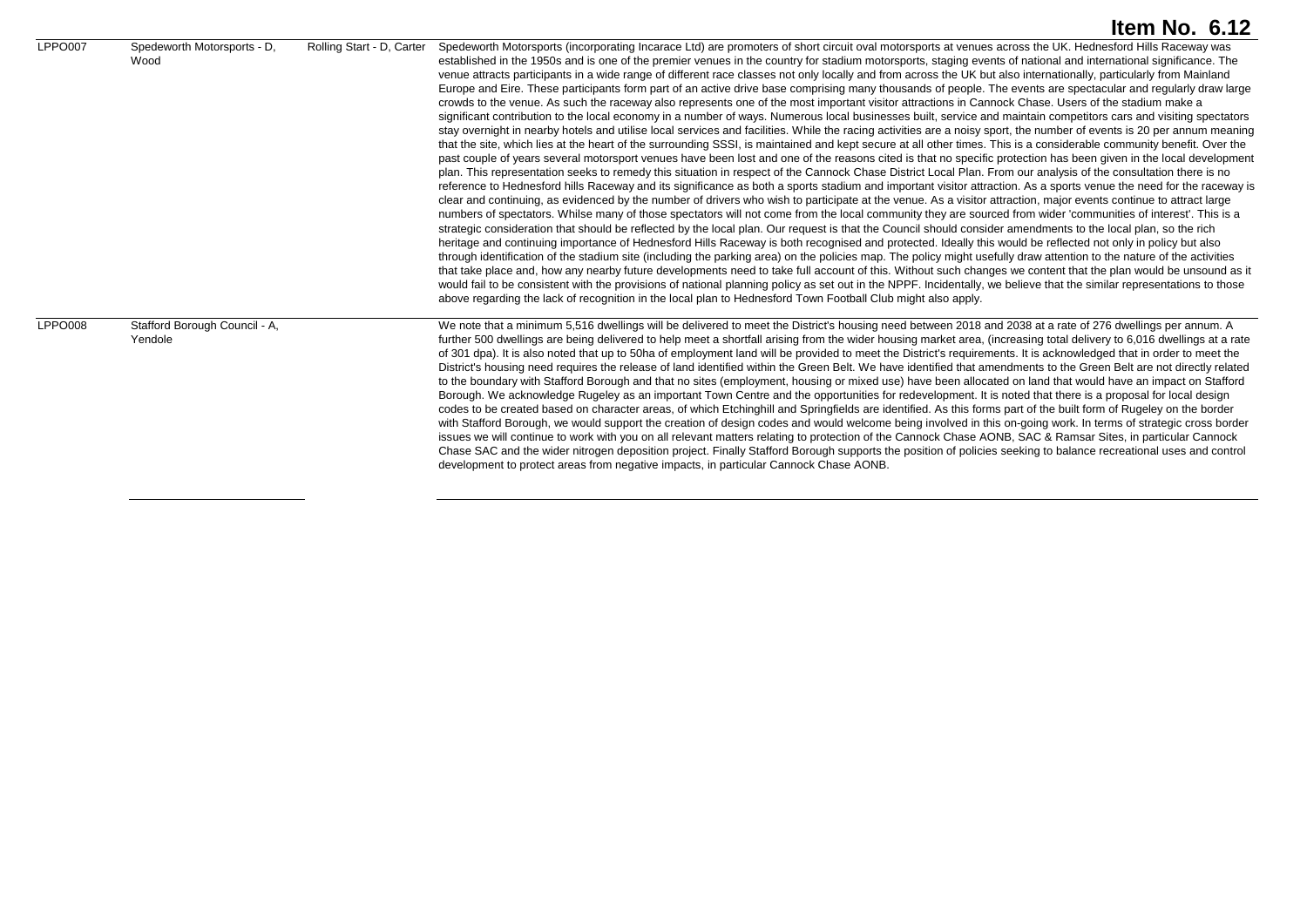**Item No. 6.12**

| | | | |
|---|---|---|---|
| LPPO007 | Spedeworth Motorsports - D, Wood | Rolling Start - D, Carter | Spedeworth Motorsports (incorporating Incarace Ltd) are promoters of short circuit oval motorsports at venues across the UK. Hednesford Hills Raceway was established in the 1950s and is one of the premier venues in the country for stadium motorsports, staging events of national and international significance. The venue attracts participants in a wide range of different race classes not only locally and from across the UK but also internationally, particularly from Mainland Europe and Eire. These participants form part of an active drive base comprising many thousands of people. The events are spectacular and regularly draw large crowds to the venue. As such the raceway also represents one of the most important visitor attractions in Cannock Chase. Users of the stadium make a significant contribution to the local economy in a number of ways. Numerous local businesses built, service and maintain competitors cars and visiting spectators stay overnight in nearby hotels and utilise local services and facilities. While the racing activities are a noisy sport, the number of events is 20 per annum meaning that the site, which lies at the heart of the surrounding SSSI, is maintained and kept secure at all other times. This is a considerable community benefit. Over the past couple of years several motorsport venues have been lost and one of the reasons cited is that no specific protection has been given in the local development plan. This representation seeks to remedy this situation in respect of the Cannock Chase District Local Plan. From our analysis of the consultation there is no reference to Hednesford hills Raceway and its significance as both a sports stadium and important visitor attraction. As a sports venue the need for the raceway is clear and continuing, as evidenced by the number of drivers who wish to participate at the venue. As a visitor attraction, major events continue to attract large numbers of spectators. Whilse many of those spectators will not come from the local community they are sourced from wider 'communities of interest'. This is a strategic consideration that should be reflected by the local plan. Our request is that the Council should consider amendments to the local plan, so the rich heritage and continuing importance of Hednesford Hills Raceway is both recognised and protected. Ideally this would be reflected not only in policy but also through identification of the stadium site (including the parking area) on the policies map. The policy might usefully draw attention to the nature of the activities that take place and, how any nearby future developments need to take full account of this. Without such changes we content that the plan would be unsound as it would fail to be consistent with the provisions of national planning policy as set out in the NPPF. Incidentally, we believe that the similar representations to those above regarding the lack of recognition in the local plan to Hednesford Town Football Club might also apply. |
| LPPO008 | Stafford Borough Council - A, Yendole | | We note that a minimum 5,516 dwellings will be delivered to meet the District's housing need between 2018 and 2038 at a rate of 276 dwellings per annum. A further 500 dwellings are being delivered to help meet a shortfall arising from the wider housing market area, (increasing total delivery to 6,016 dwellings at a rate of 301 dpa). It is also noted that up to 50ha of employment land will be provided to meet the District's requirements. It is acknowledged that in order to meet the District's housing need requires the release of land identified within the Green Belt. We have identified that amendments to the Green Belt are not directly related to the boundary with Stafford Borough and that no sites (employment, housing or mixed use) have been allocated on land that would have an impact on Stafford Borough. We acknowledge Rugeley as an important Town Centre and the opportunities for redevelopment. It is noted that there is a proposal for local design codes to be created based on character areas, of which Etchinghill and Springfields are identified. As this forms part of the built form of Rugeley on the border with Stafford Borough, we would support the creation of design codes and would welcome being involved in this on-going work. In terms of strategic cross border issues we will continue to work with you on all relevant matters relating to protection of the Cannock Chase AONB, SAC & Ramsar Sites, in particular Cannock Chase SAC and the wider nitrogen deposition project. Finally Stafford Borough supports the position of policies seeking to balance recreational uses and control development to protect areas from negative impacts, in particular Cannock Chase AONB. |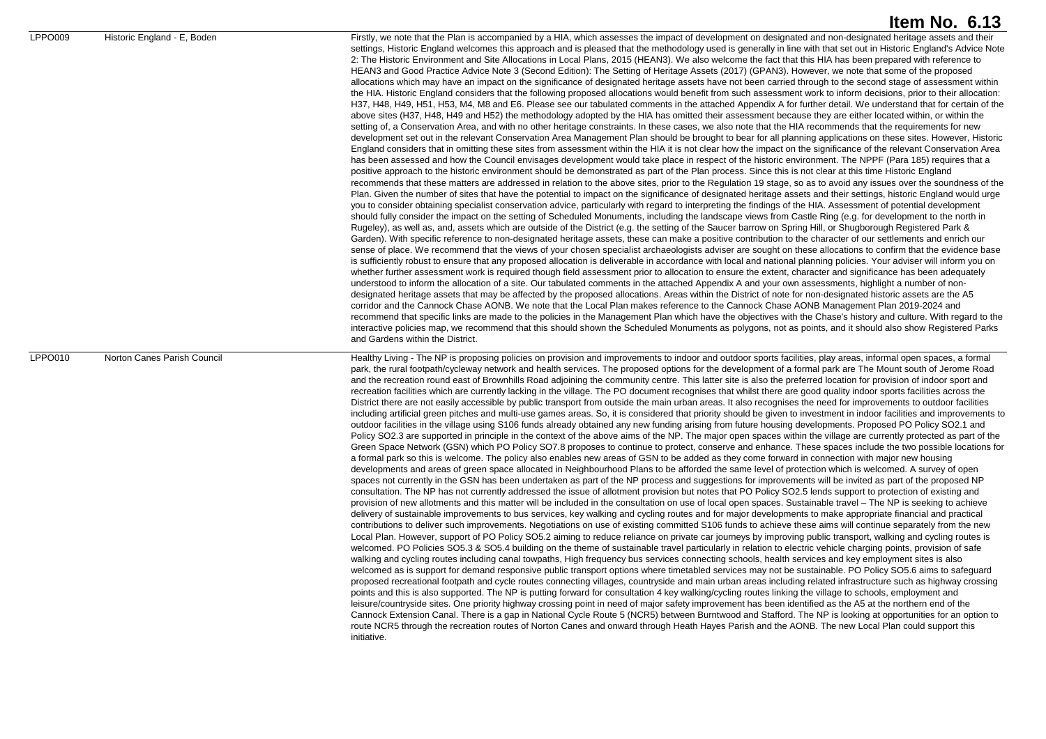# Item No. 6.13

| | | |
|---|---|---|
| LPPO009 | Historic England - E, Boden | Firstly, we note that the Plan is accompanied by a HIA, which assesses the impact of development on designated and non-designated heritage assets and their settings, Historic England welcomes this approach and is pleased that the methodology used is generally in line with that set out in Historic England's Advice Note 2: The Historic Environment and Site Allocations in Local Plans, 2015 (HEAN3). We also welcome the fact that this HIA has been prepared with reference to HEAN3 and Good Practice Advice Note 3 (Second Edition): The Setting of Heritage Assets (2017) (GPAN3). However, we note that some of the proposed allocations which may have an impact on the significance of designated heritage assets have not been carried through to the second stage of assessment within the HIA. Historic England considers that the following proposed allocations would benefit from such assessment work to inform decisions, prior to their allocation: H37, H48, H49, H51, H53, M4, M8 and E6. Please see our tabulated comments in the attached Appendix A for further detail. We understand that for certain of the above sites (H37, H48, H49 and H52) the methodology adopted by the HIA has omitted their assessment because they are either located within, or within the setting of, a Conservation Area, and with no other heritage constraints. In these cases, we also note that the HIA recommends that the requirements for new development set out in the relevant Conservation Area Management Plan should be brought to bear for all planning applications on these sites. However, Historic England considers that in omitting these sites from assessment within the HIA it is not clear how the impact on the significance of the relevant Conservation Area has been assessed and how the Council envisages development would take place in respect of the historic environment. The NPPF (Para 185) requires that a positive approach to the historic environment should be demonstrated as part of the Plan process. Since this is not clear at this time Historic England recommends that these matters are addressed in relation to the above sites, prior to the Regulation 19 stage, so as to avoid any issues over the soundness of the Plan. Given the number of sites that have the potential to impact on the significance of designated heritage assets and their settings, historic England would urge you to consider obtaining specialist conservation advice, particularly with regard to interpreting the findings of the HIA. Assessment of potential development should fully consider the impact on the setting of Scheduled Monuments, including the landscape views from Castle Ring (e.g. for development to the north in Rugeley), as well as, and, assets which are outside of the District (e.g. the setting of the Saucer barrow on Spring Hill, or Shugborough Registered Park & Garden). With specific reference to non-designated heritage assets, these can make a positive contribution to the character of our settlements and enrich our sense of place. We recommend that the views of your chosen specialist archaeologists adviser are sought on these allocations to confirm that the evidence base is sufficiently robust to ensure that any proposed allocation is deliverable in accordance with local and national planning policies. Your adviser will inform you on whether further assessment work is required though field assessment prior to allocation to ensure the extent, character and significance has been adequately understood to inform the allocation of a site. Our tabulated comments in the attached Appendix A and your own assessments, highlight a number of non-designated heritage assets that may be affected by the proposed allocations. Areas within the District of note for non-designated historic assets are the A5 corridor and the Cannock Chase AONB. We note that the Local Plan makes reference to the Cannock Chase AONB Management Plan 2019-2024 and recommend that specific links are made to the policies in the Management Plan which have the objectives with the Chase's history and culture. With regard to the interactive policies map, we recommend that this should shown the Scheduled Monuments as polygons, not as points, and it should also show Registered Parks and Gardens within the District. |
| LPPO010 | Norton Canes Parish Council | Healthy Living - The NP is proposing policies on provision and improvements to indoor and outdoor sports facilities, play areas, informal open spaces, a formal park, the rural footpath/cycleway network and health services. The proposed options for the development of a formal park are The Mount south of Jerome Road and the recreation round east of Brownhills Road adjoining the community centre. This latter site is also the preferred location for provision of indoor sport and recreation facilities which are currently lacking in the village. The PO document recognises that whilst there are good quality indoor sports facilities across the District there are not easily accessible by public transport from outside the main urban areas. It also recognises the need for improvements to outdoor facilities including artificial green pitches and multi-use games areas. So, it is considered that priority should be given to investment in indoor facilities and improvements to outdoor facilities in the village using S106 funds already obtained any new funding arising from future housing developments. Proposed PO Policy SO2.1 and Policy SO2.3 are supported in principle in the context of the above aims of the NP. The major open spaces within the village are currently protected as part of the Green Space Network (GSN) which PO Policy SO7.8 proposes to continue to protect, conserve and enhance. These spaces include the two possible locations for a formal park so this is welcome. The policy also enables new areas of GSN to be added as they come forward in connection with major new housing developments and areas of green space allocated in Neighbourhood Plans to be afforded the same level of protection which is welcomed. A survey of open spaces not currently in the GSN has been undertaken as part of the NP process and suggestions for improvements will be invited as part of the proposed NP consultation. The NP has not currently addressed the issue of allotment provision but notes that PO Policy SO2.5 lends support to protection of existing and provision of new allotments and this matter will be included in the consultation on use of local open spaces. Sustainable travel – The NP is seeking to achieve delivery of sustainable improvements to bus services, key walking and cycling routes and for major developments to make appropriate financial and practical contributions to deliver such improvements. Negotiations on use of existing committed S106 funds to achieve these aims will continue separately from the new Local Plan. However, support of PO Policy SO5.2 aiming to reduce reliance on private car journeys by improving public transport, walking and cycling routes is welcomed. PO Policies SO5.3 & SO5.4 building on the theme of sustainable travel particularly in relation to electric vehicle charging points, provision of safe walking and cycling routes including canal towpaths, High frequency bus services connecting schools, health services and key employment sites is also welcomed as is support for demand responsive public transport options where timetabled services may not be sustainable. PO Policy SO5.6 aims to safeguard proposed recreational footpath and cycle routes connecting villages, countryside and main urban areas including related infrastructure such as highway crossing points and this is also supported. The NP is putting forward for consultation 4 key walking/cycling routes linking the village to schools, employment and leisure/countryside sites. One priority highway crossing point in need of major safety improvement has been identified as the A5 at the northern end of the Cannock Extension Canal. There is a gap in National Cycle Route 5 (NCR5) between Burntwood and Stafford. The NP is looking at opportunities for an option to route NCR5 through the recreation routes of Norton Canes and onward through Heath Hayes Parish and the AONB. The new Local Plan could support this initiative. |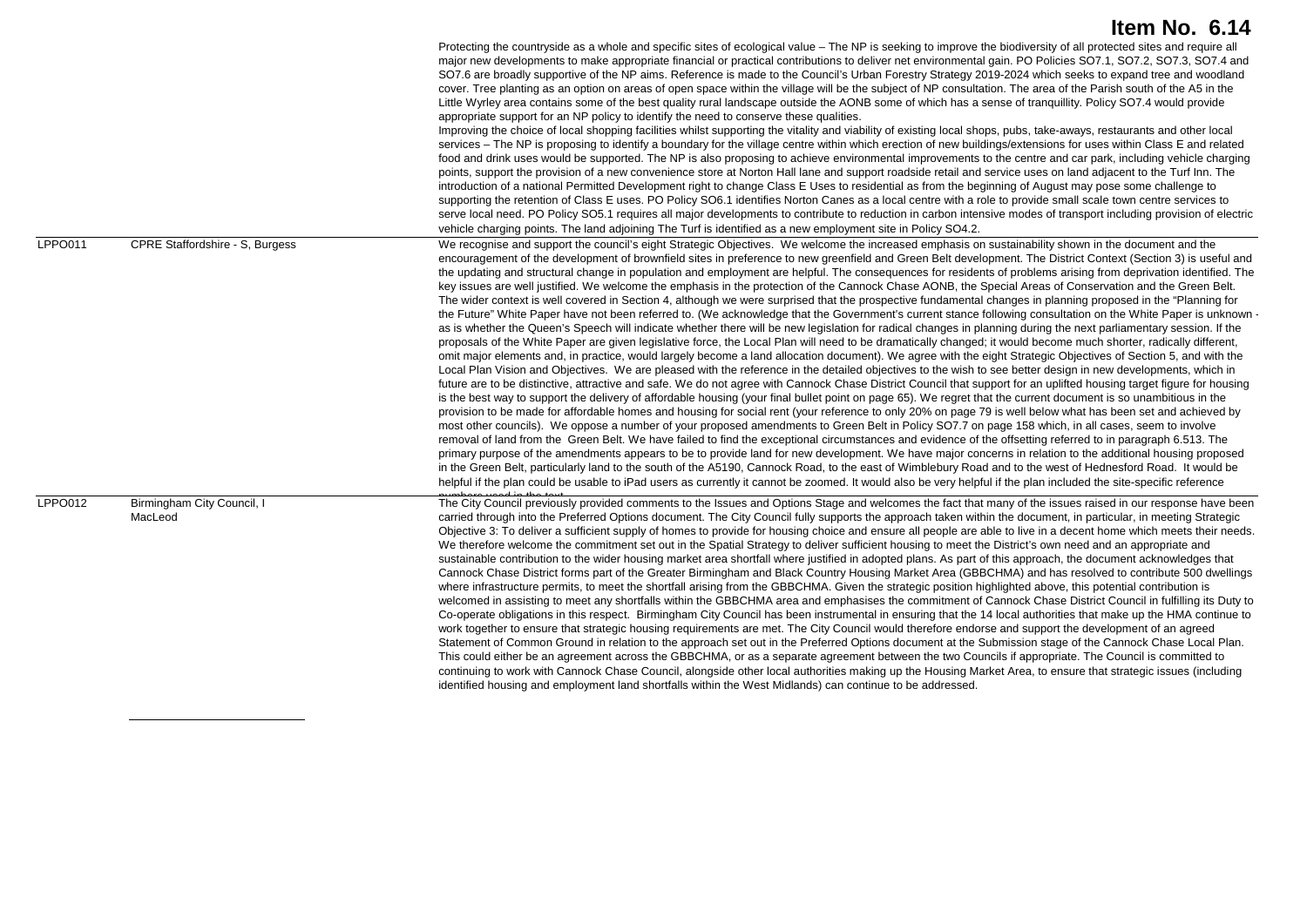# Item No. 6.14

| | | |
|---|---|---|
| | | Protecting the countryside as a whole and specific sites of ecological value – The NP is seeking to improve the biodiversity of all protected sites and require all major new developments to make appropriate financial or practical contributions to deliver net environmental gain. PO Policies SO7.1, SO7.2, SO7.3, SO7.4 and SO7.6 are broadly supportive of the NP aims. Reference is made to the Council's Urban Forestry Strategy 2019-2024 which seeks to expand tree and woodland cover. Tree planting as an option on areas of open space within the village will be the subject of NP consultation. The area of the Parish south of the A5 in the Little Wyrley area contains some of the best quality rural landscape outside the AONB some of which has a sense of tranquillity. Policy SO7.4 would provide appropriate support for an NP policy to identify the need to conserve these qualities. Improving the choice of local shopping facilities whilst supporting the vitality and viability of existing local shops, pubs, take-aways, restaurants and other local services – The NP is proposing to identify a boundary for the village centre within which erection of new buildings/extensions for uses within Class E and related food and drink uses would be supported. The NP is also proposing to achieve environmental improvements to the centre and car park, including vehicle charging points, support the provision of a new convenience store at Norton Hall lane and support roadside retail and service uses on land adjacent to the Turf Inn. The introduction of a national Permitted Development right to change Class E Uses to residential as from the beginning of August may pose some challenge to supporting the retention of Class E uses. PO Policy SO6.1 identifies Norton Canes as a local centre with a role to provide small scale town centre services to serve local need. PO Policy SO5.1 requires all major developments to contribute to reduction in carbon intensive modes of transport including provision of electric vehicle charging points. The land adjoining The Turf is identified as a new employment site in Policy SO4.2. |
| LPPO011 | CPRE Staffordshire - S, Burgess | We recognise and support the council's eight Strategic Objectives. We welcome the increased emphasis on sustainability shown in the document and the encouragement of the development of brownfield sites in preference to new greenfield and Green Belt development. The District Context (Section 3) is useful and the updating and structural change in population and employment are helpful. The consequences for residents of problems arising from deprivation identified. The key issues are well justified. We welcome the emphasis in the protection of the Cannock Chase AONB, the Special Areas of Conservation and the Green Belt. The wider context is well covered in Section 4, although we were surprised that the prospective fundamental changes in planning proposed in the "Planning for the Future" White Paper have not been referred to. (We acknowledge that the Government's current stance following consultation on the White Paper is unknown - as is whether the Queen's Speech will indicate whether there will be new legislation for radical changes in planning during the next parliamentary session. If the proposals of the White Paper are given legislative force, the Local Plan will need to be dramatically changed; it would become much shorter, radically different, omit major elements and, in practice, would largely become a land allocation document). We agree with the eight Strategic Objectives of Section 5, and with the Local Plan Vision and Objectives. We are pleased with the reference in the detailed objectives to the wish to see better design in new developments, which in future are to be distinctive, attractive and safe. We do not agree with Cannock Chase District Council that support for an uplifted housing target figure for housing is the best way to support the delivery of affordable housing (your final bullet point on page 65). We regret that the current document is so unambitious in the provision to be made for affordable homes and housing for social rent (your reference to only 20% on page 79 is well below what has been set and achieved by most other councils). We oppose a number of your proposed amendments to Green Belt in Policy SO7.7 on page 158 which, in all cases, seem to involve removal of land from the Green Belt. We have failed to find the exceptional circumstances and evidence of the offsetting referred to in paragraph 6.513. The primary purpose of the amendments appears to be to provide land for new development. We have major concerns in relation to the additional housing proposed in the Green Belt, particularly land to the south of the A5190, Cannock Road, to the east of Wimblebury Road and to the west of Hednesford Road. It would be helpful if the plan could be usable to iPad users as currently it cannot be zoomed. It would also be very helpful if the plan included the site-specific reference numbers used in the text. |
| LPPO012 | Birmingham City Council, I MacLeod | The City Council previously provided comments to the Issues and Options Stage and welcomes the fact that many of the issues raised in our response have been carried through into the Preferred Options document. The City Council fully supports the approach taken within the document, in particular, in meeting Strategic Objective 3: To deliver a sufficient supply of homes to provide for housing choice and ensure all people are able to live in a decent home which meets their needs. We therefore welcome the commitment set out in the Spatial Strategy to deliver sufficient housing to meet the District's own need and an appropriate and sustainable contribution to the wider housing market area shortfall where justified in adopted plans. As part of this approach, the document acknowledges that Cannock Chase District forms part of the Greater Birmingham and Black Country Housing Market Area (GBBCHMA) and has resolved to contribute 500 dwellings where infrastructure permits, to meet the shortfall arising from the GBBCHMA. Given the strategic position highlighted above, this potential contribution is welcomed in assisting to meet any shortfalls within the GBBCHMA area and emphasises the commitment of Cannock Chase District Council in fulfilling its Duty to Co-operate obligations in this respect. Birmingham City Council has been instrumental in ensuring that the 14 local authorities that make up the HMA continue to work together to ensure that strategic housing requirements are met. The City Council would therefore endorse and support the development of an agreed Statement of Common Ground in relation to the approach set out in the Preferred Options document at the Submission stage of the Cannock Chase Local Plan. This could either be an agreement across the GBBCHMA, or as a separate agreement between the two Councils if appropriate. The Council is committed to continuing to work with Cannock Chase Council, alongside other local authorities making up the Housing Market Area, to ensure that strategic issues (including identified housing and employment land shortfalls within the West Midlands) can continue to be addressed. |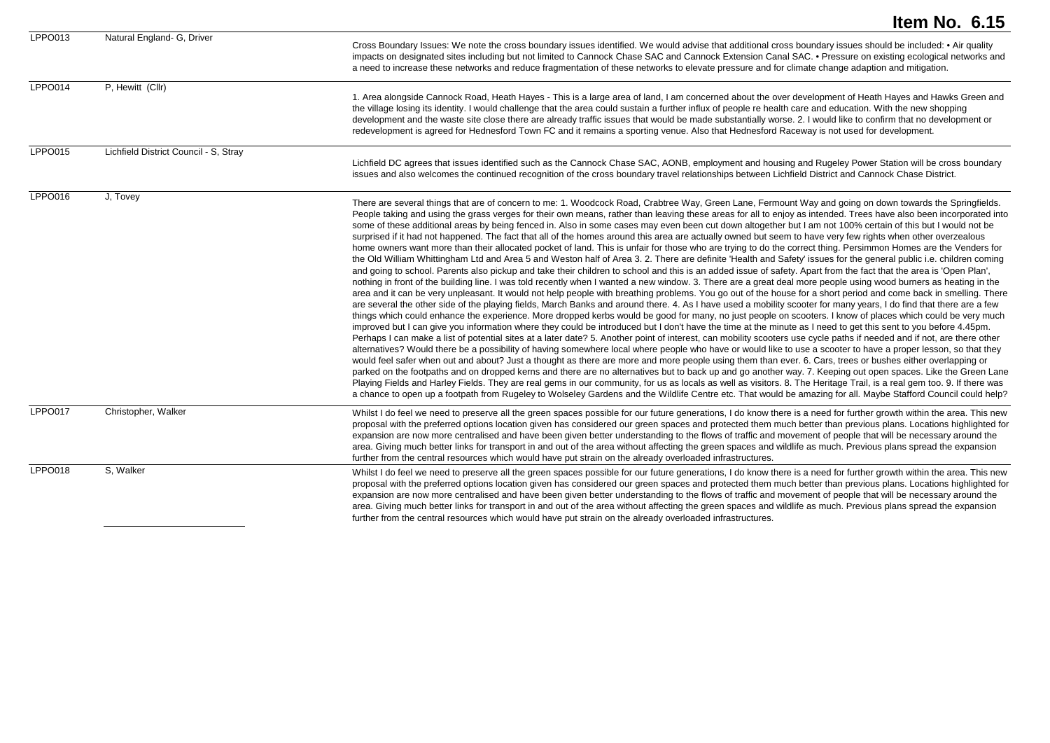# Item No. 6.15

| | | |
|---|---|---|
| LPPO013 | Natural England- G, Driver | Cross Boundary Issues: We note the cross boundary issues identified. We would advise that additional cross boundary issues should be included: • Air quality impacts on designated sites including but not limited to Cannock Chase SAC and Cannock Extension Canal SAC. • Pressure on existing ecological networks and a need to increase these networks and reduce fragmentation of these networks to elevate pressure and for climate change adaption and mitigation. |
| LPPO014 | P, Hewitt (Cllr) | 1. Area alongside Cannock Road, Heath Hayes - This is a large area of land, I am concerned about the over development of Heath Hayes and Hawks Green and the village losing its identity. I would challenge that the area could sustain a further influx of people re health care and education. With the new shopping development and the waste site close there are already traffic issues that would be made substantially worse. 2. I would like to confirm that no development or redevelopment is agreed for Hednesford Town FC and it remains a sporting venue. Also that Hednesford Raceway is not used for development. |
| LPPO015 | Lichfield District Council - S, Stray | Lichfield DC agrees that issues identified such as the Cannock Chase SAC, AONB, employment and housing and Rugeley Power Station will be cross boundary issues and also welcomes the continued recognition of the cross boundary travel relationships between Lichfield District and Cannock Chase District. |
| LPPO016 | J, Tovey | There are several things that are of concern to me: 1. Woodcock Road, Crabtree Way, Green Lane, Fermount Way and going on down towards the Springfields. People taking and using the grass verges for their own means, rather than leaving these areas for all to enjoy as intended. Trees have also been incorporated into some of these additional areas by being fenced in. Also in some cases may even been cut down altogether but I am not 100% certain of this but I would not be surprised if it had not happened. The fact that all of the homes around this area are actually owned but seem to have very few rights when other overzealous home owners want more than their allocated pocket of land. This is unfair for those who are trying to do the correct thing. Persimmon Homes are the Venders for the Old William Whittingham Ltd and Area 5 and Weston half of Area 3. 2. There are definite 'Health and Safety' issues for the general public i.e. children coming and going to school. Parents also pickup and take their children to school and this is an added issue of safety. Apart from the fact that the area is 'Open Plan', nothing in front of the building line. I was told recently when I wanted a new window. 3. There are a great deal more people using wood burners as heating in the area and it can be very unpleasant. It would not help people with breathing problems. You go out of the house for a short period and come back in smelling. There are several the other side of the playing fields, March Banks and around there. 4. As I have used a mobility scooter for many years, I do find that there are a few things which could enhance the experience. More dropped kerbs would be good for many, no just people on scooters. I know of places which could be very much improved but I can give you information where they could be introduced but I don't have the time at the minute as I need to get this sent to you before 4.45pm. Perhaps I can make a list of potential sites at a later date? 5. Another point of interest, can mobility scooters use cycle paths if needed and if not, are there other alternatives? Would there be a possibility of having somewhere local where people who have or would like to use a scooter to have a proper lesson, so that they would feel safer when out and about? Just a thought as there are more and more people using them than ever. 6. Cars, trees or bushes either overlapping or parked on the footpaths and on dropped kerns and there are no alternatives but to back up and go another way. 7. Keeping out open spaces. Like the Green Lane Playing Fields and Harley Fields. They are real gems in our community, for us as locals as well as visitors. 8. The Heritage Trail, is a real gem too. 9. If there was a chance to open up a footpath from Rugeley to Wolseley Gardens and the Wildlife Centre etc. That would be amazing for all. Maybe Stafford Council could help? |
| LPPO017 | Christopher, Walker | Whilst I do feel we need to preserve all the green spaces possible for our future generations, I do know there is a need for further growth within the area. This new proposal with the preferred options location given has considered our green spaces and protected them much better than previous plans. Locations highlighted for expansion are now more centralised and have been given better understanding to the flows of traffic and movement of people that will be necessary around the area. Giving much better links for transport in and out of the area without affecting the green spaces and wildlife as much. Previous plans spread the expansion further from the central resources which would have put strain on the already overloaded infrastructures. |
| LPPO018 | S, Walker | Whilst I do feel we need to preserve all the green spaces possible for our future generations, I do know there is a need for further growth within the area. This new proposal with the preferred options location given has considered our green spaces and protected them much better than previous plans. Locations highlighted for expansion are now more centralised and have been given better understanding to the flows of traffic and movement of people that will be necessary around the area. Giving much better links for transport in and out of the area without affecting the green spaces and wildlife as much. Previous plans spread the expansion further from the central resources which would have put strain on the already overloaded infrastructures. |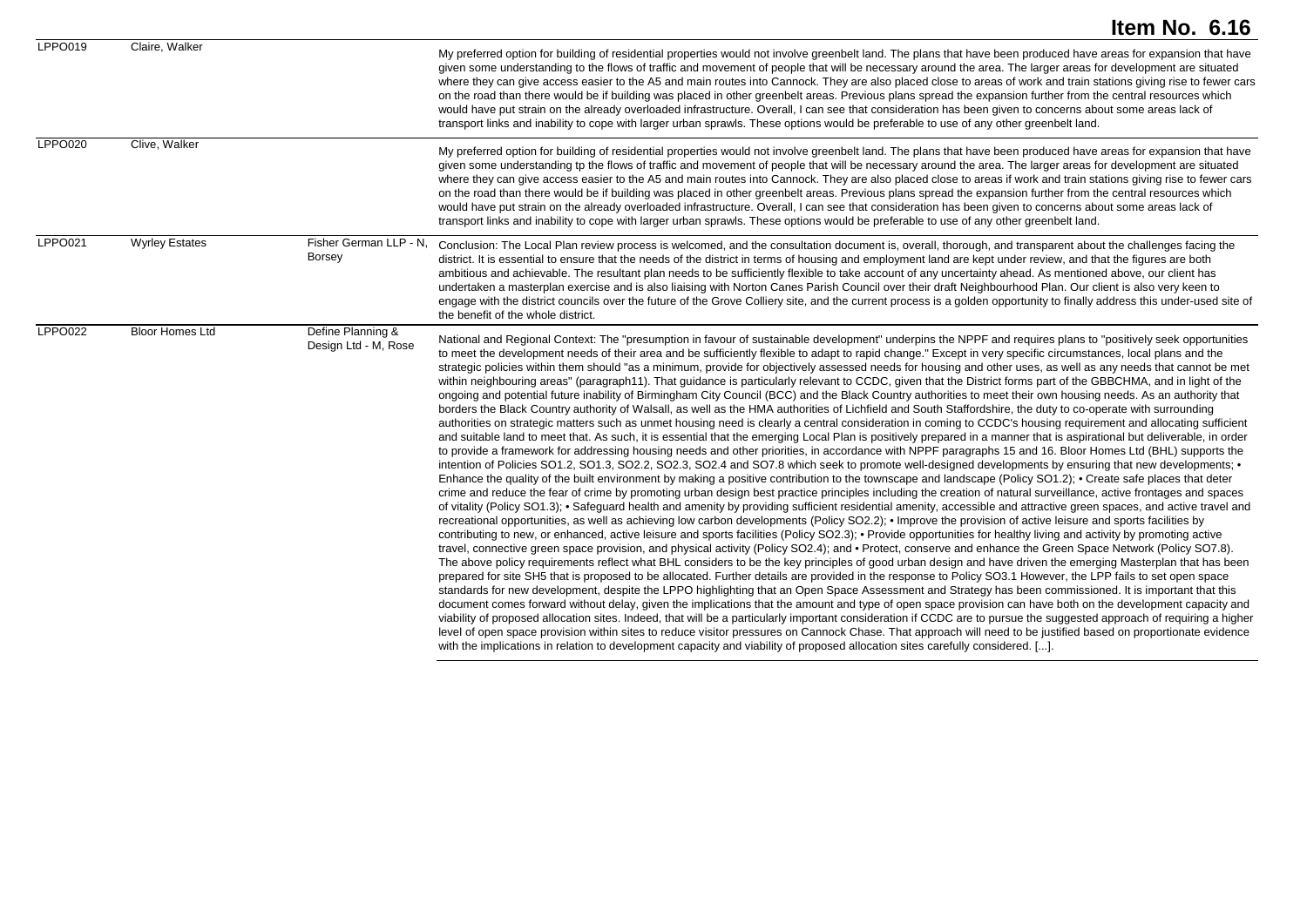# Item No. 6.16

| | | | |
|---|---|---|---|
| LPPO019 | Claire, Walker | | My preferred option for building of residential properties would not involve greenbelt land. The plans that have been produced have areas for expansion that have given some understanding to the flows of traffic and movement of people that will be necessary around the area. The larger areas for development are situated where they can give access easier to the A5 and main routes into Cannock. They are also placed close to areas of work and train stations giving rise to fewer cars on the road than there would be if building was placed in other greenbelt areas. Previous plans spread the expansion further from the central resources which would have put strain on the already overloaded infrastructure. Overall, I can see that consideration has been given to concerns about some areas lack of transport links and inability to cope with larger urban sprawls. These options would be preferable to use of any other greenbelt land. |
| LPPO020 | Clive, Walker | | My preferred option for building of residential properties would not involve greenbelt land. The plans that have been produced have areas for expansion that have given some understanding tp the flows of traffic and movement of people that will be necessary around the area. The larger areas for development are situated where they can give access easier to the A5 and main routes into Cannock. They are also placed close to areas if work and train stations giving rise to fewer cars on the road than there would be if building was placed in other greenbelt areas. Previous plans spread the expansion further from the central resources which would have put strain on the already overloaded infrastructure. Overall, I can see that consideration has been given to concerns about some areas lack of transport links and inability to cope with larger urban sprawls. These options would be preferable to use of any other greenbelt land. |
| LPPO021 | Wyrley Estates | Fisher German LLP - N, Borsey | Conclusion: The Local Plan review process is welcomed, and the consultation document is, overall, thorough, and transparent about the challenges facing the district. It is essential to ensure that the needs of the district in terms of housing and employment land are kept under review, and that the figures are both ambitious and achievable. The resultant plan needs to be sufficiently flexible to take account of any uncertainty ahead. As mentioned above, our client has undertaken a masterplan exercise and is also liaising with Norton Canes Parish Council over their draft Neighbourhood Plan. Our client is also very keen to engage with the district councils over the future of the Grove Colliery site, and the current process is a golden opportunity to finally address this under-used site of the benefit of the whole district. |
| LPPO022 | Bloor Homes Ltd | Define Planning & Design Ltd - M, Rose | National and Regional Context: The "presumption in favour of sustainable development" underpins the NPPF and requires plans to "positively seek opportunities to meet the development needs of their area and be sufficiently flexible to adapt to rapid change." Except in very specific circumstances, local plans and the strategic policies within them should "as a minimum, provide for objectively assessed needs for housing and other uses, as well as any needs that cannot be met within neighbouring areas" (paragraph11). That guidance is particularly relevant to CCDC, given that the District forms part of the GBBCHMA, and in light of the ongoing and potential future inability of Birmingham City Council (BCC) and the Black Country authorities to meet their own housing needs. As an authority that borders the Black Country authority of Walsall, as well as the HMA authorities of Lichfield and South Staffordshire, the duty to co-operate with surrounding authorities on strategic matters such as unmet housing need is clearly a central consideration in coming to CCDC's housing requirement and allocating sufficient and suitable land to meet that. As such, it is essential that the emerging Local Plan is positively prepared in a manner that is aspirational but deliverable, in order to provide a framework for addressing housing needs and other priorities, in accordance with NPPF paragraphs 15 and 16. Bloor Homes Ltd (BHL) supports the intention of Policies SO1.2, SO1.3, SO2.2, SO2.3, SO2.4 and SO7.8 which seek to promote well-designed developments by ensuring that new developments; • Enhance the quality of the built environment by making a positive contribution to the townscape and landscape (Policy SO1.2); • Create safe places that deter crime and reduce the fear of crime by promoting urban design best practice principles including the creation of natural surveillance, active frontages and spaces of vitality (Policy SO1.3); • Safeguard health and amenity by providing sufficient residential amenity, accessible and attractive green spaces, and active travel and recreational opportunities, as well as achieving low carbon developments (Policy SO2.2); • Improve the provision of active leisure and sports facilities by contributing to new, or enhanced, active leisure and sports facilities (Policy SO2.3); • Provide opportunities for healthy living and activity by promoting active travel, connective green space provision, and physical activity (Policy SO2.4); and • Protect, conserve and enhance the Green Space Network (Policy SO7.8). The above policy requirements reflect what BHL considers to be the key principles of good urban design and have driven the emerging Masterplan that has been prepared for site SH5 that is proposed to be allocated. Further details are provided in the response to Policy SO3.1 However, the LPP fails to set open space standards for new development, despite the LPPO highlighting that an Open Space Assessment and Strategy has been commissioned. It is important that this document comes forward without delay, given the implications that the amount and type of open space provision can have both on the development capacity and viability of proposed allocation sites. Indeed, that will be a particularly important consideration if CCDC are to pursue the suggested approach of requiring a higher level of open space provision within sites to reduce visitor pressures on Cannock Chase. That approach will need to be justified based on proportionate evidence with the implications in relation to development capacity and viability of proposed allocation sites carefully considered. [...]. |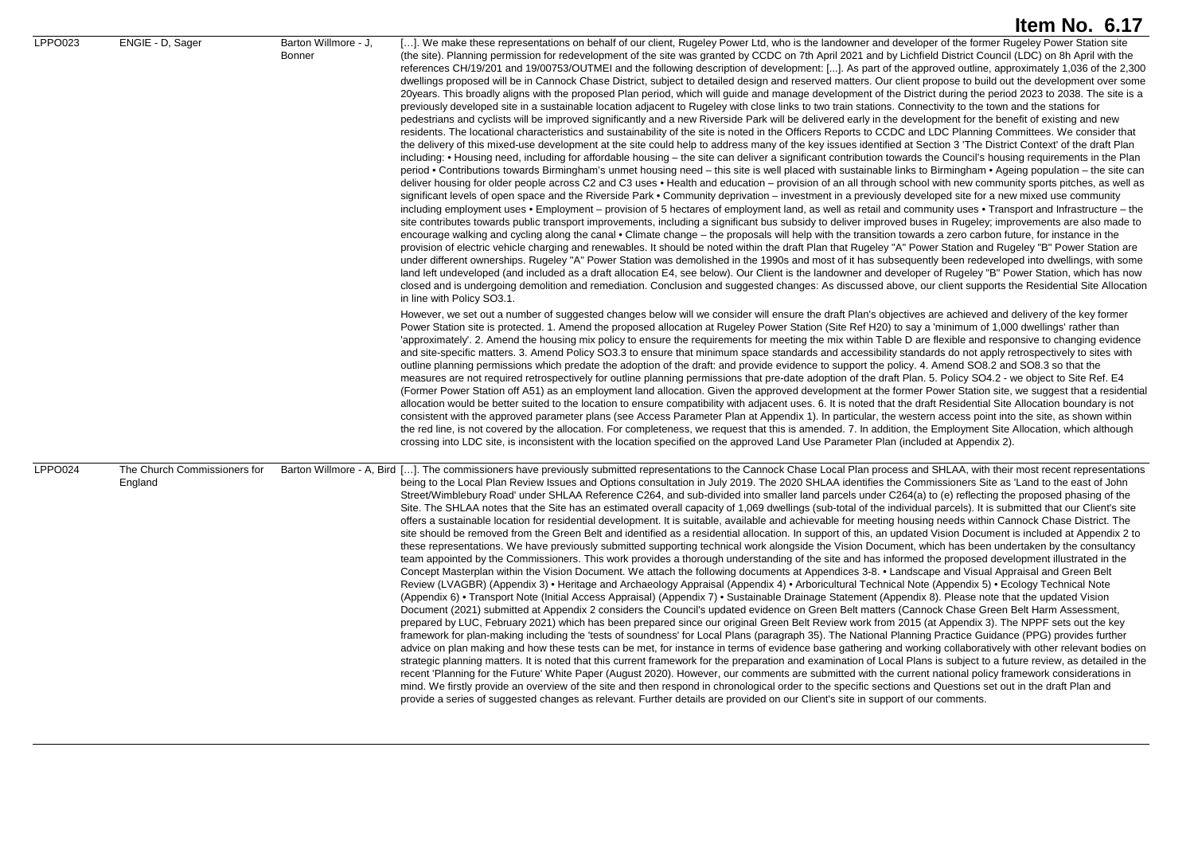# Item No. 6.17

| | | | |
|---|---|---|---|
| LPPO023 | ENGIE - D, Sager | Barton Willmore - J, Bonner | […]. We make these representations on behalf of our client, Rugeley Power Ltd, who is the landowner and developer of the former Rugeley Power Station site (the site). Planning permission for redevelopment of the site was granted by CCDC on 7th April 2021 and by Lichfield District Council (LDC) on 8h April with the references CH/19/201 and 19/00753/OUTMEI and the following description of development: [...]. As part of the approved outline, approximately 1,036 of the 2,300 dwellings proposed will be in Cannock Chase District, subject to detailed design and reserved matters. Our client propose to build out the development over some 20years. This broadly aligns with the proposed Plan period, which will guide and manage development of the District during the period 2023 to 2038. The site is a previously developed site in a sustainable location adjacent to Rugeley with close links to two train stations. Connectivity to the town and the stations for pedestrians and cyclists will be improved significantly and a new Riverside Park will be delivered early in the development for the benefit of existing and new residents. The locational characteristics and sustainability of the site is noted in the Officers Reports to CCDC and LDC Planning Committees. We consider that the delivery of this mixed-use development at the site could help to address many of the key issues identified at Section 3 'The District Context' of the draft Plan including: • Housing need, including for affordable housing – the site can deliver a significant contribution towards the Council's housing requirements in the Plan period • Contributions towards Birmingham's unmet housing need – this site is well placed with sustainable links to Birmingham • Ageing population – the site can deliver housing for older people across C2 and C3 uses • Health and education – provision of an all through school with new community sports pitches, as well as significant levels of open space and the Riverside Park • Community deprivation – investment in a previously developed site for a new mixed use community including employment uses • Employment – provision of 5 hectares of employment land, as well as retail and community uses • Transport and Infrastructure – the site contributes towards public transport improvements, including a significant bus subsidy to deliver improved buses in Rugeley; improvements are also made to encourage walking and cycling along the canal • Climate change – the proposals will help with the transition towards a zero carbon future, for instance in the provision of electric vehicle charging and renewables. It should be noted within the draft Plan that Rugeley "A" Power Station and Rugeley "B" Power Station are under different ownerships. Rugeley "A" Power Station was demolished in the 1990s and most of it has subsequently been redeveloped into dwellings, with some land left undeveloped (and included as a draft allocation E4, see below). Our Client is the landowner and developer of Rugeley "B" Power Station, which has now closed and is undergoing demolition and remediation. Conclusion and suggested changes: As discussed above, our client supports the Residential Site Allocation in line with Policy SO3.1.<br><br>However, we set out a number of suggested changes below will we consider will ensure the draft Plan's objectives are achieved and delivery of the key former Power Station site is protected. 1. Amend the proposed allocation at Rugeley Power Station (Site Ref H20) to say a 'minimum of 1,000 dwellings' rather than 'approximately'. 2. Amend the housing mix policy to ensure the requirements for meeting the mix within Table D are flexible and responsive to changing evidence and site-specific matters. 3. Amend Policy SO3.3 to ensure that minimum space standards and accessibility standards do not apply retrospectively to sites with outline planning permissions which predate the adoption of the draft: and provide evidence to support the policy. 4. Amend SO8.2 and SO8.3 so that the measures are not required retrospectively for outline planning permissions that pre-date adoption of the draft Plan. 5. Policy SO4.2 - we object to Site Ref. E4 (Former Power Station off A51) as an employment land allocation. Given the approved development at the former Power Station site, we suggest that a residential allocation would be better suited to the location to ensure compatibility with adjacent uses. 6. It is noted that the draft Residential Site Allocation boundary is not consistent with the approved parameter plans (see Access Parameter Plan at Appendix 1). In particular, the western access point into the site, as shown within the red line, is not covered by the allocation. For completeness, we request that this is amended. 7. In addition, the Employment Site Allocation, which although crossing into LDC site, is inconsistent with the location specified on the approved Land Use Parameter Plan (included at Appendix 2). |
| LPPO024 | The Church Commissioners for England | Barton Willmore - A, Bird | […]. The commissioners have previously submitted representations to the Cannock Chase Local Plan process and SHLAA, with their most recent representations being to the Local Plan Review Issues and Options consultation in July 2019. The 2020 SHLAA identifies the Commissioners Site as 'Land to the east of John Street/Wimblebury Road' under SHLAA Reference C264, and sub-divided into smaller land parcels under C264(a) to (e) reflecting the proposed phasing of the Site. The SHLAA notes that the Site has an estimated overall capacity of 1,069 dwellings (sub-total of the individual parcels). It is submitted that our Client's site offers a sustainable location for residential development. It is suitable, available and achievable for meeting housing needs within Cannock Chase District. The site should be removed from the Green Belt and identified as a residential allocation. In support of this, an updated Vision Document is included at Appendix 2 to these representations. We have previously submitted supporting technical work alongside the Vision Document, which has been undertaken by the consultancy team appointed by the Commissioners. This work provides a thorough understanding of the site and has informed the proposed development illustrated in the Concept Masterplan within the Vision Document. We attach the following documents at Appendices 3-8. • Landscape and Visual Appraisal and Green Belt Review (LVAGBR) (Appendix 3) • Heritage and Archaeology Appraisal (Appendix 4) • Arboricultural Technical Note (Appendix 5) • Ecology Technical Note (Appendix 6) • Transport Note (Initial Access Appraisal) (Appendix 7) • Sustainable Drainage Statement (Appendix 8). Please note that the updated Vision Document (2021) submitted at Appendix 2 considers the Council's updated evidence on Green Belt matters (Cannock Chase Green Belt Harm Assessment, prepared by LUC, February 2021) which has been prepared since our original Green Belt Review work from 2015 (at Appendix 3). The NPPF sets out the key framework for plan-making including the 'tests of soundness' for Local Plans (paragraph 35). The National Planning Practice Guidance (PPG) provides further advice on plan making and how these tests can be met, for instance in terms of evidence base gathering and working collaboratively with other relevant bodies on strategic planning matters. It is noted that this current framework for the preparation and examination of Local Plans is subject to a future review, as detailed in the recent 'Planning for the Future' White Paper (August 2020). However, our comments are submitted with the current national policy framework considerations in mind. We firstly provide an overview of the site and then respond in chronological order to the specific sections and Questions set out in the draft Plan and provide a series of suggested changes as relevant. Further details are provided on our Client's site in support of our comments. |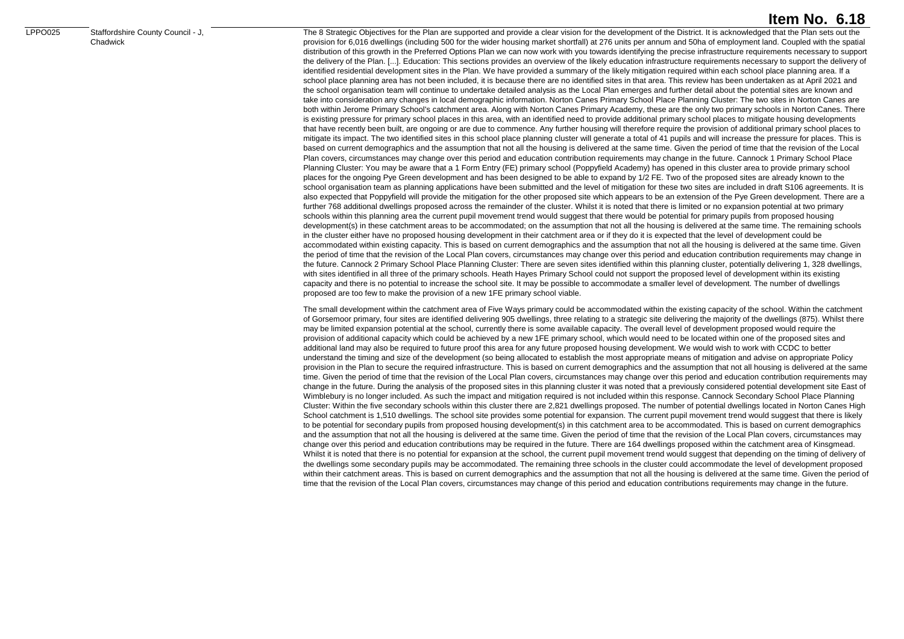# Item No. 6.18

| | | |
|---|---|---|
| LPPO025 | Staffordshire County Council - J, Chadwick | The 8 Strategic Objectives for the Plan are supported and provide a clear vision for the development of the District. It is acknowledged that the Plan sets out the provision for 6,016 dwellings (including 500 for the wider housing market shortfall) at 276 units per annum and 50ha of employment land. Coupled with the spatial distribution of this growth in the Preferred Options Plan we can now work with you towards identifying the precise infrastructure requirements necessary to support the delivery of the Plan. [...]. Education: This sections provides an overview of the likely education infrastructure requirements necessary to support the delivery of identified residential development sites in the Plan. We have provided a summary of the likely mitigation required within each school place planning area. If a school place planning area has not been included, it is because there are no identified sites in that area. This review has been undertaken as at April 2021 and the school organisation team will continue to undertake detailed analysis as the Local Plan emerges and further detail about the potential sites are known and take into consideration any changes in local demographic information. Norton Canes Primary School Place Planning Cluster: The two sites in Norton Canes are both within Jerome Primary School's catchment area. Along with Norton Canes Primary Academy, these are the only two primary schools in Norton Canes. There is existing pressure for primary school places in this area, with an identified need to provide additional primary school places to mitigate housing developments that have recently been built, are ongoing or are due to commence. Any further housing will therefore require the provision of additional primary school places to mitigate its impact. The two identified sites in this school place planning cluster will generate a total of 41 pupils and will increase the pressure for places. This is based on current demographics and the assumption that not all the housing is delivered at the same time. Given the period of time that the revision of the Local Plan covers, circumstances may change over this period and education contribution requirements may change in the future. Cannock 1 Primary School Place Planning Cluster: You may be aware that a 1 Form Entry (FE) primary school (Poppyfield Academy) has opened in this cluster area to provide primary school places for the ongoing Pye Green development and has been designed to be able to expand by 1/2 FE. Two of the proposed sites are already known to the school organisation team as planning applications have been submitted and the level of mitigation for these two sites are included in draft S106 agreements. It is also expected that Poppyfield will provide the mitigation for the other proposed site which appears to be an extension of the Pye Green development. There are a further 768 additional dwellings proposed across the remainder of the cluster. Whilst it is noted that there is limited or no expansion potential at two primary schools within this planning area the current pupil movement trend would suggest that there would be potential for primary pupils from proposed housing development(s) in these catchment areas to be accommodated; on the assumption that not all the housing is delivered at the same time. The remaining schools in the cluster either have no proposed housing development in their catchment area or if they do it is expected that the level of development could be accommodated within existing capacity. This is based on current demographics and the assumption that not all the housing is delivered at the same time. Given the period of time that the revision of the Local Plan covers, circumstances may change over this period and education contribution requirements may change in the future. Cannock 2 Primary School Place Planning Cluster: There are seven sites identified within this planning cluster, potentially delivering 1, 328 dwellings, with sites identified in all three of the primary schools. Heath Hayes Primary School could not support the proposed level of development within its existing capacity and there is no potential to increase the school site. It may be possible to accommodate a smaller level of development. The number of dwellings proposed are too few to make the provision of a new 1FE primary school viable.<br><br>The small development within the catchment area of Five Ways primary could be accommodated within the existing capacity of the school. Within the catchment of Gorsemoor primary, four sites are identified delivering 905 dwellings, three relating to a strategic site delivering the majority of the dwellings (875). Whilst there may be limited expansion potential at the school, currently there is some available capacity. The overall level of development proposed would require the provision of additional capacity which could be achieved by a new 1FE primary school, which would need to be located within one of the proposed sites and additional land may also be required to future proof this area for any future proposed housing development. We would wish to work with CCDC to better understand the timing and size of the development (so being allocated to establish the most appropriate means of mitigation and advise on appropriate Policy provision in the Plan to secure the required infrastructure. This is based on current demographics and the assumption that not all housing is delivered at the same time. Given the period of time that the revision of the Local Plan covers, circumstances may change over this period and education contribution requirements may change in the future. During the analysis of the proposed sites in this planning cluster it was noted that a previously considered potential development site East of Wimblebury is no longer included. As such the impact and mitigation required is not included within this response. Cannock Secondary School Place Planning Cluster: Within the five secondary schools within this cluster there are 2,821 dwellings proposed. The number of potential dwellings located in Norton Canes High School catchment is 1,510 dwellings. The school site provides some potential for expansion. The current pupil movement trend would suggest that there is likely to be potential for secondary pupils from proposed housing development(s) in this catchment area to be accommodated. This is based on current demographics and the assumption that not all the housing is delivered at the same time. Given the period of time that the revision of the Local Plan covers, circumstances may change over this period and education contributions may be required in the future. There are 164 dwellings proposed within the catchment area of Kinsgmead. Whilst it is noted that there is no potential for expansion at the school, the current pupil movement trend would suggest that depending on the timing of delivery of the dwellings some secondary pupils may be accommodated. The remaining three schools in the cluster could accommodate the level of development proposed within their catchment areas. This is based on current demographics and the assumption that not all the housing is delivered at the same time. Given the period of time that the revision of the Local Plan covers, circumstances may change of this period and education contributions requirements may change in the future. |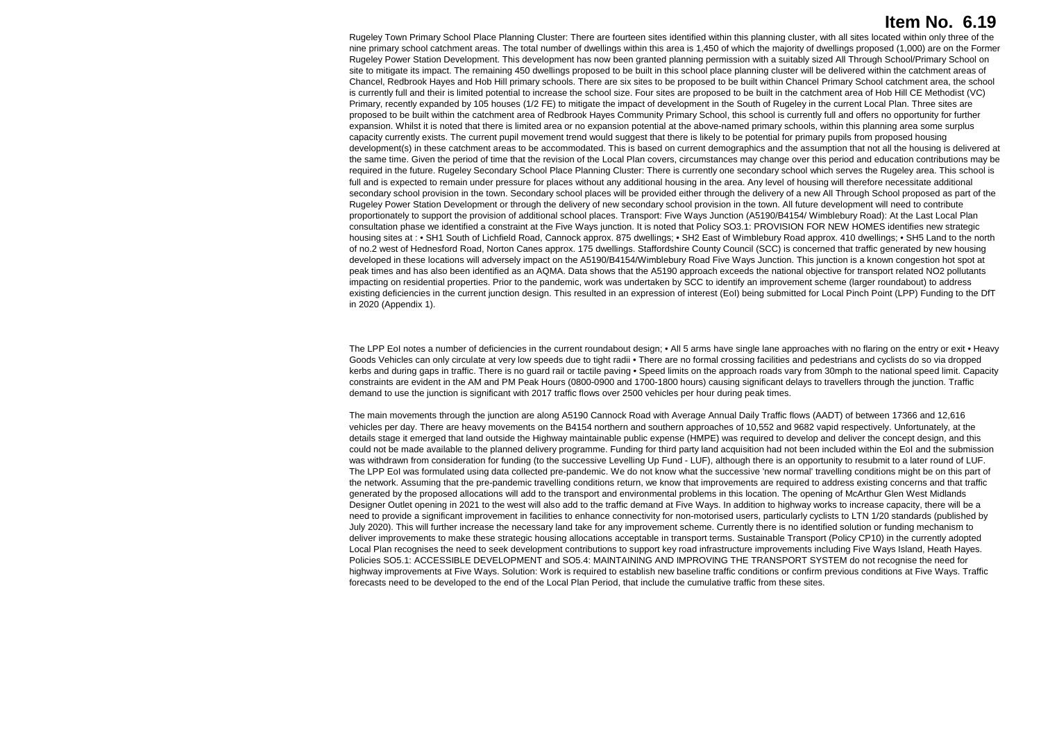# Item No. 6.19

Rugeley Town Primary School Place Planning Cluster: There are fourteen sites identified within this planning cluster, with all sites located within only three of the nine primary school catchment areas. The total number of dwellings within this area is 1,450 of which the majority of dwellings proposed (1,000) are on the Former Rugeley Power Station Development. This development has now been granted planning permission with a suitably sized All Through School/Primary School on site to mitigate its impact. The remaining 450 dwellings proposed to be built in this school place planning cluster will be delivered within the catchment areas of Chancel, Redbrook Hayes and Hob Hill primary schools. There are six sites to be proposed to be built within Chancel Primary School catchment area, the school is currently full and their is limited potential to increase the school size. Four sites are proposed to be built in the catchment area of Hob Hill CE Methodist (VC) Primary, recently expanded by 105 houses (1/2 FE) to mitigate the impact of development in the South of Rugeley in the current Local Plan. Three sites are proposed to be built within the catchment area of Redbrook Hayes Community Primary School, this school is currently full and offers no opportunity for further expansion. Whilst it is noted that there is limited area or no expansion potential at the above-named primary schools, within this planning area some surplus capacity currently exists. The current pupil movement trend would suggest that there is likely to be potential for primary pupils from proposed housing development(s) in these catchment areas to be accommodated. This is based on current demographics and the assumption that not all the housing is delivered at the same time. Given the period of time that the revision of the Local Plan covers, circumstances may change over this period and education contributions may be required in the future. Rugeley Secondary School Place Planning Cluster: There is currently one secondary school which serves the Rugeley area. This school is full and is expected to remain under pressure for places without any additional housing in the area. Any level of housing will therefore necessitate additional secondary school provision in the town. Secondary school places will be provided either through the delivery of a new All Through School proposed as part of the Rugeley Power Station Development or through the delivery of new secondary school provision in the town. All future development will need to contribute proportionately to support the provision of additional school places. Transport: Five Ways Junction (A5190/B4154/ Wimblebury Road): At the Last Local Plan consultation phase we identified a constraint at the Five Ways junction. It is noted that Policy SO3.1: PROVISION FOR NEW HOMES identifies new strategic housing sites at : • SH1 South of Lichfield Road, Cannock approx. 875 dwellings; • SH2 East of Wimblebury Road approx. 410 dwellings; • SH5 Land to the north of no.2 west of Hednesford Road, Norton Canes approx. 175 dwellings. Staffordshire County Council (SCC) is concerned that traffic generated by new housing developed in these locations will adversely impact on the A5190/B4154/Wimblebury Road Five Ways Junction. This junction is a known congestion hot spot at peak times and has also been identified as an AQMA. Data shows that the A5190 approach exceeds the national objective for transport related NO2 pollutants impacting on residential properties. Prior to the pandemic, work was undertaken by SCC to identify an improvement scheme (larger roundabout) to address existing deficiencies in the current junction design. This resulted in an expression of interest (EoI) being submitted for Local Pinch Point (LPP) Funding to the DfT in 2020 (Appendix 1).

The LPP EoI notes a number of deficiencies in the current roundabout design; • All 5 arms have single lane approaches with no flaring on the entry or exit • Heavy Goods Vehicles can only circulate at very low speeds due to tight radii • There are no formal crossing facilities and pedestrians and cyclists do so via dropped kerbs and during gaps in traffic. There is no guard rail or tactile paving • Speed limits on the approach roads vary from 30mph to the national speed limit. Capacity constraints are evident in the AM and PM Peak Hours (0800-0900 and 1700-1800 hours) causing significant delays to travellers through the junction. Traffic demand to use the junction is significant with 2017 traffic flows over 2500 vehicles per hour during peak times.

The main movements through the junction are along A5190 Cannock Road with Average Annual Daily Traffic flows (AADT) of between 17366 and 12,616 vehicles per day. There are heavy movements on the B4154 northern and southern approaches of 10,552 and 9682 vapid respectively. Unfortunately, at the details stage it emerged that land outside the Highway maintainable public expense (HMPE) was required to develop and deliver the concept design, and this could not be made available to the planned delivery programme. Funding for third party land acquisition had not been included within the EoI and the submission was withdrawn from consideration for funding (to the successive Levelling Up Fund - LUF), although there is an opportunity to resubmit to a later round of LUF. The LPP EoI was formulated using data collected pre-pandemic. We do not know what the successive 'new normal' travelling conditions might be on this part of the network. Assuming that the pre-pandemic travelling conditions return, we know that improvements are required to address existing concerns and that traffic generated by the proposed allocations will add to the transport and environmental problems in this location. The opening of McArthur Glen West Midlands Designer Outlet opening in 2021 to the west will also add to the traffic demand at Five Ways. In addition to highway works to increase capacity, there will be a need to provide a significant improvement in facilities to enhance connectivity for non-motorised users, particularly cyclists to LTN 1/20 standards (published by July 2020). This will further increase the necessary land take for any improvement scheme. Currently there is no identified solution or funding mechanism to deliver improvements to make these strategic housing allocations acceptable in transport terms. Sustainable Transport (Policy CP10) in the currently adopted Local Plan recognises the need to seek development contributions to support key road infrastructure improvements including Five Ways Island, Heath Hayes. Policies SO5.1: ACCESSIBLE DEVELOPMENT and SO5.4: MAINTAINING AND IMPROVING THE TRANSPORT SYSTEM do not recognise the need for highway improvements at Five Ways. Solution: Work is required to establish new baseline traffic conditions or confirm previous conditions at Five Ways. Traffic forecasts need to be developed to the end of the Local Plan Period, that include the cumulative traffic from these sites.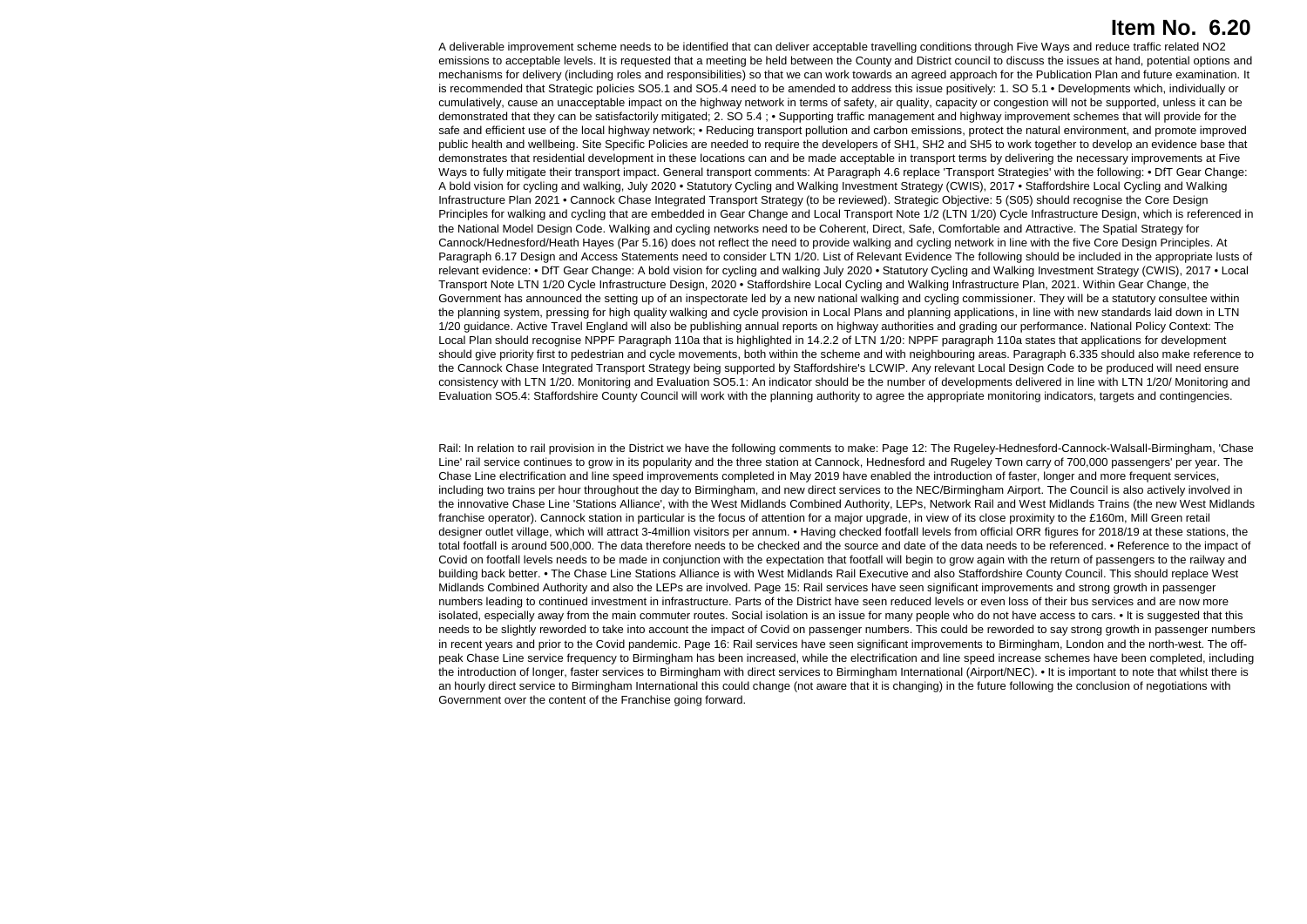A deliverable improvement scheme needs to be identified that can deliver acceptable travelling conditions through Five Ways and reduce traffic related NO2 emissions to acceptable levels. It is requested that a meeting be held between the County and District council to discuss the issues at hand, potential options and mechanisms for delivery (including roles and responsibilities) so that we can work towards an agreed approach for the Publication Plan and future examination. It is recommended that Strategic policies SO5.1 and SO5.4 need to be amended to address this issue positively: 1. SO 5.1 • Developments which, individually or cumulatively, cause an unacceptable impact on the highway network in terms of safety, air quality, capacity or congestion will not be supported, unless it can be demonstrated that they can be satisfactorily mitigated; 2. SO 5.4 ; • Supporting traffic management and highway improvement schemes that will provide for the safe and efficient use of the local highway network; • Reducing transport pollution and carbon emissions, protect the natural environment, and promote improved public health and wellbeing. Site Specific Policies are needed to require the developers of SH1, SH2 and SH5 to work together to develop an evidence base that demonstrates that residential development in these locations can and be made acceptable in transport terms by delivering the necessary improvements at Five Ways to fully mitigate their transport impact. General transport comments: At Paragraph 4.6 replace 'Transport Strategies' with the following: • DfT Gear Change: A bold vision for cycling and walking, July 2020 • Statutory Cycling and Walking Investment Strategy (CWIS), 2017 • Staffordshire Local Cycling and Walking Infrastructure Plan 2021 • Cannock Chase Integrated Transport Strategy (to be reviewed). Strategic Objective: 5 (S05) should recognise the Core Design Principles for walking and cycling that are embedded in Gear Change and Local Transport Note 1/2 (LTN 1/20) Cycle Infrastructure Design, which is referenced in the National Model Design Code. Walking and cycling networks need to be Coherent, Direct, Safe, Comfortable and Attractive. The Spatial Strategy for Cannock/Hednesford/Heath Hayes (Par 5.16) does not reflect the need to provide walking and cycling network in line with the five Core Design Principles. At Paragraph 6.17 Design and Access Statements need to consider LTN 1/20. List of Relevant Evidence The following should be included in the appropriate lusts of relevant evidence: • DfT Gear Change: A bold vision for cycling and walking July 2020 • Statutory Cycling and Walking Investment Strategy (CWIS), 2017 • Local Transport Note LTN 1/20 Cycle Infrastructure Design, 2020 • Staffordshire Local Cycling and Walking Infrastructure Plan, 2021. Within Gear Change, the Government has announced the setting up of an inspectorate led by a new national walking and cycling commissioner. They will be a statutory consultee within the planning system, pressing for high quality walking and cycle provision in Local Plans and planning applications, in line with new standards laid down in LTN 1/20 guidance. Active Travel England will also be publishing annual reports on highway authorities and grading our performance. National Policy Context: The Local Plan should recognise NPPF Paragraph 110a that is highlighted in 14.2.2 of LTN 1/20: NPPF paragraph 110a states that applications for development should give priority first to pedestrian and cycle movements, both within the scheme and with neighbouring areas. Paragraph 6.335 should also make reference to the Cannock Chase Integrated Transport Strategy being supported by Staffordshire's LCWIP. Any relevant Local Design Code to be produced will need ensure consistency with LTN 1/20. Monitoring and Evaluation SO5.1: An indicator should be the number of developments delivered in line with LTN 1/20/ Monitoring and Evaluation SO5.4: Staffordshire County Council will work with the planning authority to agree the appropriate monitoring indicators, targets and contingencies.

Rail: In relation to rail provision in the District we have the following comments to make: Page 12: The Rugeley-Hednesford-Cannock-Walsall-Birmingham, 'Chase Line' rail service continues to grow in its popularity and the three station at Cannock, Hednesford and Rugeley Town carry of 700,000 passengers' per year. The Chase Line electrification and line speed improvements completed in May 2019 have enabled the introduction of faster, longer and more frequent services, including two trains per hour throughout the day to Birmingham, and new direct services to the NEC/Birmingham Airport. The Council is also actively involved in the innovative Chase Line 'Stations Alliance', with the West Midlands Combined Authority, LEPs, Network Rail and West Midlands Trains (the new West Midlands franchise operator). Cannock station in particular is the focus of attention for a major upgrade, in view of its close proximity to the £160m, Mill Green retail designer outlet village, which will attract 3-4million visitors per annum. • Having checked footfall levels from official ORR figures for 2018/19 at these stations, the total footfall is around 500,000. The data therefore needs to be checked and the source and date of the data needs to be referenced. • Reference to the impact of Covid on footfall levels needs to be made in conjunction with the expectation that footfall will begin to grow again with the return of passengers to the railway and building back better. • The Chase Line Stations Alliance is with West Midlands Rail Executive and also Staffordshire County Council. This should replace West Midlands Combined Authority and also the LEPs are involved. Page 15: Rail services have seen significant improvements and strong growth in passenger numbers leading to continued investment in infrastructure. Parts of the District have seen reduced levels or even loss of their bus services and are now more isolated, especially away from the main commuter routes. Social isolation is an issue for many people who do not have access to cars. • It is suggested that this needs to be slightly reworded to take into account the impact of Covid on passenger numbers. This could be reworded to say strong growth in passenger numbers in recent years and prior to the Covid pandemic. Page 16: Rail services have seen significant improvements to Birmingham, London and the north-west. The off-peak Chase Line service frequency to Birmingham has been increased, while the electrification and line speed increase schemes have been completed, including the introduction of longer, faster services to Birmingham with direct services to Birmingham International (Airport/NEC). • It is important to note that whilst there is an hourly direct service to Birmingham International this could change (not aware that it is changing) in the future following the conclusion of negotiations with Government over the content of the Franchise going forward.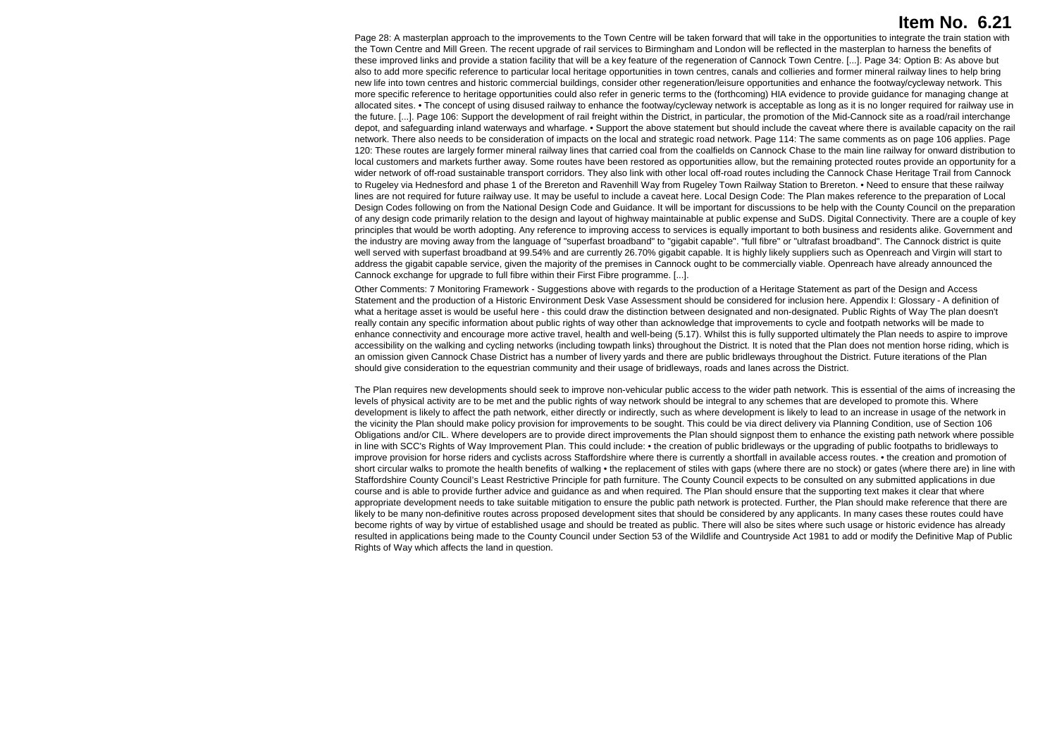**Item No. 6.21**

Page 28: A masterplan approach to the improvements to the Town Centre will be taken forward that will take in the opportunities to integrate the train station with the Town Centre and Mill Green. The recent upgrade of rail services to Birmingham and London will be reflected in the masterplan to harness the benefits of these improved links and provide a station facility that will be a key feature of the regeneration of Cannock Town Centre. [...]. Page 34: Option B: As above but also to add more specific reference to particular local heritage opportunities in town centres, canals and collieries and former mineral railway lines to help bring new life into town centres and historic commercial buildings, consider other regeneration/leisure opportunities and enhance the footway/cycleway network. This more specific reference to heritage opportunities could also refer in generic terms to the (forthcoming) HIA evidence to provide guidance for managing change at allocated sites. • The concept of using disused railway to enhance the footway/cycleway network is acceptable as long as it is no longer required for railway use in the future. [...]. Page 106: Support the development of rail freight within the District, in particular, the promotion of the Mid-Cannock site as a road/rail interchange depot, and safeguarding inland waterways and wharfage. • Support the above statement but should include the caveat where there is available capacity on the rail network. There also needs to be consideration of impacts on the local and strategic road network. Page 114: The same comments as on page 106 applies. Page 120: These routes are largely former mineral railway lines that carried coal from the coalfields on Cannock Chase to the main line railway for onward distribution to local customers and markets further away. Some routes have been restored as opportunities allow, but the remaining protected routes provide an opportunity for a wider network of off-road sustainable transport corridors. They also link with other local off-road routes including the Cannock Chase Heritage Trail from Cannock to Rugeley via Hednesford and phase 1 of the Brereton and Ravenhill Way from Rugeley Town Railway Station to Brereton. • Need to ensure that these railway lines are not required for future railway use. It may be useful to include a caveat here. Local Design Code: The Plan makes reference to the preparation of Local Design Codes following on from the National Design Code and Guidance. It will be important for discussions to be help with the County Council on the preparation of any design code primarily relation to the design and layout of highway maintainable at public expense and SuDS. Digital Connectivity. There are a couple of key principles that would be worth adopting. Any reference to improving access to services is equally important to both business and residents alike. Government and the industry are moving away from the language of "superfast broadband" to "gigabit capable". "full fibre" or "ultrafast broadband". The Cannock district is quite well served with superfast broadband at 99.54% and are currently 26.70% gigabit capable. It is highly likely suppliers such as Openreach and Virgin will start to address the gigabit capable service, given the majority of the premises in Cannock ought to be commercially viable. Openreach have already announced the Cannock exchange for upgrade to full fibre within their First Fibre programme. [...].

Other Comments: 7 Monitoring Framework - Suggestions above with regards to the production of a Heritage Statement as part of the Design and Access Statement and the production of a Historic Environment Desk Vase Assessment should be considered for inclusion here. Appendix I: Glossary - A definition of what a heritage asset is would be useful here - this could draw the distinction between designated and non-designated. Public Rights of Way The plan doesn't really contain any specific information about public rights of way other than acknowledge that improvements to cycle and footpath networks will be made to enhance connectivity and encourage more active travel, health and well-being (5.17). Whilst this is fully supported ultimately the Plan needs to aspire to improve accessibility on the walking and cycling networks (including towpath links) throughout the District. It is noted that the Plan does not mention horse riding, which is an omission given Cannock Chase District has a number of livery yards and there are public bridleways throughout the District. Future iterations of the Plan should give consideration to the equestrian community and their usage of bridleways, roads and lanes across the District.

The Plan requires new developments should seek to improve non-vehicular public access to the wider path network. This is essential of the aims of increasing the levels of physical activity are to be met and the public rights of way network should be integral to any schemes that are developed to promote this. Where development is likely to affect the path network, either directly or indirectly, such as where development is likely to lead to an increase in usage of the network in the vicinity the Plan should make policy provision for improvements to be sought. This could be via direct delivery via Planning Condition, use of Section 106 Obligations and/or CIL. Where developers are to provide direct improvements the Plan should signpost them to enhance the existing path network where possible in line with SCC's Rights of Way Improvement Plan. This could include: • the creation of public bridleways or the upgrading of public footpaths to bridleways to improve provision for horse riders and cyclists across Staffordshire where there is currently a shortfall in available access routes. • the creation and promotion of short circular walks to promote the health benefits of walking • the replacement of stiles with gaps (where there are no stock) or gates (where there are) in line with Staffordshire County Council's Least Restrictive Principle for path furniture. The County Council expects to be consulted on any submitted applications in due course and is able to provide further advice and guidance as and when required. The Plan should ensure that the supporting text makes it clear that where appropriate development needs to take suitable mitigation to ensure the public path network is protected. Further, the Plan should make reference that there are likely to be many non-definitive routes across proposed development sites that should be considered by any applicants. In many cases these routes could have become rights of way by virtue of established usage and should be treated as public. There will also be sites where such usage or historic evidence has already resulted in applications being made to the County Council under Section 53 of the Wildlife and Countryside Act 1981 to add or modify the Definitive Map of Public Rights of Way which affects the land in question.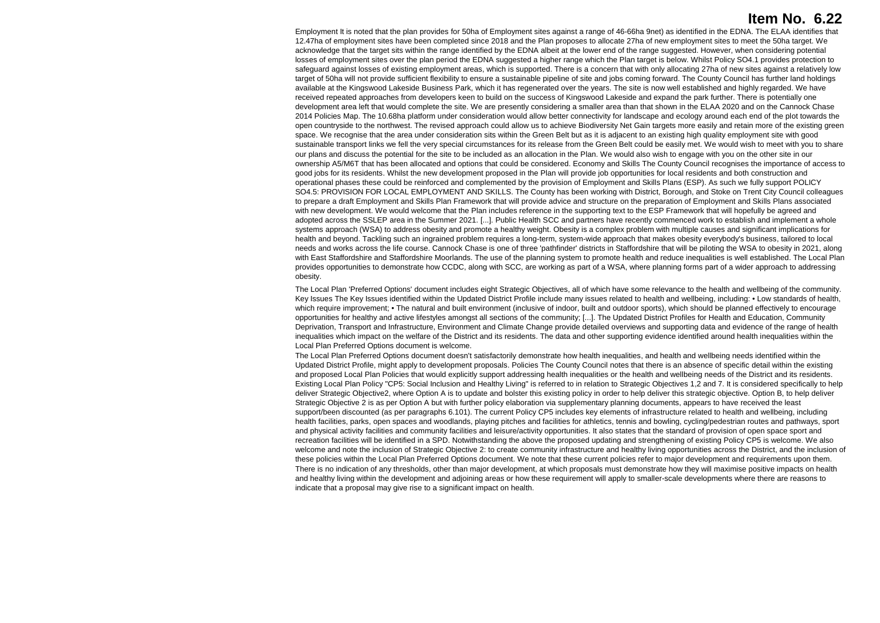# Item No. 6.22

Employment It is noted that the plan provides for 50ha of Employment sites against a range of 46-66ha 9net) as identified in the EDNA. The ELAA identifies that 12.47ha of employment sites have been completed since 2018 and the Plan proposes to allocate 27ha of new employment sites to meet the 50ha target. We acknowledge that the target sits within the range identified by the EDNA albeit at the lower end of the range suggested. However, when considering potential losses of employment sites over the plan period the EDNA suggested a higher range which the Plan target is below. Whilst Policy SO4.1 provides protection to safeguard against losses of existing employment areas, which is supported. There is a concern that with only allocating 27ha of new sites against a relatively low target of 50ha will not provide sufficient flexibility to ensure a sustainable pipeline of site and jobs coming forward. The County Council has further land holdings available at the Kingswood Lakeside Business Park, which it has regenerated over the years. The site is now well established and highly regarded. We have received repeated approaches from developers keen to build on the success of Kingswood Lakeside and expand the park further. There is potentially one development area left that would complete the site. We are presently considering a smaller area than that shown in the ELAA 2020 and on the Cannock Chase 2014 Policies Map. The 10.68ha platform under consideration would allow better connectivity for landscape and ecology around each end of the plot towards the open countryside to the northwest. The revised approach could allow us to achieve Biodiversity Net Gain targets more easily and retain more of the existing green space. We recognise that the area under consideration sits within the Green Belt but as it is adjacent to an existing high quality employment site with good sustainable transport links we fell the very special circumstances for its release from the Green Belt could be easily met. We would wish to meet with you to share our plans and discuss the potential for the site to be included as an allocation in the Plan. We would also wish to engage with you on the other site in our ownership A5/M6T that has been allocated and options that could be considered. Economy and Skills The County Council recognises the importance of access to good jobs for its residents. Whilst the new development proposed in the Plan will provide job opportunities for local residents and both construction and operational phases these could be reinforced and complemented by the provision of Employment and Skills Plans (ESP). As such we fully support POLICY SO4.5: PROVISION FOR LOCAL EMPLOYMENT AND SKILLS. The County has been working with District, Borough, and Stoke on Trent City Council colleagues to prepare a draft Employment and Skills Plan Framework that will provide advice and structure on the preparation of Employment and Skills Plans associated with new development. We would welcome that the Plan includes reference in the supporting text to the ESP Framework that will hopefully be agreed and adopted across the SSLEP area in the Summer 2021. [...]. Public Health SCC and partners have recently commenced work to establish and implement a whole systems approach (WSA) to address obesity and promote a healthy weight. Obesity is a complex problem with multiple causes and significant implications for health and beyond. Tackling such an ingrained problem requires a long-term, system-wide approach that makes obesity everybody's business, tailored to local needs and works across the life course. Cannock Chase is one of three 'pathfinder' districts in Staffordshire that will be piloting the WSA to obesity in 2021, along with East Staffordshire and Staffordshire Moorlands. The use of the planning system to promote health and reduce inequalities is well established. The Local Plan provides opportunities to demonstrate how CCDC, along with SCC, are working as part of a WSA, where planning forms part of a wider approach to addressing obesity.

The Local Plan 'Preferred Options' document includes eight Strategic Objectives, all of which have some relevance to the health and wellbeing of the community. Key Issues The Key Issues identified within the Updated District Profile include many issues related to health and wellbeing, including: • Low standards of health, which require improvement; • The natural and built environment (inclusive of indoor, built and outdoor sports), which should be planned effectively to encourage opportunities for healthy and active lifestyles amongst all sections of the community; [...]. The Updated District Profiles for Health and Education, Community Deprivation, Transport and Infrastructure, Environment and Climate Change provide detailed overviews and supporting data and evidence of the range of health inequalities which impact on the welfare of the District and its residents. The data and other supporting evidence identified around health inequalities within the Local Plan Preferred Options document is welcome.

The Local Plan Preferred Options document doesn't satisfactorily demonstrate how health inequalities, and health and wellbeing needs identified within the Updated District Profile, might apply to development proposals. Policies The County Council notes that there is an absence of specific detail within the existing and proposed Local Plan Policies that would explicitly support addressing health inequalities or the health and wellbeing needs of the District and its residents. Existing Local Plan Policy "CP5: Social Inclusion and Healthy Living" is referred to in relation to Strategic Objectives 1,2 and 7. It is considered specifically to help deliver Strategic Objective2, where Option A is to update and bolster this existing policy in order to help deliver this strategic objective. Option B, to help deliver Strategic Objective 2 is as per Option A but with further policy elaboration via supplementary planning documents, appears to have received the least support/been discounted (as per paragraphs 6.101). The current Policy CP5 includes key elements of infrastructure related to health and wellbeing, including health facilities, parks, open spaces and woodlands, playing pitches and facilities for athletics, tennis and bowling, cycling/pedestrian routes and pathways, sport and physical activity facilities and community facilities and leisure/activity opportunities. It also states that the standard of provision of open space sport and recreation facilities will be identified in a SPD. Notwithstanding the above the proposed updating and strengthening of existing Policy CP5 is welcome. We also welcome and note the inclusion of Strategic Objective 2: to create community infrastructure and healthy living opportunities across the District, and the inclusion of these policies within the Local Plan Preferred Options document. We note that these current policies refer to major development and requirements upon them. There is no indication of any thresholds, other than major development, at which proposals must demonstrate how they will maximise positive impacts on health and healthy living within the development and adjoining areas or how these requirement will apply to smaller-scale developments where there are reasons to indicate that a proposal may give rise to a significant impact on health.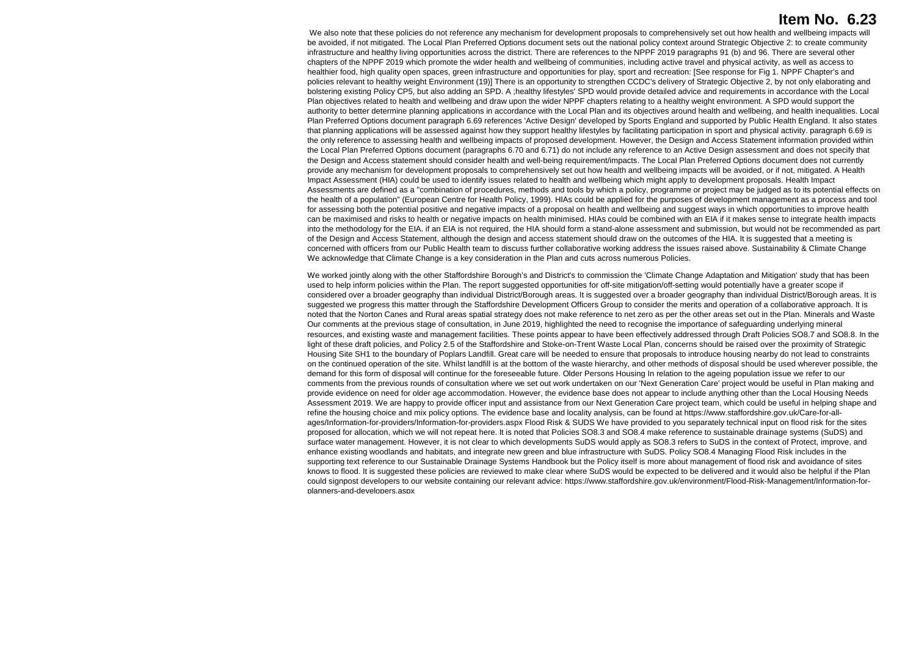# Item No. 6.23

We also note that these policies do not reference any mechanism for development proposals to comprehensively set out how health and wellbeing impacts will be avoided, if not mitigated. The Local Plan Preferred Options document sets out the national policy context around Strategic Objective 2: to create community infrastructure and healthy living opportunities across the district. There are references to the NPPF 2019 paragraphs 91 (b) and 96. There are several other chapters of the NPPF 2019 which promote the wider health and wellbeing of communities, including active travel and physical activity, as well as access to healthier food, high quality open spaces, green infrastructure and opportunities for play, sport and recreation: [See response for Fig 1. NPPF Chapter's and policies relevant to healthy weight Environment (19)] There is an opportunity to strengthen CCDC's delivery of Strategic Objective 2, by not only elaborating and bolstering existing Policy CP5, but also adding an SPD. A ;healthy lifestyles' SPD would provide detailed advice and requirements in accordance with the Local Plan objectives related to health and wellbeing and draw upon the wider NPPF chapters relating to a healthy weight environment. A SPD would support the authority to better determine planning applications in accordance with the Local Plan and its objectives around health and wellbeing, and health inequalities. Local Plan Preferred Options document paragraph 6.69 references 'Active Design' developed by Sports England and supported by Public Health England. It also states that planning applications will be assessed against how they support healthy lifestyles by facilitating participation in sport and physical activity. paragraph 6.69 is the only reference to assessing health and wellbeing impacts of proposed development. However, the Design and Access Statement information provided within the Local Plan Preferred Options document (paragraphs 6.70 and 6.71) do not include any reference to an Active Design assessment and does not specify that the Design and Access statement should consider health and well-being requirement/impacts. The Local Plan Preferred Options document does not currently provide any mechanism for development proposals to comprehensively set out how health and wellbeing impacts will be avoided, or if not, mitigated. A Health Impact Assessment (HIA) could be used to identify issues related to health and wellbeing which might apply to development proposals. Health Impact Assessments are defined as a "combination of procedures, methods and tools by which a policy, programme or project may be judged as to its potential effects on the health of a population" (European Centre for Health Policy, 1999). HIAs could be applied for the purposes of development management as a process and tool for assessing both the potential positive and negative impacts of a proposal on health and wellbeing and suggest ways in which opportunities to improve health can be maximised and risks to health or negative impacts on health minimised. HIAs could be combined with an EIA if it makes sense to integrate health impacts into the methodology for the EIA. if an EIA is not required, the HIA should form a stand-alone assessment and submission, but would not be recommended as part of the Design and Access Statement, although the design and access statement should draw on the outcomes of the HIA. It is suggested that a meeting is concerned with officers from our Public Health team to discuss further collaborative working address the issues raised above. Sustainability & Climate Change We acknowledge that Climate Change is a key consideration in the Plan and cuts across numerous Policies.

We worked jointly along with the other Staffordshire Borough's and District's to commission the 'Climate Change Adaptation and Mitigation' study that has been used to help inform policies within the Plan. The report suggested opportunities for off-site mitigation/off-setting would potentially have a greater scope if considered over a broader geography than individual District/Borough areas. It is suggested over a broader geography than individual District/Borough areas. It is suggested we progress this matter through the Staffordshire Development Officers Group to consider the merits and operation of a collaborative approach. It is noted that the Norton Canes and Rural areas spatial strategy does not make reference to net zero as per the other areas set out in the Plan. Minerals and Waste Our comments at the previous stage of consultation, in June 2019, highlighted the need to recognise the importance of safeguarding underlying mineral resources, and existing waste and management facilities. These points appear to have been effectively addressed through Draft Policies SO8.7 and SO8.8. In the light of these draft policies, and Policy 2.5 of the Staffordshire and Stoke-on-Trent Waste Local Plan, concerns should be raised over the proximity of Strategic Housing Site SH1 to the boundary of Poplars Landfill. Great care will be needed to ensure that proposals to introduce housing nearby do not lead to constraints on the continued operation of the site. Whilst landfill is at the bottom of the waste hierarchy, and other methods of disposal should be used wherever possible, the demand for this form of disposal will continue for the foreseeable future. Older Persons Housing In relation to the ageing population issue we refer to our comments from the previous rounds of consultation where we set out work undertaken on our 'Next Generation Care' project would be useful in Plan making and provide evidence on need for older age accommodation. However, the evidence base does not appear to include anything other than the Local Housing Needs Assessment 2019. We are happy to provide officer input and assistance from our Next Generation Care project team, which could be useful in helping shape and refine the housing choice and mix policy options. The evidence base and locality analysis, can be found at https://www.staffordshire.gov.uk/Care-for-all-ages/Information-for-providers/Information-for-providers.aspx Flood Risk & SUDS We have provided to you separately technical input on flood risk for the sites proposed for allocation, which we will not repeat here. It is noted that Policies SO8.3 and SO8.4 make reference to sustainable drainage systems (SuDS) and surface water management. However, it is not clear to which developments SuDS would apply as SO8.3 refers to SuDS in the context of Protect, improve, and enhance existing woodlands and habitats, and integrate new green and blue infrastructure with SuDS. Policy SO8.4 Managing Flood Risk includes in the supporting text reference to our Sustainable Drainage Systems Handbook but the Policy itself is more about management of flood risk and avoidance of sites knows to flood. It is suggested these policies are reviewed to make clear where SuDS would be expected to be delivered and it would also be helpful if the Plan could signpost developers to our website containing our relevant advice: https://www.staffordshire.gov.uk/environment/Flood-Risk-Management/Information-for-planners-and-developers.aspx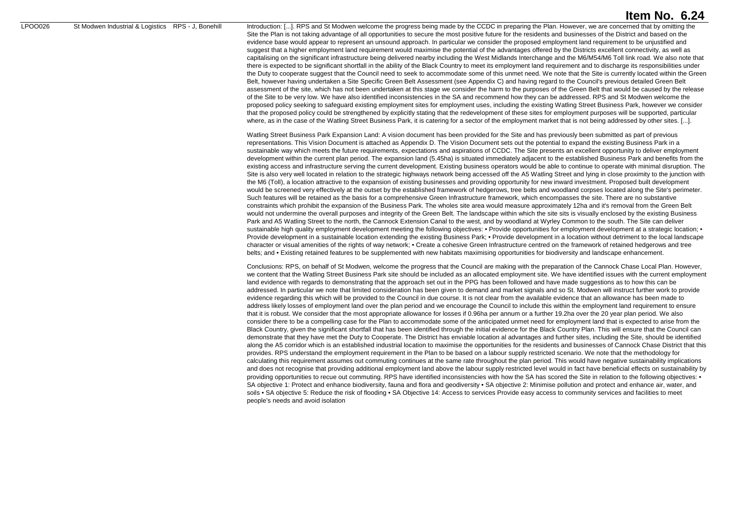# Item No. 6.24

| | | | |
|---|---|---|---|
| LPOO026 | St Modwen Industrial & Logistics | RPS - J, Bonehill | Introduction: [...]. RPS and St Modwen welcome the progress being made by the CCDC in preparing the Plan. However, we are concerned that by omitting the Site the Plan is not taking advantage of all opportunities to secure the most positive future for the residents and businesses of the District and based on the evidence base would appear to represent an unsound approach. In particular we consider the proposed employment land requirement to be unjustified and suggest that a higher employment land requirement would maximise the potential of the advantages offered by the Districts excellent connectivity, as well as capitalising on the significant infrastructure being delivered nearby including the West Midlands Interchange and the M6/M54/M6 Toll link road. We also note that there is expected to be significant shortfall in the ability of the Black Country to meet its employment land requirement and to discharge its responsibilities under the Duty to cooperate suggest that the Council need to seek to accommodate some of this unmet need. We note that the Site is currently located within the Green Belt, however having undertaken a Site Specific Green Belt Assessment (see Appendix C) and having regard to the Council's previous detailed Green Belt assessment of the site, which has not been undertaken at this stage we consider the harm to the purposes of the Green Belt that would be caused by the release of the Site to be very low. We have also identified inconsistencies in the SA and recommend how they can be addressed. RPS and St Modwen welcome the proposed policy seeking to safeguard existing employment sites for employment uses, including the existing Watling Street Business Park, however we consider that the proposed policy could be strengthened by explicitly stating that the redevelopment of these sites for employment purposes will be supported, particular where, as in the case of the Watling Street Business Park, it is catering for a sector of the employment market that is not being addressed by other sites. [...].<br><br>Watling Street Business Park Expansion Land: A vision document has been provided for the Site and has previously been submitted as part of previous representations. This Vision Document is attached as Appendix D. The Vision Document sets out the potential to expand the existing Business Park in a sustainable way which meets the future requirements, expectations and aspirations of CCDC. The Site presents an excellent opportunity to deliver employment development within the current plan period. The expansion land (5.45ha) is situated immediately adjacent to the established Business Park and benefits from the existing access and infrastructure serving the current development. Existing business operators would be able to continue to operate with minimal disruption. The Site is also very well located in relation to the strategic highways network being accessed off the A5 Watling Street and lying in close proximity to the junction with the M6 (Toll), a location attractive to the expansion of existing businesses and providing opportunity for new inward investment. Proposed built development would be screened very effectively at the outset by the established framework of hedgerows, tree belts and woodland corpses located along the Site's perimeter. Such features will be retained as the basis for a comprehensive Green Infrastructure framework, which encompasses the site. There are no substantive constraints which prohibit the expansion of the Business Park. The wholes site area would measure approximately 12ha and it's removal from the Green Belt would not undermine the overall purposes and integrity of the Green Belt. The landscape within which the site sits is visually enclosed by the existing Business Park and A5 Watling Street to the north, the Cannock Extension Canal to the west, and by woodland at Wyrley Common to the south. The Site can deliver sustainable high quality employment development meeting the following objectives: • Provide opportunities for employment development at a strategic location; • Provide development in a sustainable location extending the existing Business Park; • Provide development in a location without detriment to the local landscape character or visual amenities of the rights of way network; • Create a cohesive Green Infrastructure centred on the framework of retained hedgerows and tree belts; and • Existing retained features to be supplemented with new habitats maximising opportunities for biodiversity and landscape enhancement.<br><br>Conclusions: RPS, on behalf of St Modwen, welcome the progress that the Council are making with the preparation of the Cannock Chase Local Plan. However, we content that the Watling Street Business Park site should be included as an allocated employment site. We have identified issues with the current employment land evidence with regards to demonstrating that the approach set out in the PPG has been followed and have made suggestions as to how this can be addressed. In particular we note that limited consideration has been given to demand and market signals and so St. Modwen will instruct further work to provide evidence regarding this which will be provided to the Council in due course. It is not clear from the available evidence that an allowance has been made to address likely losses of employment land over the plan period and we encourage the Council to include this within the employment land requirement to ensure that it is robust. We consider that the most appropriate allowance for losses if 0.96ha per annum or a further 19.2ha over the 20 year plan period. We also consider there to be a compelling case for the Plan to accommodate some of the anticipated unmet need for employment land that is expected to arise from the Black Country, given the significant shortfall that has been identified through the initial evidence for the Black Country Plan. This will ensure that the Council can demonstrate that they have met the Duty to Cooperate. The District has enviable location al advantages and further sites, including the Site, should be identified along the A5 corridor which is an established industrial location to maximise the opportunities for the residents and businesses of Cannock Chase District that this provides. RPS understand the employment requirement in the Plan to be based on a labour supply restricted scenario. We note that the methodology for calculating this requirement assumes out commuting continues at the same rate throughout the plan period. This would have negative sustainability implications and does not recognise that providing additional employment land above the labour supply restricted level would in fact have beneficial effects on sustainability by providing opportunities to recue out commuting. RPS have identified inconsistencies with how the SA has scored the Site in relation to the following objectives: • SA objective 1: Protect and enhance biodiversity, fauna and flora and geodiversity • SA objective 2: Minimise pollution and protect and enhance air, water, and soils • SA objective 5: Reduce the risk of flooding • SA Objective 14: Access to services Provide easy access to community services and facilities to meet people's needs and avoid isolation |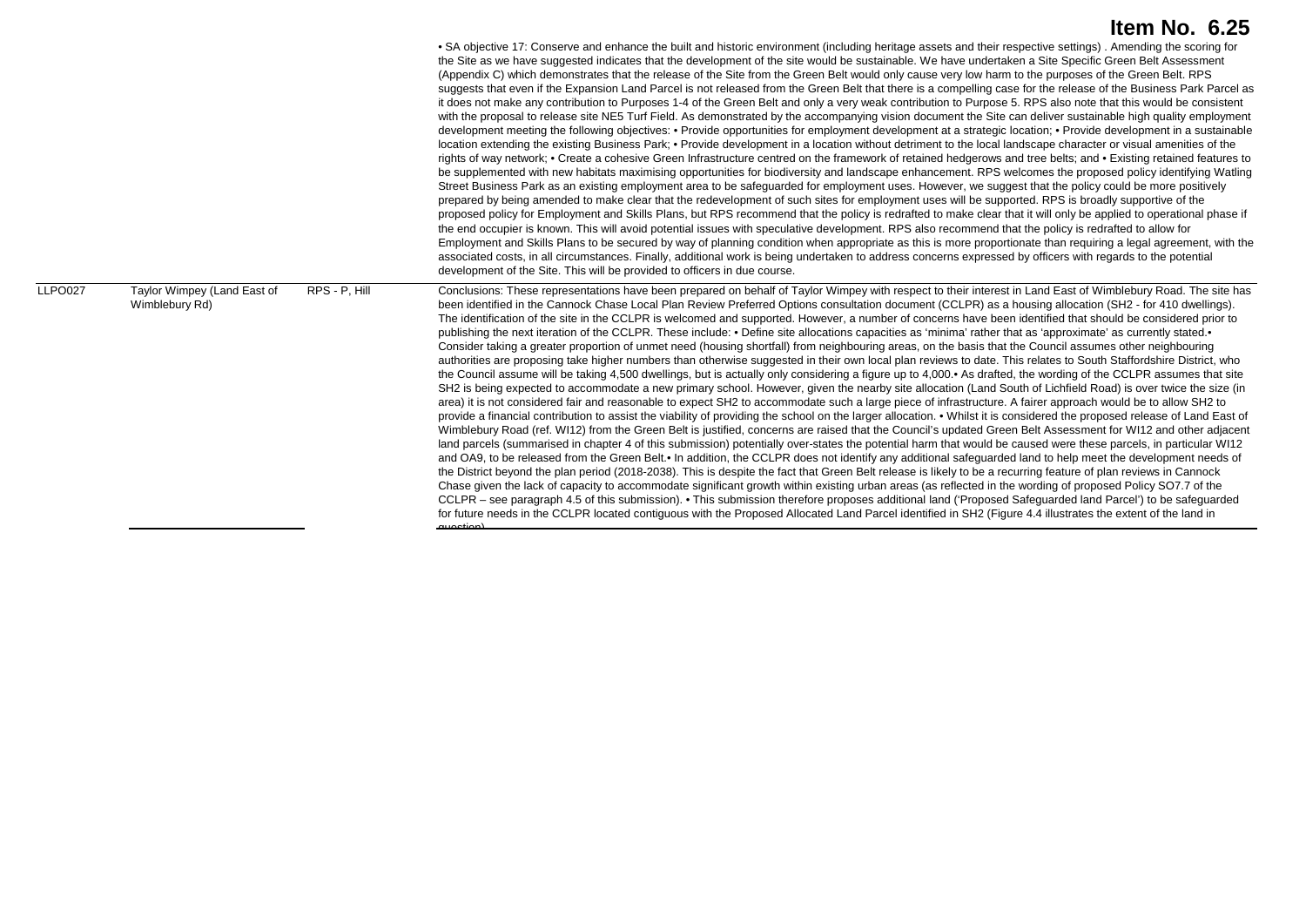**Item No. 6.25**

| | | | |
|---|---|---|---|
| | | | • SA objective 17: Conserve and enhance the built and historic environment (including heritage assets and their respective settings) . Amending the scoring for the Site as we have suggested indicates that the development of the site would be sustainable. We have undertaken a Site Specific Green Belt Assessment (Appendix C) which demonstrates that the release of the Site from the Green Belt would only cause very low harm to the purposes of the Green Belt. RPS suggests that even if the Expansion Land Parcel is not released from the Green Belt that there is a compelling case for the release of the Business Park Parcel as it does not make any contribution to Purposes 1-4 of the Green Belt and only a very weak contribution to Purpose 5. RPS also note that this would be consistent with the proposal to release site NE5 Turf Field. As demonstrated by the accompanying vision document the Site can deliver sustainable high quality employment development meeting the following objectives: • Provide opportunities for employment development at a strategic location; • Provide development in a sustainable location extending the existing Business Park; • Provide development in a location without detriment to the local landscape character or visual amenities of the rights of way network; • Create a cohesive Green Infrastructure centred on the framework of retained hedgerows and tree belts; and • Existing retained features to be supplemented with new habitats maximising opportunities for biodiversity and landscape enhancement. RPS welcomes the proposed policy identifying Watling Street Business Park as an existing employment area to be safeguarded for employment uses. However, we suggest that the policy could be more positively prepared by being amended to make clear that the redevelopment of such sites for employment uses will be supported. RPS is broadly supportive of the proposed policy for Employment and Skills Plans, but RPS recommend that the policy is redrafted to make clear that it will only be applied to operational phase if the end occupier is known. This will avoid potential issues with speculative development. RPS also recommend that the policy is redrafted to allow for Employment and Skills Plans to be secured by way of planning condition when appropriate as this is more proportionate than requiring a legal agreement, with the associated costs, in all circumstances. Finally, additional work is being undertaken to address concerns expressed by officers with regards to the potential development of the Site. This will be provided to officers in due course. |
| LLPO027 | Taylor Wimpey (Land East of Wimblebury Rd) | RPS - P, Hill | Conclusions: These representations have been prepared on behalf of Taylor Wimpey with respect to their interest in Land East of Wimblebury Road. The site has been identified in the Cannock Chase Local Plan Review Preferred Options consultation document (CCLPR) as a housing allocation (SH2 - for 410 dwellings). The identification of the site in the CCLPR is welcomed and supported. However, a number of concerns have been identified that should be considered prior to publishing the next iteration of the CCLPR. These include: • Define site allocations capacities as 'minima' rather that as 'approximate' as currently stated.• Consider taking a greater proportion of unmet need (housing shortfall) from neighbouring areas, on the basis that the Council assumes other neighbouring authorities are proposing take higher numbers than otherwise suggested in their own local plan reviews to date. This relates to South Staffordshire District, who the Council assume will be taking 4,500 dwellings, but is actually only considering a figure up to 4,000.• As drafted, the wording of the CCLPR assumes that site SH2 is being expected to accommodate a new primary school. However, given the nearby site allocation (Land South of Lichfield Road) is over twice the size (in area) it is not considered fair and reasonable to expect SH2 to accommodate such a large piece of infrastructure. A fairer approach would be to allow SH2 to provide a financial contribution to assist the viability of providing the school on the larger allocation. • Whilst it is considered the proposed release of Land East of Wimblebury Road (ref. WI12) from the Green Belt is justified, concerns are raised that the Council's updated Green Belt Assessment for WI12 and other adjacent land parcels (summarised in chapter 4 of this submission) potentially over-states the potential harm that would be caused were these parcels, in particular WI12 and OA9, to be released from the Green Belt.• In addition, the CCLPR does not identify any additional safeguarded land to help meet the development needs of the District beyond the plan period (2018-2038). This is despite the fact that Green Belt release is likely to be a recurring feature of plan reviews in Cannock Chase given the lack of capacity to accommodate significant growth within existing urban areas (as reflected in the wording of proposed Policy SO7.7 of the CCLPR – see paragraph 4.5 of this submission). • This submission therefore proposes additional land ('Proposed Safeguarded land Parcel') to be safeguarded for future needs in the CCLPR located contiguous with the Proposed Allocated Land Parcel identified in SH2 (Figure 4.4 illustrates the extent of the land in question). |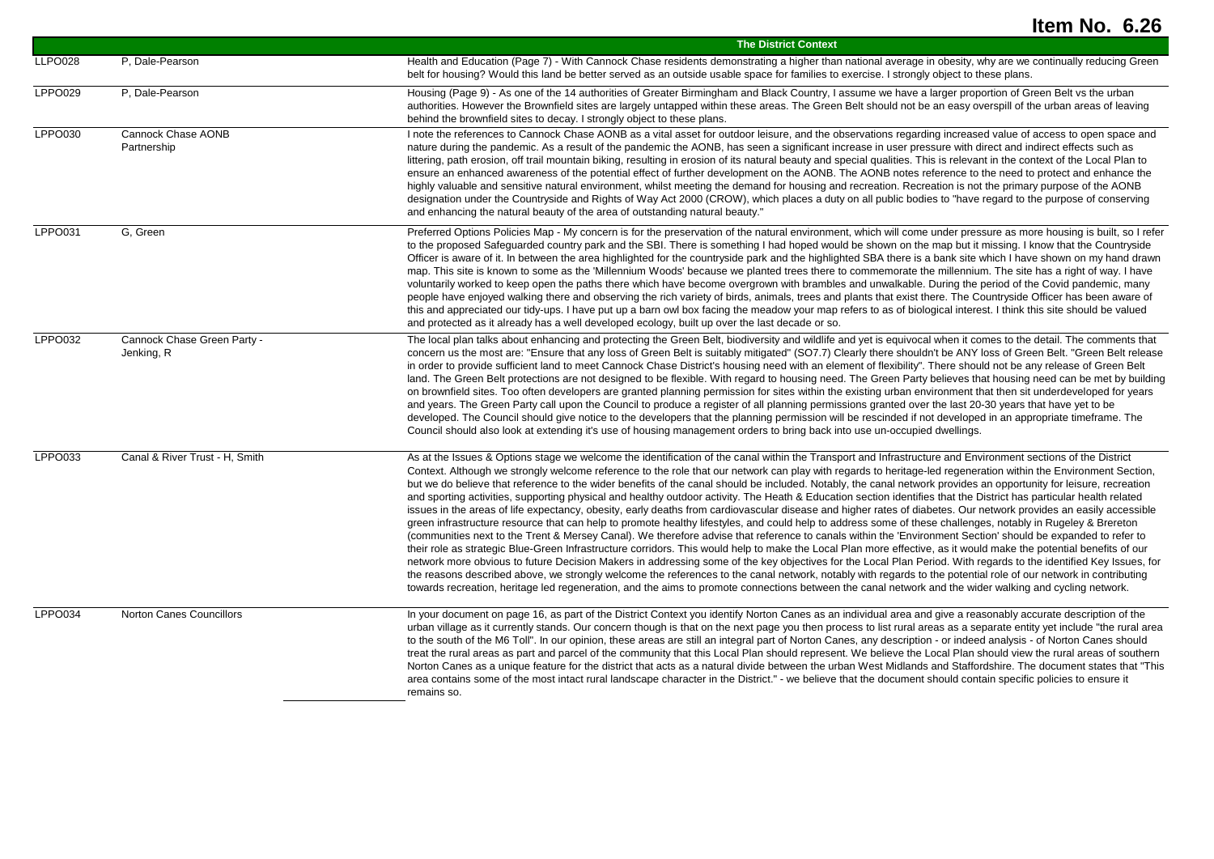# Item No. 6.26

| | | The District Context |
|---|---|---|
| LLPO028 | P, Dale-Pearson | Health and Education (Page 7) - With Cannock Chase residents demonstrating a higher than national average in obesity, why are we continually reducing Green belt for housing? Would this land be better served as an outside usable space for families to exercise. I strongly object to these plans. |
| LPPO029 | P, Dale-Pearson | Housing (Page 9) - As one of the 14 authorities of Greater Birmingham and Black Country, I assume we have a larger proportion of Green Belt vs the urban authorities. However the Brownfield sites are largely untapped within these areas. The Green Belt should not be an easy overspill of the urban areas of leaving behind the brownfield sites to decay. I strongly object to these plans. |
| LPPO030 | Cannock Chase AONB Partnership | I note the references to Cannock Chase AONB as a vital asset for outdoor leisure, and the observations regarding increased value of access to open space and nature during the pandemic. As a result of the pandemic the AONB, has seen a significant increase in user pressure with direct and indirect effects such as littering, path erosion, off trail mountain biking, resulting in erosion of its natural beauty and special qualities. This is relevant in the context of the Local Plan to ensure an enhanced awareness of the potential effect of further development on the AONB. The AONB notes reference to the need to protect and enhance the highly valuable and sensitive natural environment, whilst meeting the demand for housing and recreation. Recreation is not the primary purpose of the AONB designation under the Countryside and Rights of Way Act 2000 (CROW), which places a duty on all public bodies to "have regard to the purpose of conserving and enhancing the natural beauty of the area of outstanding natural beauty." |
| LPPO031 | G, Green | Preferred Options Policies Map - My concern is for the preservation of the natural environment, which will come under pressure as more housing is built, so I refer to the proposed Safeguarded country park and the SBI. There is something I had hoped would be shown on the map but it missing. I know that the Countryside Officer is aware of it. In between the area highlighted for the countryside park and the highlighted SBA there is a bank site which I have shown on my hand drawn map. This site is known to some as the 'Millennium Woods' because we planted trees there to commemorate the millennium. The site has a right of way. I have voluntarily worked to keep open the paths there which have become overgrown with brambles and unwalkable. During the period of the Covid pandemic, many people have enjoyed walking there and observing the rich variety of birds, animals, trees and plants that exist there. The Countryside Officer has been aware of this and appreciated our tidy-ups. I have put up a barn owl box facing the meadow your map refers to as of biological interest. I think this site should be valued and protected as it already has a well developed ecology, built up over the last decade or so. |
| LPPO032 | Cannock Chase Green Party - Jenking, R | The local plan talks about enhancing and protecting the Green Belt, biodiversity and wildlife and yet is equivocal when it comes to the detail. The comments that concern us the most are: "Ensure that any loss of Green Belt is suitably mitigated" (SO7.7) Clearly there shouldn't be ANY loss of Green Belt. "Green Belt release in order to provide sufficient land to meet Cannock Chase District's housing need with an element of flexibility". There should not be any release of Green Belt land. The Green Belt protections are not designed to be flexible. With regard to housing need. The Green Party believes that housing need can be met by building on brownfield sites. Too often developers are granted planning permission for sites within the existing urban environment that then sit underdeveloped for years and years. The Green Party call upon the Council to produce a register of all planning permissions granted over the last 20-30 years that have yet to be developed. The Council should give notice to the developers that the planning permission will be rescinded if not developed in an appropriate timeframe. The Council should also look at extending it's use of housing management orders to bring back into use un-occupied dwellings. |
| LPPO033 | Canal & River Trust - H, Smith | As at the Issues & Options stage we welcome the identification of the canal within the Transport and Infrastructure and Environment sections of the District Context. Although we strongly welcome reference to the role that our network can play with regards to heritage-led regeneration within the Environment Section, but we do believe that reference to the wider benefits of the canal should be included. Notably, the canal network provides an opportunity for leisure, recreation and sporting activities, supporting physical and healthy outdoor activity. The Heath & Education section identifies that the District has particular health related issues in the areas of life expectancy, obesity, early deaths from cardiovascular disease and higher rates of diabetes. Our network provides an easily accessible green infrastructure resource that can help to promote healthy lifestyles, and could help to address some of these challenges, notably in Rugeley & Brereton (communities next to the Trent & Mersey Canal). We therefore advise that reference to canals within the 'Environment Section' should be expanded to refer to their role as strategic Blue-Green Infrastructure corridors. This would help to make the Local Plan more effective, as it would make the potential benefits of our network more obvious to future Decision Makers in addressing some of the key objectives for the Local Plan Period. With regards to the identified Key Issues, for the reasons described above, we strongly welcome the references to the canal network, notably with regards to the potential role of our network in contributing towards recreation, heritage led regeneration, and the aims to promote connections between the canal network and the wider walking and cycling network. |
| LPPO034 | Norton Canes Councillors | In your document on page 16, as part of the District Context you identify Norton Canes as an individual area and give a reasonably accurate description of the urban village as it currently stands. Our concern though is that on the next page you then process to list rural areas as a separate entity yet include "the rural area to the south of the M6 Toll". In our opinion, these areas are still an integral part of Norton Canes, any description - or indeed analysis - of Norton Canes should treat the rural areas as part and parcel of the community that this Local Plan should represent. We believe the Local Plan should view the rural areas of southern Norton Canes as a unique feature for the district that acts as a natural divide between the urban West Midlands and Staffordshire. The document states that "This area contains some of the most intact rural landscape character in the District." - we believe that the document should contain specific policies to ensure it remains so. |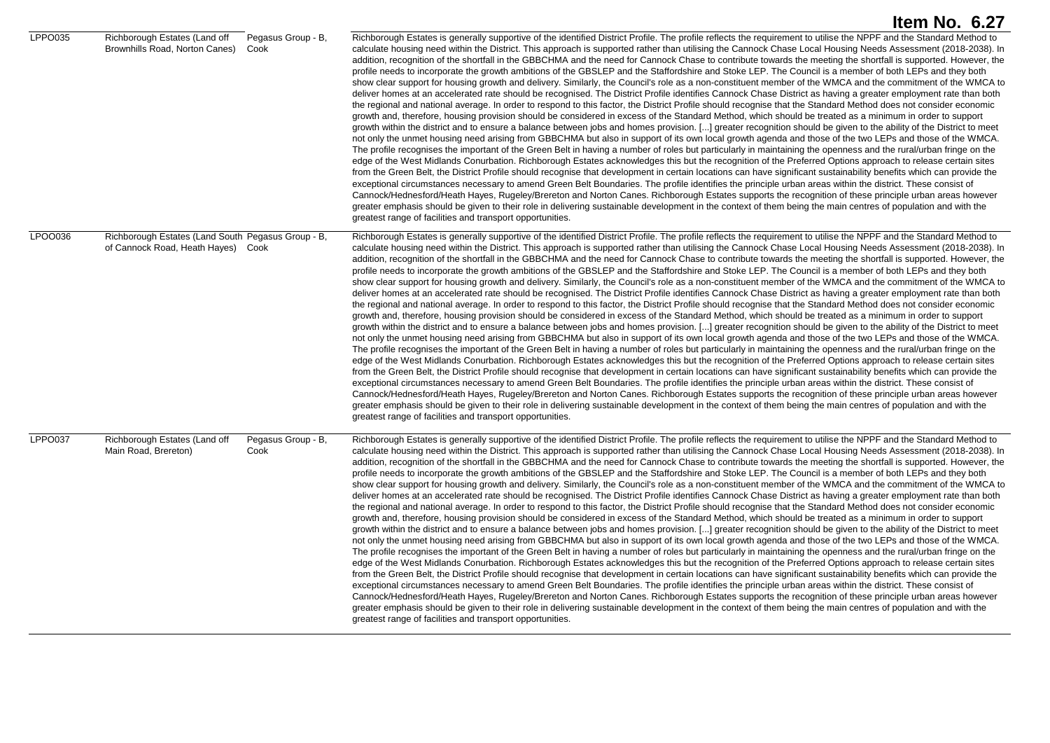**Item No. 6.27**

| | | | |
|---|---|---|---|
| LPPO035 | Richborough Estates (Land off Brownhills Road, Norton Canes) | Pegasus Group - B, Cook | Richborough Estates is generally supportive of the identified District Profile. The profile reflects the requirement to utilise the NPPF and the Standard Method to calculate housing need within the District. This approach is supported rather than utilising the Cannock Chase Local Housing Needs Assessment (2018-2038). In addition, recognition of the shortfall in the GBBCHMA and the need for Cannock Chase to contribute towards the meeting the shortfall is supported. However, the profile needs to incorporate the growth ambitions of the GBSLEP and the Staffordshire and Stoke LEP. The Council is a member of both LEPs and they both show clear support for housing growth and delivery. Similarly, the Council's role as a non-constituent member of the WMCA and the commitment of the WMCA to deliver homes at an accelerated rate should be recognised. The District Profile identifies Cannock Chase District as having a greater employment rate than both the regional and national average. In order to respond to this factor, the District Profile should recognise that the Standard Method does not consider economic growth and, therefore, housing provision should be considered in excess of the Standard Method, which should be treated as a minimum in order to support growth within the district and to ensure a balance between jobs and homes provision. [...] greater recognition should be given to the ability of the District to meet not only the unmet housing need arising from GBBCHMA but also in support of its own local growth agenda and those of the two LEPs and those of the WMCA. The profile recognises the important of the Green Belt in having a number of roles but particularly in maintaining the openness and the rural/urban fringe on the edge of the West Midlands Conurbation. Richborough Estates acknowledges this but the recognition of the Preferred Options approach to release certain sites from the Green Belt, the District Profile should recognise that development in certain locations can have significant sustainability benefits which can provide the exceptional circumstances necessary to amend Green Belt Boundaries. The profile identifies the principle urban areas within the district. These consist of Cannock/Hednesford/Heath Hayes, Rugeley/Brereton and Norton Canes. Richborough Estates supports the recognition of these principle urban areas however greater emphasis should be given to their role in delivering sustainable development in the context of them being the main centres of population and with the greatest range of facilities and transport opportunities. |
| LPOO036 | Richborough Estates (Land South of Cannock Road, Heath Hayes) | Pegasus Group - B, Cook | Richborough Estates is generally supportive of the identified District Profile. The profile reflects the requirement to utilise the NPPF and the Standard Method to calculate housing need within the District. This approach is supported rather than utilising the Cannock Chase Local Housing Needs Assessment (2018-2038). In addition, recognition of the shortfall in the GBBCHMA and the need for Cannock Chase to contribute towards the meeting the shortfall is supported. However, the profile needs to incorporate the growth ambitions of the GBSLEP and the Staffordshire and Stoke LEP. The Council is a member of both LEPs and they both show clear support for housing growth and delivery. Similarly, the Council's role as a non-constituent member of the WMCA and the commitment of the WMCA to deliver homes at an accelerated rate should be recognised. The District Profile identifies Cannock Chase District as having a greater employment rate than both the regional and national average. In order to respond to this factor, the District Profile should recognise that the Standard Method does not consider economic growth and, therefore, housing provision should be considered in excess of the Standard Method, which should be treated as a minimum in order to support growth within the district and to ensure a balance between jobs and homes provision. [...] greater recognition should be given to the ability of the District to meet not only the unmet housing need arising from GBBCHMA but also in support of its own local growth agenda and those of the two LEPs and those of the WMCA. The profile recognises the important of the Green Belt in having a number of roles but particularly in maintaining the openness and the rural/urban fringe on the edge of the West Midlands Conurbation. Richborough Estates acknowledges this but the recognition of the Preferred Options approach to release certain sites from the Green Belt, the District Profile should recognise that development in certain locations can have significant sustainability benefits which can provide the exceptional circumstances necessary to amend Green Belt Boundaries. The profile identifies the principle urban areas within the district. These consist of Cannock/Hednesford/Heath Hayes, Rugeley/Brereton and Norton Canes. Richborough Estates supports the recognition of these principle urban areas however greater emphasis should be given to their role in delivering sustainable development in the context of them being the main centres of population and with the greatest range of facilities and transport opportunities. |
| LPPO037 | Richborough Estates (Land off Main Road, Brereton) | Pegasus Group - B, Cook | Richborough Estates is generally supportive of the identified District Profile. The profile reflects the requirement to utilise the NPPF and the Standard Method to calculate housing need within the District. This approach is supported rather than utilising the Cannock Chase Local Housing Needs Assessment (2018-2038). In addition, recognition of the shortfall in the GBBCHMA and the need for Cannock Chase to contribute towards the meeting the shortfall is supported. However, the profile needs to incorporate the growth ambitions of the GBSLEP and the Staffordshire and Stoke LEP. The Council is a member of both LEPs and they both show clear support for housing growth and delivery. Similarly, the Council's role as a non-constituent member of the WMCA and the commitment of the WMCA to deliver homes at an accelerated rate should be recognised. The District Profile identifies Cannock Chase District as having a greater employment rate than both the regional and national average. In order to respond to this factor, the District Profile should recognise that the Standard Method does not consider economic growth and, therefore, housing provision should be considered in excess of the Standard Method, which should be treated as a minimum in order to support growth within the district and to ensure a balance between jobs and homes provision. [...] greater recognition should be given to the ability of the District to meet not only the unmet housing need arising from GBBCHMA but also in support of its own local growth agenda and those of the two LEPs and those of the WMCA. The profile recognises the important of the Green Belt in having a number of roles but particularly in maintaining the openness and the rural/urban fringe on the edge of the West Midlands Conurbation. Richborough Estates acknowledges this but the recognition of the Preferred Options approach to release certain sites from the Green Belt, the District Profile should recognise that development in certain locations can have significant sustainability benefits which can provide the exceptional circumstances necessary to amend Green Belt Boundaries. The profile identifies the principle urban areas within the district. These consist of Cannock/Hednesford/Heath Hayes, Rugeley/Brereton and Norton Canes. Richborough Estates supports the recognition of these principle urban areas however greater emphasis should be given to their role in delivering sustainable development in the context of them being the main centres of population and with the greatest range of facilities and transport opportunities. |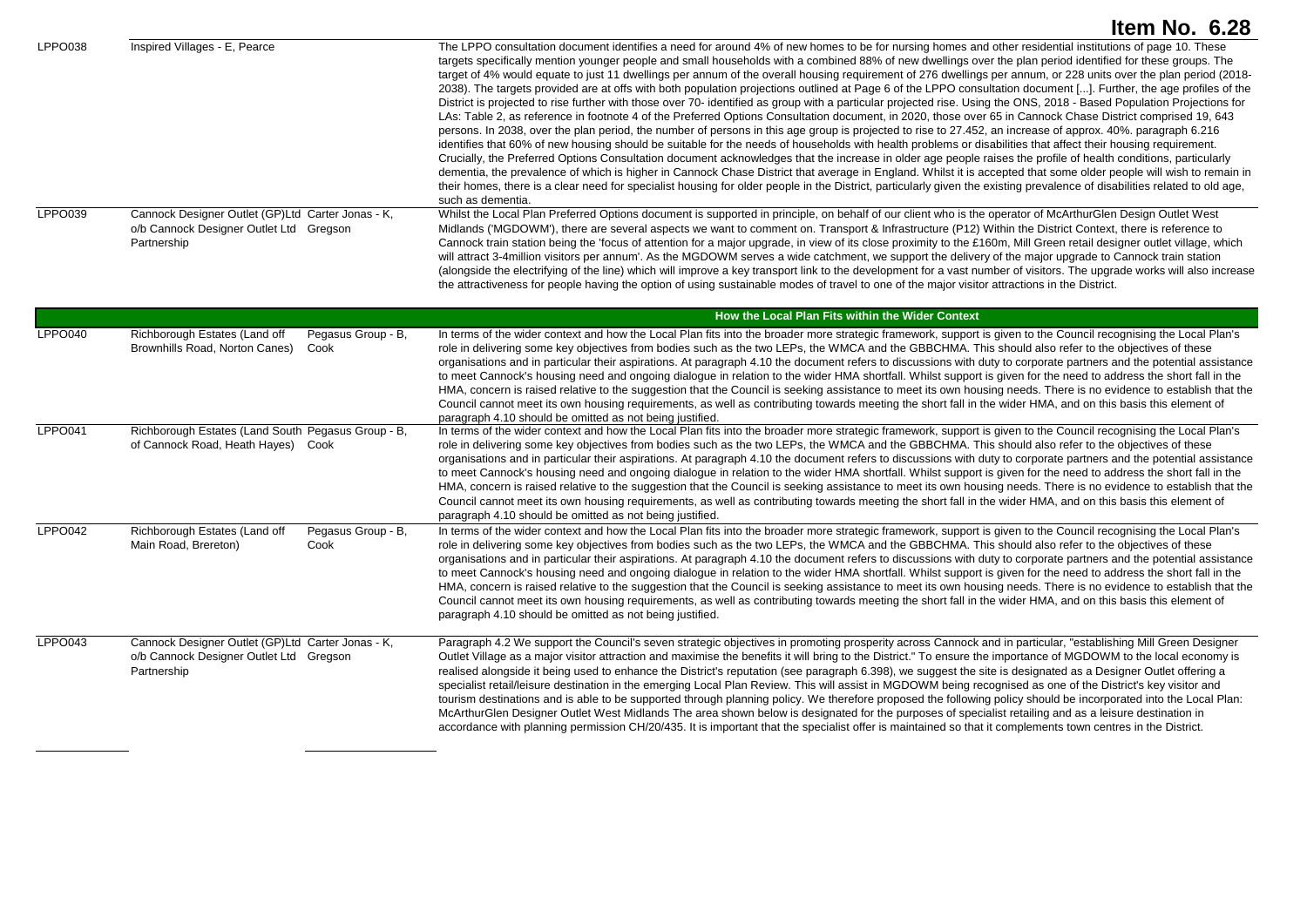# Item No. 6.28

| | | | |
|---|---|---|---|
| LPPO038 | Inspired Villages - E, Pearce | | The LPPO consultation document identifies a need for around 4% of new homes to be for nursing homes and other residential institutions of page 10. These targets specifically mention younger people and small households with a combined 88% of new dwellings over the plan period identified for these groups. The target of 4% would equate to just 11 dwellings per annum of the overall housing requirement of 276 dwellings per annum, or 228 units over the plan period (2018-2038). The targets provided are at offs with both population projections outlined at Page 6 of the LPPO consultation document [...]. Further, the age profiles of the District is projected to rise further with those over 70- identified as group with a particular projected rise. Using the ONS, 2018 - Based Population Projections for LAs: Table 2, as reference in footnote 4 of the Preferred Options Consultation document, in 2020, those over 65 in Cannock Chase District comprised 19, 643 persons. In 2038, over the plan period, the number of persons in this age group is projected to rise to 27.452, an increase of approx. 40%. paragraph 6.216 identifies that 60% of new housing should be suitable for the needs of households with health problems or disabilities that affect their housing requirement. Crucially, the Preferred Options Consultation document acknowledges that the increase in older age people raises the profile of health conditions, particularly dementia, the prevalence of which is higher in Cannock Chase District that average in England. Whilst it is accepted that some older people will wish to remain in their homes, there is a clear need for specialist housing for older people in the District, particularly given the existing prevalence of disabilities related to old age, such as dementia. |
| LPPO039 | Cannock Designer Outlet (GP)Ltd o/b Cannock Designer Outlet Ltd Partnership | Carter Jonas - K, Gregson | Whilst the Local Plan Preferred Options document is supported in principle, on behalf of our client who is the operator of McArthurGlen Design Outlet West Midlands ('MGDOWM'), there are several aspects we want to comment on. Transport & Infrastructure (P12) Within the District Context, there is reference to Cannock train station being the 'focus of attention for a major upgrade, in view of its close proximity to the £160m, Mill Green retail designer outlet village, which will attract 3-4million visitors per annum'. As the MGDOWM serves a wide catchment, we support the delivery of the major upgrade to Cannock train station (alongside the electrifying of the line) which will improve a key transport link to the development for a vast number of visitors. The upgrade works will also increase the attractiveness for people having the option of using sustainable modes of travel to one of the major visitor attractions in the District. |
| | | | **How the Local Plan Fits within the Wider Context** |
| LPPO040 | Richborough Estates (Land off Brownhills Road, Norton Canes) | Pegasus Group - B, Cook | In terms of the wider context and how the Local Plan fits into the broader more strategic framework, support is given to the Council recognising the Local Plan's role in delivering some key objectives from bodies such as the two LEPs, the WMCA and the GBBCHMA. This should also refer to the objectives of these organisations and in particular their aspirations. At paragraph 4.10 the document refers to discussions with duty to corporate partners and the potential assistance to meet Cannock's housing need and ongoing dialogue in relation to the wider HMA shortfall. Whilst support is given for the need to address the short fall in the HMA, concern is raised relative to the suggestion that the Council is seeking assistance to meet its own housing needs. There is no evidence to establish that the Council cannot meet its own housing requirements, as well as contributing towards meeting the short fall in the wider HMA, and on this basis this element of paragraph 4.10 should be omitted as not being justified. |
| LPPO041 | Richborough Estates (Land South of Cannock Road, Heath Hayes) | Pegasus Group - B, Cook | In terms of the wider context and how the Local Plan fits into the broader more strategic framework, support is given to the Council recognising the Local Plan's role in delivering some key objectives from bodies such as the two LEPs, the WMCA and the GBBCHMA. This should also refer to the objectives of these organisations and in particular their aspirations. At paragraph 4.10 the document refers to discussions with duty to corporate partners and the potential assistance to meet Cannock's housing need and ongoing dialogue in relation to the wider HMA shortfall. Whilst support is given for the need to address the short fall in the HMA, concern is raised relative to the suggestion that the Council is seeking assistance to meet its own housing needs. There is no evidence to establish that the Council cannot meet its own housing requirements, as well as contributing towards meeting the short fall in the wider HMA, and on this basis this element of paragraph 4.10 should be omitted as not being justified. |
| LPPO042 | Richborough Estates (Land off Main Road, Brereton) | Pegasus Group - B, Cook | In terms of the wider context and how the Local Plan fits into the broader more strategic framework, support is given to the Council recognising the Local Plan's role in delivering some key objectives from bodies such as the two LEPs, the WMCA and the GBBCHMA. This should also refer to the objectives of these organisations and in particular their aspirations. At paragraph 4.10 the document refers to discussions with duty to corporate partners and the potential assistance to meet Cannock's housing need and ongoing dialogue in relation to the wider HMA shortfall. Whilst support is given for the need to address the short fall in the HMA, concern is raised relative to the suggestion that the Council is seeking assistance to meet its own housing needs. There is no evidence to establish that the Council cannot meet its own housing requirements, as well as contributing towards meeting the short fall in the wider HMA, and on this basis this element of paragraph 4.10 should be omitted as not being justified. |
| LPPO043 | Cannock Designer Outlet (GP)Ltd o/b Cannock Designer Outlet Ltd Partnership | Carter Jonas - K, Gregson | Paragraph 4.2 We support the Council's seven strategic objectives in promoting prosperity across Cannock and in particular, "establishing Mill Green Designer Outlet Village as a major visitor attraction and maximise the benefits it will bring to the District." To ensure the importance of MGDOWM to the local economy is realised alongside it being used to enhance the District's reputation (see paragraph 6.398), we suggest the site is designated as a Designer Outlet offering a specialist retail/leisure destination in the emerging Local Plan Review. This will assist in MGDOWM being recognised as one of the District's key visitor and tourism destinations and is able to be supported through planning policy. We therefore proposed the following policy should be incorporated into the Local Plan: McArthurGlen Designer Outlet West Midlands The area shown below is designated for the purposes of specialist retailing and as a leisure destination in accordance with planning permission CH/20/435. It is important that the specialist offer is maintained so that it complements town centres in the District. |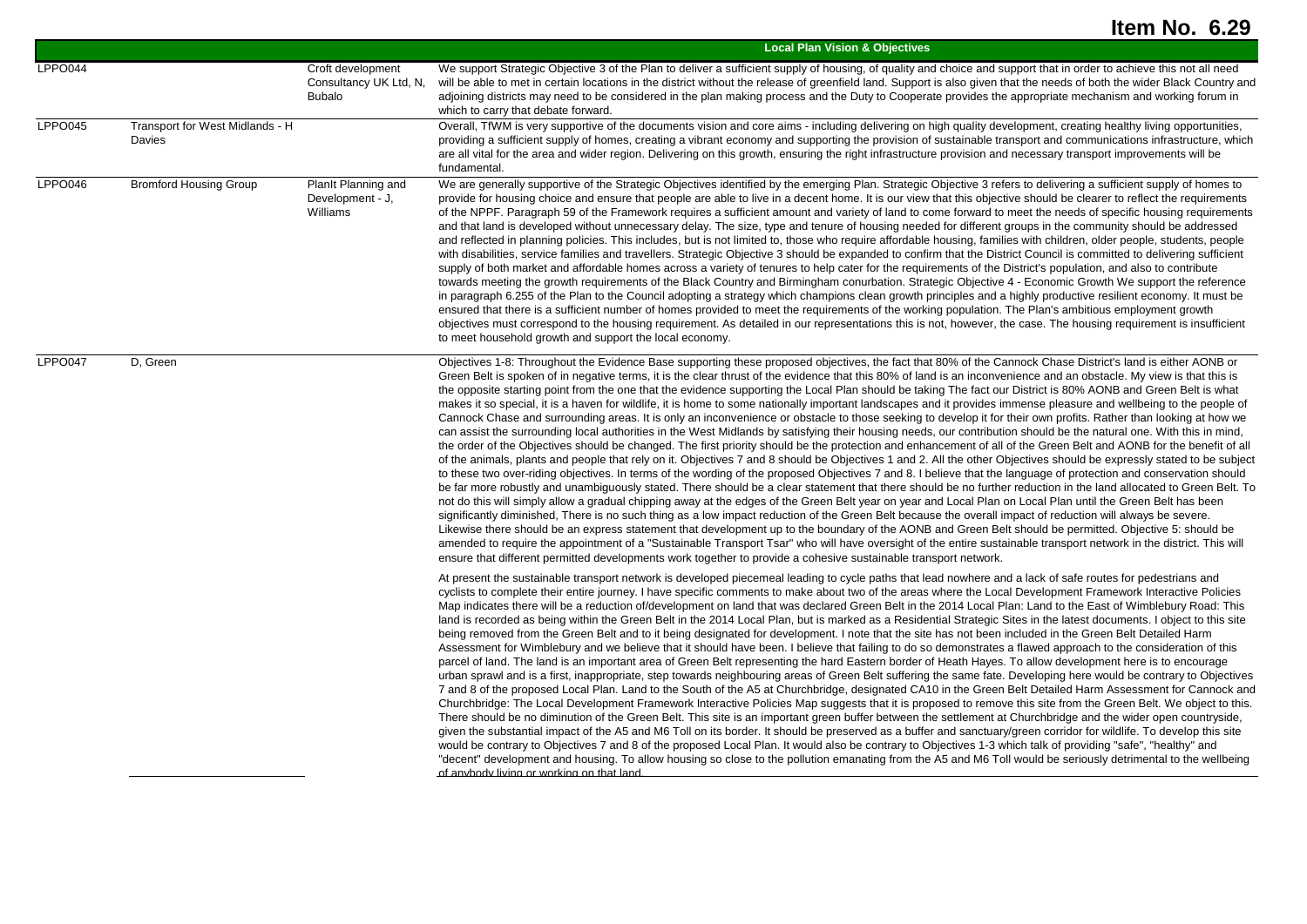# Item No. 6.29

| | | | Local Plan Vision & Objectives |
|---|---|---|---|
| LPPO044 | | Croft development Consultancy UK Ltd, N, Bubalo | We support Strategic Objective 3 of the Plan to deliver a sufficient supply of housing, of quality and choice and support that in order to achieve this not all need will be able to met in certain locations in the district without the release of greenfield land. Support is also given that the needs of both the wider Black Country and adjoining districts may need to be considered in the plan making process and the Duty to Cooperate provides the appropriate mechanism and working forum in which to carry that debate forward. |
| LPPO045 | Transport for West Midlands - H Davies | | Overall, TfWM is very supportive of the documents vision and core aims - including delivering on high quality development, creating healthy living opportunities, providing a sufficient supply of homes, creating a vibrant economy and supporting the provision of sustainable transport and communications infrastructure, which are all vital for the area and wider region. Delivering on this growth, ensuring the right infrastructure provision and necessary transport improvements will be fundamental. |
| LPPO046 | Bromford Housing Group | PlanIt Planning and Development - J, Williams | We are generally supportive of the Strategic Objectives identified by the emerging Plan. Strategic Objective 3 refers to delivering a sufficient supply of homes to provide for housing choice and ensure that people are able to live in a decent home. It is our view that this objective should be clearer to reflect the requirements of the NPPF. Paragraph 59 of the Framework requires a sufficient amount and variety of land to come forward to meet the needs of specific housing requirements and that land is developed without unnecessary delay. The size, type and tenure of housing needed for different groups in the community should be addressed and reflected in planning policies. This includes, but is not limited to, those who require affordable housing, families with children, older people, students, people with disabilities, service families and travellers. Strategic Objective 3 should be expanded to confirm that the District Council is committed to delivering sufficient supply of both market and affordable homes across a variety of tenures to help cater for the requirements of the District's population, and also to contribute towards meeting the growth requirements of the Black Country and Birmingham conurbation. Strategic Objective 4 - Economic Growth We support the reference in paragraph 6.255 of the Plan to the Council adopting a strategy which champions clean growth principles and a highly productive resilient economy. It must be ensured that there is a sufficient number of homes provided to meet the requirements of the working population. The Plan's ambitious employment growth objectives must correspond to the housing requirement. As detailed in our representations this is not, however, the case. The housing requirement is insufficient to meet household growth and support the local economy. |
| LPPO047 | D, Green | | Objectives 1-8: Throughout the Evidence Base supporting these proposed objectives, the fact that 80% of the Cannock Chase District's land is either AONB or Green Belt is spoken of in negative terms, it is the clear thrust of the evidence that this 80% of land is an inconvenience and an obstacle. My view is that this is the opposite starting point from the one that the evidence supporting the Local Plan should be taking The fact our District is 80% AONB and Green Belt is what makes it so special, it is a haven for wildlife, it is home to some nationally important landscapes and it provides immense pleasure and wellbeing to the people of Cannock Chase and surrounding areas. It is only an inconvenience or obstacle to those seeking to develop it for their own profits. Rather than looking at how we can assist the surrounding local authorities in the West Midlands by satisfying their housing needs, our contribution should be the natural one. With this in mind, the order of the Objectives should be changed. The first priority should be the protection and enhancement of all of the Green Belt and AONB for the benefit of all of the animals, plants and people that rely on it. Objectives 7 and 8 should be Objectives 1 and 2. All the other Objectives should be expressly stated to be subject to these two over-riding objectives. In terms of the wording of the proposed Objectives 7 and 8. I believe that the language of protection and conservation should be far more robustly and unambiguously stated. There should be a clear statement that there should be no further reduction in the land allocated to Green Belt. To not do this will simply allow a gradual chipping away at the edges of the Green Belt year on year and Local Plan on Local Plan until the Green Belt has been significantly diminished, There is no such thing as a low impact reduction of the Green Belt because the overall impact of reduction will always be severe. Likewise there should be an express statement that development up to the boundary of the AONB and Green Belt should be permitted. Objective 5: should be amended to require the appointment of a "Sustainable Transport Tsar" who will have oversight of the entire sustainable transport network in the district. This will ensure that different permitted developments work together to provide a cohesive sustainable transport network.<br><br>At present the sustainable transport network is developed piecemeal leading to cycle paths that lead nowhere and a lack of safe routes for pedestrians and cyclists to complete their entire journey. I have specific comments to make about two of the areas where the Local Development Framework Interactive Policies Map indicates there will be a reduction of/development on land that was declared Green Belt in the 2014 Local Plan: Land to the East of Wimblebury Road: This land is recorded as being within the Green Belt in the 2014 Local Plan, but is marked as a Residential Strategic Sites in the latest documents. I object to this site being removed from the Green Belt and to it being designated for development. I note that the site has not been included in the Green Belt Detailed Harm Assessment for Wimblebury and we believe that it should have been. I believe that failing to do so demonstrates a flawed approach to the consideration of this parcel of land. The land is an important area of Green Belt representing the hard Eastern border of Heath Hayes. To allow development here is to encourage urban sprawl and is a first, inappropriate, step towards neighbouring areas of Green Belt suffering the same fate. Developing here would be contrary to Objectives 7 and 8 of the proposed Local Plan. Land to the South of the A5 at Churchbridge, designated CA10 in the Green Belt Detailed Harm Assessment for Cannock and Churchbridge: The Local Development Framework Interactive Policies Map suggests that it is proposed to remove this site from the Green Belt. We object to this. There should be no diminution of the Green Belt. This site is an important green buffer between the settlement at Churchbridge and the wider open countryside, given the substantial impact of the A5 and M6 Toll on its border. It should be preserved as a buffer and sanctuary/green corridor for wildlife. To develop this site would be contrary to Objectives 7 and 8 of the proposed Local Plan. It would also be contrary to Objectives 1-3 which talk of providing "safe", "healthy" and "decent" development and housing. To allow housing so close to the pollution emanating from the A5 and M6 Toll would be seriously detrimental to the wellbeing of anybody living or working on that land. |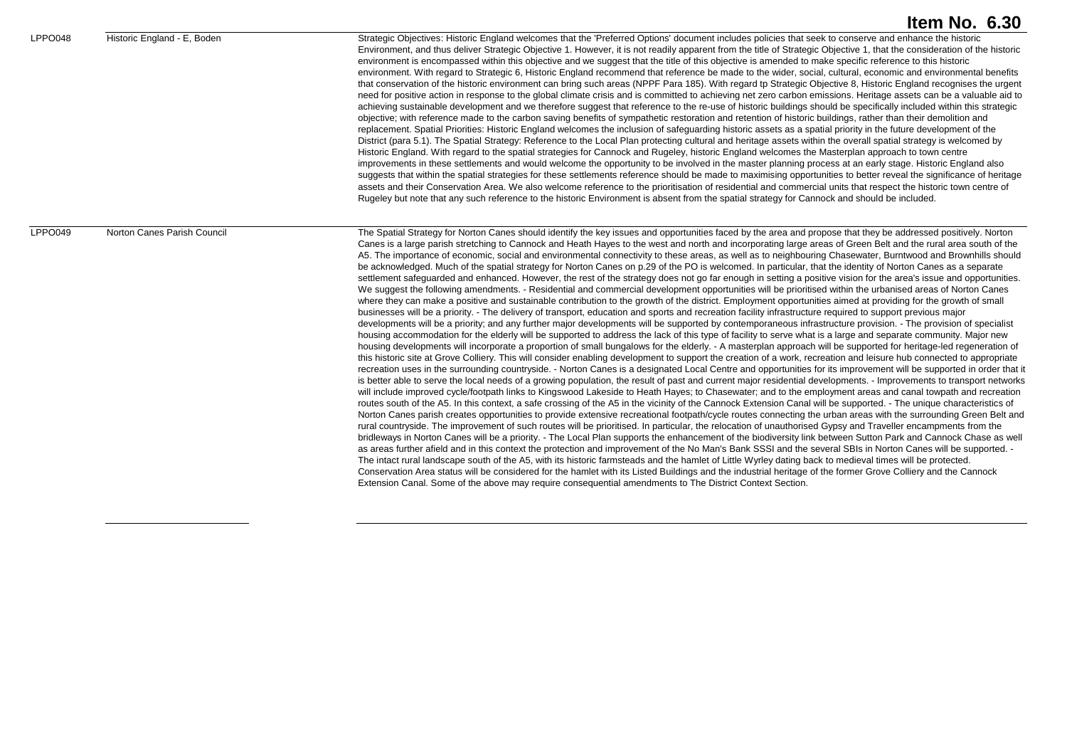# Item No. 6.30

| | | |
|---|---|---|
| LPPO048 | Historic England - E, Boden | Strategic Objectives: Historic England welcomes that the 'Preferred Options' document includes policies that seek to conserve and enhance the historic Environment, and thus deliver Strategic Objective 1. However, it is not readily apparent from the title of Strategic Objective 1, that the consideration of the historic environment is encompassed within this objective and we suggest that the title of this objective is amended to make specific reference to this historic environment. With regard to Strategic 6, Historic England recommend that reference be made to the wider, social, cultural, economic and environmental benefits that conservation of the historic environment can bring such areas (NPPF Para 185). With regard tp Strategic Objective 8, Historic England recognises the urgent need for positive action in response to the global climate crisis and is committed to achieving net zero carbon emissions. Heritage assets can be a valuable aid to achieving sustainable development and we therefore suggest that reference to the re-use of historic buildings should be specifically included within this strategic objective; with reference made to the carbon saving benefits of sympathetic restoration and retention of historic buildings, rather than their demolition and replacement. Spatial Priorities: Historic England welcomes the inclusion of safeguarding historic assets as a spatial priority in the future development of the District (para 5.1). The Spatial Strategy: Reference to the Local Plan protecting cultural and heritage assets within the overall spatial strategy is welcomed by Historic England. With regard to the spatial strategies for Cannock and Rugeley, historic England welcomes the Masterplan approach to town centre improvements in these settlements and would welcome the opportunity to be involved in the master planning process at an early stage. Historic England also suggests that within the spatial strategies for these settlements reference should be made to maximising opportunities to better reveal the significance of heritage assets and their Conservation Area. We also welcome reference to the prioritisation of residential and commercial units that respect the historic town centre of Rugeley but note that any such reference to the historic Environment is absent from the spatial strategy for Cannock and should be included. |
| LPPO049 | Norton Canes Parish Council | The Spatial Strategy for Norton Canes should identify the key issues and opportunities faced by the area and propose that they be addressed positively. Norton Canes is a large parish stretching to Cannock and Heath Hayes to the west and north and incorporating large areas of Green Belt and the rural area south of the A5. The importance of economic, social and environmental connectivity to these areas, as well as to neighbouring Chasewater, Burntwood and Brownhills should be acknowledged. Much of the spatial strategy for Norton Canes on p.29 of the PO is welcomed. In particular, that the identity of Norton Canes as a separate settlement safeguarded and enhanced. However, the rest of the strategy does not go far enough in setting a positive vision for the area's issue and opportunities. We suggest the following amendments. - Residential and commercial development opportunities will be prioritised within the urbanised areas of Norton Canes where they can make a positive and sustainable contribution to the growth of the district. Employment opportunities aimed at providing for the growth of small businesses will be a priority. - The delivery of transport, education and sports and recreation facility infrastructure required to support previous major developments will be a priority; and any further major developments will be supported by contemporaneous infrastructure provision. - The provision of specialist housing accommodation for the elderly will be supported to address the lack of this type of facility to serve what is a large and separate community. Major new housing developments will incorporate a proportion of small bungalows for the elderly. - A masterplan approach will be supported for heritage-led regeneration of this historic site at Grove Colliery. This will consider enabling development to support the creation of a work, recreation and leisure hub connected to appropriate recreation uses in the surrounding countryside. - Norton Canes is a designated Local Centre and opportunities for its improvement will be supported in order that it is better able to serve the local needs of a growing population, the result of past and current major residential developments. - Improvements to transport networks will include improved cycle/footpath links to Kingswood Lakeside to Heath Hayes; to Chasewater; and to the employment areas and canal towpath and recreation routes south of the A5. In this context, a safe crossing of the A5 in the vicinity of the Cannock Extension Canal will be supported. - The unique characteristics of Norton Canes parish creates opportunities to provide extensive recreational footpath/cycle routes connecting the urban areas with the surrounding Green Belt and rural countryside. The improvement of such routes will be prioritised. In particular, the relocation of unauthorised Gypsy and Traveller encampments from the bridleways in Norton Canes will be a priority. - The Local Plan supports the enhancement of the biodiversity link between Sutton Park and Cannock Chase as well as areas further afield and in this context the protection and improvement of the No Man's Bank SSSI and the several SBIs in Norton Canes will be supported. - The intact rural landscape south of the A5, with its historic farmsteads and the hamlet of Little Wyrley dating back to medieval times will be protected. Conservation Area status will be considered for the hamlet with its Listed Buildings and the industrial heritage of the former Grove Colliery and the Cannock Extension Canal. Some of the above may require consequential amendments to The District Context Section. |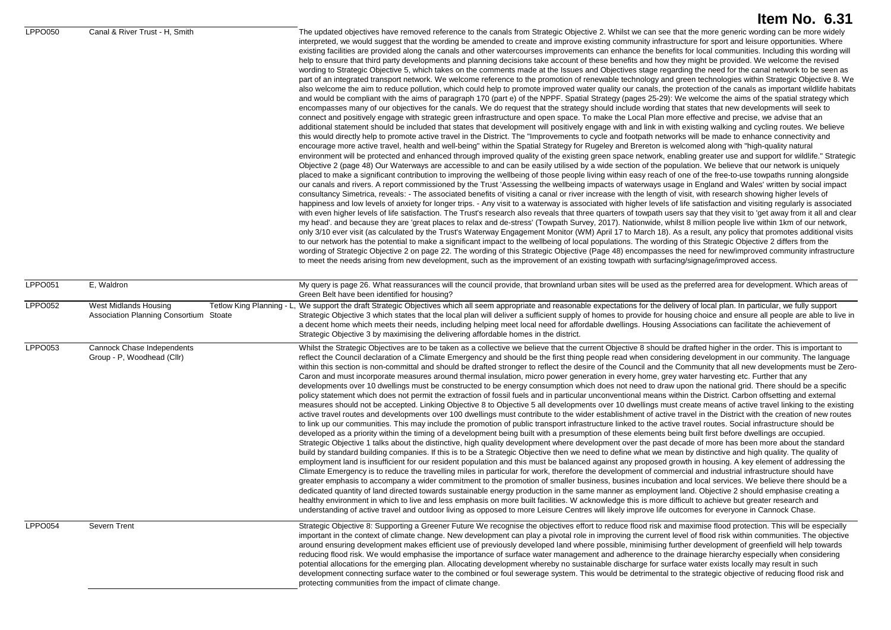# Item No. 6.31

| | | | |
|---|---|---|---|
| LPPO050 | Canal & River Trust - H, Smith | | The updated objectives have removed reference to the canals from Strategic Objective 2. Whilst we can see that the more generic wording can be more widely interpreted, we would suggest that the wording be amended to create and improve existing community infrastructure for sport and leisure opportunities. Where existing facilities are provided along the canals and other watercourses improvements can enhance the benefits for local communities. Including this wording will help to ensure that third party developments and planning decisions take account of these benefits and how they might be provided. We welcome the revised wording to Strategic Objective 5, which takes on the comments made at the Issues and Objectives stage regarding the need for the canal network to be seen as part of an integrated transport network. We welcome reference to the promotion of renewable technology and green technologies within Strategic Objective 8. We also welcome the aim to reduce pollution, which could help to promote improved water quality our canals, the protection of the canals as important wildlife habitats and would be compliant with the aims of paragraph 170 (part e) of the NPPF. Spatial Strategy (pages 25-29): We welcome the aims of the spatial strategy which encompasses many of our objectives for the canals. We do request that the strategy should include wording that states that new developments will seek to connect and positively engage with strategic green infrastructure and open space. To make the Local Plan more effective and precise, we advise that an additional statement should be included that states that development will positively engage with and link in with existing walking and cycling routes. We believe this would directly help to promote active travel in the District. The "Improvements to cycle and footpath networks will be made to enhance connectivity and encourage more active travel, health and well-being" within the Spatial Strategy for Rugeley and Brereton is welcomed along with "high-quality natural environment will be protected and enhanced through improved quality of the existing green space network, enabling greater use and support for wildlife." Strategic Objective 2 (page 48) Our Waterways are accessible to and can be easily utilised by a wide section of the population. We believe that our network is uniquely placed to make a significant contribution to improving the wellbeing of those people living within easy reach of one of the free-to-use towpaths running alongside our canals and rivers. A report commissioned by the Trust 'Assessing the wellbeing impacts of waterways usage in England and Wales' written by social impact consultancy Simetrica, reveals: - The associated benefits of visiting a canal or river increase with the length of visit, with research showing higher levels of happiness and low levels of anxiety for longer trips. - Any visit to a waterway is associated with higher levels of life satisfaction and visiting regularly is associated with even higher levels of life satisfaction. The Trust's research also reveals that three quarters of towpath users say that they visit to 'get away from it all and clear my head'. and because they are 'great places to relax and de-stress' (Towpath Survey, 2017). Nationwide, whilst 8 million people live within 1km of our network, only 3/10 ever visit (as calculated by the Trust's Waterway Engagement Monitor (WM) April 17 to March 18). As a result, any policy that promotes additional visits to our network has the potential to make a significant impact to the wellbeing of local populations. The wording of this Strategic Objective 2 differs from the wording of Strategic Objective 2 on page 22. The wording of this Strategic Objective (Page 48) encompasses the need for new/improved community infrastructure to meet the needs arising from new development, such as the improvement of an existing towpath with surfacing/signage/improved access. |
| LPPO051 | E, Waldron | | My query is page 26. What reassurances will the council provide, that brownland urban sites will be used as the preferred area for development. Which areas of Green Belt have been identified for housing? |
| LPPO052 | West Midlands Housing Association Planning Consortium | Tetlow King Planning - L, Stoate | We support the draft Strategic Objectives which all seem appropriate and reasonable expectations for the delivery of local plan. In particular, we fully support Strategic Objective 3 which states that the local plan will deliver a sufficient supply of homes to provide for housing choice and ensure all people are able to live in a decent home which meets their needs, including helping meet local need for affordable dwellings. Housing Associations can facilitate the achievement of Strategic Objective 3 by maximising the delivering affordable homes in the district. |
| LPPO053 | Cannock Chase Independents Group - P, Woodhead (Cllr) | | Whilst the Strategic Objectives are to be taken as a collective we believe that the current Objective 8 should be drafted higher in the order. This is important to reflect the Council declaration of a Climate Emergency and should be the first thing people read when considering development in our community. The language within this section is non-committal and should be drafted stronger to reflect the desire of the Council and the Community that all new developments must be Zero-Caron and must incorporate measures around thermal insulation, micro power generation in every home, grey water harvesting etc. Further that any developments over 10 dwellings must be constructed to be energy consumption which does not need to draw upon the national grid. There should be a specific policy statement which does not permit the extraction of fossil fuels and in particular unconventional means within the District. Carbon offsetting and external measures should not be accepted. Linking Objective 8 to Objective 5 all developments over 10 dwellings must create means of active travel linking to the existing active travel routes and developments over 100 dwellings must contribute to the wider establishment of active travel in the District with the creation of new routes to link up our communities. This may include the promotion of public transport infrastructure linked to the active travel routes. Social infrastructure should be developed as a priority within the timing of a development being built with a presumption of these elements being built first before dwellings are occupied. Strategic Objective 1 talks about the distinctive, high quality development where development over the past decade of more has been more about the standard build by standard building companies. If this is to be a Strategic Objective then we need to define what we mean by distinctive and high quality. The quality of employment land is insufficient for our resident population and this must be balanced against any proposed growth in housing. A key element of addressing the Climate Emergency is to reduce the travelling miles in particular for work, therefore the development of commercial and industrial infrastructure should have greater emphasis to accompany a wider commitment to the promotion of smaller business, busines incubation and local services. We believe there should be a dedicated quantity of land directed towards sustainable energy production in the same manner as employment land. Objective 2 should emphasise creating a healthy environment in which to live and less emphasis on more built facilities. W acknowledge this is more difficult to achieve but greater research and understanding of active travel and outdoor living as opposed to more Leisure Centres will likely improve life outcomes for everyone in Cannock Chase. |
| LPPO054 | Severn Trent | | Strategic Objective 8: Supporting a Greener Future We recognise the objectives effort to reduce flood risk and maximise flood protection. This will be especially important in the context of climate change. New development can play a pivotal role in improving the current level of flood risk within communities. The objective around ensuring development makes efficient use of previously developed land where possible, minimising further development of greenfield will help towards reducing flood risk. We would emphasise the importance of surface water management and adherence to the drainage hierarchy especially when considering potential allocations for the emerging plan. Allocating development whereby no sustainable discharge for surface water exists locally may result in such development connecting surface water to the combined or foul sewerage system. This would be detrimental to the strategic objective of reducing flood risk and protecting communities from the impact of climate change. |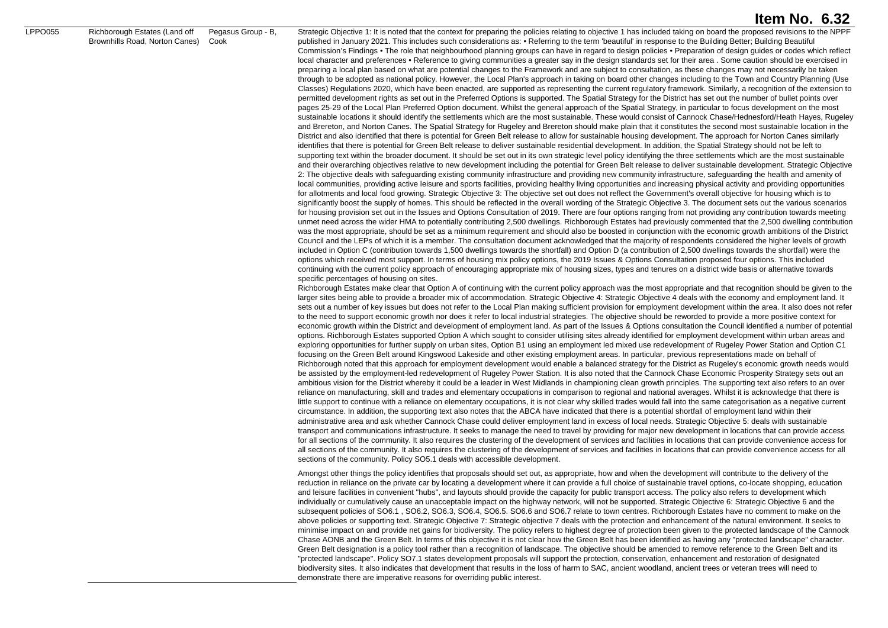| | | | |
|---|---|---|---|
| LPPO055 | Richborough Estates (Land off Brownhills Road, Norton Canes) | Pegasus Group - B, Cook | Strategic Objective 1: It is noted that the context for preparing the policies relating to objective 1 has included taking on board the proposed revisions to the NPPF published in January 2021. This includes such considerations as: • Referring to the term 'beautiful' in response to the Building Better; Building Beautiful Commission's Findings • The role that neighbourhood planning groups can have in regard to design policies • Preparation of design guides or codes which reflect local character and preferences • Reference to giving communities a greater say in the design standards set for their area . Some caution should be exercised in preparing a local plan based on what are potential changes to the Framework and are subject to consultation, as these changes may not necessarily be taken through to be adopted as national policy. However, the Local Plan's approach in taking on board other changes including to the Town and Country Planning (Use Classes) Regulations 2020, which have been enacted, are supported as representing the current regulatory framework. Similarly, a recognition of the extension to permitted development rights as set out in the Preferred Options is supported. The Spatial Strategy for the District has set out the number of bullet points over pages 25-29 of the Local Plan Preferred Option document. Whilst the general approach of the Spatial Strategy, in particular to focus development on the most sustainable locations it should identify the settlements which are the most sustainable. These would consist of Cannock Chase/Hednesford/Heath Hayes, Rugeley and Brereton, and Norton Canes. The Spatial Strategy for Rugeley and Brereton should make plain that it constitutes the second most sustainable location in the District and also identified that there is potential for Green Belt release to allow for sustainable housing development. The approach for Norton Canes similarly identifies that there is potential for Green Belt release to deliver sustainable residential development. In addition, the Spatial Strategy should not be left to supporting text within the broader document. It should be set out in its own strategic level policy identifying the three settlements which are the most sustainable and their overarching objectives relative to new development including the potential for Green Belt release to deliver sustainable development. Strategic Objective 2: The objective deals with safeguarding existing community infrastructure and providing new community infrastructure, safeguarding the health and amenity of local communities, providing active leisure and sports facilities, providing healthy living opportunities and increasing physical activity and providing opportunities for allotments and local food growing. Strategic Objective 3: The objective set out does not reflect the Government's overall objective for housing which is to significantly boost the supply of homes. This should be reflected in the overall wording of the Strategic Objective 3. The document sets out the various scenarios for housing provision set out in the Issues and Options Consultation of 2019. There are four options ranging from not providing any contribution towards meeting unmet need across the wider HMA to potentially contributing 2,500 dwellings. Richborough Estates had previously commented that the 2,500 dwelling contribution was the most appropriate, should be set as a minimum requirement and should also be boosted in conjunction with the economic growth ambitions of the District Council and the LEPs of which it is a member. The consultation document acknowledged that the majority of respondents considered the higher levels of growth included in Option C (contribution towards 1,500 dwellings towards the shortfall) and Option D (a contribution of 2,500 dwellings towards the shortfall) were the options which received most support. In terms of housing mix policy options, the 2019 Issues & Options Consultation proposed four options. This included continuing with the current policy approach of encouraging appropriate mix of housing sizes, types and tenures on a district wide basis or alternative towards specific percentages of housing on sites.<br>Richborough Estates make clear that Option A of continuing with the current policy approach was the most appropriate and that recognition should be given to the larger sites being able to provide a broader mix of accommodation. Strategic Objective 4: Strategic Objective 4 deals with the economy and employment land. It sets out a number of key issues but does not refer to the Local Plan making sufficient provision for employment development within the area. It also does not refer to the need to support economic growth nor does it refer to local industrial strategies. The objective should be reworded to provide a more positive context for economic growth within the District and development of employment land. As part of the Issues & Options consultation the Council identified a number of potential options. Richborough Estates supported Option A which sought to consider utilising sites already identified for employment development within urban areas and exploring opportunities for further supply on urban sites, Option B1 using an employment led mixed use redevelopment of Rugeley Power Station and Option C1 focusing on the Green Belt around Kingswood Lakeside and other existing employment areas. In particular, previous representations made on behalf of Richborough noted that this approach for employment development would enable a balanced strategy for the District as Rugeley's economic growth needs would be assisted by the employment-led redevelopment of Rugeley Power Station. It is also noted that the Cannock Chase Economic Prosperity Strategy sets out an ambitious vision for the District whereby it could be a leader in West Midlands in championing clean growth principles. The supporting text also refers to an over reliance on manufacturing, skill and trades and elementary occupations in comparison to regional and national averages. Whilst it is acknowledge that there is little support to continue with a reliance on elementary occupations, it is not clear why skilled trades would fall into the same categorisation as a negative current circumstance. In addition, the supporting text also notes that the ABCA have indicated that there is a potential shortfall of employment land within their administrative area and ask whether Cannock Chase could deliver employment land in excess of local needs. Strategic Objective 5: deals with sustainable transport and communications infrastructure. It seeks to manage the need to travel by providing for major new development in locations that can provide access for all sections of the community. It also requires the clustering of the development of services and facilities in locations that can provide convenience access for all sections of the community. It also requires the clustering of the development of services and facilities in locations that can provide convenience access for all sections of the community. Policy SO5.1 deals with accessible development.<br><br>Amongst other things the policy identifies that proposals should set out, as appropriate, how and when the development will contribute to the delivery of the reduction in reliance on the private car by locating a development where it can provide a full choice of sustainable travel options, co-locate shopping, education and leisure facilities in convenient "hubs", and layouts should provide the capacity for public transport access. The policy also refers to development which individually or cumulatively cause an unacceptable impact on the highway network, will not be supported. Strategic Objective 6: Strategic Objective 6 and the subsequent policies of SO6.1 , SO6.2, SO6.3, SO6.4, SO6.5. SO6.6 and SO6.7 relate to town centres. Richborough Estates have no comment to make on the above policies or supporting text. Strategic Objective 7: Strategic objective 7 deals with the protection and enhancement of the natural environment. It seeks to minimise impact on and provide net gains for biodiversity. The policy refers to highest degree of protection been given to the protected landscape of the Cannock Chase AONB and the Green Belt. In terms of this objective it is not clear how the Green Belt has been identified as having any "protected landscape" character. Green Belt designation is a policy tool rather than a recognition of landscape. The objective should be amended to remove reference to the Green Belt and its "protected landscape". Policy SO7.1 states development proposals will support the protection, conservation, enhancement and restoration of designated biodiversity sites. It also indicates that development that results in the loss of harm to SAC, ancient woodland, ancient trees or veteran trees will need to demonstrate there are imperative reasons for overriding public interest. |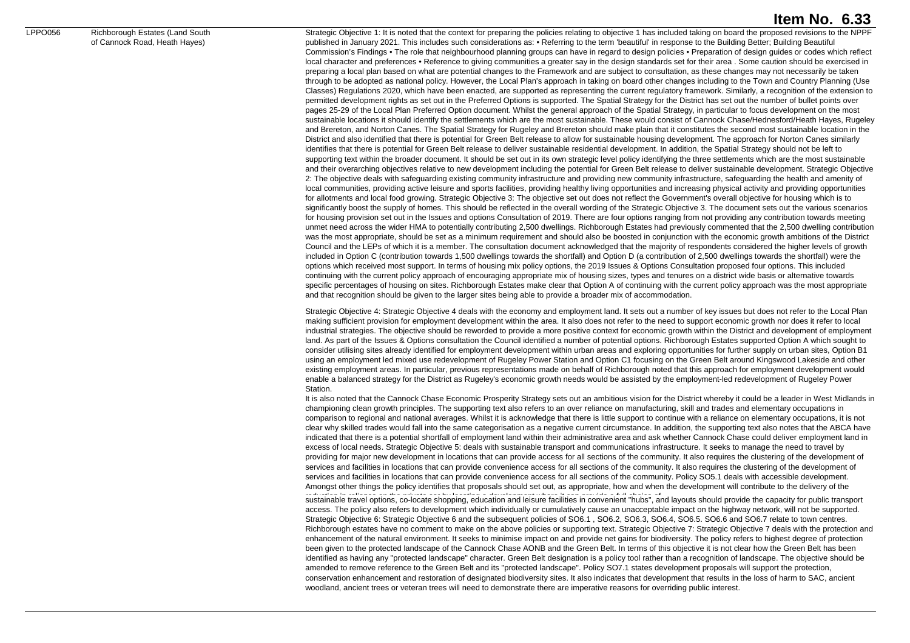# Item No. 6.33

| | | |
|---|---|---|
| LPPO056 | Richborough Estates (Land South of Cannock Road, Heath Hayes) | Strategic Objective 1: It is noted that the context for preparing the policies relating to objective 1 has included taking on board the proposed revisions to the NPPF published in January 2021. This includes such considerations as: • Referring to the term 'beautiful' in response to the Building Better; Building Beautiful Commission's Findings • The role that neighbourhood planning groups can have in regard to design policies • Preparation of design guides or codes which reflect local character and preferences • Reference to giving communities a greater say in the design standards set for their area . Some caution should be exercised in preparing a local plan based on what are potential changes to the Framework and are subject to consultation, as these changes may not necessarily be taken through to be adopted as national policy. However, the Local Plan's approach in taking on board other changes including to the Town and Country Planning (Use Classes) Regulations 2020, which have been enacted, are supported as representing the current regulatory framework. Similarly, a recognition of the extension to permitted development rights as set out in the Preferred Options is supported. The Spatial Strategy for the District has set out the number of bullet points over pages 25-29 of the Local Plan Preferred Option document. Whilst the general approach of the Spatial Strategy, in particular to focus development on the most sustainable locations it should identify the settlements which are the most sustainable. These would consist of Cannock Chase/Hednesford/Heath Hayes, Rugeley and Brereton, and Norton Canes. The Spatial Strategy for Rugeley and Brereton should make plain that it constitutes the second most sustainable location in the District and also identified that there is potential for Green Belt release to allow for sustainable housing development. The approach for Norton Canes similarly identifies that there is potential for Green Belt release to deliver sustainable residential development. In addition, the Spatial Strategy should not be left to supporting text within the broader document. It should be set out in its own strategic level policy identifying the three settlements which are the most sustainable and their overarching objectives relative to new development including the potential for Green Belt release to deliver sustainable development. Strategic Objective 2: The objective deals with safeguarding existing community infrastructure and providing new community infrastructure, safeguarding the health and amenity of local communities, providing active leisure and sports facilities, providing healthy living opportunities and increasing physical activity and providing opportunities for allotments and local food growing. Strategic Objective 3: The objective set out does not reflect the Government's overall objective for housing which is to significantly boost the supply of homes. This should be reflected in the overall wording of the Strategic Objective 3. The document sets out the various scenarios for housing provision set out in the Issues and options Consultation of 2019. There are four options ranging from not providing any contribution towards meeting unmet need across the wider HMA to potentially contributing 2,500 dwellings. Richborough Estates had previously commented that the 2,500 dwelling contribution was the most appropriate, should be set as a minimum requirement and should also be boosted in conjunction with the economic growth ambitions of the District Council and the LEPs of which it is a member. The consultation document acknowledged that the majority of respondents considered the higher levels of growth included in Option C (contribution towards 1,500 dwellings towards the shortfall) and Option D (a contribution of 2,500 dwellings towards the shortfall) were the options which received most support. In terms of housing mix policy options, the 2019 Issues & Options Consultation proposed four options. This included continuing with the current policy approach of encouraging appropriate mix of housing sizes, types and tenures on a district wide basis or alternative towards specific percentages of housing on sites. Richborough Estates make clear that Option A of continuing with the current policy approach was the most appropriate and that recognition should be given to the larger sites being able to provide a broader mix of accommodation.<br><br>Strategic Objective 4: Strategic Objective 4 deals with the economy and employment land. It sets out a number of key issues but does not refer to the Local Plan making sufficient provision for employment development within the area. It also does not refer to the need to support economic growth nor does it refer to local industrial strategies. The objective should be reworded to provide a more positive context for economic growth within the District and development of employment land. As part of the Issues & Options consultation the Council identified a number of potential options. Richborough Estates supported Option A which sought to consider utilising sites already identified for employment development within urban areas and exploring opportunities for further supply on urban sites, Option B1 using an employment led mixed use redevelopment of Rugeley Power Station and Option C1 focusing on the Green Belt around Kingswood Lakeside and other existing employment areas. In particular, previous representations made on behalf of Richborough noted that this approach for employment development would enable a balanced strategy for the District as Rugeley's economic growth needs would be assisted by the employment-led redevelopment of Rugeley Power Station.<br>It is also noted that the Cannock Chase Economic Prosperity Strategy sets out an ambitious vision for the District whereby it could be a leader in West Midlands in championing clean growth principles. The supporting text also refers to an over reliance on manufacturing, skill and trades and elementary occupations in comparison to regional and national averages. Whilst it is acknowledge that there is little support to continue with a reliance on elementary occupations, it is not clear why skilled trades would fall into the same categorisation as a negative current circumstance. In addition, the supporting text also notes that the ABCA have indicated that there is a potential shortfall of employment land within their administrative area and ask whether Cannock Chase could deliver employment land in excess of local needs. Strategic Objective 5: deals with sustainable transport and communications infrastructure. It seeks to manage the need to travel by providing for major new development in locations that can provide access for all sections of the community. It also requires the clustering of the development of services and facilities in locations that can provide convenience access for all sections of the community. It also requires the clustering of the development of services and facilities in locations that can provide convenience access for all sections of the community. Policy SO5.1 deals with accessible development. Amongst other things the policy identifies that proposals should set out, as appropriate, how and when the development will contribute to the delivery of the reduction in reliance on the private car by locating a development where it can provide a full choice of sustainable travel options, co-locate shopping, education and leisure facilities in convenient "hubs", and layouts should provide the capacity for public transport access. The policy also refers to development which individually or cumulatively cause an unacceptable impact on the highway network, will not be supported. Strategic Objective 6: Strategic Objective 6 and the subsequent policies of SO6.1 , SO6.2, SO6.3, SO6.4, SO6.5. SO6.6 and SO6.7 relate to town centres. Richborough estates have no comment to make on the above policies or supporting text. Strategic Objective 7: Strategic Objective 7 deals with the protection and enhancement of the natural environment. It seeks to minimise impact on and provide net gains for biodiversity. The policy refers to highest degree of protection been given to the protected landscape of the Cannock Chase AONB and the Green Belt. In terms of this objective it is not clear how the Green Belt has been identified as having any "protected landscape" character. Green Belt designation is a policy tool rather than a recognition of landscape. The objective should be amended to remove reference to the Green Belt and its "protected landscape". Policy SO7.1 states development proposals will support the protection, conservation enhancement and restoration of designated biodiversity sites. It also indicates that development that results in the loss of harm to SAC, ancient woodland, ancient trees or veteran trees will need to demonstrate there are imperative reasons for overriding public interest. |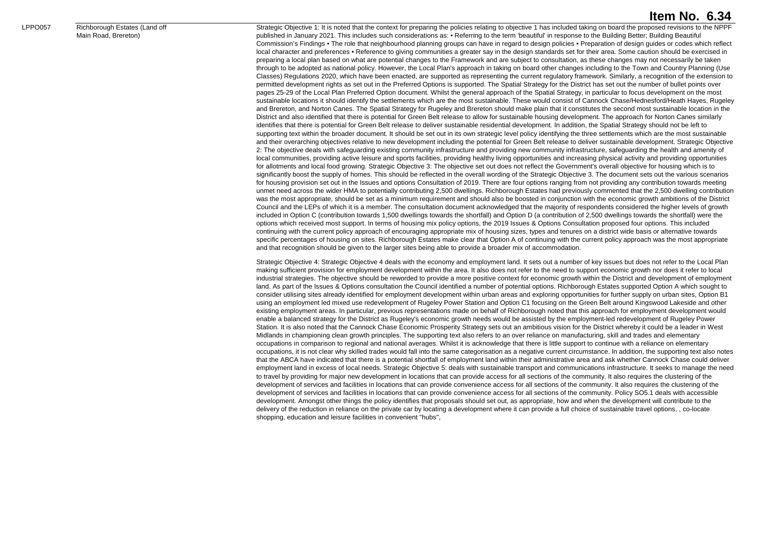# Item No. 6.34

| | | |
|---|---|---|
| LPPO057 | Richborough Estates (Land off Main Road, Brereton) | Strategic Objective 1: It is noted that the context for preparing the policies relating to objective 1 has included taking on board the proposed revisions to the NPPF published in January 2021. This includes such considerations as: • Referring to the term 'beautiful' in response to the Building Better; Building Beautiful Commission's Findings • The role that neighbourhood planning groups can have in regard to design policies • Preparation of design guides or codes which reflect local character and preferences • Reference to giving communities a greater say in the design standards set for their area. Some caution should be exercised in preparing a local plan based on what are potential changes to the Framework and are subject to consultation, as these changes may not necessarily be taken through to be adopted as national policy. However, the Local Plan's approach in taking on board other changes including to the Town and Country Planning (Use Classes) Regulations 2020, which have been enacted, are supported as representing the current regulatory framework. Similarly, a recognition of the extension to permitted development rights as set out in the Preferred Options is supported. The Spatial Strategy for the District has set out the number of bullet points over pages 25-29 of the Local Plan Preferred Option document. Whilst the general approach of the Spatial Strategy, in particular to focus development on the most sustainable locations it should identify the settlements which are the most sustainable. These would consist of Cannock Chase/Hednesford/Heath Hayes, Rugeley and Brereton, and Norton Canes. The Spatial Strategy for Rugeley and Brereton should make plain that it constitutes the second most sustainable location in the District and also identified that there is potential for Green Belt release to allow for sustainable housing development. The approach for Norton Canes similarly identifies that there is potential for Green Belt release to deliver sustainable residential development. In addition, the Spatial Strategy should not be left to supporting text within the broader document. It should be set out in its own strategic level policy identifying the three settlements which are the most sustainable and their overarching objectives relative to new development including the potential for Green Belt release to deliver sustainable development. Strategic Objective 2: The objective deals with safeguarding existing community infrastructure and providing new community infrastructure, safeguarding the health and amenity of local communities, providing active leisure and sports facilities, providing healthy living opportunities and increasing physical activity and providing opportunities for allotments and local food growing. Strategic Objective 3: The objective set out does not reflect the Government's overall objective for housing which is to significantly boost the supply of homes. This should be reflected in the overall wording of the Strategic Objective 3. The document sets out the various scenarios for housing provision set out in the Issues and options Consultation of 2019. There are four options ranging from not providing any contribution towards meeting unmet need across the wider HMA to potentially contributing 2,500 dwellings. Richborough Estates had previously commented that the 2,500 dwelling contribution was the most appropriate, should be set as a minimum requirement and should also be boosted in conjunction with the economic growth ambitions of the District Council and the LEPs of which it is a member. The consultation document acknowledged that the majority of respondents considered the higher levels of growth included in Option C (contribution towards 1,500 dwellings towards the shortfall) and Option D (a contribution of 2,500 dwellings towards the shortfall) were the options which received most support. In terms of housing mix policy options, the 2019 Issues & Options Consultation proposed four options. This included continuing with the current policy approach of encouraging appropriate mix of housing sizes, types and tenures on a district wide basis or alternative towards specific percentages of housing on sites. Richborough Estates make clear that Option A of continuing with the current policy approach was the most appropriate and that recognition should be given to the larger sites being able to provide a broader mix of accommodation.<br><br>Strategic Objective 4: Strategic Objective 4 deals with the economy and employment land. It sets out a number of key issues but does not refer to the Local Plan making sufficient provision for employment development within the area. It also does not refer to the need to support economic growth nor does it refer to local industrial strategies. The objective should be reworded to provide a more positive context for economic growth within the District and development of employment land. As part of the Issues & Options consultation the Council identified a number of potential options. Richborough Estates supported Option A which sought to consider utilising sites already identified for employment development within urban areas and exploring opportunities for further supply on urban sites, Option B1 using an employment led mixed use redevelopment of Rugeley Power Station and Option C1 focusing on the Green Belt around Kingswood Lakeside and other existing employment areas. In particular, previous representations made on behalf of Richborough noted that this approach for employment development would enable a balanced strategy for the District as Rugeley's economic growth needs would be assisted by the employment-led redevelopment of Rugeley Power Station. It is also noted that the Cannock Chase Economic Prosperity Strategy sets out an ambitious vision for the District whereby it could be a leader in West Midlands in championing clean growth principles. The supporting text also refers to an over reliance on manufacturing, skill and trades and elementary occupations in comparison to regional and national averages. Whilst it is acknowledge that there is little support to continue with a reliance on elementary occupations, it is not clear why skilled trades would fall into the same categorisation as a negative current circumstance. In addition, the supporting text also notes that the ABCA have indicated that there is a potential shortfall of employment land within their administrative area and ask whether Cannock Chase could deliver employment land in excess of local needs. Strategic Objective 5: deals with sustainable transport and communications infrastructure. It seeks to manage the need to travel by providing for major new development in locations that can provide access for all sections of the community. It also requires the clustering of the development of services and facilities in locations that can provide convenience access for all sections of the community. It also requires the clustering of the development of services and facilities in locations that can provide convenience access for all sections of the community. Policy SO5.1 deals with accessible development. Amongst other things the policy identifies that proposals should set out, as appropriate, how and when the development will contribute to the delivery of the reduction in reliance on the private car by locating a development where it can provide a full choice of sustainable travel options, , co-locate shopping, education and leisure facilities in convenient "hubs", |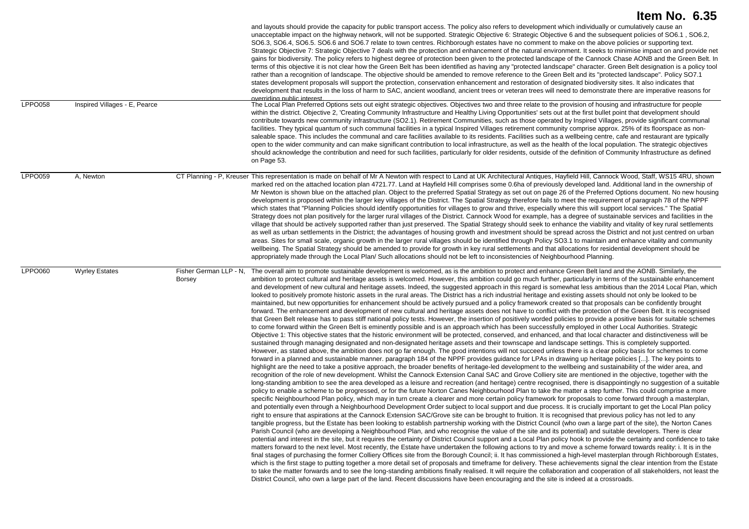# Item No. 6.35

| | | | |
|---|---|---|---|
| | | | and layouts should provide the capacity for public transport access. The policy also refers to development which individually or cumulatively cause an unacceptable impact on the highway network, will not be supported. Strategic Objective 6: Strategic Objective 6 and the subsequent policies of SO6.1 , SO6.2, SO6.3, SO6.4, SO6.5. SO6.6 and SO6.7 relate to town centres. Richborough estates have no comment to make on the above policies or supporting text. Strategic Objective 7: Strategic Objective 7 deals with the protection and enhancement of the natural environment. It seeks to minimise impact on and provide net gains for biodiversity. The policy refers to highest degree of protection been given to the protected landscape of the Cannock Chase AONB and the Green Belt. In terms of this objective it is not clear how the Green Belt has been identified as having any "protected landscape" character. Green Belt designation is a policy tool rather than a recognition of landscape. The objective should be amended to remove reference to the Green Belt and its "protected landscape". Policy SO7.1 states development proposals will support the protection, conservation enhancement and restoration of designated biodiversity sites. It also indicates that development that results in the loss of harm to SAC, ancient woodland, ancient trees or veteran trees will need to demonstrate there are imperative reasons for overriding public interest. |
| LPPO058 | Inspired Villages - E, Pearce | | The Local Plan Preferred Options sets out eight strategic objectives. Objectives two and three relate to the provision of housing and infrastructure for people within the district. Objective 2, 'Creating Community Infrastructure and Healthy Living Opportunities' sets out at the first bullet point that development should contribute towards new community infrastructure (SO2.1). Retirement Communities, such as those operated by Inspired Villages, provide significant communal facilities. They typical quantum of such communal facilities in a typical Inspired Villages retirement community comprise approx. 25% of its floorspace as non-saleable space. This includes the communal and care facilities available to its residents. Facilities such as a wellbeing centre, cafe and restaurant are typically open to the wider community and can make significant contribution to local infrastructure, as well as the health of the local population. The strategic objectives should acknowledge the contribution and need for such facilities, particularly for older residents, outside of the definition of Community Infrastructure as defined on Page 53. |
| LPPO059 | A, Newton | CT Planning - P, Kreuser | This representation is made on behalf of Mr A Newton with respect to Land at UK Architectural Antiques, Hayfield Hill, Cannock Wood, Staff, WS15 4RU, shown marked red on the attached location plan 4721.77. Land at Hayfield Hill comprises some 0.6ha of previously developed land. Additional land in the ownership of Mr Newton is shown blue on the attached plan. Object to the preferred Spatial Strategy as set out on page 26 of the Preferred Options document. No new housing development is proposed within the larger key villages of the District. The Spatial Strategy therefore fails to meet the requirement of paragraph 78 of the NPPF which states that "Planning Policies should identify opportunities for villages to grow and thrive, especially where this will support local services." The Spatial Strategy does not plan positively for the larger rural villages of the District. Cannock Wood for example, has a degree of sustainable services and facilities in the village that should be actively supported rather than just preserved. The Spatial Strategy should seek to enhance the viability and vitality of key rural settlements as well as urban settlements in the District; the advantages of housing growth and investment should be spread across the District and not just centred on urban areas. Sites for small scale, organic growth in the larger rural villages should be identified through Policy SO3.1 to maintain and enhance vitality and community wellbeing. The Spatial Strategy should be amended to provide for growth in key rural settlements and that allocations for residential development should be appropriately made through the Local Plan/ Such allocations should not be left to inconsistencies of Neighbourhood Planning. |
| LPPO060 | Wyrley Estates | Fisher German LLP - N, Borsey | The overall aim to promote sustainable development is welcomed, as is the ambition to protect and enhance Green Belt land and the AONB. Similarly, the ambition to protect cultural and heritage assets is welcomed. However, this ambition could go much further, particularly in terms of the sustainable enhancement and development of new cultural and heritage assets. Indeed, the suggested approach in this regard is somewhat less ambitious than the 2014 Local Plan, which looked to positively promote historic assets in the rural areas. The District has a rich industrial heritage and existing assets should not only be looked to be maintained, but new opportunities for enhancement should be actively pursued and a policy framework created so that proposals can be confidently brought forward. The enhancement and development of new cultural and heritage assets does not have to conflict with the protection of the Green Belt. It is recognised that Green Belt release has to pass stiff national policy tests. However, the insertion of positively worded policies to provide a positive basis for suitable schemes to come forward within the Green Belt is eminently possible and is an approach which has been successfully employed in other Local Authorities. Strategic Objective 1: This objective states that the historic environment will be protected, conserved, and enhanced, and that local character and distinctiveness will be sustained through managing designated and non-designated heritage assets and their townscape and landscape settings. This is completely supported. However, as stated above, the ambition does not go far enough. The good intentions will not succeed unless there is a clear policy basis for schemes to come forward in a planned and sustainable manner. paragraph 184 of the NPPF provides guidance for LPAs in drawing up heritage policies [...]. The key points to highlight are the need to take a positive approach, the broader benefits of heritage-led development to the wellbeing and sustainability of the wider area, and recognition of the role of new development. Whilst the Cannock Extension Canal SAC and Grove Colliery site are mentioned in the objective, together with the long-standing ambition to see the area developed as a leisure and recreation (and heritage) centre recognised, there is disappointingly no suggestion of a suitable policy to enable a scheme to be progressed, or for the future Norton Canes Neighbourhood Plan to take the matter a step further. This could comprise a more specific Neighbourhood Plan policy, which may in turn create a clearer and more certain policy framework for proposals to come forward through a masterplan, and potentially even through a Neighbourhood Development Order subject to local support and due process. It is crucially important to get the Local Plan policy right to ensure that aspirations at the Cannock Extension SAC/Grove site can be brought to fruition. It is recognised that previous policy has not led to any tangible progress, but the Estate has been looking to establish partnership working with the District Council (who own a large part of the site), the Norton Canes Parish Council (who are developing a Neighbourhood Plan, and who recognise the value of the site and its potential) and suitable developers. There is clear potential and interest in the site, but it requires the certainty of District Council support and a Local Plan policy hook to provide the certainty and confidence to take matters forward to the next level. Most recently, the Estate have undertaken the following actions to try and move a scheme forward towards reality: i. It is in the final stages of purchasing the former Colliery Offices site from the Borough Council; ii. It has commissioned a high-level masterplan through Richborough Estates, which is the first stage to putting together a more detail set of proposals and timeframe for delivery. These achievements signal the clear intention from the Estate to take the matter forwards and to see the long-standing ambitions finally realised. It will require the collaboration and cooperation of all stakeholders, not least the District Council, who own a large part of the land. Recent discussions have been encouraging and the site is indeed at a crossroads. |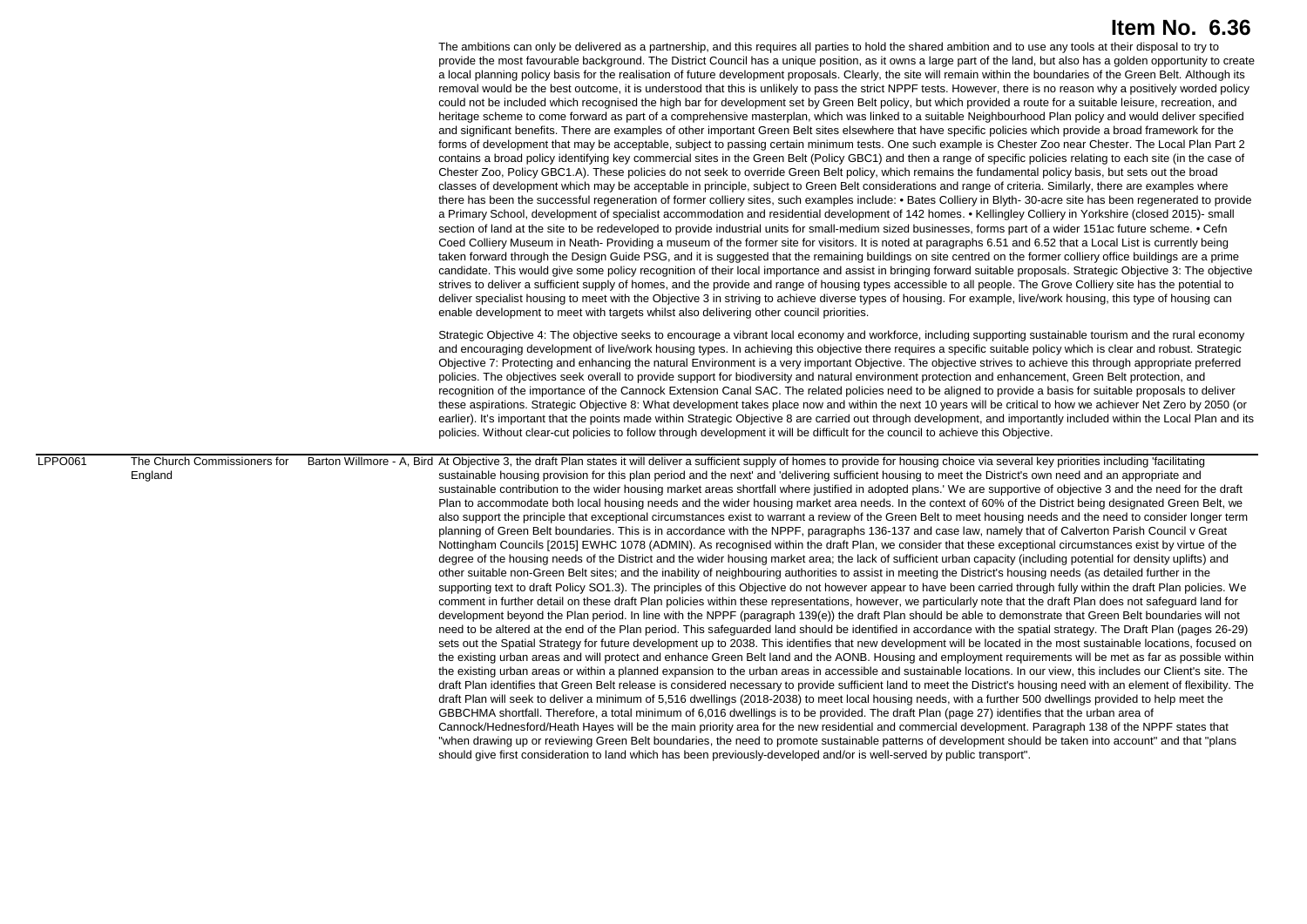# Item No. 6.36

| | | | |
|---|---|---|---|
| | | | The ambitions can only be delivered as a partnership, and this requires all parties to hold the shared ambition and to use any tools at their disposal to try to provide the most favourable background. The District Council has a unique position, as it owns a large part of the land, but also has a golden opportunity to create a local planning policy basis for the realisation of future development proposals. Clearly, the site will remain within the boundaries of the Green Belt. Although its removal would be the best outcome, it is understood that this is unlikely to pass the strict NPPF tests. However, there is no reason why a positively worded policy could not be included which recognised the high bar for development set by Green Belt policy, but which provided a route for a suitable leisure, recreation, and heritage scheme to come forward as part of a comprehensive masterplan, which was linked to a suitable Neighbourhood Plan policy and would deliver specified and significant benefits. There are examples of other important Green Belt sites elsewhere that have specific policies which provide a broad framework for the forms of development that may be acceptable, subject to passing certain minimum tests. One such example is Chester Zoo near Chester. The Local Plan Part 2 contains a broad policy identifying key commercial sites in the Green Belt (Policy GBC1) and then a range of specific policies relating to each site (in the case of Chester Zoo, Policy GBC1.A). These policies do not seek to override Green Belt policy, which remains the fundamental policy basis, but sets out the broad classes of development which may be acceptable in principle, subject to Green Belt considerations and range of criteria. Similarly, there are examples where there has been the successful regeneration of former colliery sites, such examples include: • Bates Colliery in Blyth- 30-acre site has been regenerated to provide a Primary School, development of specialist accommodation and residential development of 142 homes. • Kellingley Colliery in Yorkshire (closed 2015)- small section of land at the site to be redeveloped to provide industrial units for small-medium sized businesses, forms part of a wider 151ac future scheme. • Cefn Coed Colliery Museum in Neath- Providing a museum of the former site for visitors. It is noted at paragraphs 6.51 and 6.52 that a Local List is currently being taken forward through the Design Guide PSG, and it is suggested that the remaining buildings on site centred on the former colliery office buildings are a prime candidate. This would give some policy recognition of their local importance and assist in bringing forward suitable proposals. Strategic Objective 3: The objective strives to deliver a sufficient supply of homes, and the provide and range of housing types accessible to all people. The Grove Colliery site has the potential to deliver specialist housing to meet with the Objective 3 in striving to achieve diverse types of housing. For example, live/work housing, this type of housing can enable development to meet with targets whilst also delivering other council priorities.<br><br>Strategic Objective 4: The objective seeks to encourage a vibrant local economy and workforce, including supporting sustainable tourism and the rural economy and encouraging development of live/work housing types. In achieving this objective there requires a specific suitable policy which is clear and robust. Strategic Objective 7: Protecting and enhancing the natural Environment is a very important Objective. The objective strives to achieve this through appropriate preferred policies. The objectives seek overall to provide support for biodiversity and natural environment protection and enhancement, Green Belt protection, and recognition of the importance of the Cannock Extension Canal SAC. The related policies need to be aligned to provide a basis for suitable proposals to deliver these aspirations. Strategic Objective 8: What development takes place now and within the next 10 years will be critical to how we achiever Net Zero by 2050 (or earlier). It's important that the points made within Strategic Objective 8 are carried out through development, and importantly included within the Local Plan and its policies. Without clear-cut policies to follow through development it will be difficult for the council to achieve this Objective. |
| LPPO061 | The Church Commissioners for England | Barton Willmore - A, Bird | At Objective 3, the draft Plan states it will deliver a sufficient supply of homes to provide for housing choice via several key priorities including 'facilitating sustainable housing provision for this plan period and the next' and 'delivering sufficient housing to meet the District's own need and an appropriate and sustainable contribution to the wider housing market areas shortfall where justified in adopted plans.' We are supportive of objective 3 and the need for the draft Plan to accommodate both local housing needs and the wider housing market area needs. In the context of 60% of the District being designated Green Belt, we also support the principle that exceptional circumstances exist to warrant a review of the Green Belt to meet housing needs and the need to consider longer term planning of Green Belt boundaries. This is in accordance with the NPPF, paragraphs 136-137 and case law, namely that of Calverton Parish Council v Great Nottingham Councils [2015] EWHC 1078 (ADMIN). As recognised within the draft Plan, we consider that these exceptional circumstances exist by virtue of the degree of the housing needs of the District and the wider housing market area; the lack of sufficient urban capacity (including potential for density uplifts) and other suitable non-Green Belt sites; and the inability of neighbouring authorities to assist in meeting the District's housing needs (as detailed further in the supporting text to draft Policy SO1.3). The principles of this Objective do not however appear to have been carried through fully within the draft Plan policies. We comment in further detail on these draft Plan policies within these representations, however, we particularly note that the draft Plan does not safeguard land for development beyond the Plan period. In line with the NPPF (paragraph 139(e)) the draft Plan should be able to demonstrate that Green Belt boundaries will not need to be altered at the end of the Plan period. This safeguarded land should be identified in accordance with the spatial strategy. The Draft Plan (pages 26-29) sets out the Spatial Strategy for future development up to 2038. This identifies that new development will be located in the most sustainable locations, focused on the existing urban areas and will protect and enhance Green Belt land and the AONB. Housing and employment requirements will be met as far as possible within the existing urban areas or within a planned expansion to the urban areas in accessible and sustainable locations. In our view, this includes our Client's site. The draft Plan identifies that Green Belt release is considered necessary to provide sufficient land to meet the District's housing need with an element of flexibility. The draft Plan will seek to deliver a minimum of 5,516 dwellings (2018-2038) to meet local housing needs, with a further 500 dwellings provided to help meet the GBBCHMA shortfall. Therefore, a total minimum of 6,016 dwellings is to be provided. The draft Plan (page 27) identifies that the urban area of Cannock/Hednesford/Heath Hayes will be the main priority area for the new residential and commercial development. Paragraph 138 of the NPPF states that "when drawing up or reviewing Green Belt boundaries, the need to promote sustainable patterns of development should be taken into account" and that "plans should give first consideration to land which has been previously-developed and/or is well-served by public transport". |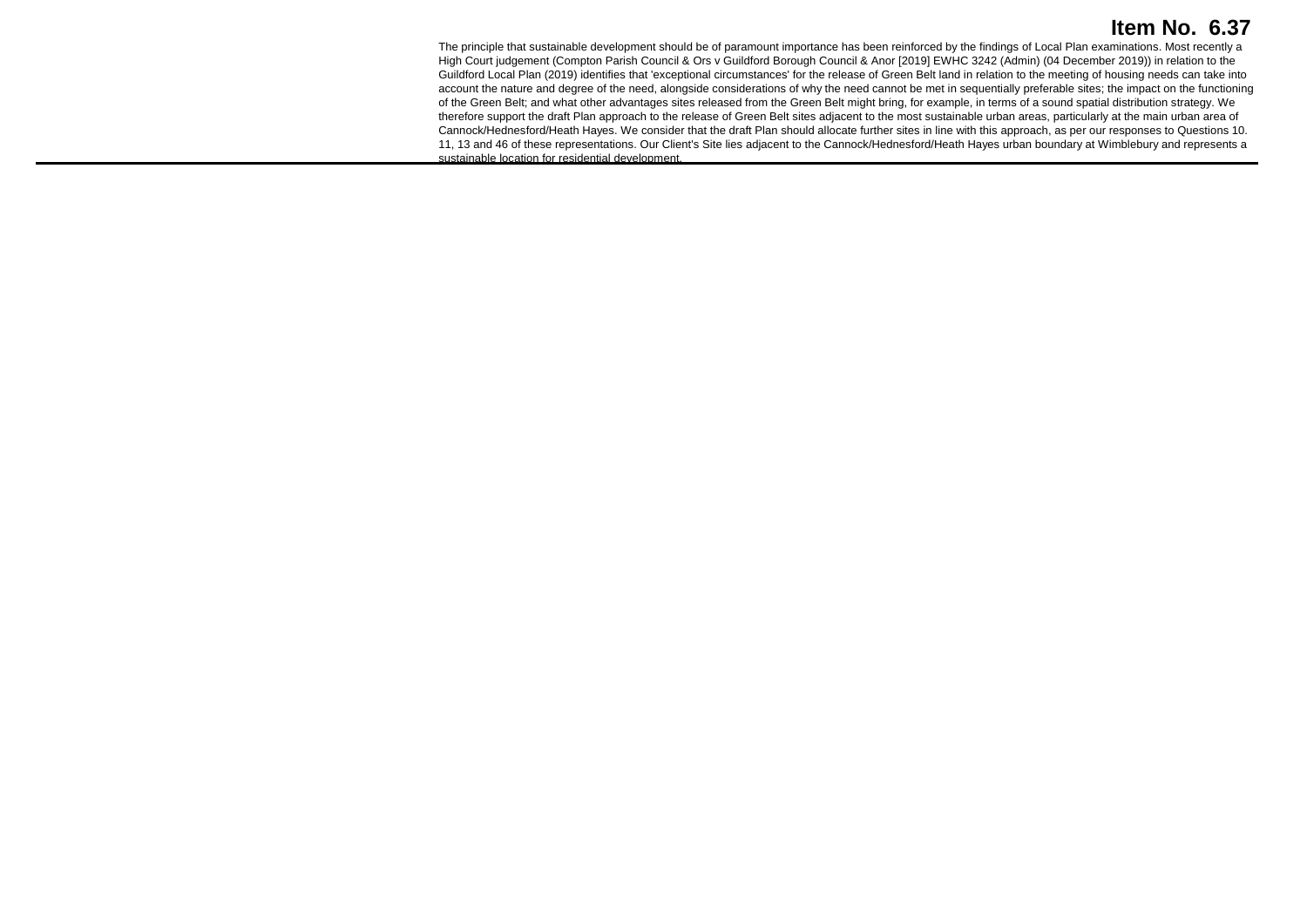# Item No. 6.37

The principle that sustainable development should be of paramount importance has been reinforced by the findings of Local Plan examinations. Most recently a High Court judgement (Compton Parish Council & Ors v Guildford Borough Council & Anor [2019] EWHC 3242 (Admin) (04 December 2019)) in relation to the Guildford Local Plan (2019) identifies that 'exceptional circumstances' for the release of Green Belt land in relation to the meeting of housing needs can take into account the nature and degree of the need, alongside considerations of why the need cannot be met in sequentially preferable sites; the impact on the functioning of the Green Belt; and what other advantages sites released from the Green Belt might bring, for example, in terms of a sound spatial distribution strategy. We therefore support the draft Plan approach to the release of Green Belt sites adjacent to the most sustainable urban areas, particularly at the main urban area of Cannock/Hednesford/Heath Hayes. We consider that the draft Plan should allocate further sites in line with this approach, as per our responses to Questions 10. 11, 13 and 46 of these representations. Our Client's Site lies adjacent to the Cannock/Hednesford/Heath Hayes urban boundary at Wimblebury and represents a sustainable location for residential development.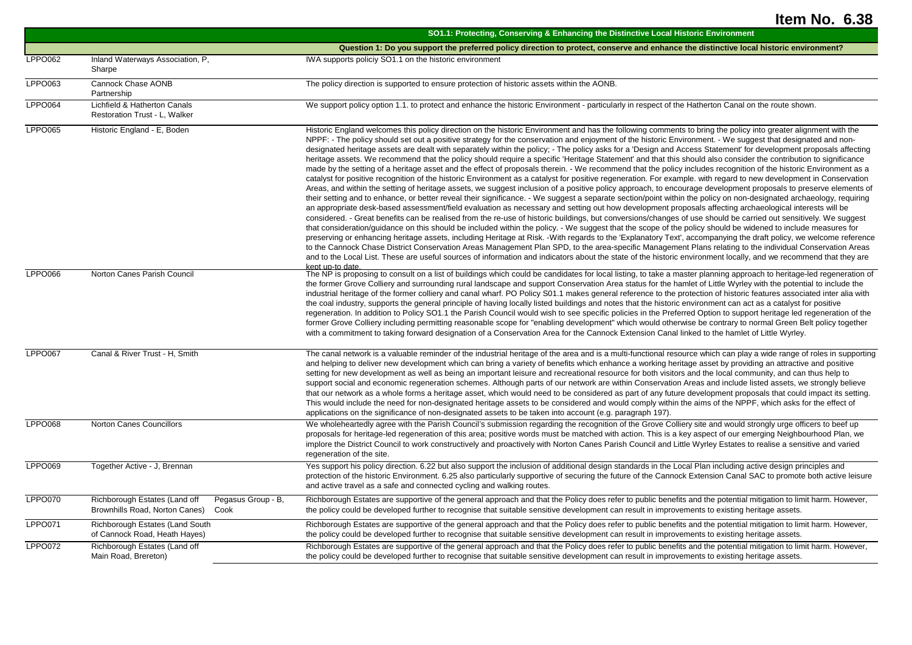# Item No. 6.38

| | | | SO1.1: Protecting, Conserving & Enhancing the Distinctive Local Historic Environment |
|---|---|---|---|
| | | | Question 1: Do you support the preferred policy direction to protect, conserve and enhance the distinctive local historic environment? |
| LPPO062 | Inland Waterways Association, P, Sharpe | | IWA supports policiy SO1.1 on the historic environment |
| LPPO063 | Cannock Chase AONB Partnership | | The policy direction is supported to ensure protection of historic assets within the AONB. |
| LPPO064 | Lichfield & Hatherton Canals Restoration Trust - L, Walker | | We support policy option 1.1. to protect and enhance the historic Environment - particularly in respect of the Hatherton Canal on the route shown. |
| LPPO065 | Historic England - E, Boden | | Historic England welcomes this policy direction on the historic Environment and has the following comments to bring the policy into greater alignment with the NPPF: - The policy should set out a positive strategy for the conservation and enjoyment of the historic Environment. - We suggest that designated and non-designated heritage assets are dealt with separately within the policy; - The policy asks for a 'Design and Access Statement' for development proposals affecting heritage assets. We recommend that the policy should require a specific 'Heritage Statement' and that this should also consider the contribution to significance made by the setting of a heritage asset and the effect of proposals therein. - We recommend that the policy includes recognition of the historic Environment as a catalyst for positive recognition of the historic Environment as a catalyst for positive regeneration. For example. with regard to new development in Conservation Areas, and within the setting of heritage assets, we suggest inclusion of a positive policy approach, to encourage development proposals to preserve elements of their setting and to enhance, or better reveal their significance. - We suggest a separate section/point within the policy on non-designated archaeology, requiring an appropriate desk-based assessment/field evaluation as necessary and setting out how development proposals affecting archaeological interests will be considered. - Great benefits can be realised from the re-use of historic buildings, but conversions/changes of use should be carried out sensitively. We suggest that consideration/guidance on this should be included within the policy. - We suggest that the scope of the policy should be widened to include measures for preserving or enhancing heritage assets, including Heritage at Risk. -With regards to the 'Explanatory Text', accompanying the draft policy, we welcome reference to the Cannock Chase District Conservation Areas Management Plan SPD, to the area-specific Management Plans relating to the individual Conservation Areas and to the Local List. These are useful sources of information and indicators about the state of the historic environment locally, and we recommend that they are kept up-to date. |
| LPPO066 | Norton Canes Parish Council | | The NP is proposing to consult on a list of buildings which could be candidates for local listing, to take a master planning approach to heritage-led regeneration of the former Grove Colliery and surrounding rural landscape and support Conservation Area status for the hamlet of Little Wyrley with the potential to include the industrial heritage of the former colliery and canal wharf. PO Policy S01.1 makes general reference to the protection of historic features associated inter alia with the coal industry, supports the general principle of having locally listed buildings and notes that the historic environment can act as a catalyst for positive regeneration. In addition to Policy SO1.1 the Parish Council would wish to see specific policies in the Preferred Option to support heritage led regeneration of the former Grove Colliery including permitting reasonable scope for "enabling development" which would otherwise be contrary to normal Green Belt policy together with a commitment to taking forward designation of a Conservation Area for the Cannock Extension Canal linked to the hamlet of Little Wyrley. |
| LPPO067 | Canal & River Trust - H, Smith | | The canal network is a valuable reminder of the industrial heritage of the area and is a multi-functional resource which can play a wide range of roles in supporting and helping to deliver new development which can bring a variety of benefits which enhance a working heritage asset by providing an attractive and positive setting for new development as well as being an important leisure and recreational resource for both visitors and the local community, and can thus help to support social and economic regeneration schemes. Although parts of our network are within Conservation Areas and include listed assets, we strongly believe that our network as a whole forms a heritage asset, which would need to be considered as part of any future development proposals that could impact its setting. This would include the need for non-designated heritage assets to be considered and would comply within the aims of the NPPF, which asks for the effect of applications on the significance of non-designated assets to be taken into account (e.g. paragraph 197). |
| LPPO068 | Norton Canes Councillors | | We wholeheartedly agree with the Parish Council's submission regarding the recognition of the Grove Colliery site and would strongly urge officers to beef up proposals for heritage-led regeneration of this area; positive words must be matched with action. This is a key aspect of our emerging Neighbourhood Plan, we implore the District Council to work constructively and proactively with Norton Canes Parish Council and Little Wyrley Estates to realise a sensitive and varied regeneration of the site. |
| LPPO069 | Together Active - J, Brennan | | Yes support his policy direction. 6.22 but also support the inclusion of additional design standards in the Local Plan including active design principles and protection of the historic Environment. 6.25 also particularly supportive of securing the future of the Cannock Extension Canal SAC to promote both active leisure and active travel as a safe and connected cycling and walking routes. |
| LPPO070 | Richborough Estates (Land off Brownhills Road, Norton Canes) | Pegasus Group - B, Cook | Richborough Estates are supportive of the general approach and that the Policy does refer to public benefits and the potential mitigation to limit harm. However, the policy could be developed further to recognise that suitable sensitive development can result in improvements to existing heritage assets. |
| LPPO071 | Richborough Estates (Land South of Cannock Road, Heath Hayes) | | Richborough Estates are supportive of the general approach and that the Policy does refer to public benefits and the potential mitigation to limit harm. However, the policy could be developed further to recognise that suitable sensitive development can result in improvements to existing heritage assets. |
| LPPO072 | Richborough Estates (Land off Main Road, Brereton) | | Richborough Estates are supportive of the general approach and that the Policy does refer to public benefits and the potential mitigation to limit harm. However, the policy could be developed further to recognise that suitable sensitive development can result in improvements to existing heritage assets. |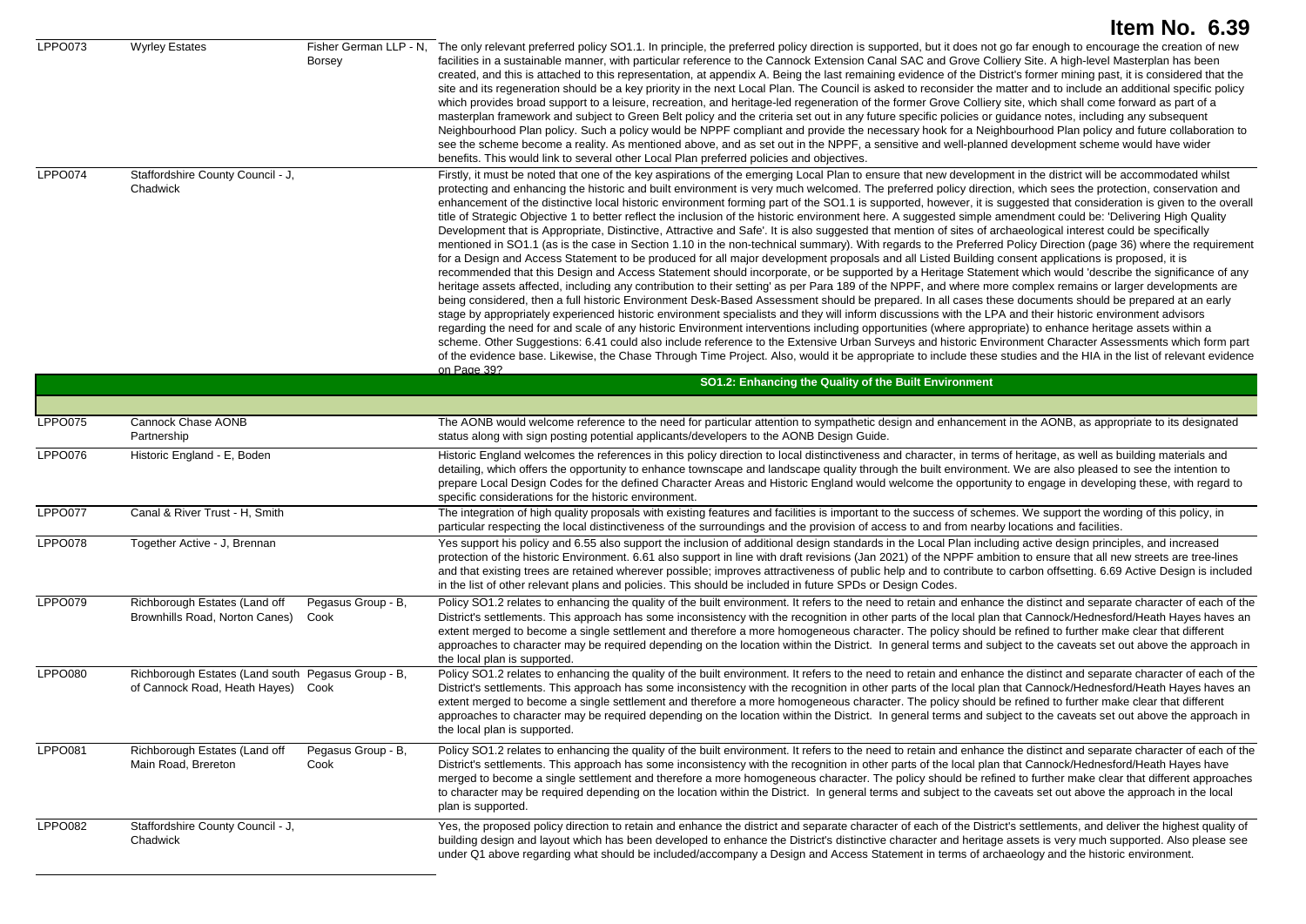# Item No. 6.39

| | | | |
|---|---|---|---|
| LPPO073 | Wyrley Estates | Fisher German LLP - N, Borsey | The only relevant preferred policy SO1.1. In principle, the preferred policy direction is supported, but it does not go far enough to encourage the creation of new facilities in a sustainable manner, with particular reference to the Cannock Extension Canal SAC and Grove Colliery Site. A high-level Masterplan has been created, and this is attached to this representation, at appendix A. Being the last remaining evidence of the District's former mining past, it is considered that the site and its regeneration should be a key priority in the next Local Plan. The Council is asked to reconsider the matter and to include an additional specific policy which provides broad support to a leisure, recreation, and heritage-led regeneration of the former Grove Colliery site, which shall come forward as part of a masterplan framework and subject to Green Belt policy and the criteria set out in any future specific policies or guidance notes, including any subsequent Neighbourhood Plan policy. Such a policy would be NPPF compliant and provide the necessary hook for a Neighbourhood Plan policy and future collaboration to see the scheme become a reality. As mentioned above, and as set out in the NPPF, a sensitive and well-planned development scheme would have wider benefits. This would link to several other Local Plan preferred policies and objectives. |
| LPPO074 | Staffordshire County Council - J, Chadwick | | Firstly, it must be noted that one of the key aspirations of the emerging Local Plan to ensure that new development in the district will be accommodated whilst protecting and enhancing the historic and built environment is very much welcomed. The preferred policy direction, which sees the protection, conservation and enhancement of the distinctive local historic environment forming part of the SO1.1 is supported, however, it is suggested that consideration is given to the overall title of Strategic Objective 1 to better reflect the inclusion of the historic environment here. A suggested simple amendment could be: 'Delivering High Quality Development that is Appropriate, Distinctive, Attractive and Safe'. It is also suggested that mention of sites of archaeological interest could be specifically mentioned in SO1.1 (as is the case in Section 1.10 in the non-technical summary). With regards to the Preferred Policy Direction (page 36) where the requirement for a Design and Access Statement to be produced for all major development proposals and all Listed Building consent applications is proposed, it is recommended that this Design and Access Statement should incorporate, or be supported by a Heritage Statement which would 'describe the significance of any heritage assets affected, including any contribution to their setting' as per Para 189 of the NPPF, and where more complex remains or larger developments are being considered, then a full historic Environment Desk-Based Assessment should be prepared. In all cases these documents should be prepared at an early stage by appropriately experienced historic environment specialists and they will inform discussions with the LPA and their historic environment advisors regarding the need for and scale of any historic Environment interventions including opportunities (where appropriate) to enhance heritage assets within a scheme. Other Suggestions: 6.41 could also include reference to the Extensive Urban Surveys and historic Environment Character Assessments which form part of the evidence base. Likewise, the Chase Through Time Project. Also, would it be appropriate to include these studies and the HIA in the list of relevant evidence on Page 39? |
| | | | **SO1.2: Enhancing the Quality of the Built Environment** |
| LPPO075 | Cannock Chase AONB Partnership | | The AONB would welcome reference to the need for particular attention to sympathetic design and enhancement in the AONB, as appropriate to its designated status along with sign posting potential applicants/developers to the AONB Design Guide. |
| LPPO076 | Historic England - E, Boden | | Historic England welcomes the references in this policy direction to local distinctiveness and character, in terms of heritage, as well as building materials and detailing, which offers the opportunity to enhance townscape and landscape quality through the built environment. We are also pleased to see the intention to prepare Local Design Codes for the defined Character Areas and Historic England would welcome the opportunity to engage in developing these, with regard to specific considerations for the historic environment. |
| LPPO077 | Canal & River Trust - H, Smith | | The integration of high quality proposals with existing features and facilities is important to the success of schemes. We support the wording of this policy, in particular respecting the local distinctiveness of the surroundings and the provision of access to and from nearby locations and facilities. |
| LPPO078 | Together Active - J, Brennan | | Yes support his policy and 6.55 also support the inclusion of additional design standards in the Local Plan including active design principles, and increased protection of the historic Environment. 6.61 also support in line with draft revisions (Jan 2021) of the NPPF ambition to ensure that all new streets are tree-lines and that existing trees are retained wherever possible; improves attractiveness of public help and to contribute to carbon offsetting. 6.69 Active Design is included in the list of other relevant plans and policies. This should be included in future SPDs or Design Codes. |
| LPPO079 | Richborough Estates (Land off Brownhills Road, Norton Canes) | Pegasus Group - B, Cook | Policy SO1.2 relates to enhancing the quality of the built environment. It refers to the need to retain and enhance the distinct and separate character of each of the District's settlements. This approach has some inconsistency with the recognition in other parts of the local plan that Cannock/Hednesford/Heath Hayes haves an extent merged to become a single settlement and therefore a more homogeneous character. The policy should be refined to further make clear that different approaches to character may be required depending on the location within the District. In general terms and subject to the caveats set out above the approach in the local plan is supported. |
| LPPO080 | Richborough Estates (Land south of Cannock Road, Heath Hayes) | Pegasus Group - B, Cook | Policy SO1.2 relates to enhancing the quality of the built environment. It refers to the need to retain and enhance the distinct and separate character of each of the District's settlements. This approach has some inconsistency with the recognition in other parts of the local plan that Cannock/Hednesford/Heath Hayes haves an extent merged to become a single settlement and therefore a more homogeneous character. The policy should be refined to further make clear that different approaches to character may be required depending on the location within the District. In general terms and subject to the caveats set out above the approach in the local plan is supported. |
| LPPO081 | Richborough Estates (Land off Main Road, Brereton | Pegasus Group - B, Cook | Policy SO1.2 relates to enhancing the quality of the built environment. It refers to the need to retain and enhance the distinct and separate character of each of the District's settlements. This approach has some inconsistency with the recognition in other parts of the local plan that Cannock/Hednesford/Heath Hayes have merged to become a single settlement and therefore a more homogeneous character. The policy should be refined to further make clear that different approaches to character may be required depending on the location within the District. In general terms and subject to the caveats set out above the approach in the local plan is supported. |
| LPPO082 | Staffordshire County Council - J, Chadwick | | Yes, the proposed policy direction to retain and enhance the district and separate character of each of the District's settlements, and deliver the highest quality of building design and layout which has been developed to enhance the District's distinctive character and heritage assets is very much supported. Also please see under Q1 above regarding what should be included/accompany a Design and Access Statement in terms of archaeology and the historic environment. |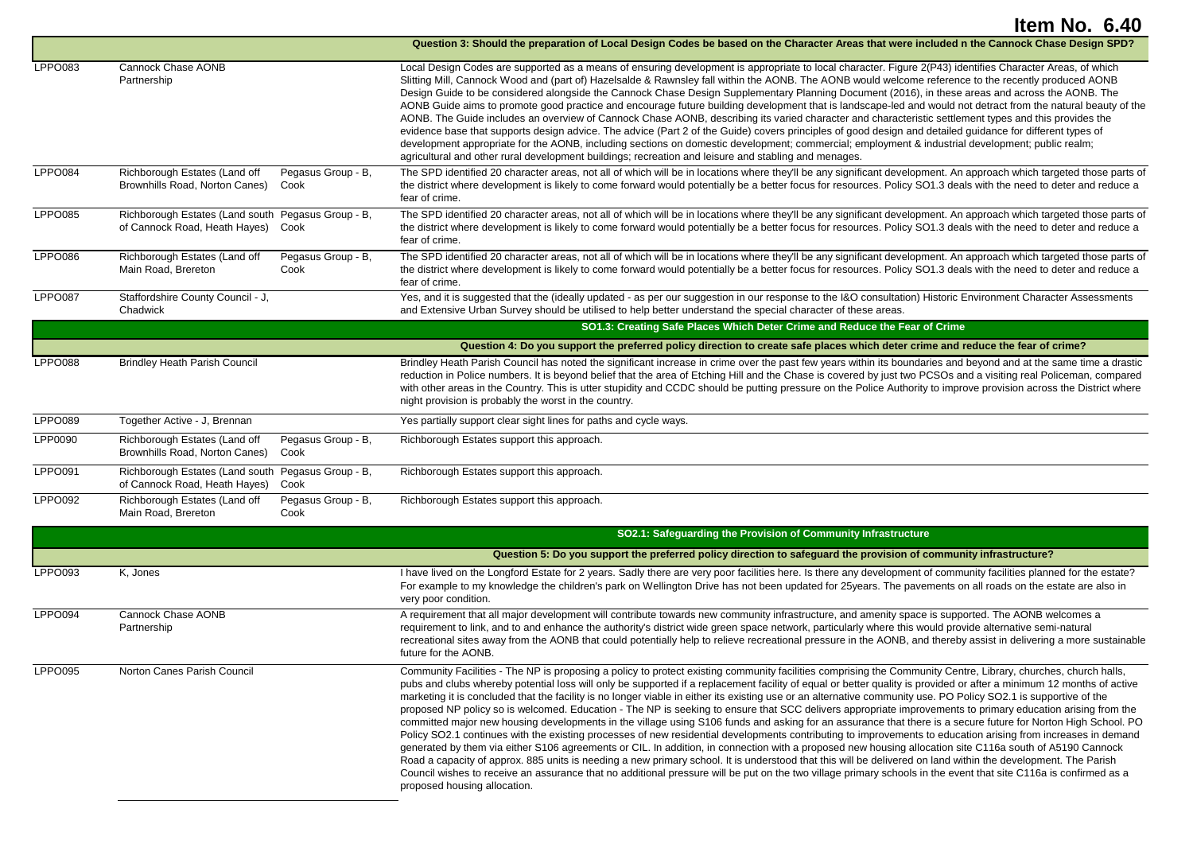# Item No. 6.40

| | | | Question 3: Should the preparation of Local Design Codes be based on the Character Areas that were included n the Cannock Chase Design SPD? |
|---|---|---|---|
| LPPO083 | Cannock Chase AONB Partnership | | Local Design Codes are supported as a means of ensuring development is appropriate to local character. Figure 2(P43) identifies Character Areas, of which Slitting Mill, Cannock Wood and (part of) Hazelsalde & Rawnsley fall within the AONB. The AONB would welcome reference to the recently produced AONB Design Guide to be considered alongside the Cannock Chase Design Supplementary Planning Document (2016), in these areas and across the AONB. The AONB Guide aims to promote good practice and encourage future building development that is landscape-led and would not detract from the natural beauty of the AONB. The Guide includes an overview of Cannock Chase AONB, describing its varied character and characteristic settlement types and this provides the evidence base that supports design advice. The advice (Part 2 of the Guide) covers principles of good design and detailed guidance for different types of development appropriate for the AONB, including sections on domestic development; commercial; employment & industrial development; public realm; agricultural and other rural development buildings; recreation and leisure and stabling and menages. |
| LPPO084 | Richborough Estates (Land off Brownhills Road, Norton Canes) | Pegasus Group - B, Cook | The SPD identified 20 character areas, not all of which will be in locations where they'll be any significant development. An approach which targeted those parts of the district where development is likely to come forward would potentially be a better focus for resources. Policy SO1.3 deals with the need to deter and reduce a fear of crime. |
| LPPO085 | Richborough Estates (Land south of Cannock Road, Heath Hayes) | Pegasus Group - B, Cook | The SPD identified 20 character areas, not all of which will be in locations where they'll be any significant development. An approach which targeted those parts of the district where development is likely to come forward would potentially be a better focus for resources. Policy SO1.3 deals with the need to deter and reduce a fear of crime. |
| LPPO086 | Richborough Estates (Land off Main Road, Brereton | Pegasus Group - B, Cook | The SPD identified 20 character areas, not all of which will be in locations where they'll be any significant development. An approach which targeted those parts of the district where development is likely to come forward would potentially be a better focus for resources. Policy SO1.3 deals with the need to deter and reduce a fear of crime. |
| LPPO087 | Staffordshire County Council - J, Chadwick | | Yes, and it is suggested that the (ideally updated - as per our suggestion in our response to the I&O consultation) Historic Environment Character Assessments and Extensive Urban Survey should be utilised to help better understand the special character of these areas. |
| | | | **SO1.3: Creating Safe Places Which Deter Crime and Reduce the Fear of Crime** |
| | | | **Question 4: Do you support the preferred policy direction to create safe places which deter crime and reduce the fear of crime?** |
| LPPO088 | Brindley Heath Parish Council | | Brindley Heath Parish Council has noted the significant increase in crime over the past few years within its boundaries and beyond and at the same time a drastic reduction in Police numbers. It is beyond belief that the area of Etching Hill and the Chase is covered by just two PCSOs and a visiting real Policeman, compared with other areas in the Country. This is utter stupidity and CCDC should be putting pressure on the Police Authority to improve provision across the District where night provision is probably the worst in the country. |
| LPPO089 | Together Active - J, Brennan | | Yes partially support clear sight lines for paths and cycle ways. |
| LPP0090 | Richborough Estates (Land off Brownhills Road, Norton Canes) | Pegasus Group - B, Cook | Richborough Estates support this approach. |
| LPPO091 | Richborough Estates (Land south of Cannock Road, Heath Hayes) | Pegasus Group - B, Cook | Richborough Estates support this approach. |
| LPPO092 | Richborough Estates (Land off Main Road, Brereton | Pegasus Group - B, Cook | Richborough Estates support this approach. |
| | | | **SO2.1: Safeguarding the Provision of Community Infrastructure** |
| | | | **Question 5: Do you support the preferred policy direction to safeguard the provision of community infrastructure?** |
| LPPO093 | K, Jones | | I have lived on the Longford Estate for 2 years. Sadly there are very poor facilities here. Is there any development of community facilities planned for the estate? For example to my knowledge the children's park on Wellington Drive has not been updated for 25years. The pavements on all roads on the estate are also in very poor condition. |
| LPPO094 | Cannock Chase AONB Partnership | | A requirement that all major development will contribute towards new community infrastructure, and amenity space is supported. The AONB welcomes a requirement to link, and to and to enhance the authority's district wide green space network, particularly where this would provide alternative semi-natural recreational sites away from the AONB that could potentially help to relieve recreational pressure in the AONB, and thereby assist in delivering a more sustainable future for the AONB. |
| LPPO095 | Norton Canes Parish Council | | Community Facilities - The NP is proposing a policy to protect existing community facilities comprising the Community Centre, Library, churches, church halls, pubs and clubs whereby potential loss will only be supported if a replacement facility of equal or better quality is provided or after a minimum 12 months of active marketing it is concluded that the facility is no longer viable in either its existing use or an alternative community use. PO Policy SO2.1 is supportive of the proposed NP policy so is welcomed. Education - The NP is seeking to ensure that SCC delivers appropriate improvements to primary education arising from the committed major new housing developments in the village using S106 funds and asking for an assurance that there is a secure future for Norton High School. PO Policy SO2.1 continues with the existing processes of new residential developments contributing to improvements to education arising from increases in demand generated by them via either S106 agreements or CIL. In addition, in connection with a proposed new housing allocation site C116a south of A5190 Cannock Road a capacity of approx. 885 units is needing a new primary school. It is understood that this will be delivered on land within the development. The Parish Council wishes to receive an assurance that no additional pressure will be put on the two village primary schools in the event that site C116a is confirmed as a proposed housing allocation. |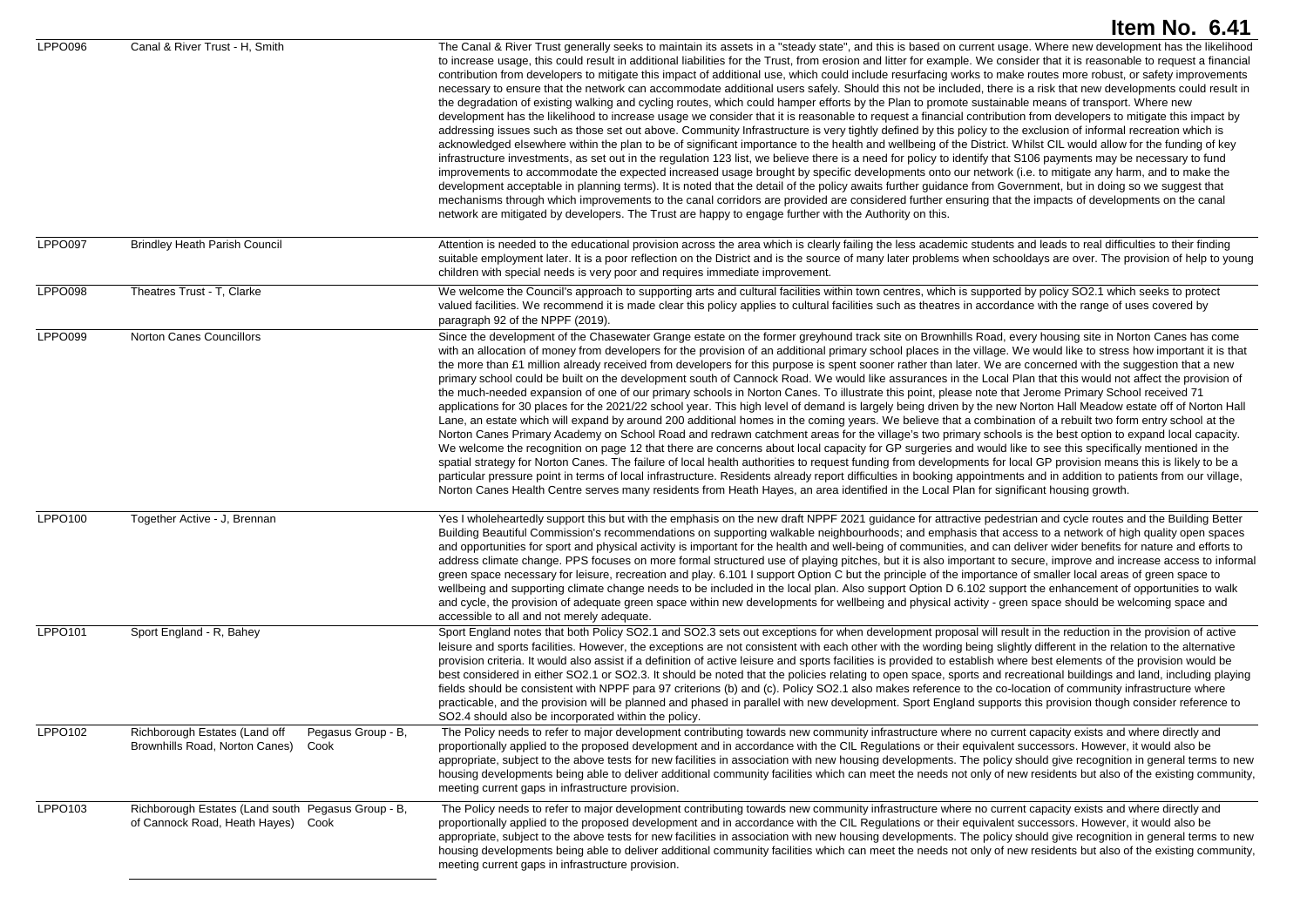# Item No. 6.41

| | | | |
|---|---|---|---|
| LPPO096 | Canal & River Trust - H, Smith | | The Canal & River Trust generally seeks to maintain its assets in a "steady state", and this is based on current usage. Where new development has the likelihood to increase usage, this could result in additional liabilities for the Trust, from erosion and litter for example. We consider that it is reasonable to request a financial contribution from developers to mitigate this impact of additional use, which could include resurfacing works to make routes more robust, or safety improvements necessary to ensure that the network can accommodate additional users safely. Should this not be included, there is a risk that new developments could result in the degradation of existing walking and cycling routes, which could hamper efforts by the Plan to promote sustainable means of transport. Where new development has the likelihood to increase usage we consider that it is reasonable to request a financial contribution from developers to mitigate this impact by addressing issues such as those set out above. Community Infrastructure is very tightly defined by this policy to the exclusion of informal recreation which is acknowledged elsewhere within the plan to be of significant importance to the health and wellbeing of the District. Whilst CIL would allow for the funding of key infrastructure investments, as set out in the regulation 123 list, we believe there is a need for policy to identify that S106 payments may be necessary to fund improvements to accommodate the expected increased usage brought by specific developments onto our network (i.e. to mitigate any harm, and to make the development acceptable in planning terms). It is noted that the detail of the policy awaits further guidance from Government, but in doing so we suggest that mechanisms through which improvements to the canal corridors are provided are considered further ensuring that the impacts of developments on the canal network are mitigated by developers. The Trust are happy to engage further with the Authority on this. |
| LPPO097 | Brindley Heath Parish Council | | Attention is needed to the educational provision across the area which is clearly failing the less academic students and leads to real difficulties to their finding suitable employment later. It is a poor reflection on the District and is the source of many later problems when schooldays are over. The provision of help to young children with special needs is very poor and requires immediate improvement. |
| LPPO098 | Theatres Trust - T, Clarke | | We welcome the Council's approach to supporting arts and cultural facilities within town centres, which is supported by policy SO2.1 which seeks to protect valued facilities. We recommend it is made clear this policy applies to cultural facilities such as theatres in accordance with the range of uses covered by paragraph 92 of the NPPF (2019). |
| LPPO099 | Norton Canes Councillors | | Since the development of the Chasewater Grange estate on the former greyhound track site on Brownhills Road, every housing site in Norton Canes has come with an allocation of money from developers for the provision of an additional primary school places in the village. We would like to stress how important it is that the more than £1 million already received from developers for this purpose is spent sooner rather than later. We are concerned with the suggestion that a new primary school could be built on the development south of Cannock Road. We would like assurances in the Local Plan that this would not affect the provision of the much-needed expansion of one of our primary schools in Norton Canes. To illustrate this point, please note that Jerome Primary School received 71 applications for 30 places for the 2021/22 school year. This high level of demand is largely being driven by the new Norton Hall Meadow estate off of Norton Hall Lane, an estate which will expand by around 200 additional homes in the coming years. We believe that a combination of a rebuilt two form entry school at the Norton Canes Primary Academy on School Road and redrawn catchment areas for the village's two primary schools is the best option to expand local capacity. We welcome the recognition on page 12 that there are concerns about local capacity for GP surgeries and would like to see this specifically mentioned in the spatial strategy for Norton Canes. The failure of local health authorities to request funding from developments for local GP provision means this is likely to be a particular pressure point in terms of local infrastructure. Residents already report difficulties in booking appointments and in addition to patients from our village, Norton Canes Health Centre serves many residents from Heath Hayes, an area identified in the Local Plan for significant housing growth. |
| LPPO100 | Together Active - J, Brennan | | Yes I wholeheartedly support this but with the emphasis on the new draft NPPF 2021 guidance for attractive pedestrian and cycle routes and the Building Better Building Beautiful Commission's recommendations on supporting walkable neighbourhoods; and emphasis that access to a network of high quality open spaces and opportunities for sport and physical activity is important for the health and well-being of communities, and can deliver wider benefits for nature and efforts to address climate change. PPS focuses on more formal structured use of playing pitches, but it is also important to secure, improve and increase access to informal green space necessary for leisure, recreation and play. 6.101 I support Option C but the principle of the importance of smaller local areas of green space to wellbeing and supporting climate change needs to be included in the local plan. Also support Option D 6.102 support the enhancement of opportunities to walk and cycle, the provision of adequate green space within new developments for wellbeing and physical activity - green space should be welcoming space and accessible to all and not merely adequate. |
| LPPO101 | Sport England - R, Bahey | | Sport England notes that both Policy SO2.1 and SO2.3 sets out exceptions for when development proposal will result in the reduction in the provision of active leisure and sports facilities. However, the exceptions are not consistent with each other with the wording being slightly different in the relation to the alternative provision criteria. It would also assist if a definition of active leisure and sports facilities is provided to establish where best elements of the provision would be best considered in either SO2.1 or SO2.3. It should be noted that the policies relating to open space, sports and recreational buildings and land, including playing fields should be consistent with NPPF para 97 criterions (b) and (c). Policy SO2.1 also makes reference to the co-location of community infrastructure where practicable, and the provision will be planned and phased in parallel with new development. Sport England supports this provision though consider reference to SO2.4 should also be incorporated within the policy. |
| LPPO102 | Richborough Estates (Land off Brownhills Road, Norton Canes) | Pegasus Group - B, Cook | The Policy needs to refer to major development contributing towards new community infrastructure where no current capacity exists and where directly and proportionally applied to the proposed development and in accordance with the CIL Regulations or their equivalent successors. However, it would also be appropriate, subject to the above tests for new facilities in association with new housing developments. The policy should give recognition in general terms to new housing developments being able to deliver additional community facilities which can meet the needs not only of new residents but also of the existing community, meeting current gaps in infrastructure provision. |
| LPPO103 | Richborough Estates (Land south of Cannock Road, Heath Hayes) | Pegasus Group - B, Cook | The Policy needs to refer to major development contributing towards new community infrastructure where no current capacity exists and where directly and proportionally applied to the proposed development and in accordance with the CIL Regulations or their equivalent successors. However, it would also be appropriate, subject to the above tests for new facilities in association with new housing developments. The policy should give recognition in general terms to new housing developments being able to deliver additional community facilities which can meet the needs not only of new residents but also of the existing community, meeting current gaps in infrastructure provision. |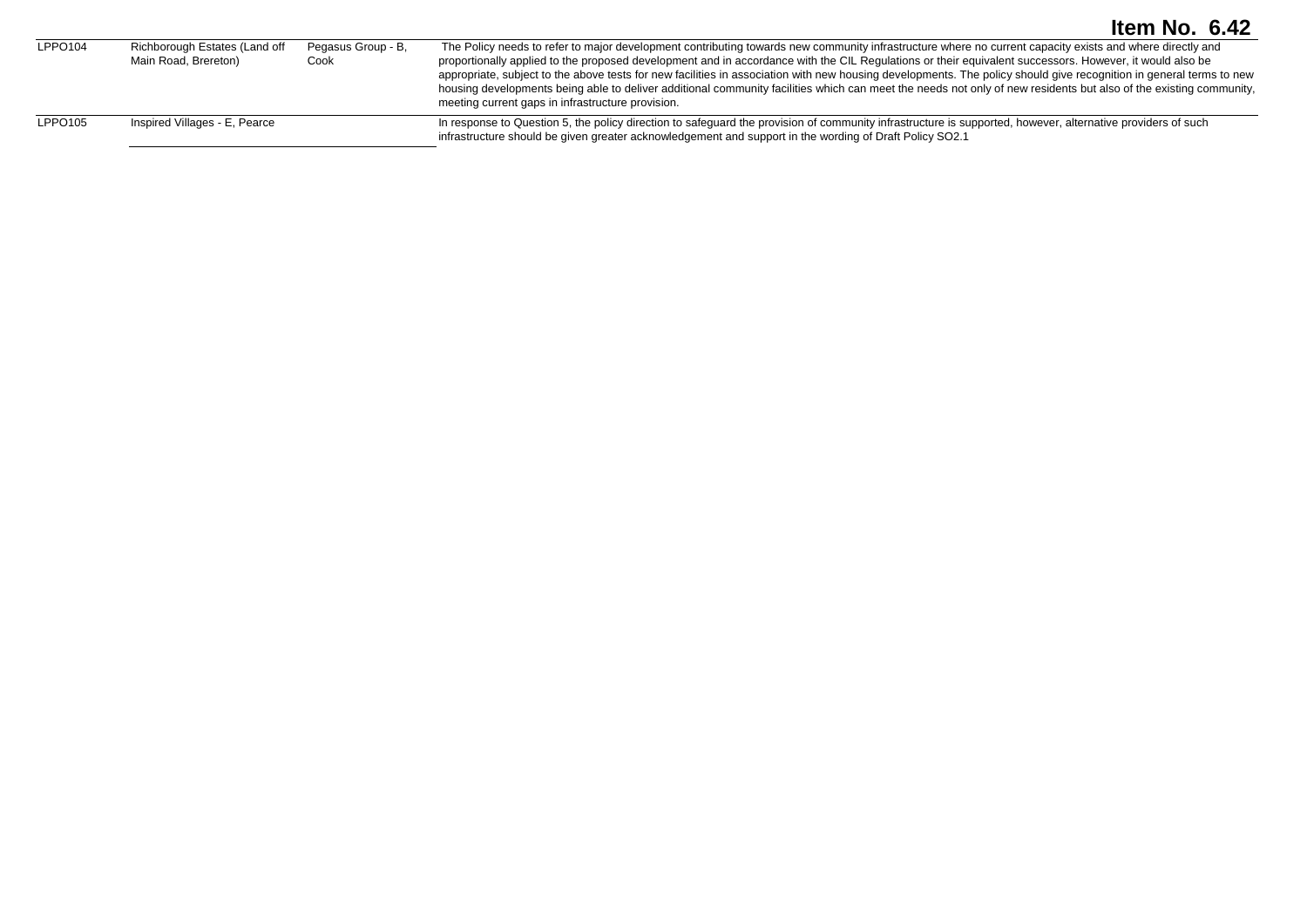| | | | |
|---|---|---|---|
| LPPO104 | Richborough Estates (Land off Main Road, Brereton) | Pegasus Group - B, Cook | The Policy needs to refer to major development contributing towards new community infrastructure where no current capacity exists and where directly and proportionally applied to the proposed development and in accordance with the CIL Regulations or their equivalent successors. However, it would also be appropriate, subject to the above tests for new facilities in association with new housing developments. The policy should give recognition in general terms to new housing developments being able to deliver additional community facilities which can meet the needs not only of new residents but also of the existing community, meeting current gaps in infrastructure provision. |
| LPPO105 | Inspired Villages - E, Pearce | | In response to Question 5, the policy direction to safeguard the provision of community infrastructure is supported, however, alternative providers of such infrastructure should be given greater acknowledgement and support in the wording of Draft Policy SO2.1 |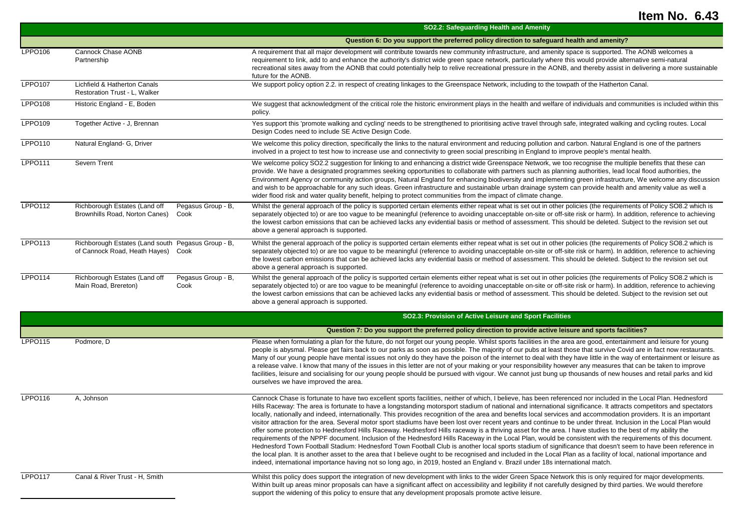**Item No. 6.43**

## SO2.2: Safeguarding Health and Amenity

### Question 6: Do you support the preferred policy direction to safeguard health and amenity?

| | | | |
|---|---|---|---|
| LPPO106 | Cannock Chase AONB Partnership | | A requirement that all major development will contribute towards new community infrastructure, and amenity space is supported. The AONB welcomes a requirement to link, add to and enhance the authority's district wide green space network, particularly where this would provide alternative semi-natural recreational sites away from the AONB that could potentially help to relive recreational pressure in the AONB, and thereby assist in delivering a more sustainable future for the AONB. |
| LPPO107 | Lichfield & Hatherton Canals Restoration Trust - L, Walker | | We support policy option 2.2. in respect of creating linkages to the Greenspace Network, including to the towpath of the Hatherton Canal. |
| LPPO108 | Historic England - E, Boden | | We suggest that acknowledgment of the critical role the historic environment plays in the health and welfare of individuals and communities is included within this policy. |
| LPPO109 | Together Active - J, Brennan | | Yes support this 'promote walking and cycling' needs to be strengthened to prioritising active travel through safe, integrated walking and cycling routes. Local Design Codes need to include SE Active Design Code. |
| LPPO110 | Natural England- G, Driver | | We welcome this policy direction, specifically the links to the natural environment and reducing pollution and carbon. Natural England is one of the partners involved in a project to test how to increase use and connectivity to green social prescribing in England to improve people's mental health. |
| LPPO111 | Severn Trent | | We welcome policy SO2.2 suggestion for linking to and enhancing a district wide Greenspace Network, we too recognise the multiple benefits that these can provide. We have a designated programmes seeking opportunities to collaborate with partners such as planning authorities, lead local flood authorities, the Environment Agency or community action groups, Natural England for enhancing biodiversity and implementing green infrastructure, We welcome any discussion and wish to be approachable for any such ideas. Green infrastructure and sustainable urban drainage system can provide health and amenity value as well a wider flood risk and water quality benefit, helping to protect communities from the impact of climate change. |
| LPPO112 | Richborough Estates (Land off Brownhills Road, Norton Canes) | Pegasus Group - B, Cook | Whilst the general approach of the policy is supported certain elements either repeat what is set out in other policies (the requirements of Policy SO8.2 which is separately objected to) or are too vague to be meaningful (reference to avoiding unacceptable on-site or off-site risk or harm). In addition, reference to achieving the lowest carbon emissions that can be achieved lacks any evidential basis or method of assessment. This should be deleted. Subject to the revision set out above a general approach is supported. |
| LPPO113 | Richborough Estates (Land south of Cannock Road, Heath Hayes) | Pegasus Group - B, Cook | Whilst the general approach of the policy is supported certain elements either repeat what is set out in other policies (the requirements of Policy SO8.2 which is separately objected to) or are too vague to be meaningful (reference to avoiding unacceptable on-site or off-site risk or harm). In addition, reference to achieving the lowest carbon emissions that can be achieved lacks any evidential basis or method of assessment. This should be deleted. Subject to the revision set out above a general approach is supported. |
| LPPO114 | Richborough Estates (Land off Main Road, Brereton) | Pegasus Group - B, Cook | Whilst the general approach of the policy is supported certain elements either repeat what is set out in other policies (the requirements of Policy SO8.2 which is separately objected to) or are too vague to be meaningful (reference to avoiding unacceptable on-site or off-site risk or harm). In addition, reference to achieving the lowest carbon emissions that can be achieved lacks any evidential basis or method of assessment. This should be deleted. Subject to the revision set out above a general approach is supported. |

## SO2.3: Provision of Active Leisure and Sport Facilities

### Question 7: Do you support the preferred policy direction to provide active leisure and sports facilities?

| | | | |
|---|---|---|---|
| LPPO115 | Podmore, D | | Please when formulating a plan for the future, do not forget our young people. Whilst sports facilities in the area are good, entertainment and leisure for young people is abysmal. Please get fairs back to our parks as soon as possible. The majority of our pubs at least those that survive Covid are in fact now restaurants. Many of our young people have mental issues not only do they have the poison of the internet to deal with they have little in the way of entertainment or leisure as a release valve. I know that many of the issues in this letter are not of your making or your responsibility however any measures that can be taken to improve facilities, leisure and socialising for our young people should be pursued with vigour. We cannot just bung up thousands of new houses and retail parks and kid ourselves we have improved the area. |
| LPPO116 | A, Johnson | | Cannock Chase is fortunate to have two excellent sports facilities, neither of which, I believe, has been referenced nor included in the Local Plan. Hednesford Hills Raceway: The area is fortunate to have a longstanding motorsport stadium of national and international significance. It attracts competitors and spectators locally, nationally and indeed, internationally. This provides recognition of the area and benefits local services and accommodation providers. It is an important visitor attraction for the area. Several motor sport stadiums have been lost over recent years and continue to be under threat. Inclusion in the Local Plan would offer some protection to Hednesford Hills Raceway. Hednesford Hills raceway is a thriving asset for the area. I have studies to the best of my ability the requirements of the NPPF document. Inclusion of the Hednesford Hills Raceway in the Local Plan, would be consistent with the requirements of this document. Hednesford Town Football Stadium: Hednesford Town Football Club is another local sports stadium of significance that doesn't seem to have been reference in the local plan. It is another asset to the area that I believe ought to be recognised and included in the Local Plan as a facility of local, national importance and indeed, international importance having not so long ago, in 2019, hosted an England v. Brazil under 18s international match. |
| LPPO117 | Canal & River Trust - H, Smith | | Whilst this policy does support the integration of new development with links to the wider Green Space Network this is only required for major developments. Within built up areas minor proposals can have a significant affect on accessibility and legibility if not carefully designed by third parties. We would therefore support the widening of this policy to ensure that any development proposals promote active leisure. |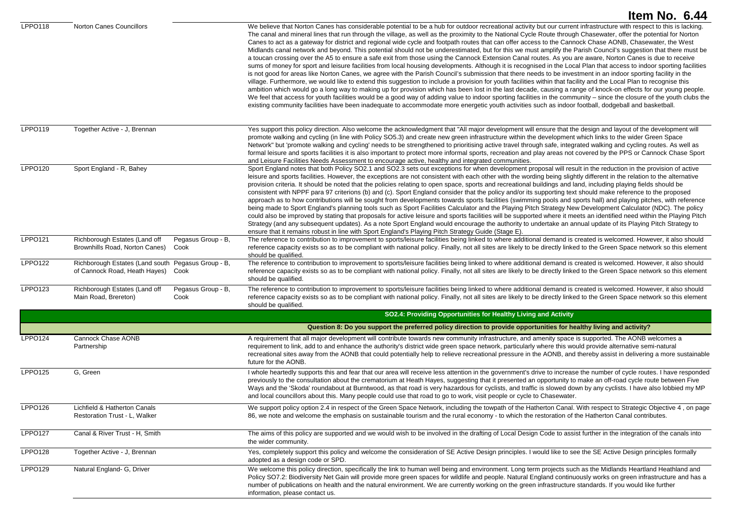# Item No. 6.44

| | | | |
|---|---|---|---|
| LPPO118 | Norton Canes Councillors | | We believe that Norton Canes has considerable potential to be a hub for outdoor recreational activity but our current infrastructure with respect to this is lacking. The canal and mineral lines that run through the village, as well as the proximity to the National Cycle Route through Chasewater, offer the potential for Norton Canes to act as a gateway for district and regional wide cycle and footpath routes that can offer access to the Cannock Chase AONB, Chasewater, the West Midlands canal network and beyond. This potential should not be underestimated, but for this we must amplify the Parish Council's suggestion that there must be a toucan crossing over the A5 to ensure a safe exit from those using the Cannock Extension Canal routes. As you are aware, Norton Canes is due to receive sums of money for sport and leisure facilities from local housing developments. Although it is recognised in the Local Plan that access to indoor sporting facilities is not good for areas like Norton Canes, we agree with the Parish Council's submission that there needs to be investment in an indoor sporting facility in the village. Furthermore, we would like to extend this suggestion to include a provision for youth facilities within that facility and the Local Plan to recognise this ambition which would go a long way to making up for provision which has been lost in the last decade, causing a range of knock-on effects for our young people. We feel that access for youth facilities would be a good way of adding value to indoor sporting facilities in the community – since the closure of the youth clubs the existing community facilities have been inadequate to accommodate more energetic youth activities such as indoor football, dodgeball and basketball. |
| LPPO119 | Together Active - J, Brennan | | Yes support this policy direction. Also welcome the acknowledgment that "All major development will ensure that the design and layout of the development will promote walking and cycling (in line with Policy SO5.3) and create new green infrastructure within the development which links to the wider Green Space Network" but 'promote walking and cycling' needs to be strengthened to prioritising active travel through safe, integrated walking and cycling routes. As well as formal leisure and sports facilities it is also important to protect more informal sports, recreation and play areas not covered by the PPS or Cannock Chase Sport and Leisure Facilities Needs Assessment to encourage active, healthy and integrated communities. |
| LPPO120 | Sport England - R, Bahey | | Sport England notes that both Policy SO2.1 and SO2.3 sets out exceptions for when development proposal will result in the reduction in the provision of active leisure and sports facilities. However, the exceptions are not consistent with each other with the wording being slightly different in the relation to the alternative provision criteria. It should be noted that the policies relating to open space, sports and recreational buildings and land, including playing fields should be consistent with NPPF para 97 criterions (b) and (c). Sport England consider that the policy and/or its supporting text should make reference to the proposed approach as to how contributions will be sought from developments towards sports facilities (swimming pools and sports hall) and playing pitches, with reference being made to Sport England's planning tools such as Sport Facilities Calculator and the Playing Pitch Strategy New Development Calculator (NDC). The policy could also be improved by stating that proposals for active leisure and sports facilities will be supported where it meets an identified need within the Playing Pitch Strategy (and any subsequent updates). As a note Sport England would encourage the authority to undertake an annual update of its Playing Pitch Strategy to ensure that it remains robust in line with Sport England's Playing Pitch Strategy Guide (Stage E). |
| LPPO121 | Richborough Estates (Land off Brownhills Road, Norton Canes) | Pegasus Group - B, Cook | The reference to contribution to improvement to sports/leisure facilities being linked to where additional demand is created is welcomed. However, it also should reference capacity exists so as to be compliant with national policy. Finally, not all sites are likely to be directly linked to the Green Space network so this element should be qualified. |
| LPPO122 | Richborough Estates (Land south of Cannock Road, Heath Hayes) | Pegasus Group - B, Cook | The reference to contribution to improvement to sports/leisure facilities being linked to where additional demand is created is welcomed. However, it also should reference capacity exists so as to be compliant with national policy. Finally, not all sites are likely to be directly linked to the Green Space network so this element should be qualified. |
| LPPO123 | Richborough Estates (Land off Main Road, Brereton) | Pegasus Group - B, Cook | The reference to contribution to improvement to sports/leisure facilities being linked to where additional demand is created is welcomed. However, it also should reference capacity exists so as to be compliant with national policy. Finally, not all sites are likely to be directly linked to the Green Space network so this element should be qualified. |
| | | | **SO2.4: Providing Opportunities for Healthy Living and Activity** |
| | | | **Question 8: Do you support the preferred policy direction to provide opportunities for healthy living and activity?** |
| LPPO124 | Cannock Chase AONB Partnership | | A requirement that all major development will contribute towards new community infrastructure, and amenity space is supported. The AONB welcomes a requirement to link, add to and enhance the authority's district wide green space network, particularly where this would provide alternative semi-natural recreational sites away from the AONB that could potentially help to relieve recreational pressure in the AONB, and thereby assist in delivering a more sustainable future for the AONB. |
| LPPO125 | G, Green | | I whole heartedly supports this and fear that our area will receive less attention in the government's drive to increase the number of cycle routes. I have responded previously to the consultation about the crematorium at Heath Hayes, suggesting that it presented an opportunity to make an off-road cycle route between Five Ways and the 'Skoda' roundabout at Burntwood, as that road is very hazardous for cyclists, and traffic is slowed down by any cyclists. I have also lobbied my MP and local councillors about this. Many people could use that road to go to work, visit people or cycle to Chasewater. |
| LPPO126 | Lichfield & Hatherton Canals Restoration Trust - L, Walker | | We support policy option 2.4 in respect of the Green Space Network, including the towpath of the Hatherton Canal. With respect to Strategic Objective 4 , on page 86, we note and welcome the emphasis on sustainable tourism and the rural economy - to which the restoration of the Hatherton Canal contributes. |
| LPPO127 | Canal & River Trust - H, Smith | | The aims of this policy are supported and we would wish to be involved in the drafting of Local Design Code to assist further in the integration of the canals into the wider community. |
| LPPO128 | Together Active - J, Brennan | | Yes, completely support this policy and welcome the consideration of SE Active Design principles. I would like to see the SE Active Design principles formally adopted as a design code or SPD. |
| LPPO129 | Natural England- G, Driver | | We welcome this policy direction, specifically the link to human well being and environment. Long term projects such as the Midlands Heartland Heathland and Policy SO7.2: Biodiversity Net Gain will provide more green spaces for wildlife and people. Natural England continuously works on green infrastructure and has a number of publications on health and the natural environment. We are currently working on the green infrastructure standards. If you would like further information, please contact us. |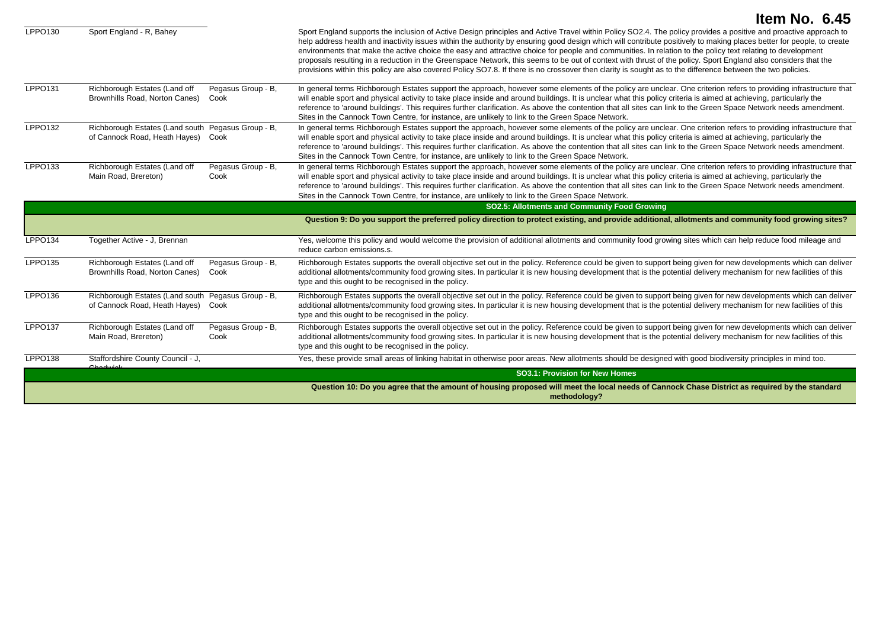# Item No. 6.45

| | | | |
|---|---|---|---|
| LPPO130 | Sport England - R, Bahey | | Sport England supports the inclusion of Active Design principles and Active Travel within Policy SO2.4. The policy provides a positive and proactive approach to help address health and inactivity issues within the authority by ensuring good design which will contribute positively to making places better for people, to create environments that make the active choice the easy and attractive choice for people and communities. In relation to the policy text relating to development proposals resulting in a reduction in the Greenspace Network, this seems to be out of context with thrust of the policy. Sport England also considers that the provisions within this policy are also covered Policy SO7.8. If there is no crossover then clarity is sought as to the difference between the two policies. |
| LPPO131 | Richborough Estates (Land off Brownhills Road, Norton Canes) | Pegasus Group - B, Cook | In general terms Richborough Estates support the approach, however some elements of the policy are unclear. One criterion refers to providing infrastructure that will enable sport and physical activity to take place inside and around buildings. It is unclear what this policy criteria is aimed at achieving, particularly the reference to 'around buildings'. This requires further clarification. As above the contention that all sites can link to the Green Space Network needs amendment. Sites in the Cannock Town Centre, for instance, are unlikely to link to the Green Space Network. |
| LPPO132 | Richborough Estates (Land south of Cannock Road, Heath Hayes) | Pegasus Group - B, Cook | In general terms Richborough Estates support the approach, however some elements of the policy are unclear. One criterion refers to providing infrastructure that will enable sport and physical activity to take place inside and around buildings. It is unclear what this policy criteria is aimed at achieving, particularly the reference to 'around buildings'. This requires further clarification. As above the contention that all sites can link to the Green Space Network needs amendment. Sites in the Cannock Town Centre, for instance, are unlikely to link to the Green Space Network. |
| LPPO133 | Richborough Estates (Land off Main Road, Brereton) | Pegasus Group - B, Cook | In general terms Richborough Estates support the approach, however some elements of the policy are unclear. One criterion refers to providing infrastructure that will enable sport and physical activity to take place inside and around buildings. It is unclear what this policy criteria is aimed at achieving, particularly the reference to 'around buildings'. This requires further clarification. As above the contention that all sites can link to the Green Space Network needs amendment. Sites in the Cannock Town Centre, for instance, are unlikely to link to the Green Space Network. |
| | | | **SO2.5: Allotments and Community Food Growing** |
| | | | **Question 9: Do you support the preferred policy direction to protect existing, and provide additional, allotments and community food growing sites?** |
| LPPO134 | Together Active - J, Brennan | | Yes, welcome this policy and would welcome the provision of additional allotments and community food growing sites which can help reduce food mileage and reduce carbon emissions.s. |
| LPPO135 | Richborough Estates (Land off Brownhills Road, Norton Canes) | Pegasus Group - B, Cook | Richborough Estates supports the overall objective set out in the policy. Reference could be given to support being given for new developments which can deliver additional allotments/community food growing sites. In particular it is new housing development that is the potential delivery mechanism for new facilities of this type and this ought to be recognised in the policy. |
| LPPO136 | Richborough Estates (Land south of Cannock Road, Heath Hayes) | Pegasus Group - B, Cook | Richborough Estates supports the overall objective set out in the policy. Reference could be given to support being given for new developments which can deliver additional allotments/community food growing sites. In particular it is new housing development that is the potential delivery mechanism for new facilities of this type and this ought to be recognised in the policy. |
| LPPO137 | Richborough Estates (Land off Main Road, Brereton) | Pegasus Group - B, Cook | Richborough Estates supports the overall objective set out in the policy. Reference could be given to support being given for new developments which can deliver additional allotments/community food growing sites. In particular it is new housing development that is the potential delivery mechanism for new facilities of this type and this ought to be recognised in the policy. |
| LPPO138 | Staffordshire County Council - J, Chadwick | | Yes, these provide small areas of linking habitat in otherwise poor areas. New allotments should be designed with good biodiversity principles in mind too. |
| | | | **SO3.1: Provision for New Homes** |
| | | | **Question 10: Do you agree that the amount of housing proposed will meet the local needs of Cannock Chase District as required by the standard methodology?** |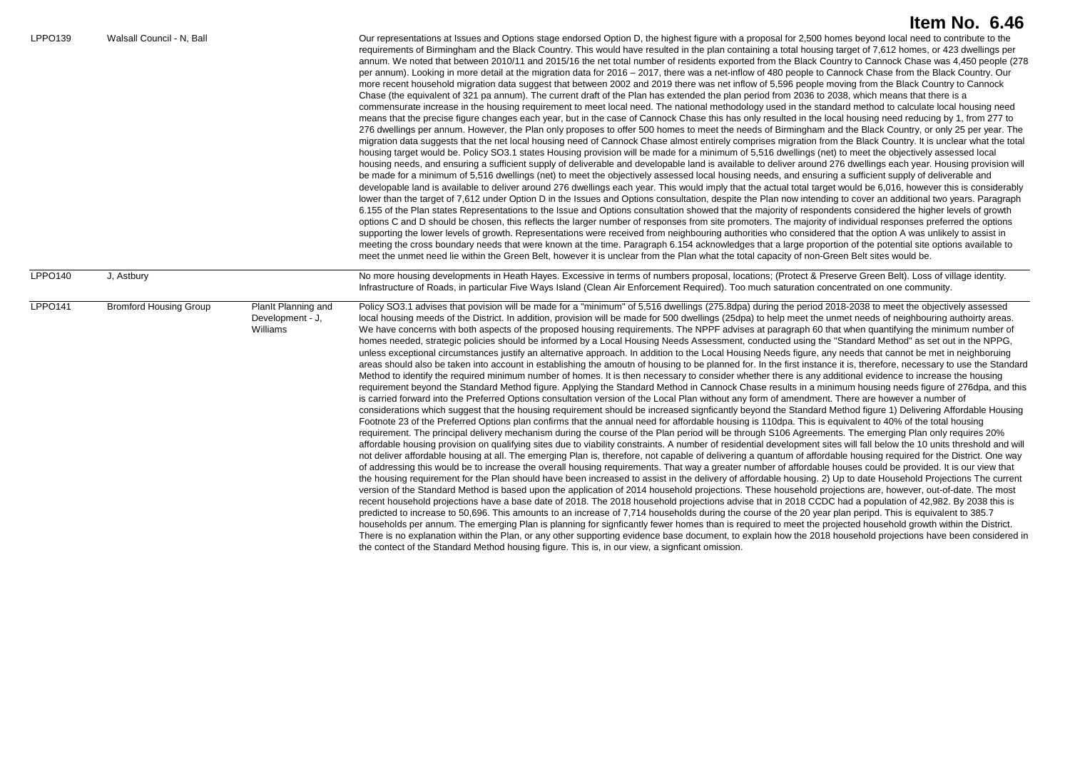# Item No. 6.46

| | | | |
|---|---|---|---|
| LPPO139 | Walsall Council - N, Ball | | Our representations at Issues and Options stage endorsed Option D, the highest figure with a proposal for 2,500 homes beyond local need to contribute to the requirements of Birmingham and the Black Country. This would have resulted in the plan containing a total housing target of 7,612 homes, or 423 dwellings per annum. We noted that between 2010/11 and 2015/16 the net total number of residents exported from the Black Country to Cannock Chase was 4,450 people (278 per annum). Looking in more detail at the migration data for 2016 – 2017, there was a net-inflow of 480 people to Cannock Chase from the Black Country. Our more recent household migration data suggest that between 2002 and 2019 there was net inflow of 5,596 people moving from the Black Country to Cannock Chase (the equivalent of 321 pa annum). The current draft of the Plan has extended the plan period from 2036 to 2038, which means that there is a commensurate increase in the housing requirement to meet local need. The national methodology used in the standard method to calculate local housing need means that the precise figure changes each year, but in the case of Cannock Chase this has only resulted in the local housing need reducing by 1, from 277 to 276 dwellings per annum. However, the Plan only proposes to offer 500 homes to meet the needs of Birmingham and the Black Country, or only 25 per year. The migration data suggests that the net local housing need of Cannock Chase almost entirely comprises migration from the Black Country. It is unclear what the total housing target would be. Policy SO3.1 states Housing provision will be made for a minimum of 5,516 dwellings (net) to meet the objectively assessed local housing needs, and ensuring a sufficient supply of deliverable and developable land is available to deliver around 276 dwellings each year. Housing provision will be made for a minimum of 5,516 dwellings (net) to meet the objectively assessed local housing needs, and ensuring a sufficient supply of deliverable and developable land is available to deliver around 276 dwellings each year. This would imply that the actual total target would be 6,016, however this is considerably lower than the target of 7,612 under Option D in the Issues and Options consultation, despite the Plan now intending to cover an additional two years. Paragraph 6.155 of the Plan states Representations to the Issue and Options consultation showed that the majority of respondents considered the higher levels of growth options C and D should be chosen, this reflects the larger number of responses from site promoters. The majority of individual responses preferred the options supporting the lower levels of growth. Representations were received from neighbouring authorities who considered that the option A was unlikely to assist in meeting the cross boundary needs that were known at the time. Paragraph 6.154 acknowledges that a large proportion of the potential site options available to meet the unmet need lie within the Green Belt, however it is unclear from the Plan what the total capacity of non-Green Belt sites would be. |
| LPPO140 | J, Astbury | | No more housing developments in Heath Hayes. Excessive in terms of numbers proposal, locations; (Protect & Preserve Green Belt). Loss of village identity. Infrastructure of Roads, in particular Five Ways Island (Clean Air Enforcement Required). Too much saturation concentrated on one community. |
| LPPO141 | Bromford Housing Group | PlanIt Planning and Development - J, Williams | Policy SO3.1 advises that povision will be made for a "minimum" of 5,516 dwellings (275.8dpa) during the period 2018-2038 to meet the objectively assessed local housing meeds of the District. In addition, provision will be made for 500 dwellings (25dpa) to help meet the unmet needs of neighbouring authoirty areas. We have concerns with both aspects of the proposed housing requirements. The NPPF advises at paragraph 60 that when quantifying the minimum number of homes needed, strategic policies should be informed by a Local Housing Needs Assessment, conducted using the "Standard Method" as set out in the NPPG, unless exceptional circumstances justify an alternative approach. In addition to the Local Housing Needs figure, any needs that cannot be met in neighboruing areas should also be taken into account in establishing the amoutn of housing to be planned for. In the first instance it is, therefore, necessary to use the Standard Method to identify the required minimum number of homes. It is then necessary to consider whether there is any additional evidence to increase the housing requirement beyond the Standard Method figure. Applying the Standard Method in Cannock Chase results in a minimum housing needs figure of 276dpa, and this is carried forward into the Preferred Options consultation version of the Local Plan without any form of amendment. There are however a number of considerations which suggest that the housing requirement should be increased signficantly beyond the Standard Method figure 1) Delivering Affordable Housing Footnote 23 of the Preferred Options plan confirms that the annual need for affordable housing is 110dpa. This is equivalent to 40% of the total housing requirement. The principal delivery mechanism during the course of the Plan period will be through S106 Agreements. The emerging Plan only requires 20% affordable housing provision on qualifying sites due to viability constraints. A number of residential development sites will fall below the 10 units threshold and will not deliver affordable housing at all. The emerging Plan is, therefore, not capable of delivering a quantum of affordable housing required for the District. One way of addressing this would be to increase the overall housing requirements. That way a greater number of affordable houses could be provided. It is our view that the housing requirement for the Plan should have been increased to assist in the delivery of affordable housing. 2) Up to date Household Projections The current version of the Standard Method is based upon the application of 2014 household projections. These household projections are, however, out-of-date. The most recent household projections have a base date of 2018. The 2018 household projections advise that in 2018 CCDC had a population of 42,982. By 2038 this is predicted to increase to 50,696. This amounts to an increase of 7,714 households during the course of the 20 year plan peripd. This is equivalent to 385.7 households per annum. The emerging Plan is planning for signficantly fewer homes than is required to meet the projected household growth within the District. There is no explanation within the Plan, or any other supporting evidence base document, to explain how the 2018 household projections have been considered in the contect of the Standard Method housing figure. This is, in our view, a signficant omission. |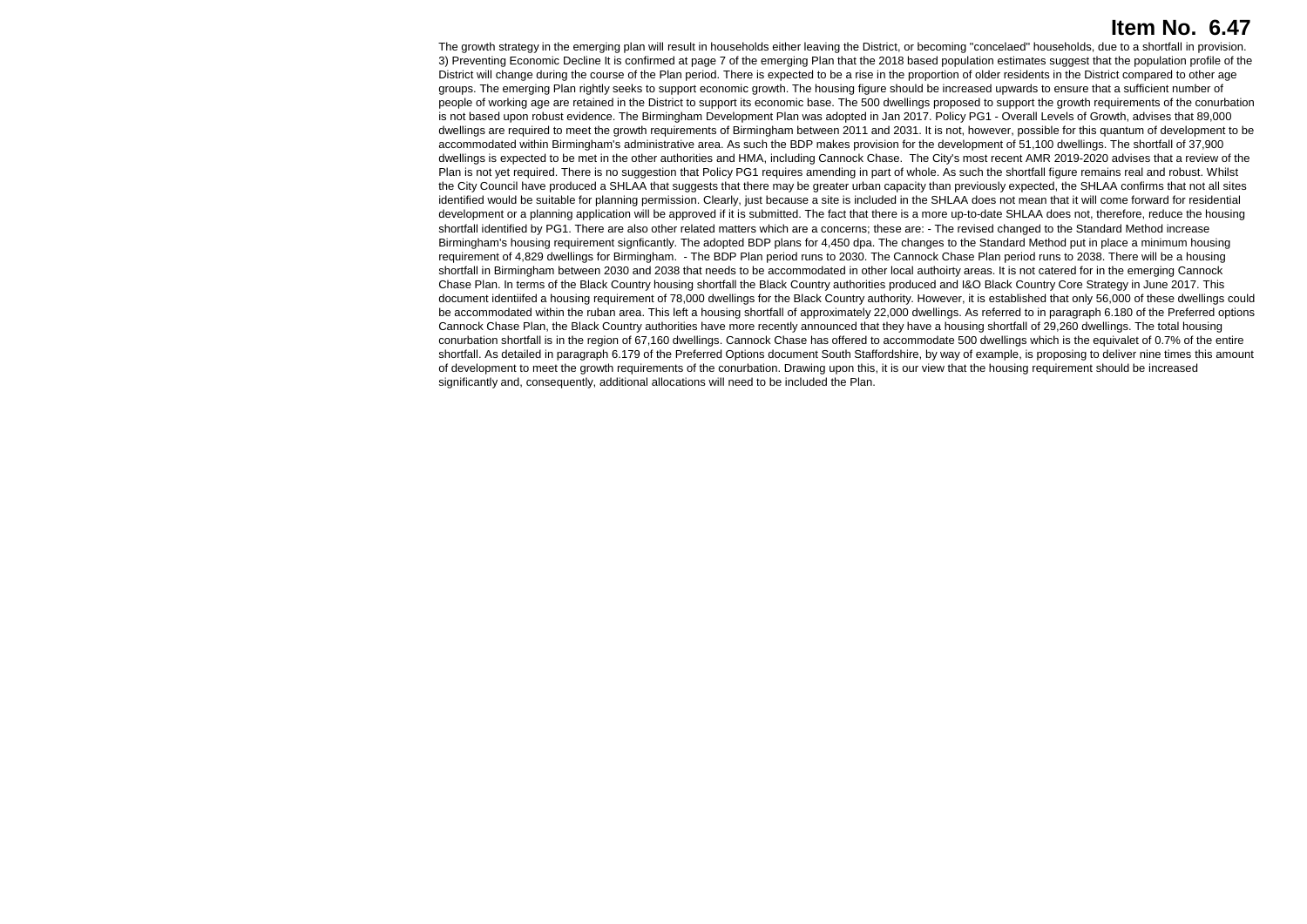# Item No. 6.47

The growth strategy in the emerging plan will result in households either leaving the District, or becoming "concelaed" households, due to a shortfall in provision. 3) Preventing Economic Decline It is confirmed at page 7 of the emerging Plan that the 2018 based population estimates suggest that the population profile of the District will change during the course of the Plan period. There is expected to be a rise in the proportion of older residents in the District compared to other age groups. The emerging Plan rightly seeks to support economic growth. The housing figure should be increased upwards to ensure that a sufficient number of people of working age are retained in the District to support its economic base. The 500 dwellings proposed to support the growth requirements of the conurbation is not based upon robust evidence. The Birmingham Development Plan was adopted in Jan 2017. Policy PG1 - Overall Levels of Growth, advises that 89,000 dwellings are required to meet the growth requirements of Birmingham between 2011 and 2031. It is not, however, possible for this quantum of development to be accommodated within Birmingham's administrative area. As such the BDP makes provision for the development of 51,100 dwellings. The shortfall of 37,900 dwellings is expected to be met in the other authorities and HMA, including Cannock Chase. The City's most recent AMR 2019-2020 advises that a review of the Plan is not yet required. There is no suggestion that Policy PG1 requires amending in part of whole. As such the shortfall figure remains real and robust. Whilst the City Council have produced a SHLAA that suggests that there may be greater urban capacity than previously expected, the SHLAA confirms that not all sites identified would be suitable for planning permission. Clearly, just because a site is included in the SHLAA does not mean that it will come forward for residential development or a planning application will be approved if it is submitted. The fact that there is a more up-to-date SHLAA does not, therefore, reduce the housing shortfall identified by PG1. There are also other related matters which are a concerns; these are: - The revised changed to the Standard Method increase Birmingham's housing requirement signficantly. The adopted BDP plans for 4,450 dpa. The changes to the Standard Method put in place a minimum housing requirement of 4,829 dwellings for Birmingham. - The BDP Plan period runs to 2030. The Cannock Chase Plan period runs to 2038. There will be a housing shortfall in Birmingham between 2030 and 2038 that needs to be accommodated in other local authoirty areas. It is not catered for in the emerging Cannock Chase Plan. In terms of the Black Country housing shortfall the Black Country authorities produced and I&O Black Country Core Strategy in June 2017. This document identiifed a housing requirement of 78,000 dwellings for the Black Country authority. However, it is established that only 56,000 of these dwellings could be accommodated within the ruban area. This left a housing shortfall of approximately 22,000 dwellings. As referred to in paragraph 6.180 of the Preferred options Cannock Chase Plan, the Black Country authorities have more recently announced that they have a housing shortfall of 29,260 dwellings. The total housing conurbation shortfall is in the region of 67,160 dwellings. Cannock Chase has offered to accommodate 500 dwellings which is the equivalet of 0.7% of the entire shortfall. As detailed in paragraph 6.179 of the Preferred Options document South Staffordshire, by way of example, is proposing to deliver nine times this amount of development to meet the growth requirements of the conurbation. Drawing upon this, it is our view that the housing requirement should be increased significantly and, consequently, additional allocations will need to be included the Plan.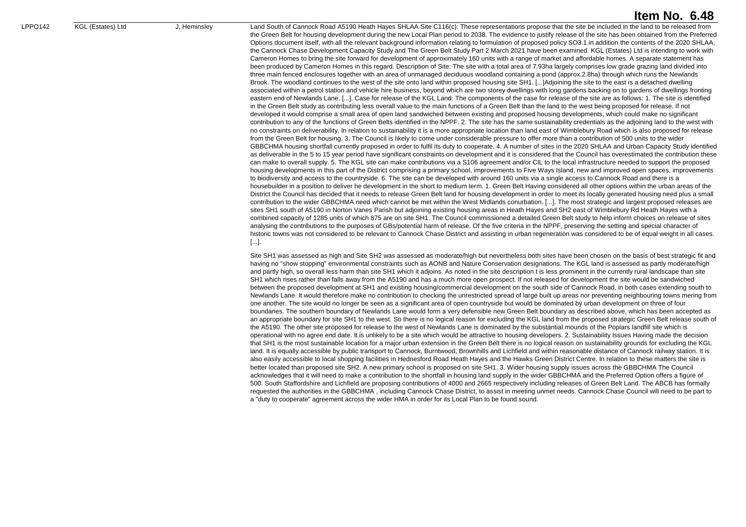# Item No. 6.48

| | | | |
|---|---|---|---|
| LPPO142 | KGL (Estates) Ltd | J, Heminsley | Land South of Cannock Road A5190 Heath Hayes SHLAA Site C116(c): These representations propose that the site be included in the land to be released from the Green Belt for housing development during the new Local Plan period to 2038. The evidence to justify release of the site has been obtained from the Preferred Options document itself, with all the relevant background information relating to formulation of proposed policy SO3.1 in addition the contents of the 2020 SHLAA, the Cannock Chase Development Capacity Study and The Green Belt Study Part 2 March 2021 have been examined. KGL (Estates) Ltd is intending to work with Cameron Homes to bring the site forward for development of approximately 160 units with a range of market and affordable homes. A separate statement has been produced by Cameron Homes in this regard. Description of Site: The site with a total area of 7.93ha largely comprises low grade grazing land divided into three main fenced enclosures together with an area of unmanaged deciduous woodland containing a pond (approx.2.8ha) through which runs the Newlands Brook. The woodland continues to the west of the site onto land within proposed housing site SH1. [...]Adjoining the site to the east is a detached dwelling associated within a petrol station and vehicle hire business, beyond which are two storey dwellings with long gardens backing on to gardens of dwellings fronting eastern end of Newlands Lane. [...]. Case for release of the KGL Land: The components of the case for release of the site are as follows: 1. The site is identified in the Green Belt study as contributing less overall value to the main functions of a Green Belt than the land to the west being proposed for release. If not developed it would comprise a small area of open land sandwiched between existing and proposed housing developments, which could make no significant contribution to any of the functions of Green Belts identified in the NPPF. 2. The site has the same sustainability credentials as the adjoining land to the west with no constraints on deliverability. In relation to sustainability it is a more appropriate location than land east of Wimblebury Road which is also proposed for release from the Green Belt for housing. 3. The Council is likely to come under considerable pressure to offer more than a contribution of 500 units to the wider GBBCHMA housing shortfall currently proposed in order to fulfil its duty to cooperate. 4. A number of sites in the 2020 SHLAA and Urban Capacity Study identified as deliverable in the 5 to 15 year period have significant constraints on development and it is considered that the Council has overestimated the contribution these can make to overall supply. 5. The KGL site can make contributions via a S106 agreement and/or CIL to the local infrastructure needed to support the proposed housing developments in this part of the District comprising a primary school, improvements to Five Ways Island, new and improved open spaces, improvements to biodiversity and access to the countryside. 6. The site can be developed with around 160 units via a single access to Cannock Road and there is a housebuilder in a position to deliver he development in the short to medium term. 1. Green Belt Having considered all other options within the urban areas of the District the Council has decided that it needs to release Green Belt land for housing development in order to meet its locally generated housing need plus a small contribution to the wider GBBCHMA need which cannot be met within the West Midlands conurbation. [...]. The most strategic and largest proposed releases are sites SH1 south of A5190 in Norton Vanes Parish but adjoining existing housing areas in Heath Hayes and SH2 east of Wimblebury Rd Heath Hayes with a combined capacity of 1285 units of which 875 are on site SH1. The Council commissioned a detailed Green Belt study to help inform choices on release of sites analysing the contributions to the purposes of GBs/potential harm of release. Of the five criteria in the NPPF, preserving the setting and special character of historic towns was not considered to be relevant to Cannock Chase District and assisting in urban regeneration was considered to be of equal weight in all cases. [...].<br><br>Site SH1 was assessed as high and Site SH2 was assessed as moderate/high but nevertheless both sites have been chosen on the basis of best strategic fit and having no "show stopping" environmental constraints such as AONB and Nature Conservation designations. The KGL land is assessed as partly moderate/high and partly high, so overall less harm than site SH1 which it adjoins. As noted in the site description t is less prominent in the currently rural landscape than site SH1 which rises rather than falls away from the A5190 and has a much more open prospect. If not released for development the site would be sandwiched between the proposed development at SH1 and existing housing/commercial development on the south side of Cannock Road, in both cases extending south to Newlands Lane. It would therefore make no contribution to checking the unrestricted spread of large built up areas nor preventing neighbouring towns mering from one another. The site would no longer be seen as a significant area of open countryside but would be dominated by urban development on three of four boundaries. The southern boundary of Newlands Lane would form a very defensible new Green Belt boundary as described above, which has been accepted as an appropriate boundary for site SH1 to the west. So there is no logical reason for excluding the KGL land from the proposed strategic Green Belt release south of the A5190. The other site proposed for release to the west of Newlands Lane is dominated by the substantial mounds of the Poplars landfill site which is operational with no agree end date. It is unlikely to be a site which would be attractive to housing developers. 2. Sustainability Issues Having made the decision that SH1 is the most sustainable location for a major urban extension in the Green Belt there is no logical reason on sustainability grounds for excluding the KGL land. It is equally accessible by public transport to Cannock, Burntwood, Brownhills and Lichfield and within reasonable distance of Cannock railway station. It is also easily accessible to local shopping facilities in Hednesford Road Heath Hayes and the Hawks Green District Centre. In relation to these matters the site is better located than proposed site SH2. A new primary school is proposed on site SH1. 3. Wider housing supply issues across the GBBCHMA The Council acknowledges that it will need to make a contribution to the shortfall in housing land supply in the wider GBBCHMA and the Preferred Option offers a figure of 500. South Staffordshire and Lichfield are proposing contributions of 4000 and 2665 respectively including releases of Green Belt Land. The ABCB has formally requested the authorities in the GBBCHMA , including Cannock Chase District, to assist in meeting unmet needs. Cannock Chase Council will need to be part to a "duty to cooperate" agreement across the wider HMA in order for its Local Plan to be found sound. |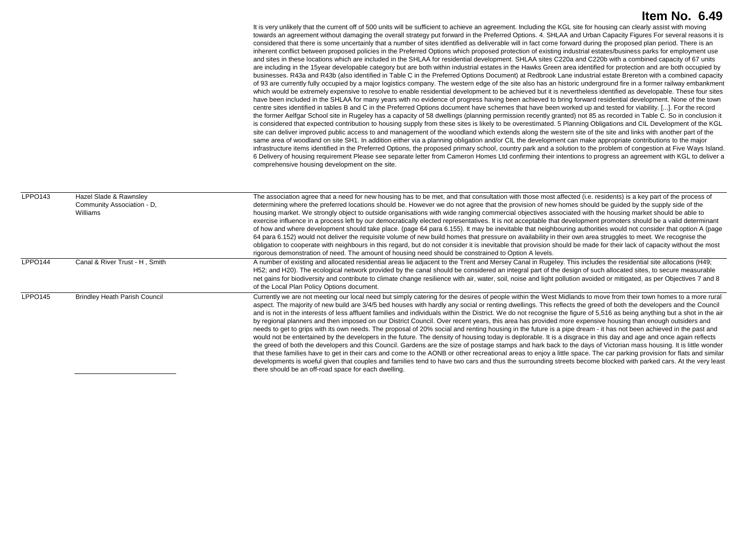# Item No. 6.49

It is very unlikely that the current off of 500 units will be sufficient to achieve an agreement. Including the KGL site for housing can clearly assist with moving towards an agreement without damaging the overall strategy put forward in the Preferred Options. 4. SHLAA and Urban Capacity Figures For several reasons it is considered that there is some uncertainly that a number of sites identified as deliverable will in fact come forward during the proposed plan period. There is an inherent conflict between proposed policies in the Preferred Options which proposed protection of existing industrial estates/business parks for employment use and sites in these locations which are included in the SHLAA for residential development. SHLAA sites C220a and C220b with a combined capacity of 67 units are including in the 15year developable category but are both within industrial estates in the Hawks Green area identified for protection and are both occupied by businesses. R43a and R43b (also identified in Table C in the Preferred Options Document) at Redbrook Lane industrial estate Brereton with a combined capacity of 93 are currently fully occupied by a major logistics company. The western edge of the site also has an historic underground fire in a former railway embankment which would be extremely expensive to resolve to enable residential development to be achieved but it is nevertheless identified as developable. These four sites have been included in the SHLAA for many years with no evidence of progress having been achieved to bring forward residential development. None of the town centre sites identified in tables B and C in the Preferred Options document have schemes that have been worked up and tested for viability. [...]. For the record the former Aelfgar School site in Rugeley has a capacity of 58 dwellings (planning permission recently granted) not 85 as recorded in Table C. So in conclusion it is considered that expected contribution to housing supply from these sites is likely to be overestimated. 5 Planning Obligations and CIL Development of the KGL site can deliver improved public access to and management of the woodland which extends along the western site of the site and links with another part of the same area of woodland on site SH1. In addition either via a planning obligation and/or CIL the development can make appropriate contributions to the major infrastructure items identified in the Preferred Options, the proposed primary school, country park and a solution to the problem of congestion at Five Ways Island. 6 Delivery of housing requirement Please see separate letter from Cameron Homes Ltd confirming their intentions to progress an agreement with KGL to deliver a comprehensive housing development on the site.

| | | |
|---|---|---|
| LPPO143 | Hazel Slade & Rawnsley Community Association - D, Williams | The association agree that a need for new housing has to be met, and that consultation with those most affected (i.e. residents) is a key part of the process of determining where the preferred locations should be. However we do not agree that the provision of new homes should be guided by the supply side of the housing market. We strongly object to outside organisations with wide ranging commercial objectives associated with the housing market should be able to exercise influence in a process left by our democratically elected representatives. It is not acceptable that development promoters should be a valid determinant of how and where development should take place. (page 64 para 6.155). It may be inevitable that neighbouring authorities would not consider that option A (page 64 para 6.152) would not deliver the requisite volume of new build homes that pressure on availability in their own area struggles to meet. We recognise the obligation to cooperate with neighbours in this regard, but do not consider it is inevitable that provision should be made for their lack of capacity without the most rigorous demonstration of need. The amount of housing need should be constrained to Option A levels. |
| LPPO144 | Canal & River Trust - H , Smith | A number of existing and allocated residential areas lie adjacent to the Trent and Mersey Canal in Rugeley. This includes the residential site allocations (H49; H52; and H20). The ecological network provided by the canal should be considered an integral part of the design of such allocated sites, to secure measurable net gains for biodiversity and contribute to climate change resilience with air, water, soil, noise and light pollution avoided or mitigated, as per Objectives 7 and 8 of the Local Plan Policy Options document. |
| LPPO145 | Brindley Heath Parish Council | Currently we are not meeting our local need but simply catering for the desires of people within the West Midlands to move from their town homes to a more rural aspect. The majority of new build are 3/4/5 bed houses with hardly any social or renting dwellings. This reflects the greed of both the developers and the Council and is not in the interests of less affluent families and individuals within the District. We do not recognise the figure of 5,516 as being anything but a shot in the air by regional planners and then imposed on our District Council. Over recent years, this area has provided more expensive housing than enough outsiders and needs to get to grips with its own needs. The proposal of 20% social and renting housing in the future is a pipe dream - it has not been achieved in the past and would not be entertained by the developers in the future. The density of housing today is deplorable. It is a disgrace in this day and age and once again reflects the greed of both the developers and this Council. Gardens are the size of postage stamps and hark back to the days of Victorian mass housing. It is little wonder that these families have to get in their cars and come to the AONB or other recreational areas to enjoy a little space. The car parking provision for flats and similar developments is woeful given that couples and families tend to have two cars and thus the surrounding streets become blocked with parked cars. At the very least there should be an off-road space for each dwelling. |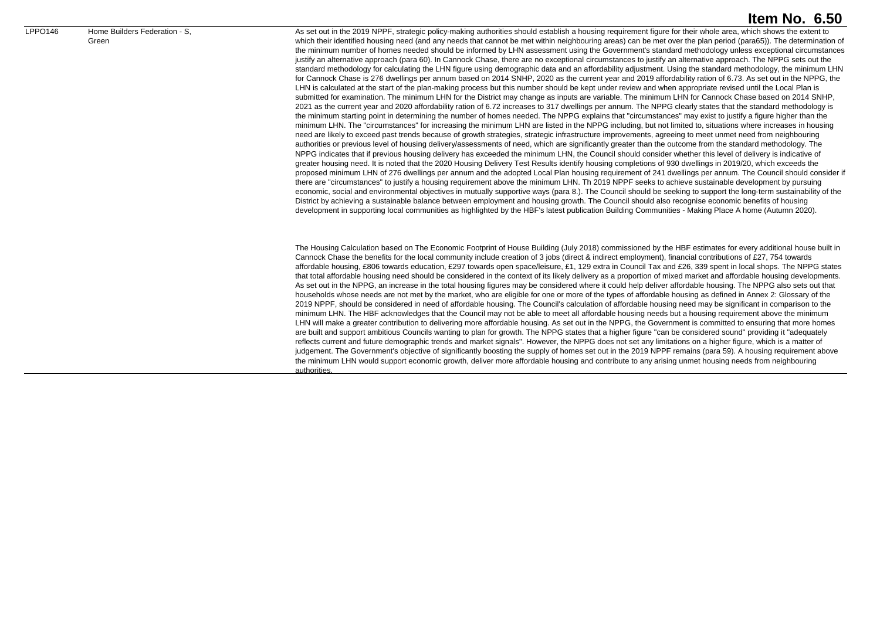| LPPO146 | Home Builders Federation - S, Green | As set out in the 2019 NPPF, strategic policy-making authorities should establish a housing requirement figure for their whole area, which shows the extent to which their identified housing need (and any needs that cannot be met within neighbouring areas) can be met over the plan period (para65)). The determination of the minimum number of homes needed should be informed by LHN assessment using the Government's standard methodology unless exceptional circumstances justify an alternative approach (para 60). In Cannock Chase, there are no exceptional circumstances to justify an alternative approach. The NPPG sets out the standard methodology for calculating the LHN figure using demographic data and an affordability adjustment. Using the standard methodology, the minimum LHN for Cannock Chase is 276 dwellings per annum based on 2014 SNHP, 2020 as the current year and 2019 affordability ration of 6.73. As set out in the NPPG, the LHN is calculated at the start of the plan-making process but this number should be kept under review and when appropriate revised until the Local Plan is submitted for examination. The minimum LHN for the District may change as inputs are variable. The minimum LHN for Cannock Chase based on 2014 SNHP, 2021 as the current year and 2020 affordability ration of 6.72 increases to 317 dwellings per annum. The NPPG clearly states that the standard methodology is the minimum starting point in determining the number of homes needed. The NPPG explains that "circumstances" may exist to justify a figure higher than the minimum LHN. The "circumstances" for increasing the minimum LHN are listed in the NPPG including, but not limited to, situations where increases in housing need are likely to exceed past trends because of growth strategies, strategic infrastructure improvements, agreeing to meet unmet need from neighbouring authorities or previous level of housing delivery/assessments of need, which are significantly greater than the outcome from the standard methodology. The NPPG indicates that if previous housing delivery has exceeded the minimum LHN, the Council should consider whether this level of delivery is indicative of greater housing need. It is noted that the 2020 Housing Delivery Test Results identify housing completions of 930 dwellings in 2019/20, which exceeds the proposed minimum LHN of 276 dwellings per annum and the adopted Local Plan housing requirement of 241 dwellings per annum. The Council should consider if there are "circumstances" to justify a housing requirement above the minimum LHN. Th 2019 NPPF seeks to achieve sustainable development by pursuing economic, social and environmental objectives in mutually supportive ways (para 8.). The Council should be seeking to support the long-term sustainability of the District by achieving a sustainable balance between employment and housing growth. The Council should also recognise economic benefits of housing development in supporting local communities as highlighted by the HBF's latest publication Building Communities - Making Place A home (Autumn 2020).<br><br>The Housing Calculation based on The Economic Footprint of House Building (July 2018) commissioned by the HBF estimates for every additional house built in Cannock Chase the benefits for the local community include creation of 3 jobs (direct & indirect employment), financial contributions of £27, 754 towards affordable housing, £806 towards education, £297 towards open space/leisure, £1, 129 extra in Council Tax and £26, 339 spent in local shops. The NPPG states that total affordable housing need should be considered in the context of its likely delivery as a proportion of mixed market and affordable housing developments. As set out in the NPPG, an increase in the total housing figures may be considered where it could help deliver affordable housing. The NPPG also sets out that households whose needs are not met by the market, who are eligible for one or more of the types of affordable housing as defined in Annex 2: Glossary of the 2019 NPPF, should be considered in need of affordable housing. The Council's calculation of affordable housing need may be significant in comparison to the minimum LHN. The HBF acknowledges that the Council may not be able to meet all affordable housing needs but a housing requirement above the minimum LHN will make a greater contribution to delivering more affordable housing. As set out in the NPPG, the Government is committed to ensuring that more homes are built and support ambitious Councils wanting to plan for growth. The NPPG states that a higher figure "can be considered sound" providing it "adequately reflects current and future demographic trends and market signals". However, the NPPG does not set any limitations on a higher figure, which is a matter of judgement. The Government's objective of significantly boosting the supply of homes set out in the 2019 NPPF remains (para 59). A housing requirement above the minimum LHN would support economic growth, deliver more affordable housing and contribute to any arising unmet housing needs from neighbouring authorities. |
|---|---|---|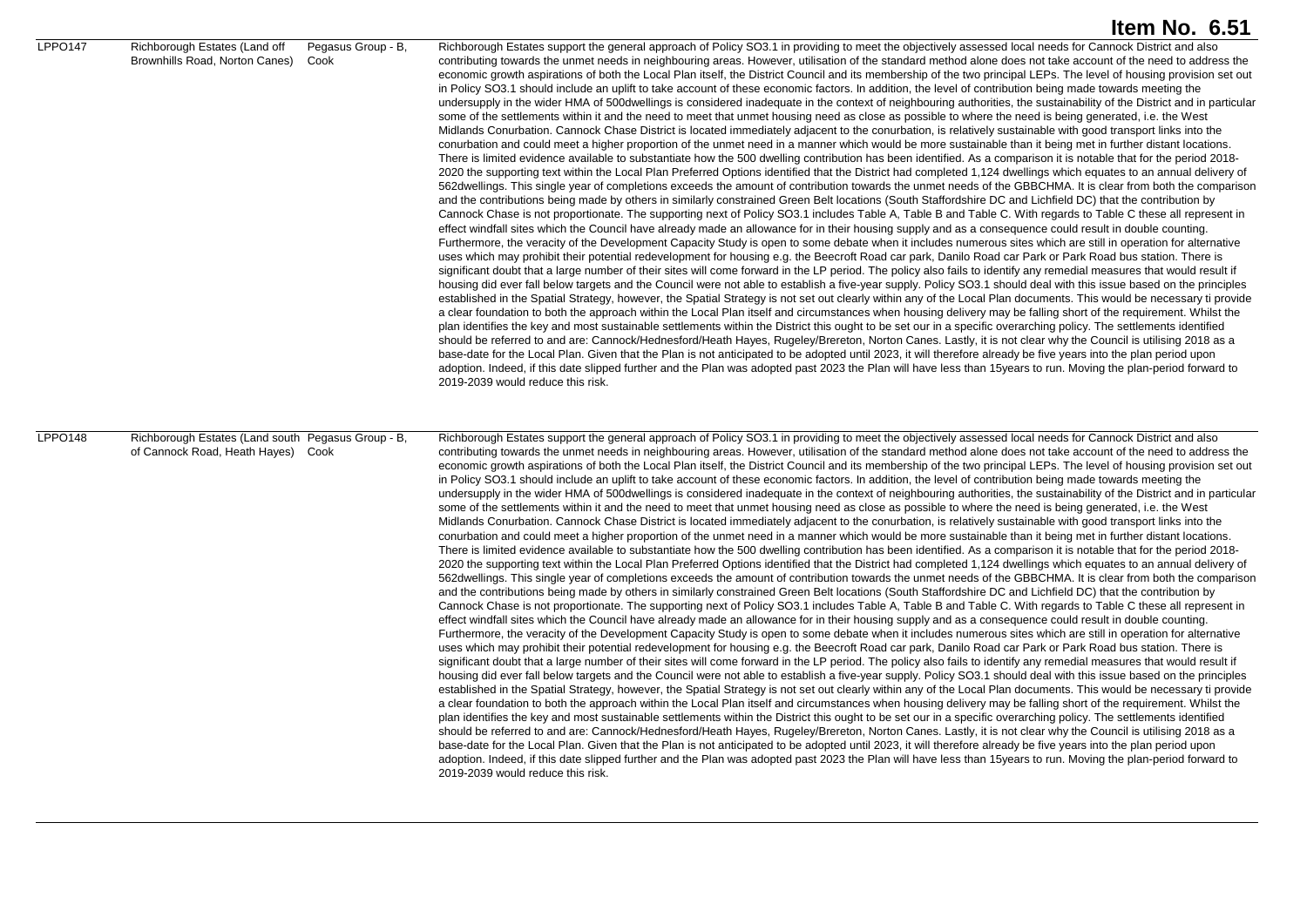| | | | |
|---|---|---|---|
| LPPO147 | Richborough Estates (Land off Brownhills Road, Norton Canes) | Pegasus Group - B, Cook | Richborough Estates support the general approach of Policy SO3.1 in providing to meet the objectively assessed local needs for Cannock District and also contributing towards the unmet needs in neighbouring areas. However, utilisation of the standard method alone does not take account of the need to address the economic growth aspirations of both the Local Plan itself, the District Council and its membership of the two principal LEPs. The level of housing provision set out in Policy SO3.1 should include an uplift to take account of these economic factors. In addition, the level of contribution being made towards meeting the undersupply in the wider HMA of 500dwellings is considered inadequate in the context of neighbouring authorities, the sustainability of the District and in particular some of the settlements within it and the need to meet that unmet housing need as close as possible to where the need is being generated, i.e. the West Midlands Conurbation. Cannock Chase District is located immediately adjacent to the conurbation, is relatively sustainable with good transport links into the conurbation and could meet a higher proportion of the unmet need in a manner which would be more sustainable than it being met in further distant locations. There is limited evidence available to substantiate how the 500 dwelling contribution has been identified. As a comparison it is notable that for the period 2018-2020 the supporting text within the Local Plan Preferred Options identified that the District had completed 1,124 dwellings which equates to an annual delivery of 562dwellings. This single year of completions exceeds the amount of contribution towards the unmet needs of the GBBCHMA. It is clear from both the comparison and the contributions being made by others in similarly constrained Green Belt locations (South Staffordshire DC and Lichfield DC) that the contribution by Cannock Chase is not proportionate. The supporting next of Policy SO3.1 includes Table A, Table B and Table C. With regards to Table C these all represent in effect windfall sites which the Council have already made an allowance for in their housing supply and as a consequence could result in double counting. Furthermore, the veracity of the Development Capacity Study is open to some debate when it includes numerous sites which are still in operation for alternative uses which may prohibit their potential redevelopment for housing e.g. the Beecroft Road car park, Danilo Road car Park or Park Road bus station. There is significant doubt that a large number of their sites will come forward in the LP period. The policy also fails to identify any remedial measures that would result if housing did ever fall below targets and the Council were not able to establish a five-year supply. Policy SO3.1 should deal with this issue based on the principles established in the Spatial Strategy, however, the Spatial Strategy is not set out clearly within any of the Local Plan documents. This would be necessary ti provide a clear foundation to both the approach within the Local Plan itself and circumstances when housing delivery may be falling short of the requirement. Whilst the plan identifies the key and most sustainable settlements within the District this ought to be set our in a specific overarching policy. The settlements identified should be referred to and are: Cannock/Hednesford/Heath Hayes, Rugeley/Brereton, Norton Canes. Lastly, it is not clear why the Council is utilising 2018 as a base-date for the Local Plan. Given that the Plan is not anticipated to be adopted until 2023, it will therefore already be five years into the plan period upon adoption. Indeed, if this date slipped further and the Plan was adopted past 2023 the Plan will have less than 15years to run. Moving the plan-period forward to 2019-2039 would reduce this risk. |
| LPPO148 | Richborough Estates (Land south of Cannock Road, Heath Hayes) | Pegasus Group - B, Cook | Richborough Estates support the general approach of Policy SO3.1 in providing to meet the objectively assessed local needs for Cannock District and also contributing towards the unmet needs in neighbouring areas. However, utilisation of the standard method alone does not take account of the need to address the economic growth aspirations of both the Local Plan itself, the District Council and its membership of the two principal LEPs. The level of housing provision set out in Policy SO3.1 should include an uplift to take account of these economic factors. In addition, the level of contribution being made towards meeting the undersupply in the wider HMA of 500dwellings is considered inadequate in the context of neighbouring authorities, the sustainability of the District and in particular some of the settlements within it and the need to meet that unmet housing need as close as possible to where the need is being generated, i.e. the West Midlands Conurbation. Cannock Chase District is located immediately adjacent to the conurbation, is relatively sustainable with good transport links into the conurbation and could meet a higher proportion of the unmet need in a manner which would be more sustainable than it being met in further distant locations. There is limited evidence available to substantiate how the 500 dwelling contribution has been identified. As a comparison it is notable that for the period 2018-2020 the supporting text within the Local Plan Preferred Options identified that the District had completed 1,124 dwellings which equates to an annual delivery of 562dwellings. This single year of completions exceeds the amount of contribution towards the unmet needs of the GBBCHMA. It is clear from both the comparison and the contributions being made by others in similarly constrained Green Belt locations (South Staffordshire DC and Lichfield DC) that the contribution by Cannock Chase is not proportionate. The supporting next of Policy SO3.1 includes Table A, Table B and Table C. With regards to Table C these all represent in effect windfall sites which the Council have already made an allowance for in their housing supply and as a consequence could result in double counting. Furthermore, the veracity of the Development Capacity Study is open to some debate when it includes numerous sites which are still in operation for alternative uses which may prohibit their potential redevelopment for housing e.g. the Beecroft Road car park, Danilo Road car Park or Park Road bus station. There is significant doubt that a large number of their sites will come forward in the LP period. The policy also fails to identify any remedial measures that would result if housing did ever fall below targets and the Council were not able to establish a five-year supply. Policy SO3.1 should deal with this issue based on the principles established in the Spatial Strategy, however, the Spatial Strategy is not set out clearly within any of the Local Plan documents. This would be necessary ti provide a clear foundation to both the approach within the Local Plan itself and circumstances when housing delivery may be falling short of the requirement. Whilst the plan identifies the key and most sustainable settlements within the District this ought to be set our in a specific overarching policy. The settlements identified should be referred to and are: Cannock/Hednesford/Heath Hayes, Rugeley/Brereton, Norton Canes. Lastly, it is not clear why the Council is utilising 2018 as a base-date for the Local Plan. Given that the Plan is not anticipated to be adopted until 2023, it will therefore already be five years into the plan period upon adoption. Indeed, if this date slipped further and the Plan was adopted past 2023 the Plan will have less than 15years to run. Moving the plan-period forward to 2019-2039 would reduce this risk. |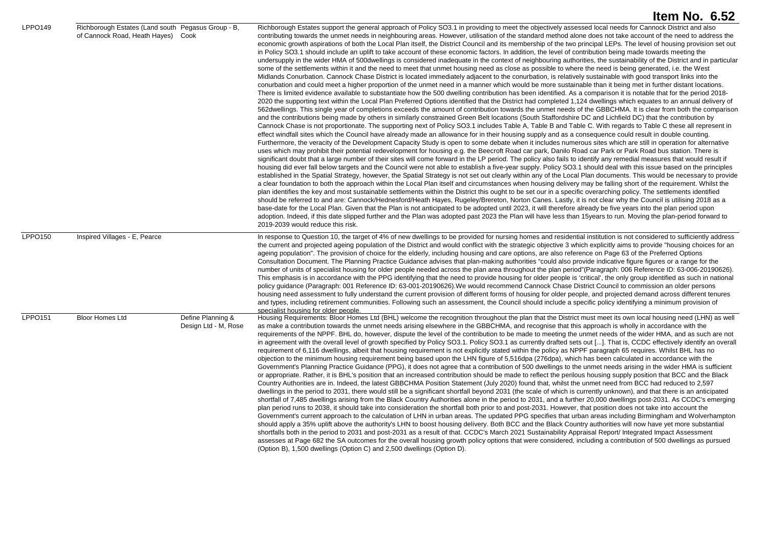| LPPO149 | Richborough Estates (Land south of Cannock Road, Heath Hayes) | Pegasus Group - B, Cook | Richborough Estates support the general approach of Policy SO3.1 in providing to meet the objectively assessed local needs for Cannock District and also contributing towards the unmet needs in neighbouring areas. However, utilisation of the standard method alone does not take account of the need to address the economic growth aspirations of both the Local Plan itself, the District Council and its membership of the two principal LEPs. The level of housing provision set out in Policy SO3.1 should include an uplift to take account of these economic factors. In addition, the level of contribution being made towards meeting the undersupply in the wider HMA of 500dwellings is considered inadequate in the context of neighbouring authorities, the sustainability of the District and in particular some of the settlements within it and the need to meet that unmet housing need as close as possible to where the need is being generated, i.e. the West Midlands Conurbation. Cannock Chase District is located immediately adjacent to the conurbation, is relatively sustainable with good transport links into the conurbation and could meet a higher proportion of the unmet need in a manner which would be more sustainable than it being met in further distant locations. There is limited evidence available to substantiate how the 500 dwelling contribution has been identified. As a comparison it is notable that for the period 2018-2020 the supporting text within the Local Plan Preferred Options identified that the District had completed 1,124 dwellings which equates to an annual delivery of 562dwellings. This single year of completions exceeds the amount of contribution towards the unmet needs of the GBBCHMA. It is clear from both the comparison and the contributions being made by others in similarly constrained Green Belt locations (South Staffordshire DC and Lichfield DC) that the contribution by Cannock Chase is not proportionate. The supporting next of Policy SO3.1 includes Table A, Table B and Table C. With regards to Table C these all represent in effect windfall sites which the Council have already made an allowance for in their housing supply and as a consequence could result in double counting. Furthermore, the veracity of the Development Capacity Study is open to some debate when it includes numerous sites which are still in operation for alternative uses which may prohibit their potential redevelopment for housing e.g. the Beecroft Road car park, Danilo Road car Park or Park Road bus station. There is significant doubt that a large number of their sites will come forward in the LP period. The policy also fails to identify any remedial measures that would result if housing did ever fall below targets and the Council were not able to establish a five-year supply. Policy SO3.1 should deal with this issue based on the principles established in the Spatial Strategy, however, the Spatial Strategy is not set out clearly within any of the Local Plan documents. This would be necessary to provide a clear foundation to both the approach within the Local Plan itself and circumstances when housing delivery may be falling short of the requirement. Whilst the plan identifies the key and most sustainable settlements within the District this ought to be set our in a specific overarching policy. The settlements identified should be referred to and are: Cannock/Hednesford/Heath Hayes, Rugeley/Brereton, Norton Canes. Lastly, it is not clear why the Council is utilising 2018 as a base-date for the Local Plan. Given that the Plan is not anticipated to be adopted until 2023, it will therefore already be five years into the plan period upon adoption. Indeed, if this date slipped further and the Plan was adopted past 2023 the Plan will have less than 15years to run. Moving the plan-period forward to 2019-2039 would reduce this risk. |
|---|---|---|---|
| LPPO150 | Inspired Villages - E, Pearce | | In response to Question 10, the target of 4% of new dwellings to be provided for nursing homes and residential institution is not considered to sufficiently address the current and projected ageing population of the District and would conflict with the strategic objective 3 which explicitly aims to provide "housing choices for an ageing population". The provision of choice for the elderly, including housing and care options, are also reference on Page 63 of the Preferred Options Consultation Document. The Planning Practice Guidance advises that plan-making authorities "could also provide indicative figure figures or a range for the number of units of specialist housing for older people needed across the plan area throughout the plan period"(Paragraph: 006 Reference ID: 63-006-20190626). This emphasis is in accordance with the PPG identifying that the need to provide housing for older people is 'critical', the only group identified as such in national policy guidance (Paragraph: 001 Reference ID: 63-001-20190626).We would recommend Cannock Chase District Council to commission an older persons housing need assessment to fully understand the current provision of different forms of housing for older people, and projected demand across different tenures and types, including retirement communities. Following such an assessment, the Council should include a specific policy identifying a minimum provision of specialist housing for older people. |
| LPPO151 | Bloor Homes Ltd | Define Planning & Design Ltd - M, Rose | Housing Requirements: Bloor Homes Ltd (BHL) welcome the recognition throughout the plan that the District must meet its own local housing need (LHN) as well as make a contribution towards the unmet needs arising elsewhere in the GBBCHMA, and recognise that this approach is wholly in accordance with the requirements of the NPPF. BHL do, however, dispute the level of the contribution to be made to meeting the unmet needs of the wider HMA, and as such are not in agreement with the overall level of growth specified by Policy SO3.1. Policy SO3.1 as currently drafted sets out [...]. That is, CCDC effectively identify an overall requirement of 6,116 dwellings, albeit that housing requirement is not explicitly stated within the policy as NPPF paragraph 65 requires. Whilst BHL has no objection to the minimum housing requirement being based upon the LHN figure of 5,516dpa (276dpa), which has been calculated in accordance with the Government's Planning Practice Guidance (PPG), it does not agree that a contribution of 500 dwellings to the unmet needs arising in the wider HMA is sufficient or appropriate. Rather, it is BHL's position that an increased contribution should be made to reflect the perilous housing supply position that BCC and the Black Country Authorities are in. Indeed, the latest GBBCHMA Position Statement (July 2020) found that, whilst the unmet need from BCC had reduced to 2,597 dwellings in the period to 2031, there would still be a significant shortfall beyond 2031 (the scale of which is currently unknown), and that there is an anticipated shortfall of 7,485 dwellings arising from the Black Country Authorities alone in the period to 2031, and a further 20,000 dwellings post-2031. As CCDC's emerging plan period runs to 2038, it should take into consideration the shortfall both prior to and post-2031. However, that position does not take into account the Government's current approach to the calculation of LHN in urban areas. The updated PPG specifies that urban areas including Birmingham and Wolverhampton should apply a 35% uplift above the authority's LHN to boost housing delivery. Both BCC and the Black Country authorities will now have yet more substantial shortfalls both in the period to 2031 and post-2031 as a result of that. CCDC's March 2021 Sustainability Appraisal Report/ Integrated Impact Assessment assesses at Page 682 the SA outcomes for the overall housing growth policy options that were considered, including a contribution of 500 dwellings as pursued (Option B), 1,500 dwellings (Option C) and 2,500 dwellings (Option D). |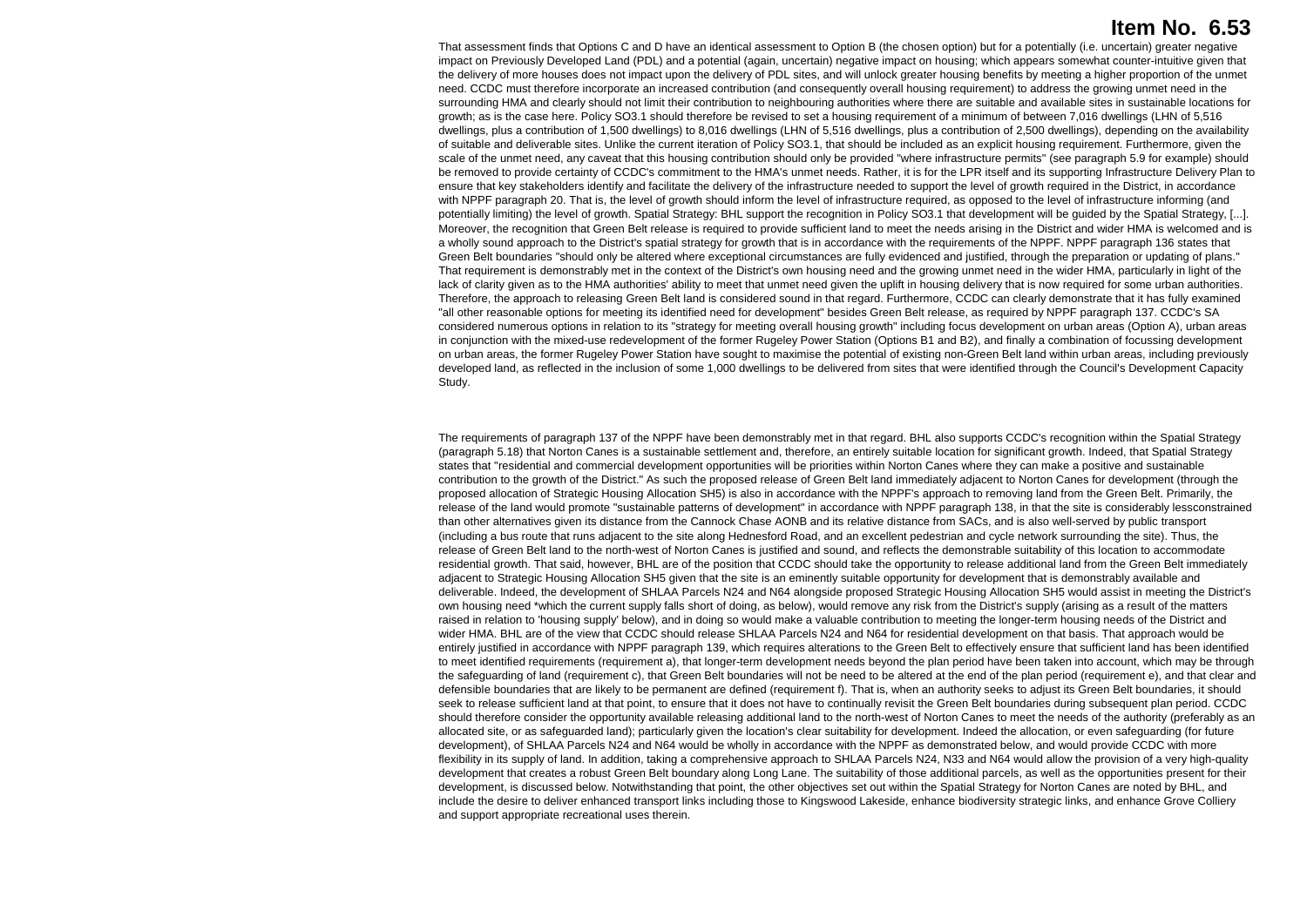**Item No. 6.53**

That assessment finds that Options C and D have an identical assessment to Option B (the chosen option) but for a potentially (i.e. uncertain) greater negative impact on Previously Developed Land (PDL) and a potential (again, uncertain) negative impact on housing; which appears somewhat counter-intuitive given that the delivery of more houses does not impact upon the delivery of PDL sites, and will unlock greater housing benefits by meeting a higher proportion of the unmet need. CCDC must therefore incorporate an increased contribution (and consequently overall housing requirement) to address the growing unmet need in the surrounding HMA and clearly should not limit their contribution to neighbouring authorities where there are suitable and available sites in sustainable locations for growth; as is the case here. Policy SO3.1 should therefore be revised to set a housing requirement of a minimum of between 7,016 dwellings (LHN of 5,516 dwellings, plus a contribution of 1,500 dwellings) to 8,016 dwellings (LHN of 5,516 dwellings, plus a contribution of 2,500 dwellings), depending on the availability of suitable and deliverable sites. Unlike the current iteration of Policy SO3.1, that should be included as an explicit housing requirement. Furthermore, given the scale of the unmet need, any caveat that this housing contribution should only be provided "where infrastructure permits" (see paragraph 5.9 for example) should be removed to provide certainty of CCDC's commitment to the HMA's unmet needs. Rather, it is for the LPR itself and its supporting Infrastructure Delivery Plan to ensure that key stakeholders identify and facilitate the delivery of the infrastructure needed to support the level of growth required in the District, in accordance with NPPF paragraph 20. That is, the level of growth should inform the level of infrastructure required, as opposed to the level of infrastructure informing (and potentially limiting) the level of growth. Spatial Strategy: BHL support the recognition in Policy SO3.1 that development will be guided by the Spatial Strategy, [...]. Moreover, the recognition that Green Belt release is required to provide sufficient land to meet the needs arising in the District and wider HMA is welcomed and is a wholly sound approach to the District's spatial strategy for growth that is in accordance with the requirements of the NPPF. NPPF paragraph 136 states that Green Belt boundaries "should only be altered where exceptional circumstances are fully evidenced and justified, through the preparation or updating of plans." That requirement is demonstrably met in the context of the District's own housing need and the growing unmet need in the wider HMA, particularly in light of the lack of clarity given as to the HMA authorities' ability to meet that unmet need given the uplift in housing delivery that is now required for some urban authorities. Therefore, the approach to releasing Green Belt land is considered sound in that regard. Furthermore, CCDC can clearly demonstrate that it has fully examined "all other reasonable options for meeting its identified need for development" besides Green Belt release, as required by NPPF paragraph 137. CCDC's SA considered numerous options in relation to its "strategy for meeting overall housing growth" including focus development on urban areas (Option A), urban areas in conjunction with the mixed-use redevelopment of the former Rugeley Power Station (Options B1 and B2), and finally a combination of focussing development on urban areas, the former Rugeley Power Station have sought to maximise the potential of existing non-Green Belt land within urban areas, including previously developed land, as reflected in the inclusion of some 1,000 dwellings to be delivered from sites that were identified through the Council's Development Capacity Study.

The requirements of paragraph 137 of the NPPF have been demonstrably met in that regard. BHL also supports CCDC's recognition within the Spatial Strategy (paragraph 5.18) that Norton Canes is a sustainable settlement and, therefore, an entirely suitable location for significant growth. Indeed, that Spatial Strategy states that "residential and commercial development opportunities will be priorities within Norton Canes where they can make a positive and sustainable contribution to the growth of the District." As such the proposed release of Green Belt land immediately adjacent to Norton Canes for development (through the proposed allocation of Strategic Housing Allocation SH5) is also in accordance with the NPPF's approach to removing land from the Green Belt. Primarily, the release of the land would promote "sustainable patterns of development" in accordance with NPPF paragraph 138, in that the site is considerably lessconstrained than other alternatives given its distance from the Cannock Chase AONB and its relative distance from SACs, and is also well-served by public transport (including a bus route that runs adjacent to the site along Hednesford Road, and an excellent pedestrian and cycle network surrounding the site). Thus, the release of Green Belt land to the north-west of Norton Canes is justified and sound, and reflects the demonstrable suitability of this location to accommodate residential growth. That said, however, BHL are of the position that CCDC should take the opportunity to release additional land from the Green Belt immediately adjacent to Strategic Housing Allocation SH5 given that the site is an eminently suitable opportunity for development that is demonstrably available and deliverable. Indeed, the development of SHLAA Parcels N24 and N64 alongside proposed Strategic Housing Allocation SH5 would assist in meeting the District's own housing need *which the current supply falls short of doing, as below), would remove any risk from the District's supply (arising as a result of the matters raised in relation to 'housing supply' below), and in doing so would make a valuable contribution to meeting the longer-term housing needs of the District and wider HMA. BHL are of the view that CCDC should release SHLAA Parcels N24 and N64 for residential development on that basis. That approach would be entirely justified in accordance with NPPF paragraph 139, which requires alterations to the Green Belt to effectively ensure that sufficient land has been identified to meet identified requirements (requirement a), that longer-term development needs beyond the plan period have been taken into account, which may be through the safeguarding of land (requirement c), that Green Belt boundaries will not be need to be altered at the end of the plan period (requirement e), and that clear and defensible boundaries that are likely to be permanent are defined (requirement f). That is, when an authority seeks to adjust its Green Belt boundaries, it should seek to release sufficient land at that point, to ensure that it does not have to continually revisit the Green Belt boundaries during subsequent plan period. CCDC should therefore consider the opportunity available releasing additional land to the north-west of Norton Canes to meet the needs of the authority (preferably as an allocated site, or as safeguarded land); particularly given the location's clear suitability for development. Indeed the allocation, or even safeguarding (for future development), of SHLAA Parcels N24 and N64 would be wholly in accordance with the NPPF as demonstrated below, and would provide CCDC with more flexibility in its supply of land. In addition, taking a comprehensive approach to SHLAA Parcels N24, N33 and N64 would allow the provision of a very high-quality development that creates a robust Green Belt boundary along Long Lane. The suitability of those additional parcels, as well as the opportunities present for their development, is discussed below. Notwithstanding that point, the other objectives set out within the Spatial Strategy for Norton Canes are noted by BHL, and include the desire to deliver enhanced transport links including those to Kingswood Lakeside, enhance biodiversity strategic links, and enhance Grove Colliery and support appropriate recreational uses therein.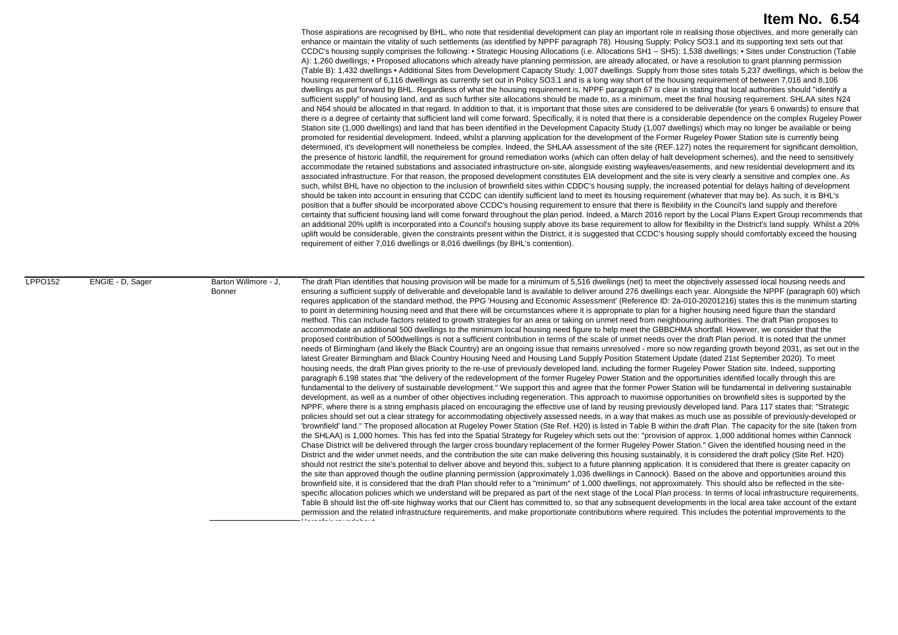# Item No. 6.54

| | | | |
|---|---|---|---|
| | | | Those aspirations are recognised by BHL, who note that residential development can play an important role in realising those objectives, and more generally can enhance or maintain the vitality of such settlements (as identified by NPPF paragraph 78). Housing Supply: Policy SO3.1 and its supporting text sets out that CCDC's housing supply comprises the following: • Strategic Housing Allocations (i.e. Allocations SH1 – SH5): 1,538 dwellings; • Sites under Construction (Table A): 1,260 dwellings; • Proposed allocations which already have planning permission, are already allocated, or have a resolution to grant planning permission (Table B): 1,432 dwellings • Additional Sites from Development Capacity Study: 1,007 dwellings. Supply from those sites totals 5,237 dwellings, which is below the housing requirement of 6,116 dwellings as currently set out in Policy SO3.1 and is a long way short of the housing requirement of between 7,016 and 8,106 dwellings as put forward by BHL. Regardless of what the housing requirement is, NPPF paragraph 67 is clear in stating that local authorities should "identify a sufficient supply" of housing land, and as such further site allocations should be made to, as a minimum, meet the final housing requirement. SHLAA sites N24 and N64 should be allocated in that regard. In addition to that, it is important that those sites are considered to be deliverable (for years 6 onwards) to ensure that there is a degree of certainty that sufficient land will come forward. Specifically, it is noted that there is a considerable dependence on the complex Rugeley Power Station site (1,000 dwellings) and land that has been identified in the Development Capacity Study (1,007 dwellings) which may no longer be available or being promoted for residential development. Indeed, whilst a planning application for the development of the Former Rugeley Power Station site is currently being determined, it's development will nonetheless be complex. Indeed, the SHLAA assessment of the site (REF.127) notes the requirement for significant demolition, the presence of historic landfill, the requirement for ground remediation works (which can often delay of halt development schemes), and the need to sensitively accommodate the retained substations and associated infrastructure on-site, alongside existing wayleaves/easements, and new residential development and its associated infrastructure. For that reason, the proposed development constitutes EIA development and the site is very clearly a sensitive and complex one. As such, whilst BHL have no objection to the inclusion of brownfield sites within CDDC's housing supply, the increased potential for delays halting of development should be taken into account in ensuring that CCDC can identify sufficient land to meet its housing requirement (whatever that may be). As such, it is BHL's position that a buffer should be incorporated above CCDC's housing requirement to ensure that there is flexibility in the Council's land supply and therefore certainty that sufficient housing land will come forward throughout the plan period. Indeed, a March 2016 report by the Local Plans Expert Group recommends that an additional 20% uplift is incorporated into a Council's housing supply above its base requirement to allow for flexibility in the District's land supply. Whilst a 20% uplift would be considerable, given the constraints present within the District, it is suggested that CCDC's housing supply should comfortably exceed the housing requirement of either 7,016 dwellings or 8,016 dwellings (by BHL's contention). |
| LPPO152 | ENGIE - D, Sager | Barton Willmore - J, Bonner | The draft Plan identifies that housing provision will be made for a minimum of 5,516 dwellings (net) to meet the objectively assessed local housing needs and ensuring a sufficient supply of deliverable and developable land is available to deliver around 276 dwellings each year. Alongside the NPPF (paragraph 60) which requires application of the standard method, the PPG 'Housing and Economic Assessment' (Reference ID: 2a-010-20201216) states this is the minimum starting to point in determining housing need and that there will be circumstances where it is appropriate to plan for a higher housing need figure than the standard method. This can include factors related to growth strategies for an area or taking on unmet need from neighbouring authorities. The draft Plan proposes to accommodate an additional 500 dwellings to the minimum local housing need figure to help meet the GBBCHMA shortfall. However, we consider that the proposed contribution of 500dwellings is not a sufficient contribution in terms of the scale of unmet needs over the draft Plan period. It is noted that the unmet needs of Birmingham (and likely the Black Country) are an ongoing issue that remains unresolved - more so now regarding growth beyond 2031, as set out in the latest Greater Birmingham and Black Country Housing Need and Housing Land Supply Position Statement Update (dated 21st September 2020). To meet housing needs, the draft Plan gives priority to the re-use of previously developed land, including the former Rugeley Power Station site. Indeed, supporting paragraph 6.198 states that "the delivery of the redevelopment of the former Rugeley Power Station and the opportunities identified locally through this are fundamental to the delivery of sustainable development." We support this and agree that the former Power Station will be fundamental in delivering sustainable development, as well as a number of other objectives including regeneration. This approach to maximise opportunities on brownfield sites is supported by the NPPF, where there is a string emphasis placed on encouraging the effective use of land by reusing previously developed land. Para 117 states that: "Strategic policies should set out a clear strategy for accommodating objectively assessed needs, in a way that makes as much use as possible of previously-developed or 'brownfield' land." The proposed allocation at Rugeley Power Station (Ste Ref. H20) is listed in Table B within the draft Plan. The capacity for the site (taken from the SHLAA) is 1,000 homes. This has fed into the Spatial Strategy for Rugeley which sets out the: "provision of approx. 1,000 additional homes within Cannock Chase District will be delivered through the larger cross boundary replacement of the former Rugeley Power Station." Given the identified housing need in the District and the wider unmet needs, and the contribution the site can make delivering this housing sustainably, it is considered the draft policy (Site Ref. H20) should not restrict the site's potential to deliver above and beyond this, subject to a future planning application. It is considered that there is greater capacity on the site than approved though the outline planning permission (approximately 1,036 dwellings in Cannock). Based on the above and opportunities around this brownfield site, it is considered that the draft Plan should refer to a "minimum" of 1,000 dwellings, not approximately. This should also be reflected in the site-specific allocation policies which we understand will be prepared as part of the next stage of the Local Plan process. In terms of local infrastructure requirements, Table B should list the off-site highway works that our Client has committed to, so that any subsequent developments in the local area take account of the extant permission and the related infrastructure requirements, and make proportionate contributions where required. This includes the potential improvements to the Horsefair roundabout. |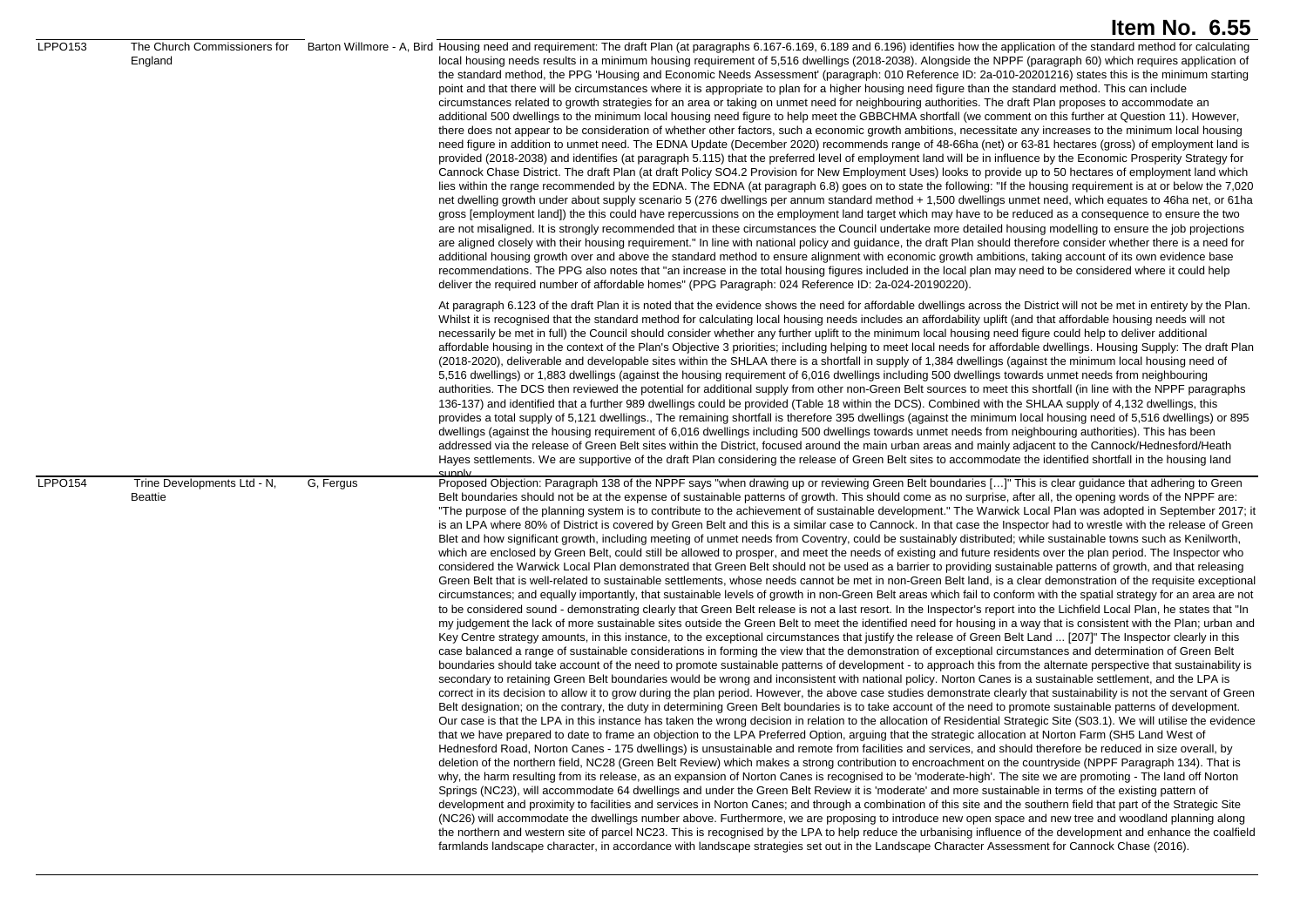| | | | |
|---|---|---|---|
| LPPO153 | The Church Commissioners for England | Barton Willmore - A, Bird | Housing need and requirement: The draft Plan (at paragraphs 6.167-6.169, 6.189 and 6.196) identifies how the application of the standard method for calculating local housing needs results in a minimum housing requirement of 5,516 dwellings (2018-2038). Alongside the NPPF (paragraph 60) which requires application of the standard method, the PPG 'Housing and Economic Needs Assessment' (paragraph: 010 Reference ID: 2a-010-20201216) states this is the minimum starting point and that there will be circumstances where it is appropriate to plan for a higher housing need figure than the standard method. This can include circumstances related to growth strategies for an area or taking on unmet need for neighbouring authorities. The draft Plan proposes to accommodate an additional 500 dwellings to the minimum local housing need figure to help meet the GBBCHMA shortfall (we comment on this further at Question 11). However, there does not appear to be consideration of whether other factors, such a economic growth ambitions, necessitate any increases to the minimum local housing need figure in addition to unmet need. The EDNA Update (December 2020) recommends range of 48-66ha (net) or 63-81 hectares (gross) of employment land is provided (2018-2038) and identifies (at paragraph 5.115) that the preferred level of employment land will be in influence by the Economic Prosperity Strategy for Cannock Chase District. The draft Plan (at draft Policy SO4.2 Provision for New Employment Uses) looks to provide up to 50 hectares of employment land which lies within the range recommended by the EDNA. The EDNA (at paragraph 6.8) goes on to state the following: "If the housing requirement is at or below the 7,020 net dwelling growth under about supply scenario 5 (276 dwellings per annum standard method + 1,500 dwellings unmet need, which equates to 46ha net, or 61ha gross [employment land]) the this could have repercussions on the employment land target which may have to be reduced as a consequence to ensure the two are not misaligned. It is strongly recommended that in these circumstances the Council undertake more detailed housing modelling to ensure the job projections are aligned closely with their housing requirement." In line with national policy and guidance, the draft Plan should therefore consider whether there is a need for additional housing growth over and above the standard method to ensure alignment with economic growth ambitions, taking account of its own evidence base recommendations. The PPG also notes that "an increase in the total housing figures included in the local plan may need to be considered where it could help deliver the required number of affordable homes" (PPG Paragraph: 024 Reference ID: 2a-024-20190220).<br><br>At paragraph 6.123 of the draft Plan it is noted that the evidence shows the need for affordable dwellings across the District will not be met in entirety by the Plan. Whilst it is recognised that the standard method for calculating local housing needs includes an affordability uplift (and that affordable housing needs will not necessarily be met in full) the Council should consider whether any further uplift to the minimum local housing need figure could help to deliver additional affordable housing in the context of the Plan's Objective 3 priorities; including helping to meet local needs for affordable dwellings. Housing Supply: The draft Plan (2018-2020), deliverable and developable sites within the SHLAA there is a shortfall in supply of 1,384 dwellings (against the minimum local housing need of 5,516 dwellings) or 1,883 dwellings (against the housing requirement of 6,016 dwellings including 500 dwellings towards unmet needs from neighbouring authorities. The DCS then reviewed the potential for additional supply from other non-Green Belt sources to meet this shortfall (in line with the NPPF paragraphs 136-137) and identified that a further 989 dwellings could be provided (Table 18 within the DCS). Combined with the SHLAA supply of 4,132 dwellings, this provides a total supply of 5,121 dwellings., The remaining shortfall is therefore 395 dwellings (against the minimum local housing need of 5,516 dwellings) or 895 dwellings (against the housing requirement of 6,016 dwellings including 500 dwellings towards unmet needs from neighbouring authorities). This has been addressed via the release of Green Belt sites within the District, focused around the main urban areas and mainly adjacent to the Cannock/Hednesford/Heath Hayes settlements. We are supportive of the draft Plan considering the release of Green Belt sites to accommodate the identified shortfall in the housing land supply |
| LPPO154 | Trine Developments Ltd - N, Beattie | G, Fergus | Proposed Objection: Paragraph 138 of the NPPF says "when drawing up or reviewing Green Belt boundaries […]" This is clear guidance that adhering to Green Belt boundaries should not be at the expense of sustainable patterns of growth. This should come as no surprise, after all, the opening words of the NPPF are: "The purpose of the planning system is to contribute to the achievement of sustainable development." The Warwick Local Plan was adopted in September 2017; it is an LPA where 80% of District is covered by Green Belt and this is a similar case to Cannock. In that case the Inspector had to wrestle with the release of Green Blet and how significant growth, including meeting of unmet needs from Coventry, could be sustainably distributed; while sustainable towns such as Kenilworth, which are enclosed by Green Belt, could still be allowed to prosper, and meet the needs of existing and future residents over the plan period. The Inspector who considered the Warwick Local Plan demonstrated that Green Belt should not be used as a barrier to providing sustainable patterns of growth, and that releasing Green Belt that is well-related to sustainable settlements, whose needs cannot be met in non-Green Belt land, is a clear demonstration of the requisite exceptional circumstances; and equally importantly, that sustainable levels of growth in non-Green Belt areas which fail to conform with the spatial strategy for an area are not to be considered sound - demonstrating clearly that Green Belt release is not a last resort. In the Inspector's report into the Lichfield Local Plan, he states that "In my judgement the lack of more sustainable sites outside the Green Belt to meet the identified need for housing in a way that is consistent with the Plan; urban and Key Centre strategy amounts, in this instance, to the exceptional circumstances that justify the release of Green Belt Land ... [207]" The Inspector clearly in this case balanced a range of sustainable considerations in forming the view that the demonstration of exceptional circumstances and determination of Green Belt boundaries should take account of the need to promote sustainable patterns of development - to approach this from the alternate perspective that sustainability is secondary to retaining Green Belt boundaries would be wrong and inconsistent with national policy. Norton Canes is a sustainable settlement, and the LPA is correct in its decision to allow it to grow during the plan period. However, the above case studies demonstrate clearly that sustainability is not the servant of Green Belt designation; on the contrary, the duty in determining Green Belt boundaries is to take account of the need to promote sustainable patterns of development. Our case is that the LPA in this instance has taken the wrong decision in relation to the allocation of Residential Strategic Site (S03.1). We will utilise the evidence that we have prepared to date to frame an objection to the LPA Preferred Option, arguing that the strategic allocation at Norton Farm (SH5 Land West of Hednesford Road, Norton Canes - 175 dwellings) is unsustainable and remote from facilities and services, and should therefore be reduced in size overall, by deletion of the northern field, NC28 (Green Belt Review) which makes a strong contribution to encroachment on the countryside (NPPF Paragraph 134). That is why, the harm resulting from its release, as an expansion of Norton Canes is recognised to be 'moderate-high'. The site we are promoting - The land off Norton Springs (NC23), will accommodate 64 dwellings and under the Green Belt Review it is 'moderate' and more sustainable in terms of the existing pattern of development and proximity to facilities and services in Norton Canes; and through a combination of this site and the southern field that part of the Strategic Site (NC26) will accommodate the dwellings number above. Furthermore, we are proposing to introduce new open space and new tree and woodland planning along the northern and western site of parcel NC23. This is recognised by the LPA to help reduce the urbanising influence of the development and enhance the coalfield farmlands landscape character, in accordance with landscape strategies set out in the Landscape Character Assessment for Cannock Chase (2016). |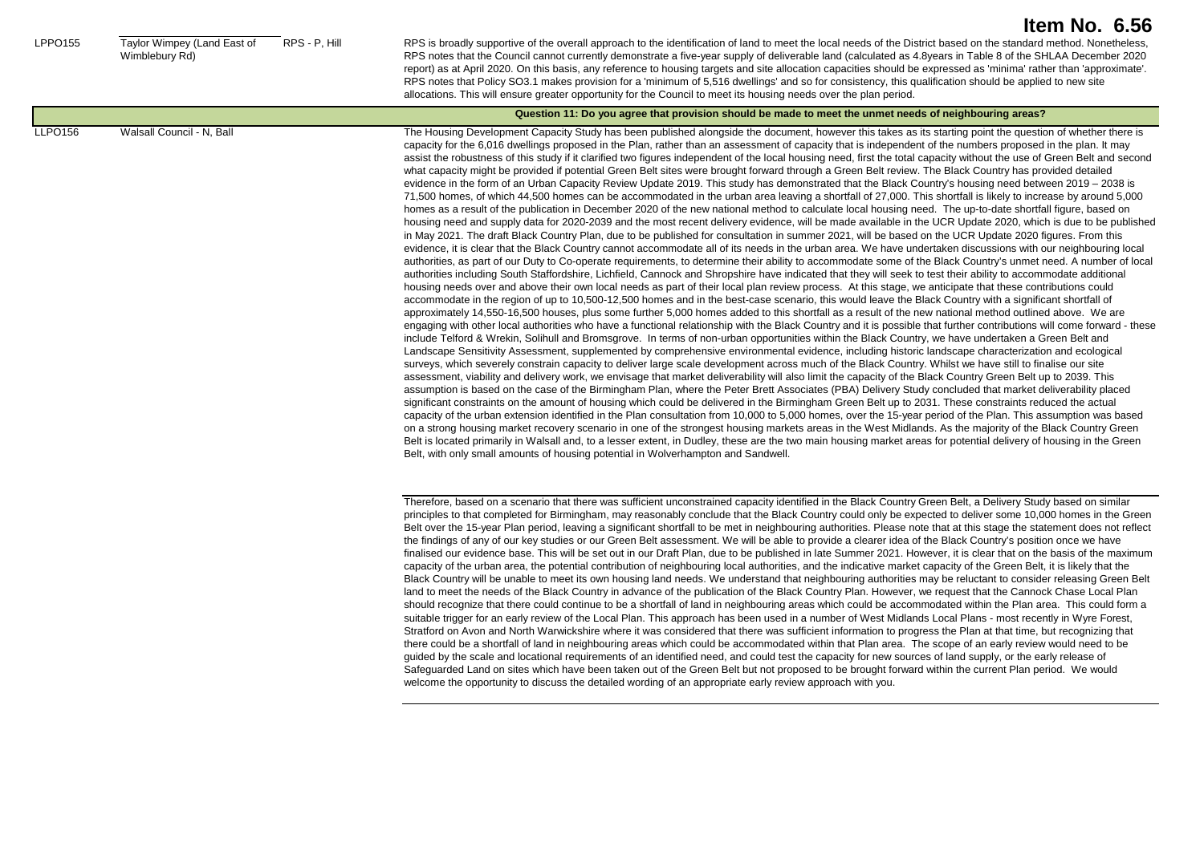# Item No. 6.56

| Ref | Respondent | Agent | Comment |
| --- | --- | --- | --- |
| LPPO155 | Taylor Wimpey (Land East of Wimblebury Rd) | RPS - P, Hill | RPS is broadly supportive of the overall approach to the identification of land to meet the local needs of the District based on the standard method. Nonetheless, RPS notes that the Council cannot currently demonstrate a five-year supply of deliverable land (calculated as 4.8years in Table 8 of the SHLAA December 2020 report) as at April 2020. On this basis, any reference to housing targets and site allocation capacities should be expressed as 'minima' rather than 'approximate'. RPS notes that Policy SO3.1 makes provision for a 'minimum of 5,516 dwellings' and so for consistency, this qualification should be applied to new site allocations. This will ensure greater opportunity for the Council to meet its housing needs over the plan period. |
| | | | **Question 11: Do you agree that provision should be made to meet the unmet needs of neighbouring areas?** |
| LLPO156 | Walsall Council - N, Ball | | The Housing Development Capacity Study has been published alongside the document, however this takes as its starting point the question of whether there is capacity for the 6,016 dwellings proposed in the Plan, rather than an assessment of capacity that is independent of the numbers proposed in the plan. It may assist the robustness of this study if it clarified two figures independent of the local housing need, first the total capacity without the use of Green Belt and second what capacity might be provided if potential Green Belt sites were brought forward through a Green Belt review. The Black Country has provided detailed evidence in the form of an Urban Capacity Review Update 2019. This study has demonstrated that the Black Country's housing need between 2019 – 2038 is 71,500 homes, of which 44,500 homes can be accommodated in the urban area leaving a shortfall of 27,000. This shortfall is likely to increase by around 5,000 homes as a result of the publication in December 2020 of the new national method to calculate local housing need. The up-to-date shortfall figure, based on housing need and supply data for 2020-2039 and the most recent delivery evidence, will be made available in the UCR Update 2020, which is due to be published in May 2021. The draft Black Country Plan, due to be published for consultation in summer 2021, will be based on the UCR Update 2020 figures. From this evidence, it is clear that the Black Country cannot accommodate all of its needs in the urban area. We have undertaken discussions with our neighbouring local authorities, as part of our Duty to Co-operate requirements, to determine their ability to accommodate some of the Black Country's unmet need. A number of local authorities including South Staffordshire, Lichfield, Cannock and Shropshire have indicated that they will seek to test their ability to accommodate additional housing needs over and above their own local needs as part of their local plan review process. At this stage, we anticipate that these contributions could accommodate in the region of up to 10,500-12,500 homes and in the best-case scenario, this would leave the Black Country with a significant shortfall of approximately 14,550-16,500 houses, plus some further 5,000 homes added to this shortfall as a result of the new national method outlined above. We are engaging with other local authorities who have a functional relationship with the Black Country and it is possible that further contributions will come forward - these include Telford & Wrekin, Solihull and Bromsgrove. In terms of non-urban opportunities within the Black Country, we have undertaken a Green Belt and Landscape Sensitivity Assessment, supplemented by comprehensive environmental evidence, including historic landscape characterization and ecological surveys, which severely constrain capacity to deliver large scale development across much of the Black Country. Whilst we have still to finalise our site assessment, viability and delivery work, we envisage that market deliverability will also limit the capacity of the Black Country Green Belt up to 2039. This assumption is based on the case of the Birmingham Plan, where the Peter Brett Associates (PBA) Delivery Study concluded that market deliverability placed significant constraints on the amount of housing which could be delivered in the Birmingham Green Belt up to 2031. These constraints reduced the actual capacity of the urban extension identified in the Plan consultation from 10,000 to 5,000 homes, over the 15-year period of the Plan. This assumption was based on a strong housing market recovery scenario in one of the strongest housing markets areas in the West Midlands. As the majority of the Black Country Green Belt is located primarily in Walsall and, to a lesser extent, in Dudley, these are the two main housing market areas for potential delivery of housing in the Green Belt, with only small amounts of housing potential in Wolverhampton and Sandwell. |
| | | | Therefore, based on a scenario that there was sufficient unconstrained capacity identified in the Black Country Green Belt, a Delivery Study based on similar principles to that completed for Birmingham, may reasonably conclude that the Black Country could only be expected to deliver some 10,000 homes in the Green Belt over the 15-year Plan period, leaving a significant shortfall to be met in neighbouring authorities. Please note that at this stage the statement does not reflect the findings of any of our key studies or our Green Belt assessment. We will be able to provide a clearer idea of the Black Country's position once we have finalised our evidence base. This will be set out in our Draft Plan, due to be published in late Summer 2021. However, it is clear that on the basis of the maximum capacity of the urban area, the potential contribution of neighbouring local authorities, and the indicative market capacity of the Green Belt, it is likely that the Black Country will be unable to meet its own housing land needs. We understand that neighbouring authorities may be reluctant to consider releasing Green Belt land to meet the needs of the Black Country in advance of the publication of the Black Country Plan. However, we request that the Cannock Chase Local Plan should recognize that there could continue to be a shortfall of land in neighbouring areas which could be accommodated within the Plan area. This could form a suitable trigger for an early review of the Local Plan. This approach has been used in a number of West Midlands Local Plans - most recently in Wyre Forest, Stratford on Avon and North Warwickshire where it was considered that there was sufficient information to progress the Plan at that time, but recognizing that there could be a shortfall of land in neighbouring areas which could be accommodated within that Plan area. The scope of an early review would need to be guided by the scale and locational requirements of an identified need, and could test the capacity for new sources of land supply, or the early release of Safeguarded Land on sites which have been taken out of the Green Belt but not proposed to be brought forward within the current Plan period. We would welcome the opportunity to discuss the detailed wording of an appropriate early review approach with you. |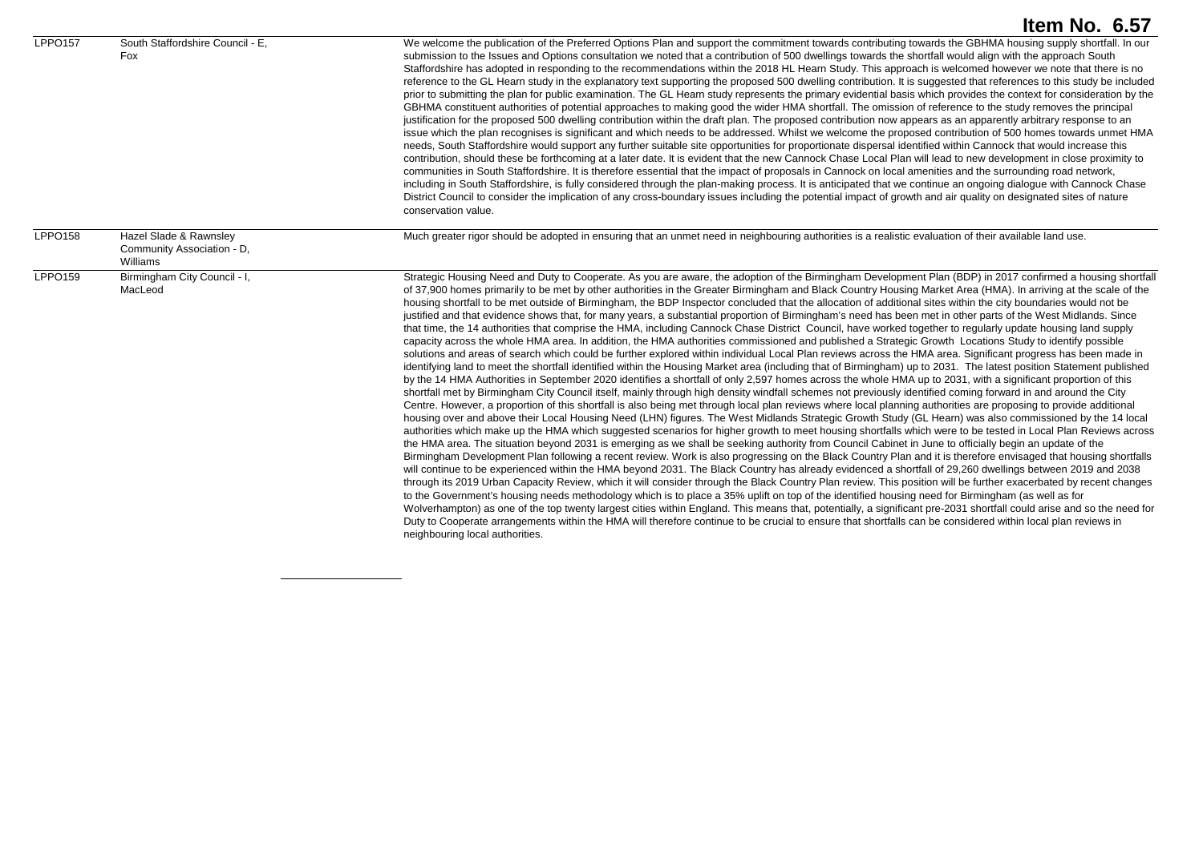**Item No. 6.57**

| | | |
|---|---|---|
| LPPO157 | South Staffordshire Council - E, Fox | We welcome the publication of the Preferred Options Plan and support the commitment towards contributing towards the GBHMA housing supply shortfall. In our submission to the Issues and Options consultation we noted that a contribution of 500 dwellings towards the shortfall would align with the approach South Staffordshire has adopted in responding to the recommendations within the 2018 HL Hearn Study. This approach is welcomed however we note that there is no reference to the GL Hearn study in the explanatory text supporting the proposed 500 dwelling contribution. It is suggested that references to this study be included prior to submitting the plan for public examination. The GL Hearn study represents the primary evidential basis which provides the context for consideration by the GBHMA constituent authorities of potential approaches to making good the wider HMA shortfall. The omission of reference to the study removes the principal justification for the proposed 500 dwelling contribution within the draft plan. The proposed contribution now appears as an apparently arbitrary response to an issue which the plan recognises is significant and which needs to be addressed. Whilst we welcome the proposed contribution of 500 homes towards unmet HMA needs, South Staffordshire would support any further suitable site opportunities for proportionate dispersal identified within Cannock that would increase this contribution, should these be forthcoming at a later date. It is evident that the new Cannock Chase Local Plan will lead to new development in close proximity to communities in South Staffordshire. It is therefore essential that the impact of proposals in Cannock on local amenities and the surrounding road network, including in South Staffordshire, is fully considered through the plan-making process. It is anticipated that we continue an ongoing dialogue with Cannock Chase District Council to consider the implication of any cross-boundary issues including the potential impact of growth and air quality on designated sites of nature conservation value. |
| LPPO158 | Hazel Slade & Rawnsley Community Association - D, Williams | Much greater rigor should be adopted in ensuring that an unmet need in neighbouring authorities is a realistic evaluation of their available land use. |
| LPPO159 | Birmingham City Council - I, MacLeod | Strategic Housing Need and Duty to Cooperate. As you are aware, the adoption of the Birmingham Development Plan (BDP) in 2017 confirmed a housing shortfall of 37,900 homes primarily to be met by other authorities in the Greater Birmingham and Black Country Housing Market Area (HMA). In arriving at the scale of the housing shortfall to be met outside of Birmingham, the BDP Inspector concluded that the allocation of additional sites within the city boundaries would not be justified and that evidence shows that, for many years, a substantial proportion of Birmingham's need has been met in other parts of the West Midlands. Since that time, the 14 authorities that comprise the HMA, including Cannock Chase District Council, have worked together to regularly update housing land supply capacity across the whole HMA area. In addition, the HMA authorities commissioned and published a Strategic Growth Locations Study to identify possible solutions and areas of search which could be further explored within individual Local Plan reviews across the HMA area. Significant progress has been made in identifying land to meet the shortfall identified within the Housing Market area (including that of Birmingham) up to 2031. The latest position Statement published by the 14 HMA Authorities in September 2020 identifies a shortfall of only 2,597 homes across the whole HMA up to 2031, with a significant proportion of this shortfall met by Birmingham City Council itself, mainly through high density windfall schemes not previously identified coming forward in and around the City Centre. However, a proportion of this shortfall is also being met through local plan reviews where local planning authorities are proposing to provide additional housing over and above their Local Housing Need (LHN) figures. The West Midlands Strategic Growth Study (GL Hearn) was also commissioned by the 14 local authorities which make up the HMA which suggested scenarios for higher growth to meet housing shortfalls which were to be tested in Local Plan Reviews across the HMA area. The situation beyond 2031 is emerging as we shall be seeking authority from Council Cabinet in June to officially begin an update of the Birmingham Development Plan following a recent review. Work is also progressing on the Black Country Plan and it is therefore envisaged that housing shortfalls will continue to be experienced within the HMA beyond 2031. The Black Country has already evidenced a shortfall of 29,260 dwellings between 2019 and 2038 through its 2019 Urban Capacity Review, which it will consider through the Black Country Plan review. This position will be further exacerbated by recent changes to the Government's housing needs methodology which is to place a 35% uplift on top of the identified housing need for Birmingham (as well as for Wolverhampton) as one of the top twenty largest cities within England. This means that, potentially, a significant pre-2031 shortfall could arise and so the need for Duty to Cooperate arrangements within the HMA will therefore continue to be crucial to ensure that shortfalls can be considered within local plan reviews in neighbouring local authorities. |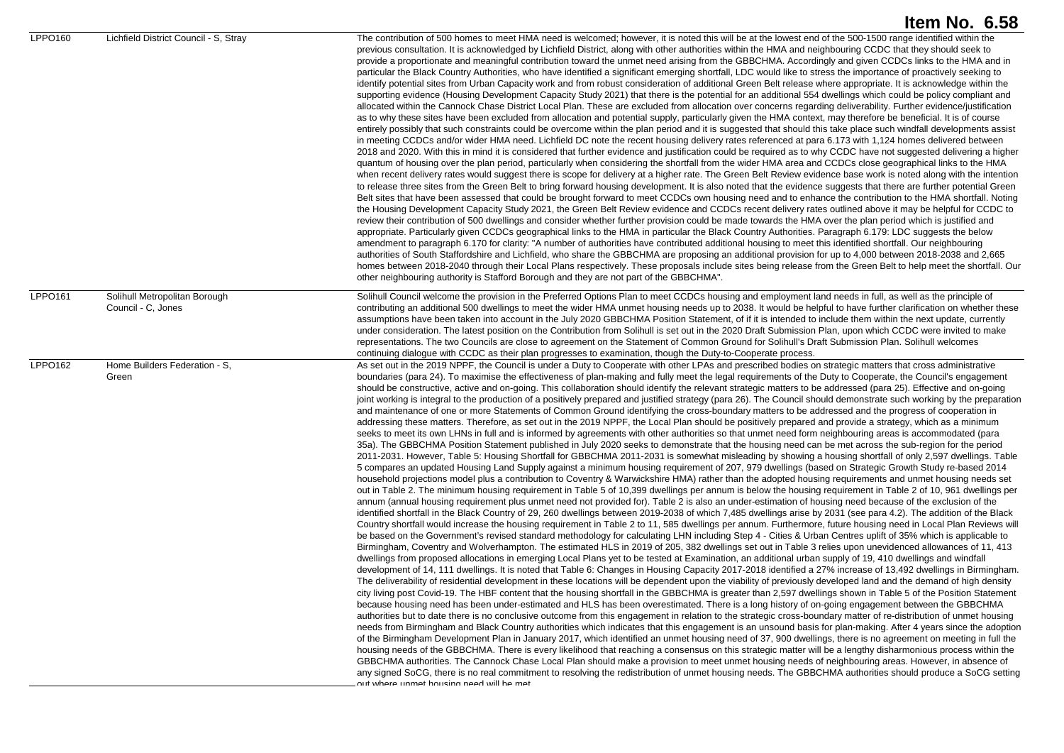## Item No. 6.58

| | | |
|---|---|---|
| LPPO160 | Lichfield District Council - S, Stray | The contribution of 500 homes to meet HMA need is welcomed; however, it is noted this will be at the lowest end of the 500-1500 range identified within the previous consultation. It is acknowledged by Lichfield District, along with other authorities within the HMA and neighbouring CCDC that they should seek to provide a proportionate and meaningful contribution toward the unmet need arising from the GBBCHMA. Accordingly and given CCDCs links to the HMA and in particular the Black Country Authorities, who have identified a significant emerging shortfall, LDC would like to stress the importance of proactively seeking to identify potential sites from Urban Capacity work and from robust consideration of additional Green Belt release where appropriate. It is acknowledge within the supporting evidence (Housing Development Capacity Study 2021) that there is the potential for an additional 554 dwellings which could be policy compliant and allocated within the Cannock Chase District Local Plan. These are excluded from allocation over concerns regarding deliverability. Further evidence/justification as to why these sites have been excluded from allocation and potential supply, particularly given the HMA context, may therefore be beneficial. It is of course entirely possibly that such constraints could be overcome within the plan period and it is suggested that should this take place such windfall developments assist in meeting CCDCs and/or wider HMA need. Lichfield DC note the recent housing delivery rates referenced at para 6.173 with 1,124 homes delivered between 2018 and 2020. With this in mind it is considered that further evidence and justification could be required as to why CCDC have not suggested delivering a higher quantum of housing over the plan period, particularly when considering the shortfall from the wider HMA area and CCDCs close geographical links to the HMA when recent delivery rates would suggest there is scope for delivery at a higher rate. The Green Belt Review evidence base work is noted along with the intention to release three sites from the Green Belt to bring forward housing development. It is also noted that the evidence suggests that there are further potential Green Belt sites that have been assessed that could be brought forward to meet CCDCs own housing need and to enhance the contribution to the HMA shortfall. Noting the Housing Development Capacity Study 2021, the Green Belt Review evidence and CCDCs recent delivery rates outlined above it may be helpful for CCDC to review their contribution of 500 dwellings and consider whether further provision could be made towards the HMA over the plan period which is justified and appropriate. Particularly given CCDCs geographical links to the HMA in particular the Black Country Authorities. Paragraph 6.179: LDC suggests the below amendment to paragraph 6.170 for clarity: "A number of authorities have contributed additional housing to meet this identified shortfall. Our neighbouring authorities of South Staffordshire and Lichfield, who share the GBBCHMA are proposing an additional provision for up to 4,000 between 2018-2038 and 2,665 homes between 2018-2040 through their Local Plans respectively. These proposals include sites being release from the Green Belt to help meet the shortfall. Our other neighbouring authority is Stafford Borough and they are not part of the GBBCHMA". |
| LPPO161 | Solihull Metropolitan Borough Council - C, Jones | Solihull Council welcome the provision in the Preferred Options Plan to meet CCDCs housing and employment land needs in full, as well as the principle of contributing an additional 500 dwellings to meet the wider HMA unmet housing needs up to 2038. It would be helpful to have further clarification on whether these assumptions have been taken into account in the July 2020 GBBCHMA Position Statement, of if it is intended to include them within the next update, currently under consideration. The latest position on the Contribution from Solihull is set out in the 2020 Draft Submission Plan, upon which CCDC were invited to make representations. The two Councils are close to agreement on the Statement of Common Ground for Solihull's Draft Submission Plan. Solihull welcomes continuing dialogue with CCDC as their plan progresses to examination, though the Duty-to-Cooperate process. |
| LPPO162 | Home Builders Federation - S, Green | As set out in the 2019 NPPF, the Council is under a Duty to Cooperate with other LPAs and prescribed bodies on strategic matters that cross administrative boundaries (para 24). To maximise the effectiveness of plan-making and fully meet the legal requirements of the Duty to Cooperate, the Council's engagement should be constructive, active and on-going. This collaboration should identify the relevant strategic matters to be addressed (para 25). Effective and on-going joint working is integral to the production of a positively prepared and justified strategy (para 26). The Council should demonstrate such working by the preparation and maintenance of one or more Statements of Common Ground identifying the cross-boundary matters to be addressed and the progress of cooperation in addressing these matters. Therefore, as set out in the 2019 NPPF, the Local Plan should be positively prepared and provide a strategy, which as a minimum seeks to meet its own LHNs in full and is informed by agreements with other authorities so that unmet need form neighbouring areas is accommodated (para 35a). The GBBCHMA Position Statement published in July 2020 seeks to demonstrate that the housing need can be met across the sub-region for the period 2011-2031. However, Table 5: Housing Shortfall for GBBCHMA 2011-2031 is somewhat misleading by showing a housing shortfall of only 2,597 dwellings. Table 5 compares an updated Housing Land Supply against a minimum housing requirement of 207, 979 dwellings (based on Strategic Growth Study re-based 2014 household projections model plus a contribution to Coventry & Warwickshire HMA) rather than the adopted housing requirements and unmet housing needs set out in Table 2. The minimum housing requirement in Table 5 of 10,399 dwellings per annum is below the housing requirement in Table 2 of 10, 961 dwellings per annum (annual housing requirement plus unmet need not provided for). Table 2 is also an under-estimation of housing need because of the exclusion of the identified shortfall in the Black Country of 29, 260 dwellings between 2019-2038 of which 7,485 dwellings arise by 2031 (see para 4.2). The addition of the Black Country shortfall would increase the housing requirement in Table 2 to 11, 585 dwellings per annum. Furthermore, future housing need in Local Plan Reviews will be based on the Government's revised standard methodology for calculating LHN including Step 4 - Cities & Urban Centres uplift of 35% which is applicable to Birmingham, Coventry and Wolverhampton. The estimated HLS in 2019 of 205, 382 dwellings set out in Table 3 relies upon unevidenced allowances of 11, 413 dwellings from proposed allocations in emerging Local Plans yet to be tested at Examination, an additional urban supply of 19, 410 dwellings and windfall development of 14, 111 dwellings. It is noted that Table 6: Changes in Housing Capacity 2017-2018 identified a 27% increase of 13,492 dwellings in Birmingham. The deliverability of residential development in these locations will be dependent upon the viability of previously developed land and the demand of high density city living post Covid-19. The HBF content that the housing shortfall in the GBBCHMA is greater than 2,597 dwellings shown in Table 5 of the Position Statement because housing need has been under-estimated and HLS has been overestimated. There is a long history of on-going engagement between the GBBCHMA authorities but to date there is no conclusive outcome from this engagement in relation to the strategic cross-boundary matter of re-distribution of unmet housing needs from Birmingham and Black Country authorities which indicates that this engagement is an unsound basis for plan-making. After 4 years since the adoption of the Birmingham Development Plan in January 2017, which identified an unmet housing need of 37, 900 dwellings, there is no agreement on meeting in full the housing needs of the GBBCHMA. There is every likelihood that reaching a consensus on this strategic matter will be a lengthy disharmonious process within the GBBCHMA authorities. The Cannock Chase Local Plan should make a provision to meet unmet housing needs of neighbouring areas. However, in absence of any signed SoCG, there is no real commitment to resolving the redistribution of unmet housing needs. The GBBCHMA authorities should produce a SoCG setting out where unmet housing need will be met. |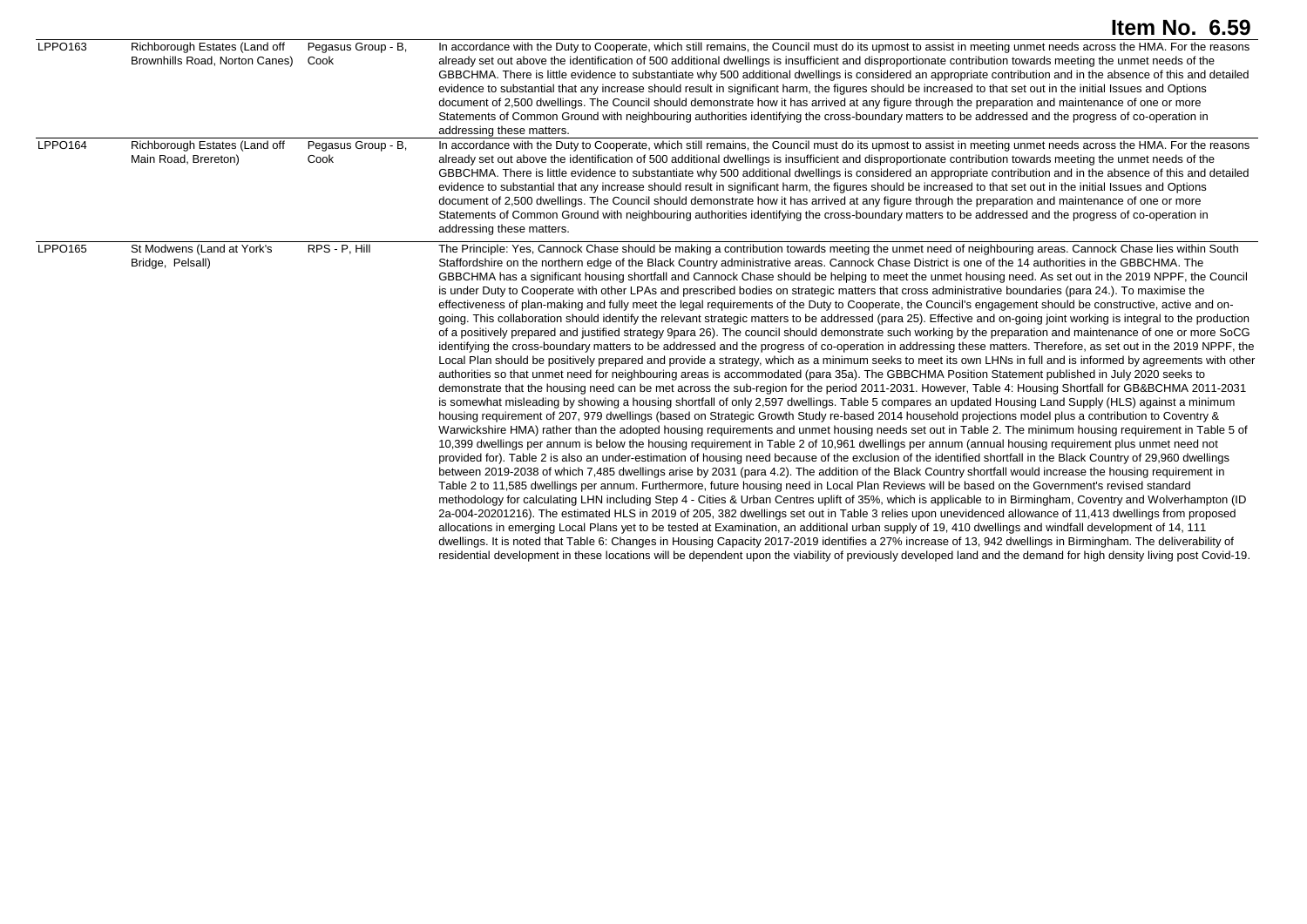**Item No. 6.59**

| | | | |
|---|---|---|---|
| LPPO163 | Richborough Estates (Land off Brownhills Road, Norton Canes) | Pegasus Group - B, Cook | In accordance with the Duty to Cooperate, which still remains, the Council must do its upmost to assist in meeting unmet needs across the HMA. For the reasons already set out above the identification of 500 additional dwellings is insufficient and disproportionate contribution towards meeting the unmet needs of the GBBCHMA. There is little evidence to substantiate why 500 additional dwellings is considered an appropriate contribution and in the absence of this and detailed evidence to substantial that any increase should result in significant harm, the figures should be increased to that set out in the initial Issues and Options document of 2,500 dwellings. The Council should demonstrate how it has arrived at any figure through the preparation and maintenance of one or more Statements of Common Ground with neighbouring authorities identifying the cross-boundary matters to be addressed and the progress of co-operation in addressing these matters. |
| LPPO164 | Richborough Estates (Land off Main Road, Brereton) | Pegasus Group - B, Cook | In accordance with the Duty to Cooperate, which still remains, the Council must do its upmost to assist in meeting unmet needs across the HMA. For the reasons already set out above the identification of 500 additional dwellings is insufficient and disproportionate contribution towards meeting the unmet needs of the GBBCHMA. There is little evidence to substantiate why 500 additional dwellings is considered an appropriate contribution and in the absence of this and detailed evidence to substantial that any increase should result in significant harm, the figures should be increased to that set out in the initial Issues and Options document of 2,500 dwellings. The Council should demonstrate how it has arrived at any figure through the preparation and maintenance of one or more Statements of Common Ground with neighbouring authorities identifying the cross-boundary matters to be addressed and the progress of co-operation in addressing these matters. |
| LPPO165 | St Modwens (Land at York's Bridge, Pelsall) | RPS - P, Hill | The Principle: Yes, Cannock Chase should be making a contribution towards meeting the unmet need of neighbouring areas. Cannock Chase lies within South Staffordshire on the northern edge of the Black Country administrative areas. Cannock Chase District is one of the 14 authorities in the GBBCHMA. The GBBCHMA has a significant housing shortfall and Cannock Chase should be helping to meet the unmet housing need. As set out in the 2019 NPPF, the Council is under Duty to Cooperate with other LPAs and prescribed bodies on strategic matters that cross administrative boundaries (para 24.). To maximise the effectiveness of plan-making and fully meet the legal requirements of the Duty to Cooperate, the Council's engagement should be constructive, active and on-going. This collaboration should identify the relevant strategic matters to be addressed (para 25). Effective and on-going joint working is integral to the production of a positively prepared and justified strategy 9para 26). The council should demonstrate such working by the preparation and maintenance of one or more SoCG identifying the cross-boundary matters to be addressed and the progress of co-operation in addressing these matters. Therefore, as set out in the 2019 NPPF, the Local Plan should be positively prepared and provide a strategy, which as a minimum seeks to meet its own LHNs in full and is informed by agreements with other authorities so that unmet need for neighbouring areas is accommodated (para 35a). The GBBCHMA Position Statement published in July 2020 seeks to demonstrate that the housing need can be met across the sub-region for the period 2011-2031. However, Table 4: Housing Shortfall for GB&BCHMA 2011-2031 is somewhat misleading by showing a housing shortfall of only 2,597 dwellings. Table 5 compares an updated Housing Land Supply (HLS) against a minimum housing requirement of 207, 979 dwellings (based on Strategic Growth Study re-based 2014 household projections model plus a contribution to Coventry & Warwickshire HMA) rather than the adopted housing requirements and unmet housing needs set out in Table 2. The minimum housing requirement in Table 5 of 10,399 dwellings per annum is below the housing requirement in Table 2 of 10,961 dwellings per annum (annual housing requirement plus unmet need not provided for). Table 2 is also an under-estimation of housing need because of the exclusion of the identified shortfall in the Black Country of 29,960 dwellings between 2019-2038 of which 7,485 dwellings arise by 2031 (para 4.2). The addition of the Black Country shortfall would increase the housing requirement in Table 2 to 11,585 dwellings per annum. Furthermore, future housing need in Local Plan Reviews will be based on the Government's revised standard methodology for calculating LHN including Step 4 - Cities & Urban Centres uplift of 35%, which is applicable to in Birmingham, Coventry and Wolverhampton (ID 2a-004-20201216). The estimated HLS in 2019 of 205, 382 dwellings set out in Table 3 relies upon unevidenced allowance of 11,413 dwellings from proposed allocations in emerging Local Plans yet to be tested at Examination, an additional urban supply of 19, 410 dwellings and windfall development of 14, 111 dwellings. It is noted that Table 6: Changes in Housing Capacity 2017-2019 identifies a 27% increase of 13, 942 dwellings in Birmingham. The deliverability of residential development in these locations will be dependent upon the viability of previously developed land and the demand for high density living post Covid-19. |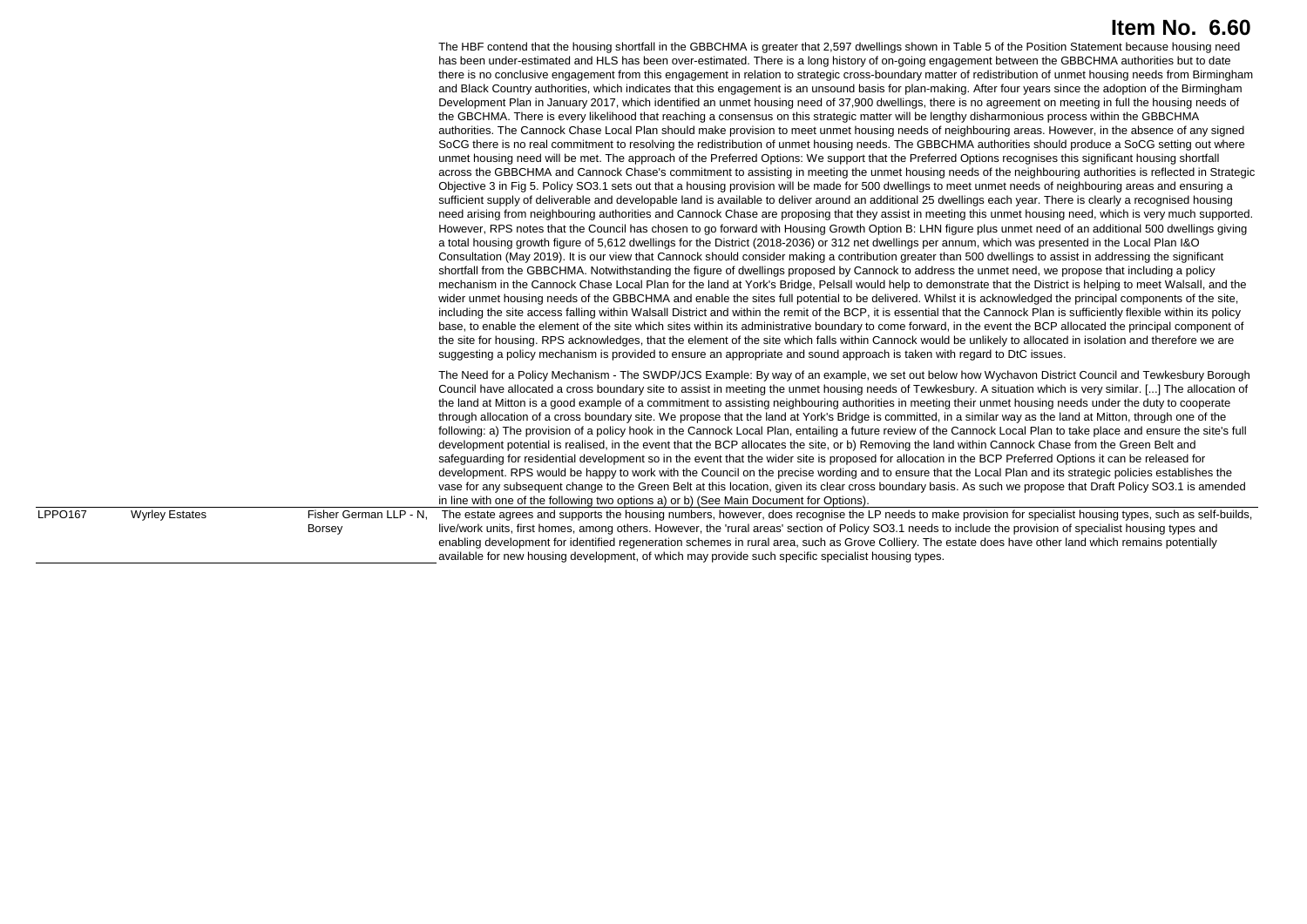# Item No. 6.60

| | | | |
|---|---|---|---|
| | | | The HBF contend that the housing shortfall in the GBBCHMA is greater that 2,597 dwellings shown in Table 5 of the Position Statement because housing need has been under-estimated and HLS has been over-estimated. There is a long history of on-going engagement between the GBBCHMA authorities but to date there is no conclusive engagement from this engagement in relation to strategic cross-boundary matter of redistribution of unmet housing needs from Birmingham and Black Country authorities, which indicates that this engagement is an unsound basis for plan-making. After four years since the adoption of the Birmingham Development Plan in January 2017, which identified an unmet housing need of 37,900 dwellings, there is no agreement on meeting in full the housing needs of the GBCHMA. There is every likelihood that reaching a consensus on this strategic matter will be lengthy disharmonious process within the GBBCHMA authorities. The Cannock Chase Local Plan should make provision to meet unmet housing needs of neighbouring areas. However, in the absence of any signed SoCG there is no real commitment to resolving the redistribution of unmet housing needs. The GBBCHMA authorities should produce a SoCG setting out where unmet housing need will be met. The approach of the Preferred Options: We support that the Preferred Options recognises this significant housing shortfall across the GBBCHMA and Cannock Chase's commitment to assisting in meeting the unmet housing needs of the neighbouring authorities is reflected in Strategic Objective 3 in Fig 5. Policy SO3.1 sets out that a housing provision will be made for 500 dwellings to meet unmet needs of neighbouring areas and ensuring a sufficient supply of deliverable and developable land is available to deliver around an additional 25 dwellings each year. There is clearly a recognised housing need arising from neighbouring authorities and Cannock Chase are proposing that they assist in meeting this unmet housing need, which is very much supported. However, RPS notes that the Council has chosen to go forward with Housing Growth Option B: LHN figure plus unmet need of an additional 500 dwellings giving a total housing growth figure of 5,612 dwellings for the District (2018-2036) or 312 net dwellings per annum, which was presented in the Local Plan I&O Consultation (May 2019). It is our view that Cannock should consider making a contribution greater than 500 dwellings to assist in addressing the significant shortfall from the GBBCHMA. Notwithstanding the figure of dwellings proposed by Cannock to address the unmet need, we propose that including a policy mechanism in the Cannock Chase Local Plan for the land at York's Bridge, Pelsall would help to demonstrate that the District is helping to meet Walsall, and the wider unmet housing needs of the GBBCHMA and enable the sites full potential to be delivered. Whilst it is acknowledged the principal components of the site, including the site access falling within Walsall District and within the remit of the BCP, it is essential that the Cannock Plan is sufficiently flexible within its policy base, to enable the element of the site which sites within its administrative boundary to come forward, in the event the BCP allocated the principal component of the site for housing. RPS acknowledges, that the element of the site which falls within Cannock would be unlikely to allocated in isolation and therefore we are suggesting a policy mechanism is provided to ensure an appropriate and sound approach is taken with regard to DtC issues.<br><br>The Need for a Policy Mechanism - The SWDP/JCS Example: By way of an example, we set out below how Wychavon District Council and Tewkesbury Borough Council have allocated a cross boundary site to assist in meeting the unmet housing needs of Tewkesbury. A situation which is very similar. [...] The allocation of the land at Mitton is a good example of a commitment to assisting neighbouring authorities in meeting their unmet housing needs under the duty to cooperate through allocation of a cross boundary site. We propose that the land at York's Bridge is committed, in a similar way as the land at Mitton, through one of the following: a) The provision of a policy hook in the Cannock Local Plan, entailing a future review of the Cannock Local Plan to take place and ensure the site's full development potential is realised, in the event that the BCP allocates the site, or b) Removing the land within Cannock Chase from the Green Belt and safeguarding for residential development so in the event that the wider site is proposed for allocation in the BCP Preferred Options it can be released for development. RPS would be happy to work with the Council on the precise wording and to ensure that the Local Plan and its strategic policies establishes the vase for any subsequent change to the Green Belt at this location, given its clear cross boundary basis. As such we propose that Draft Policy SO3.1 is amended in line with one of the following two options a) or b) (See Main Document for Options). |
| LPPO167 | Wyrley Estates | Fisher German LLP - N, Borsey | The estate agrees and supports the housing numbers, however, does recognise the LP needs to make provision for specialist housing types, such as self-builds, live/work units, first homes, among others. However, the 'rural areas' section of Policy SO3.1 needs to include the provision of specialist housing types and enabling development for identified regeneration schemes in rural area, such as Grove Colliery. The estate does have other land which remains potentially available for new housing development, of which may provide such specific specialist housing types. |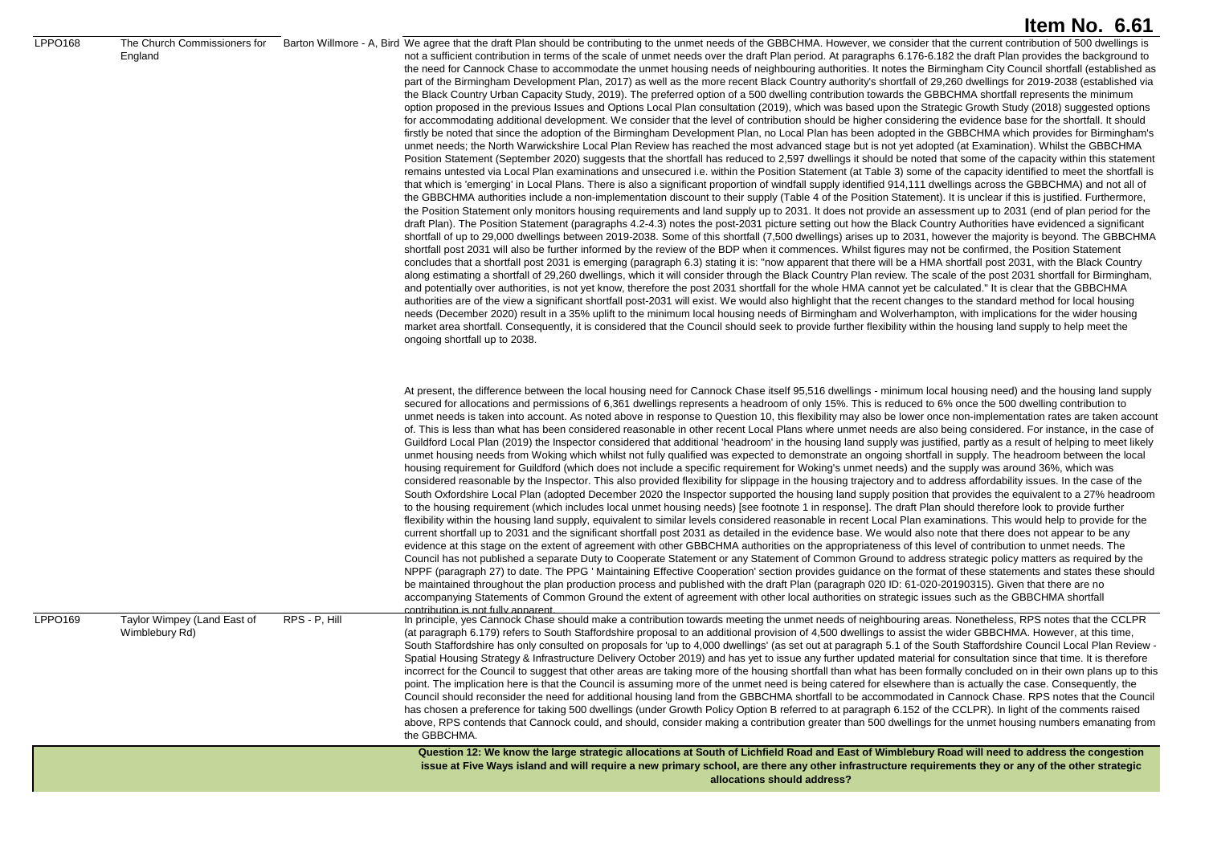# Item No. 6.61

| | | | |
|---|---|---|---|
| LPPO168 | The Church Commissioners for England | Barton Willmore - A, Bird | We agree that the draft Plan should be contributing to the unmet needs of the GBBCHMA. However, we consider that the current contribution of 500 dwellings is not a sufficient contribution in terms of the scale of unmet needs over the draft Plan period. At paragraphs 6.176-6.182 the draft Plan provides the background to the need for Cannock Chase to accommodate the unmet housing needs of neighbouring authorities. It notes the Birmingham City Council shortfall (established as part of the Birmingham Development Plan, 2017) as well as the more recent Black Country authority's shortfall of 29,260 dwellings for 2019-2038 (established via the Black Country Urban Capacity Study, 2019). The preferred option of a 500 dwelling contribution towards the GBBCHMA shortfall represents the minimum option proposed in the previous Issues and Options Local Plan consultation (2019), which was based upon the Strategic Growth Study (2018) suggested options for accommodating additional development. We consider that the level of contribution should be higher considering the evidence base for the shortfall. It should firstly be noted that since the adoption of the Birmingham Development Plan, no Local Plan has been adopted in the GBBCHMA which provides for Birmingham's unmet needs; the North Warwickshire Local Plan Review has reached the most advanced stage but is not yet adopted (at Examination). Whilst the GBBCHMA Position Statement (September 2020) suggests that the shortfall has reduced to 2,597 dwellings it should be noted that some of the capacity within this statement remains untested via Local Plan examinations and unsecured i.e. within the Position Statement (at Table 3) some of the capacity identified to meet the shortfall is that which is 'emerging' in Local Plans. There is also a significant proportion of windfall supply identified 914,111 dwellings across the GBBCHMA) and not all of the GBBCHMA authorities include a non-implementation discount to their supply (Table 4 of the Position Statement). It is unclear if this is justified. Furthermore, the Position Statement only monitors housing requirements and land supply up to 2031. It does not provide an assessment up to 2031 (end of plan period for the draft Plan). The Position Statement (paragraphs 4.2-4.3) notes the post-2031 picture setting out how the Black Country Authorities have evidenced a significant shortfall of up to 29,000 dwellings between 2019-2038. Some of this shortfall (7,500 dwellings) arises up to 2031, however the majority is beyond. The GBBCHMA shortfall post 2031 will also be further informed by the review of the BDP when it commences. Whilst figures may not be confirmed, the Position Statement concludes that a shortfall post 2031 is emerging (paragraph 6.3) stating it is: "now apparent that there will be a HMA shortfall post 2031, with the Black Country along estimating a shortfall of 29,260 dwellings, which it will consider through the Black Country Plan review. The scale of the post 2031 shortfall for Birmingham, and potentially over authorities, is not yet know, therefore the post 2031 shortfall for the whole HMA cannot yet be calculated." It is clear that the GBBCHMA authorities are of the view a significant shortfall post-2031 will exist. We would also highlight that the recent changes to the standard method for local housing needs (December 2020) result in a 35% uplift to the minimum local housing needs of Birmingham and Wolverhampton, with implications for the wider housing market area shortfall. Consequently, it is considered that the Council should seek to provide further flexibility within the housing land supply to help meet the ongoing shortfall up to 2038.<br><br>At present, the difference between the local housing need for Cannock Chase itself 95,516 dwellings - minimum local housing need) and the housing land supply secured for allocations and permissions of 6,361 dwellings represents a headroom of only 15%. This is reduced to 6% once the 500 dwelling contribution to unmet needs is taken into account. As noted above in response to Question 10, this flexibility may also be lower once non-implementation rates are taken account of. This is less than what has been considered reasonable in other recent Local Plans where unmet needs are also being considered. For instance, in the case of Guildford Local Plan (2019) the Inspector considered that additional 'headroom' in the housing land supply was justified, partly as a result of helping to meet likely unmet housing needs from Woking which whilst not fully qualified was expected to demonstrate an ongoing shortfall in supply. The headroom between the local housing requirement for Guildford (which does not include a specific requirement for Woking's unmet needs) and the supply was around 36%, which was considered reasonable by the Inspector. This also provided flexibility for slippage in the housing trajectory and to address affordability issues. In the case of the South Oxfordshire Local Plan (adopted December 2020 the Inspector supported the housing land supply position that provides the equivalent to a 27% headroom to the housing requirement (which includes local unmet housing needs) [see footnote 1 in response]. The draft Plan should therefore look to provide further flexibility within the housing land supply, equivalent to similar levels considered reasonable in recent Local Plan examinations. This would help to provide for the current shortfall up to 2031 and the significant shortfall post 2031 as detailed in the evidence base. We would also note that there does not appear to be any evidence at this stage on the extent of agreement with other GBBCHMA authorities on the appropriateness of this level of contribution to unmet needs. The Council has not published a separate Duty to Cooperate Statement or any Statement of Common Ground to address strategic policy matters as required by the NPPF (paragraph 27) to date. The PPG ' Maintaining Effective Cooperation' section provides guidance on the format of these statements and states these should be maintained throughout the plan production process and published with the draft Plan (paragraph 020 ID: 61-020-20190315). Given that there are no accompanying Statements of Common Ground the extent of agreement with other local authorities on strategic issues such as the GBBCHMA shortfall contribution is not fully apparent. |
| LPPO169 | Taylor Wimpey (Land East of Wimblebury Rd) | RPS - P, Hill | In principle, yes Cannock Chase should make a contribution towards meeting the unmet needs of neighbouring areas. Nonetheless, RPS notes that the CCLPR (at paragraph 6.179) refers to South Staffordshire proposal to an additional provision of 4,500 dwellings to assist the wider GBBCHMA. However, at this time, South Staffordshire has only consulted on proposals for 'up to 4,000 dwellings' (as set out at paragraph 5.1 of the South Staffordshire Council Local Plan Review - Spatial Housing Strategy & Infrastructure Delivery October 2019) and has yet to issue any further updated material for consultation since that time. It is therefore incorrect for the Council to suggest that other areas are taking more of the housing shortfall than what has been formally concluded on in their own plans up to this point. The implication here is that the Council is assuming more of the unmet need is being catered for elsewhere than is actually the case. Consequently, the Council should reconsider the need for additional housing land from the GBBCHMA shortfall to be accommodated in Cannock Chase. RPS notes that the Council has chosen a preference for taking 500 dwellings (under Growth Policy Option B referred to at paragraph 6.152 of the CCLPR). In light of the comments raised above, RPS contends that Cannock could, and should, consider making a contribution greater than 500 dwellings for the unmet housing numbers emanating from the GBBCHMA. |

**Question 12: We know the large strategic allocations at South of Lichfield Road and East of Wimblebury Road will need to address the congestion issue at Five Ways island and will require a new primary school, are there any other infrastructure requirements they or any of the other strategic allocations should address?**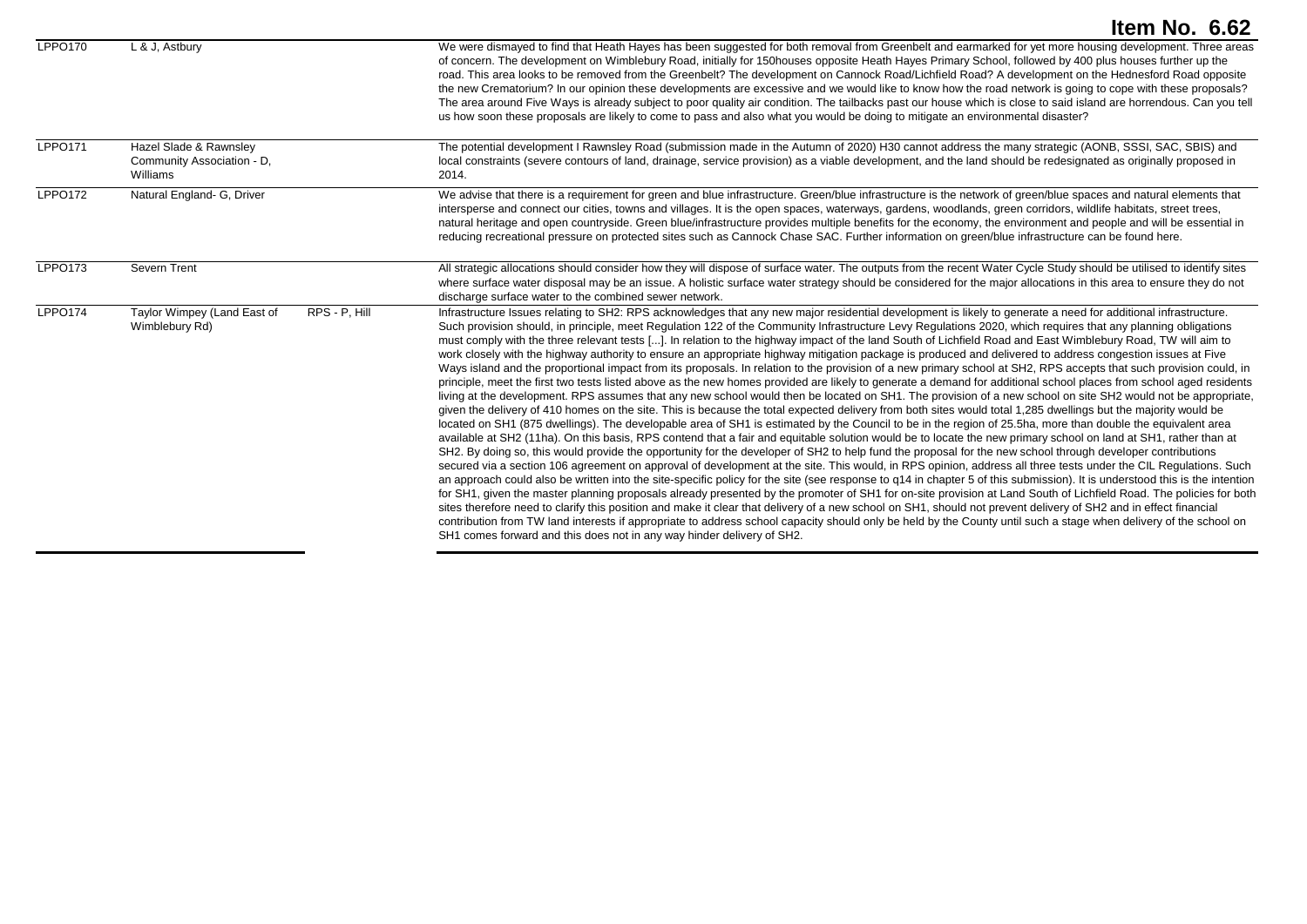# Item No. 6.62

| | | | |
|---|---|---|---|
| LPPO170 | L & J, Astbury | | We were dismayed to find that Heath Hayes has been suggested for both removal from Greenbelt and earmarked for yet more housing development. Three areas of concern. The development on Wimblebury Road, initially for 150houses opposite Heath Hayes Primary School, followed by 400 plus houses further up the road. This area looks to be removed from the Greenbelt? The development on Cannock Road/Lichfield Road? A development on the Hednesford Road opposite the new Crematorium? In our opinion these developments are excessive and we would like to know how the road network is going to cope with these proposals? The area around Five Ways is already subject to poor quality air condition. The tailbacks past our house which is close to said island are horrendous. Can you tell us how soon these proposals are likely to come to pass and also what you would be doing to mitigate an environmental disaster? |
| LPPO171 | Hazel Slade & Rawnsley Community Association - D, Williams | | The potential development I Rawnsley Road (submission made in the Autumn of 2020) H30 cannot address the many strategic (AONB, SSSI, SAC, SBIS) and local constraints (severe contours of land, drainage, service provision) as a viable development, and the land should be redesignated as originally proposed in 2014. |
| LPPO172 | Natural England- G, Driver | | We advise that there is a requirement for green and blue infrastructure. Green/blue infrastructure is the network of green/blue spaces and natural elements that intersperse and connect our cities, towns and villages. It is the open spaces, waterways, gardens, woodlands, green corridors, wildlife habitats, street trees, natural heritage and open countryside. Green blue/infrastructure provides multiple benefits for the economy, the environment and people and will be essential in reducing recreational pressure on protected sites such as Cannock Chase SAC. Further information on green/blue infrastructure can be found here. |
| LPPO173 | Severn Trent | | All strategic allocations should consider how they will dispose of surface water. The outputs from the recent Water Cycle Study should be utilised to identify sites where surface water disposal may be an issue. A holistic surface water strategy should be considered for the major allocations in this area to ensure they do not discharge surface water to the combined sewer network. |
| LPPO174 | Taylor Wimpey (Land East of Wimblebury Rd) | RPS - P, Hill | Infrastructure Issues relating to SH2: RPS acknowledges that any new major residential development is likely to generate a need for additional infrastructure. Such provision should, in principle, meet Regulation 122 of the Community Infrastructure Levy Regulations 2020, which requires that any planning obligations must comply with the three relevant tests [...]. In relation to the highway impact of the land South of Lichfield Road and East Wimblebury Road, TW will aim to work closely with the highway authority to ensure an appropriate highway mitigation package is produced and delivered to address congestion issues at Five Ways island and the proportional impact from its proposals. In relation to the provision of a new primary school at SH2, RPS accepts that such provision could, in principle, meet the first two tests listed above as the new homes provided are likely to generate a demand for additional school places from school aged residents living at the development. RPS assumes that any new school would then be located on SH1. The provision of a new school on site SH2 would not be appropriate, given the delivery of 410 homes on the site. This is because the total expected delivery from both sites would total 1,285 dwellings but the majority would be located on SH1 (875 dwellings). The developable area of SH1 is estimated by the Council to be in the region of 25.5ha, more than double the equivalent area available at SH2 (11ha). On this basis, RPS contend that a fair and equitable solution would be to locate the new primary school on land at SH1, rather than at SH2. By doing so, this would provide the opportunity for the developer of SH2 to help fund the proposal for the new school through developer contributions secured via a section 106 agreement on approval of development at the site. This would, in RPS opinion, address all three tests under the CIL Regulations. Such an approach could also be written into the site-specific policy for the site (see response to q14 in chapter 5 of this submission). It is understood this is the intention for SH1, given the master planning proposals already presented by the promoter of SH1 for on-site provision at Land South of Lichfield Road. The policies for both sites therefore need to clarify this position and make it clear that delivery of a new school on SH1, should not prevent delivery of SH2 and in effect financial contribution from TW land interests if appropriate to address school capacity should only be held by the County until such a stage when delivery of the school on SH1 comes forward and this does not in any way hinder delivery of SH2. |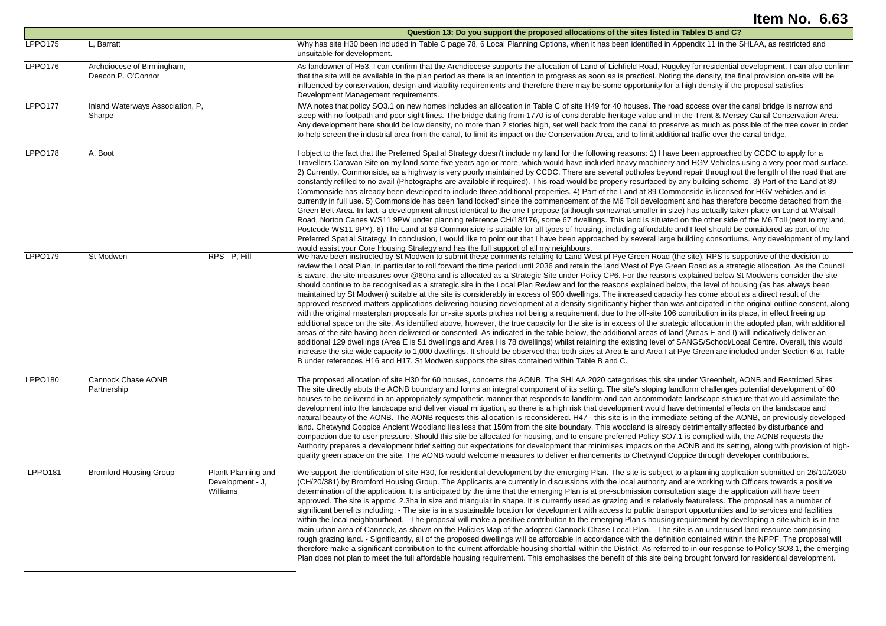# Item No. 6.63

| | | | Question 13: Do you support the proposed allocations of the sites listed in Tables B and C? |
|---|---|---|---|
| LPPO175 | L, Barratt | | Why has site H30 been included in Table C page 78, 6 Local Planning Options, when it has been identified in Appendix 11 in the SHLAA, as restricted and unsuitable for development. |
| LPPO176 | Archdiocese of Birmingham, Deacon P. O'Connor | | As landowner of H53, I can confirm that the Archdiocese supports the allocation of Land of Lichfield Road, Rugeley for residential development. I can also confirm that the site will be available in the plan period as there is an intention to progress as soon as is practical. Noting the density, the final provision on-site will be influenced by conservation, design and viability requirements and therefore there may be some opportunity for a high density if the proposal satisfies Development Management requirements. |
| LPPO177 | Inland Waterways Association, P, Sharpe | | IWA notes that policy SO3.1 on new homes includes an allocation in Table C of site H49 for 40 houses. The road access over the canal bridge is narrow and steep with no footpath and poor sight lines. The bridge dating from 1770 is of considerable heritage value and in the Trent & Mersey Canal Conservation Area. Any development here should be low density, no more than 2 stories high, set well back from the canal to preserve as much as possible of the tree cover in order to help screen the industrial area from the canal, to limit its impact on the Conservation Area, and to limit additional traffic over the canal bridge. |
| LPPO178 | A, Boot | | I object to the fact that the Preferred Spatial Strategy doesn't include my land for the following reasons: 1) I have been approached by CCDC to apply for a Travellers Caravan Site on my land some five years ago or more, which would have included heavy machinery and HGV Vehicles using a very poor road surface. 2) Currently, Commonside, as a highway is very poorly maintained by CCDC. There are several potholes beyond repair throughout the length of the road that are constantly refilled to no avail (Photographs are available if required). This road would be properly resurfaced by any building scheme. 3) Part of the Land at 89 Commonside has already been developed to include three additional properties. 4) Part of the Land at 89 Commonside is licensed for HGV vehicles and is currently in full use. 5) Commonside has been 'land locked' since the commencement of the M6 Toll development and has therefore become detached from the Green Belt Area. In fact, a development almost identical to the one I propose (although somewhat smaller in size) has actually taken place on Land at Walsall Road, Norton Canes WS11 9PW under planning reference CH/18/176, some 67 dwellings. This land is situated on the other side of the M6 Toll (next to my land, Postcode WS11 9PY). 6) The Land at 89 Commonside is suitable for all types of housing, including affordable and I feel should be considered as part of the Preferred Spatial Strategy. In conclusion, I would like to point out that I have been approached by several large building consortiums. Any development of my land would assist your Core Housing Strategy and has the full support of all my neighbours. |
| LPPO179 | St Modwen | RPS - P, Hill | We have been instructed by St Modwen to submit these comments relating to Land West pf Pye Green Road (the site). RPS is supportive of the decision to review the Local Plan, in particular to roll forward the time period until 2036 and retain the land West of Pye Green Road as a strategic allocation. As the Council is aware, the site measures over @60ha and is allocated as a Strategic Site under Policy CP6. For the reasons explained below St Modwens consider the site should continue to be recognised as a strategic site in the Local Plan Review and for the reasons explained below, the level of housing (as has always been maintained by St Modwen) suitable at the site is considerably in excess of 900 dwellings. The increased capacity has come about as a direct result of the approved reserved matters applications delivering housing development at a density significantly higher than was anticipated in the original outline consent, along with the original masterplan proposals for on-site sports pitches not being a requirement, due to the off-site 106 contribution in its place, in effect freeing up additional space on the site. As identified above, however, the true capacity for the site is in excess of the strategic allocation in the adopted plan, with additional areas of the site having been delivered or consented. As indicated in the table below, the additional areas of land (Areas E and I) will indicatively deliver an additional 129 dwellings (Area E is 51 dwellings and Area I is 78 dwellings) whilst retaining the existing level of SANGS/School/Local Centre. Overall, this would increase the site wide capacity to 1,000 dwellings. It should be observed that both sites at Area E and Area I at Pye Green are included under Section 6 at Table B under references H16 and H17. St Modwen supports the sites contained within Table B and C. |
| LPPO180 | Cannock Chase AONB Partnership | | The proposed allocation of site H30 for 60 houses, concerns the AONB. The SHLAA 2020 categorises this site under 'Greenbelt, AONB and Restricted Sites'. The site directly abuts the AONB boundary and forms an integral component of its setting. The site's sloping landform challenges potential development of 60 houses to be delivered in an appropriately sympathetic manner that responds to landform and can accommodate landscape structure that would assimilate the development into the landscape and deliver visual mitigation, so there is a high risk that development would have detrimental effects on the landscape and natural beauty of the AONB. The AONB requests this allocation is reconsidered. H47 - this site is in the immediate setting of the AONB, on previously developed land. Chetwynd Coppice Ancient Woodland lies less that 150m from the site boundary. This woodland is already detrimentally affected by disturbance and compaction due to user pressure. Should this site be allocated for housing, and to ensure preferred Policy SO7.1 is complied with, the AONB requests the Authority prepares a development brief setting out expectations for development that minimises impacts on the AONB and its setting, along with provision of high-quality green space on the site. The AONB would welcome measures to deliver enhancements to Chetwynd Coppice through developer contributions. |
| LPPO181 | Bromford Housing Group | PlanIt Planning and Development - J, Williams | We support the identification of site H30, for residential development by the emerging Plan. The site is subject to a planning application submitted on 26/10/2020 (CH/20/381) by Bromford Housing Group. The Applicants are currently in discussions with the local authority and are working with Officers towards a positive determination of the application. It is anticipated by the time that the emerging Plan is at pre-submission consultation stage the application will have been approved. The site is approx. 2.3ha in size and triangular in shape. It is currently used as grazing and is relatively featureless. The proposal has a number of significant benefits including: - The site is in a sustainable location for development with access to public transport opportunities and to services and facilities within the local neighbourhood. - The proposal will make a positive contribution to the emerging Plan's housing requirement by developing a site which is in the main urban area of Cannock, as shown on the Policies Map of the adopted Cannock Chase Local Plan. - The site is an underused land resource comprising rough grazing land. - Significantly, all of the proposed dwellings will be affordable in accordance with the definition contained within the NPPF. The proposal will therefore make a significant contribution to the current affordable housing shortfall within the District. As referred to in our response to Policy SO3.1, the emerging Plan does not plan to meet the full affordable housing requirement. This emphasises the benefit of this site being brought forward for residential development. |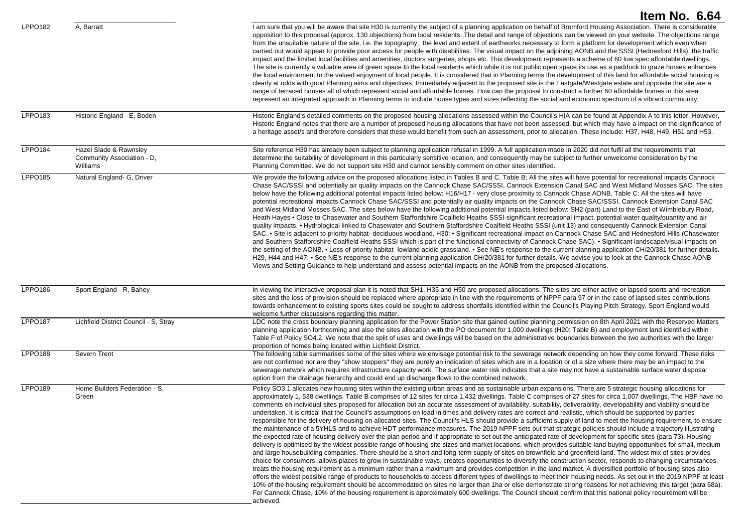**Item No. 6.64**

| | | |
|---|---|---|
| LPPO182 | A, Barratt | I am sure that you will be aware that site H30 is currently the subject of a planning application on behalf of Bromford Housing Association. There is considerable opposition to this proposal (approx. 130 objections) from local residents. The detail and range of objections can be viewed on your website. The objections range from the unsuitable nature of the site, i.e. the topography , the level and extent of earthworks necessary to form a platform for development which even when carried out would appear to provide poor access for people with disabilities. The visual impact on the adjoining AONB and the SSSI (Hednesford Hills), the traffic impact and the limited local facilities and amenities, doctors surgeries, shops etc. This development represents a scheme of 60 low spec affordable dwellings. The site is currently a valuable area of green space to the local residents which while it is not public open space its use as a paddock to graze horses enhances the local environment to the valued enjoyment of local people. It is considered that in Planning terms the development of this land for affordable social housing is clearly at odds with good Planning aims and objectives. Immediately adjacent to the proposed site is the Eastgate/Westgate estate and opposite the site are a range of terraced houses all of which represent social and affordable homes. How can the proposal to construct a further 60 affordable homes in this area represent an integrated approach in Planning terms to include house types and sizes reflecting the social and economic spectrum of a vibrant community. |
| LPPO183 | Historic England - E, Boden | Historic England's detailed comments on the proposed housing allocations assessed within the Council's HIA can be found at Appendix A to this letter. However, Historic England notes that there are a number of proposed housing allocations that have not been assessed, but which may have a impact on the significance of a heritage asset/s and therefore considers that these would benefit from such an assessment, prior to allocation. These include: H37, H48, H49, H51 and H53. |
| LPPO184 | Hazel Slade & Rawnsley Community Association - D, Williams | Site reference H30 has already been subject to planning application refusal in 1999. A full application made in 2020 did not fulfil all the requirements that determine the suitability of development in this particularly sensitive location, and consequently may be subject to further unwelcome consideration by the Planning Committee. We do not support site H30 and cannot sensibly comment on other sites identified. |
| LPPO185 | Natural England- G, Driver | We provide the following advice on the proposed allocations listed in Tables B and C. Table B: All the sites will have potential for recreational impacts Cannock Chase SAC/SSSI and potentially air quality impacts on the Cannock Chase SAC/SSSI, Cannock Extension Canal SAC and West Midland Mosses SAC. The sites below have the following additional potential impacts listed below: H16/H17 - very close proximity to Cannock Chase AONB. Table C: All the sites will have potential recreational impacts Cannock Chase SAC/SSSI and potentially air quality impacts on the Cannock Chase SAC/SSSI, Cannock Extension Canal SAC and West Midland Mosses SAC. The sites below have the following additional potential impacts listed below: SH2 (part) Land to the East of Wimblebury Road, Heath Hayes • Close to Chasewater and Southern Staffordshire Coalfield Heaths SSSI-significant recreational impact, potential water quality/quantity and air quality impacts. • Hydrological linked to Chasewater and Southern Staffordshire Coalfield Heaths SSSI (unit 13) and consequently Cannock Extension Canal SAC. • Site is adjacent to priority habitat- deciduous woodland. H30: • Significant recreational impact on Cannock Chase SAC and Hednesford Hills (Chasewater and Southern Staffordshire Coalfield Heaths SSSI which is part of the functional connectivity of Cannock Chase SAC). • Significant landscape/visual impacts on the setting of the AONB. • Loss of priority habitat -lowland acidic grassland. • See NE's response to the current planning application CH/20/381 for further details. H29, H44 and H47: • See NE's response to the current planning application CH/20/381 for further details. We advise you to look at the Cannock Chase AONB Views and Setting Guidance to help understand and assess potential impacts on the AONB from the proposed allocations. |
| LPPO186 | Sport England - R, Bahey | In viewing the interactive proposal plan it is noted that SH1, H35 and H50 are proposed allocations. The sites are either active or lapsed sports and recreation sites and the loss of provision should be replaced where appropriate in line with the requirements of NPPF para 97 or in the case of lapsed sites contributions towards enhancement to existing sports sites could be sought to address shortfalls identified within the Council's Playing Pitch Strategy. Sport England would welcome further discussions regarding this matter. |
| LPPO187 | Lichfield District Council - S, Stray | LDC note the cross boundary planning application for the Power Station site that gained outline planning permission on 8th April 2021 with the Reserved Matters planning application forthcoming and also the sites allocation with the PO document for 1,000 dwellings (H20: Table B) and employment land identified within Table F of Policy SO4.2. We note that the split of uses and dwellings will be based on the administrative boundaries between the two authorities with the larger proportion of homes being located within Lichfield District. |
| LPPO188 | Severn Trent | The following table summarises some of the sites where we envisage potential risk to the sewerage network depending on how they come forward. These risks are not confirmed nor are they "show stoppers" they are purely an indication of sites which are in a location or of a size where there may be an impact to the sewerage network which requires infrastructure capacity work. The surface water risk indicates that a site may not have a sustainable surface water disposal option from the drainage hierarchy and could end up discharge flows to the combined network. |
| LPPO189 | Home Builders Federation - S, Green | Policy SO3.1 allocates new housing sites within the existing urban areas and as sustainable urban expansions. There are 5 strategic housing allocations for approximately 1, 538 dwellings. Table B comprises of 12 sites for circa 1,432 dwellings. Table C comprises of 27 sites for circa 1,007 dwellings. The HBF have no comments on individual sites proposed for allocation but an accurate assessment of availability, suitability, deliverability, developability and viability should be undertaken. It is critical that the Council's assumptions on lead in times and delivery rates are correct and realistic, which should be supported by parties responsible for the delivery of housing on allocated sites. The Council's HLS should provide a sufficient supply of land to meet the housing requirement, to ensure the maintenance of a 5YHLS and to achieve HDT performance measures. The 2019 NPPF sets out that strategic policies should include a trajectory illustrating the expected rate of housing delivery over the plan period and if appropriate to set out the anticipated rate of development for specific sites (para 73). Housing delivery is optimised by the widest possible range of housing site sizes and market locations, which provides suitable land buying opportunities for small, medium and large housebuilding companies. There should be a short and long-term supply of sites on brownfield and greenfield land. The widest mix of sites provides choice for consumers, allows places to grow in sustainable ways, creates opportunities to diversify the construction sector, responds to changing circumstances, treats the housing requirement as a minimum rather than a maximum and provides competition in the land market. A diversified portfolio of housing sites also offers the widest possible range of products to households to access different types of dwellings to meet their housing needs. As set out in the 2019 NPPF at least 10% of the housing requirement should be accommodated on sites no larger than 1ha or else demonstrate strong reasons for not achieving this target (para 68a). For Cannock Chase, 10% of the housing requirement is approximately 600 dwellings. The Council should confirm that this national policy requirement will be achieved. |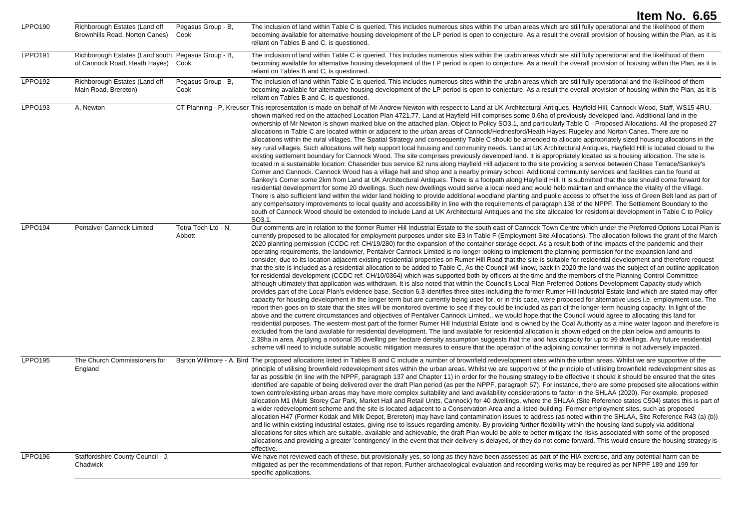| | | | |
|---|---|---|---|
| LPPO190 | Richborough Estates (Land off Brownhills Road, Norton Canes) | Pegasus Group - B, Cook | The inclusion of land within Table C is queried. This includes numerous sites within the urban areas which are still fully operational and the likelihood of them becoming available for alternative housing development of the LP period is open to conjecture. As a result the overall provision of housing within the Plan, as it is reliant on Tables B and C, is questioned. |
| LPPO191 | Richborough Estates (Land south of Cannock Road, Heath Hayes) | Pegasus Group - B, Cook | The inclusion of land within Table C is queried. This includes numerous sites within the urabn areas which are still fully operational and the likelihood of them becoming available for alternative housing development of the LP period is open to conjecture. As a result the overall provision of housing within the Plan, as it is reliant on Tables B and C, is questioned. |
| LPPO192 | Richborough Estates (Land off Main Road, Brereton) | Pegasus Group - B, Cook | The inclusion of land within Table C is queried. This includes numerous sites within the urabn areas which are still fully operational and the likelihood of them becoming available for alternative housing development of the LP period is open to conjecture. As a result the overall provision of housing within the Plan, as it is reliant on Tables B and C, is questioned. |
| LPPO193 | A, Newton | CT Planning - P, Kreuser | This representation is made on behalf of Mr Andrew Newton with respect to Land at UK Architectural Antiques, Hayfield Hill, Cannock Wood, Staff, WS15 4RU, shown marked red on the attached Location Plan 4721.77. Land at Hayfield Hill comprises some 0.6ha of previously developed land. Additional land in the ownership of Mr Newton is shown marked blue on the attached plan. Object to Policy SO3.1, and particularly Table C - Proposed Allocations. All the proposed 27 allocations in Table C are located within or adjacent to the urban areas of Cannock/Hednesford/Heath Hayes, Rugeley and Norton Canes. There are no allocations within the rural villages. The Spatial Strategy and consequently Table C should be amended to allocate appropriately sized housing allocations in the key rural villages. Such allocations will help support local housing and community needs. Land at UK Architectural Antiques, Hayfield Hill is located closed to the existing settlement boundary for Cannock Wood. The site comprises previously developed land. It is appropriately located as a housing allocation. The site is located in a sustainable location: Chaserider bus service 62 runs along Hayfield Hill adjacent to the site providing a service between Chase Terrace/Sankey's Corner and Cannock. Cannock Wood has a village hall and shop and a nearby primary school. Additional community services and facilities can be found at Sankey's Corner some 2km from Land at UK Architectural Antiques. There is a footpath along Hayfield Hill. It is submitted that the site should come forward for residential development for some 20 dwellings. Such new dwellings would serve a local need and would help maintain and enhance the vitality of the village. There is also sufficient land within the wider land holding to provide additional woodland planting and public access to offset the loss of Green Belt land as part of any compensatory improvements to local quality and accessibility in line with the requirements of paragraph 138 of the NPPF. The Settlement Boundary to the south of Cannock Wood should be extended to include Land at UK Architectural Antiques and the site allocated for residential development in Table C to Policy SO3.1. |
| LPPO194 | Pentalver Cannock Limited | Tetra Tech Ltd - N, Abbott | Our comments are in relation to the former Rumer Hill Industrial Estate to the south east of Cannock Town Centre which under the Preferred Options Local Plan is currently proposed to be allocated for employment purposes under site E3 in Table F (Employment Site Allocations). The allocation follows the grant of the March 2020 planning permission (CCDC ref: CH/19/280) for the expansion of the container storage depot. As a result both of the impacts of the pandemic and their operating requirements, the landowner, Pentalver Cannock Limited is no longer looking to implement the planning permission for the expansion land and consider, due to its location adjacent existing residential properties on Rumer Hill Road that the site is suitable for residential development and therefore request that the site is included as a residential allocation to be added to Table C. As the Council will know, back in 2020 the land was the subject of an outline application for residential development (CCDC ref: CH/10/0364) which was supported both by officers at the time and the members of the Planning Control Committee although ultimately that application was withdrawn. It is also noted that within the Council's Local Plan Preferred Options Development Capacity study which provides part of the Local Plan's evidence base, Section 6.3 identifies three sites including the former Rumer Hill Industrial Estate land which are stated may offer capacity for housing development in the longer term but are currently being used for, or in this case, were proposed for alternative uses i.e. employment use. The report then goes on to state that the sites will be monitored overtime to see if they could be included as part of the longer-term housing capacity. In light of the above and the current circumstances and objectives of Pentalver Cannock Limited., we would hope that the Council would agree to allocating this land for residential purposes. The western-most part of the former Rumer Hill Industrial Estate land is owned by the Coal Authority as a mine water lagoon and therefore is excluded from the land available for residential development. The land available for residential allocation is shown edged on the plan below and amounts to 2.38ha in area. Applying a notional 35 dwelling per hectare density assumption suggests that the land has capacity for up to 99 dwellings. Any future residential scheme will need to include suitable acoustic mitigation measures to ensure that the operation of the adjoining container terminal is not adversely impacted. |
| LPPO195 | The Church Commissioners for England | Barton Willmore - A, Bird | The proposed allocations listed in Tables B and C include a number of brownfield redevelopment sites within the urban areas. Whilst we are supportive of the principle of utilising brownfield redevelopment sites within the urban areas. Whilst we are supportive of the principle of utilising brownfield redevelopment sites as far as possible (in line with the NPPF, paragraph 137 and Chapter 11) in order for the housing strategy to be effective it should it should be ensured that the sites identified are capable of being delivered over the draft Plan period (as per the NPPF, paragraph 67). For instance, there are some proposed site allocations within town centre/existing urban areas may have more complex suitability and land availability considerations to factor in the SHLAA (2020). For example, proposed allocation M1 (Multi Storey Car Park, Market Hall and Retail Units, Cannock) for 40 dwellings, where the SHLAA (Site Reference states C504) states this is part of a wider redevelopment scheme and the site is located adjacent to a Conservation Area and a listed building. Former employment sites, such as proposed allocation H47 (Former Kodak and Milk Depot, Brereton) may have land contamination issues to address (as noted within the SHLAA, Site Reference R43 (a) (b)) and lie within existing industrial estates, giving rise to issues regarding amenity. By providing further flexibility within the housing land supply via additional allocations for sites which are suitable, available and achievable, the draft Plan would be able to better mitigate the risks associated with some of the proposed allocations and providing a greater 'contingency' in the event that their delivery is delayed, or they do not come forward. This would ensure the housing strategy is effective. |
| LPPO196 | Staffordshire County Council - J, Chadwick | | We have not reviewed each of these, but provisionally yes, so long as they have been assessed as part of the HIA exercise, and any potential harm can be mitigated as per the recommendations of that report. Further archaeological evaluation and recording works may be required as per NPPF 189 and 199 for specific applications. |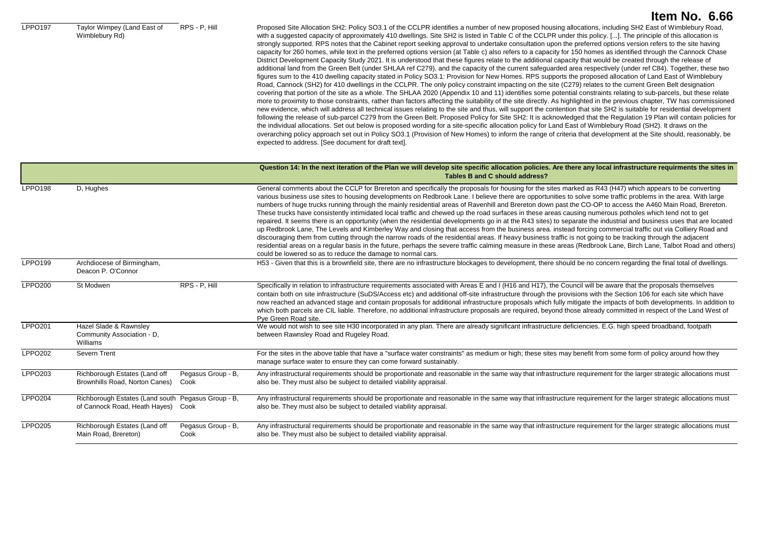# Item No. 6.66

| | | | |
|---|---|---|---|
| LPPO197 | Taylor Wimpey (Land East of Wimblebury Rd) | RPS - P, Hill | Proposed Site Allocation SH2: Policy SO3.1 of the CCLPR identifies a number of new proposed housing allocations, including SH2 East of Wimblebury Road, with a suggested capacity of approximately 410 dwellings. Site SH2 is listed in Table C of the CCLPR under this policy. [...]. The principle of this allocation is strongly supported. RPS notes that the Cabinet report seeking approval to undertake consultation upon the preferred options version refers to the site having capacity for 260 homes, while text in the preferred options version (at Table c) also refers to a capacity for 150 homes as identified through the Cannock Chase District Development Capacity Study 2021. It is understood that these figures relate to the additional capacity that would be created through the release of additional land from the Green Belt (under SHLAA ref C279), and the capacity of the current safeguarded area respectively (under ref C84). Together, these two figures sum to the 410 dwelling capacity stated in Policy SO3.1: Provision for New Homes. RPS supports the proposed allocation of Land East of Wimblebury Road, Cannock (SH2) for 410 dwellings in the CCLPR. The only policy constraint impacting on the site (C279) relates to the current Green Belt designation covering that portion of the site as a whole. The SHLAA 2020 (Appendix 10 and 11) identifies some potential constraints relating to sub-parcels, but these relate more to proximity to those constraints, rather than factors affecting the suitability of the site directly. As highlighted in the previous chapter, TW has commissioned new evidence, which will address all technical issues relating to the site and thus, will support the contention that site SH2 is suitable for residential development following the release of sub-parcel C279 from the Green Belt. Proposed Policy for Site SH2: It is acknowledged that the Regulation 19 Plan will contain policies for the individual allocations. Set out below is proposed wording for a site-specific allocation policy for Land East of Wimblebury Road (SH2). It draws on the overarching policy approach set out in Policy SO3.1 (Provision of New Homes) to inform the range of criteria that development at the Site should, reasonably, be expected to address. [See document for draft text]. |
| | | | **Question 14: In the next iteration of the Plan we will develop site specific allocation policies. Are there any local infrastructure requirments the sites in Tables B and C should address?** |
| LPPO198 | D, Hughes | | General comments about the CCLP for Brereton and specifically the proposals for housing for the sites marked as R43 (H47) which appears to be converting various business use sites to housing developments on Redbrook Lane. I believe there are opportunities to solve some traffic problems in the area. With large numbers of huge trucks running through the mainly residential areas of Ravenhill and Brereton down past the CO-OP to access the A460 Main Road, Brereton. These trucks have consistently intimidated local traffic and chewed up the road surfaces in these areas causing numerous potholes which tend not to get repaired. It seems there is an opportunity (when the residential developments go in at the R43 sites) to separate the industrial and business uses that are located up Redbrook Lane, The Levels and Kimberley Way and closing that access from the business area. instead forcing commercial traffic out via Colliery Road and discouraging them from cutting through the narrow roads of the residential areas. If heavy business traffic is not going to be tracking through the adjacent residential areas on a regular basis in the future, perhaps the severe traffic calming measure in these areas (Redbrook Lane, Birch Lane, Talbot Road and others) could be lowered so as to reduce the damage to normal cars. |
| LPPO199 | Archdiocese of Birmingham, Deacon P. O'Connor | | H53 - Given that this is a brownfield site, there are no infrastructure blockages to development, there should be no concern regarding the final total of dwellings. |
| LPPO200 | St Modwen | RPS - P, Hill | Specifically in relation to infrastructure requirements associated with Areas E and I (H16 and H17), the Council will be aware that the proposals themselves contain both on site infrastructure (SuDS/Access etc) and additional off-site infrastructure through the provisions with the Section 106 for each site which have now reached an advanced stage and contain proposals for additional infrastructure proposals which fully mitigate the impacts of both developments. In addition to which both parcels are CIL liable. Therefore, no additional infrastructure proposals are required, beyond those already committed in respect of the Land West of Pye Green Road site. |
| LPPO201 | Hazel Slade & Rawnsley Community Association - D, Williams | | We would not wish to see site H30 incorporated in any plan. There are already significant infrastructure deficiencies. E.G. high speed broadband, footpath between Rawnsley Road and Rugeley Road. |
| LPPO202 | Severn Trent | | For the sites in the above table that have a "surface water constraints" as medium or high; these sites may benefit from some form of policy around how they manage surface water to ensure they can come forward sustainably. |
| LPPO203 | Richborough Estates (Land off Brownhills Road, Norton Canes) | Pegasus Group - B, Cook | Any infrastructural requirements should be proportionate and reasonable in the same way that infrastructure requirement for the larger strategic allocations must also be. They must also be subject to detailed viability appraisal. |
| LPPO204 | Richborough Estates (Land south of Cannock Road, Heath Hayes) | Pegasus Group - B, Cook | Any infrastructural requirements should be proportionate and reasonable in the same way that infrastructure requirement for the larger strategic allocations must also be. They must also be subject to detailed viability appraisal. |
| LPPO205 | Richborough Estates (Land off Main Road, Brereton) | Pegasus Group - B, Cook | Any infrastructural requirements should be proportionate and reasonable in the same way that infrastructure requirement for the larger strategic allocations must also be. They must also be subject to detailed viability appraisal. |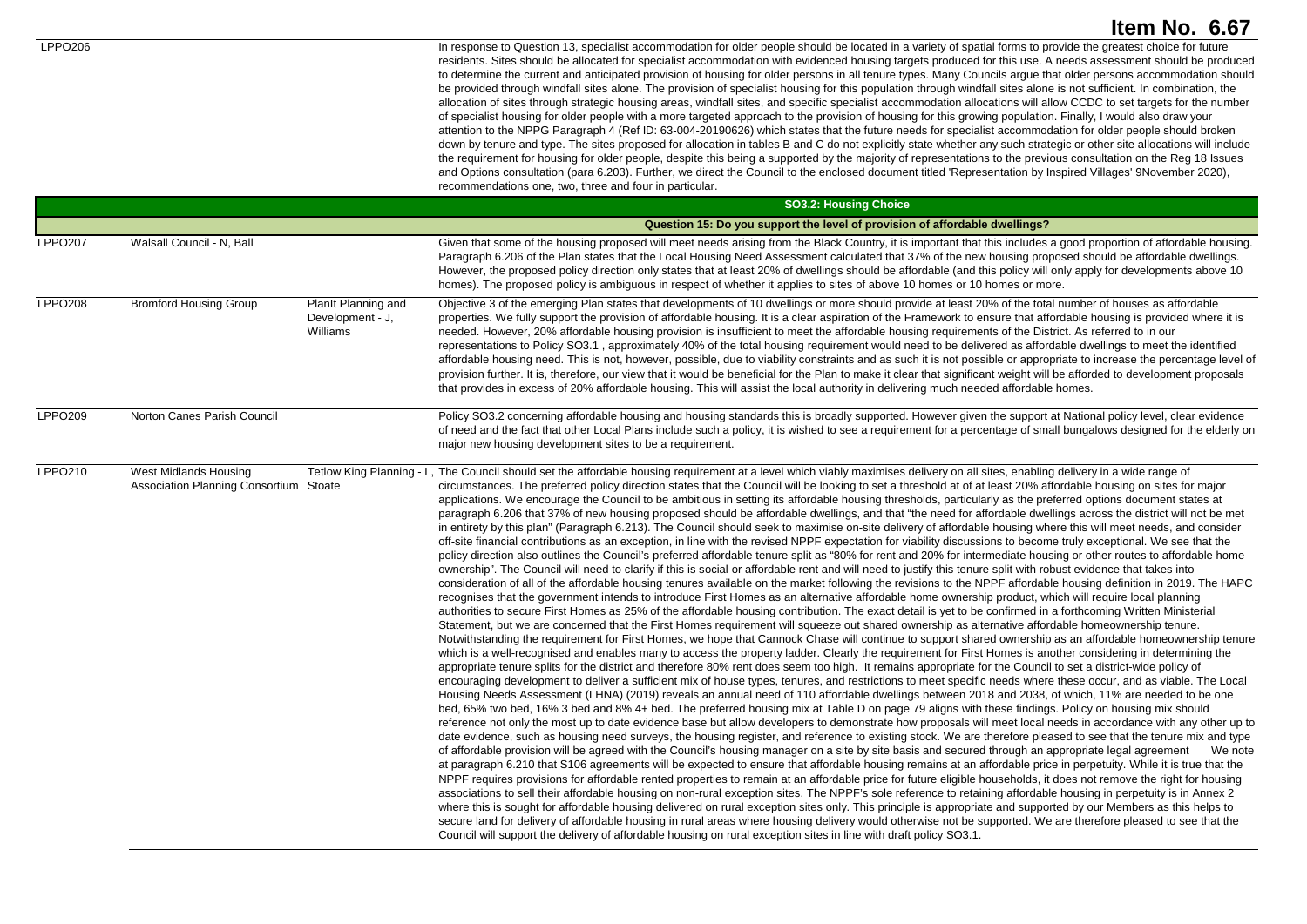**Item No. 6.67**

| | | | |
|---|---|---|---|
| LPPO206 | | | In response to Question 13, specialist accommodation for older people should be located in a variety of spatial forms to provide the greatest choice for future residents. Sites should be allocated for specialist accommodation with evidenced housing targets produced for this use. A needs assessment should be produced to determine the current and anticipated provision of housing for older persons in all tenure types. Many Councils argue that older persons accommodation should be provided through windfall sites alone. The provision of specialist housing for this population through windfall sites alone is not sufficient. In combination, the allocation of sites through strategic housing areas, windfall sites, and specific specialist accommodation allocations will allow CCDC to set targets for the number of specialist housing for older people with a more targeted approach to the provision of housing for this growing population. Finally, I would also draw your attention to the NPPG Paragraph 4 (Ref ID: 63-004-20190626) which states that the future needs for specialist accommodation for older people should broken down by tenure and type. The sites proposed for allocation in tables B and C do not explicitly state whether any such strategic or other site allocations will include the requirement for housing for older people, despite this being a supported by the majority of representations to the previous consultation on the Reg 18 Issues and Options consultation (para 6.203). Further, we direct the Council to the enclosed document titled 'Representation by Inspired Villages' 9November 2020), recommendations one, two, three and four in particular. |
| | | | **SO3.2: Housing Choice** |
| | | | **Question 15: Do you support the level of provision of affordable dwellings?** |
| LPPO207 | Walsall Council - N, Ball | | Given that some of the housing proposed will meet needs arising from the Black Country, it is important that this includes a good proportion of affordable housing. Paragraph 6.206 of the Plan states that the Local Housing Need Assessment calculated that 37% of the new housing proposed should be affordable dwellings. However, the proposed policy direction only states that at least 20% of dwellings should be affordable (and this policy will only apply for developments above 10 homes). The proposed policy is ambiguous in respect of whether it applies to sites of above 10 homes or 10 homes or more. |
| LPPO208 | Bromford Housing Group | PlanIt Planning and Development - J, Williams | Objective 3 of the emerging Plan states that developments of 10 dwellings or more should provide at least 20% of the total number of houses as affordable properties. We fully support the provision of affordable housing. It is a clear aspiration of the Framework to ensure that affordable housing is provided where it is needed. However, 20% affordable housing provision is insufficient to meet the affordable housing requirements of the District. As referred to in our representations to Policy SO3.1 , approximately 40% of the total housing requirement would need to be delivered as affordable dwellings to meet the identified affordable housing need. This is not, however, possible, due to viability constraints and as such it is not possible or appropriate to increase the percentage level of provision further. It is, therefore, our view that it would be beneficial for the Plan to make it clear that significant weight will be afforded to development proposals that provides in excess of 20% affordable housing. This will assist the local authority in delivering much needed affordable homes. |
| LPPO209 | Norton Canes Parish Council | | Policy SO3.2 concerning affordable housing and housing standards this is broadly supported. However given the support at National policy level, clear evidence of need and the fact that other Local Plans include such a policy, it is wished to see a requirement for a percentage of small bungalows designed for the elderly on major new housing development sites to be a requirement. |
| LPPO210 | West Midlands Housing Association Planning Consortium | Tetlow King Planning - L, Stoate | The Council should set the affordable housing requirement at a level which viably maximises delivery on all sites, enabling delivery in a wide range of circumstances. The preferred policy direction states that the Council will be looking to set a threshold at of at least 20% affordable housing on sites for major applications. We encourage the Council to be ambitious in setting its affordable housing thresholds, particularly as the preferred options document states at paragraph 6.206 that 37% of new housing proposed should be affordable dwellings, and that "the need for affordable dwellings across the district will not be met in entirety by this plan" (Paragraph 6.213). The Council should seek to maximise on-site delivery of affordable housing where this will meet needs, and consider off-site financial contributions as an exception, in line with the revised NPPF expectation for viability discussions to become truly exceptional. We see that the policy direction also outlines the Council's preferred affordable tenure split as "80% for rent and 20% for intermediate housing or other routes to affordable home ownership". The Council will need to clarify if this is social or affordable rent and will need to justify this tenure split with robust evidence that takes into consideration of all of the affordable housing tenures available on the market following the revisions to the NPPF affordable housing definition in 2019. The HAPC recognises that the government intends to introduce First Homes as an alternative affordable home ownership product, which will require local planning authorities to secure First Homes as 25% of the affordable housing contribution. The exact detail is yet to be confirmed in a forthcoming Written Ministerial Statement, but we are concerned that the First Homes requirement will squeeze out shared ownership as alternative affordable homeownership tenure. Notwithstanding the requirement for First Homes, we hope that Cannock Chase will continue to support shared ownership as an affordable homeownership tenure which is a well-recognised and enables many to access the property ladder. Clearly the requirement for First Homes is another considering in determining the appropriate tenure splits for the district and therefore 80% rent does seem too high. It remains appropriate for the Council to set a district-wide policy of encouraging development to deliver a sufficient mix of house types, tenures, and restrictions to meet specific needs where these occur, and as viable. The Local Housing Needs Assessment (LHNA) (2019) reveals an annual need of 110 affordable dwellings between 2018 and 2038, of which, 11% are needed to be one bed, 65% two bed, 16% 3 bed and 8% 4+ bed. The preferred housing mix at Table D on page 79 aligns with these findings. Policy on housing mix should reference not only the most up to date evidence base but allow developers to demonstrate how proposals will meet local needs in accordance with any other up to date evidence, such as housing need surveys, the housing register, and reference to existing stock. We are therefore pleased to see that the tenure mix and type of affordable provision will be agreed with the Council's housing manager on a site by site basis and secured through an appropriate legal agreement We note at paragraph 6.210 that S106 agreements will be expected to ensure that affordable housing remains at an affordable price in perpetuity. While it is true that the NPPF requires provisions for affordable rented properties to remain at an affordable price for future eligible households, it does not remove the right for housing associations to sell their affordable housing on non-rural exception sites. The NPPF's sole reference to retaining affordable housing in perpetuity is in Annex 2 where this is sought for affordable housing delivered on rural exception sites only. This principle is appropriate and supported by our Members as this helps to secure land for delivery of affordable housing in rural areas where housing delivery would otherwise not be supported. We are therefore pleased to see that the Council will support the delivery of affordable housing on rural exception sites in line with draft policy SO3.1. |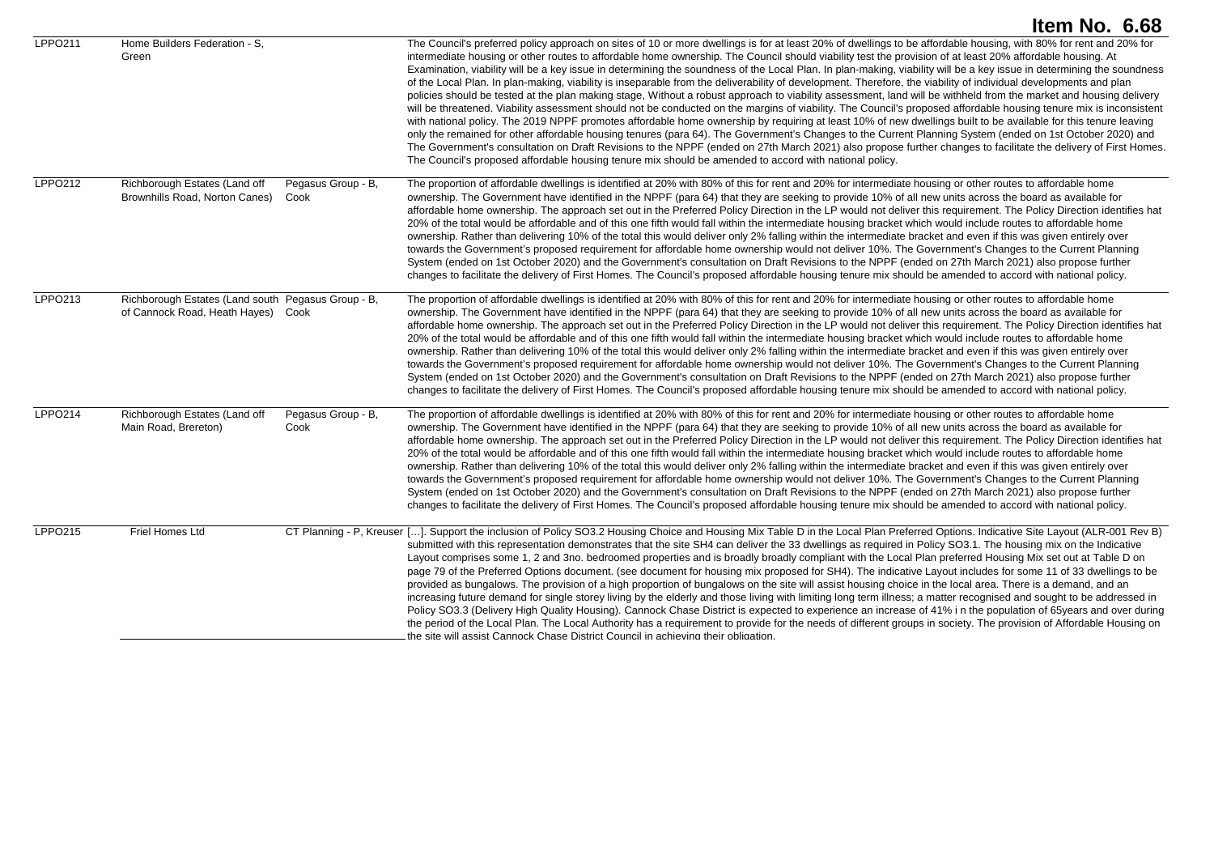| | | | |
|---|---|---|---|
| LPPO211 | Home Builders Federation - S, Green | | The Council's preferred policy approach on sites of 10 or more dwellings is for at least 20% of dwellings to be affordable housing, with 80% for rent and 20% for intermediate housing or other routes to affordable home ownership. The Council should viability test the provision of at least 20% affordable housing. At Examination, viability will be a key issue in determining the soundness of the Local Plan. In plan-making, viability will be a key issue in determining the soundness of the Local Plan. In plan-making, viability is inseparable from the deliverability of development. Therefore, the viability of individual developments and plan policies should be tested at the plan making stage, Without a robust approach to viability assessment, land will be withheld from the market and housing delivery will be threatened. Viability assessment should not be conducted on the margins of viability. The Council's proposed affordable housing tenure mix is inconsistent with national policy. The 2019 NPPF promotes affordable home ownership by requiring at least 10% of new dwellings built to be available for this tenure leaving only the remained for other affordable housing tenures (para 64). The Government's Changes to the Current Planning System (ended on 1st October 2020) and The Government's consultation on Draft Revisions to the NPPF (ended on 27th March 2021) also propose further changes to facilitate the delivery of First Homes. The Council's proposed affordable housing tenure mix should be amended to accord with national policy. |
| LPPO212 | Richborough Estates (Land off Brownhills Road, Norton Canes) | Pegasus Group - B, Cook | The proportion of affordable dwellings is identified at 20% with 80% of this for rent and 20% for intermediate housing or other routes to affordable home ownership. The Government have identified in the NPPF (para 64) that they are seeking to provide 10% of all new units across the board as available for affordable home ownership. The approach set out in the Preferred Policy Direction in the LP would not deliver this requirement. The Policy Direction identifies hat 20% of the total would be affordable and of this one fifth would fall within the intermediate housing bracket which would include routes to affordable home ownership. Rather than delivering 10% of the total this would deliver only 2% falling within the intermediate bracket and even if this was given entirely over towards the Government's proposed requirement for affordable home ownership would not deliver 10%. The Government's Changes to the Current Planning System (ended on 1st October 2020) and the Government's consultation on Draft Revisions to the NPPF (ended on 27th March 2021) also propose further changes to facilitate the delivery of First Homes. The Council's proposed affordable housing tenure mix should be amended to accord with national policy. |
| LPPO213 | Richborough Estates (Land south of Cannock Road, Heath Hayes) | Pegasus Group - B, Cook | The proportion of affordable dwellings is identified at 20% with 80% of this for rent and 20% for intermediate housing or other routes to affordable home ownership. The Government have identified in the NPPF (para 64) that they are seeking to provide 10% of all new units across the board as available for affordable home ownership. The approach set out in the Preferred Policy Direction in the LP would not deliver this requirement. The Policy Direction identifies hat 20% of the total would be affordable and of this one fifth would fall within the intermediate housing bracket which would include routes to affordable home ownership. Rather than delivering 10% of the total this would deliver only 2% falling within the intermediate bracket and even if this was given entirely over towards the Government's proposed requirement for affordable home ownership would not deliver 10%. The Government's Changes to the Current Planning System (ended on 1st October 2020) and the Government's consultation on Draft Revisions to the NPPF (ended on 27th March 2021) also propose further changes to facilitate the delivery of First Homes. The Council's proposed affordable housing tenure mix should be amended to accord with national policy. |
| LPPO214 | Richborough Estates (Land off Main Road, Brereton) | Pegasus Group - B, Cook | The proportion of affordable dwellings is identified at 20% with 80% of this for rent and 20% for intermediate housing or other routes to affordable home ownership. The Government have identified in the NPPF (para 64) that they are seeking to provide 10% of all new units across the board as available for affordable home ownership. The approach set out in the Preferred Policy Direction in the LP would not deliver this requirement. The Policy Direction identifies hat 20% of the total would be affordable and of this one fifth would fall within the intermediate housing bracket which would include routes to affordable home ownership. Rather than delivering 10% of the total this would deliver only 2% falling within the intermediate bracket and even if this was given entirely over towards the Government's proposed requirement for affordable home ownership would not deliver 10%. The Government's Changes to the Current Planning System (ended on 1st October 2020) and the Government's consultation on Draft Revisions to the NPPF (ended on 27th March 2021) also propose further changes to facilitate the delivery of First Homes. The Council's proposed affordable housing tenure mix should be amended to accord with national policy. |
| LPPO215 | Friel Homes Ltd | CT Planning - P, Kreuser | [...]. Support the inclusion of Policy SO3.2 Housing Choice and Housing Mix Table D in the Local Plan Preferred Options. Indicative Site Layout (ALR-001 Rev B) submitted with this representation demonstrates that the site SH4 can deliver the 33 dwellings as required in Policy SO3.1. The housing mix on the Indicative Layout comprises some 1, 2 and 3no. bedroomed properties and is broadly broadly compliant with the Local Plan preferred Housing Mix set out at Table D on page 79 of the Preferred Options document. (see document for housing mix proposed for SH4). The indicative Layout includes for some 11 of 33 dwellings to be provided as bungalows. The provision of a high proportion of bungalows on the site will assist housing choice in the local area. There is a demand, and an increasing future demand for single storey living by the elderly and those living with limiting long term illness; a matter recognised and sought to be addressed in Policy SO3.3 (Delivery High Quality Housing). Cannock Chase District is expected to experience an increase of 41% i n the population of 65years and over during the period of the Local Plan. The Local Authority has a requirement to provide for the needs of different groups in society. The provision of Affordable Housing on the site will assist Cannock Chase District Council in achieving their obligation. |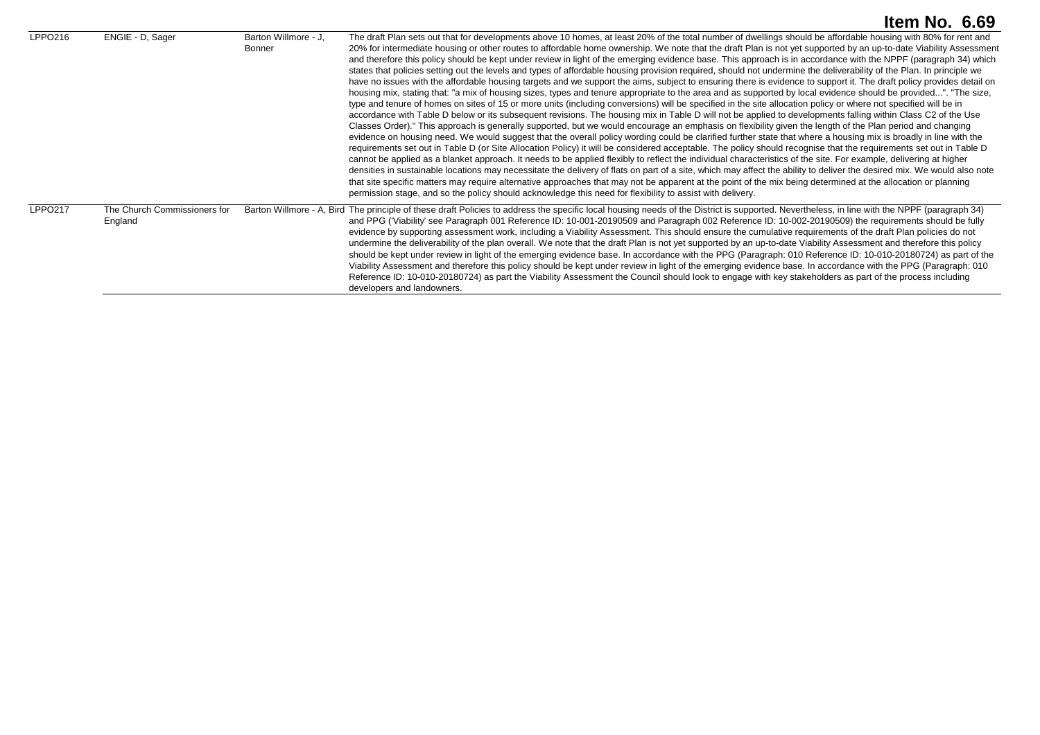**Item No. 6.69**

| | | | |
|---|---|---|---|
| LPPO216 | ENGIE - D, Sager | Barton Willmore - J, Bonner | The draft Plan sets out that for developments above 10 homes, at least 20% of the total number of dwellings should be affordable housing with 80% for rent and 20% for intermediate housing or other routes to affordable home ownership. We note that the draft Plan is not yet supported by an up-to-date Viability Assessment and therefore this policy should be kept under review in light of the emerging evidence base. This approach is in accordance with the NPPF (paragraph 34) which states that policies setting out the levels and types of affordable housing provision required, should not undermine the deliverability of the Plan. In principle we have no issues with the affordable housing targets and we support the aims, subject to ensuring there is evidence to support it. The draft policy provides detail on housing mix, stating that: "a mix of housing sizes, types and tenure appropriate to the area and as supported by local evidence should be provided...". "The size, type and tenure of homes on sites of 15 or more units (including conversions) will be specified in the site allocation policy or where not specified will be in accordance with Table D below or its subsequent revisions. The housing mix in Table D will not be applied to developments falling within Class C2 of the Use Classes Order)." This approach is generally supported, but we would encourage an emphasis on flexibility given the length of the Plan period and changing evidence on housing need. We would suggest that the overall policy wording could be clarified further state that where a housing mix is broadly in line with the requirements set out in Table D (or Site Allocation Policy) it will be considered acceptable. The policy should recognise that the requirements set out in Table D cannot be applied as a blanket approach. It needs to be applied flexibly to reflect the individual characteristics of the site. For example, delivering at higher densities in sustainable locations may necessitate the delivery of flats on part of a site, which may affect the ability to deliver the desired mix. We would also note that site specific matters may require alternative approaches that may not be apparent at the point of the mix being determined at the allocation or planning permission stage, and so the policy should acknowledge this need for flexibility to assist with delivery. |
| LPPO217 | The Church Commissioners for England | Barton Willmore - A, Bird | The principle of these draft Policies to address the specific local housing needs of the District is supported. Nevertheless, in line with the NPPF (paragraph 34) and PPG ('Viability' see Paragraph 001 Reference ID: 10-001-20190509 and Paragraph 002 Reference ID: 10-002-20190509) the requirements should be fully evidence by supporting assessment work, including a Viability Assessment. This should ensure the cumulative requirements of the draft Plan policies do not undermine the deliverability of the plan overall. We note that the draft Plan is not yet supported by an up-to-date Viability Assessment and therefore this policy should be kept under review in light of the emerging evidence base. In accordance with the PPG (Paragraph: 010 Reference ID: 10-010-20180724) as part of the Viability Assessment and therefore this policy should be kept under review in light of the emerging evidence base. In accordance with the PPG (Paragraph: 010 Reference ID: 10-010-20180724) as part the Viability Assessment the Council should look to engage with key stakeholders as part of the process including developers and landowners. |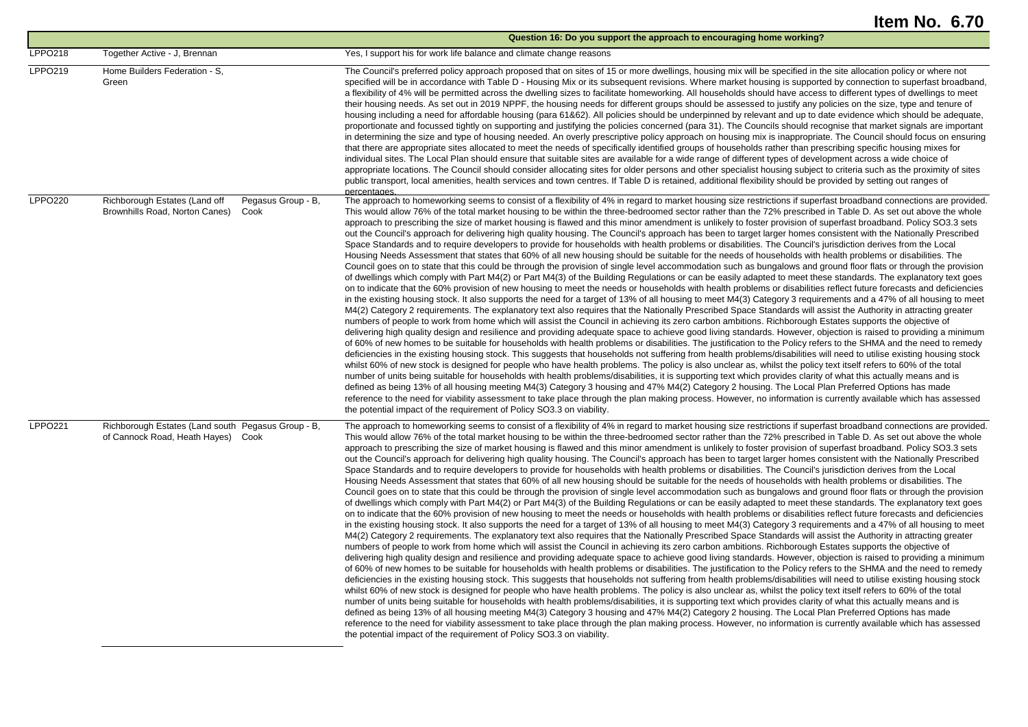# Item No. 6.70

| | | | Question 16: Do you support the approach to encouraging home working? |
|---|---|---|---|
| LPPO218 | Together Active - J, Brennan | | Yes, I support his for work life balance and climate change reasons |
| LPPO219 | Home Builders Federation - S, Green | | The Council's preferred policy approach proposed that on sites of 15 or more dwellings, housing mix will be specified in the site allocation policy or where not specified will be in accordance with Table D - Housing Mix or its subsequent revisions. Where market housing is supported by connection to superfast broadband, a flexibility of 4% will be permitted across the dwelling sizes to facilitate homeworking. All households should have access to different types of dwellings to meet their housing needs. As set out in 2019 NPPF, the housing needs for different groups should be assessed to justify any policies on the size, type and tenure of housing including a need for affordable housing (para 61&62). All policies should be underpinned by relevant and up to date evidence which should be adequate, proportionate and focussed tightly on supporting and justifying the policies concerned (para 31). The Councils should recognise that market signals are important in determining the size and type of housing needed. An overly prescriptive policy approach on housing mix is inappropriate. The Council should focus on ensuring that there are appropriate sites allocated to meet the needs of specifically identified groups of households rather than prescribing specific housing mixes for individual sites. The Local Plan should ensure that suitable sites are available for a wide range of different types of development across a wide choice of appropriate locations. The Council should consider allocating sites for older persons and other specialist housing subject to criteria such as the proximity of sites public transport, local amenities, health services and town centres. If Table D is retained, additional flexibility should be provided by setting out ranges of percentages. |
| LPPO220 | Richborough Estates (Land off Brownhills Road, Norton Canes) | Pegasus Group - B, Cook | The approach to homeworking seems to consist of a flexibility of 4% in regard to market housing size restrictions if superfast broadband connections are provided. This would allow 76% of the total market housing to be within the three-bedroomed sector rather than the 72% prescribed in Table D. As set out above the whole approach to prescribing the size of market housing is flawed and this minor amendment is unlikely to foster provision of superfast broadband. Policy SO3.3 sets out the Council's approach for delivering high quality housing. The Council's approach has been to target larger homes consistent with the Nationally Prescribed Space Standards and to require developers to provide for households with health problems or disabilities. The Council's jurisdiction derives from the Local Housing Needs Assessment that states that 60% of all new housing should be suitable for the needs of households with health problems or disabilities. The Council goes on to state that this could be through the provision of single level accommodation such as bungalows and ground floor flats or through the provision of dwellings which comply with Part M4(2) or Part M4(3) of the Building Regulations or can be easily adapted to meet these standards. The explanatory text goes on to indicate that the 60% provision of new housing to meet the needs or households with health problems or disabilities reflect future forecasts and deficiencies in the existing housing stock. It also supports the need for a target of 13% of all housing to meet M4(3) Category 3 requirements and a 47% of all housing to meet M4(2) Category 2 requirements. The explanatory text also requires that the Nationally Prescribed Space Standards will assist the Authority in attracting greater numbers of people to work from home which will assist the Council in achieving its zero carbon ambitions. Richborough Estates supports the objective of delivering high quality design and resilience and providing adequate space to achieve good living standards. However, objection is raised to providing a minimum of 60% of new homes to be suitable for households with health problems or disabilities. The justification to the Policy refers to the SHMA and the need to remedy deficiencies in the existing housing stock. This suggests that households not suffering from health problems/disabilities will need to utilise existing housing stock whilst 60% of new stock is designed for people who have health problems. The policy is also unclear as, whilst the policy text itself refers to 60% of the total number of units being suitable for households with health problems/disabilities, it is supporting text which provides clarity of what this actually means and is defined as being 13% of all housing meeting M4(3) Category 3 housing and 47% M4(2) Category 2 housing. The Local Plan Preferred Options has made reference to the need for viability assessment to take place through the plan making process. However, no information is currently available which has assessed the potential impact of the requirement of Policy SO3.3 on viability. |
| LPPO221 | Richborough Estates (Land south of Cannock Road, Heath Hayes) | Pegasus Group - B, Cook | The approach to homeworking seems to consist of a flexibility of 4% in regard to market housing size restrictions if superfast broadband connections are provided. This would allow 76% of the total market housing to be within the three-bedroomed sector rather than the 72% prescribed in Table D. As set out above the whole approach to prescribing the size of market housing is flawed and this minor amendment is unlikely to foster provision of superfast broadband. Policy SO3.3 sets out the Council's approach for delivering high quality housing. The Council's approach has been to target larger homes consistent with the Nationally Prescribed Space Standards and to require developers to provide for households with health problems or disabilities. The Council's jurisdiction derives from the Local Housing Needs Assessment that states that 60% of all new housing should be suitable for the needs of households with health problems or disabilities. The Council goes on to state that this could be through the provision of single level accommodation such as bungalows and ground floor flats or through the provision of dwellings which comply with Part M4(2) or Part M4(3) of the Building Regulations or can be easily adapted to meet these standards. The explanatory text goes on to indicate that the 60% provision of new housing to meet the needs or households with health problems or disabilities reflect future forecasts and deficiencies in the existing housing stock. It also supports the need for a target of 13% of all housing to meet M4(3) Category 3 requirements and a 47% of all housing to meet M4(2) Category 2 requirements. The explanatory text also requires that the Nationally Prescribed Space Standards will assist the Authority in attracting greater numbers of people to work from home which will assist the Council in achieving its zero carbon ambitions. Richborough Estates supports the objective of delivering high quality design and resilience and providing adequate space to achieve good living standards. However, objection is raised to providing a minimum of 60% of new homes to be suitable for households with health problems or disabilities. The justification to the Policy refers to the SHMA and the need to remedy deficiencies in the existing housing stock. This suggests that households not suffering from health problems/disabilities will need to utilise existing housing stock whilst 60% of new stock is designed for people who have health problems. The policy is also unclear as, whilst the policy text itself refers to 60% of the total number of units being suitable for households with health problems/disabilities, it is supporting text which provides clarity of what this actually means and is defined as being 13% of all housing meeting M4(3) Category 3 housing and 47% M4(2) Category 2 housing. The Local Plan Preferred Options has made reference to the need for viability assessment to take place through the plan making process. However, no information is currently available which has assessed the potential impact of the requirement of Policy SO3.3 on viability. |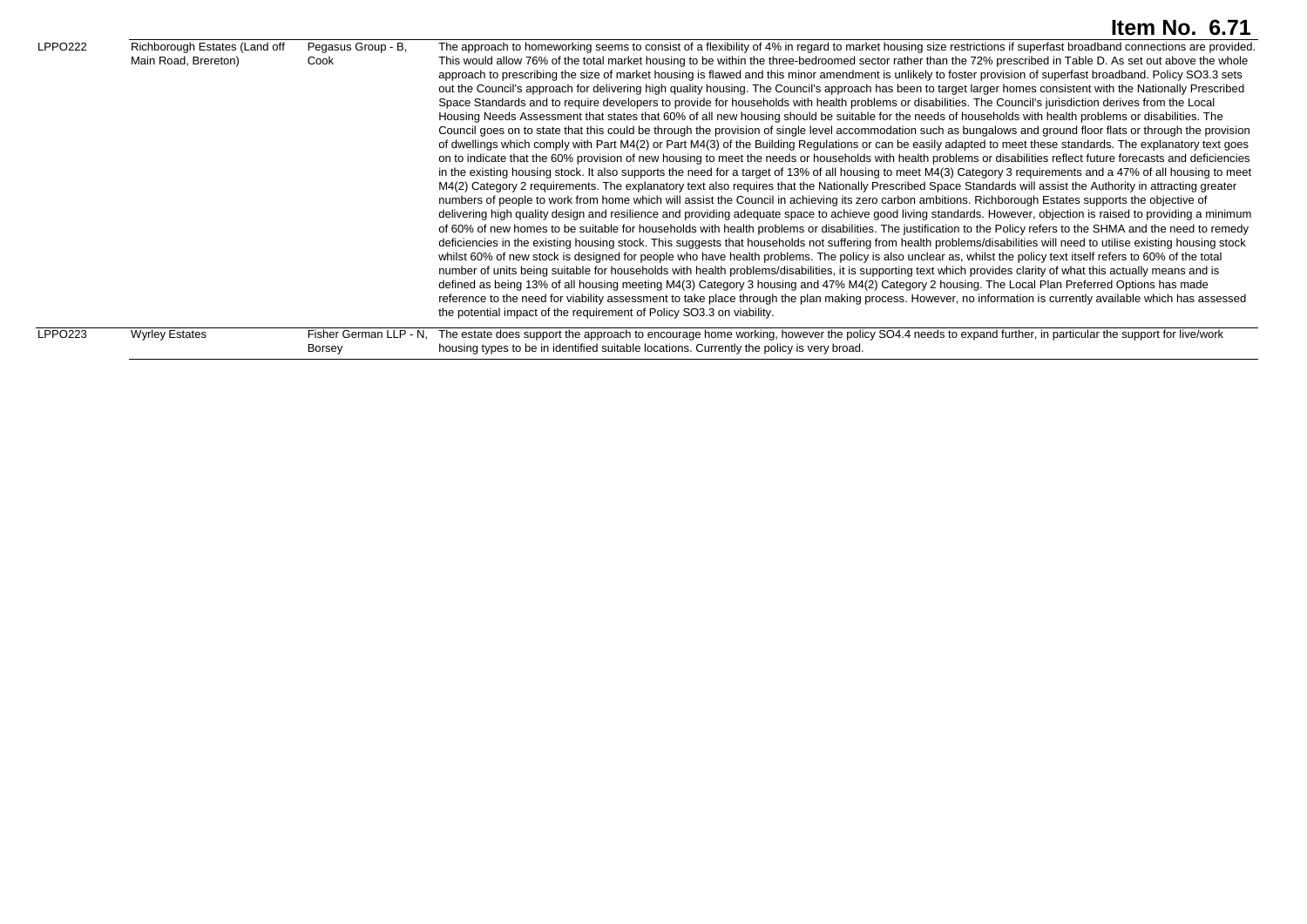**Item No. 6.71**

| | | | |
|---|---|---|---|
| LPPO222 | Richborough Estates (Land off Main Road, Brereton) | Pegasus Group - B, Cook | The approach to homeworking seems to consist of a flexibility of 4% in regard to market housing size restrictions if superfast broadband connections are provided. This would allow 76% of the total market housing to be within the three-bedroomed sector rather than the 72% prescribed in Table D. As set out above the whole approach to prescribing the size of market housing is flawed and this minor amendment is unlikely to foster provision of superfast broadband. Policy SO3.3 sets out the Council's approach for delivering high quality housing. The Council's approach has been to target larger homes consistent with the Nationally Prescribed Space Standards and to require developers to provide for households with health problems or disabilities. The Council's jurisdiction derives from the Local Housing Needs Assessment that states that 60% of all new housing should be suitable for the needs of households with health problems or disabilities. The Council goes on to state that this could be through the provision of single level accommodation such as bungalows and ground floor flats or through the provision of dwellings which comply with Part M4(2) or Part M4(3) of the Building Regulations or can be easily adapted to meet these standards. The explanatory text goes on to indicate that the 60% provision of new housing to meet the needs or households with health problems or disabilities reflect future forecasts and deficiencies in the existing housing stock. It also supports the need for a target of 13% of all housing to meet M4(3) Category 3 requirements and a 47% of all housing to meet M4(2) Category 2 requirements. The explanatory text also requires that the Nationally Prescribed Space Standards will assist the Authority in attracting greater numbers of people to work from home which will assist the Council in achieving its zero carbon ambitions. Richborough Estates supports the objective of delivering high quality design and resilience and providing adequate space to achieve good living standards. However, objection is raised to providing a minimum of 60% of new homes to be suitable for households with health problems or disabilities. The justification to the Policy refers to the SHMA and the need to remedy deficiencies in the existing housing stock. This suggests that households not suffering from health problems/disabilities will need to utilise existing housing stock whilst 60% of new stock is designed for people who have health problems. The policy is also unclear as, whilst the policy text itself refers to 60% of the total number of units being suitable for households with health problems/disabilities, it is supporting text which provides clarity of what this actually means and is defined as being 13% of all housing meeting M4(3) Category 3 housing and 47% M4(2) Category 2 housing. The Local Plan Preferred Options has made reference to the need for viability assessment to take place through the plan making process. However, no information is currently available which has assessed the potential impact of the requirement of Policy SO3.3 on viability. |
| LPPO223 | Wyrley Estates | Fisher German LLP - N, Borsey | The estate does support the approach to encourage home working, however the policy SO4.4 needs to expand further, in particular the support for live/work housing types to be in identified suitable locations. Currently the policy is very broad. |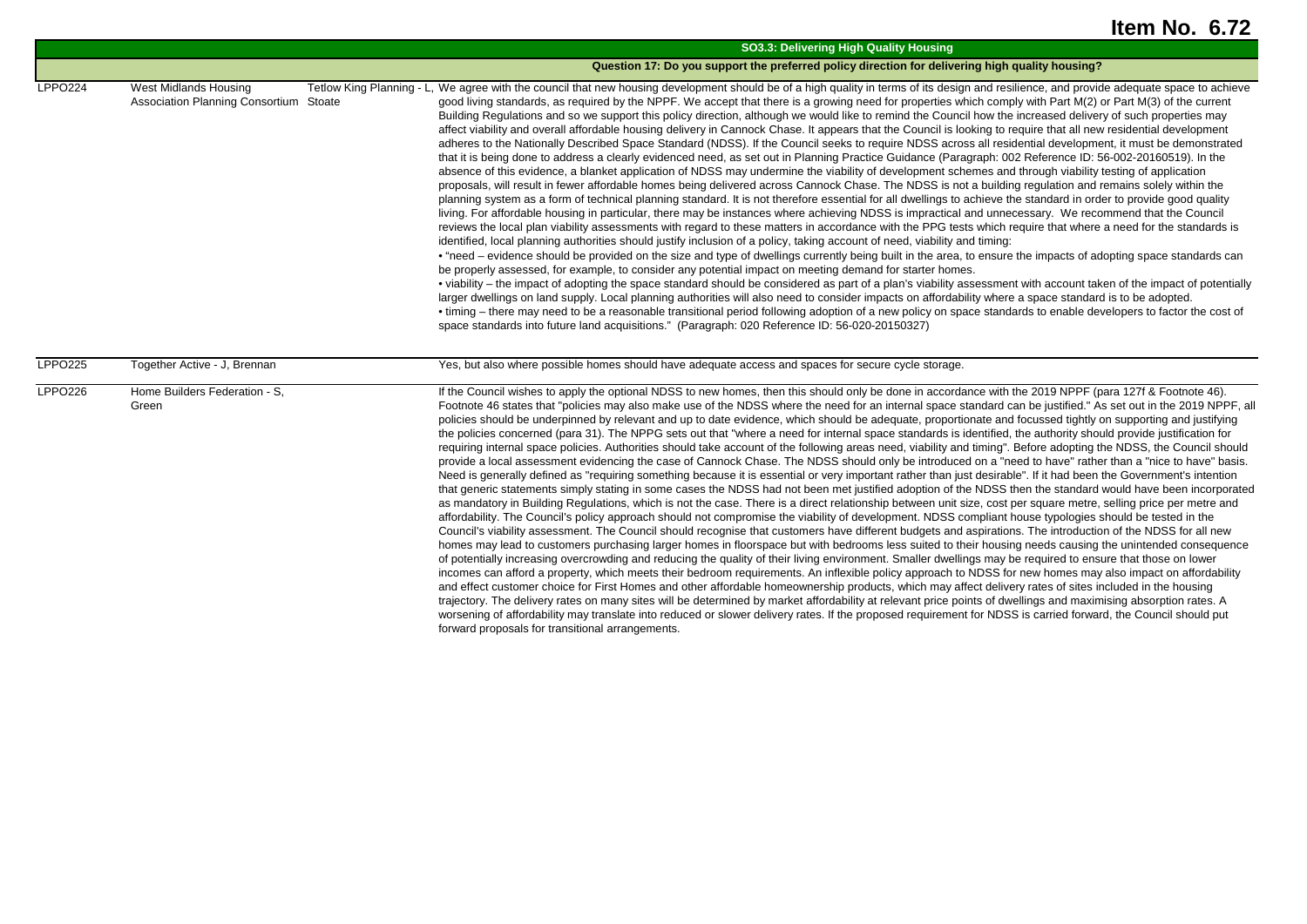# Item No. 6.72

## SO3.3: Delivering High Quality Housing

### Question 17: Do you support the preferred policy direction for delivering high quality housing?

| | | | |
|---|---|---|---|
| LPPO224 | West Midlands Housing Association Planning Consortium | Tetlow King Planning - L, Stoate | We agree with the council that new housing development should be of a high quality in terms of its design and resilience, and provide adequate space to achieve good living standards, as required by the NPPF. We accept that there is a growing need for properties which comply with Part M(2) or Part M(3) of the current Building Regulations and so we support this policy direction, although we would like to remind the Council how the increased delivery of such properties may affect viability and overall affordable housing delivery in Cannock Chase. It appears that the Council is looking to require that all new residential development adheres to the Nationally Described Space Standard (NDSS). If the Council seeks to require NDSS across all residential development, it must be demonstrated that it is being done to address a clearly evidenced need, as set out in Planning Practice Guidance (Paragraph: 002 Reference ID: 56-002-20160519). In the absence of this evidence, a blanket application of NDSS may undermine the viability of development schemes and through viability testing of application proposals, will result in fewer affordable homes being delivered across Cannock Chase. The NDSS is not a building regulation and remains solely within the planning system as a form of technical planning standard. It is not therefore essential for all dwellings to achieve the standard in order to provide good quality living. For affordable housing in particular, there may be instances where achieving NDSS is impractical and unnecessary. We recommend that the Council reviews the local plan viability assessments with regard to these matters in accordance with the PPG tests which require that where a need for the standards is identified, local planning authorities should justify inclusion of a policy, taking account of need, viability and timing:<br>• "need – evidence should be provided on the size and type of dwellings currently being built in the area, to ensure the impacts of adopting space standards can be properly assessed, for example, to consider any potential impact on meeting demand for starter homes.<br>• viability – the impact of adopting the space standard should be considered as part of a plan's viability assessment with account taken of the impact of potentially larger dwellings on land supply. Local planning authorities will also need to consider impacts on affordability where a space standard is to be adopted.<br>• timing – there may need to be a reasonable transitional period following adoption of a new policy on space standards to enable developers to factor the cost of space standards into future land acquisitions." (Paragraph: 020 Reference ID: 56-020-20150327) |
| LPPO225 | Together Active - J, Brennan | | Yes, but also where possible homes should have adequate access and spaces for secure cycle storage. |
| LPPO226 | Home Builders Federation - S, Green | | If the Council wishes to apply the optional NDSS to new homes, then this should only be done in accordance with the 2019 NPPF (para 127f & Footnote 46). Footnote 46 states that "policies may also make use of the NDSS where the need for an internal space standard can be justified." As set out in the 2019 NPPF, all policies should be underpinned by relevant and up to date evidence, which should be adequate, proportionate and focussed tightly on supporting and justifying the policies concerned (para 31). The NPPG sets out that "where a need for internal space standards is identified, the authority should provide justification for requiring internal space policies. Authorities should take account of the following areas need, viability and timing". Before adopting the NDSS, the Council should provide a local assessment evidencing the case of Cannock Chase. The NDSS should only be introduced on a "need to have" rather than a "nice to have" basis. Need is generally defined as "requiring something because it is essential or very important rather than just desirable". If it had been the Government's intention that generic statements simply stating in some cases the NDSS had not been met justified adoption of the NDSS then the standard would have been incorporated as mandatory in Building Regulations, which is not the case. There is a direct relationship between unit size, cost per square metre, selling price per metre and affordability. The Council's policy approach should not compromise the viability of development. NDSS compliant house typologies should be tested in the Council's viability assessment. The Council should recognise that customers have different budgets and aspirations. The introduction of the NDSS for all new homes may lead to customers purchasing larger homes in floorspace but with bedrooms less suited to their housing needs causing the unintended consequence of potentially increasing overcrowding and reducing the quality of their living environment. Smaller dwellings may be required to ensure that those on lower incomes can afford a property, which meets their bedroom requirements. An inflexible policy approach to NDSS for new homes may also impact on affordability and effect customer choice for First Homes and other affordable homeownership products, which may affect delivery rates of sites included in the housing trajectory. The delivery rates on many sites will be determined by market affordability at relevant price points of dwellings and maximising absorption rates. A worsening of affordability may translate into reduced or slower delivery rates. If the proposed requirement for NDSS is carried forward, the Council should put forward proposals for transitional arrangements. |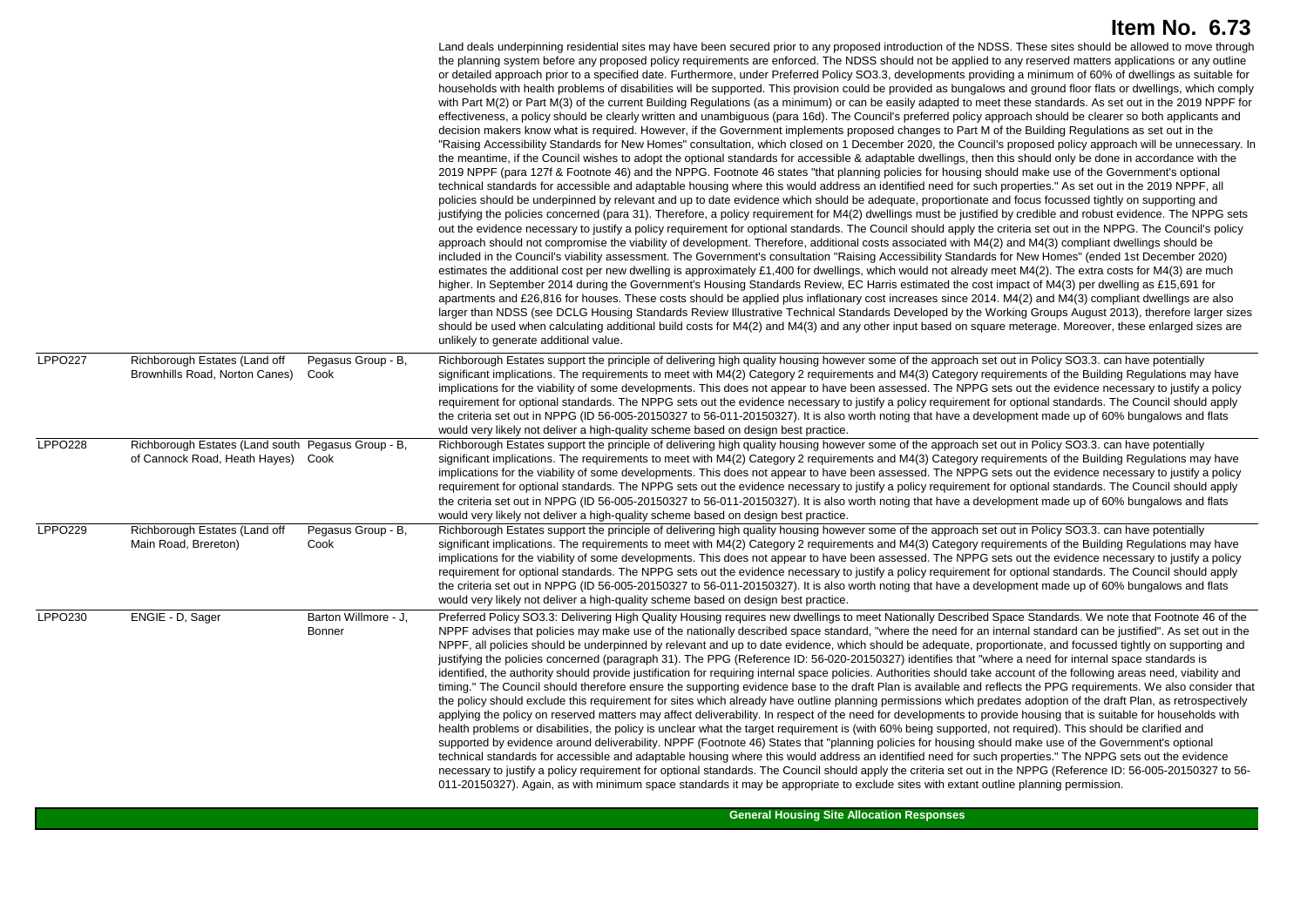# Item No. 6.73

| | | | |
|---|---|---|---|
| | | | Land deals underpinning residential sites may have been secured prior to any proposed introduction of the NDSS. These sites should be allowed to move through the planning system before any proposed policy requirements are enforced. The NDSS should not be applied to any reserved matters applications or any outline or detailed approach prior to a specified date. Furthermore, under Preferred Policy SO3.3, developments providing a minimum of 60% of dwellings as suitable for households with health problems of disabilities will be supported. This provision could be provided as bungalows and ground floor flats or dwellings, which comply with Part M(2) or Part M(3) of the current Building Regulations (as a minimum) or can be easily adapted to meet these standards. As set out in the 2019 NPPF for effectiveness, a policy should be clearly written and unambiguous (para 16d). The Council's preferred policy approach should be clearer so both applicants and decision makers know what is required. However, if the Government implements proposed changes to Part M of the Building Regulations as set out in the "Raising Accessibility Standards for New Homes" consultation, which closed on 1 December 2020, the Council's proposed policy approach will be unnecessary. In the meantime, if the Council wishes to adopt the optional standards for accessible & adaptable dwellings, then this should only be done in accordance with the 2019 NPPF (para 127f & Footnote 46) and the NPPG. Footnote 46 states "that planning policies for housing should make use of the Government's optional technical standards for accessible and adaptable housing where this would address an identified need for such properties." As set out in the 2019 NPPF, all policies should be underpinned by relevant and up to date evidence which should be adequate, proportionate and focus focussed tightly on supporting and justifying the policies concerned (para 31). Therefore, a policy requirement for M4(2) dwellings must be justified by credible and robust evidence. The NPPG sets out the evidence necessary to justify a policy requirement for optional standards. The Council should apply the criteria set out in the NPPG. The Council's policy approach should not compromise the viability of development. Therefore, additional costs associated with M4(2) and M4(3) compliant dwellings should be included in the Council's viability assessment. The Government's consultation "Raising Accessibility Standards for New Homes" (ended 1st December 2020) estimates the additional cost per new dwelling is approximately £1,400 for dwellings, which would not already meet M4(2). The extra costs for M4(3) are much higher. In September 2014 during the Government's Housing Standards Review, EC Harris estimated the cost impact of M4(3) per dwelling as £15,691 for apartments and £26,816 for houses. These costs should be applied plus inflationary cost increases since 2014. M4(2) and M4(3) compliant dwellings are also larger than NDSS (see DCLG Housing Standards Review Illustrative Technical Standards Developed by the Working Groups August 2013), therefore larger sizes should be used when calculating additional build costs for M4(2) and M4(3) and any other input based on square meterage. Moreover, these enlarged sizes are unlikely to generate additional value. |
| LPPO227 | Richborough Estates (Land off Brownhills Road, Norton Canes) | Pegasus Group - B, Cook | Richborough Estates support the principle of delivering high quality housing however some of the approach set out in Policy SO3.3. can have potentially significant implications. The requirements to meet with M4(2) Category 2 requirements and M4(3) Category requirements of the Building Regulations may have implications for the viability of some developments. This does not appear to have been assessed. The NPPG sets out the evidence necessary to justify a policy requirement for optional standards. The NPPG sets out the evidence necessary to justify a policy requirement for optional standards. The Council should apply the criteria set out in NPPG (ID 56-005-20150327 to 56-011-20150327). It is also worth noting that have a development made up of 60% bungalows and flats would very likely not deliver a high-quality scheme based on design best practice. |
| LPPO228 | Richborough Estates (Land south of Cannock Road, Heath Hayes) | Pegasus Group - B, Cook | Richborough Estates support the principle of delivering high quality housing however some of the approach set out in Policy SO3.3. can have potentially significant implications. The requirements to meet with M4(2) Category 2 requirements and M4(3) Category requirements of the Building Regulations may have implications for the viability of some developments. This does not appear to have been assessed. The NPPG sets out the evidence necessary to justify a policy requirement for optional standards. The NPPG sets out the evidence necessary to justify a policy requirement for optional standards. The Council should apply the criteria set out in NPPG (ID 56-005-20150327 to 56-011-20150327). It is also worth noting that have a development made up of 60% bungalows and flats would very likely not deliver a high-quality scheme based on design best practice. |
| LPPO229 | Richborough Estates (Land off Main Road, Brereton) | Pegasus Group - B, Cook | Richborough Estates support the principle of delivering high quality housing however some of the approach set out in Policy SO3.3. can have potentially significant implications. The requirements to meet with M4(2) Category 2 requirements and M4(3) Category requirements of the Building Regulations may have implications for the viability of some developments. This does not appear to have been assessed. The NPPG sets out the evidence necessary to justify a policy requirement for optional standards. The NPPG sets out the evidence necessary to justify a policy requirement for optional standards. The Council should apply the criteria set out in NPPG (ID 56-005-20150327 to 56-011-20150327). It is also worth noting that have a development made up of 60% bungalows and flats would very likely not deliver a high-quality scheme based on design best practice. |
| LPPO230 | ENGIE - D, Sager | Barton Willmore - J, Bonner | Preferred Policy SO3.3: Delivering High Quality Housing requires new dwellings to meet Nationally Described Space Standards. We note that Footnote 46 of the NPPF advises that policies may make use of the nationally described space standard, "where the need for an internal standard can be justified". As set out in the NPPF, all policies should be underpinned by relevant and up to date evidence, which should be adequate, proportionate, and focussed tightly on supporting and justifying the policies concerned (paragraph 31). The PPG (Reference ID: 56-020-20150327) identifies that "where a need for internal space standards is identified, the authority should provide justification for requiring internal space policies. Authorities should take account of the following areas need, viability and timing." The Council should therefore ensure the supporting evidence base to the draft Plan is available and reflects the PPG requirements. We also consider that the policy should exclude this requirement for sites which already have outline planning permissions which predates adoption of the draft Plan, as retrospectively applying the policy on reserved matters may affect deliverability. In respect of the need for developments to provide housing that is suitable for households with health problems or disabilities, the policy is unclear what the target requirement is (with 60% being supported, not required). This should be clarified and supported by evidence around deliverability. NPPF (Footnote 46) States that "planning policies for housing should make use of the Government's optional technical standards for accessible and adaptable housing where this would address an identified need for such properties." The NPPG sets out the evidence necessary to justify a policy requirement for optional standards. The Council should apply the criteria set out in the NPPG (Reference ID: 56-005-20150327 to 56-011-20150327). Again, as with minimum space standards it may be appropriate to exclude sites with extant outline planning permission. |

**General Housing Site Allocation Responses**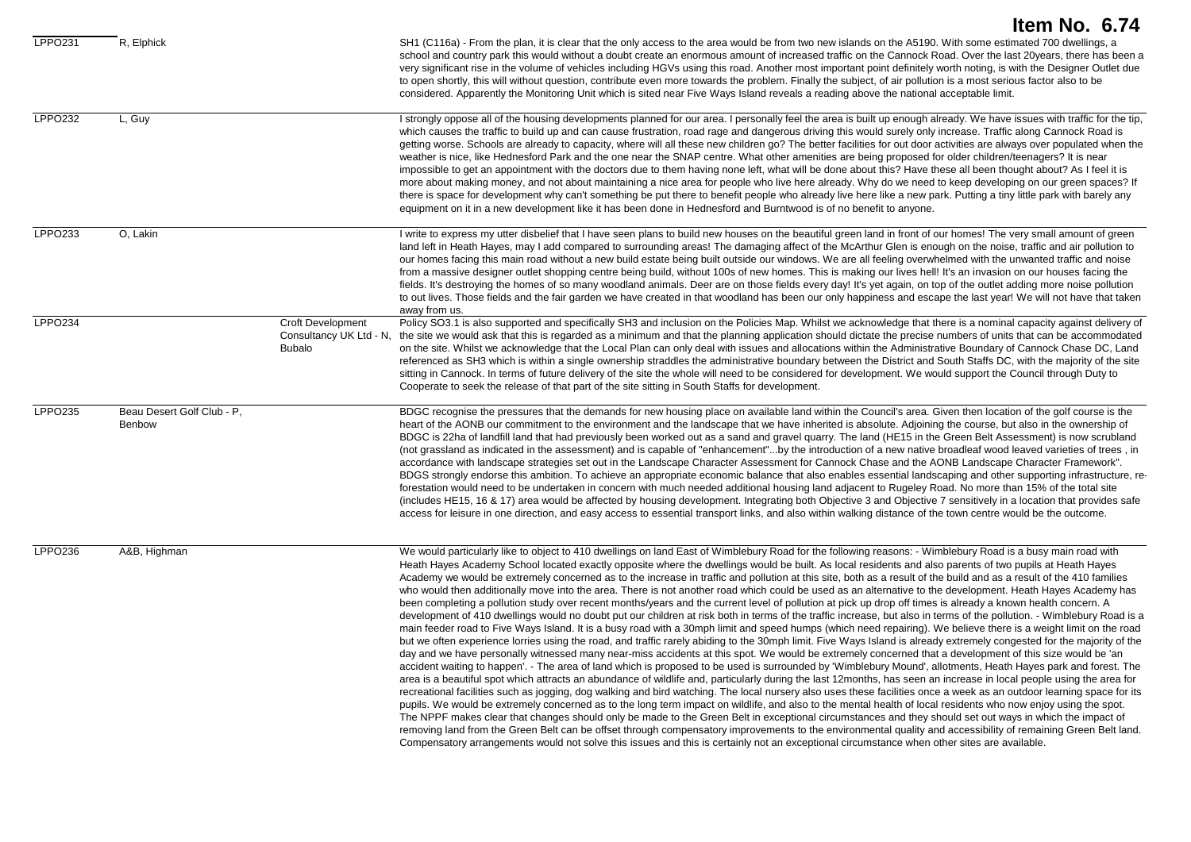# Item No. 6.74

| | | | |
|---|---|---|---|
| LPPO231 | R, Elphick | | SH1 (C116a) - From the plan, it is clear that the only access to the area would be from two new islands on the A5190. With some estimated 700 dwellings, a school and country park this would without a doubt create an enormous amount of increased traffic on the Cannock Road. Over the last 20years, there has been a very significant rise in the volume of vehicles including HGVs using this road. Another most important point definitely worth noting, is with the Designer Outlet due to open shortly, this will without question, contribute even more towards the problem. Finally the subject, of air pollution is a most serious factor also to be considered. Apparently the Monitoring Unit which is sited near Five Ways Island reveals a reading above the national acceptable limit. |
| LPPO232 | L, Guy | | I strongly oppose all of the housing developments planned for our area. I personally feel the area is built up enough already. We have issues with traffic for the tip, which causes the traffic to build up and can cause frustration, road rage and dangerous driving this would surely only increase. Traffic along Cannock Road is getting worse. Schools are already to capacity, where will all these new children go? The better facilities for out door activities are always over populated when the weather is nice, like Hednesford Park and the one near the SNAP centre. What other amenities are being proposed for older children/teenagers? It is near impossible to get an appointment with the doctors due to them having none left, what will be done about this? Have these all been thought about? As I feel it is more about making money, and not about maintaining a nice area for people who live here already. Why do we need to keep developing on our green spaces? If there is space for development why can't something be put there to benefit people who already live here like a new park. Putting a tiny little park with barely any equipment on it in a new development like it has been done in Hednesford and Burntwood is of no benefit to anyone. |
| LPPO233 | O, Lakin | | I write to express my utter disbelief that I have seen plans to build new houses on the beautiful green land in front of our homes! The very small amount of green land left in Heath Hayes, may I add compared to surrounding areas! The damaging affect of the McArthur Glen is enough on the noise, traffic and air pollution to our homes facing this main road without a new build estate being built outside our windows. We are all feeling overwhelmed with the unwanted traffic and noise from a massive designer outlet shopping centre being build, without 100s of new homes. This is making our lives hell! It's an invasion on our houses facing the fields. It's destroying the homes of so many woodland animals. Deer are on those fields every day! It's yet again, on top of the outlet adding more noise pollution to out lives. Those fields and the fair garden we have created in that woodland has been our only happiness and escape the last year! We will not have that taken away from us. |
| LPPO234 | | Croft Development Consultancy UK Ltd - N, Bubalo | Policy SO3.1 is also supported and specifically SH3 and inclusion on the Policies Map. Whilst we acknowledge that there is a nominal capacity against delivery of the site we would ask that this is regarded as a minimum and that the planning application should dictate the precise numbers of units that can be accommodated on the site. Whilst we acknowledge that the Local Plan can only deal with issues and allocations within the Administrative Boundary of Cannock Chase DC, Land referenced as SH3 which is within a single ownership straddles the administrative boundary between the District and South Staffs DC, with the majority of the site sitting in Cannock. In terms of future delivery of the site the whole will need to be considered for development. We would support the Council through Duty to Cooperate to seek the release of that part of the site sitting in South Staffs for development. |
| LPPO235 | Beau Desert Golf Club - P, Benbow | | BDGC recognise the pressures that the demands for new housing place on available land within the Council's area. Given then location of the golf course is the heart of the AONB our commitment to the environment and the landscape that we have inherited is absolute. Adjoining the course, but also in the ownership of BDGC is 22ha of landfill land that had previously been worked out as a sand and gravel quarry. The land (HE15 in the Green Belt Assessment) is now scrubland (not grassland as indicated in the assessment) and is capable of "enhancement"...by the introduction of a new native broadleaf wood leaved varieties of trees , in accordance with landscape strategies set out in the Landscape Character Assessment for Cannock Chase and the AONB Landscape Character Framework". BDGS strongly endorse this ambition. To achieve an appropriate economic balance that also enables essential landscaping and other supporting infrastructure, re-forestation would need to be undertaken in concern with much needed additional housing land adjacent to Rugeley Road. No more than 15% of the total site (includes HE15, 16 & 17) area would be affected by housing development. Integrating both Objective 3 and Objective 7 sensitively in a location that provides safe access for leisure in one direction, and easy access to essential transport links, and also within walking distance of the town centre would be the outcome. |
| LPPO236 | A&B, Highman | | We would particularly like to object to 410 dwellings on land East of Wimblebury Road for the following reasons: - Wimblebury Road is a busy main road with Heath Hayes Academy School located exactly opposite where the dwellings would be built. As local residents and also parents of two pupils at Heath Hayes Academy we would be extremely concerned as to the increase in traffic and pollution at this site, both as a result of the build and as a result of the 410 families who would then additionally move into the area. There is not another road which could be used as an alternative to the development. Heath Hayes Academy has been completing a pollution study over recent months/years and the current level of pollution at pick up drop off times is already a known health concern. A development of 410 dwellings would no doubt put our children at risk both in terms of the traffic increase, but also in terms of the pollution. - Wimblebury Road is a main feeder road to Five Ways Island. It is a busy road with a 30mph limit and speed humps (which need repairing). We believe there is a weight limit on the road but we often experience lorries using the road, and traffic rarely abiding to the 30mph limit. Five Ways Island is already extremely congested for the majority of the day and we have personally witnessed many near-miss accidents at this spot. We would be extremely concerned that a development of this size would be 'an accident waiting to happen'. - The area of land which is proposed to be used is surrounded by 'Wimblebury Mound', allotments, Heath Hayes park and forest. The area is a beautiful spot which attracts an abundance of wildlife and, particularly during the last 12months, has seen an increase in local people using the area for recreational facilities such as jogging, dog walking and bird watching. The local nursery also uses these facilities once a week as an outdoor learning space for its pupils. We would be extremely concerned as to the long term impact on wildlife, and also to the mental health of local residents who now enjoy using the spot. The NPPF makes clear that changes should only be made to the Green Belt in exceptional circumstances and they should set out ways in which the impact of removing land from the Green Belt can be offset through compensatory improvements to the environmental quality and accessibility of remaining Green Belt land. Compensatory arrangements would not solve this issues and this is certainly not an exceptional circumstance when other sites are available. |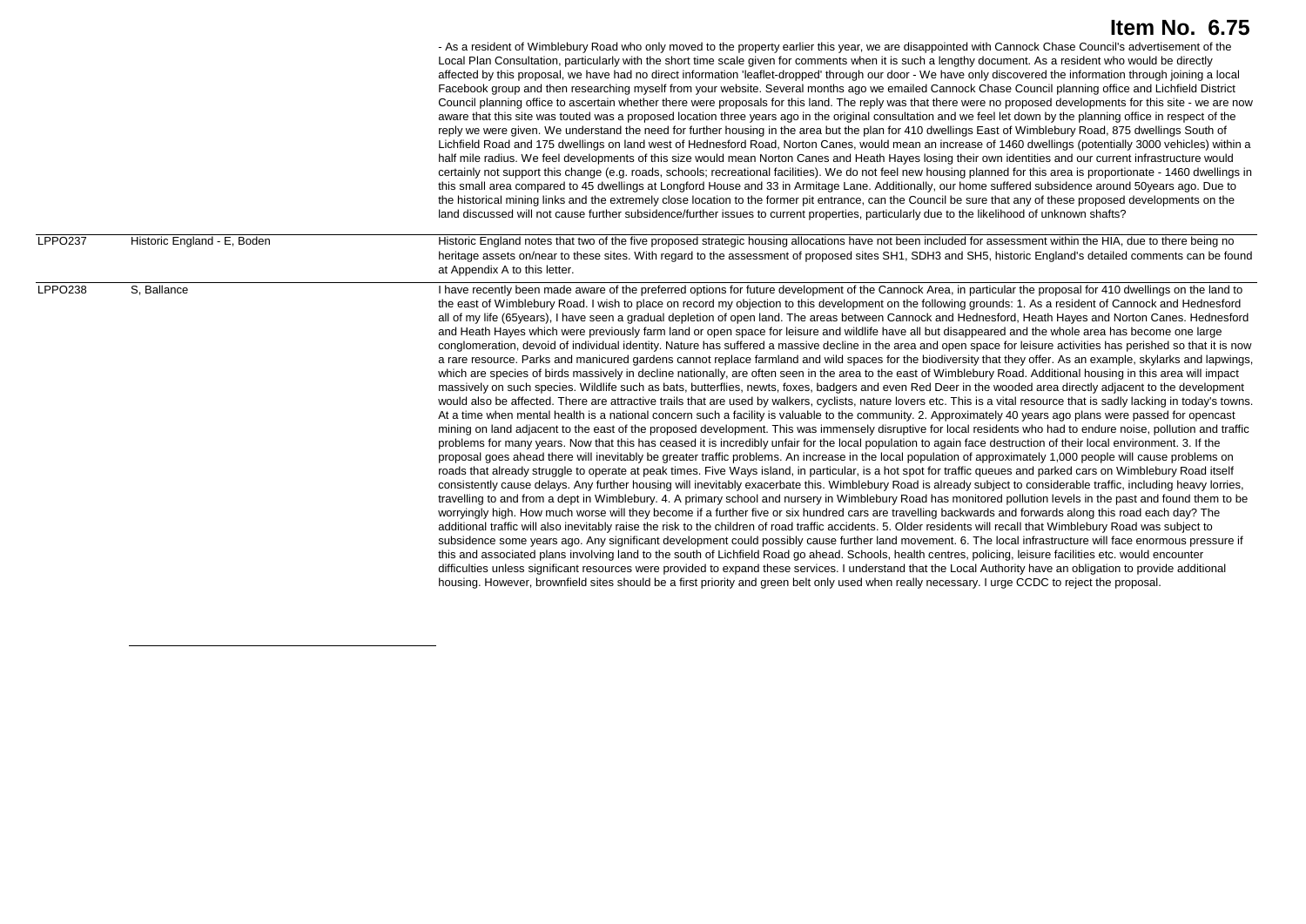# Item No. 6.75

| | | |
|---|---|---|
| | | - As a resident of Wimblebury Road who only moved to the property earlier this year, we are disappointed with Cannock Chase Council's advertisement of the Local Plan Consultation, particularly with the short time scale given for comments when it is such a lengthy document. As a resident who would be directly affected by this proposal, we have had no direct information 'leaflet-dropped' through our door - We have only discovered the information through joining a local Facebook group and then researching myself from your website. Several months ago we emailed Cannock Chase Council planning office and Lichfield District Council planning office to ascertain whether there were proposals for this land. The reply was that there were no proposed developments for this site - we are now aware that this site was touted was a proposed location three years ago in the original consultation and we feel let down by the planning office in respect of the reply we were given. We understand the need for further housing in the area but the plan for 410 dwellings East of Wimblebury Road, 875 dwellings South of Lichfield Road and 175 dwellings on land west of Hednesford Road, Norton Canes, would mean an increase of 1460 dwellings (potentially 3000 vehicles) within a half mile radius. We feel developments of this size would mean Norton Canes and Heath Hayes losing their own identities and our current infrastructure would certainly not support this change (e.g. roads, schools; recreational facilities). We do not feel new housing planned for this area is proportionate - 1460 dwellings in this small area compared to 45 dwellings at Longford House and 33 in Armitage Lane. Additionally, our home suffered subsidence around 50years ago. Due to the historical mining links and the extremely close location to the former pit entrance, can the Council be sure that any of these proposed developments on the land discussed will not cause further subsidence/further issues to current properties, particularly due to the likelihood of unknown shafts? |
| LPPO237 | Historic England - E, Boden | Historic England notes that two of the five proposed strategic housing allocations have not been included for assessment within the HIA, due to there being no heritage assets on/near to these sites. With regard to the assessment of proposed sites SH1, SDH3 and SH5, historic England's detailed comments can be found at Appendix A to this letter. |
| LPPO238 | S, Ballance | I have recently been made aware of the preferred options for future development of the Cannock Area, in particular the proposal for 410 dwellings on the land to the east of Wimblebury Road. I wish to place on record my objection to this development on the following grounds: 1. As a resident of Cannock and Hednesford all of my life (65years), I have seen a gradual depletion of open land. The areas between Cannock and Hednesford, Heath Hayes and Norton Canes. Hednesford and Heath Hayes which were previously farm land or open space for leisure and wildlife have all but disappeared and the whole area has become one large conglomeration, devoid of individual identity. Nature has suffered a massive decline in the area and open space for leisure activities has perished so that it is now a rare resource. Parks and manicured gardens cannot replace farmland and wild spaces for the biodiversity that they offer. As an example, skylarks and lapwings, which are species of birds massively in decline nationally, are often seen in the area to the east of Wimblebury Road. Additional housing in this area will impact massively on such species. Wildlife such as bats, butterflies, newts, foxes, badgers and even Red Deer in the wooded area directly adjacent to the development would also be affected. There are attractive trails that are used by walkers, cyclists, nature lovers etc. This is a vital resource that is sadly lacking in today's towns. At a time when mental health is a national concern such a facility is valuable to the community. 2. Approximately 40 years ago plans were passed for opencast mining on land adjacent to the east of the proposed development. This was immensely disruptive for local residents who had to endure noise, pollution and traffic problems for many years. Now that this has ceased it is incredibly unfair for the local population to again face destruction of their local environment. 3. If the proposal goes ahead there will inevitably be greater traffic problems. An increase in the local population of approximately 1,000 people will cause problems on roads that already struggle to operate at peak times. Five Ways island, in particular, is a hot spot for traffic queues and parked cars on Wimblebury Road itself consistently cause delays. Any further housing will inevitably exacerbate this. Wimblebury Road is already subject to considerable traffic, including heavy lorries, travelling to and from a dept in Wimblebury. 4. A primary school and nursery in Wimblebury Road has monitored pollution levels in the past and found them to be worryingly high. How much worse will they become if a further five or six hundred cars are travelling backwards and forwards along this road each day? The additional traffic will also inevitably raise the risk to the children of road traffic accidents. 5. Older residents will recall that Wimblebury Road was subject to subsidence some years ago. Any significant development could possibly cause further land movement. 6. The local infrastructure will face enormous pressure if this and associated plans involving land to the south of Lichfield Road go ahead. Schools, health centres, policing, leisure facilities etc. would encounter difficulties unless significant resources were provided to expand these services. I understand that the Local Authority have an obligation to provide additional housing. However, brownfield sites should be a first priority and green belt only used when really necessary. I urge CCDC to reject the proposal. |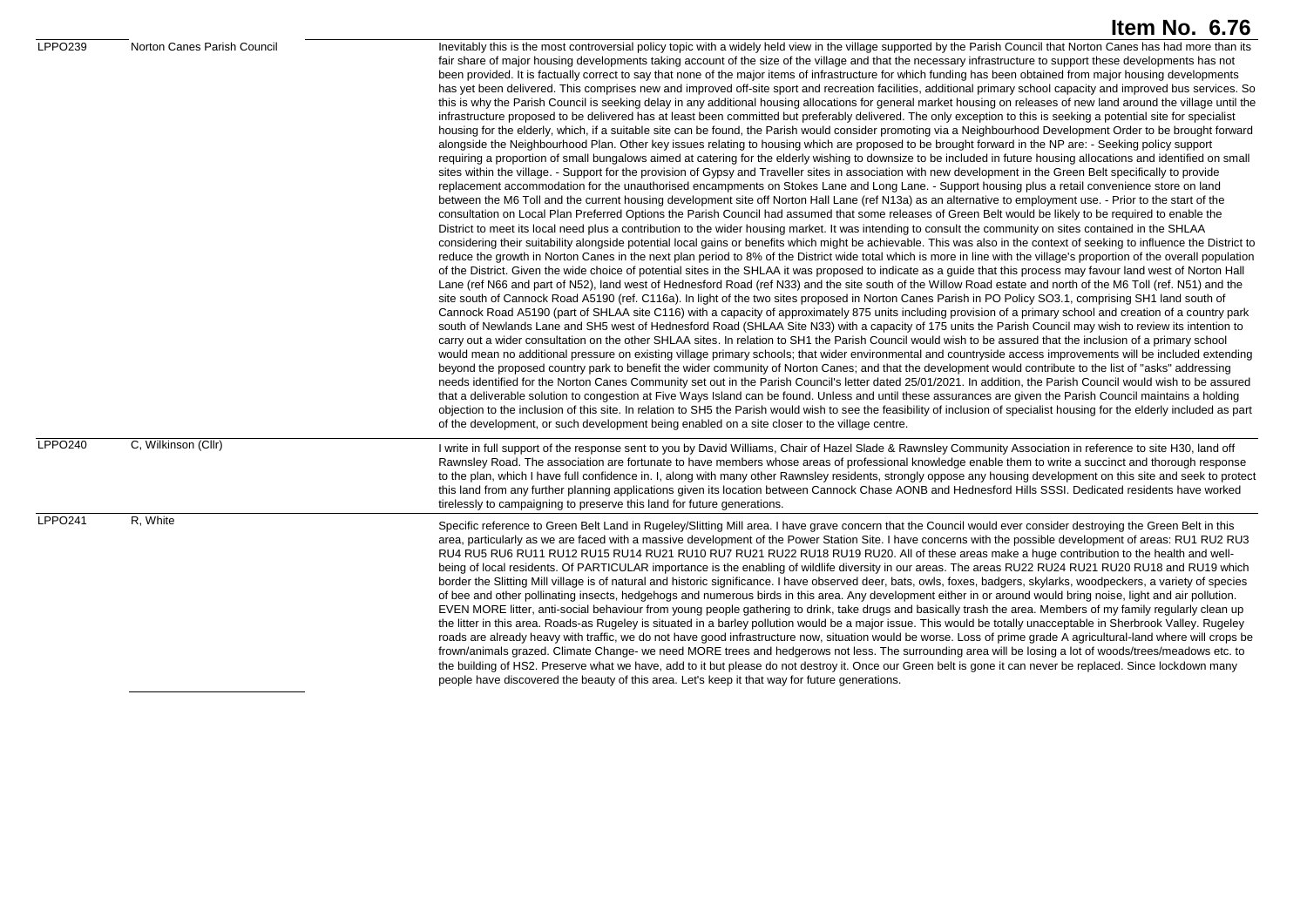**Item No. 6.76**

| | | |
|---|---|---|
| LPPO239 | Norton Canes Parish Council | Inevitably this is the most controversial policy topic with a widely held view in the village supported by the Parish Council that Norton Canes has had more than its fair share of major housing developments taking account of the size of the village and that the necessary infrastructure to support these developments has not been provided. It is factually correct to say that none of the major items of infrastructure for which funding has been obtained from major housing developments has yet been delivered. This comprises new and improved off-site sport and recreation facilities, additional primary school capacity and improved bus services. So this is why the Parish Council is seeking delay in any additional housing allocations for general market housing on releases of new land around the village until the infrastructure proposed to be delivered has at least been committed but preferably delivered. The only exception to this is seeking a potential site for specialist housing for the elderly, which, if a suitable site can be found, the Parish would consider promoting via a Neighbourhood Development Order to be brought forward alongside the Neighbourhood Plan. Other key issues relating to housing which are proposed to be brought forward in the NP are: - Seeking policy support requiring a proportion of small bungalows aimed at catering for the elderly wishing to downsize to be included in future housing allocations and identified on small sites within the village. - Support for the provision of Gypsy and Traveller sites in association with new development in the Green Belt specifically to provide replacement accommodation for the unauthorised encampments on Stokes Lane and Long Lane. - Support housing plus a retail convenience store on land between the M6 Toll and the current housing development site off Norton Hall Lane (ref N13a) as an alternative to employment use. - Prior to the start of the consultation on Local Plan Preferred Options the Parish Council had assumed that some releases of Green Belt would be likely to be required to enable the District to meet its local need plus a contribution to the wider housing market. It was intending to consult the community on sites contained in the SHLAA considering their suitability alongside potential local gains or benefits which might be achievable. This was also in the context of seeking to influence the District to reduce the growth in Norton Canes in the next plan period to 8% of the District wide total which is more in line with the village's proportion of the overall population of the District. Given the wide choice of potential sites in the SHLAA it was proposed to indicate as a guide that this process may favour land west of Norton Hall Lane (ref N66 and part of N52), land west of Hednesford Road (ref N33) and the site south of the Willow Road estate and north of the M6 Toll (ref. N51) and the site south of Cannock Road A5190 (ref. C116a). In light of the two sites proposed in Norton Canes Parish in PO Policy SO3.1, comprising SH1 land south of Cannock Road A5190 (part of SHLAA site C116) with a capacity of approximately 875 units including provision of a primary school and creation of a country park south of Newlands Lane and SH5 west of Hednesford Road (SHLAA Site N33) with a capacity of 175 units the Parish Council may wish to review its intention to carry out a wider consultation on the other SHLAA sites. In relation to SH1 the Parish Council would wish to be assured that the inclusion of a primary school would mean no additional pressure on existing village primary schools; that wider environmental and countryside access improvements will be included extending beyond the proposed country park to benefit the wider community of Norton Canes; and that the development would contribute to the list of "asks" addressing needs identified for the Norton Canes Community set out in the Parish Council's letter dated 25/01/2021. In addition, the Parish Council would wish to be assured that a deliverable solution to congestion at Five Ways Island can be found. Unless and until these assurances are given the Parish Council maintains a holding objection to the inclusion of this site. In relation to SH5 the Parish would wish to see the feasibility of inclusion of specialist housing for the elderly included as part of the development, or such development being enabled on a site closer to the village centre. |
| LPPO240 | C, Wilkinson (Cllr) | I write in full support of the response sent to you by David Williams, Chair of Hazel Slade & Rawnsley Community Association in reference to site H30, land off Rawnsley Road. The association are fortunate to have members whose areas of professional knowledge enable them to write a succinct and thorough response to the plan, which I have full confidence in. I, along with many other Rawnsley residents, strongly oppose any housing development on this site and seek to protect this land from any further planning applications given its location between Cannock Chase AONB and Hednesford Hills SSSI. Dedicated residents have worked tirelessly to campaigning to preserve this land for future generations. |
| LPPO241 | R, White | Specific reference to Green Belt Land in Rugeley/Slitting Mill area. I have grave concern that the Council would ever consider destroying the Green Belt in this area, particularly as we are faced with a massive development of the Power Station Site. I have concerns with the possible development of areas: RU1 RU2 RU3 RU4 RU5 RU6 RU11 RU12 RU15 RU14 RU21 RU10 RU7 RU21 RU22 RU18 RU19 RU20. All of these areas make a huge contribution to the health and well-being of local residents. Of PARTICULAR importance is the enabling of wildlife diversity in our areas. The areas RU22 RU24 RU21 RU20 RU18 and RU19 which border the Slitting Mill village is of natural and historic significance. I have observed deer, bats, owls, foxes, badgers, skylarks, woodpeckers, a variety of species of bee and other pollinating insects, hedgehogs and numerous birds in this area. Any development either in or around would bring noise, light and air pollution. EVEN MORE litter, anti-social behaviour from young people gathering to drink, take drugs and basically trash the area. Members of my family regularly clean up the litter in this area. Roads-as Rugeley is situated in a barley pollution would be a major issue. This would be totally unacceptable in Sherbrook Valley. Rugeley roads are already heavy with traffic, we do not have good infrastructure now, situation would be worse. Loss of prime grade A agricultural-land where will crops be frown/animals grazed. Climate Change- we need MORE trees and hedgerows not less. The surrounding area will be losing a lot of woods/trees/meadows etc. to the building of HS2. Preserve what we have, add to it but please do not destroy it. Once our Green belt is gone it can never be replaced. Since lockdown many people have discovered the beauty of this area. Let's keep it that way for future generations. |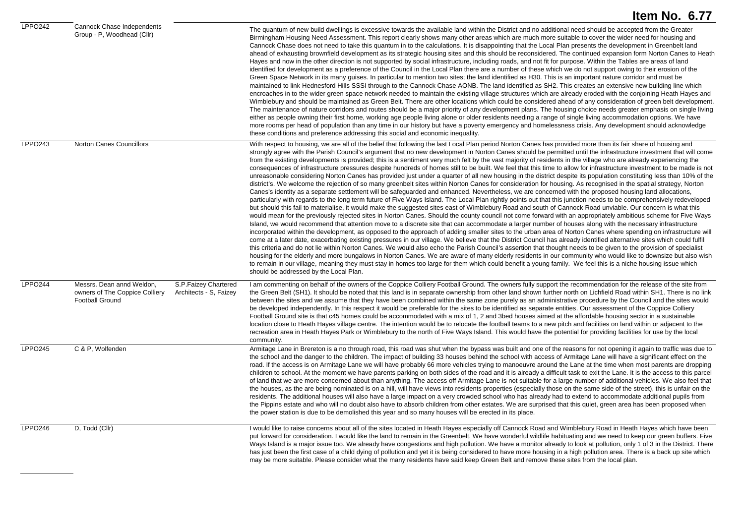**Item No. 6.77**

| | | | |
|---|---|---|---|
| LPPO242 | Cannock Chase Independents Group - P, Woodhead (Cllr) | | The quantum of new build dwellings is excessive towards the available land within the District and no additional need should be accepted from the Greater Birmingham Housing Need Assessment. This report clearly shows many other areas which are much more suitable to cover the wider need for housing and Cannock Chase does not need to take this quantum in to the calculations. It is disappointing that the Local Plan presents the development in Greenbelt land ahead of exhausting brownfield development as its strategic housing sites and this should be reconsidered. The continued expansion form Norton Canes to Heath Hayes and now in the other direction is not supported by social infrastructure, including roads, and not fit for purpose. Within the Tables are areas of land identified for development as a preference of the Council in the Local Plan there are a number of these which we do not support owing to their erosion of the Green Space Network in its many guises. In particular to mention two sites; the land identified as H30. This is an important nature corridor and must be maintained to link Hednesford Hills SSSI through to the Cannock Chase AONB. The land identified as SH2. This creates an extensive new building line which encroaches in to the wider green space network needed to maintain the existing village structures which are already eroded with the conjoining Heath Hayes and Wimblebury and should be maintained as Green Belt. There are other locations which could be considered ahead of any consideration of green belt development. The maintenance of nature corridors and routes should be a major priority of any development plans. The housing choice needs greater emphasis on single living either as people owning their first home, working age people living alone or older residents needing a range of single living accommodation options. We have more rooms per head of population than any time in our history but have a poverty emergency and homelessness crisis. Any development should acknowledge these conditions and preference addressing this social and economic inequality. |
| LPPO243 | Norton Canes Councillors | | With respect to housing, we are all of the belief that following the last Local Plan period Norton Canes has provided more than its fair share of housing and strongly agree with the Parish Council's argument that no new development in Norton Canes should be permitted until the infrastructure investment that will come from the existing developments is provided; this is a sentiment very much felt by the vast majority of residents in the village who are already experiencing the consequences of infrastructure pressures despite hundreds of homes still to be built. We feel that this time to allow for infrastructure investment to be made is not unreasonable considering Norton Canes has provided just under a quarter of all new housing in the district despite its population constituting less than 10% of the district's. We welcome the rejection of so many greenbelt sites within Norton Canes for consideration for housing. As recognised in the spatial strategy, Norton Canes's identity as a separate settlement will be safeguarded and enhanced. Nevertheless, we are concerned with the proposed housing land allocations, particularly with regards to the long term future of Five Ways Island. The Local Plan rightly points out that this junction needs to be comprehensively redeveloped but should this fail to materialise, it would make the suggested sites east of Wimblebury Road and south of Cannock Road unviable. Our concern is what this would mean for the previously rejected sites in Norton Canes. Should the county council not come forward with an appropriately ambitious scheme for Five Ways Island, we would recommend that attention move to a discrete site that can accommodate a larger number of houses along with the necessary infrastructure incorporated within the development, as opposed to the approach of adding smaller sites to the urban area of Norton Canes where spending on infrastructure will come at a later date, exacerbating existing pressures in our village. We believe that the District Council has already identified alternative sites which could fulfil this criteria and do not lie within Norton Canes. We would also echo the Parish Council's assertion that thought needs to be given to the provision of specialist housing for the elderly and more bungalows in Norton Canes. We are aware of many elderly residents in our community who would like to downsize but also wish to remain in our village, meaning they must stay in homes too large for them which could benefit a young family. We feel this is a niche housing issue which should be addressed by the Local Plan. |
| LPPO244 | Messrs. Dean annd Weldon, owners of The Coppice Colliery Football Ground | S.P.Faizey Chartered Architects - S, Faizey | I am commenting on behalf of the owners of the Coppice Colliery Football Ground. The owners fully support the recommendation for the release of the site from the Green Belt (SH1). It should be noted that this land is in separate ownership from other land shown further north on Lichfield Road within SH1. There is no link between the sites and we assume that they have been combined within the same zone purely as an administrative procedure by the Council and the sites would be developed independently. In this respect it would be preferable for the sites to be identified as separate entities. Our assessment of the Coppice Colliery Football Ground site is that c45 homes could be accommodated with a mix of 1, 2 and 3bed houses aimed at the affordable housing sector in a sustainable location close to Heath Hayes village centre. The intention would be to relocate the football teams to a new pitch and facilities on land within or adjacent to the recreation area in Heath Hayes Park or Wimblebury to the north of Five Ways Island. This would have the potential for providing facilities for use by the local community. |
| LPPO245 | C & P, Wolfenden | | Armitage Lane in Brereton is a no through road, this road was shut when the bypass was built and one of the reasons for not opening it again to traffic was due to the school and the danger to the children. The impact of building 33 houses behind the school with access of Armitage Lane will have a significant effect on the road. If the access is on Armitage Lane we will have probably 66 more vehicles trying to manoeuvre around the Lane at the time when most parents are dropping children to school. At the moment we have parents parking on both sides of the road and it is already a difficult task to exit the Lane. It is the access to this parcel of land that we are more concerned about than anything. The access off Armitage Lane is not suitable for a large number of additional vehicles. We also feel that the houses, as the are being nominated is on a hill, will have views into residents properties (especially those on the same side of the street), this is unfair on the residents. The additional houses will also have a large impact on a very crowded school who has already had to extend to accommodate additional pupils from the Pippins estate and who will no doubt also have to absorb children from other estates. We are surprised that this quiet, green area has been proposed when the power station is due to be demolished this year and so many houses will be erected in its place. |
| LPPO246 | D, Todd (Cllr) | | I would like to raise concerns about all of the sites located in Heath Hayes especially off Cannock Road and Wimblebury Road in Heath Hayes which have been put forward for consideration. I would like the land to remain in the Greenbelt. We have wonderful wildlife habituating and we need to keep our green buffers. Five Ways Island is a major issue too. We already have congestions and high pollution. We have a monitor already to look at pollution, only 1 of 3 in the District. There has just been the first case of a child dying of pollution and yet it is being considered to have more housing in a high pollution area. There is a back up site which may be more suitable. Please consider what the many residents have said keep Green Belt and remove these sites from the local plan. |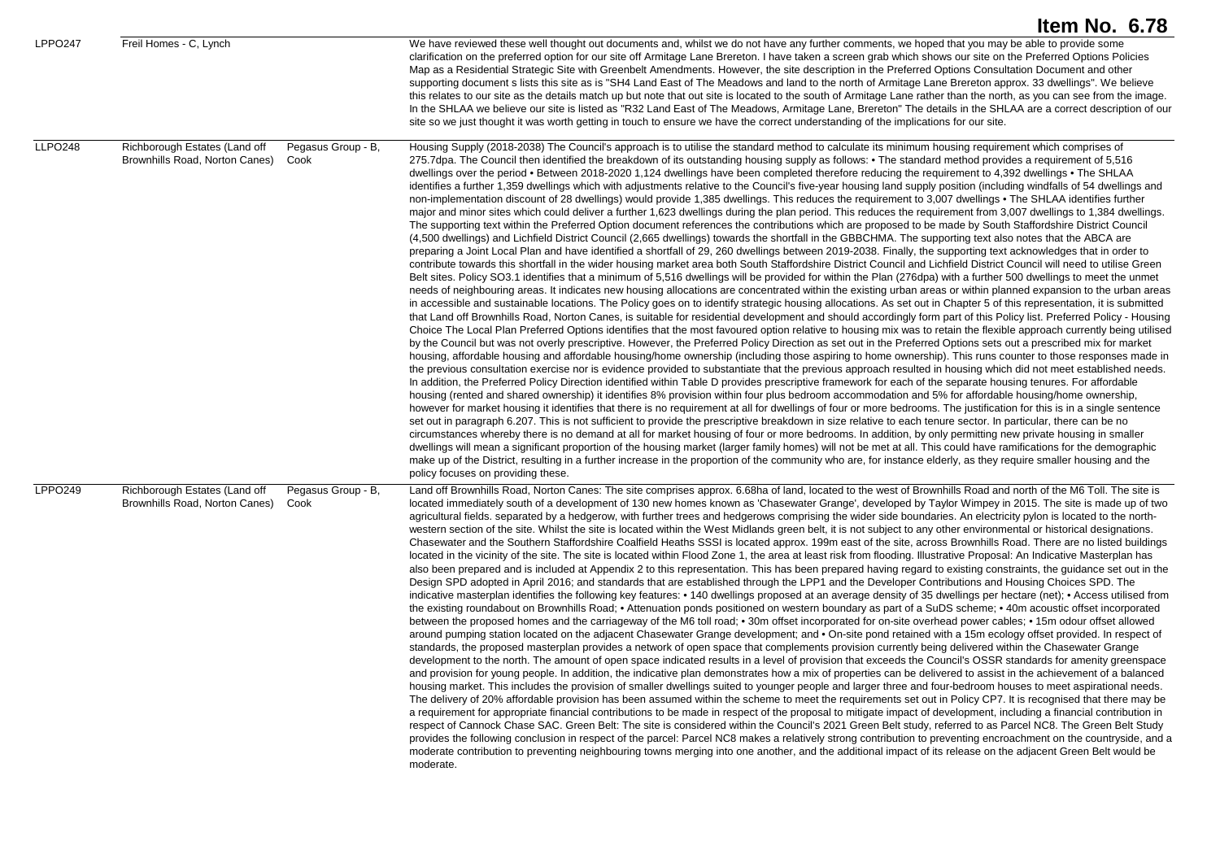# Item No. 6.78

| | | | |
|---|---|---|---|
| LPPO247 | Freil Homes - C, Lynch | | We have reviewed these well thought out documents and, whilst we do not have any further comments, we hoped that you may be able to provide some clarification on the preferred option for our site off Armitage Lane Brereton. I have taken a screen grab which shows our site on the Preferred Options Policies Map as a Residential Strategic Site with Greenbelt Amendments. However, the site description in the Preferred Options Consultation Document and other supporting document s lists this site as is "SH4 Land East of The Meadows and land to the north of Armitage Lane Brereton approx. 33 dwellings". We believe this relates to our site as the details match up but note that out site is located to the south of Armitage Lane rather than the north, as you can see from the image. In the SHLAA we believe our site is listed as "R32 Land East of The Meadows, Armitage Lane, Brereton" The details in the SHLAA are a correct description of our site so we just thought it was worth getting in touch to ensure we have the correct understanding of the implications for our site. |
| LLPO248 | Richborough Estates (Land off Brownhills Road, Norton Canes) | Pegasus Group - B, Cook | Housing Supply (2018-2038) The Council's approach is to utilise the standard method to calculate its minimum housing requirement which comprises of 275.7dpa. The Council then identified the breakdown of its outstanding housing supply as follows: • The standard method provides a requirement of 5,516 dwellings over the period • Between 2018-2020 1,124 dwellings have been completed therefore reducing the requirement to 4,392 dwellings • The SHLAA identifies a further 1,359 dwellings which with adjustments relative to the Council's five-year housing land supply position (including windfalls of 54 dwellings and non-implementation discount of 28 dwellings) would provide 1,385 dwellings. This reduces the requirement to 3,007 dwellings • The SHLAA identifies further major and minor sites which could deliver a further 1,623 dwellings during the plan period. This reduces the requirement from 3,007 dwellings to 1,384 dwellings. The supporting text within the Preferred Option document references the contributions which are proposed to be made by South Staffordshire District Council (4,500 dwellings) and Lichfield District Council (2,665 dwellings) towards the shortfall in the GBBCHMA. The supporting text also notes that the ABCA are preparing a Joint Local Plan and have identified a shortfall of 29, 260 dwellings between 2019-2038. Finally, the supporting text acknowledges that in order to contribute towards this shortfall in the wider housing market area both South Staffordshire District Council and Lichfield District Council will need to utilise Green Belt sites. Policy SO3.1 identifies that a minimum of 5,516 dwellings will be provided for within the Plan (276dpa) with a further 500 dwellings to meet the unmet needs of neighbouring areas. It indicates new housing allocations are concentrated within the existing urban areas or within planned expansion to the urban areas in accessible and sustainable locations. The Policy goes on to identify strategic housing allocations. As set out in Chapter 5 of this representation, it is submitted that Land off Brownhills Road, Norton Canes, is suitable for residential development and should accordingly form part of this Policy list. Preferred Policy - Housing Choice The Local Plan Preferred Options identifies that the most favoured option relative to housing mix was to retain the flexible approach currently being utilised by the Council but was not overly prescriptive. However, the Preferred Policy Direction as set out in the Preferred Options sets out a prescribed mix for market housing, affordable housing and affordable housing/home ownership (including those aspiring to home ownership). This runs counter to those responses made in the previous consultation exercise nor is evidence provided to substantiate that the previous approach resulted in housing which did not meet established needs. In addition, the Preferred Policy Direction identified within Table D provides prescriptive framework for each of the separate housing tenures. For affordable housing (rented and shared ownership) it identifies 8% provision within four plus bedroom accommodation and 5% for affordable housing/home ownership, however for market housing it identifies that there is no requirement at all for dwellings of four or more bedrooms. The justification for this is in a single sentence set out in paragraph 6.207. This is not sufficient to provide the prescriptive breakdown in size relative to each tenure sector. In particular, there can be no circumstances whereby there is no demand at all for market housing of four or more bedrooms. In addition, by only permitting new private housing in smaller dwellings will mean a significant proportion of the housing market (larger family homes) will not be met at all. This could have ramifications for the demographic make up of the District, resulting in a further increase in the proportion of the community who are, for instance elderly, as they require smaller housing and the policy focuses on providing these. |
| LPPO249 | Richborough Estates (Land off Brownhills Road, Norton Canes) | Pegasus Group - B, Cook | Land off Brownhills Road, Norton Canes: The site comprises approx. 6.68ha of land, located to the west of Brownhills Road and north of the M6 Toll. The site is located immediately south of a development of 130 new homes known as 'Chasewater Grange', developed by Taylor Wimpey in 2015. The site is made up of two agricultural fields. separated by a hedgerow, with further trees and hedgerows comprising the wider side boundaries. An electricity pylon is located to the north-western section of the site. Whilst the site is located within the West Midlands green belt, it is not subject to any other environmental or historical designations. Chasewater and the Southern Staffordshire Coalfield Heaths SSSI is located approx. 199m east of the site, across Brownhills Road. There are no listed buildings located in the vicinity of the site. The site is located within Flood Zone 1, the area at least risk from flooding. Illustrative Proposal: An Indicative Masterplan has also been prepared and is included at Appendix 2 to this representation. This has been prepared having regard to existing constraints, the guidance set out in the Design SPD adopted in April 2016; and standards that are established through the LPP1 and the Developer Contributions and Housing Choices SPD. The indicative masterplan identifies the following key features: • 140 dwellings proposed at an average density of 35 dwellings per hectare (net); • Access utilised from the existing roundabout on Brownhills Road; • Attenuation ponds positioned on western boundary as part of a SuDS scheme; • 40m acoustic offset incorporated between the proposed homes and the carriageway of the M6 toll road; • 30m offset incorporated for on-site overhead power cables; • 15m odour offset allowed around pumping station located on the adjacent Chasewater Grange development; and • On-site pond retained with a 15m ecology offset provided. In respect of standards, the proposed masterplan provides a network of open space that complements provision currently being delivered within the Chasewater Grange development to the north. The amount of open space indicated results in a level of provision that exceeds the Council's OSSR standards for amenity greenspace and provision for young people. In addition, the indicative plan demonstrates how a mix of properties can be delivered to assist in the achievement of a balanced housing market. This includes the provision of smaller dwellings suited to younger people and larger three and four-bedroom houses to meet aspirational needs. The delivery of 20% affordable provision has been assumed within the scheme to meet the requirements set out in Policy CP7. It is recognised that there may be a requirement for appropriate financial contributions to be made in respect of the proposal to mitigate impact of development, including a financial contribution in respect of Cannock Chase SAC. Green Belt: The site is considered within the Council's 2021 Green Belt study, referred to as Parcel NC8. The Green Belt Study provides the following conclusion in respect of the parcel: Parcel NC8 makes a relatively strong contribution to preventing encroachment on the countryside, and a moderate contribution to preventing neighbouring towns merging into one another, and the additional impact of its release on the adjacent Green Belt would be moderate. |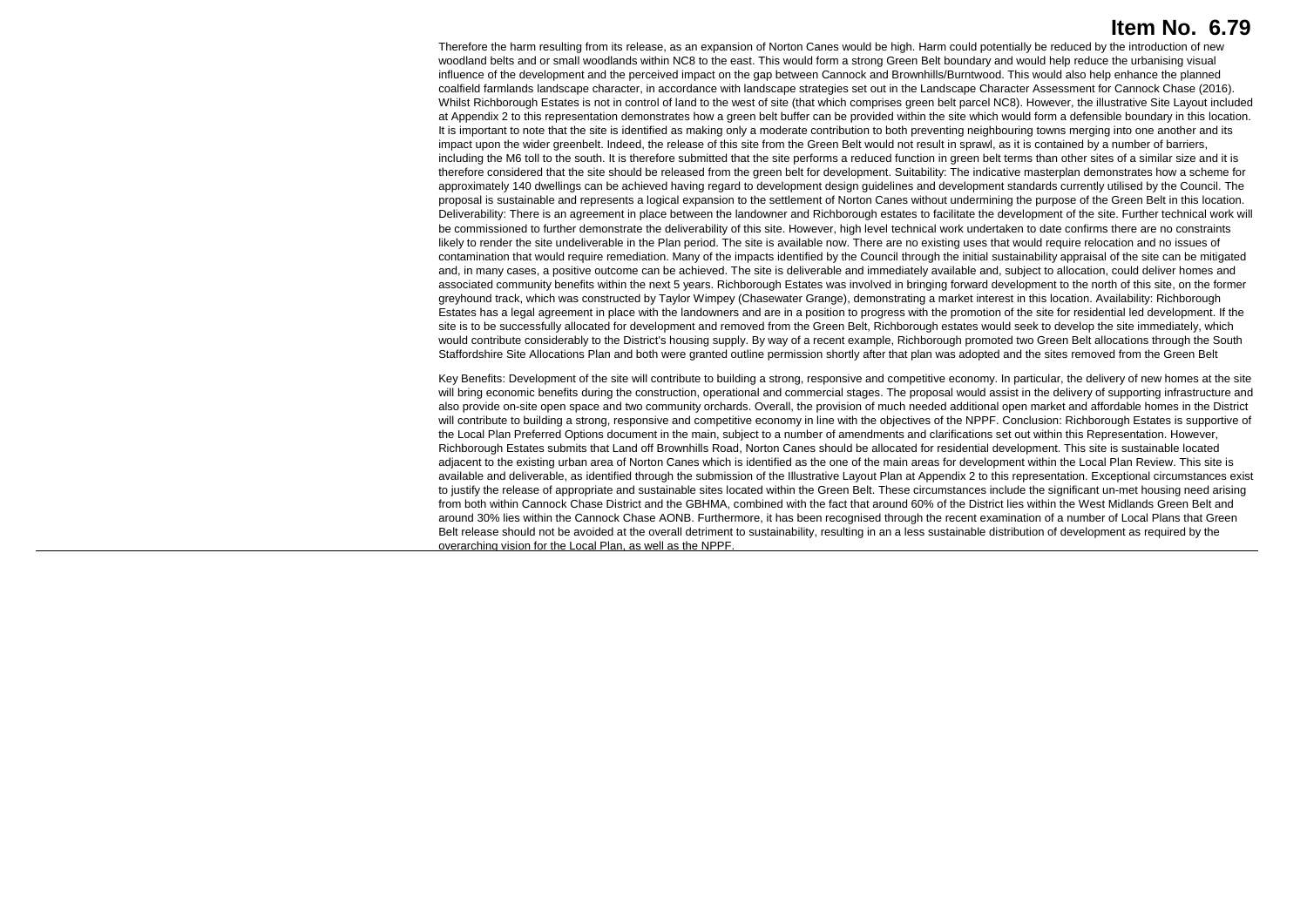# Item No. 6.79

Therefore the harm resulting from its release, as an expansion of Norton Canes would be high. Harm could potentially be reduced by the introduction of new woodland belts and or small woodlands within NC8 to the east. This would form a strong Green Belt boundary and would help reduce the urbanising visual influence of the development and the perceived impact on the gap between Cannock and Brownhills/Burntwood. This would also help enhance the planned coalfield farmlands landscape character, in accordance with landscape strategies set out in the Landscape Character Assessment for Cannock Chase (2016). Whilst Richborough Estates is not in control of land to the west of site (that which comprises green belt parcel NC8). However, the illustrative Site Layout included at Appendix 2 to this representation demonstrates how a green belt buffer can be provided within the site which would form a defensible boundary in this location. It is important to note that the site is identified as making only a moderate contribution to both preventing neighbouring towns merging into one another and its impact upon the wider greenbelt. Indeed, the release of this site from the Green Belt would not result in sprawl, as it is contained by a number of barriers, including the M6 toll to the south. It is therefore submitted that the site performs a reduced function in green belt terms than other sites of a similar size and it is therefore considered that the site should be released from the green belt for development. Suitability: The indicative masterplan demonstrates how a scheme for approximately 140 dwellings can be achieved having regard to development design guidelines and development standards currently utilised by the Council. The proposal is sustainable and represents a logical expansion to the settlement of Norton Canes without undermining the purpose of the Green Belt in this location. Deliverability: There is an agreement in place between the landowner and Richborough estates to facilitate the development of the site. Further technical work will be commissioned to further demonstrate the deliverability of this site. However, high level technical work undertaken to date confirms there are no constraints likely to render the site undeliverable in the Plan period. The site is available now. There are no existing uses that would require relocation and no issues of contamination that would require remediation. Many of the impacts identified by the Council through the initial sustainability appraisal of the site can be mitigated and, in many cases, a positive outcome can be achieved. The site is deliverable and immediately available and, subject to allocation, could deliver homes and associated community benefits within the next 5 years. Richborough Estates was involved in bringing forward development to the north of this site, on the former greyhound track, which was constructed by Taylor Wimpey (Chasewater Grange), demonstrating a market interest in this location. Availability: Richborough Estates has a legal agreement in place with the landowners and are in a position to progress with the promotion of the site for residential led development. If the site is to be successfully allocated for development and removed from the Green Belt, Richborough estates would seek to develop the site immediately, which would contribute considerably to the District's housing supply. By way of a recent example, Richborough promoted two Green Belt allocations through the South Staffordshire Site Allocations Plan and both were granted outline permission shortly after that plan was adopted and the sites removed from the Green Belt

Key Benefits: Development of the site will contribute to building a strong, responsive and competitive economy. In particular, the delivery of new homes at the site will bring economic benefits during the construction, operational and commercial stages. The proposal would assist in the delivery of supporting infrastructure and also provide on-site open space and two community orchards. Overall, the provision of much needed additional open market and affordable homes in the District will contribute to building a strong, responsive and competitive economy in line with the objectives of the NPPF. Conclusion: Richborough Estates is supportive of the Local Plan Preferred Options document in the main, subject to a number of amendments and clarifications set out within this Representation. However, Richborough Estates submits that Land off Brownhills Road, Norton Canes should be allocated for residential development. This site is sustainable located adjacent to the existing urban area of Norton Canes which is identified as the one of the main areas for development within the Local Plan Review. This site is available and deliverable, as identified through the submission of the Illustrative Layout Plan at Appendix 2 to this representation. Exceptional circumstances exist to justify the release of appropriate and sustainable sites located within the Green Belt. These circumstances include the significant un-met housing need arising from both within Cannock Chase District and the GBHMA, combined with the fact that around 60% of the District lies within the West Midlands Green Belt and around 30% lies within the Cannock Chase AONB. Furthermore, it has been recognised through the recent examination of a number of Local Plans that Green Belt release should not be avoided at the overall detriment to sustainability, resulting in an a less sustainable distribution of development as required by the overarching vision for the Local Plan, as well as the NPPF.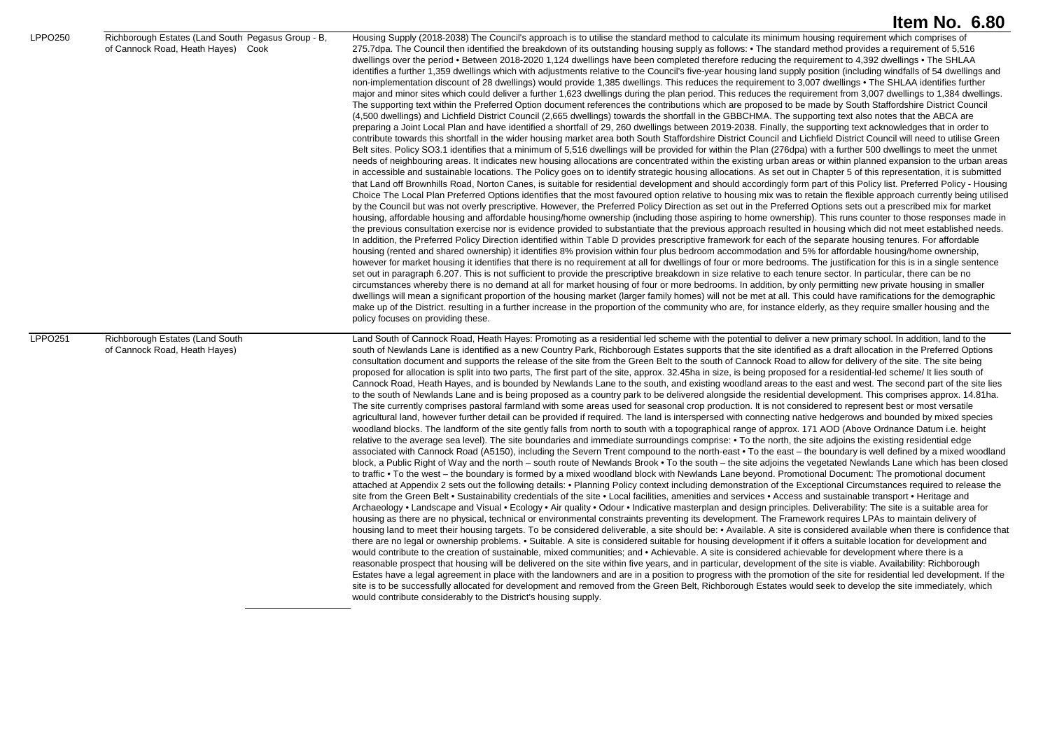# Item No. 6.80

| | | | |
|---|---|---|---|
| LPPO250 | Richborough Estates (Land South of Cannock Road, Heath Hayes) | Pegasus Group - B, Cook | Housing Supply (2018-2038) The Council's approach is to utilise the standard method to calculate its minimum housing requirement which comprises of 275.7dpa. The Council then identified the breakdown of its outstanding housing supply as follows: • The standard method provides a requirement of 5,516 dwellings over the period • Between 2018-2020 1,124 dwellings have been completed therefore reducing the requirement to 4,392 dwellings • The SHLAA identifies a further 1,359 dwellings which with adjustments relative to the Council's five-year housing land supply position (including windfalls of 54 dwellings and non-implementation discount of 28 dwellings) would provide 1,385 dwellings. This reduces the requirement to 3,007 dwellings • The SHLAA identifies further major and minor sites which could deliver a further 1,623 dwellings during the plan period. This reduces the requirement from 3,007 dwellings to 1,384 dwellings. The supporting text within the Preferred Option document references the contributions which are proposed to be made by South Staffordshire District Council (4,500 dwellings) and Lichfield District Council (2,665 dwellings) towards the shortfall in the GBBCHMA. The supporting text also notes that the ABCA are preparing a Joint Local Plan and have identified a shortfall of 29, 260 dwellings between 2019-2038. Finally, the supporting text acknowledges that in order to contribute towards this shortfall in the wider housing market area both South Staffordshire District Council and Lichfield District Council will need to utilise Green Belt sites. Policy SO3.1 identifies that a minimum of 5,516 dwellings will be provided for within the Plan (276dpa) with a further 500 dwellings to meet the unmet needs of neighbouring areas. It indicates new housing allocations are concentrated within the existing urban areas or within planned expansion to the urban areas in accessible and sustainable locations. The Policy goes on to identify strategic housing allocations. As set out in Chapter 5 of this representation, it is submitted that Land off Brownhills Road, Norton Canes, is suitable for residential development and should accordingly form part of this Policy list. Preferred Policy - Housing Choice The Local Plan Preferred Options identifies that the most favoured option relative to housing mix was to retain the flexible approach currently being utilised by the Council but was not overly prescriptive. However, the Preferred Policy Direction as set out in the Preferred Options sets out a prescribed mix for market housing, affordable housing and affordable housing/home ownership (including those aspiring to home ownership). This runs counter to those responses made in the previous consultation exercise nor is evidence provided to substantiate that the previous approach resulted in housing which did not meet established needs. In addition, the Preferred Policy Direction identified within Table D provides prescriptive framework for each of the separate housing tenures. For affordable housing (rented and shared ownership) it identifies 8% provision within four plus bedroom accommodation and 5% for affordable housing/home ownership, however for market housing it identifies that there is no requirement at all for dwellings of four or more bedrooms. The justification for this is in a single sentence set out in paragraph 6.207. This is not sufficient to provide the prescriptive breakdown in size relative to each tenure sector. In particular, there can be no circumstances whereby there is no demand at all for market housing of four or more bedrooms. In addition, by only permitting new private housing in smaller dwellings will mean a significant proportion of the housing market (larger family homes) will not be met at all. This could have ramifications for the demographic make up of the District. resulting in a further increase in the proportion of the community who are, for instance elderly, as they require smaller housing and the policy focuses on providing these. |
| LPPO251 | Richborough Estates (Land South of Cannock Road, Heath Hayes) | | Land South of Cannock Road, Heath Hayes: Promoting as a residential led scheme with the potential to deliver a new primary school. In addition, land to the south of Newlands Lane is identified as a new Country Park, Richborough Estates supports that the site identified as a draft allocation in the Preferred Options consultation document and supports the release of the site from the Green Belt to the south of Cannock Road to allow for delivery of the site. The site being proposed for allocation is split into two parts, The first part of the site, approx. 32.45ha in size, is being proposed for a residential-led scheme/ It lies south of Cannock Road, Heath Hayes, and is bounded by Newlands Lane to the south, and existing woodland areas to the east and west. The second part of the site lies to the south of Newlands Lane and is being proposed as a country park to be delivered alongside the residential development. This comprises approx. 14.81ha. The site currently comprises pastoral farmland with some areas used for seasonal crop production. It is not considered to represent best or most versatile agricultural land, however further detail can be provided if required. The land is interspersed with connecting native hedgerows and bounded by mixed species woodland blocks. The landform of the site gently falls from north to south with a topographical range of approx. 171 AOD (Above Ordnance Datum i.e. height relative to the average sea level). The site boundaries and immediate surroundings comprise: • To the north, the site adjoins the existing residential edge associated with Cannock Road (A5150), including the Severn Trent compound to the north-east • To the east – the boundary is well defined by a mixed woodland block, a Public Right of Way and the north – south route of Newlands Brook • To the south – the site adjoins the vegetated Newlands Lane which has been closed to traffic • To the west – the boundary is formed by a mixed woodland block with Newlands Lane beyond. Promotional Document: The promotional document attached at Appendix 2 sets out the following details: • Planning Policy context including demonstration of the Exceptional Circumstances required to release the site from the Green Belt • Sustainability credentials of the site • Local facilities, amenities and services • Access and sustainable transport • Heritage and Archaeology • Landscape and Visual • Ecology • Air quality • Odour • Indicative masterplan and design principles. Deliverability: The site is a suitable area for housing as there are no physical, technical or environmental constraints preventing its development. The Framework requires LPAs to maintain delivery of housing land to meet their housing targets. To be considered deliverable, a site should be: • Available. A site is considered available when there is confidence that there are no legal or ownership problems. • Suitable. A site is considered suitable for housing development if it offers a suitable location for development and would contribute to the creation of sustainable, mixed communities; and • Achievable. A site is considered achievable for development where there is a reasonable prospect that housing will be delivered on the site within five years, and in particular, development of the site is viable. Availability: Richborough Estates have a legal agreement in place with the landowners and are in a position to progress with the promotion of the site for residential led development. If the site is to be successfully allocated for development and removed from the Green Belt, Richborough Estates would seek to develop the site immediately, which would contribute considerably to the District's housing supply. |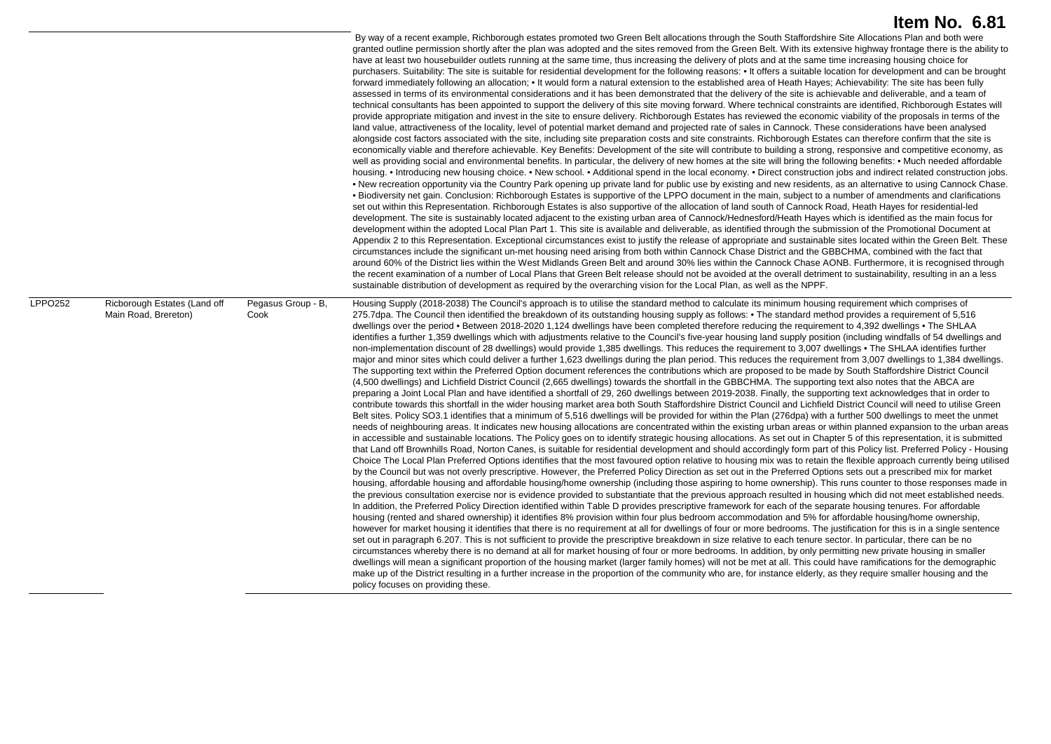| | | | |
|---|---|---|---|
| | | | By way of a recent example, Richborough estates promoted two Green Belt allocations through the South Staffordshire Site Allocations Plan and both were granted outline permission shortly after the plan was adopted and the sites removed from the Green Belt. With its extensive highway frontage there is the ability to have at least two housebuilder outlets running at the same time, thus increasing the delivery of plots and at the same time increasing housing choice for purchasers. Suitability: The site is suitable for residential development for the following reasons: • It offers a suitable location for development and can be brought forward immediately following an allocation; • It would form a natural extension to the established area of Heath Hayes; Achievability: The site has been fully assessed in terms of its environmental considerations and it has been demonstrated that the delivery of the site is achievable and deliverable, and a team of technical consultants has been appointed to support the delivery of this site moving forward. Where technical constraints are identified, Richborough Estates will provide appropriate mitigation and invest in the site to ensure delivery. Richborough Estates has reviewed the economic viability of the proposals in terms of the land value, attractiveness of the locality, level of potential market demand and projected rate of sales in Cannock. These considerations have been analysed alongside cost factors associated with the site, including site preparation costs and site constraints. Richborough Estates can therefore confirm that the site is economically viable and therefore achievable. Key Benefits: Development of the site will contribute to building a strong, responsive and competitive economy, as well as providing social and environmental benefits. In particular, the delivery of new homes at the site will bring the following benefits: • Much needed affordable housing. • Introducing new housing choice. • New school. • Additional spend in the local economy. • Direct construction jobs and indirect related construction jobs. • New recreation opportunity via the Country Park opening up private land for public use by existing and new residents, as an alternative to using Cannock Chase. • Biodiversity net gain. Conclusion: Richborough Estates is supportive of the LPPO document in the main, subject to a number of amendments and clarifications set out within this Representation. Richborough Estates is also supportive of the allocation of land south of Cannock Road, Heath Hayes for residential-led development. The site is sustainably located adjacent to the existing urban area of Cannock/Hednesford/Heath Hayes which is identified as the main focus for development within the adopted Local Plan Part 1. This site is available and deliverable, as identified through the submission of the Promotional Document at Appendix 2 to this Representation. Exceptional circumstances exist to justify the release of appropriate and sustainable sites located within the Green Belt. These circumstances include the significant un-met housing need arising from both within Cannock Chase District and the GBBCHMA, combined with the fact that around 60% of the District lies within the West Midlands Green Belt and around 30% lies within the Cannock Chase AONB. Furthermore, it is recognised through the recent examination of a number of Local Plans that Green Belt release should not be avoided at the overall detriment to sustainability, resulting in an a less sustainable distribution of development as required by the overarching vision for the Local Plan, as well as the NPPF. |
| LPPO252 | Ricborough Estates (Land off Main Road, Brereton) | Pegasus Group - B, Cook | Housing Supply (2018-2038) The Council's approach is to utilise the standard method to calculate its minimum housing requirement which comprises of 275.7dpa. The Council then identified the breakdown of its outstanding housing supply as follows: • The standard method provides a requirement of 5,516 dwellings over the period • Between 2018-2020 1,124 dwellings have been completed therefore reducing the requirement to 4,392 dwellings • The SHLAA identifies a further 1,359 dwellings which with adjustments relative to the Council's five-year housing land supply position (including windfalls of 54 dwellings and non-implementation discount of 28 dwellings) would provide 1,385 dwellings. This reduces the requirement to 3,007 dwellings • The SHLAA identifies further major and minor sites which could deliver a further 1,623 dwellings during the plan period. This reduces the requirement from 3,007 dwellings to 1,384 dwellings. The supporting text within the Preferred Option document references the contributions which are proposed to be made by South Staffordshire District Council (4,500 dwellings) and Lichfield District Council (2,665 dwellings) towards the shortfall in the GBBCHMA. The supporting text also notes that the ABCA are preparing a Joint Local Plan and have identified a shortfall of 29, 260 dwellings between 2019-2038. Finally, the supporting text acknowledges that in order to contribute towards this shortfall in the wider housing market area both South Staffordshire District Council and Lichfield District Council will need to utilise Green Belt sites. Policy SO3.1 identifies that a minimum of 5,516 dwellings will be provided for within the Plan (276dpa) with a further 500 dwellings to meet the unmet needs of neighbouring areas. It indicates new housing allocations are concentrated within the existing urban areas or within planned expansion to the urban areas in accessible and sustainable locations. The Policy goes on to identify strategic housing allocations. As set out in Chapter 5 of this representation, it is submitted that Land off Brownhills Road, Norton Canes, is suitable for residential development and should accordingly form part of this Policy list. Preferred Policy - Housing Choice The Local Plan Preferred Options identifies that the most favoured option relative to housing mix was to retain the flexible approach currently being utilised by the Council but was not overly prescriptive. However, the Preferred Policy Direction as set out in the Preferred Options sets out a prescribed mix for market housing, affordable housing and affordable housing/home ownership (including those aspiring to home ownership). This runs counter to those responses made in the previous consultation exercise nor is evidence provided to substantiate that the previous approach resulted in housing which did not meet established needs. In addition, the Preferred Policy Direction identified within Table D provides prescriptive framework for each of the separate housing tenures. For affordable housing (rented and shared ownership) it identifies 8% provision within four plus bedroom accommodation and 5% for affordable housing/home ownership, however for market housing it identifies that there is no requirement at all for dwellings of four or more bedrooms. The justification for this is in a single sentence set out in paragraph 6.207. This is not sufficient to provide the prescriptive breakdown in size relative to each tenure sector. In particular, there can be no circumstances whereby there is no demand at all for market housing of four or more bedrooms. In addition, by only permitting new private housing in smaller dwellings will mean a significant proportion of the housing market (larger family homes) will not be met at all. This could have ramifications for the demographic make up of the District resulting in a further increase in the proportion of the community who are, for instance elderly, as they require smaller housing and the policy focuses on providing these. |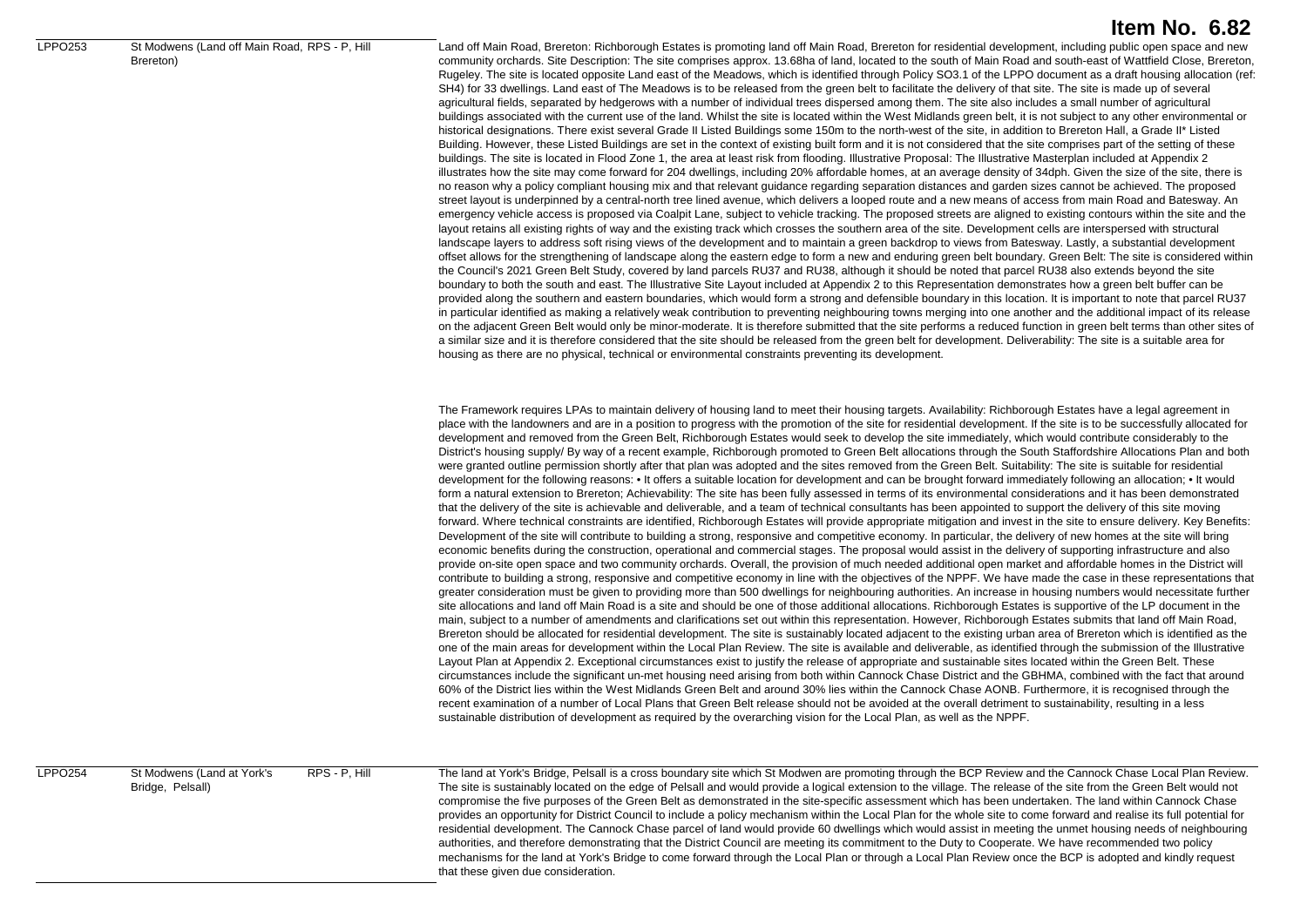# Item No. 6.82

| | | |
|---|---|---|
| LPPO253 | St Modwens (Land off Main Road, Brereton) RPS - P, Hill | Land off Main Road, Brereton: Richborough Estates is promoting land off Main Road, Brereton for residential development, including public open space and new community orchards. Site Description: The site comprises approx. 13.68ha of land, located to the south of Main Road and south-east of Wattfield Close, Brereton, Rugeley. The site is located opposite Land east of the Meadows, which is identified through Policy SO3.1 of the LPPO document as a draft housing allocation (ref: SH4) for 33 dwellings. Land east of The Meadows is to be released from the green belt to facilitate the delivery of that site. The site is made up of several agricultural fields, separated by hedgerows with a number of individual trees dispersed among them. The site also includes a small number of agricultural buildings associated with the current use of the land. Whilst the site is located within the West Midlands green belt, it is not subject to any other environmental or historical designations. There exist several Grade II Listed Buildings some 150m to the north-west of the site, in addition to Brereton Hall, a Grade II* Listed Building. However, these Listed Buildings are set in the context of existing built form and it is not considered that the site comprises part of the setting of these buildings. The site is located in Flood Zone 1, the area at least risk from flooding. Illustrative Proposal: The Illustrative Masterplan included at Appendix 2 illustrates how the site may come forward for 204 dwellings, including 20% affordable homes, at an average density of 34dph. Given the size of the site, there is no reason why a policy compliant housing mix and that relevant guidance regarding separation distances and garden sizes cannot be achieved. The proposed street layout is underpinned by a central-north tree lined avenue, which delivers a looped route and a new means of access from main Road and Batesway. An emergency vehicle access is proposed via Coalpit Lane, subject to vehicle tracking. The proposed streets are aligned to existing contours within the site and the layout retains all existing rights of way and the existing track which crosses the southern area of the site. Development cells are interspersed with structural landscape layers to address soft rising views of the development and to maintain a green backdrop to views from Batesway. Lastly, a substantial development offset allows for the strengthening of landscape along the eastern edge to form a new and enduring green belt boundary. Green Belt: The site is considered within the Council's 2021 Green Belt Study, covered by land parcels RU37 and RU38, although it should be noted that parcel RU38 also extends beyond the site boundary to both the south and east. The Illustrative Site Layout included at Appendix 2 to this Representation demonstrates how a green belt buffer can be provided along the southern and eastern boundaries, which would form a strong and defensible boundary in this location. It is important to note that parcel RU37 in particular identified as making a relatively weak contribution to preventing neighbouring towns merging into one another and the additional impact of its release on the adjacent Green Belt would only be minor-moderate. It is therefore submitted that the site performs a reduced function in green belt terms than other sites of a similar size and it is therefore considered that the site should be released from the green belt for development. Deliverability: The site is a suitable area for housing as there are no physical, technical or environmental constraints preventing its development.<br><br>The Framework requires LPAs to maintain delivery of housing land to meet their housing targets. Availability: Richborough Estates have a legal agreement in place with the landowners and are in a position to progress with the promotion of the site for residential development. If the site is to be successfully allocated for development and removed from the Green Belt, Richborough Estates would seek to develop the site immediately, which would contribute considerably to the District's housing supply/ By way of a recent example, Richborough promoted to Green Belt allocations through the South Staffordshire Allocations Plan and both were granted outline permission shortly after that plan was adopted and the sites removed from the Green Belt. Suitability: The site is suitable for residential development for the following reasons: • It offers a suitable location for development and can be brought forward immediately following an allocation; • It would form a natural extension to Brereton; Achievability: The site has been fully assessed in terms of its environmental considerations and it has been demonstrated that the delivery of the site is achievable and deliverable, and a team of technical consultants has been appointed to support the delivery of this site moving forward. Where technical constraints are identified, Richborough Estates will provide appropriate mitigation and invest in the site to ensure delivery. Key Benefits: Development of the site will contribute to building a strong, responsive and competitive economy. In particular, the delivery of new homes at the site will bring economic benefits during the construction, operational and commercial stages. The proposal would assist in the delivery of supporting infrastructure and also provide on-site open space and two community orchards. Overall, the provision of much needed additional open market and affordable homes in the District will contribute to building a strong, responsive and competitive economy in line with the objectives of the NPPF. We have made the case in these representations that greater consideration must be given to providing more than 500 dwellings for neighbouring authorities. An increase in housing numbers would necessitate further site allocations and land off Main Road is a site and should be one of those additional allocations. Richborough Estates is supportive of the LP document in the main, subject to a number of amendments and clarifications set out within this representation. However, Richborough Estates submits that land off Main Road, Brereton should be allocated for residential development. The site is sustainably located adjacent to the existing urban area of Brereton which is identified as the one of the main areas for development within the Local Plan Review. The site is available and deliverable, as identified through the submission of the Illustrative Layout Plan at Appendix 2. Exceptional circumstances exist to justify the release of appropriate and sustainable sites located within the Green Belt. These circumstances include the significant un-met housing need arising from both within Cannock Chase District and the GBHMA, combined with the fact that around 60% of the District lies within the West Midlands Green Belt and around 30% lies within the Cannock Chase AONB. Furthermore, it is recognised through the recent examination of a number of Local Plans that Green Belt release should not be avoided at the overall detriment to sustainability, resulting in a less sustainable distribution of development as required by the overarching vision for the Local Plan, as well as the NPPF. |
| LPPO254 | St Modwens (Land at York's Bridge, Pelsall) RPS - P, Hill | The land at York's Bridge, Pelsall is a cross boundary site which St Modwen are promoting through the BCP Review and the Cannock Chase Local Plan Review. The site is sustainably located on the edge of Pelsall and would provide a logical extension to the village. The release of the site from the Green Belt would not compromise the five purposes of the Green Belt as demonstrated in the site-specific assessment which has been undertaken. The land within Cannock Chase provides an opportunity for District Council to include a policy mechanism within the Local Plan for the whole site to come forward and realise its full potential for residential development. The Cannock Chase parcel of land would provide 60 dwellings which would assist in meeting the unmet housing needs of neighbouring authorities, and therefore demonstrating that the District Council are meeting its commitment to the Duty to Cooperate. We have recommended two policy mechanisms for the land at York's Bridge to come forward through the Local Plan or through a Local Plan Review once the BCP is adopted and kindly request that these given due consideration. |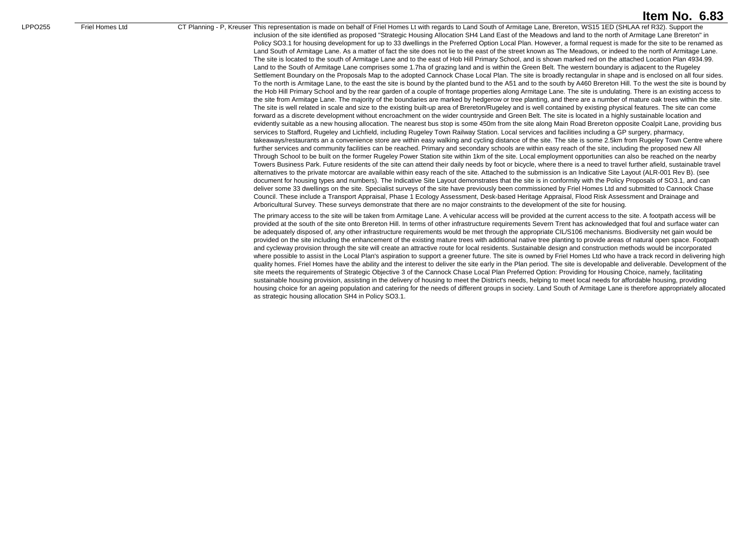**Item No. 6.83**

| | | | |
|---|---|---|---|
| LPPO255 | Friel Homes Ltd | CT Planning - P, Kreuser | This representation is made on behalf of Friel Homes Lt with regards to Land South of Armitage Lane, Brereton, WS15 1ED (SHLAA ref R32). Support the inclusion of the site identified as proposed "Strategic Housing Allocation SH4 Land East of the Meadows and land to the north of Armitage Lane Brereton" in Policy SO3.1 for housing development for up to 33 dwellings in the Preferred Option Local Plan. However, a formal request is made for the site to be renamed as Land South of Armitage Lane. As a matter of fact the site does not lie to the east of the street known as The Meadows, or indeed to the north of Armitage Lane. The site is located to the south of Armitage Lane and to the east of Hob Hill Primary School, and is shown marked red on the attached Location Plan 4934.99. Land to the South of Armitage Lane comprises some 1.7ha of grazing land and is within the Green Belt. The western boundary is adjacent to the Rugeley Settlement Boundary on the Proposals Map to the adopted Cannock Chase Local Plan. The site is broadly rectangular in shape and is enclosed on all four sides. To the north is Armitage Lane, to the east the site is bound by the planted bund to the A51 and to the south by A460 Brereton Hill. To the west the site is bound by the Hob Hill Primary School and by the rear garden of a couple of frontage properties along Armitage Lane. The site is undulating. There is an existing access to the site from Armitage Lane. The majority of the boundaries are marked by hedgerow or tree planting, and there are a number of mature oak trees within the site. The site is well related in scale and size to the existing built-up area of Brereton/Rugeley and is well contained by existing physical features. The site can come forward as a discrete development without encroachment on the wider countryside and Green Belt. The site is located in a highly sustainable location and evidently suitable as a new housing allocation. The nearest bus stop is some 450m from the site along Main Road Brereton opposite Coalpit Lane, providing bus services to Stafford, Rugeley and Lichfield, including Rugeley Town Railway Station. Local services and facilities including a GP surgery, pharmacy, takeaways/restaurants an a convenience store are within easy walking and cycling distance of the site. The site is some 2.5km from Rugeley Town Centre where further services and community facilities can be reached. Primary and secondary schools are within easy reach of the site, including the proposed new All Through School to be built on the former Rugeley Power Station site within 1km of the site. Local employment opportunities can also be reached on the nearby Towers Business Park. Future residents of the site can attend their daily needs by foot or bicycle, where there is a need to travel further afield, sustainable travel alternatives to the private motorcar are available within easy reach of the site. Attached to the submission is an Indicative Site Layout (ALR-001 Rev B). (see document for housing types and numbers). The Indicative Site Layout demonstrates that the site is in conformity with the Policy Proposals of SO3.1, and can deliver some 33 dwellings on the site. Specialist surveys of the site have previously been commissioned by Friel Homes Ltd and submitted to Cannock Chase Council. These include a Transport Appraisal, Phase 1 Ecology Assessment, Desk-based Heritage Appraisal, Flood Risk Assessment and Drainage and Arboricultural Survey. These surveys demonstrate that there are no major constraints to the development of the site for housing.<br><br>The primary access to the site will be taken from Armitage Lane. A vehicular access will be provided at the current access to the site. A footpath access will be provided at the south of the site onto Brereton Hill. In terms of other infrastructure requirements Severn Trent has acknowledged that foul and surface water can be adequately disposed of, any other infrastructure requirements would be met through the appropriate CIL/S106 mechanisms. Biodiversity net gain would be provided on the site including the enhancement of the existing mature trees with additional native tree planting to provide areas of natural open space. Footpath and cycleway provision through the site will create an attractive route for local residents. Sustainable design and construction methods would be incorporated where possible to assist in the Local Plan's aspiration to support a greener future. The site is owned by Friel Homes Ltd who have a track record in delivering high quality homes. Friel Homes have the ability and the interest to deliver the site early in the Plan period. The site is developable and deliverable. Development of the site meets the requirements of Strategic Objective 3 of the Cannock Chase Local Plan Preferred Option: Providing for Housing Choice, namely, facilitating sustainable housing provision, assisting in the delivery of housing to meet the District's needs, helping to meet local needs for affordable housing, providing housing choice for an ageing population and catering for the needs of different groups in society. Land South of Armitage Lane is therefore appropriately allocated as strategic housing allocation SH4 in Policy SO3.1. |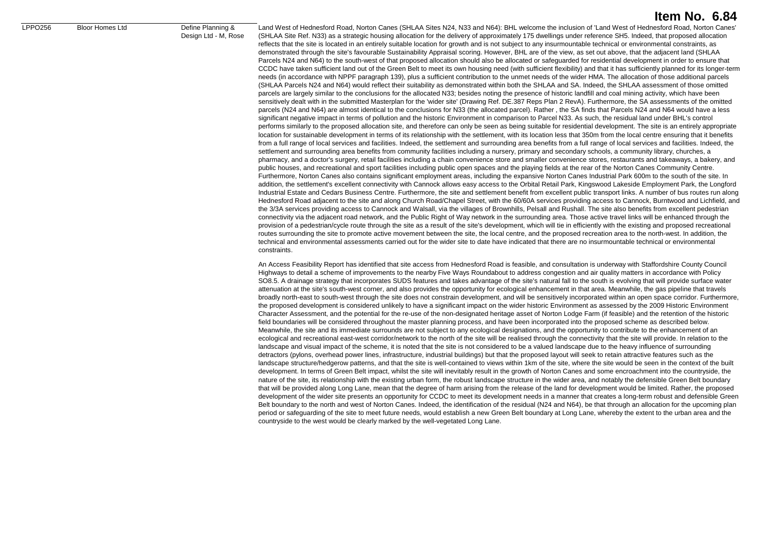**Item No. 6.84**

| | | | |
|---|---|---|---|
| LPPO256 | Bloor Homes Ltd | Define Planning & Design Ltd - M, Rose | Land West of Hednesford Road, Norton Canes (SHLAA Sites N24, N33 and N64): BHL welcome the inclusion of 'Land West of Hednesford Road, Norton Canes' (SHLAA Site Ref. N33) as a strategic housing allocation for the delivery of approximately 175 dwellings under reference SH5. Indeed, that proposed allocation reflects that the site is located in an entirely suitable location for growth and is not subject to any insurmountable technical or environmental constraints, as demonstrated through the site's favourable Sustainability Appraisal scoring. However, BHL are of the view, as set out above, that the adjacent land (SHLAA Parcels N24 and N64) to the south-west of that proposed allocation should also be allocated or safeguarded for residential development in order to ensure that CCDC have taken sufficient land out of the Green Belt to meet its own housing need (with sufficient flexibility) and that it has sufficiently planned for its longer-term needs (in accordance with NPPF paragraph 139), plus a sufficient contribution to the unmet needs of the wider HMA. The allocation of those additional parcels (SHLAA Parcels N24 and N64) would reflect their suitability as demonstrated within both the SHLAA and SA. Indeed, the SHLAA assessment of those omitted parcels are largely similar to the conclusions for the allocated N33; besides noting the presence of historic landfill and coal mining activity, which have been sensitively dealt with in the submitted Masterplan for the 'wider site' (Drawing Ref. DE.387 Reps Plan 2 RevA). Furthermore, the SA assessments of the omitted parcels (N24 and N64) are almost identical to the conclusions for N33 (the allocated parcel). Rather , the SA finds that Parcels N24 and N64 would have a less significant negative impact in terms of pollution and the historic Environment in comparison to Parcel N33. As such, the residual land under BHL's control performs similarly to the proposed allocation site, and therefore can only be seen as being suitable for residential development. The site is an entirely appropriate location for sustainable development in terms of its relationship with the settlement, with its location less that 350m from the local centre ensuring that it benefits from a full range of local services and facilities. Indeed, the settlement and surrounding area benefits from a full range of local services and facilities. Indeed, the settlement and surrounding area benefits from community facilities including a nursery, primary and secondary schools, a community library, churches, a pharmacy, and a doctor's surgery, retail facilities including a chain convenience store and smaller convenience stores, restaurants and takeaways, a bakery, and public houses, and recreational and sport facilities including public open spaces and the playing fields at the rear of the Norton Canes Community Centre. Furthermore, Norton Canes also contains significant employment areas, including the expansive Norton Canes Industrial Park 600m to the south of the site. In addition, the settlement's excellent connectivity with Cannock allows easy access to the Orbital Retail Park, Kingswood Lakeside Employment Park, the Longford Industrial Estate and Cedars Business Centre. Furthermore, the site and settlement benefit from excellent public transport links. A number of bus routes run along Hednesford Road adjacent to the site and along Church Road/Chapel Street, with the 60/60A services providing access to Cannock, Burntwood and Lichfield, and the 3/3A services providing access to Cannock and Walsall, via the villages of Brownhills, Pelsall and Rushall. The site also benefits from excellent pedestrian connectivity via the adjacent road network, and the Public Right of Way network in the surrounding area. Those active travel links will be enhanced through the provision of a pedestrian/cycle route through the site as a result of the site's development, which will tie in efficiently with the existing and proposed recreational routes surrounding the site to promote active movement between the site, the local centre, and the proposed recreation area to the north-west. In addition, the technical and environmental assessments carried out for the wider site to date have indicated that there are no insurmountable technical or environmental constraints.<br><br>An Access Feasibility Report has identified that site access from Hednesford Road is feasible, and consultation is underway with Staffordshire County Council Highways to detail a scheme of improvements to the nearby Five Ways Roundabout to address congestion and air quality matters in accordance with Policy SO8.5. A drainage strategy that incorporates SUDS features and takes advantage of the site's natural fall to the south is evolving that will provide surface water attenuation at the site's south-west corner, and also provides the opportunity for ecological enhancement in that area. Meanwhile, the gas pipeline that travels broadly north-east to south-west through the site does not constrain development, and will be sensitively incorporated within an open space corridor. Furthermore, the proposed development is considered unlikely to have a significant impact on the wider historic Environment as assessed by the 2009 Historic Environment Character Assessment, and the potential for the re-use of the non-designated heritage asset of Norton Lodge Farm (if feasible) and the retention of the historic field boundaries will be considered throughout the master planning process, and have been incorporated into the proposed scheme as described below. Meanwhile, the site and its immediate surrounds are not subject to any ecological designations, and the opportunity to contribute to the enhancement of an ecological and recreational east-west corridor/network to the north of the site will be realised through the connectivity that the site will provide. In relation to the landscape and visual impact of the scheme, it is noted that the site is not considered to be a valued landscape due to the heavy influence of surrounding detractors (pylons, overhead power lines, infrastructure, industrial buildings) but that the proposed layout will seek to retain attractive features such as the landscape structure/hedgerow patterns, and that the site is well-contained to views within 1km of the site, where the site would be seen in the context of the built development. In terms of Green Belt impact, whilst the site will inevitably result in the growth of Norton Canes and some encroachment into the countryside, the nature of the site, its relationship with the existing urban form, the robust landscape structure in the wider area, and notably the defensible Green Belt boundary that will be provided along Long Lane, mean that the degree of harm arising from the release of the land for development would be limited. Rather, the proposed development of the wider site presents an opportunity for CCDC to meet its development needs in a manner that creates a long-term robust and defensible Green Belt boundary to the north and west of Norton Canes. Indeed, the identification of the residual (N24 and N64), be that through an allocation for the upcoming plan period or safeguarding of the site to meet future needs, would establish a new Green Belt boundary at Long Lane, whereby the extent to the urban area and the countryside to the west would be clearly marked by the well-vegetated Long Lane. |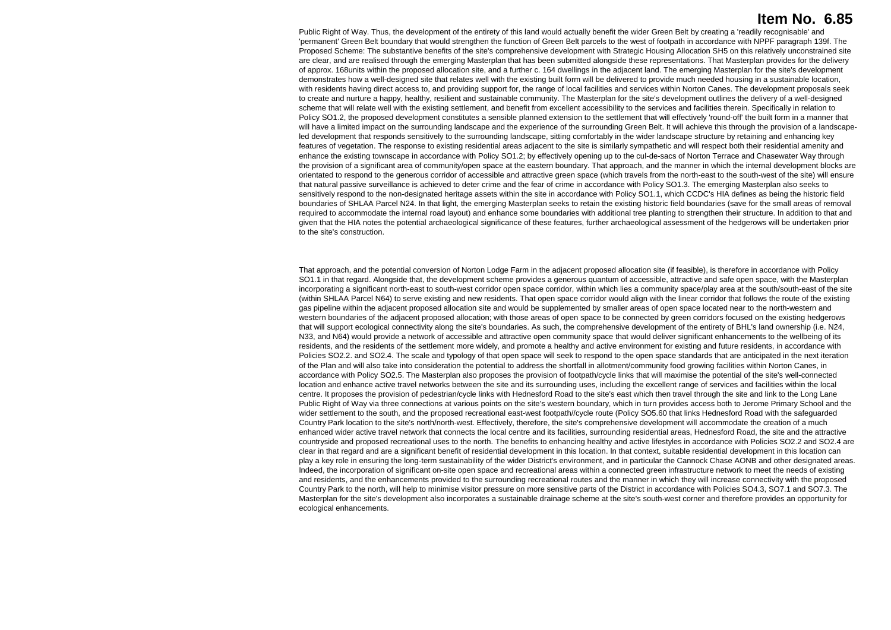Public Right of Way. Thus, the development of the entirety of this land would actually benefit the wider Green Belt by creating a 'readily recognisable' and 'permanent' Green Belt boundary that would strengthen the function of Green Belt parcels to the west of footpath in accordance with NPPF paragraph 139f. The Proposed Scheme: The substantive benefits of the site's comprehensive development with Strategic Housing Allocation SH5 on this relatively unconstrained site are clear, and are realised through the emerging Masterplan that has been submitted alongside these representations. That Masterplan provides for the delivery of approx. 168units within the proposed allocation site, and a further c. 164 dwellings in the adjacent land. The emerging Masterplan for the site's development demonstrates how a well-designed site that relates well with the existing built form will be delivered to provide much needed housing in a sustainable location, with residents having direct access to, and providing support for, the range of local facilities and services within Norton Canes. The development proposals seek to create and nurture a happy, healthy, resilient and sustainable community. The Masterplan for the site's development outlines the delivery of a well-designed scheme that will relate well with the existing settlement, and benefit from excellent accessibility to the services and facilities therein. Specifically in relation to Policy SO1.2, the proposed development constitutes a sensible planned extension to the settlement that will effectively 'round-off' the built form in a manner that will have a limited impact on the surrounding landscape and the experience of the surrounding Green Belt. It will achieve this through the provision of a landscape-led development that responds sensitively to the surrounding landscape, sitting comfortably in the wider landscape structure by retaining and enhancing key features of vegetation. The response to existing residential areas adjacent to the site is similarly sympathetic and will respect both their residential amenity and enhance the existing townscape in accordance with Policy SO1.2; by effectively opening up to the cul-de-sacs of Norton Terrace and Chasewater Way through the provision of a significant area of community/open space at the eastern boundary. That approach, and the manner in which the internal development blocks are orientated to respond to the generous corridor of accessible and attractive green space (which travels from the north-east to the south-west of the site) will ensure that natural passive surveillance is achieved to deter crime and the fear of crime in accordance with Policy SO1.3. The emerging Masterplan also seeks to sensitively respond to the non-designated heritage assets within the site in accordance with Policy SO1.1, which CCDC's HIA defines as being the historic field boundaries of SHLAA Parcel N24. In that light, the emerging Masterplan seeks to retain the existing historic field boundaries (save for the small areas of removal required to accommodate the internal road layout) and enhance some boundaries with additional tree planting to strengthen their structure. In addition to that and given that the HIA notes the potential archaeological significance of these features, further archaeological assessment of the hedgerows will be undertaken prior to the site's construction.

That approach, and the potential conversion of Norton Lodge Farm in the adjacent proposed allocation site (if feasible), is therefore in accordance with Policy SO1.1 in that regard. Alongside that, the development scheme provides a generous quantum of accessible, attractive and safe open space, with the Masterplan incorporating a significant north-east to south-west corridor open space corridor, within which lies a community space/play area at the south/south-east of the site (within SHLAA Parcel N64) to serve existing and new residents. That open space corridor would align with the linear corridor that follows the route of the existing gas pipeline within the adjacent proposed allocation site and would be supplemented by smaller areas of open space located near to the north-western and western boundaries of the adjacent proposed allocation; with those areas of open space to be connected by green corridors focused on the existing hedgerows that will support ecological connectivity along the site's boundaries. As such, the comprehensive development of the entirety of BHL's land ownership (i.e. N24, N33, and N64) would provide a network of accessible and attractive open community space that would deliver significant enhancements to the wellbeing of its residents, and the residents of the settlement more widely, and promote a healthy and active environment for existing and future residents, in accordance with Policies SO2.2. and SO2.4. The scale and typology of that open space will seek to respond to the open space standards that are anticipated in the next iteration of the Plan and will also take into consideration the potential to address the shortfall in allotment/community food growing facilities within Norton Canes, in accordance with Policy SO2.5. The Masterplan also proposes the provision of footpath/cycle links that will maximise the potential of the site's well-connected location and enhance active travel networks between the site and its surrounding uses, including the excellent range of services and facilities within the local centre. It proposes the provision of pedestrian/cycle links with Hednesford Road to the site's east which then travel through the site and link to the Long Lane Public Right of Way via three connections at various points on the site's western boundary, which in turn provides access both to Jerome Primary School and the wider settlement to the south, and the proposed recreational east-west footpath//cycle route (Policy SO5.60 that links Hednesford Road with the safeguarded Country Park location to the site's north/north-west. Effectively, therefore, the site's comprehensive development will accommodate the creation of a much enhanced wider active travel network that connects the local centre and its facilities, surrounding residential areas, Hednesford Road, the site and the attractive countryside and proposed recreational uses to the north. The benefits to enhancing healthy and active lifestyles in accordance with Policies SO2.2 and SO2.4 are clear in that regard and are a significant benefit of residential development in this location. In that context, suitable residential development in this location can play a key role in ensuring the long-term sustainability of the wider District's environment, and in particular the Cannock Chase AONB and other designated areas. Indeed, the incorporation of significant on-site open space and recreational areas within a connected green infrastructure network to meet the needs of existing and residents, and the enhancements provided to the surrounding recreational routes and the manner in which they will increase connectivity with the proposed Country Park to the north, will help to minimise visitor pressure on more sensitive parts of the District in accordance with Policies SO4.3, SO7.1 and SO7.3. The Masterplan for the site's development also incorporates a sustainable drainage scheme at the site's south-west corner and therefore provides an opportunity for ecological enhancements.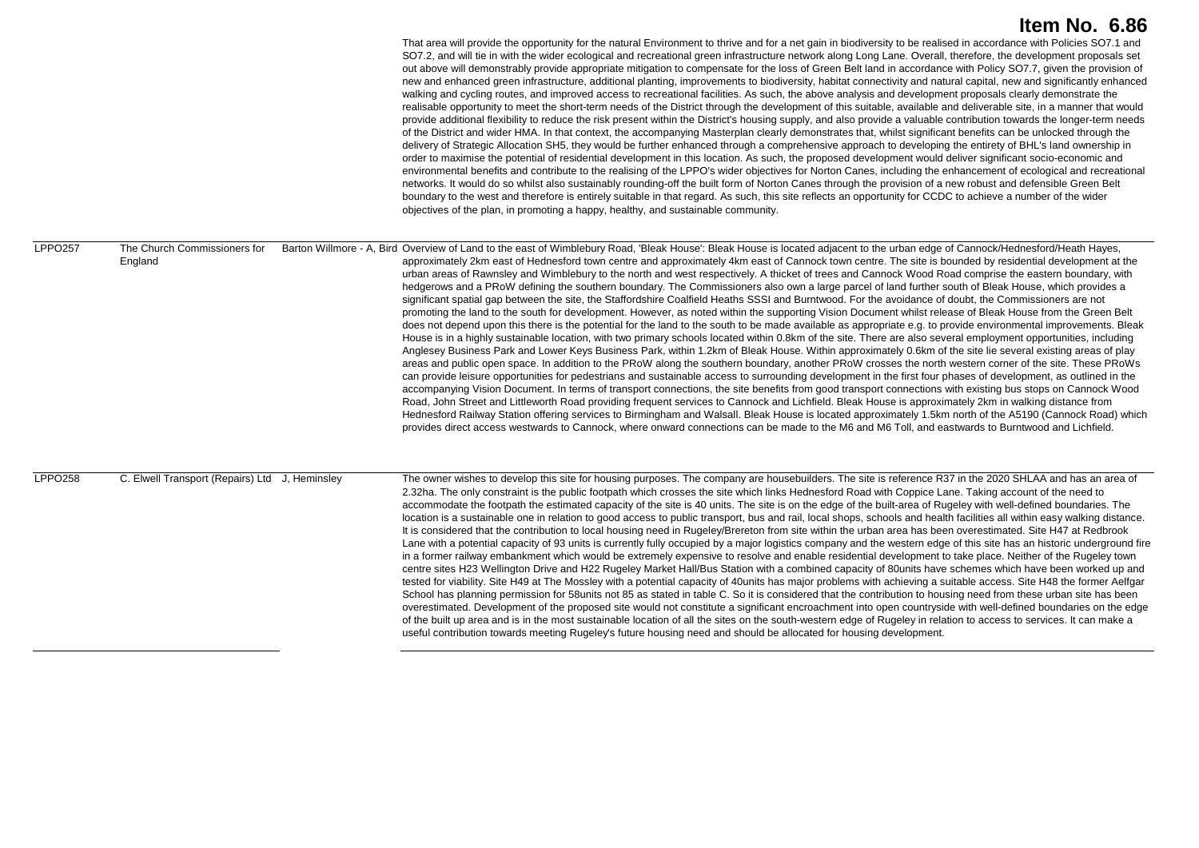# Item No. 6.86

| | | | |
|---|---|---|---|
| | | | That area will provide the opportunity for the natural Environment to thrive and for a net gain in biodiversity to be realised in accordance with Policies SO7.1 and SO7.2, and will tie in with the wider ecological and recreational green infrastructure network along Long Lane. Overall, therefore, the development proposals set out above will demonstrably provide appropriate mitigation to compensate for the loss of Green Belt land in accordance with Policy SO7.7, given the provision of new and enhanced green infrastructure, additional planting, improvements to biodiversity, habitat connectivity and natural capital, new and significantly enhanced walking and cycling routes, and improved access to recreational facilities. As such, the above analysis and development proposals clearly demonstrate the realisable opportunity to meet the short-term needs of the District through the development of this suitable, available and deliverable site, in a manner that would provide additional flexibility to reduce the risk present within the District's housing supply, and also provide a valuable contribution towards the longer-term needs of the District and wider HMA. In that context, the accompanying Masterplan clearly demonstrates that, whilst significant benefits can be unlocked through the delivery of Strategic Allocation SH5, they would be further enhanced through a comprehensive approach to developing the entirety of BHL's land ownership in order to maximise the potential of residential development in this location. As such, the proposed development would deliver significant socio-economic and environmental benefits and contribute to the realising of the LPPO's wider objectives for Norton Canes, including the enhancement of ecological and recreational networks. It would do so whilst also sustainably rounding-off the built form of Norton Canes through the provision of a new robust and defensible Green Belt boundary to the west and therefore is entirely suitable in that regard. As such, this site reflects an opportunity for CCDC to achieve a number of the wider objectives of the plan, in promoting a happy, healthy, and sustainable community. |
| LPPO257 | The Church Commissioners for England | Barton Willmore - A, Bird | Overview of Land to the east of Wimblebury Road, 'Bleak House': Bleak House is located adjacent to the urban edge of Cannock/Hednesford/Heath Hayes, approximately 2km east of Hednesford town centre and approximately 4km east of Cannock town centre. The site is bounded by residential development at the urban areas of Rawnsley and Wimblebury to the north and west respectively. A thicket of trees and Cannock Wood Road comprise the eastern boundary, with hedgerows and a PRoW defining the southern boundary. The Commissioners also own a large parcel of land further south of Bleak House, which provides a significant spatial gap between the site, the Staffordshire Coalfield Heaths SSSI and Burntwood. For the avoidance of doubt, the Commissioners are not promoting the land to the south for development. However, as noted within the supporting Vision Document whilst release of Bleak House from the Green Belt does not depend upon this there is the potential for the land to the south to be made available as appropriate e.g. to provide environmental improvements. Bleak House is in a highly sustainable location, with two primary schools located within 0.8km of the site. There are also several employment opportunities, including Anglesey Business Park and Lower Keys Business Park, within 1.2km of Bleak House. Within approximately 0.6km of the site lie several existing areas of play areas and public open space. In addition to the PRoW along the southern boundary, another PRoW crosses the north western corner of the site. These PRoWs can provide leisure opportunities for pedestrians and sustainable access to surrounding development in the first four phases of development, as outlined in the accompanying Vision Document. In terms of transport connections, the site benefits from good transport connections with existing bus stops on Cannock Wood Road, John Street and Littleworth Road providing frequent services to Cannock and Lichfield. Bleak House is approximately 2km in walking distance from Hednesford Railway Station offering services to Birmingham and Walsall. Bleak House is located approximately 1.5km north of the A5190 (Cannock Road) which provides direct access westwards to Cannock, where onward connections can be made to the M6 and M6 Toll, and eastwards to Burntwood and Lichfield. |
| LPPO258 | C. Elwell Transport (Repairs) Ltd | J, Heminsley | The owner wishes to develop this site for housing purposes. The company are housebuilders. The site is reference R37 in the 2020 SHLAA and has an area of 2.32ha. The only constraint is the public footpath which crosses the site which links Hednesford Road with Coppice Lane. Taking account of the need to accommodate the footpath the estimated capacity of the site is 40 units. The site is on the edge of the built-area of Rugeley with well-defined boundaries. The location is a sustainable one in relation to good access to public transport, bus and rail, local shops, schools and health facilities all within easy walking distance. It is considered that the contribution to local housing need in Rugeley/Brereton from site within the urban area has been overestimated. Site H47 at Redbrook Lane with a potential capacity of 93 units is currently fully occupied by a major logistics company and the western edge of this site has an historic underground fire in a former railway embankment which would be extremely expensive to resolve and enable residential development to take place. Neither of the Rugeley town centre sites H23 Wellington Drive and H22 Rugeley Market Hall/Bus Station with a combined capacity of 80units have schemes which have been worked up and tested for viability. Site H49 at The Mossley with a potential capacity of 40units has major problems with achieving a suitable access. Site H48 the former Aelfgar School has planning permission for 58units not 85 as stated in table C. So it is considered that the contribution to housing need from these urban site has been overestimated. Development of the proposed site would not constitute a significant encroachment into open countryside with well-defined boundaries on the edge of the built up area and is in the most sustainable location of all the sites on the south-western edge of Rugeley in relation to access to services. It can make a useful contribution towards meeting Rugeley's future housing need and should be allocated for housing development. |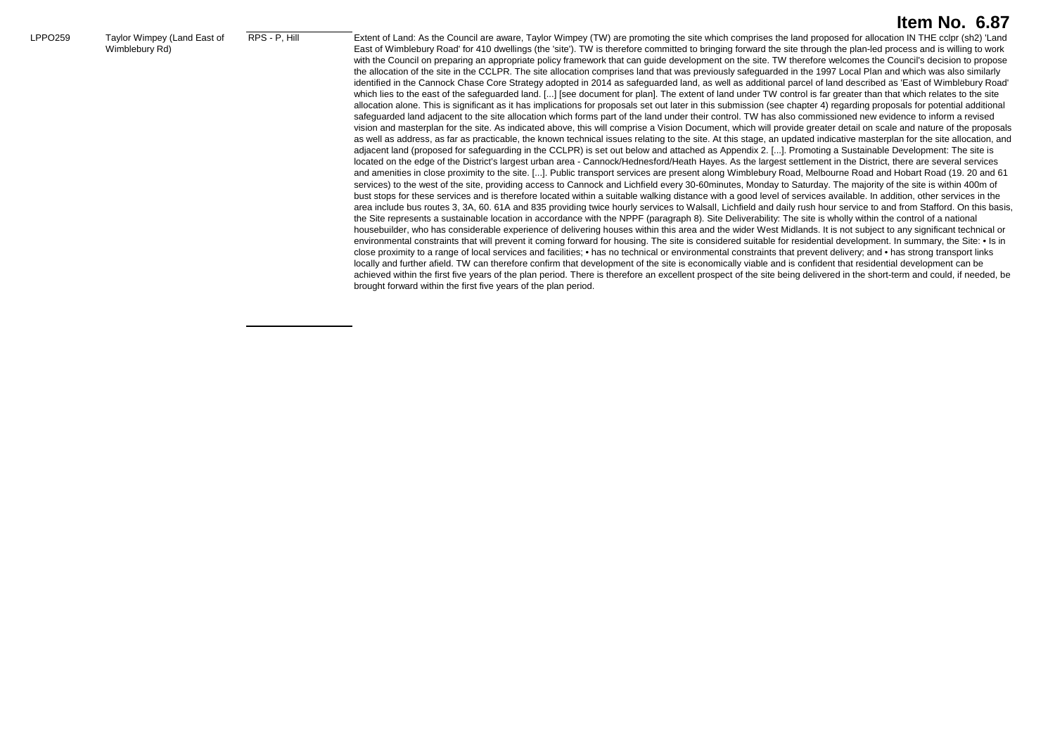# Item No. 6.87

| | | | |
|---|---|---|---|
| LPPO259 | Taylor Wimpey (Land East of Wimblebury Rd) | RPS - P, Hill | Extent of Land: As the Council are aware, Taylor Wimpey (TW) are promoting the site which comprises the land proposed for allocation IN THE cclpr (sh2) 'Land East of Wimblebury Road' for 410 dwellings (the 'site'). TW is therefore committed to bringing forward the site through the plan-led process and is willing to work with the Council on preparing an appropriate policy framework that can guide development on the site. TW therefore welcomes the Council's decision to propose the allocation of the site in the CCLPR. The site allocation comprises land that was previously safeguarded in the 1997 Local Plan and which was also similarly identified in the Cannock Chase Core Strategy adopted in 2014 as safeguarded land, as well as additional parcel of land described as 'East of Wimblebury Road' which lies to the east of the safeguarded land. [...] [see document for plan]. The extent of land under TW control is far greater than that which relates to the site allocation alone. This is significant as it has implications for proposals set out later in this submission (see chapter 4) regarding proposals for potential additional safeguarded land adjacent to the site allocation which forms part of the land under their control. TW has also commissioned new evidence to inform a revised vision and masterplan for the site. As indicated above, this will comprise a Vision Document, which will provide greater detail on scale and nature of the proposals as well as address, as far as practicable, the known technical issues relating to the site. At this stage, an updated indicative masterplan for the site allocation, and adjacent land (proposed for safeguarding in the CCLPR) is set out below and attached as Appendix 2. [...]. Promoting a Sustainable Development: The site is located on the edge of the District's largest urban area - Cannock/Hednesford/Heath Hayes. As the largest settlement in the District, there are several services and amenities in close proximity to the site. [...]. Public transport services are present along Wimblebury Road, Melbourne Road and Hobart Road (19. 20 and 61 services) to the west of the site, providing access to Cannock and Lichfield every 30-60minutes, Monday to Saturday. The majority of the site is within 400m of bust stops for these services and is therefore located within a suitable walking distance with a good level of services available. In addition, other services in the area include bus routes 3, 3A, 60. 61A and 835 providing twice hourly services to Walsall, Lichfield and daily rush hour service to and from Stafford. On this basis, the Site represents a sustainable location in accordance with the NPPF (paragraph 8). Site Deliverability: The site is wholly within the control of a national housebuilder, who has considerable experience of delivering houses within this area and the wider West Midlands. It is not subject to any significant technical or environmental constraints that will prevent it coming forward for housing. The site is considered suitable for residential development. In summary, the Site: • Is in close proximity to a range of local services and facilities; • has no technical or environmental constraints that prevent delivery; and • has strong transport links locally and further afield. TW can therefore confirm that development of the site is economically viable and is confident that residential development can be achieved within the first five years of the plan period. There is therefore an excellent prospect of the site being delivered in the short-term and could, if needed, be brought forward within the first five years of the plan period. |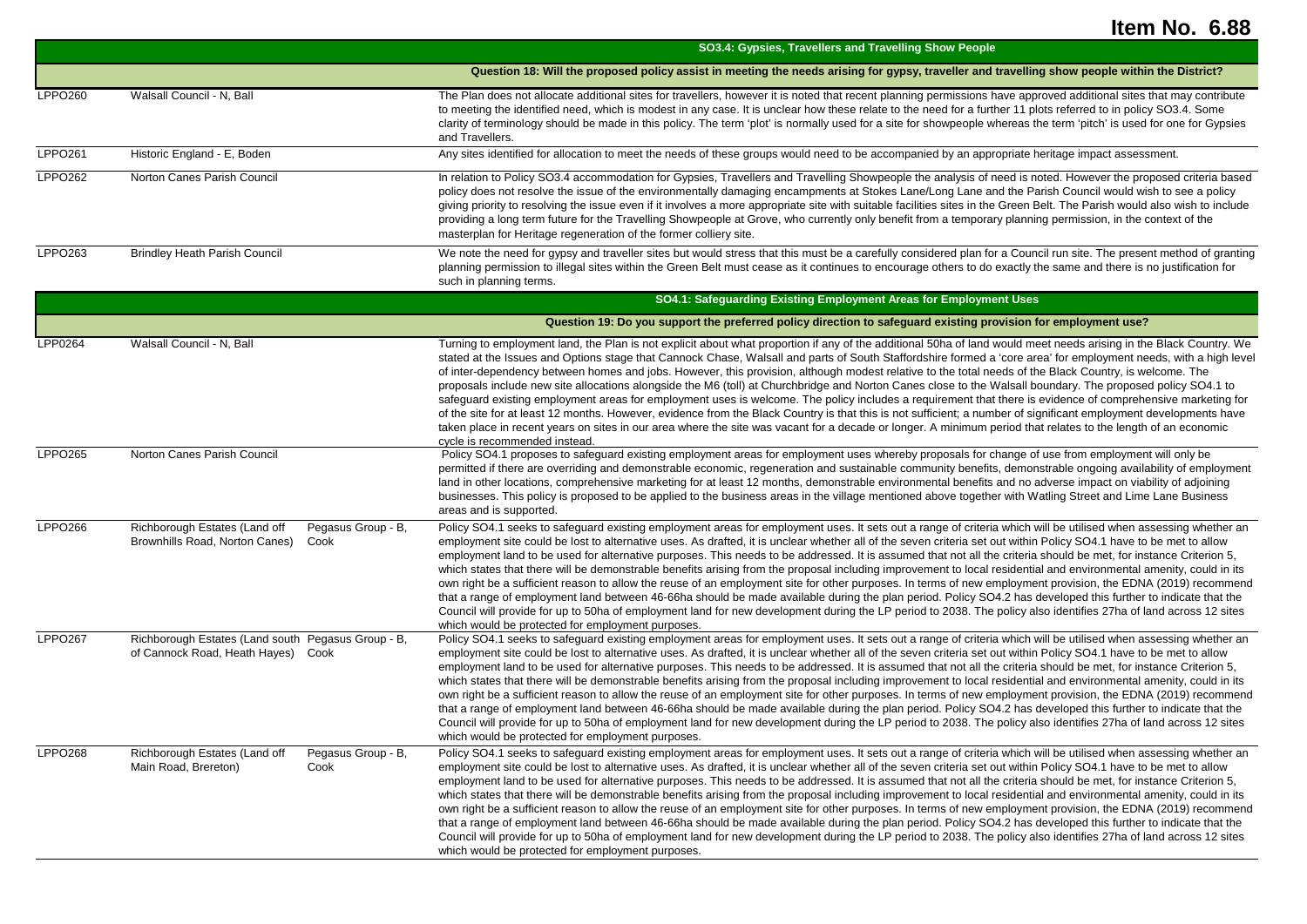# Item No. 6.88

| | | | SO3.4: Gypsies, Travellers and Travelling Show People |
|---|---|---|---|
| | | | **Question 18: Will the proposed policy assist in meeting the needs arising for gypsy, traveller and travelling show people within the District?** |
| LPPO260 | Walsall Council - N, Ball | | The Plan does not allocate additional sites for travellers, however it is noted that recent planning permissions have approved additional sites that may contribute to meeting the identified need, which is modest in any case. It is unclear how these relate to the need for a further 11 plots referred to in policy SO3.4. Some clarity of terminology should be made in this policy. The term 'plot' is normally used for a site for showpeople whereas the term 'pitch' is used for one for Gypsies and Travellers. |
| LPPO261 | Historic England - E, Boden | | Any sites identified for allocation to meet the needs of these groups would need to be accompanied by an appropriate heritage impact assessment. |
| LPPO262 | Norton Canes Parish Council | | In relation to Policy SO3.4 accommodation for Gypsies, Travellers and Travelling Showpeople the analysis of need is noted. However the proposed criteria based policy does not resolve the issue of the environmentally damaging encampments at Stokes Lane/Long Lane and the Parish Council would wish to see a policy giving priority to resolving the issue even if it involves a more appropriate site with suitable facilities sites in the Green Belt. The Parish would also wish to include providing a long term future for the Travelling Showpeople at Grove, who currently only benefit from a temporary planning permission, in the context of the masterplan for Heritage regeneration of the former colliery site. |
| LPPO263 | Brindley Heath Parish Council | | We note the need for gypsy and traveller sites but would stress that this must be a carefully considered plan for a Council run site. The present method of granting planning permission to illegal sites within the Green Belt must cease as it continues to encourage others to do exactly the same and there is no justification for such in planning terms. |
| | | | **SO4.1: Safeguarding Existing Employment Areas for Employment Uses** |
| | | | **Question 19: Do you support the preferred policy direction to safeguard existing provision for employment use?** |
| LPP0264 | Walsall Council - N, Ball | | Turning to employment land, the Plan is not explicit about what proportion if any of the additional 50ha of land would meet needs arising in the Black Country. We stated at the Issues and Options stage that Cannock Chase, Walsall and parts of South Staffordshire formed a 'core area' for employment needs, with a high level of inter-dependency between homes and jobs. However, this provision, although modest relative to the total needs of the Black Country, is welcome. The proposals include new site allocations alongside the M6 (toll) at Churchbridge and Norton Canes close to the Walsall boundary. The proposed policy SO4.1 to safeguard existing employment areas for employment uses is welcome. The policy includes a requirement that there is evidence of comprehensive marketing for of the site for at least 12 months. However, evidence from the Black Country is that this is not sufficient; a number of significant employment developments have taken place in recent years on sites in our area where the site was vacant for a decade or longer. A minimum period that relates to the length of an economic cycle is recommended instead. |
| LPPO265 | Norton Canes Parish Council | | Policy SO4.1 proposes to safeguard existing employment areas for employment uses whereby proposals for change of use from employment will only be permitted if there are overriding and demonstrable economic, regeneration and sustainable community benefits, demonstrable ongoing availability of employment land in other locations, comprehensive marketing for at least 12 months, demonstrable environmental benefits and no adverse impact on viability of adjoining businesses. This policy is proposed to be applied to the business areas in the village mentioned above together with Watling Street and Lime Lane Business areas and is supported. |
| LPPO266 | Richborough Estates (Land off Brownhills Road, Norton Canes) | Pegasus Group - B, Cook | Policy SO4.1 seeks to safeguard existing employment areas for employment uses. It sets out a range of criteria which will be utilised when assessing whether an employment site could be lost to alternative uses. As drafted, it is unclear whether all of the seven criteria set out within Policy SO4.1 have to be met to allow employment land to be used for alternative purposes. This needs to be addressed. It is assumed that not all the criteria should be met, for instance Criterion 5, which states that there will be demonstrable benefits arising from the proposal including improvement to local residential and environmental amenity, could in its own right be a sufficient reason to allow the reuse of an employment site for other purposes. In terms of new employment provision, the EDNA (2019) recommend that a range of employment land between 46-66ha should be made available during the plan period. Policy SO4.2 has developed this further to indicate that the Council will provide for up to 50ha of employment land for new development during the LP period to 2038. The policy also identifies 27ha of land across 12 sites which would be protected for employment purposes. |
| LPPO267 | Richborough Estates (Land south of Cannock Road, Heath Hayes) | Pegasus Group - B, Cook | Policy SO4.1 seeks to safeguard existing employment areas for employment uses. It sets out a range of criteria which will be utilised when assessing whether an employment site could be lost to alternative uses. As drafted, it is unclear whether all of the seven criteria set out within Policy SO4.1 have to be met to allow employment land to be used for alternative purposes. This needs to be addressed. It is assumed that not all the criteria should be met, for instance Criterion 5, which states that there will be demonstrable benefits arising from the proposal including improvement to local residential and environmental amenity, could in its own right be a sufficient reason to allow the reuse of an employment site for other purposes. In terms of new employment provision, the EDNA (2019) recommend that a range of employment land between 46-66ha should be made available during the plan period. Policy SO4.2 has developed this further to indicate that the Council will provide for up to 50ha of employment land for new development during the LP period to 2038. The policy also identifies 27ha of land across 12 sites which would be protected for employment purposes. |
| LPPO268 | Richborough Estates (Land off Main Road, Brereton) | Pegasus Group - B, Cook | Policy SO4.1 seeks to safeguard existing employment areas for employment uses. It sets out a range of criteria which will be utilised when assessing whether an employment site could be lost to alternative uses. As drafted, it is unclear whether all of the seven criteria set out within Policy SO4.1 have to be met to allow employment land to be used for alternative purposes. This needs to be addressed. It is assumed that not all the criteria should be met, for instance Criterion 5, which states that there will be demonstrable benefits arising from the proposal including improvement to local residential and environmental amenity, could in its own right be a sufficient reason to allow the reuse of an employment site for other purposes. In terms of new employment provision, the EDNA (2019) recommend that a range of employment land between 46-66ha should be made available during the plan period. Policy SO4.2 has developed this further to indicate that the Council will provide for up to 50ha of employment land for new development during the LP period to 2038. The policy also identifies 27ha of land across 12 sites which would be protected for employment purposes. |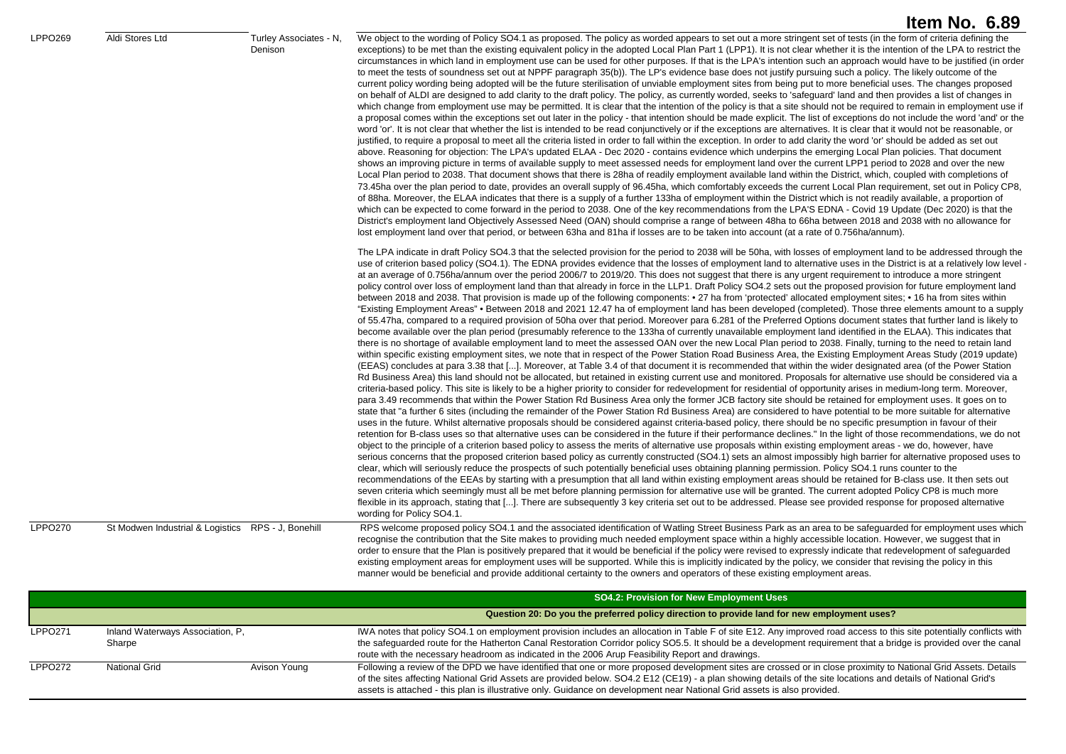**Item No. 6.89**

| | | | |
|---|---|---|---|
| LPPO269 | Aldi Stores Ltd | Turley Associates - N, Denison | We object to the wording of Policy SO4.1 as proposed. The policy as worded appears to set out a more stringent set of tests (in the form of criteria defining the exceptions) to be met than the existing equivalent policy in the adopted Local Plan Part 1 (LPP1). It is not clear whether it is the intention of the LPA to restrict the circumstances in which land in employment use can be used for other purposes. If that is the LPA's intention such an approach would have to be justified (in order to meet the tests of soundness set out at NPPF paragraph 35(b)). The LP's evidence base does not justify pursuing such a policy. The likely outcome of the current policy wording being adopted will be the future sterilisation of unviable employment sites from being put to more beneficial uses. The changes proposed on behalf of ALDI are designed to add clarity to the draft policy. The policy, as currently worded, seeks to 'safeguard' land and then provides a list of changes in which change from employment use may be permitted. It is clear that the intention of the policy is that a site should not be required to remain in employment use if a proposal comes within the exceptions set out later in the policy - that intention should be made explicit. The list of exceptions do not include the word 'and' or the word 'or'. It is not clear that whether the list is intended to be read conjunctively or if the exceptions are alternatives. It is clear that it would not be reasonable, or justified, to require a proposal to meet all the criteria listed in order to fall within the exception. In order to add clarity the word 'or' should be added as set out above. Reasoning for objection: The LPA's updated ELAA - Dec 2020 - contains evidence which underpins the emerging Local Plan policies. That document shows an improving picture in terms of available supply to meet assessed needs for employment land over the current LPP1 period to 2028 and over the new Local Plan period to 2038. That document shows that there is 28ha of readily employment available land within the District, which, coupled with completions of 73.45ha over the plan period to date, provides an overall supply of 96.45ha, which comfortably exceeds the current Local Plan requirement, set out in Policy CP8, of 88ha. Moreover, the ELAA indicates that there is a supply of a further 133ha of employment within the District which is not readily available, a proportion of which can be expected to come forward in the period to 2038. One of the key recommendations from the LPA'S EDNA - Covid 19 Update (Dec 2020) is that the District's employment land Objectively Assessed Need (OAN) should comprise a range of between 48ha to 66ha between 2018 and 2038 with no allowance for lost employment land over that period, or between 63ha and 81ha if losses are to be taken into account (at a rate of 0.756ha/annum).<br><br>The LPA indicate in draft Policy SO4.3 that the selected provision for the period to 2038 will be 50ha, with losses of employment land to be addressed through the use of criterion based policy (SO4.1). The EDNA provides evidence that the losses of employment land to alternative uses in the District is at a relatively low level - at an average of 0.756ha/annum over the period 2006/7 to 2019/20. This does not suggest that there is any urgent requirement to introduce a more stringent policy control over loss of employment land than that already in force in the LLP1. Draft Policy SO4.2 sets out the proposed provision for future employment land between 2018 and 2038. That provision is made up of the following components: • 27 ha from 'protected' allocated employment sites; • 16 ha from sites within "Existing Employment Areas" • Between 2018 and 2021 12.47 ha of employment land has been developed (completed). Those three elements amount to a supply of 55.47ha, compared to a required provision of 50ha over that period. Moreover para 6.281 of the Preferred Options document states that further land is likely to become available over the plan period (presumably reference to the 133ha of currently unavailable employment land identified in the ELAA). This indicates that there is no shortage of available employment land to meet the assessed OAN over the new Local Plan period to 2038. Finally, turning to the need to retain land within specific existing employment sites, we note that in respect of the Power Station Road Business Area, the Existing Employment Areas Study (2019 update) (EEAS) concludes at para 3.38 that [...]. Moreover, at Table 3.4 of that document it is recommended that within the wider designated area (of the Power Station Rd Business Area) this land should not be allocated, but retained in existing current use and monitored. Proposals for alternative use should be considered via a criteria-based policy. This site is likely to be a higher priority to consider for redevelopment for residential of opportunity arises in medium-long term. Moreover, para 3.49 recommends that within the Power Station Rd Business Area only the former JCB factory site should be retained for employment uses. It goes on to state that "a further 6 sites (including the remainder of the Power Station Rd Business Area) are considered to have potential to be more suitable for alternative uses in the future. Whilst alternative proposals should be considered against criteria-based policy, there should be no specific presumption in favour of their retention for B-class uses so that alternative uses can be considered in the future if their performance declines." In the light of those recommendations, we do not object to the principle of a criterion based policy to assess the merits of alternative use proposals within existing employment areas - we do, however, have serious concerns that the proposed criterion based policy as currently constructed (SO4.1) sets an almost impossibly high barrier for alternative proposed uses to clear, which will seriously reduce the prospects of such potentially beneficial uses obtaining planning permission. Policy SO4.1 runs counter to the recommendations of the EEAs by starting with a presumption that all land within existing employment areas should be retained for B-class use. It then sets out seven criteria which seemingly must all be met before planning permission for alternative use will be granted. The current adopted Policy CP8 is much more flexible in its approach, stating that [...]. There are subsequently 3 key criteria set out to be addressed. Please see provided response for proposed alternative wording for Policy SO4.1. |
| LPPO270 | St Modwen Industrial & Logistics | RPS - J, Bonehill | RPS welcome proposed policy SO4.1 and the associated identification of Watling Street Business Park as an area to be safeguarded for employment uses which recognise the contribution that the Site makes to providing much needed employment space within a highly accessible location. However, we suggest that in order to ensure that the Plan is positively prepared that it would be beneficial if the policy were revised to expressly indicate that redevelopment of safeguarded existing employment areas for employment uses will be supported. While this is implicitly indicated by the policy, we consider that revising the policy in this manner would be beneficial and provide additional certainty to the owners and operators of these existing employment areas. |
| | | | **SO4.2: Provision for New Employment Uses** |
| | | | **Question 20: Do you the preferred policy direction to provide land for new employment uses?** |
| LPPO271 | Inland Waterways Association, P, Sharpe | | IWA notes that policy SO4.1 on employment provision includes an allocation in Table F of site E12. Any improved road access to this site potentially conflicts with the safeguarded route for the Hatherton Canal Restoration Corridor policy SO5.5. It should be a development requirement that a bridge is provided over the canal route with the necessary headroom as indicated in the 2006 Arup Feasibility Report and drawings. |
| LPPO272 | National Grid | Avison Young | Following a review of the DPD we have identified that one or more proposed development sites are crossed or in close proximity to National Grid Assets. Details of the sites affecting National Grid Assets are provided below. SO4.2 E12 (CE19) - a plan showing details of the site locations and details of National Grid's assets is attached - this plan is illustrative only. Guidance on development near National Grid assets is also provided. |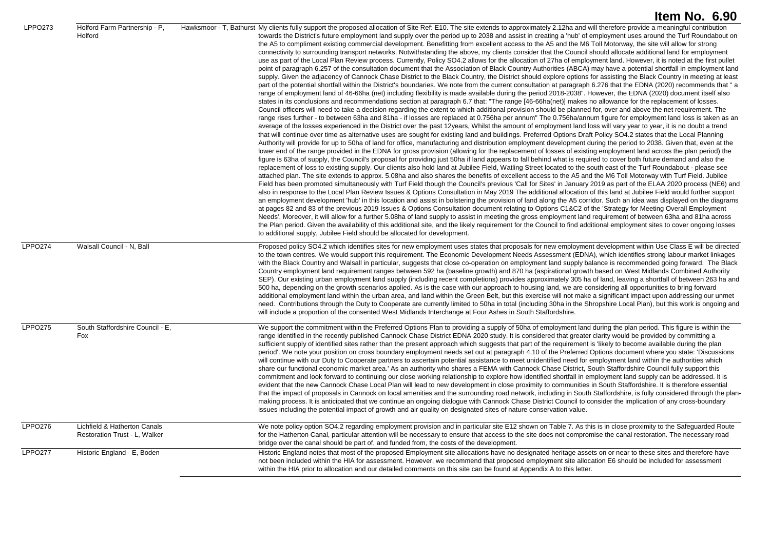# Item No. 6.90

| | | | |
|---|---|---|---|
| LPPO273 | Holford Farm Partnership - P, Holford | Hawksmoor - T, Bathurst | My clients fully support the proposed allocation of Site Ref: E10. The site extends to approximately 2.12ha and will therefore provide a meaningful contribution towards the District's future employment land supply over the period up to 2038 and assist in creating a 'hub' of employment uses around the Turf Roundabout on the A5 to compliment existing commercial development. Benefitting from excellent access to the A5 and the M6 Toll Motorway, the site will allow for strong connectivity to surrounding transport networks. Notwithstanding the above, my clients consider that the Council should allocate additional land for employment use as part of the Local Plan Review process. Currently, Policy SO4.2 allows for the allocation of 27ha of employment land. However, it is noted at the first pullet point of paragraph 6.257 of the consultation document that the Association of Black Country Authorities (ABCA) may have a potential shortfall in employment land supply. Given the adjacency of Cannock Chase District to the Black Country, the District should explore options for assisting the Black Country in meeting at least part of the potential shortfall within the District's boundaries. We note from the current consultation at paragraph 6.276 that the EDNA (2020) recommends that " a range of employment land of 46-66ha (net) including flexibility is made available during the period 2018-2038". However, the EDNA (2020) document itself also states in its conclusions and recommendations section at paragraph 6.7 that: "The range [46-66ha(net)] makes no allowance for the replacement of losses. Council officers will need to take a decision regarding the extent to which additional provision should be planned for, over and above the net requirement. The range rises further - to between 63ha and 81ha - if losses are replaced at 0.756ha per annum" The 0.756ha/annum figure for employment land loss is taken as an average of the losses experienced in the District over the past 12years, Whilst the amount of employment land loss will vary year to year, it is no doubt a trend that will continue over time as alternative uses are sought for existing land and buildings. Preferred Options Draft Policy SO4.2 states that the Local Planning Authority will provide for up to 50ha of land for office, manufacturing and distribution employment development during the period to 2038. Given that, even at the lower end of the range provided in the EDNA for gross provision (allowing for the replacement of losses of existing employment land across the plan period) the figure is 63ha of supply, the Council's proposal for providing just 50ha if land appears to fall behind what is required to cover both future demand and also the replacement of loss to existing supply. Our clients also hold land at Jubilee Field, Watling Street located to the south east of the Turf Roundabout - please see attached plan. The site extends to approx. 5.08ha and also shares the benefits of excellent access to the A5 and the M6 Toll Motorway with Turf Field. Jubilee Field has been promoted simultaneously with Turf Field though the Council's previous 'Call for Sites' in January 2019 as part of the ELAA 2020 process (NE6) and also in response to the Local Plan Review Issues & Options Consultation in May 2019 The additional allocation of this land at Jubilee Field would further support an employment development 'hub' in this location and assist in bolstering the provision of land along the A5 corridor. Such an idea was displayed on the diagrams at pages 82 and 83 of the previous 2019 Issues & Options Consultation document relating to Options C1&C2 of the 'Strategy for Meeting Overall Employment Needs'. Moreover, it will allow for a further 5.08ha of land supply to assist in meeting the gross employment land requirement of between 63ha and 81ha across the Plan period. Given the availability of this additional site, and the likely requirement for the Council to find additional employment sites to cover ongoing losses to additional supply, Jubilee Field should be allocated for development. |
| LPPO274 | Walsall Council - N, Ball | | Proposed policy SO4.2 which identifies sites for new employment uses states that proposals for new employment development within Use Class E will be directed to the town centres. We would support this requirement. The Economic Development Needs Assessment (EDNA), which identifies strong labour market linkages with the Black Country and Walsall in particular, suggests that close co-operation on employment land supply balance is recommended going forward. The Black Country employment land requirement ranges between 592 ha (baseline growth) and 870 ha (aspirational growth based on West Midlands Combined Authority SEP). Our existing urban employment land supply (including recent completions) provides approximately 305 ha of land, leaving a shortfall of between 263 ha and 500 ha, depending on the growth scenarios applied. As is the case with our approach to housing land, we are considering all opportunities to bring forward additional employment land within the urban area, and land within the Green Belt, but this exercise will not make a significant impact upon addressing our unmet need. Contributions through the Duty to Cooperate are currently limited to 50ha in total (including 30ha in the Shropshire Local Plan), but this work is ongoing and will include a proportion of the consented West Midlands Interchange at Four Ashes in South Staffordshire. |
| LPPO275 | South Staffordshire Council - E, Fox | | We support the commitment within the Preferred Options Plan to providing a supply of 50ha of employment land during the plan period. This figure is within the range identified in the recently published Cannock Chase District EDNA 2020 study. It is considered that greater clarity would be provided by committing a sufficient supply of identified sites rather than the present approach which suggests that part of the requirement is 'likely to become available during the plan period'. We note your position on cross boundary employment needs set out at paragraph 4.10 of the Preferred Options document where you state: 'Discussions will continue with our Duty to Cooperate partners to ascertain potential assistance to meet unidentified need for employment land within the authorities which share our functional economic market area.' As an authority who shares a FEMA with Cannock Chase District, South Staffordshire Council fully support this commitment and look forward to continuing our close working relationship to explore how identified shortfall in employment land supply can be addressed. It is evident that the new Cannock Chase Local Plan will lead to new development in close proximity to communities in South Staffordshire. It is therefore essential that the impact of proposals in Cannock on local amenities and the surrounding road network, including in South Staffordshire, is fully considered through the plan-making process. It is anticipated that we continue an ongoing dialogue with Cannock Chase District Council to consider the implication of any cross-boundary issues including the potential impact of growth and air quality on designated sites of nature conservation value. |
| LPPO276 | Lichfield & Hatherton Canals Restoration Trust - L, Walker | | We note policy option SO4.2 regarding employment provision and in particular site E12 shown on Table 7. As this is in close proximity to the Safeguarded Route for the Hatherton Canal, particular attention will be necessary to ensure that access to the site does not compromise the canal restoration. The necessary road bridge over the canal should be part of, and funded from, the costs of the development. |
| LPPO277 | Historic England - E, Boden | | Historic England notes that most of the proposed Employment site allocations have no designated heritage assets on or near to these sites and therefore have not been included within the HIA for assessment. However, we recommend that proposed employment site allocation E6 should be included for assessment within the HIA prior to allocation and our detailed comments on this site can be found at Appendix A to this letter. |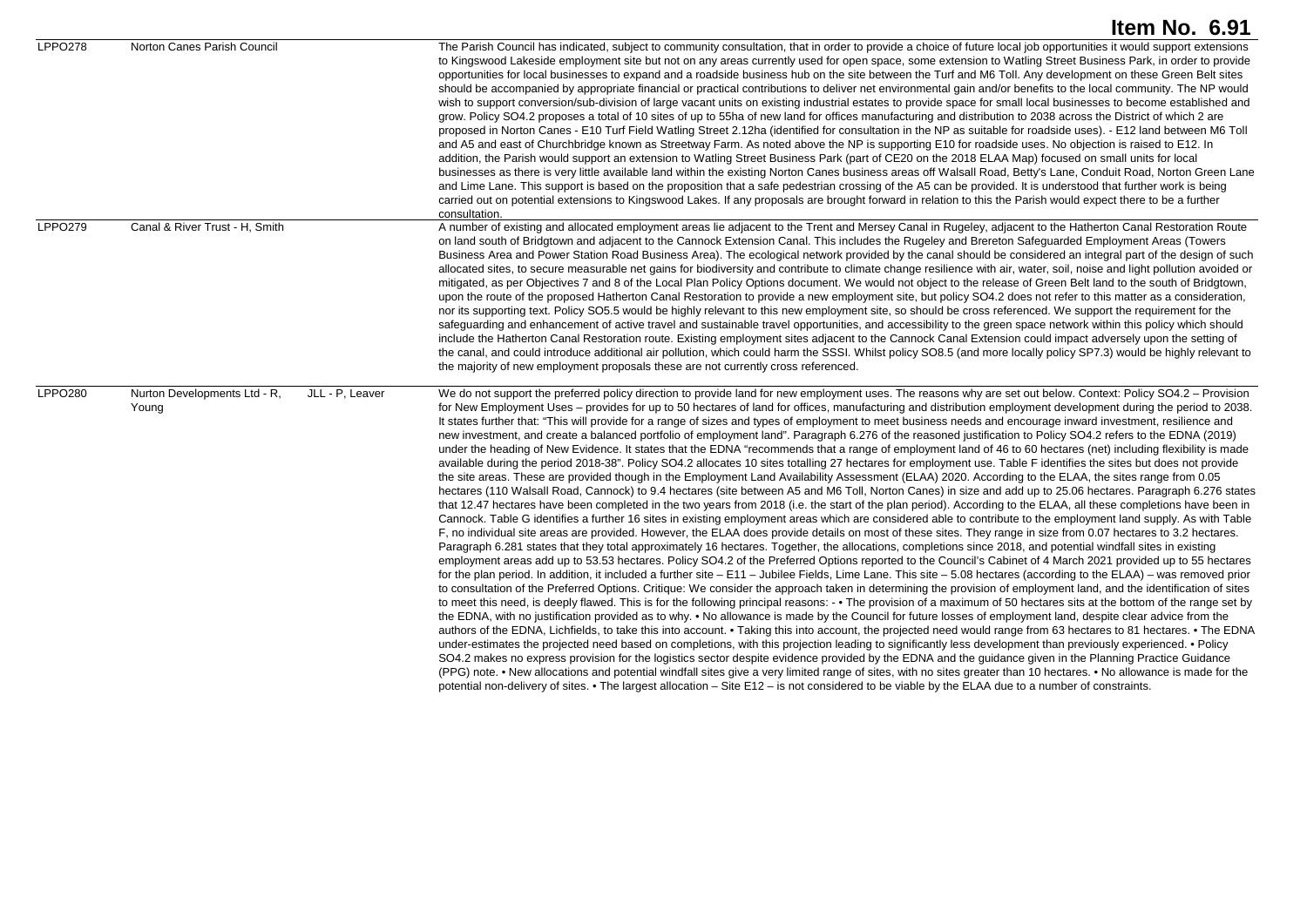# Item No. 6.91

| | | | |
|---|---|---|---|
| LPPO278 | Norton Canes Parish Council | | The Parish Council has indicated, subject to community consultation, that in order to provide a choice of future local job opportunities it would support extensions to Kingswood Lakeside employment site but not on any areas currently used for open space, some extension to Watling Street Business Park, in order to provide opportunities for local businesses to expand and a roadside business hub on the site between the Turf and M6 Toll. Any development on these Green Belt sites should be accompanied by appropriate financial or practical contributions to deliver net environmental gain and/or benefits to the local community. The NP would wish to support conversion/sub-division of large vacant units on existing industrial estates to provide space for small local businesses to become established and grow. Policy SO4.2 proposes a total of 10 sites of up to 55ha of new land for offices manufacturing and distribution to 2038 across the District of which 2 are proposed in Norton Canes - E10 Turf Field Watling Street 2.12ha (identified for consultation in the NP as suitable for roadside uses). - E12 land between M6 Toll and A5 and east of Churchbridge known as Streetway Farm. As noted above the NP is supporting E10 for roadside uses. No objection is raised to E12. In addition, the Parish would support an extension to Watling Street Business Park (part of CE20 on the 2018 ELAA Map) focused on small units for local businesses as there is very little available land within the existing Norton Canes business areas off Walsall Road, Betty's Lane, Conduit Road, Norton Green Lane and Lime Lane. This support is based on the proposition that a safe pedestrian crossing of the A5 can be provided. It is understood that further work is being carried out on potential extensions to Kingswood Lakes. If any proposals are brought forward in relation to this the Parish would expect there to be a further consultation. |
| LPPO279 | Canal & River Trust - H, Smith | | A number of existing and allocated employment areas lie adjacent to the Trent and Mersey Canal in Rugeley, adjacent to the Hatherton Canal Restoration Route on land south of Bridgtown and adjacent to the Cannock Extension Canal. This includes the Rugeley and Brereton Safeguarded Employment Areas (Towers Business Area and Power Station Road Business Area). The ecological network provided by the canal should be considered an integral part of the design of such allocated sites, to secure measurable net gains for biodiversity and contribute to climate change resilience with air, water, soil, noise and light pollution avoided or mitigated, as per Objectives 7 and 8 of the Local Plan Policy Options document. We would not object to the release of Green Belt land to the south of Bridgtown, upon the route of the proposed Hatherton Canal Restoration to provide a new employment site, but policy SO4.2 does not refer to this matter as a consideration, nor its supporting text. Policy SO5.5 would be highly relevant to this new employment site, so should be cross referenced. We support the requirement for the safeguarding and enhancement of active travel and sustainable travel opportunities, and accessibility to the green space network within this policy which should include the Hatherton Canal Restoration route. Existing employment sites adjacent to the Cannock Canal Extension could impact adversely upon the setting of the canal, and could introduce additional air pollution, which could harm the SSSI. Whilst policy SO8.5 (and more locally policy SP7.3) would be highly relevant to the majority of new employment proposals these are not currently cross referenced. |
| LPPO280 | Nurton Developments Ltd - R, Young | JLL - P, Leaver | We do not support the preferred policy direction to provide land for new employment uses. The reasons why are set out below. Context: Policy SO4.2 – Provision for New Employment Uses – provides for up to 50 hectares of land for offices, manufacturing and distribution employment development during the period to 2038. It states further that: "This will provide for a range of sizes and types of employment to meet business needs and encourage inward investment, resilience and new investment, and create a balanced portfolio of employment land". Paragraph 6.276 of the reasoned justification to Policy SO4.2 refers to the EDNA (2019) under the heading of New Evidence. It states that the EDNA "recommends that a range of employment land of 46 to 60 hectares (net) including flexibility is made available during the period 2018-38". Policy SO4.2 allocates 10 sites totalling 27 hectares for employment use. Table F identifies the sites but does not provide the site areas. These are provided though in the Employment Land Availability Assessment (ELAA) 2020. According to the ELAA, the sites range from 0.05 hectares (110 Walsall Road, Cannock) to 9.4 hectares (site between A5 and M6 Toll, Norton Canes) in size and add up to 25.06 hectares. Paragraph 6.276 states that 12.47 hectares have been completed in the two years from 2018 (i.e. the start of the plan period). According to the ELAA, all these completions have been in Cannock. Table G identifies a further 16 sites in existing employment areas which are considered able to contribute to the employment land supply. As with Table F, no individual site areas are provided. However, the ELAA does provide details on most of these sites. They range in size from 0.07 hectares to 3.2 hectares. Paragraph 6.281 states that they total approximately 16 hectares. Together, the allocations, completions since 2018, and potential windfall sites in existing employment areas add up to 53.53 hectares. Policy SO4.2 of the Preferred Options reported to the Council's Cabinet of 4 March 2021 provided up to 55 hectares for the plan period. In addition, it included a further site – E11 – Jubilee Fields, Lime Lane. This site – 5.08 hectares (according to the ELAA) – was removed prior to consultation of the Preferred Options. Critique: We consider the approach taken in determining the provision of employment land, and the identification of sites to meet this need, is deeply flawed. This is for the following principal reasons: - • The provision of a maximum of 50 hectares sits at the bottom of the range set by the EDNA, with no justification provided as to why. • No allowance is made by the Council for future losses of employment land, despite clear advice from the authors of the EDNA, Lichfields, to take this into account. • Taking this into account, the projected need would range from 63 hectares to 81 hectares. • The EDNA under-estimates the projected need based on completions, with this projection leading to significantly less development than previously experienced. • Policy SO4.2 makes no express provision for the logistics sector despite evidence provided by the EDNA and the guidance given in the Planning Practice Guidance (PPG) note. • New allocations and potential windfall sites give a very limited range of sites, with no sites greater than 10 hectares. • No allowance is made for the potential non-delivery of sites. • The largest allocation – Site E12 – is not considered to be viable by the ELAA due to a number of constraints. |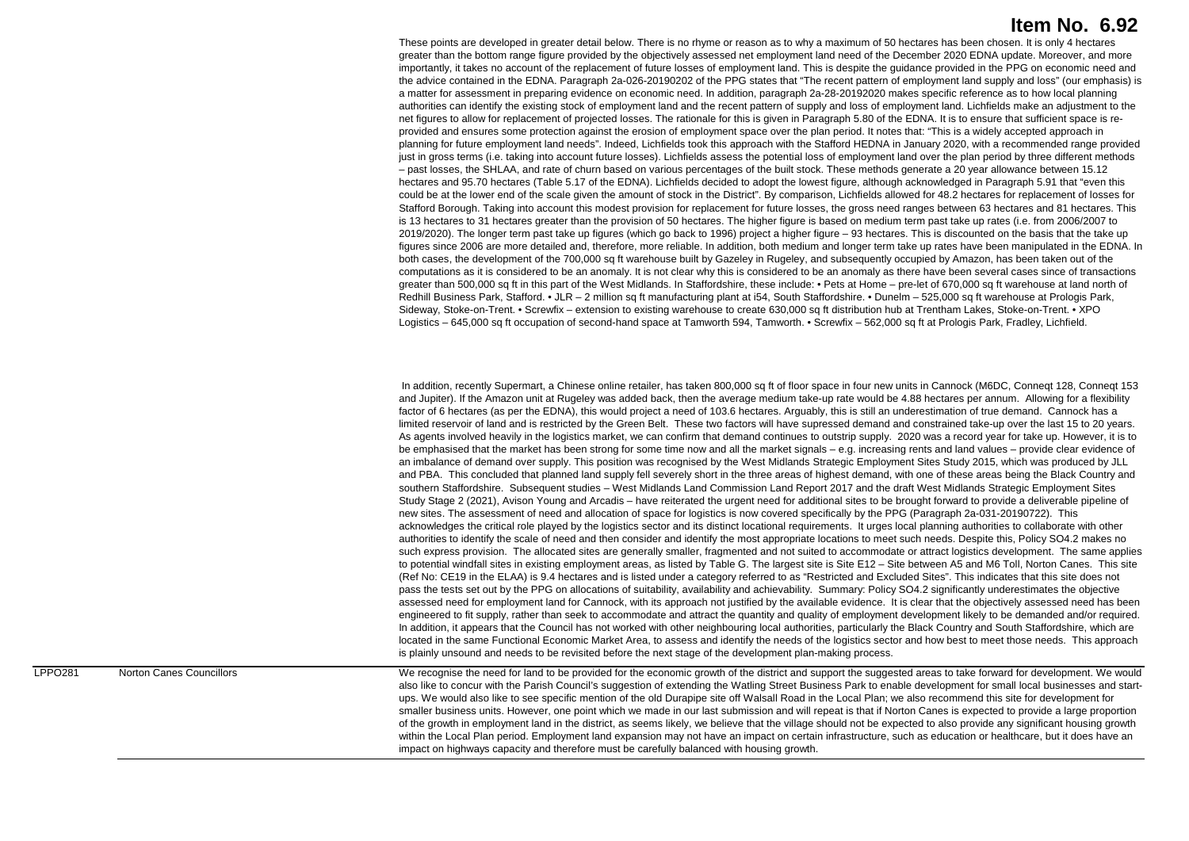# Item No. 6.92

These points are developed in greater detail below. There is no rhyme or reason as to why a maximum of 50 hectares has been chosen. It is only 4 hectares greater than the bottom range figure provided by the objectively assessed net employment land need of the December 2020 EDNA update. Moreover, and more importantly, it takes no account of the replacement of future losses of employment land. This is despite the guidance provided in the PPG on economic need and the advice contained in the EDNA. Paragraph 2a-026-20190202 of the PPG states that "The recent pattern of employment land supply and loss" (our emphasis) is a matter for assessment in preparing evidence on economic need. In addition, paragraph 2a-28-20192020 makes specific reference as to how local planning authorities can identify the existing stock of employment land and the recent pattern of supply and loss of employment land. Lichfields make an adjustment to the net figures to allow for replacement of projected losses. The rationale for this is given in Paragraph 5.80 of the EDNA. It is to ensure that sufficient space is re-provided and ensures some protection against the erosion of employment space over the plan period. It notes that: "This is a widely accepted approach in planning for future employment land needs". Indeed, Lichfields took this approach with the Stafford HEDNA in January 2020, with a recommended range provided just in gross terms (i.e. taking into account future losses). Lichfields assess the potential loss of employment land over the plan period by three different methods – past losses, the SHLAA, and rate of churn based on various percentages of the built stock. These methods generate a 20 year allowance between 15.12 hectares and 95.70 hectares (Table 5.17 of the EDNA). Lichfields decided to adopt the lowest figure, although acknowledged in Paragraph 5.91 that "even this could be at the lower end of the scale given the amount of stock in the District". By comparison, Lichfields allowed for 48.2 hectares for replacement of losses for Stafford Borough. Taking into account this modest provision for replacement for future losses, the gross need ranges between 63 hectares and 81 hectares. This is 13 hectares to 31 hectares greater than the provision of 50 hectares. The higher figure is based on medium term past take up rates (i.e. from 2006/2007 to 2019/2020). The longer term past take up figures (which go back to 1996) project a higher figure – 93 hectares. This is discounted on the basis that the take up figures since 2006 are more detailed and, therefore, more reliable. In addition, both medium and longer term take up rates have been manipulated in the EDNA. In both cases, the development of the 700,000 sq ft warehouse built by Gazeley in Rugeley, and subsequently occupied by Amazon, has been taken out of the computations as it is considered to be an anomaly. It is not clear why this is considered to be an anomaly as there have been several cases since of transactions greater than 500,000 sq ft in this part of the West Midlands. In Staffordshire, these include: • Pets at Home – pre-let of 670,000 sq ft warehouse at land north of Redhill Business Park, Stafford. • JLR – 2 million sq ft manufacturing plant at i54, South Staffordshire. • Dunelm – 525,000 sq ft warehouse at Prologis Park, Sideway, Stoke-on-Trent. • Screwfix – extension to existing warehouse to create 630,000 sq ft distribution hub at Trentham Lakes, Stoke-on-Trent. • XPO Logistics – 645,000 sq ft occupation of second-hand space at Tamworth 594, Tamworth. • Screwfix – 562,000 sq ft at Prologis Park, Fradley, Lichfield.

In addition, recently Supermart, a Chinese online retailer, has taken 800,000 sq ft of floor space in four new units in Cannock (M6DC, Conneqt 128, Conneqt 153 and Jupiter). If the Amazon unit at Rugeley was added back, then the average medium take-up rate would be 4.88 hectares per annum. Allowing for a flexibility factor of 6 hectares (as per the EDNA), this would project a need of 103.6 hectares. Arguably, this is still an underestimation of true demand. Cannock has a limited reservoir of land and is restricted by the Green Belt. These two factors will have supressed demand and constrained take-up over the last 15 to 20 years. As agents involved heavily in the logistics market, we can confirm that demand continues to outstrip supply. 2020 was a record year for take up. However, it is to be emphasised that the market has been strong for some time now and all the market signals – e.g. increasing rents and land values – provide clear evidence of an imbalance of demand over supply. This position was recognised by the West Midlands Strategic Employment Sites Study 2015, which was produced by JLL and PBA. This concluded that planned land supply fell severely short in the three areas of highest demand, with one of these areas being the Black Country and southern Staffordshire. Subsequent studies – West Midlands Land Commission Land Report 2017 and the draft West Midlands Strategic Employment Sites Study Stage 2 (2021), Avison Young and Arcadis – have reiterated the urgent need for additional sites to be brought forward to provide a deliverable pipeline of new sites. The assessment of need and allocation of space for logistics is now covered specifically by the PPG (Paragraph 2a-031-20190722). This acknowledges the critical role played by the logistics sector and its distinct locational requirements. It urges local planning authorities to collaborate with other authorities to identify the scale of need and then consider and identify the most appropriate locations to meet such needs. Despite this, Policy SO4.2 makes no such express provision. The allocated sites are generally smaller, fragmented and not suited to accommodate or attract logistics development. The same applies to potential windfall sites in existing employment areas, as listed by Table G. The largest site is Site E12 – Site between A5 and M6 Toll, Norton Canes. This site (Ref No: CE19 in the ELAA) is 9.4 hectares and is listed under a category referred to as "Restricted and Excluded Sites". This indicates that this site does not pass the tests set out by the PPG on allocations of suitability, availability and achievability. Summary: Policy SO4.2 significantly underestimates the objective assessed need for employment land for Cannock, with its approach not justified by the available evidence. It is clear that the objectively assessed need has been engineered to fit supply, rather than seek to accommodate and attract the quantity and quality of employment development likely to be demanded and/or required. In addition, it appears that the Council has not worked with other neighbouring local authorities, particularly the Black Country and South Staffordshire, which are located in the same Functional Economic Market Area, to assess and identify the needs of the logistics sector and how best to meet those needs. This approach is plainly unsound and needs to be revisited before the next stage of the development plan-making process.

| | | |
|---|---|---|
| LPPO281 | Norton Canes Councillors | We recognise the need for land to be provided for the economic growth of the district and support the suggested areas to take forward for development. We would also like to concur with the Parish Council's suggestion of extending the Watling Street Business Park to enable development for small local businesses and start-ups. We would also like to see specific mention of the old Durapipe site off Walsall Road in the Local Plan; we also recommend this site for development for smaller business units. However, one point which we made in our last submission and will repeat is that if Norton Canes is expected to provide a large proportion of the growth in employment land in the district, as seems likely, we believe that the village should not be expected to also provide any significant housing growth within the Local Plan period. Employment land expansion may not have an impact on certain infrastructure, such as education or healthcare, but it does have an impact on highways capacity and therefore must be carefully balanced with housing growth. |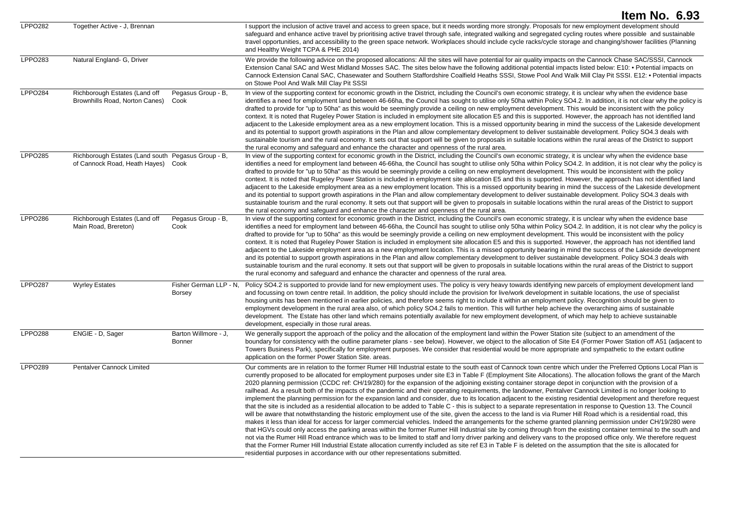# Item No. 6.93

| | | | |
|---|---|---|---|
| LPPO282 | Together Active - J, Brennan | | I support the inclusion of active travel and access to green space, but it needs wording more strongly. Proposals for new employment development should safeguard and enhance active travel by prioritising active travel through safe, integrated walking and segregated cycling routes where possible and sustainable travel opportunities, and accessibility to the green space network. Workplaces should include cycle racks/cycle storage and changing/shower facilities (Planning and Healthy Weight TCPA & PHE 2014) |
| LPPO283 | Natural England- G, Driver | | We provide the following advice on the proposed allocations: All the sites will have potential for air quality impacts on the Cannock Chase SAC/SSSI, Cannock Extension Canal SAC and West Midland Mosses SAC. The sites below have the following additional potential impacts listed below: E10: • Potential impacts on Cannock Extension Canal SAC, Chasewater and Southern Staffordshire Coalfield Heaths SSSI, Stowe Pool And Walk Mill Clay Pit SSSI. E12: • Potential impacts on Stowe Pool And Walk Mill Clay Pit SSSI |
| LPPO284 | Richborough Estates (Land off Brownhills Road, Norton Canes) | Pegasus Group - B, Cook | In view of the supporting context for economic growth in the District, including the Council's own economic strategy, it is unclear why when the evidence base identifies a need for employment land between 46-66ha, the Council has sought to utilise only 50ha within Policy SO4.2. In addition, it is not clear why the policy is drafted to provide for "up to 50ha" as this would be seemingly provide a ceiling on new employment development. This would be inconsistent with the policy context. It is noted that Rugeley Power Station is included in employment site allocation E5 and this is supported. However, the approach has not identified land adjacent to the Lakeside employment area as a new employment location. This is a missed opportunity bearing in mind the success of the Lakeside development and its potential to support growth aspirations in the Plan and allow complementary development to deliver sustainable development. Policy SO4.3 deals with sustainable tourism and the rural economy. It sets out that support will be given to proposals in suitable locations within the rural areas of the District to support the rural economy and safeguard and enhance the character and openness of the rural area. |
| LPPO285 | Richborough Estates (Land south of Cannock Road, Heath Hayes) | Pegasus Group - B, Cook | In view of the supporting context for economic growth in the District, including the Council's own economic strategy, it is unclear why when the evidence base identifies a need for employment land between 46-66ha, the Council has sought to utilise only 50ha within Policy SO4.2. In addition, it is not clear why the policy is drafted to provide for "up to 50ha" as this would be seemingly provide a ceiling on new employment development. This would be inconsistent with the policy context. It is noted that Rugeley Power Station is included in employment site allocation E5 and this is supported. However, the approach has not identified land adjacent to the Lakeside employment area as a new employment location. This is a missed opportunity bearing in mind the success of the Lakeside development and its potential to support growth aspirations in the Plan and allow complementary development to deliver sustainable development. Policy SO4.3 deals with sustainable tourism and the rural economy. It sets out that support will be given to proposals in suitable locations within the rural areas of the District to support the rural economy and safeguard and enhance the character and openness of the rural area. |
| LPPO286 | Richborough Estates (Land off Main Road, Brereton) | Pegasus Group - B, Cook | In view of the supporting context for economic growth in the District, including the Council's own economic strategy, it is unclear why when the evidence base identifies a need for employment land between 46-66ha, the Council has sought to utilise only 50ha within Policy SO4.2. In addition, it is not clear why the policy is drafted to provide for "up to 50ha" as this would be seemingly provide a ceiling on new employment development. This would be inconsistent with the policy context. It is noted that Rugeley Power Station is included in employment site allocation E5 and this is supported. However, the approach has not identified land adjacent to the Lakeside employment area as a new employment location. This is a missed opportunity bearing in mind the success of the Lakeside development and its potential to support growth aspirations in the Plan and allow complementary development to deliver sustainable development. Policy SO4.3 deals with sustainable tourism and the rural economy. It sets out that support will be given to proposals in suitable locations within the rural areas of the District to support the rural economy and safeguard and enhance the character and openness of the rural area. |
| LPPO287 | Wyrley Estates | Fisher German LLP - N, Borsey | Policy SO4.2 is supported to provide land for new employment uses. The policy is very heavy towards identifying new parcels of employment development land and focussing on town centre retail. In addition, the policy should include the provision for live/work development in suitable locations, the use of specialist housing units has been mentioned in earlier policies, and therefore seems right to include it within an employment policy. Recognition should be given to employment development in the rural area also, of which policy SO4.2 fails to mention. This will further help achieve the overarching aims of sustainable development. The Estate has other land which remains potentially available for new employment development, of which may help to achieve sustainable development, especially in those rural areas. |
| LPPO288 | ENGIE - D, Sager | Barton Willmore - J, Bonner | We generally support the approach of the policy and the allocation of the employment land within the Power Station site (subject to an amendment of the boundary for consistency with the outline parameter plans - see below). However, we object to the allocation of Site E4 (Former Power Station off A51 (adjacent to Towers Business Park), specifically for employment purposes. We consider that residential would be more appropriate and sympathetic to the extant outline application on the former Power Station Site. areas. |
| LPPO289 | Pentalver Cannock Limited | | Our comments are in relation to the former Rumer Hill Industrial estate to the south east of Cannock town centre which under the Preferred Options Local Plan is currently proposed to be allocated for employment purposes under site E3 in Table F (Employment Site Allocations). The allocation follows the grant of the March 2020 planning permission (CCDC ref: CH/19/280) for the expansion of the adjoining existing container storage depot in conjunction with the provision of a railhead. As a result both of the impacts of the pandemic and their operating requirements, the landowner, Pentalver Cannock Limited is no longer looking to implement the planning permission for the expansion land and consider, due to its location adjacent to the existing residential development and therefore request that the site is included as a residential allocation to be added to Table C - this is subject to a separate representation in response to Question 13. The Council will be aware that notwithstanding the historic employment use of the site, given the access to the land is via Rumer Hill Road which is a residential road, this makes it less than ideal for access for larger commercial vehicles. Indeed the arrangements for the scheme granted planning permission under CH/19/280 were that HGVs could only access the parking areas within the former Rumer Hill Industrial site by coming through from the existing container terminal to the south and not via the Rumer Hill Road entrance which was to be limited to staff and lorry driver parking and delivery vans to the proposed office only. We therefore request that the Former Rumer Hill Industrial Estate allocation currently included as site ref E3 in Table F is deleted on the assumption that the site is allocated for residential purposes in accordance with our other representations submitted. |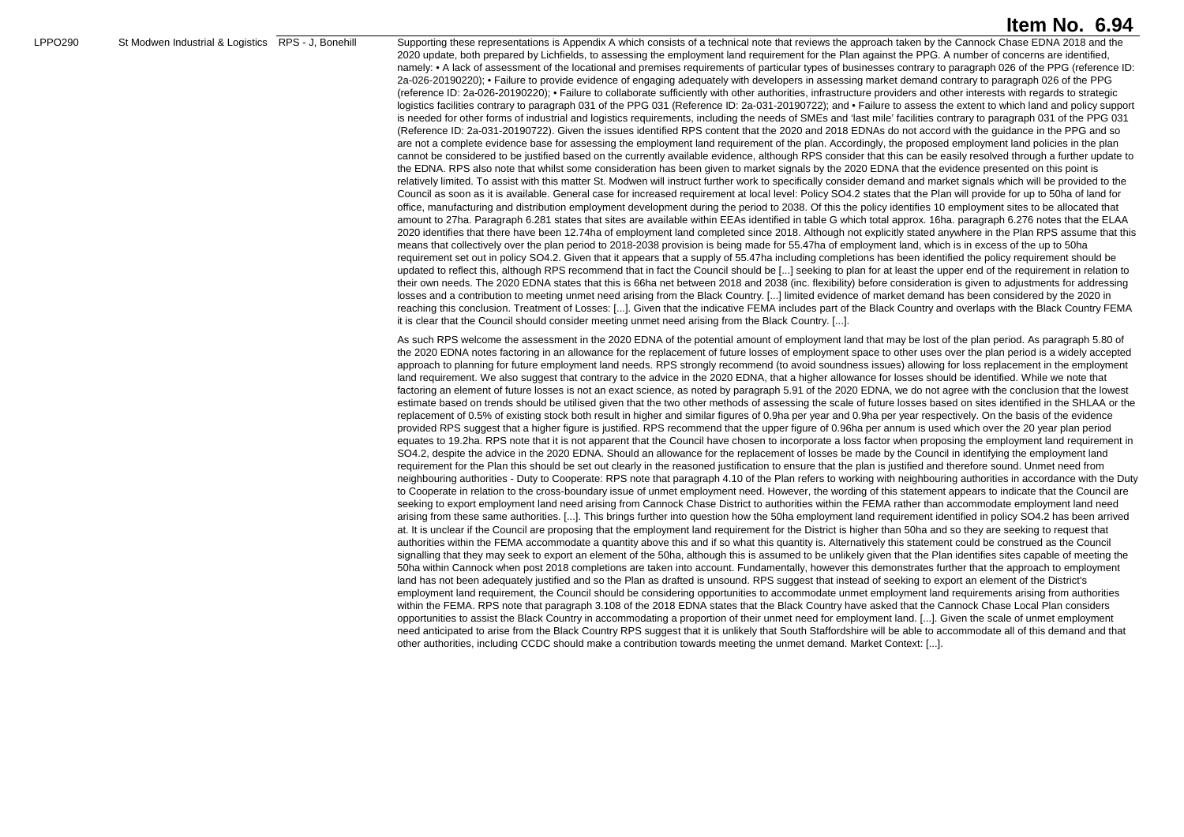**Item No. 6.94**

| | | | |
|---|---|---|---|
| LPPO290 | St Modwen Industrial & Logistics | RPS - J, Bonehill | Supporting these representations is Appendix A which consists of a technical note that reviews the approach taken by the Cannock Chase EDNA 2018 and the 2020 update, both prepared by Lichfields, to assessing the employment land requirement for the Plan against the PPG. A number of concerns are identified, namely: • A lack of assessment of the locational and premises requirements of particular types of businesses contrary to paragraph 026 of the PPG (reference ID: 2a-026-20190220); • Failure to provide evidence of engaging adequately with developers in assessing market demand contrary to paragraph 026 of the PPG (reference ID: 2a-026-20190220); • Failure to collaborate sufficiently with other authorities, infrastructure providers and other interests with regards to strategic logistics facilities contrary to paragraph 031 of the PPG 031 (Reference ID: 2a-031-20190722); and • Failure to assess the extent to which land and policy support is needed for other forms of industrial and logistics requirements, including the needs of SMEs and 'last mile' facilities contrary to paragraph 031 of the PPG 031 (Reference ID: 2a-031-20190722). Given the issues identified RPS content that the 2020 and 2018 EDNAs do not accord with the guidance in the PPG and so are not a complete evidence base for assessing the employment land requirement of the plan. Accordingly, the proposed employment land policies in the plan cannot be considered to be justified based on the currently available evidence, although RPS consider that this can be easily resolved through a further update to the EDNA. RPS also note that whilst some consideration has been given to market signals by the 2020 EDNA that the evidence presented on this point is relatively limited. To assist with this matter St. Modwen will instruct further work to specifically consider demand and market signals which will be provided to the Council as soon as it is available. General case for increased requirement at local level: Policy SO4.2 states that the Plan will provide for up to 50ha of land for office, manufacturing and distribution employment development during the period to 2038. Of this the policy identifies 10 employment sites to be allocated that amount to 27ha. Paragraph 6.281 states that sites are available within EEAs identified in table G which total approx. 16ha. paragraph 6.276 notes that the ELAA 2020 identifies that there have been 12.74ha of employment land completed since 2018. Although not explicitly stated anywhere in the Plan RPS assume that this means that collectively over the plan period to 2018-2038 provision is being made for 55.47ha of employment land, which is in excess of the up to 50ha requirement set out in policy SO4.2. Given that it appears that a supply of 55.47ha including completions has been identified the policy requirement should be updated to reflect this, although RPS recommend that in fact the Council should be [...] seeking to plan for at least the upper end of the requirement in relation to their own needs. The 2020 EDNA states that this is 66ha net between 2018 and 2038 (inc. flexibility) before consideration is given to adjustments for addressing losses and a contribution to meeting unmet need arising from the Black Country. [...] limited evidence of market demand has been considered by the 2020 in reaching this conclusion. Treatment of Losses: [...]. Given that the indicative FEMA includes part of the Black Country and overlaps with the Black Country FEMA it is clear that the Council should consider meeting unmet need arising from the Black Country. [...].<br><br>As such RPS welcome the assessment in the 2020 EDNA of the potential amount of employment land that may be lost of the plan period. As paragraph 5.80 of the 2020 EDNA notes factoring in an allowance for the replacement of future losses of employment space to other uses over the plan period is a widely accepted approach to planning for future employment land needs. RPS strongly recommend (to avoid soundness issues) allowing for loss replacement in the employment land requirement. We also suggest that contrary to the advice in the 2020 EDNA, that a higher allowance for losses should be identified. While we note that factoring an element of future losses is not an exact science, as noted by paragraph 5.91 of the 2020 EDNA, we do not agree with the conclusion that the lowest estimate based on trends should be utilised given that the two other methods of assessing the scale of future losses based on sites identified in the SHLAA or the replacement of 0.5% of existing stock both result in higher and similar figures of 0.9ha per year and 0.9ha per year respectively. On the basis of the evidence provided RPS suggest that a higher figure is justified. RPS recommend that the upper figure of 0.96ha per annum is used which over the 20 year plan period equates to 19.2ha. RPS note that it is not apparent that the Council have chosen to incorporate a loss factor when proposing the employment land requirement in SO4.2, despite the advice in the 2020 EDNA. Should an allowance for the replacement of losses be made by the Council in identifying the employment land requirement for the Plan this should be set out clearly in the reasoned justification to ensure that the plan is justified and therefore sound. Unmet need from neighbouring authorities - Duty to Cooperate: RPS note that paragraph 4.10 of the Plan refers to working with neighbouring authorities in accordance with the Duty to Cooperate in relation to the cross-boundary issue of unmet employment need. However, the wording of this statement appears to indicate that the Council are seeking to export employment land need arising from Cannock Chase District to authorities within the FEMA rather than accommodate employment land need arising from these same authorities. [...]. This brings further into question how the 50ha employment land requirement identified in policy SO4.2 has been arrived at. It is unclear if the Council are proposing that the employment land requirement for the District is higher than 50ha and so they are seeking to request that authorities within the FEMA accommodate a quantity above this and if so what this quantity is. Alternatively this statement could be construed as the Council signalling that they may seek to export an element of the 50ha, although this is assumed to be unlikely given that the Plan identifies sites capable of meeting the 50ha within Cannock when post 2018 completions are taken into account. Fundamentally, however this demonstrates further that the approach to employment land has not been adequately justified and so the Plan as drafted is unsound. RPS suggest that instead of seeking to export an element of the District's employment land requirement, the Council should be considering opportunities to accommodate unmet employment land requirements arising from authorities within the FEMA. RPS note that paragraph 3.108 of the 2018 EDNA states that the Black Country have asked that the Cannock Chase Local Plan considers opportunities to assist the Black Country in accommodating a proportion of their unmet need for employment land. [...]. Given the scale of unmet employment need anticipated to arise from the Black Country RPS suggest that it is unlikely that South Staffordshire will be able to accommodate all of this demand and that other authorities, including CCDC should make a contribution towards meeting the unmet demand. Market Context: [...]. |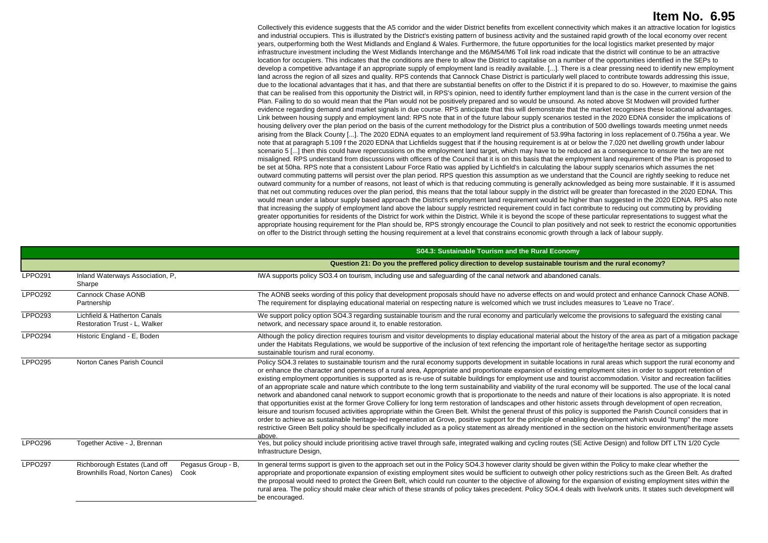# Item No. 6.95

Collectively this evidence suggests that the A5 corridor and the wider District benefits from excellent connectivity which makes it an attractive location for logistics and industrial occupiers. This is illustrated by the District's existing pattern of business activity and the sustained rapid growth of the local economy over recent years, outperforming both the West Midlands and England & Wales. Furthermore, the future opportunities for the local logistics market presented by major infrastructure investment including the West Midlands Interchange and the M6/M54/M6 Toll link road indicate that the district will continue to be an attractive location for occupiers. This indicates that the conditions are there to allow the District to capitalise on a number of the opportunities identified in the SEPs to develop a competitive advantage if an appropriate supply of employment land is readily available. [...]. There is a clear pressing need to identify new employment land across the region of all sizes and quality. RPS contends that Cannock Chase District is particularly well placed to contribute towards addressing this issue, due to the locational advantages that it has, and that there are substantial benefits on offer to the District if it is prepared to do so. However, to maximise the gains that can be realised from this opportunity the District will, in RPS's opinion, need to identify further employment land than is the case in the current version of the Plan. Failing to do so would mean that the Plan would not be positively prepared and so would be unsound. As noted above St Modwen will provided further evidence regarding demand and market signals in due course. RPS anticipate that this will demonstrate that the market recognises these locational advantages. Link between housing supply and employment land: RPS note that in of the future labour supply scenarios tested in the 2020 EDNA consider the implications of housing delivery over the plan period on the basis of the current methodology for the District plus a contribution of 500 dwellings towards meeting unmet needs arising from the Black County [...]. The 2020 EDNA equates to an employment land requirement of 53.99ha factoring in loss replacement of 0.756ha a year. We note that at paragraph 5.109 f the 2020 EDNA that Lichfields suggest that if the housing requirement is at or below the 7,020 net dwelling growth under labour scenario 5 [...] then this could have repercussions on the employment land target, which may have to be reduced as a consequence to ensure the two are not misaligned. RPS understand from discussions with officers of the Council that it is on this basis that the employment land requirement of the Plan is proposed to be set at 50ha. RPS note that a consistent Labour Force Ratio was applied by Lichfield's in calculating the labour supply scenarios which assumes the net outward commuting patterns will persist over the plan period. RPS question this assumption as we understand that the Council are rightly seeking to reduce net outward community for a number of reasons, not least of which is that reducing commuting is generally acknowledged as being more sustainable. If it is assumed that net out commuting reduces over the plan period, this means that the total labour supply in the district will be greater than forecasted in the 2020 EDNA. This would mean under a labour supply based approach the District's employment land requirement would be higher than suggested in the 2020 EDNA. RPS also note that increasing the supply of employment land above the labour supply restricted requirement could in fact contribute to reducing out commuting by providing greater opportunities for residents of the District for work within the District. While it is beyond the scope of these particular representations to suggest what the appropriate housing requirement for the Plan should be, RPS strongly encourage the Council to plan positively and not seek to restrict the economic opportunities on offer to the District through setting the housing requirement at a level that constrains economic growth through a lack of labour supply.

## S04.3: Sustainable Tourism and the Rural Economy

### Question 21: Do you the preffered policy direction to develop sustainable tourism and the rural economy?

| | | | |
|---|---|---|---|
| LPPO291 | Inland Waterways Association, P, Sharpe | | IWA supports policy SO3.4 on tourism, including use and safeguarding of the canal network and abandoned canals. |
| LPPO292 | Cannock Chase AONB Partnership | | The AONB seeks wording of this policy that development proposals should have no adverse effects on and would protect and enhance Cannock Chase AONB. The requirement for displaying educational material on respecting nature is welcomed which we trust includes measures to 'Leave no Trace'. |
| LPPO293 | Lichfield & Hatherton Canals Restoration Trust - L, Walker | | We support policy option SO4.3 regarding sustainable tourism and the rural economy and particularly welcome the provisions to safeguard the existing canal network, and necessary space around it, to enable restoration. |
| LPPO294 | Historic England - E, Boden | | Although the policy direction requires tourism and visitor developments to display educational material about the history of the area as part of a mitigation package under the Habitats Regulations, we would be supportive of the inclusion of text refencing the important role of heritage/the heritage sector as supporting sustainable tourism and rural economy. |
| LPPO295 | Norton Canes Parish Council | | Policy SO4.3 relates to sustainable tourism and the rural economy supports development in suitable locations in rural areas which support the rural economy and or enhance the character and openness of a rural area, Appropriate and proportionate expansion of existing employment sites in order to support retention of existing employment opportunities is supported as is re-use of suitable buildings for employment use and tourist accommodation. Visitor and recreation facilities of an appropriate scale and nature which contribute to the long term sustainability and viability of the rural economy will be supported. The use of the local canal network and abandoned canal network to support economic growth that is proportionate to the needs and nature of their locations is also appropriate. It is noted that opportunities exist at the former Grove Colliery for long term restoration of landscapes and other historic assets through development of open recreation, leisure and tourism focused activities appropriate within the Green Belt. Whilst the general thrust of this policy is supported the Parish Council considers that in order to achieve as sustainable heritage-led regeneration at Grove, positive support for the principle of enabling development which would "trump" the more restrictive Green Belt policy should be specifically included as a policy statement as already mentioned in the section on the historic environment/heritage assets above. |
| LPPO296 | Together Active - J, Brennan | | Yes, but policy should include prioritising active travel through safe, integrated walking and cycling routes (SE Active Design) and follow DfT LTN 1/20 Cycle Infrastructure Design, |
| LPPO297 | Richborough Estates (Land off Brownhills Road, Norton Canes) | Pegasus Group - B, Cook | In general terms support is given to the approach set out in the Policy SO4.3 however clarity should be given within the Policy to make clear whether the appropriate and proportionate expansion of existing employment sites would be sufficient to outweigh other policy restrictions such as the Green Belt. As drafted the proposal would need to protect the Green Belt, which could run counter to the objective of allowing for the expansion of existing employment sites within the rural area. The policy should make clear which of these strands of policy takes precedent. Policy SO4.4 deals with live/work units. It states such development will be encouraged. |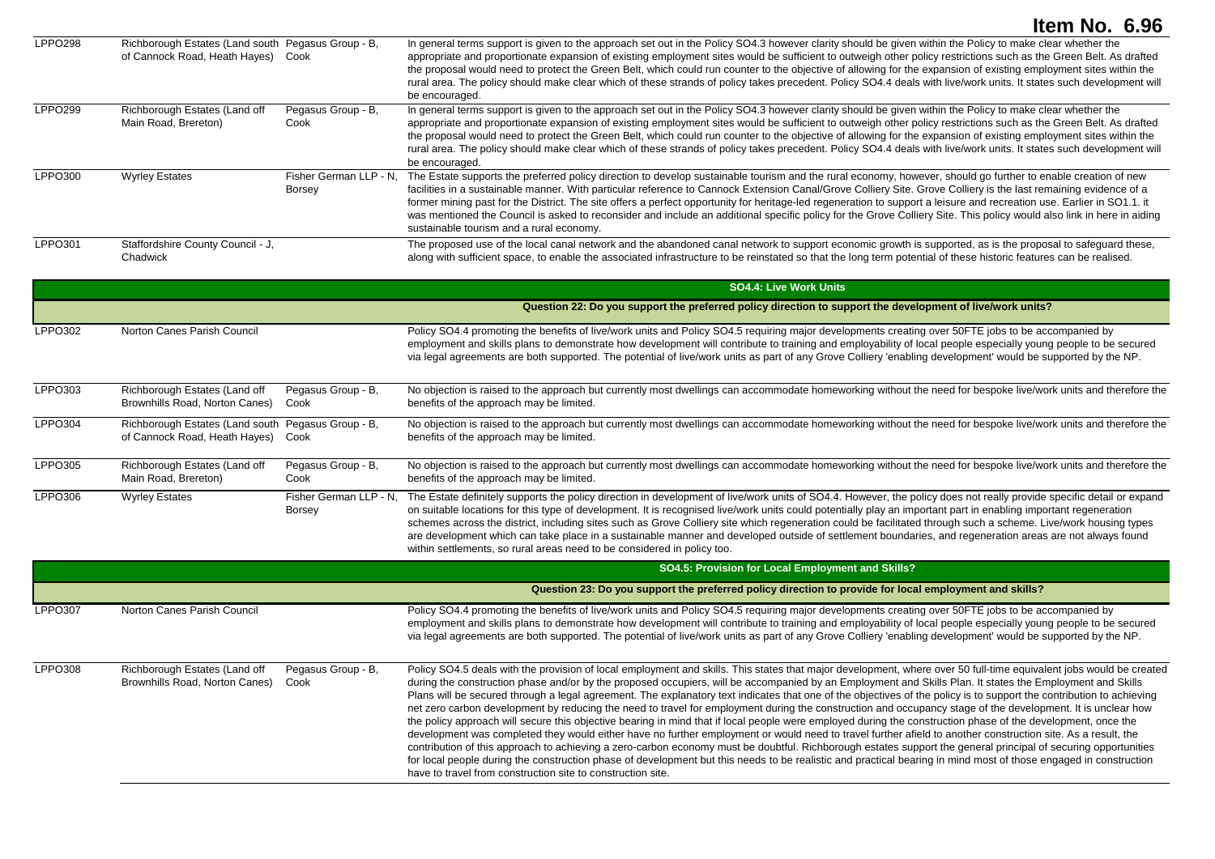# Item No. 6.96

| | | | |
|---|---|---|---|
| LPPO298 | Richborough Estates (Land south of Cannock Road, Heath Hayes) | Pegasus Group - B, Cook | In general terms support is given to the approach set out in the Policy SO4.3 however clarity should be given within the Policy to make clear whether the appropriate and proportionate expansion of existing employment sites would be sufficient to outweigh other policy restrictions such as the Green Belt. As drafted the proposal would need to protect the Green Belt, which could run counter to the objective of allowing for the expansion of existing employment sites within the rural area. The policy should make clear which of these strands of policy takes precedent. Policy SO4.4 deals with live/work units. It states such development will be encouraged. |
| LPPO299 | Richborough Estates (Land off Main Road, Brereton) | Pegasus Group - B, Cook | In general terms support is given to the approach set out in the Policy SO4.3 however clarity should be given within the Policy to make clear whether the appropriate and proportionate expansion of existing employment sites would be sufficient to outweigh other policy restrictions such as the Green Belt. As drafted the proposal would need to protect the Green Belt, which could run counter to the objective of allowing for the expansion of existing employment sites within the rural area. The policy should make clear which of these strands of policy takes precedent. Policy SO4.4 deals with live/work units. It states such development will be encouraged. |
| LPPO300 | Wyrley Estates | Fisher German LLP - N, Borsey | The Estate supports the preferred policy direction to develop sustainable tourism and the rural economy, however, should go further to enable creation of new facilities in a sustainable manner. With particular reference to Cannock Extension Canal/Grove Colliery Site. Grove Colliery is the last remaining evidence of a former mining past for the District. The site offers a perfect opportunity for heritage-led regeneration to support a leisure and recreation use. Earlier in SO1.1. it was mentioned the Council is asked to reconsider and include an additional specific policy for the Grove Colliery Site. This policy would also link in here in aiding sustainable tourism and a rural economy. |
| LPPO301 | Staffordshire County Council - J, Chadwick | | The proposed use of the local canal network and the abandoned canal network to support economic growth is supported, as is the proposal to safeguard these, along with sufficient space, to enable the associated infrastructure to be reinstated so that the long term potential of these historic features can be realised. |
| | | | **SO4.4: Live Work Units** |
| | | | **Question 22: Do you support the preferred policy direction to support the development of live/work units?** |
| LPPO302 | Norton Canes Parish Council | | Policy SO4.4 promoting the benefits of live/work units and Policy SO4.5 requiring major developments creating over 50FTE jobs to be accompanied by employment and skills plans to demonstrate how development will contribute to training and employability of local people especially young people to be secured via legal agreements are both supported. The potential of live/work units as part of any Grove Colliery 'enabling development' would be supported by the NP. |
| LPPO303 | Richborough Estates (Land off Brownhills Road, Norton Canes) | Pegasus Group - B, Cook | No objection is raised to the approach but currently most dwellings can accommodate homeworking without the need for bespoke live/work units and therefore the benefits of the approach may be limited. |
| LPPO304 | Richborough Estates (Land south of Cannock Road, Heath Hayes) | Pegasus Group - B, Cook | No objection is raised to the approach but currently most dwellings can accommodate homeworking without the need for bespoke live/work units and therefore the benefits of the approach may be limited. |
| LPPO305 | Richborough Estates (Land off Main Road, Brereton) | Pegasus Group - B, Cook | No objection is raised to the approach but currently most dwellings can accommodate homeworking without the need for bespoke live/work units and therefore the benefits of the approach may be limited. |
| LPPO306 | Wyrley Estates | Fisher German LLP - N, Borsey | The Estate definitely supports the policy direction in development of live/work units of SO4.4. However, the policy does not really provide specific detail or expand on suitable locations for this type of development. It is recognised live/work units could potentially play an important part in enabling important regeneration schemes across the district, including sites such as Grove Colliery site which regeneration could be facilitated through such a scheme. Live/work housing types are development which can take place in a sustainable manner and developed outside of settlement boundaries, and regeneration areas are not always found within settlements, so rural areas need to be considered in policy too. |
| | | | **SO4.5: Provision for Local Employment and Skills?** |
| | | | **Question 23: Do you support the preferred policy direction to provide for local employment and skills?** |
| LPPO307 | Norton Canes Parish Council | | Policy SO4.4 promoting the benefits of live/work units and Policy SO4.5 requiring major developments creating over 50FTE jobs to be accompanied by employment and skills plans to demonstrate how development will contribute to training and employability of local people especially young people to be secured via legal agreements are both supported. The potential of live/work units as part of any Grove Colliery 'enabling development' would be supported by the NP. |
| LPPO308 | Richborough Estates (Land off Brownhills Road, Norton Canes) | Pegasus Group - B, Cook | Policy SO4.5 deals with the provision of local employment and skills. This states that major development, where over 50 full-time equivalent jobs would be created during the construction phase and/or by the proposed occupiers, will be accompanied by an Employment and Skills Plan. It states the Employment and Skills Plans will be secured through a legal agreement. The explanatory text indicates that one of the objectives of the policy is to support the contribution to achieving net zero carbon development by reducing the need to travel for employment during the construction and occupancy stage of the development. It is unclear how the policy approach will secure this objective bearing in mind that if local people were employed during the construction phase of the development, once the development was completed they would either have no further employment or would need to travel further afield to another construction site. As a result, the contribution of this approach to achieving a zero-carbon economy must be doubtful. Richborough estates support the general principal of securing opportunities for local people during the construction phase of development but this needs to be realistic and practical bearing in mind most of those engaged in construction have to travel from construction site to construction site. |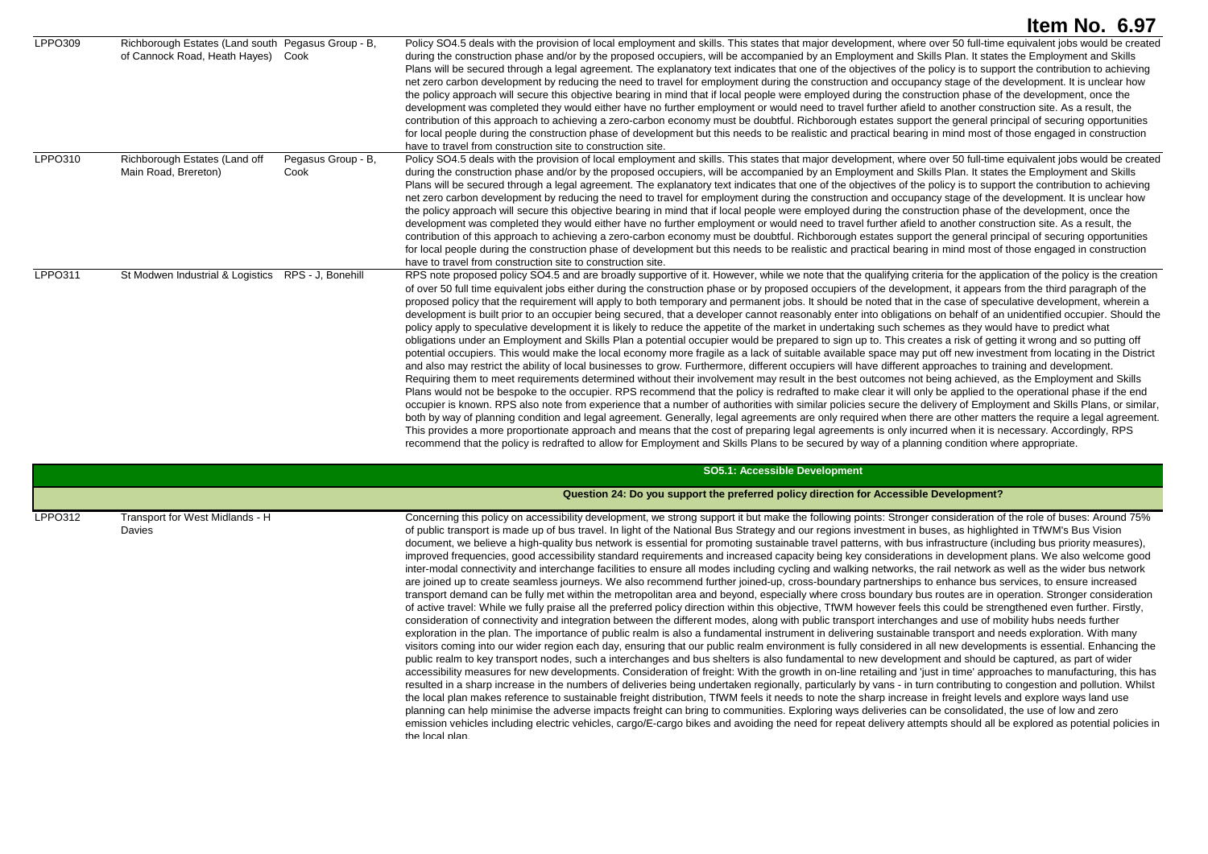# Item No. 6.97

| | | | |
|---|---|---|---|
| LPPO309 | Richborough Estates (Land south of Cannock Road, Heath Hayes) | Pegasus Group - B, Cook | Policy SO4.5 deals with the provision of local employment and skills. This states that major development, where over 50 full-time equivalent jobs would be created during the construction phase and/or by the proposed occupiers, will be accompanied by an Employment and Skills Plan. It states the Employment and Skills Plans will be secured through a legal agreement. The explanatory text indicates that one of the objectives of the policy is to support the contribution to achieving net zero carbon development by reducing the need to travel for employment during the construction and occupancy stage of the development. It is unclear how the policy approach will secure this objective bearing in mind that if local people were employed during the construction phase of the development, once the development was completed they would either have no further employment or would need to travel further afield to another construction site. As a result, the contribution of this approach to achieving a zero-carbon economy must be doubtful. Richborough estates support the general principal of securing opportunities for local people during the construction phase of development but this needs to be realistic and practical bearing in mind most of those engaged in construction have to travel from construction site to construction site. |
| LPPO310 | Richborough Estates (Land off Main Road, Brereton) | Pegasus Group - B, Cook | Policy SO4.5 deals with the provision of local employment and skills. This states that major development, where over 50 full-time equivalent jobs would be created during the construction phase and/or by the proposed occupiers, will be accompanied by an Employment and Skills Plan. It states the Employment and Skills Plans will be secured through a legal agreement. The explanatory text indicates that one of the objectives of the policy is to support the contribution to achieving net zero carbon development by reducing the need to travel for employment during the construction and occupancy stage of the development. It is unclear how the policy approach will secure this objective bearing in mind that if local people were employed during the construction phase of the development, once the development was completed they would either have no further employment or would need to travel further afield to another construction site. As a result, the contribution of this approach to achieving a zero-carbon economy must be doubtful. Richborough estates support the general principal of securing opportunities for local people during the construction phase of development but this needs to be realistic and practical bearing in mind most of those engaged in construction have to travel from construction site to construction site. |
| LPPO311 | St Modwen Industrial & Logistics | RPS - J, Bonehill | RPS note proposed policy SO4.5 and are broadly supportive of it. However, while we note that the qualifying criteria for the application of the policy is the creation of over 50 full time equivalent jobs either during the construction phase or by proposed occupiers of the development, it appears from the third paragraph of the proposed policy that the requirement will apply to both temporary and permanent jobs. It should be noted that in the case of speculative development, wherein a development is built prior to an occupier being secured, that a developer cannot reasonably enter into obligations on behalf of an unidentified occupier. Should the policy apply to speculative development it is likely to reduce the appetite of the market in undertaking such schemes as they would have to predict what obligations under an Employment and Skills Plan a potential occupier would be prepared to sign up to. This creates a risk of getting it wrong and so putting off potential occupiers. This would make the local economy more fragile as a lack of suitable available space may put off new investment from locating in the District and also may restrict the ability of local businesses to grow. Furthermore, different occupiers will have different approaches to training and development. Requiring them to meet requirements determined without their involvement may result in the best outcomes not being achieved, as the Employment and Skills Plans would not be bespoke to the occupier. RPS recommend that the policy is redrafted to make clear it will only be applied to the operational phase if the end occupier is known. RPS also note from experience that a number of authorities with similar policies secure the delivery of Employment and Skills Plans, or similar, both by way of planning condition and legal agreement. Generally, legal agreements are only required when there are other matters the require a legal agreement. This provides a more proportionate approach and means that the cost of preparing legal agreements is only incurred when it is necessary. Accordingly, RPS recommend that the policy is redrafted to allow for Employment and Skills Plans to be secured by way of a planning condition where appropriate. |
| | | | **SO5.1: Accessible Development** |
| | | | **Question 24: Do you support the preferred policy direction for Accessible Development?** |
| LPPO312 | Transport for West Midlands - H Davies | | Concerning this policy on accessibility development, we strong support it but make the following points: Stronger consideration of the role of buses: Around 75% of public transport is made up of bus travel. In light of the National Bus Strategy and our regions investment in buses, as highlighted in TfWM's Bus Vision document, we believe a high-quality bus network is essential for promoting sustainable travel patterns, with bus infrastructure (including bus priority measures), improved frequencies, good accessibility standard requirements and increased capacity being key considerations in development plans. We also welcome good inter-modal connectivity and interchange facilities to ensure all modes including cycling and walking networks, the rail network as well as the wider bus network are joined up to create seamless journeys. We also recommend further joined-up, cross-boundary partnerships to enhance bus services, to ensure increased transport demand can be fully met within the metropolitan area and beyond, especially where cross boundary bus routes are in operation. Stronger consideration of active travel: While we fully praise all the preferred policy direction within this objective, TfWM however feels this could be strengthened even further. Firstly, consideration of connectivity and integration between the different modes, along with public transport interchanges and use of mobility hubs needs further exploration in the plan. The importance of public realm is also a fundamental instrument in delivering sustainable transport and needs exploration. With many visitors coming into our wider region each day, ensuring that our public realm environment is fully considered in all new developments is essential. Enhancing the public realm to key transport nodes, such a interchanges and bus shelters is also fundamental to new development and should be captured, as part of wider accessibility measures for new developments. Consideration of freight: With the growth in on-line retailing and 'just in time' approaches to manufacturing, this has resulted in a sharp increase in the numbers of deliveries being undertaken regionally, particularly by vans - in turn contributing to congestion and pollution. Whilst the local plan makes reference to sustainable freight distribution, TfWM feels it needs to note the sharp increase in freight levels and explore ways land use planning can help minimise the adverse impacts freight can bring to communities. Exploring ways deliveries can be consolidated, the use of low and zero emission vehicles including electric vehicles, cargo/E-cargo bikes and avoiding the need for repeat delivery attempts should all be explored as potential policies in the local plan. |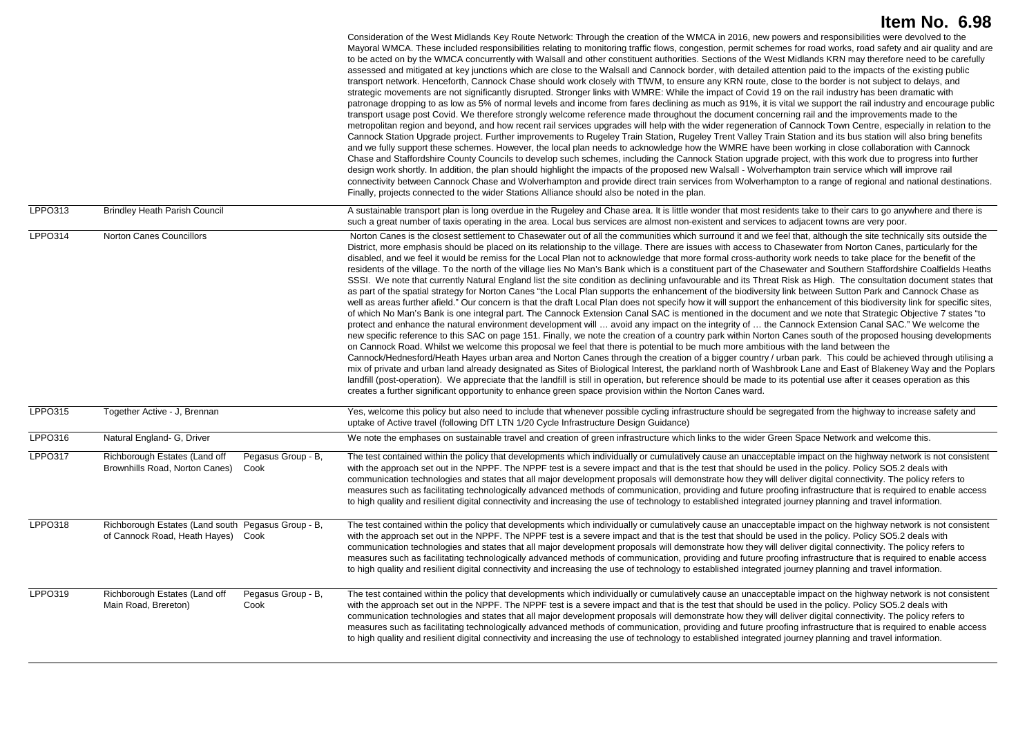| | | | |
|---|---|---|---|
| | | | Consideration of the West Midlands Key Route Network: Through the creation of the WMCA in 2016, new powers and responsibilities were devolved to the Mayoral WMCA. These included responsibilities relating to monitoring traffic flows, congestion, permit schemes for road works, road safety and air quality and are to be acted on by the WMCA concurrently with Walsall and other constituent authorities. Sections of the West Midlands KRN may therefore need to be carefully assessed and mitigated at key junctions which are close to the Walsall and Cannock border, with detailed attention paid to the impacts of the existing public transport network. Henceforth, Cannock Chase should work closely with TfWM, to ensure any KRN route, close to the border is not subject to delays, and strategic movements are not significantly disrupted. Stronger links with WMRE: While the impact of Covid 19 on the rail industry has been dramatic with patronage dropping to as low as 5% of normal levels and income from fares declining as much as 91%, it is vital we support the rail industry and encourage public transport usage post Covid. We therefore strongly welcome reference made throughout the document concerning rail and the improvements made to the metropolitan region and beyond, and how recent rail services upgrades will help with the wider regeneration of Cannock Town Centre, especially in relation to the Cannock Station Upgrade project. Further improvements to Rugeley Train Station, Rugeley Trent Valley Train Station and its bus station will also bring benefits and we fully support these schemes. However, the local plan needs to acknowledge how the WMRE have been working in close collaboration with Cannock Chase and Staffordshire County Councils to develop such schemes, including the Cannock Station upgrade project, with this work due to progress into further design work shortly. In addition, the plan should highlight the impacts of the proposed new Walsall - Wolverhampton train service which will improve rail connectivity between Cannock Chase and Wolverhampton and provide direct train services from Wolverhampton to a range of regional and national destinations. Finally, projects connected to the wider Stations Alliance should also be noted in the plan. |
| LPPO313 | Brindley Heath Parish Council | | A sustainable transport plan is long overdue in the Rugeley and Chase area. It is little wonder that most residents take to their cars to go anywhere and there is such a great number of taxis operating in the area. Local bus services are almost non-existent and services to adjacent towns are very poor. |
| LPPO314 | Norton Canes Councillors | | Norton Canes is the closest settlement to Chasewater out of all the communities which surround it and we feel that, although the site technically sits outside the District, more emphasis should be placed on its relationship to the village. There are issues with access to Chasewater from Norton Canes, particularly for the disabled, and we feel it would be remiss for the Local Plan not to acknowledge that more formal cross-authority work needs to take place for the benefit of the residents of the village. To the north of the village lies No Man's Bank which is a constituent part of the Chasewater and Southern Staffordshire Coalfields Heaths SSSI. We note that currently Natural England list the site condition as declining unfavourable and its Threat Risk as High. The consultation document states that as part of the spatial strategy for Norton Canes "the Local Plan supports the enhancement of the biodiversity link between Sutton Park and Cannock Chase as well as areas further afield." Our concern is that the draft Local Plan does not specify how it will support the enhancement of this biodiversity link for specific sites, of which No Man's Bank is one integral part. The Cannock Extension Canal SAC is mentioned in the document and we note that Strategic Objective 7 states "to protect and enhance the natural environment development will … avoid any impact on the integrity of … the Cannock Extension Canal SAC." We welcome the new specific reference to this SAC on page 151. Finally, we note the creation of a country park within Norton Canes south of the proposed housing developments on Cannock Road. Whilst we welcome this proposal we feel that there is potential to be much more ambitious with the land between the Cannock/Hednesford/Heath Hayes urban area and Norton Canes through the creation of a bigger country / urban park. This could be achieved through utilising a mix of private and urban land already designated as Sites of Biological Interest, the parkland north of Washbrook Lane and East of Blakeney Way and the Poplars landfill (post-operation). We appreciate that the landfill is still in operation, but reference should be made to its potential use after it ceases operation as this creates a further significant opportunity to enhance green space provision within the Norton Canes ward. |
| LPPO315 | Together Active - J, Brennan | | Yes, welcome this policy but also need to include that whenever possible cycling infrastructure should be segregated from the highway to increase safety and uptake of Active travel (following DfT LTN 1/20 Cycle Infrastructure Design Guidance) |
| LPPO316 | Natural England- G, Driver | | We note the emphases on sustainable travel and creation of green infrastructure which links to the wider Green Space Network and welcome this. |
| LPPO317 | Richborough Estates (Land off Brownhills Road, Norton Canes) | Pegasus Group - B, Cook | The test contained within the policy that developments which individually or cumulatively cause an unacceptable impact on the highway network is not consistent with the approach set out in the NPPF. The NPPF test is a severe impact and that is the test that should be used in the policy. Policy SO5.2 deals with communication technologies and states that all major development proposals will demonstrate how they will deliver digital connectivity. The policy refers to measures such as facilitating technologically advanced methods of communication, providing and future proofing infrastructure that is required to enable access to high quality and resilient digital connectivity and increasing the use of technology to established integrated journey planning and travel information. |
| LPPO318 | Richborough Estates (Land south of Cannock Road, Heath Hayes) | Pegasus Group - B, Cook | The test contained within the policy that developments which individually or cumulatively cause an unacceptable impact on the highway network is not consistent with the approach set out in the NPPF. The NPPF test is a severe impact and that is the test that should be used in the policy. Policy SO5.2 deals with communication technologies and states that all major development proposals will demonstrate how they will deliver digital connectivity. The policy refers to measures such as facilitating technologically advanced methods of communication, providing and future proofing infrastructure that is required to enable access to high quality and resilient digital connectivity and increasing the use of technology to established integrated journey planning and travel information. |
| LPPO319 | Richborough Estates (Land off Main Road, Brereton) | Pegasus Group - B, Cook | The test contained within the policy that developments which individually or cumulatively cause an unacceptable impact on the highway network is not consistent with the approach set out in the NPPF. The NPPF test is a severe impact and that is the test that should be used in the policy. Policy SO5.2 deals with communication technologies and states that all major development proposals will demonstrate how they will deliver digital connectivity. The policy refers to measures such as facilitating technologically advanced methods of communication, providing and future proofing infrastructure that is required to enable access to high quality and resilient digital connectivity and increasing the use of technology to established integrated journey planning and travel information. |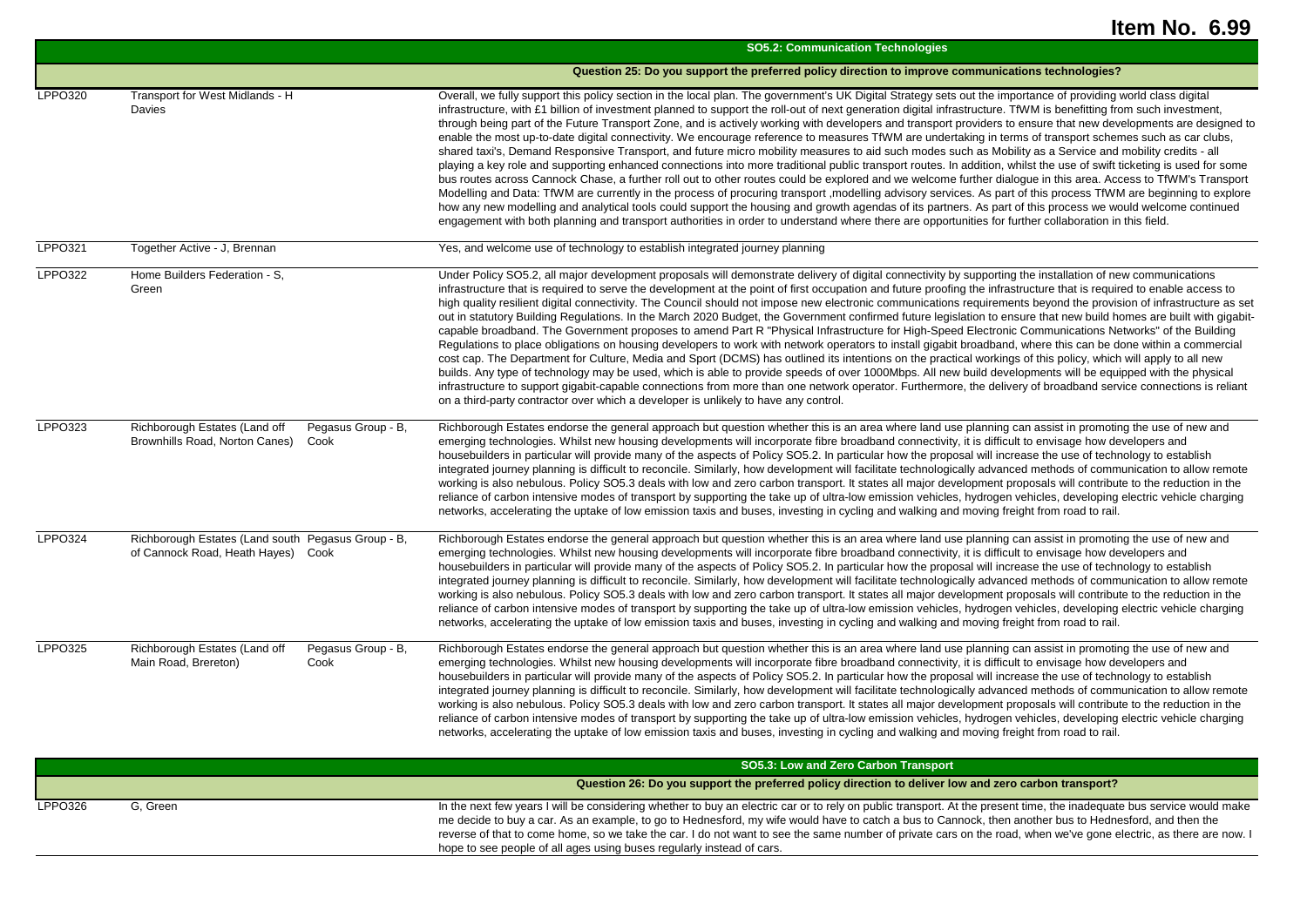# Item No. 6.99

## SO5.2: Communication Technologies

### Question 25: Do you support the preferred policy direction to improve communications technologies?

| Ref | Respondent | Agent | Comment |
|---|---|---|---|
| LPPO320 | Transport for West Midlands - H Davies | | Overall, we fully support this policy section in the local plan. The government's UK Digital Strategy sets out the importance of providing world class digital infrastructure, with £1 billion of investment planned to support the roll-out of next generation digital infrastructure. TfWM is benefitting from such investment, through being part of the Future Transport Zone, and is actively working with developers and transport providers to ensure that new developments are designed to enable the most up-to-date digital connectivity. We encourage reference to measures TfWM are undertaking in terms of transport schemes such as car clubs, shared taxi's, Demand Responsive Transport, and future micro mobility measures to aid such modes such as Mobility as a Service and mobility credits - all playing a key role and supporting enhanced connections into more traditional public transport routes. In addition, whilst the use of swift ticketing is used for some bus routes across Cannock Chase, a further roll out to other routes could be explored and we welcome further dialogue in this area. Access to TfWM's Transport Modelling and Data: TfWM are currently in the process of procuring transport ,modelling advisory services. As part of this process TfWM are beginning to explore how any new modelling and analytical tools could support the housing and growth agendas of its partners. As part of this process we would welcome continued engagement with both planning and transport authorities in order to understand where there are opportunities for further collaboration in this field. |
| LPPO321 | Together Active - J, Brennan | | Yes, and welcome use of technology to establish integrated journey planning |
| LPPO322 | Home Builders Federation - S, Green | | Under Policy SO5.2, all major development proposals will demonstrate delivery of digital connectivity by supporting the installation of new communications infrastructure that is required to serve the development at the point of first occupation and future proofing the infrastructure that is required to enable access to high quality resilient digital connectivity. The Council should not impose new electronic communications requirements beyond the provision of infrastructure as set out in statutory Building Regulations. In the March 2020 Budget, the Government confirmed future legislation to ensure that new build homes are built with gigabit-capable broadband. The Government proposes to amend Part R "Physical Infrastructure for High-Speed Electronic Communications Networks" of the Building Regulations to place obligations on housing developers to work with network operators to install gigabit broadband, where this can be done within a commercial cost cap. The Department for Culture, Media and Sport (DCMS) has outlined its intentions on the practical workings of this policy, which will apply to all new builds. Any type of technology may be used, which is able to provide speeds of over 1000Mbps. All new build developments will be equipped with the physical infrastructure to support gigabit-capable connections from more than one network operator. Furthermore, the delivery of broadband service connections is reliant on a third-party contractor over which a developer is unlikely to have any control. |
| LPPO323 | Richborough Estates (Land off Brownhills Road, Norton Canes) | Pegasus Group - B, Cook | Richborough Estates endorse the general approach but question whether this is an area where land use planning can assist in promoting the use of new and emerging technologies. Whilst new housing developments will incorporate fibre broadband connectivity, it is difficult to envisage how developers and housebuilders in particular will provide many of the aspects of Policy SO5.2. In particular how the proposal will increase the use of technology to establish integrated journey planning is difficult to reconcile. Similarly, how development will facilitate technologically advanced methods of communication to allow remote working is also nebulous. Policy SO5.3 deals with low and zero carbon transport. It states all major development proposals will contribute to the reduction in the reliance of carbon intensive modes of transport by supporting the take up of ultra-low emission vehicles, hydrogen vehicles, developing electric vehicle charging networks, accelerating the uptake of low emission taxis and buses, investing in cycling and walking and moving freight from road to rail. |
| LPPO324 | Richborough Estates (Land south of Cannock Road, Heath Hayes) | Pegasus Group - B, Cook | Richborough Estates endorse the general approach but question whether this is an area where land use planning can assist in promoting the use of new and emerging technologies. Whilst new housing developments will incorporate fibre broadband connectivity, it is difficult to envisage how developers and housebuilders in particular will provide many of the aspects of Policy SO5.2. In particular how the proposal will increase the use of technology to establish integrated journey planning is difficult to reconcile. Similarly, how development will facilitate technologically advanced methods of communication to allow remote working is also nebulous. Policy SO5.3 deals with low and zero carbon transport. It states all major development proposals will contribute to the reduction in the reliance of carbon intensive modes of transport by supporting the take up of ultra-low emission vehicles, hydrogen vehicles, developing electric vehicle charging networks, accelerating the uptake of low emission taxis and buses, investing in cycling and walking and moving freight from road to rail. |
| LPPO325 | Richborough Estates (Land off Main Road, Brereton) | Pegasus Group - B, Cook | Richborough Estates endorse the general approach but question whether this is an area where land use planning can assist in promoting the use of new and emerging technologies. Whilst new housing developments will incorporate fibre broadband connectivity, it is difficult to envisage how developers and housebuilders in particular will provide many of the aspects of Policy SO5.2. In particular how the proposal will increase the use of technology to establish integrated journey planning is difficult to reconcile. Similarly, how development will facilitate technologically advanced methods of communication to allow remote working is also nebulous. Policy SO5.3 deals with low and zero carbon transport. It states all major development proposals will contribute to the reduction in the reliance of carbon intensive modes of transport by supporting the take up of ultra-low emission vehicles, hydrogen vehicles, developing electric vehicle charging networks, accelerating the uptake of low emission taxis and buses, investing in cycling and walking and moving freight from road to rail. |

## SO5.3: Low and Zero Carbon Transport

### Question 26: Do you support the preferred policy direction to deliver low and zero carbon transport?

| Ref | Respondent | Agent | Comment |
|---|---|---|---|
| LPPO326 | G, Green | | In the next few years I will be considering whether to buy an electric car or to rely on public transport. At the present time, the inadequate bus service would make me decide to buy a car. As an example, to go to Hednesford, my wife would have to catch a bus to Cannock, then another bus to Hednesford, and then the reverse of that to come home, so we take the car. I do not want to see the same number of private cars on the road, when we've gone electric, as there are now. I hope to see people of all ages using buses regularly instead of cars. |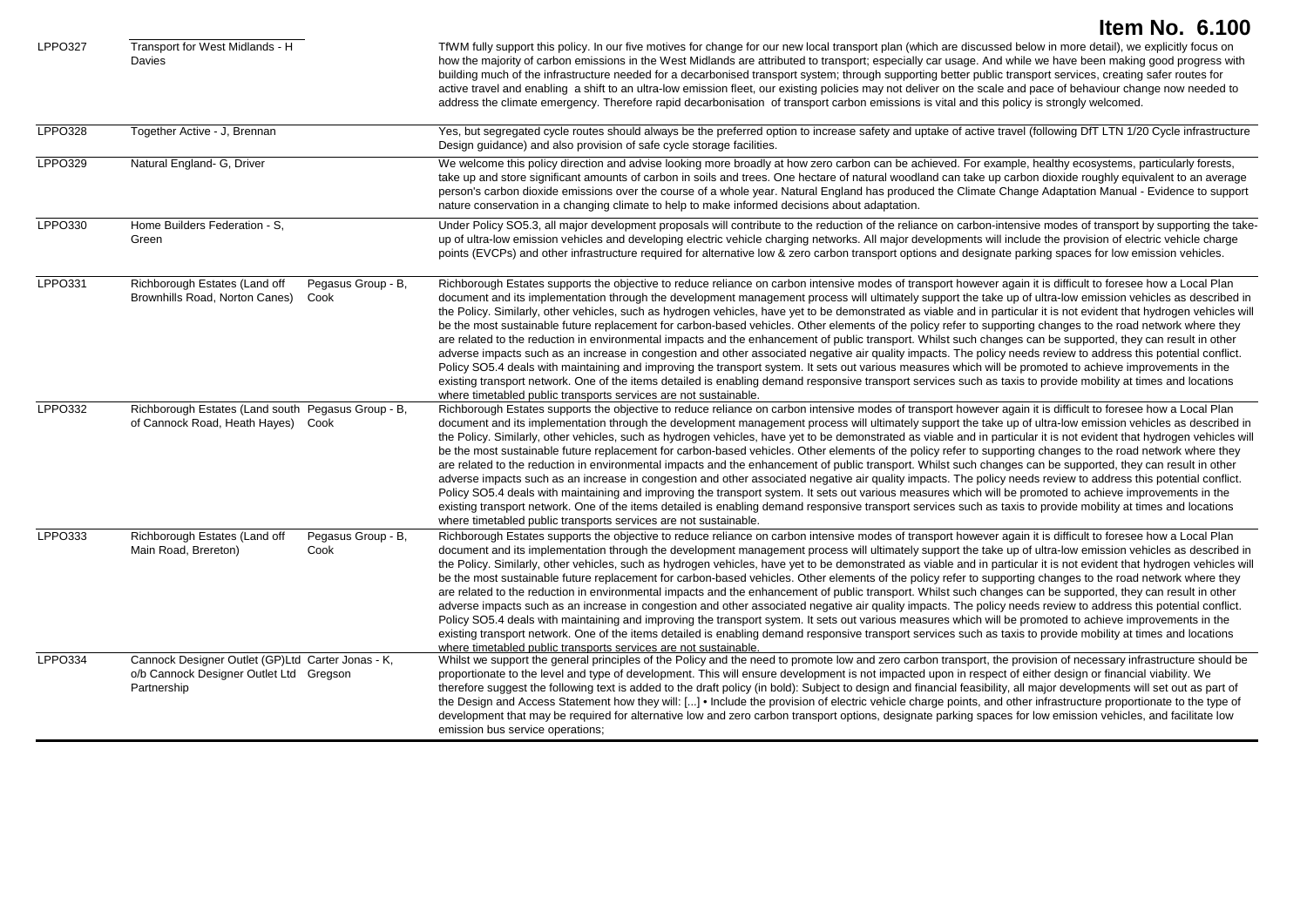# Item No. 6.100

| | | | |
|---|---|---|---|
| LPPO327 | Transport for West Midlands - H Davies | | TfWM fully support this policy. In our five motives for change for our new local transport plan (which are discussed below in more detail), we explicitly focus on how the majority of carbon emissions in the West Midlands are attributed to transport; especially car usage. And while we have been making good progress with building much of the infrastructure needed for a decarbonised transport system; through supporting better public transport services, creating safer routes for active travel and enabling a shift to an ultra-low emission fleet, our existing policies may not deliver on the scale and pace of behaviour change now needed to address the climate emergency. Therefore rapid decarbonisation of transport carbon emissions is vital and this policy is strongly welcomed. |
| LPPO328 | Together Active - J, Brennan | | Yes, but segregated cycle routes should always be the preferred option to increase safety and uptake of active travel (following DfT LTN 1/20 Cycle infrastructure Design guidance) and also provision of safe cycle storage facilities. |
| LPPO329 | Natural England- G, Driver | | We welcome this policy direction and advise looking more broadly at how zero carbon can be achieved. For example, healthy ecosystems, particularly forests, take up and store significant amounts of carbon in soils and trees. One hectare of natural woodland can take up carbon dioxide roughly equivalent to an average person's carbon dioxide emissions over the course of a whole year. Natural England has produced the Climate Change Adaptation Manual - Evidence to support nature conservation in a changing climate to help to make informed decisions about adaptation. |
| LPPO330 | Home Builders Federation - S, Green | | Under Policy SO5.3, all major development proposals will contribute to the reduction of the reliance on carbon-intensive modes of transport by supporting the take-up of ultra-low emission vehicles and developing electric vehicle charging networks. All major developments will include the provision of electric vehicle charge points (EVCPs) and other infrastructure required for alternative low & zero carbon transport options and designate parking spaces for low emission vehicles. |
| LPPO331 | Richborough Estates (Land off Brownhills Road, Norton Canes) | Pegasus Group - B, Cook | Richborough Estates supports the objective to reduce reliance on carbon intensive modes of transport however again it is difficult to foresee how a Local Plan document and its implementation through the development management process will ultimately support the take up of ultra-low emission vehicles as described in the Policy. Similarly, other vehicles, such as hydrogen vehicles, have yet to be demonstrated as viable and in particular it is not evident that hydrogen vehicles will be the most sustainable future replacement for carbon-based vehicles. Other elements of the policy refer to supporting changes to the road network where they are related to the reduction in environmental impacts and the enhancement of public transport. Whilst such changes can be supported, they can result in other adverse impacts such as an increase in congestion and other associated negative air quality impacts. The policy needs review to address this potential conflict. Policy SO5.4 deals with maintaining and improving the transport system. It sets out various measures which will be promoted to achieve improvements in the existing transport network. One of the items detailed is enabling demand responsive transport services such as taxis to provide mobility at times and locations where timetabled public transports services are not sustainable. |
| LPPO332 | Richborough Estates (Land south of Cannock Road, Heath Hayes) | Pegasus Group - B, Cook | Richborough Estates supports the objective to reduce reliance on carbon intensive modes of transport however again it is difficult to foresee how a Local Plan document and its implementation through the development management process will ultimately support the take up of ultra-low emission vehicles as described in the Policy. Similarly, other vehicles, such as hydrogen vehicles, have yet to be demonstrated as viable and in particular it is not evident that hydrogen vehicles will be the most sustainable future replacement for carbon-based vehicles. Other elements of the policy refer to supporting changes to the road network where they are related to the reduction in environmental impacts and the enhancement of public transport. Whilst such changes can be supported, they can result in other adverse impacts such as an increase in congestion and other associated negative air quality impacts. The policy needs review to address this potential conflict. Policy SO5.4 deals with maintaining and improving the transport system. It sets out various measures which will be promoted to achieve improvements in the existing transport network. One of the items detailed is enabling demand responsive transport services such as taxis to provide mobility at times and locations where timetabled public transports services are not sustainable. |
| LPPO333 | Richborough Estates (Land off Main Road, Brereton) | Pegasus Group - B, Cook | Richborough Estates supports the objective to reduce reliance on carbon intensive modes of transport however again it is difficult to foresee how a Local Plan document and its implementation through the development management process will ultimately support the take up of ultra-low emission vehicles as described in the Policy. Similarly, other vehicles, such as hydrogen vehicles, have yet to be demonstrated as viable and in particular it is not evident that hydrogen vehicles will be the most sustainable future replacement for carbon-based vehicles. Other elements of the policy refer to supporting changes to the road network where they are related to the reduction in environmental impacts and the enhancement of public transport. Whilst such changes can be supported, they can result in other adverse impacts such as an increase in congestion and other associated negative air quality impacts. The policy needs review to address this potential conflict. Policy SO5.4 deals with maintaining and improving the transport system. It sets out various measures which will be promoted to achieve improvements in the existing transport network. One of the items detailed is enabling demand responsive transport services such as taxis to provide mobility at times and locations where timetabled public transports services are not sustainable. |
| LPPO334 | Cannock Designer Outlet (GP)Ltd o/b Cannock Designer Outlet Ltd Partnership | Carter Jonas - K, Gregson | Whilst we support the general principles of the Policy and the need to promote low and zero carbon transport, the provision of necessary infrastructure should be proportionate to the level and type of development. This will ensure development is not impacted upon in respect of either design or financial viability. We therefore suggest the following text is added to the draft policy (in bold): Subject to design and financial feasibility, all major developments will set out as part of the Design and Access Statement how they will: [...] • Include the provision of electric vehicle charge points, and other infrastructure proportionate to the type of development that may be required for alternative low and zero carbon transport options, designate parking spaces for low emission vehicles, and facilitate low emission bus service operations; |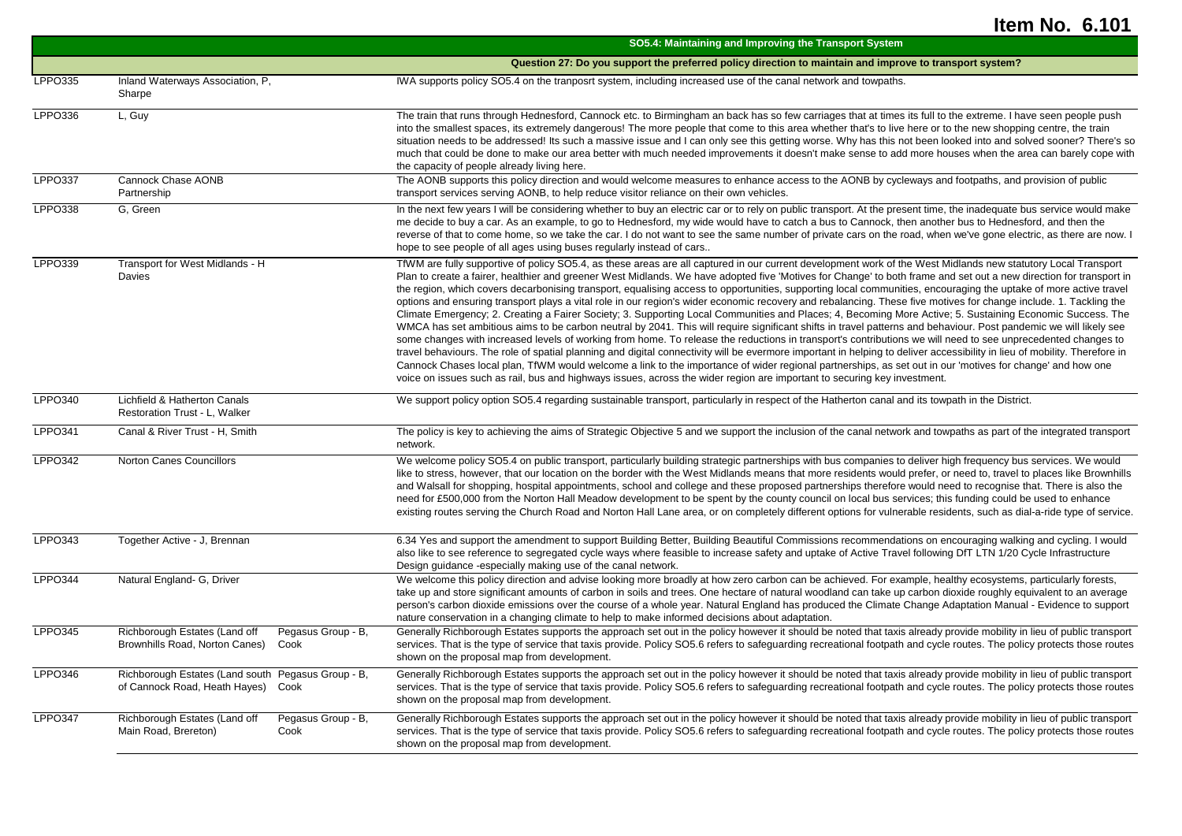# Item No. 6.101

| | | | SO5.4: Maintaining and Improving the Transport System |
|---|---|---|---|
| | | | **Question 27: Do you support the preferred policy direction to maintain and improve to transport system?** |
| LPPO335 | Inland Waterways Association, P, Sharpe | | IWA supports policy SO5.4 on the tranposrt system, including increased use of the canal network and towpaths. |
| LPPO336 | L, Guy | | The train that runs through Hednesford, Cannock etc. to Birmingham an back has so few carriages that at times its full to the extreme. I have seen people push into the smallest spaces, its extremely dangerous! The more people that come to this area whether that's to live here or to the new shopping centre, the train situation needs to be addressed! Its such a massive issue and I can only see this getting worse. Why has this not been looked into and solved sooner? There's so much that could be done to make our area better with much needed improvements it doesn't make sense to add more houses when the area can barely cope with the capacity of people already living here. |
| LPPO337 | Cannock Chase AONB Partnership | | The AONB supports this policy direction and would welcome measures to enhance access to the AONB by cycleways and footpaths, and provision of public transport services serving AONB, to help reduce visitor reliance on their own vehicles. |
| LPPO338 | G, Green | | In the next few years I will be considering whether to buy an electric car or to rely on public transport. At the present time, the inadequate bus service would make me decide to buy a car. As an example, to go to Hednesford, my wide would have to catch a bus to Cannock, then another bus to Hednesford, and then the reverse of that to come home, so we take the car. I do not want to see the same number of private cars on the road, when we've gone electric, as there are now. I hope to see people of all ages using buses regularly instead of cars.. |
| LPPO339 | Transport for West Midlands - H Davies | | TfWM are fully supportive of policy SO5.4, as these areas are all captured in our current development work of the West Midlands new statutory Local Transport Plan to create a fairer, healthier and greener West Midlands. We have adopted five 'Motives for Change' to both frame and set out a new direction for transport in the region, which covers decarbonising transport, equalising access to opportunities, supporting local communities, encouraging the uptake of more active travel options and ensuring transport plays a vital role in our region's wider economic recovery and rebalancing. These five motives for change include. 1. Tackling the Climate Emergency; 2. Creating a Fairer Society; 3. Supporting Local Communities and Places; 4, Becoming More Active; 5. Sustaining Economic Success. The WMCA has set ambitious aims to be carbon neutral by 2041. This will require significant shifts in travel patterns and behaviour. Post pandemic we will likely see some changes with increased levels of working from home. To release the reductions in transport's contributions we will need to see unprecedented changes to travel behaviours. The role of spatial planning and digital connectivity will be evermore important in helping to deliver accessibility in lieu of mobility. Therefore in Cannock Chases local plan, TfWM would welcome a link to the importance of wider regional partnerships, as set out in our 'motives for change' and how one voice on issues such as rail, bus and highways issues, across the wider region are important to securing key investment. |
| LPPO340 | Lichfield & Hatherton Canals Restoration Trust - L, Walker | | We support policy option SO5.4 regarding sustainable transport, particularly in respect of the Hatherton canal and its towpath in the District. |
| LPPO341 | Canal & River Trust - H, Smith | | The policy is key to achieving the aims of Strategic Objective 5 and we support the inclusion of the canal network and towpaths as part of the integrated transport network. |
| LPPO342 | Norton Canes Councillors | | We welcome policy SO5.4 on public transport, particularly building strategic partnerships with bus companies to deliver high frequency bus services. We would like to stress, however, that our location on the border with the West Midlands means that more residents would prefer, or need to, travel to places like Brownhills and Walsall for shopping, hospital appointments, school and college and these proposed partnerships therefore would need to recognise that. There is also the need for £500,000 from the Norton Hall Meadow development to be spent by the county council on local bus services; this funding could be used to enhance existing routes serving the Church Road and Norton Hall Lane area, or on completely different options for vulnerable residents, such as dial-a-ride type of service. |
| LPPO343 | Together Active - J, Brennan | | 6.34 Yes and support the amendment to support Building Better, Building Beautiful Commissions recommendations on encouraging walking and cycling. I would also like to see reference to segregated cycle ways where feasible to increase safety and uptake of Active Travel following DfT LTN 1/20 Cycle Infrastructure Design guidance -especially making use of the canal network. |
| LPPO344 | Natural England- G, Driver | | We welcome this policy direction and advise looking more broadly at how zero carbon can be achieved. For example, healthy ecosystems, particularly forests, take up and store significant amounts of carbon in soils and trees. One hectare of natural woodland can take up carbon dioxide roughly equivalent to an average person's carbon dioxide emissions over the course of a whole year. Natural England has produced the Climate Change Adaptation Manual - Evidence to support nature conservation in a changing climate to help to make informed decisions about adaptation. |
| LPPO345 | Richborough Estates (Land off Brownhills Road, Norton Canes) | Pegasus Group - B, Cook | Generally Richborough Estates supports the approach set out in the policy however it should be noted that taxis already provide mobility in lieu of public transport services. That is the type of service that taxis provide. Policy SO5.6 refers to safeguarding recreational footpath and cycle routes. The policy protects those routes shown on the proposal map from development. |
| LPPO346 | Richborough Estates (Land south of Cannock Road, Heath Hayes) | Pegasus Group - B, Cook | Generally Richborough Estates supports the approach set out in the policy however it should be noted that taxis already provide mobility in lieu of public transport services. That is the type of service that taxis provide. Policy SO5.6 refers to safeguarding recreational footpath and cycle routes. The policy protects those routes shown on the proposal map from development. |
| LPPO347 | Richborough Estates (Land off Main Road, Brereton) | Pegasus Group - B, Cook | Generally Richborough Estates supports the approach set out in the policy however it should be noted that taxis already provide mobility in lieu of public transport services. That is the type of service that taxis provide. Policy SO5.6 refers to safeguarding recreational footpath and cycle routes. The policy protects those routes shown on the proposal map from development. |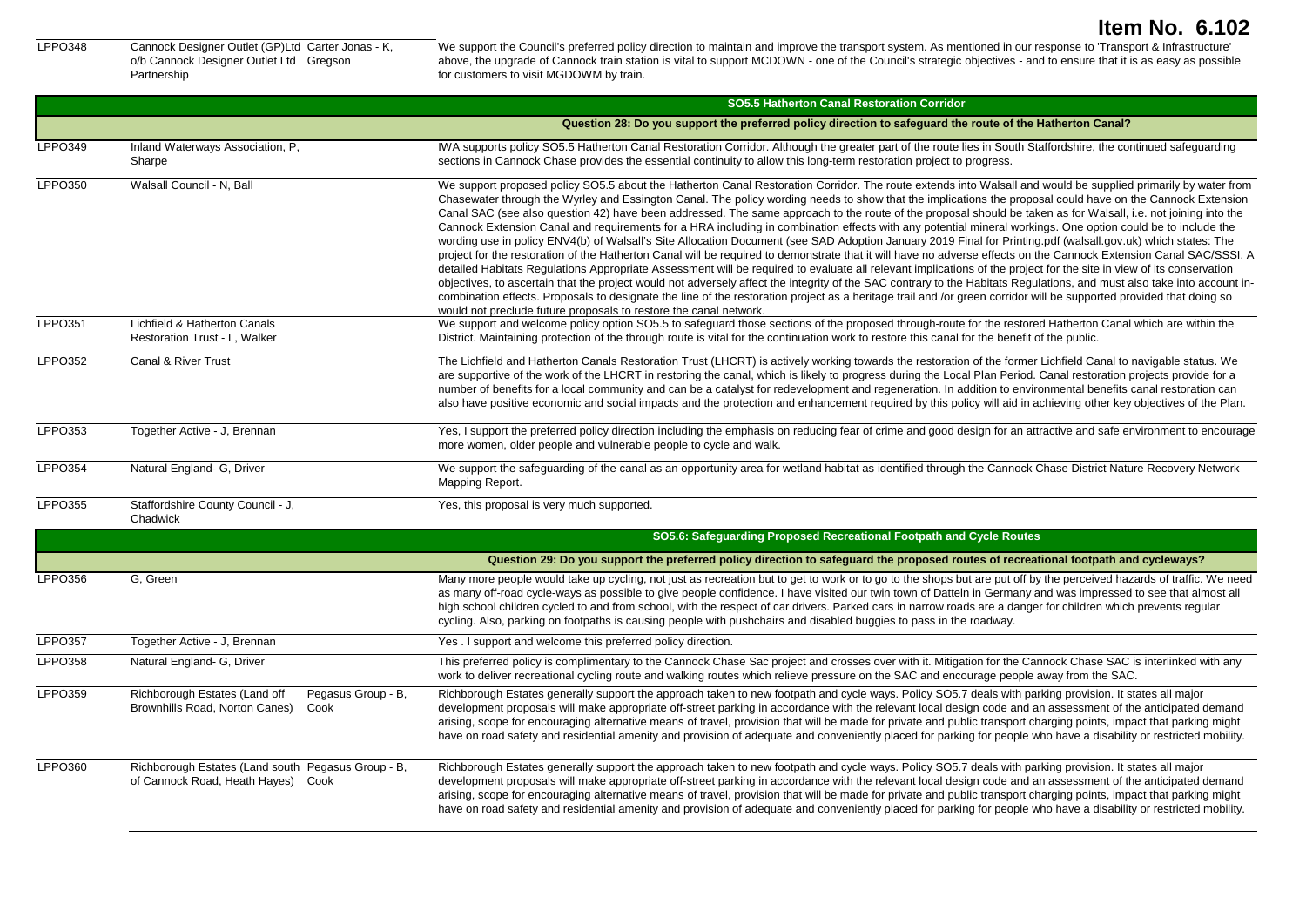# Item No. 6.102

| | | | |
|---|---|---|---|
| LPPO348 | Cannock Designer Outlet (GP)Ltd o/b Cannock Designer Outlet Ltd | Carter Jonas - K, Gregson Partnership | We support the Council's preferred policy direction to maintain and improve the transport system. As mentioned in our response to 'Transport & Infrastructure' above, the upgrade of Cannock train station is vital to support MCDOWN - one of the Council's strategic objectives - and to ensure that it is as easy as possible for customers to visit MGDOWM by train. |
| | | | **SO5.5 Hatherton Canal Restoration Corridor** |
| | | | **Question 28: Do you support the preferred policy direction to safeguard the route of the Hatherton Canal?** |
| LPPO349 | Inland Waterways Association, P, Sharpe | | IWA supports policy SO5.5 Hatherton Canal Restoration Corridor. Although the greater part of the route lies in South Staffordshire, the continued safeguarding sections in Cannock Chase provides the essential continuity to allow this long-term restoration project to progress. |
| LPPO350 | Walsall Council - N, Ball | | We support proposed policy SO5.5 about the Hatherton Canal Restoration Corridor. The route extends into Walsall and would be supplied primarily by water from Chasewater through the Wyrley and Essington Canal. The policy wording needs to show that the implications the proposal could have on the Cannock Extension Canal SAC (see also question 42) have been addressed. The same approach to the route of the proposal should be taken as for Walsall, i.e. not joining into the Cannock Extension Canal and requirements for a HRA including in combination effects with any potential mineral workings. One option could be to include the wording use in policy ENV4(b) of Walsall's Site Allocation Document (see SAD Adoption January 2019 Final for Printing.pdf (walsall.gov.uk) which states: The project for the restoration of the Hatherton Canal will be required to demonstrate that it will have no adverse effects on the Cannock Extension Canal SAC/SSSI. A detailed Habitats Regulations Appropriate Assessment will be required to evaluate all relevant implications of the project for the site in view of its conservation objectives, to ascertain that the project would not adversely affect the integrity of the SAC contrary to the Habitats Regulations, and must also take into account in-combination effects. Proposals to designate the line of the restoration project as a heritage trail and /or green corridor will be supported provided that doing so would not preclude future proposals to restore the canal network. |
| LPPO351 | Lichfield & Hatherton Canals Restoration Trust - L, Walker | | We support and welcome policy option SO5.5 to safeguard those sections of the proposed through-route for the restored Hatherton Canal which are within the District. Maintaining protection of the through route is vital for the continuation work to restore this canal for the benefit of the public. |
| LPPO352 | Canal & River Trust | | The Lichfield and Hatherton Canals Restoration Trust (LHCRT) is actively working towards the restoration of the former Lichfield Canal to navigable status. We are supportive of the work of the LHCRT in restoring the canal, which is likely to progress during the Local Plan Period. Canal restoration projects provide for a number of benefits for a local community and can be a catalyst for redevelopment and regeneration. In addition to environmental benefits canal restoration can also have positive economic and social impacts and the protection and enhancement required by this policy will aid in achieving other key objectives of the Plan. |
| LPPO353 | Together Active - J, Brennan | | Yes, I support the preferred policy direction including the emphasis on reducing fear of crime and good design for an attractive and safe environment to encourage more women, older people and vulnerable people to cycle and walk. |
| LPPO354 | Natural England- G, Driver | | We support the safeguarding of the canal as an opportunity area for wetland habitat as identified through the Cannock Chase District Nature Recovery Network Mapping Report. |
| LPPO355 | Staffordshire County Council - J, Chadwick | | Yes, this proposal is very much supported. |
| | | | **SO5.6: Safeguarding Proposed Recreational Footpath and Cycle Routes** |
| | | | **Question 29: Do you support the preferred policy direction to safeguard the proposed routes of recreational footpath and cycleways?** |
| LPPO356 | G, Green | | Many more people would take up cycling, not just as recreation but to get to work or to go to the shops but are put off by the perceived hazards of traffic. We need as many off-road cycle-ways as possible to give people confidence. I have visited our twin town of Datteln in Germany and was impressed to see that almost all high school children cycled to and from school, with the respect of car drivers. Parked cars in narrow roads are a danger for children which prevents regular cycling. Also, parking on footpaths is causing people with pushchairs and disabled buggies to pass in the roadway. |
| LPPO357 | Together Active - J, Brennan | | Yes . I support and welcome this preferred policy direction. |
| LPPO358 | Natural England- G, Driver | | This preferred policy is complimentary to the Cannock Chase Sac project and crosses over with it. Mitigation for the Cannock Chase SAC is interlinked with any work to deliver recreational cycling route and walking routes which relieve pressure on the SAC and encourage people away from the SAC. |
| LPPO359 | Richborough Estates (Land off Brownhills Road, Norton Canes) | Pegasus Group - B, Cook | Richborough Estates generally support the approach taken to new footpath and cycle ways. Policy SO5.7 deals with parking provision. It states all major development proposals will make appropriate off-street parking in accordance with the relevant local design code and an assessment of the anticipated demand arising, scope for encouraging alternative means of travel, provision that will be made for private and public transport charging points, impact that parking might have on road safety and residential amenity and provision of adequate and conveniently placed for parking for people who have a disability or restricted mobility. |
| LPPO360 | Richborough Estates (Land south of Cannock Road, Heath Hayes) | Pegasus Group - B, Cook | Richborough Estates generally support the approach taken to new footpath and cycle ways. Policy SO5.7 deals with parking provision. It states all major development proposals will make appropriate off-street parking in accordance with the relevant local design code and an assessment of the anticipated demand arising, scope for encouraging alternative means of travel, provision that will be made for private and public transport charging points, impact that parking might have on road safety and residential amenity and provision of adequate and conveniently placed for parking for people who have a disability or restricted mobility. |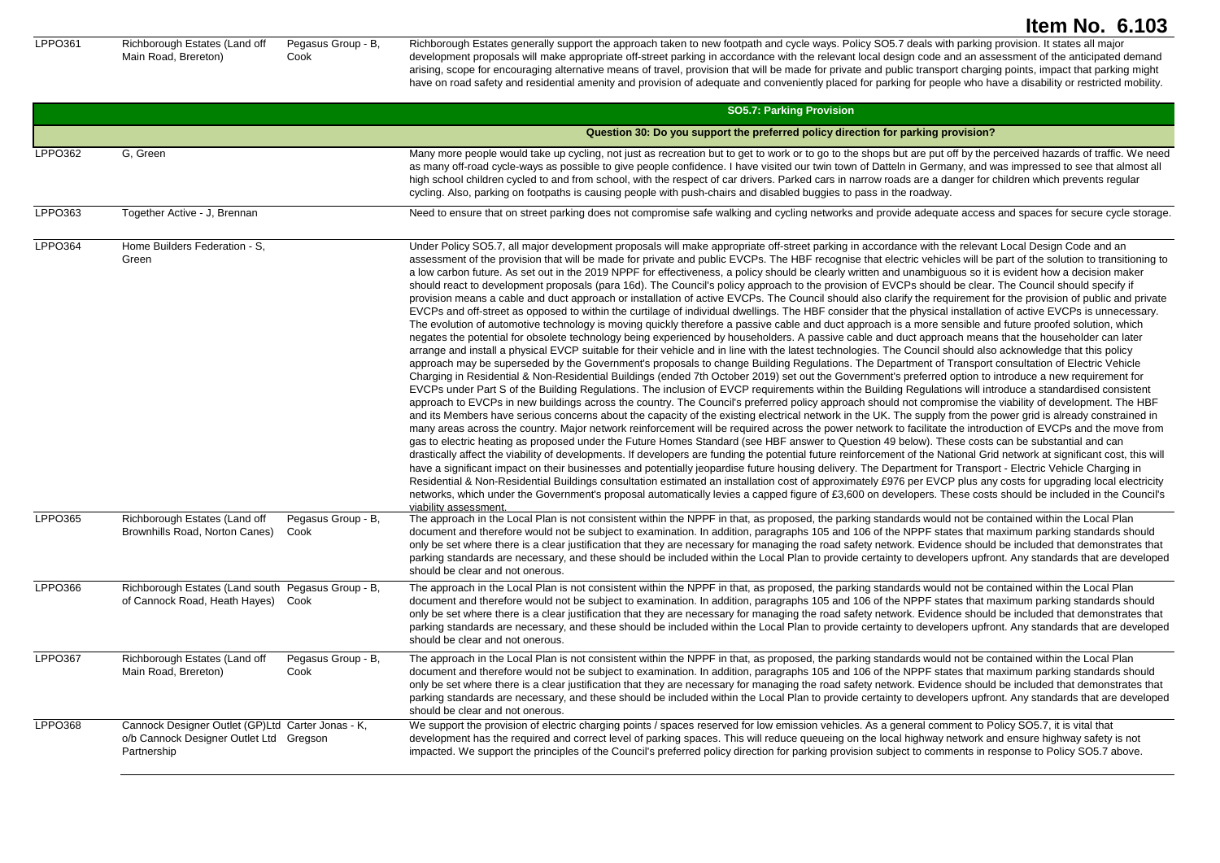# Item No. 6.103

| | | | |
|---|---|---|---|
| LPPO361 | Richborough Estates (Land off Main Road, Brereton) | Pegasus Group - B, Cook | Richborough Estates generally support the approach taken to new footpath and cycle ways. Policy SO5.7 deals with parking provision. It states all major development proposals will make appropriate off-street parking in accordance with the relevant local design code and an assessment of the anticipated demand arising, scope for encouraging alternative means of travel, provision that will be made for private and public transport charging points, impact that parking might have on road safety and residential amenity and provision of adequate and conveniently placed for parking for people who have a disability or restricted mobility. |

## SO5.7: Parking Provision

### Question 30: Do you support the preferred policy direction for parking provision?

| | | | |
|---|---|---|---|
| LPPO362 | G, Green | | Many more people would take up cycling, not just as recreation but to get to work or to go to the shops but are put off by the perceived hazards of traffic. We need as many off-road cycle-ways as possible to give people confidence. I have visited our twin town of Datteln in Germany, and was impressed to see that almost all high school children cycled to and from school, with the respect of car drivers. Parked cars in narrow roads are a danger for children which prevents regular cycling. Also, parking on footpaths is causing people with push-chairs and disabled buggies to pass in the roadway. |
| LPPO363 | Together Active - J, Brennan | | Need to ensure that on street parking does not compromise safe walking and cycling networks and provide adequate access and spaces for secure cycle storage. |
| LPPO364 | Home Builders Federation - S, Green | | Under Policy SO5.7, all major development proposals will make appropriate off-street parking in accordance with the relevant Local Design Code and an assessment of the provision that will be made for private and public EVCPs. The HBF recognise that electric vehicles will be part of the solution to transitioning to a low carbon future. As set out in the 2019 NPPF for effectiveness, a policy should be clearly written and unambiguous so it is evident how a decision maker should react to development proposals (para 16d). The Council's policy approach to the provision of EVCPs should be clear. The Council should specify if provision means a cable and duct approach or installation of active EVCPs. The Council should also clarify the requirement for the provision of public and private EVCPs and off-street as opposed to within the curtilage of individual dwellings. The HBF consider that the physical installation of active EVCPs is unnecessary. The evolution of automotive technology is moving quickly therefore a passive cable and duct approach is a more sensible and future proofed solution, which negates the potential for obsolete technology being experienced by householders. A passive cable and duct approach means that the householder can later arrange and install a physical EVCP suitable for their vehicle and in line with the latest technologies. The Council should also acknowledge that this policy approach may be superseded by the Government's proposals to change Building Regulations. The Department of Transport consultation of Electric Vehicle Charging in Residential & Non-Residential Buildings (ended 7th October 2019) set out the Government's preferred option to introduce a new requirement for EVCPs under Part S of the Building Regulations. The inclusion of EVCP requirements within the Building Regulations will introduce a standardised consistent approach to EVCPs in new buildings across the country. The Council's preferred policy approach should not compromise the viability of development. The HBF and its Members have serious concerns about the capacity of the existing electrical network in the UK. The supply from the power grid is already constrained in many areas across the country. Major network reinforcement will be required across the power network to facilitate the introduction of EVCPs and the move from gas to electric heating as proposed under the Future Homes Standard (see HBF answer to Question 49 below). These costs can be substantial and can drastically affect the viability of developments. If developers are funding the potential future reinforcement of the National Grid network at significant cost, this will have a significant impact on their businesses and potentially jeopardise future housing delivery. The Department for Transport - Electric Vehicle Charging in Residential & Non-Residential Buildings consultation estimated an installation cost of approximately £976 per EVCP plus any costs for upgrading local electricity networks, which under the Government's proposal automatically levies a capped figure of £3,600 on developers. These costs should be included in the Council's viability assessment. |
| LPPO365 | Richborough Estates (Land off Brownhills Road, Norton Canes) | Pegasus Group - B, Cook | The approach in the Local Plan is not consistent within the NPPF in that, as proposed, the parking standards would not be contained within the Local Plan document and therefore would not be subject to examination. In addition, paragraphs 105 and 106 of the NPPF states that maximum parking standards should only be set where there is a clear justification that they are necessary for managing the road safety network. Evidence should be included that demonstrates that parking standards are necessary, and these should be included within the Local Plan to provide certainty to developers upfront. Any standards that are developed should be clear and not onerous. |
| LPPO366 | Richborough Estates (Land south of Cannock Road, Heath Hayes) | Pegasus Group - B, Cook | The approach in the Local Plan is not consistent within the NPPF in that, as proposed, the parking standards would not be contained within the Local Plan document and therefore would not be subject to examination. In addition, paragraphs 105 and 106 of the NPPF states that maximum parking standards should only be set where there is a clear justification that they are necessary for managing the road safety network. Evidence should be included that demonstrates that parking standards are necessary, and these should be included within the Local Plan to provide certainty to developers upfront. Any standards that are developed should be clear and not onerous. |
| LPPO367 | Richborough Estates (Land off Main Road, Brereton) | Pegasus Group - B, Cook | The approach in the Local Plan is not consistent within the NPPF in that, as proposed, the parking standards would not be contained within the Local Plan document and therefore would not be subject to examination. In addition, paragraphs 105 and 106 of the NPPF states that maximum parking standards should only be set where there is a clear justification that they are necessary for managing the road safety network. Evidence should be included that demonstrates that parking standards are necessary, and these should be included within the Local Plan to provide certainty to developers upfront. Any standards that are developed should be clear and not onerous. |
| LPPO368 | Cannock Designer Outlet (GP)Ltd o/b Cannock Designer Outlet Ltd Partnership | Carter Jonas - K, Gregson | We support the provision of electric charging points / spaces reserved for low emission vehicles. As a general comment to Policy SO5.7, it is vital that development has the required and correct level of parking spaces. This will reduce queueing on the local highway network and ensure highway safety is not impacted. We support the principles of the Council's preferred policy direction for parking provision subject to comments in response to Policy SO5.7 above. |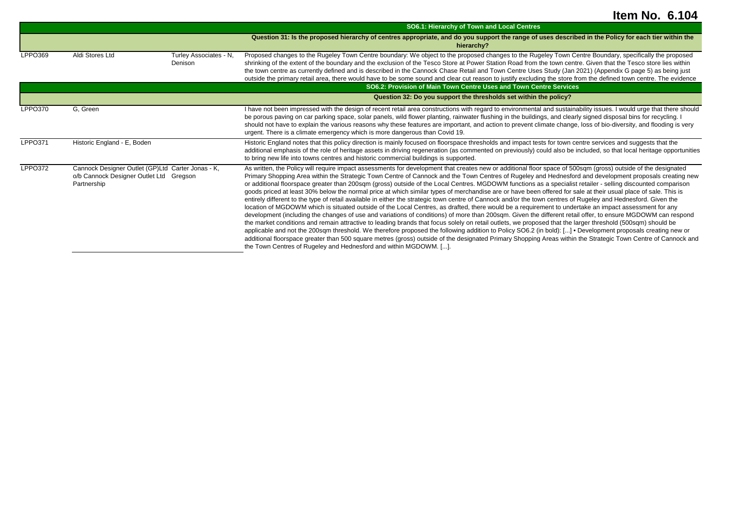**Item No. 6.104**

| | | | |
|---|---|---|---|
| | | | **SO6.1: Hierarchy of Town and Local Centres** |
| | | | **Question 31: Is the proposed hierarchy of centres appropriate, and do you support the range of uses described in the Policy for each tier within the hierarchy?** |
| LPPO369 | Aldi Stores Ltd | Turley Associates - N, Denison | Proposed changes to the Rugeley Town Centre boundary: We object to the proposed changes to the Rugeley Town Centre Boundary, specifically the proposed shrinking of the extent of the boundary and the exclusion of the Tesco Store at Power Station Road from the town centre. Given that the Tesco store lies within the town centre as currently defined and is described in the Cannock Chase Retail and Town Centre Uses Study (Jan 2021) (Appendix G page 5) as being just outside the primary retail area, there would have to be some sound and clear cut reason to justify excluding the store from the defined town centre. The evidence |
| | | | **SO6.2: Provision of Main Town Centre Uses and Town Centre Services** |
| | | | **Question 32: Do you support the thresholds set within the policy?** |
| LPPO370 | G, Green | | I have not been impressed with the design of recent retail area constructions with regard to environmental and sustainability issues. I would urge that there should be porous paving on car parking space, solar panels, wild flower planting, rainwater flushing in the buildings, and clearly signed disposal bins for recycling. I should not have to explain the various reasons why these features are important, and action to prevent climate change, loss of bio-diversity, and flooding is very urgent. There is a climate emergency which is more dangerous than Covid 19. |
| LPPO371 | Historic England - E, Boden | | Historic England notes that this policy direction is mainly focused on floorspace thresholds and impact tests for town centre services and suggests that the additional emphasis of the role of heritage assets in driving regeneration (as commented on previously) could also be included, so that local heritage opportunities to bring new life into towns centres and historic commercial buildings is supported. |
| LPPO372 | Cannock Designer Outlet (GP)Ltd o/b Cannock Designer Outlet Ltd Partnership | Carter Jonas - K, Gregson | As written, the Policy will require impact assessments for development that creates new or additional floor space of 500sqm (gross) outside of the designated Primary Shopping Area within the Strategic Town Centre of Cannock and the Town Centres of Rugeley and Hednesford and development proposals creating new or additional floorspace greater than 200sqm (gross) outside of the Local Centres. MGDOWM functions as a specialist retailer - selling discounted comparison goods priced at least 30% below the normal price at which similar types of merchandise are or have been offered for sale at their usual place of sale. This is entirely different to the type of retail available in either the strategic town centre of Cannock and/or the town centres of Rugeley and Hednesford. Given the location of MGDOWM which is situated outside of the Local Centres, as drafted, there would be a requirement to undertake an impact assessment for any development (including the changes of use and variations of conditions) of more than 200sqm. Given the different retail offer, to ensure MGDOWM can respond the market conditions and remain attractive to leading brands that focus solely on retail outlets, we proposed that the larger threshold (500sqm) should be applicable and not the 200sqm threshold. We therefore proposed the following addition to Policy SO6.2 (in bold): [...] • Development proposals creating new or additional floorspace greater than 500 square metres (gross) outside of the designated Primary Shopping Areas within the Strategic Town Centre of Cannock and the Town Centres of Rugeley and Hednesford and within MGDOWM. [...]. |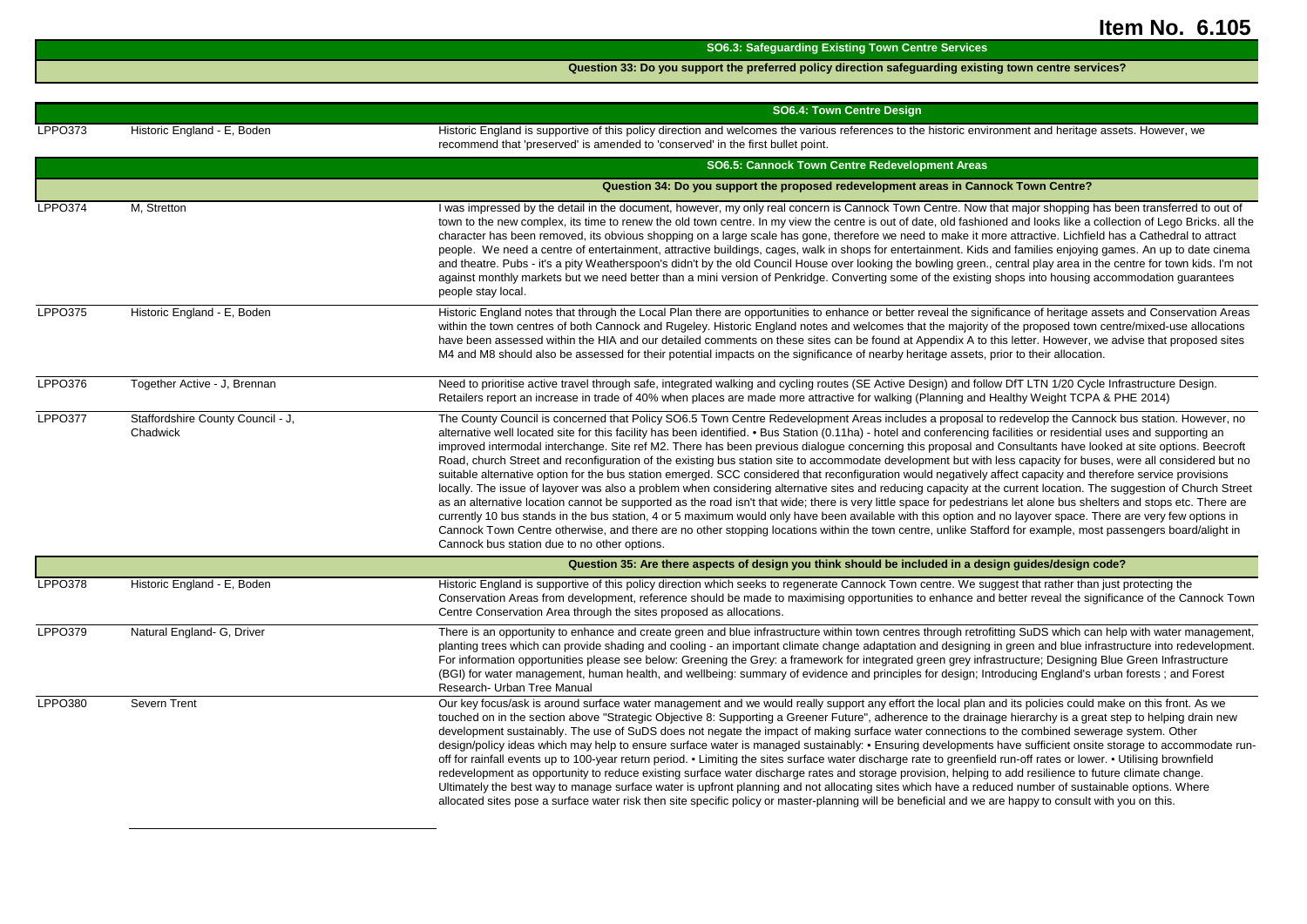**Item No. 6.105**

| | | |
|---|---|---|
| | | **SO6.3: Safeguarding Existing Town Centre Services** |
| | | **Question 33: Do you support the preferred policy direction safeguarding existing town centre services?** |
| | | **SO6.4: Town Centre Design** |
| LPPO373 | Historic England - E, Boden | Historic England is supportive of this policy direction and welcomes the various references to the historic environment and heritage assets. However, we recommend that 'preserved' is amended to 'conserved' in the first bullet point. |
| | | **SO6.5: Cannock Town Centre Redevelopment Areas** |
| | | **Question 34: Do you support the proposed redevelopment areas in Cannock Town Centre?** |
| LPPO374 | M, Stretton | I was impressed by the detail in the document, however, my only real concern is Cannock Town Centre. Now that major shopping has been transferred to out of town to the new complex, its time to renew the old town centre. In my view the centre is out of date, old fashioned and looks like a collection of Lego Bricks. all the character has been removed, its obvious shopping on a large scale has gone, therefore we need to make it more attractive. Lichfield has a Cathedral to attract people. We need a centre of entertainment, attractive buildings, cages, walk in shops for entertainment. Kids and families enjoying games. An up to date cinema and theatre. Pubs - it's a pity Weatherspoon's didn't by the old Council House over looking the bowling green., central play area in the centre for town kids. I'm not against monthly markets but we need better than a mini version of Penkridge. Converting some of the existing shops into housing accommodation guarantees people stay local. |
| LPPO375 | Historic England - E, Boden | Historic England notes that through the Local Plan there are opportunities to enhance or better reveal the significance of heritage assets and Conservation Areas within the town centres of both Cannock and Rugeley. Historic England notes and welcomes that the majority of the proposed town centre/mixed-use allocations have been assessed within the HIA and our detailed comments on these sites can be found at Appendix A to this letter. However, we advise that proposed sites M4 and M8 should also be assessed for their potential impacts on the significance of nearby heritage assets, prior to their allocation. |
| LPPO376 | Together Active - J, Brennan | Need to prioritise active travel through safe, integrated walking and cycling routes (SE Active Design) and follow DfT LTN 1/20 Cycle Infrastructure Design. Retailers report an increase in trade of 40% when places are made more attractive for walking (Planning and Healthy Weight TCPA & PHE 2014) |
| LPPO377 | Staffordshire County Council - J, Chadwick | The County Council is concerned that Policy SO6.5 Town Centre Redevelopment Areas includes a proposal to redevelop the Cannock bus station. However, no alternative well located site for this facility has been identified. • Bus Station (0.11ha) - hotel and conferencing facilities or residential uses and supporting an improved intermodal interchange. Site ref M2. There has been previous dialogue concerning this proposal and Consultants have looked at site options. Beecroft Road, church Street and reconfiguration of the existing bus station site to accommodate development but with less capacity for buses, were all considered but no suitable alternative option for the bus station emerged. SCC considered that reconfiguration would negatively affect capacity and therefore service provisions locally. The issue of layover was also a problem when considering alternative sites and reducing capacity at the current location. The suggestion of Church Street as an alternative location cannot be supported as the road isn't that wide; there is very little space for pedestrians let alone bus shelters and stops etc. There are currently 10 bus stands in the bus station, 4 or 5 maximum would only have been available with this option and no layover space. There are very few options in Cannock Town Centre otherwise, and there are no other stopping locations within the town centre, unlike Stafford for example, most passengers board/alight in Cannock bus station due to no other options. |
| | | **Question 35: Are there aspects of design you think should be included in a design guides/design code?** |
| LPPO378 | Historic England - E, Boden | Historic England is supportive of this policy direction which seeks to regenerate Cannock Town centre. We suggest that rather than just protecting the Conservation Areas from development, reference should be made to maximising opportunities to enhance and better reveal the significance of the Cannock Town Centre Conservation Area through the sites proposed as allocations. |
| LPPO379 | Natural England- G, Driver | There is an opportunity to enhance and create green and blue infrastructure within town centres through retrofitting SuDS which can help with water management, planting trees which can provide shading and cooling - an important climate change adaptation and designing in green and blue infrastructure into redevelopment. For information opportunities please see below: Greening the Grey: a framework for integrated green grey infrastructure; Designing Blue Green Infrastructure (BGI) for water management, human health, and wellbeing: summary of evidence and principles for design; Introducing England's urban forests ; and Forest Research- Urban Tree Manual |
| LPPO380 | Severn Trent | Our key focus/ask is around surface water management and we would really support any effort the local plan and its policies could make on this front. As we touched on in the section above "Strategic Objective 8: Supporting a Greener Future", adherence to the drainage hierarchy is a great step to helping drain new development sustainably. The use of SuDS does not negate the impact of making surface water connections to the combined sewerage system. Other design/policy ideas which may help to ensure surface water is managed sustainably: • Ensuring developments have sufficient onsite storage to accommodate run-off for rainfall events up to 100-year return period. • Limiting the sites surface water discharge rate to greenfield run-off rates or lower. • Utilising brownfield redevelopment as opportunity to reduce existing surface water discharge rates and storage provision, helping to add resilience to future climate change. Ultimately the best way to manage surface water is upfront planning and not allocating sites which have a reduced number of sustainable options. Where allocated sites pose a surface water risk then site specific policy or master-planning will be beneficial and we are happy to consult with you on this. |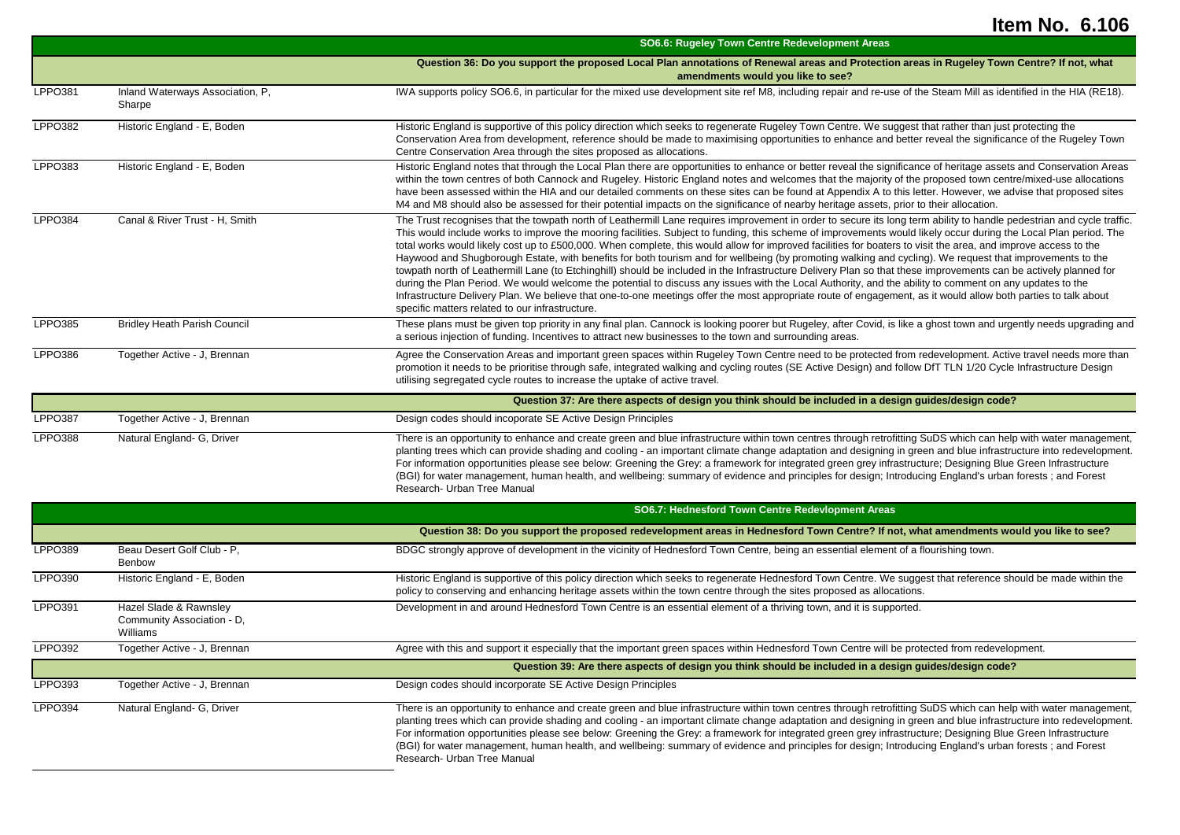# Item No. 6.106

| | | |
|---|---|---|
| | | **SO6.6: Rugeley Town Centre Redevelopment Areas** |
| | | **Question 36: Do you support the proposed Local Plan annotations of Renewal areas and Protection areas in Rugeley Town Centre? If not, what amendments would you like to see?** |
| LPPO381 | Inland Waterways Association, P, Sharpe | IWA supports policy SO6.6, in particular for the mixed use development site ref M8, including repair and re-use of the Steam Mill as identified in the HIA (RE18). |
| LPPO382 | Historic England - E, Boden | Historic England is supportive of this policy direction which seeks to regenerate Rugeley Town Centre. We suggest that rather than just protecting the Conservation Area from development, reference should be made to maximising opportunities to enhance and better reveal the significance of the Rugeley Town Centre Conservation Area through the sites proposed as allocations. |
| LPPO383 | Historic England - E, Boden | Historic England notes that through the Local Plan there are opportunities to enhance or better reveal the significance of heritage assets and Conservation Areas within the town centres of both Cannock and Rugeley. Historic England notes and welcomes that the majority of the proposed town centre/mixed-use allocations have been assessed within the HIA and our detailed comments on these sites can be found at Appendix A to this letter. However, we advise that proposed sites M4 and M8 should also be assessed for their potential impacts on the significance of nearby heritage assets, prior to their allocation. |
| LPPO384 | Canal & River Trust - H, Smith | The Trust recognises that the towpath north of Leathermill Lane requires improvement in order to secure its long term ability to handle pedestrian and cycle traffic. This would include works to improve the mooring facilities. Subject to funding, this scheme of improvements would likely occur during the Local Plan period. The total works would likely cost up to £500,000. When complete, this would allow for improved facilities for boaters to visit the area, and improve access to the Haywood and Shugborough Estate, with benefits for both tourism and for wellbeing (by promoting walking and cycling). We request that improvements to the towpath north of Leathermill Lane (to Etchinghill) should be included in the Infrastructure Delivery Plan so that these improvements can be actively planned for during the Plan Period. We would welcome the potential to discuss any issues with the Local Authority, and the ability to comment on any updates to the Infrastructure Delivery Plan. We believe that one-to-one meetings offer the most appropriate route of engagement, as it would allow both parties to talk about specific matters related to our infrastructure. |
| LPPO385 | Bridley Heath Parish Council | These plans must be given top priority in any final plan. Cannock is looking poorer but Rugeley, after Covid, is like a ghost town and urgently needs upgrading and a serious injection of funding. Incentives to attract new businesses to the town and surrounding areas. |
| LPPO386 | Together Active - J, Brennan | Agree the Conservation Areas and important green spaces within Rugeley Town Centre need to be protected from redevelopment. Active travel needs more than promotion it needs to be prioritise through safe, integrated walking and cycling routes (SE Active Design) and follow DfT TLN 1/20 Cycle Infrastructure Design utilising segregated cycle routes to increase the uptake of active travel. |
| | | **Question 37: Are there aspects of design you think should be included in a design guides/design code?** |
| LPPO387 | Together Active - J, Brennan | Design codes should incoporate SE Active Design Principles |
| LPPO388 | Natural England- G, Driver | There is an opportunity to enhance and create green and blue infrastructure within town centres through retrofitting SuDS which can help with water management, planting trees which can provide shading and cooling - an important climate change adaptation and designing in green and blue infrastructure into redevelopment. For information opportunities please see below: Greening the Grey: a framework for integrated green grey infrastructure; Designing Blue Green Infrastructure (BGI) for water management, human health, and wellbeing: summary of evidence and principles for design; Introducing England's urban forests ; and Forest Research- Urban Tree Manual |
| | | **SO6.7: Hednesford Town Centre Redevlopment Areas** |
| | | **Question 38: Do you support the proposed redevelopment areas in Hednesford Town Centre? If not, what amendments would you like to see?** |
| LPPO389 | Beau Desert Golf Club - P, Benbow | BDGC strongly approve of development in the vicinity of Hednesford Town Centre, being an essential element of a flourishing town. |
| LPPO390 | Historic England - E, Boden | Historic England is supportive of this policy direction which seeks to regenerate Hednesford Town Centre. We suggest that reference should be made within the policy to conserving and enhancing heritage assets within the town centre through the sites proposed as allocations. |
| LPPO391 | Hazel Slade & Rawnsley Community Association - D, Williams | Development in and around Hednesford Town Centre is an essential element of a thriving town, and it is supported. |
| LPPO392 | Together Active - J, Brennan | Agree with this and support it especially that the important green spaces within Hednesford Town Centre will be protected from redevelopment. |
| | | **Question 39: Are there aspects of design you think should be included in a design guides/design code?** |
| LPPO393 | Together Active - J, Brennan | Design codes should incorporate SE Active Design Principles |
| LPPO394 | Natural England- G, Driver | There is an opportunity to enhance and create green and blue infrastructure within town centres through retrofitting SuDS which can help with water management, planting trees which can provide shading and cooling - an important climate change adaptation and designing in green and blue infrastructure into redevelopment. For information opportunities please see below: Greening the Grey: a framework for integrated green grey infrastructure; Designing Blue Green Infrastructure (BGI) for water management, human health, and wellbeing: summary of evidence and principles for design; Introducing England's urban forests ; and Forest Research- Urban Tree Manual |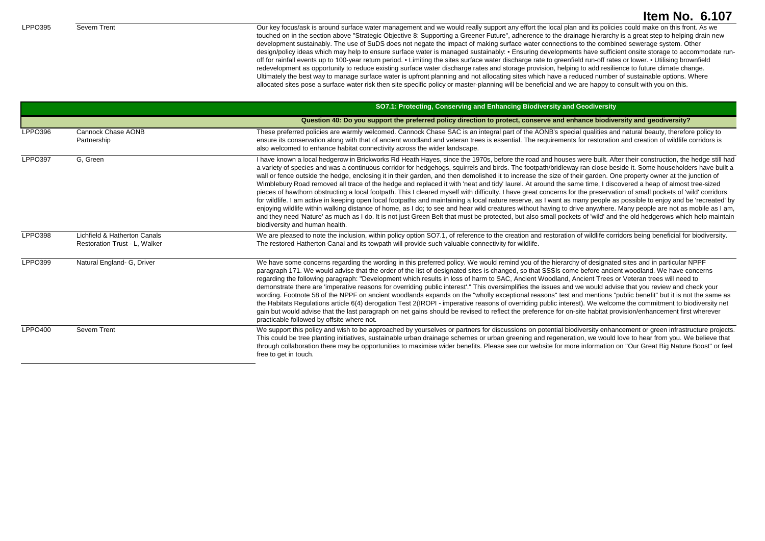**Item No. 6.107**

| | | |
|---|---|---|
| LPPO395 | Severn Trent | Our key focus/ask is around surface water management and we would really support any effort the local plan and its policies could make on this front. As we touched on in the section above "Strategic Objective 8: Supporting a Greener Future", adherence to the drainage hierarchy is a great step to helping drain new development sustainably. The use of SuDS does not negate the impact of making surface water connections to the combined sewerage system. Other design/policy ideas which may help to ensure surface water is managed sustainably: ▪ Ensuring developments have sufficient onsite storage to accommodate run-off for rainfall events up to 100-year return period. ▪ Limiting the sites surface water discharge rate to greenfield run-off rates or lower. ▪ Utilising brownfield redevelopment as opportunity to reduce existing surface water discharge rates and storage provision, helping to add resilience to future climate change. Ultimately the best way to manage surface water is upfront planning and not allocating sites which have a reduced number of sustainable options. Where allocated sites pose a surface water risk then site specific policy or master-planning will be beneficial and we are happy to consult with you on this. |
| | | **SO7.1: Protecting, Conserving and Enhancing Biodiversity and Geodiversity** |
| | | **Question 40: Do you support the preferred policy direction to protect, conserve and enhance biodiversity and geodiversity?** |
| LPPO396 | Cannock Chase AONB Partnership | These preferred policies are warmly welcomed. Cannock Chase SAC is an integral part of the AONB's special qualities and natural beauty, therefore policy to ensure its conservation along with that of ancient woodland and veteran trees is essential. The requirements for restoration and creation of wildlife corridors is also welcomed to enhance habitat connectivity across the wider landscape. |
| LPPO397 | G, Green | I have known a local hedgerow in Brickworks Rd Heath Hayes, since the 1970s, before the road and houses were built. After their construction, the hedge still had a variety of species and was a continuous corridor for hedgehogs, squirrels and birds. The footpath/bridleway ran close beside it. Some householders have built a wall or fence outside the hedge, enclosing it in their garden, and then demolished it to increase the size of their garden. One property owner at the junction of Wimblebury Road removed all trace of the hedge and replaced it with 'neat and tidy' laurel. At around the same time, I discovered a heap of almost tree-sized pieces of hawthorn obstructing a local footpath. This I cleared myself with difficulty. I have great concerns for the preservation of small pockets of 'wild' corridors for wildlife. I am active in keeping open local footpaths and maintaining a local nature reserve, as I want as many people as possible to enjoy and be 'recreated' by enjoying wildlife within walking distance of home, as I do; to see and hear wild creatures without having to drive anywhere. Many people are not as mobile as I am, and they need 'Nature' as much as I do. It is not just Green Belt that must be protected, but also small pockets of 'wild' and the old hedgerows which help maintain biodiversity and human health. |
| LPPO398 | Lichfield & Hatherton Canals Restoration Trust - L, Walker | We are pleased to note the inclusion, within policy option SO7.1, of reference to the creation and restoration of wildlife corridors being beneficial for biodiversity. The restored Hatherton Canal and its towpath will provide such valuable connectivity for wildlife. |
| LPPO399 | Natural England- G, Driver | We have some concerns regarding the wording in this preferred policy. We would remind you of the hierarchy of designated sites and in particular NPPF paragraph 171. We would advise that the order of the list of designated sites is changed, so that SSSIs come before ancient woodland. We have concerns regarding the following paragraph: "Development which results in loss of harm to SAC, Ancient Woodland, Ancient Trees or Veteran trees will need to demonstrate there are 'imperative reasons for overriding public interest'." This oversimplifies the issues and we would advise that you review and check your wording. Footnote 58 of the NPPF on ancient woodlands expands on the "wholly exceptional reasons" test and mentions "public benefit" but it is not the same as the Habitats Regulations article 6(4) derogation Test 2(IROPI - imperative reasons of overriding public interest). We welcome the commitment to biodiversity net gain but would advise that the last paragraph on net gains should be revised to reflect the preference for on-site habitat provision/enhancement first wherever practicable followed by offsite where not. |
| LPPO400 | Severn Trent | We support this policy and wish to be approached by yourselves or partners for discussions on potential biodiversity enhancement or green infrastructure projects. This could be tree planting initiatives, sustainable urban drainage schemes or urban greening and regeneration, we would love to hear from you. We believe that through collaboration there may be opportunities to maximise wider benefits. Please see our website for more information on "Our Great Big Nature Boost" or feel free to get in touch. |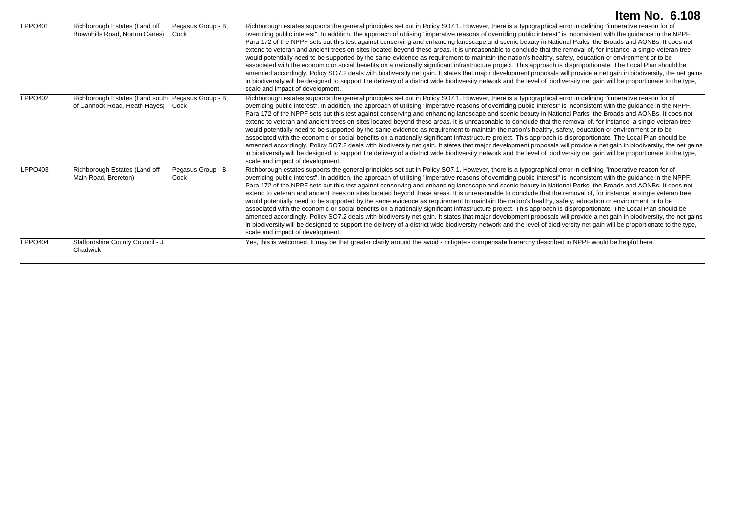**Item No. 6.108**

| | | | |
|---|---|---|---|
| LPPO401 | Richborough Estates (Land off Brownhills Road, Norton Canes) | Pegasus Group - B, Cook | Richborough estates supports the general principles set out in Policy SO7.1. However, there is a typographical error in defining "imperative reason for of overriding public interest". In addition, the approach of utilising "imperative reasons of overriding public interest" is inconsistent with the guidance in the NPPF. Para 172 of the NPPF sets out this test against conserving and enhancing landscape and scenic beauty in National Parks, the Broads and AONBs. It does not extend to veteran and ancient trees on sites located beyond these areas. It is unreasonable to conclude that the removal of, for instance, a single veteran tree would potentially need to be supported by the same evidence as requirement to maintain the nation's healthy, safety, education or environment or to be associated with the economic or social benefits on a nationally significant infrastructure project. This approach is disproportionate. The Local Plan should be amended accordingly. Policy SO7.2 deals with biodiversity net gain. It states that major development proposals will provide a net gain in biodiversity, the net gains in biodiversity will be designed to support the delivery of a district wide biodiversity network and the level of biodiversity net gain will be proportionate to the type, scale and impact of development. |
| LPPO402 | Richborough Estates (Land south of Cannock Road, Heath Hayes) | Pegasus Group - B, Cook | Richborough estates supports the general principles set out in Policy SO7.1. However, there is a typographical error in defining "imperative reason for of overriding public interest". In addition, the approach of utilising "imperative reasons of overriding public interest" is inconsistent with the guidance in the NPPF. Para 172 of the NPPF sets out this test against conserving and enhancing landscape and scenic beauty in National Parks, the Broads and AONBs. It does not extend to veteran and ancient trees on sites located beyond these areas. It is unreasonable to conclude that the removal of, for instance, a single veteran tree would potentially need to be supported by the same evidence as requirement to maintain the nation's healthy, safety, education or environment or to be associated with the economic or social benefits on a nationally significant infrastructure project. This approach is disproportionate. The Local Plan should be amended accordingly. Policy SO7.2 deals with biodiversity net gain. It states that major development proposals will provide a net gain in biodiversity, the net gains in biodiversity will be designed to support the delivery of a district wide biodiversity network and the level of biodiversity net gain will be proportionate to the type, scale and impact of development. |
| LPPO403 | Richborough Estates (Land off Main Road, Brereton) | Pegasus Group - B, Cook | Richborough estates supports the general principles set out in Policy SO7.1. However, there is a typographical error in defining "imperative reason for of overriding public interest". In addition, the approach of utilising "imperative reasons of overriding public interest" is inconsistent with the guidance in the NPPF. Para 172 of the NPPF sets out this test against conserving and enhancing landscape and scenic beauty in National Parks, the Broads and AONBs. It does not extend to veteran and ancient trees on sites located beyond these areas. It is unreasonable to conclude that the removal of, for instance, a single veteran tree would potentially need to be supported by the same evidence as requirement to maintain the nation's healthy, safety, education or environment or to be associated with the economic or social benefits on a nationally significant infrastructure project. This approach is disproportionate. The Local Plan should be amended accordingly. Policy SO7.2 deals with biodiversity net gain. It states that major development proposals will provide a net gain in biodiversity, the net gains in biodiversity will be designed to support the delivery of a district wide biodiversity network and the level of biodiversity net gain will be proportionate to the type, scale and impact of development. |
| LPPO404 | Staffordshire County Council - J, Chadwick | | Yes, this is welcomed. It may be that greater clarity around the avoid - mitigate - compensate hierarchy described in NPPF would be helpful here. |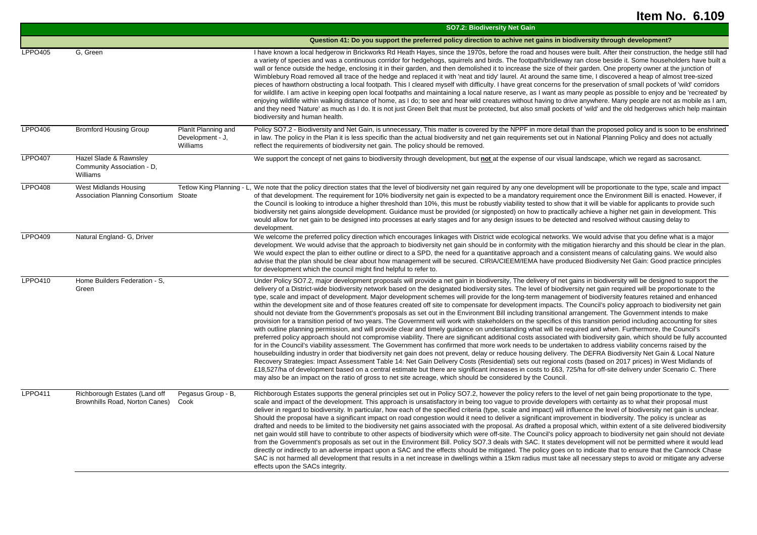# Item No. 6.109

| | | | SO7.2: Biodiversity Net Gain |
|---|---|---|---|
| | | | **Question 41: Do you support the preferred policy direction to achive net gains in biodiversity through development?** |
| LPPO405 | G, Green | | I have known a local hedgerow in Brickworks Rd Heath Hayes, since the 1970s, before the road and houses were built. After their construction, the hedge still had a variety of species and was a continuous corridor for hedgehogs, squirrels and birds. The footpath/bridleway ran close beside it. Some householders have built a wall or fence outside the hedge, enclosing it in their garden, and then demolished it to increase the size of their garden. One property owner at the junction of Wimblebury Road removed all trace of the hedge and replaced it with 'neat and tidy' laurel. At around the same time, I discovered a heap of almost tree-sized pieces of hawthorn obstructing a local footpath. This I cleared myself with difficulty. I have great concerns for the preservation of small pockets of 'wild' corridors for wildlife. I am active in keeping open local footpaths and maintaining a local nature reserve, as I want as many people as possible to enjoy and be 'recreated' by enjoying wildlife within walking distance of home, as I do; to see and hear wild creatures without having to drive anywhere. Many people are not as mobile as I am, and they need 'Nature' as much as I do. It is not just Green Belt that must be protected, but also small pockets of 'wild' and the old hedgerows which help maintain biodiversity and human health. |
| LPPO406 | Bromford Housing Group | PlanIt Planning and Development - J, Williams | Policy SO7.2 - Biodiversity and Net Gain, is unnecessary, This matter is covered by the NPPF in more detail than the proposed policy and is soon to be enshrined in law. The policy in the Plan it is less specific than the actual biodiversity and net gain requirements set out in National Planning Policy and does not actually reflect the requirements of biodiversity net gain. The policy should be removed. |
| LPPO407 | Hazel Slade & Rawnsley Community Association - D, Williams | | We support the concept of net gains to biodiversity through development, but **not** at the expense of our visual landscape, which we regard as sacrosanct. |
| LPPO408 | West Midlands Housing Association Planning Consortium | Tetlow King Planning - L, Stoate | We note that the policy direction states that the level of biodiversity net gain required by any one development will be proportionate to the type, scale and impact of that development. The requirement for 10% biodiversity net gain is expected to be a mandatory requirement once the Environment Bill is enacted. However, if the Council is looking to introduce a higher threshold than 10%, this must be robustly viability tested to show that it will be viable for applicants to provide such biodiversity net gains alongside development. Guidance must be provided (or signposted) on how to practically achieve a higher net gain in development. This would allow for net gain to be designed into processes at early stages and for any design issues to be detected and resolved without causing delay to development. |
| LPPO409 | Natural England- G, Driver | | We welcome the preferred policy direction which encourages linkages with District wide ecological networks. We would advise that you define what is a major development. We would advise that the approach to biodiversity net gain should be in conformity with the mitigation hierarchy and this should be clear in the plan. We would expect the plan to either outline or direct to a SPD, the need for a quantitative approach and a consistent means of calculating gains. We would also advise that the plan should be clear about how management will be secured. CIRIA/CIEEM/IEMA have produced Biodiversity Net Gain: Good practice principles for development which the council might find helpful to refer to. |
| LPPO410 | Home Builders Federation - S, Green | | Under Policy SO7.2, major development proposals will provide a net gain in biodiversity, The delivery of net gains in biodiversity will be designed to support the delivery of a District-wide biodiversity network based on the designated biodiversity sites. The level of biodiversity net gain required will be proportionate to the type, scale and impact of development. Major development schemes will provide for the long-term management of biodiversity features retained and enhanced within the development site and of those features created off site to compensate for development impacts. The Council's policy approach to biodiversity net gain should not deviate from the Government's proposals as set out in the Environment Bill including transitional arrangement. The Government intends to make provision for a transition period of two years. The Government will work with stakeholders on the specifics of this transition period including accounting for sites with outline planning permission, and will provide clear and timely guidance on understanding what will be required and when. Furthermore, the Council's preferred policy approach should not compromise viability. There are significant additional costs associated with biodiversity gain, which should be fully accounted for in the Council's viability assessment. The Government has confirmed that more work needs to be undertaken to address viability concerns raised by the housebuilding industry in order that biodiversity net gain does not prevent, delay or reduce housing delivery. The DEFRA Biodiversity Net Gain & Local Nature Recovery Strategies: Impact Assessment Table 14: Net Gain Delivery Costs (Residential) sets out regional costs (based on 2017 prices) in West Midlands of £18,527/ha of development based on a central estimate but there are significant increases in costs to £63, 725/ha for off-site delivery under Scenario C. There may also be an impact on the ratio of gross to net site acreage, which should be considered by the Council. |
| LPPO411 | Richborough Estates (Land off Brownhills Road, Norton Canes) | Pegasus Group - B, Cook | Richborough Estates supports the general principles set out in Policy SO7.2, however the policy refers to the level of net gain being proportionate to the type, scale and impact of the development. This approach is unsatisfactory in being too vague to provide developers with certainty as to what their proposal must deliver in regard to biodiversity. In particular, how each of the specified criteria (type, scale and impact) will influence the level of biodiversity net gain is unclear. Should the proposal have a significant impact on road congestion would it need to deliver a significant improvement in biodiversity. The policy is unclear as drafted and needs to be limited to the biodiversity net gains associated with the proposal. As drafted a proposal which, within extent of a site delivered biodiversity net gain would still have to contribute to other aspects of biodiversity which were off-site. The Council's policy approach to biodiversity net gain should not deviate from the Government's proposals as set out in the Environment Bill. Policy SO7.3 deals with SAC. It states development will not be permitted where it would lead directly or indirectly to an adverse impact upon a SAC and the effects should be mitigated. The policy goes on to indicate that to ensure that the Cannock Chase SAC is not harmed all development that results in a net increase in dwellings within a 15km radius must take all necessary steps to avoid or mitigate any adverse effects upon the SACs integrity. |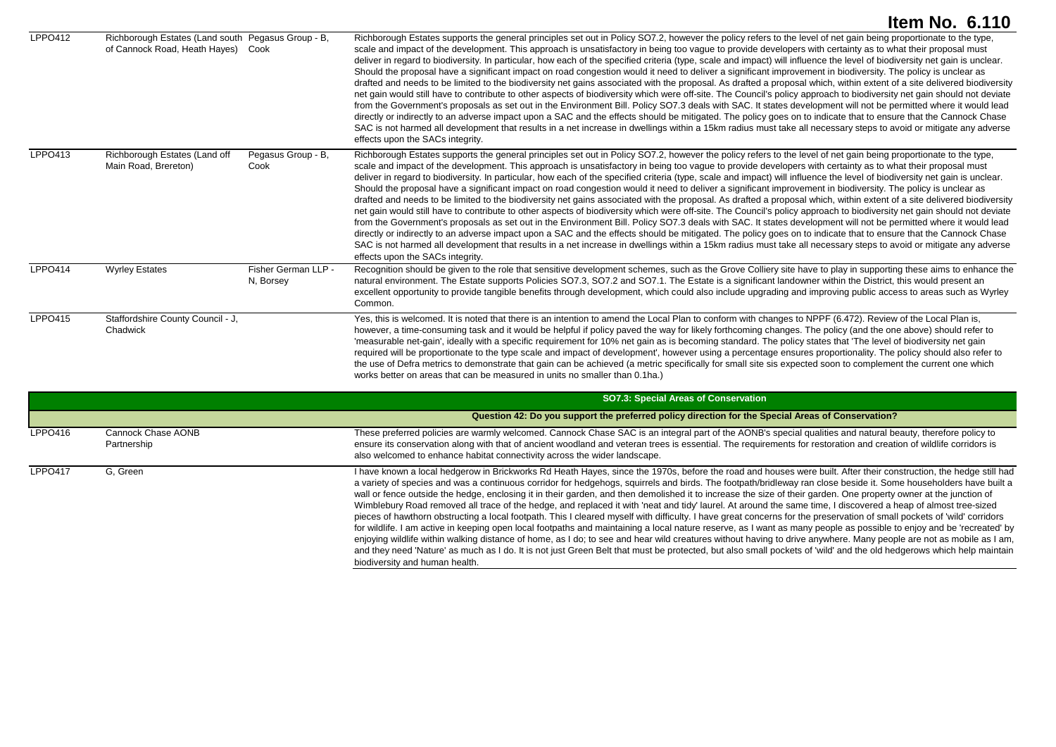# Item No. 6.110

| | | | |
|---|---|---|---|
| LPPO412 | Richborough Estates (Land south of Cannock Road, Heath Hayes) | Pegasus Group - B, Cook | Richborough Estates supports the general principles set out in Policy SO7.2, however the policy refers to the level of net gain being proportionate to the type, scale and impact of the development. This approach is unsatisfactory in being too vague to provide developers with certainty as to what their proposal must deliver in regard to biodiversity. In particular, how each of the specified criteria (type, scale and impact) will influence the level of biodiversity net gain is unclear. Should the proposal have a significant impact on road congestion would it need to deliver a significant improvement in biodiversity. The policy is unclear as drafted and needs to be limited to the biodiversity net gains associated with the proposal. As drafted a proposal which, within extent of a site delivered biodiversity net gain would still have to contribute to other aspects of biodiversity which were off-site. The Council's policy approach to biodiversity net gain should not deviate from the Government's proposals as set out in the Environment Bill. Policy SO7.3 deals with SAC. It states development will not be permitted where it would lead directly or indirectly to an adverse impact upon a SAC and the effects should be mitigated. The policy goes on to indicate that to ensure that the Cannock Chase SAC is not harmed all development that results in a net increase in dwellings within a 15km radius must take all necessary steps to avoid or mitigate any adverse effects upon the SACs integrity. |
| LPPO413 | Richborough Estates (Land off Main Road, Brereton) | Pegasus Group - B, Cook | Richborough Estates supports the general principles set out in Policy SO7.2, however the policy refers to the level of net gain being proportionate to the type, scale and impact of the development. This approach is unsatisfactory in being too vague to provide developers with certainty as to what their proposal must deliver in regard to biodiversity. In particular, how each of the specified criteria (type, scale and impact) will influence the level of biodiversity net gain is unclear. Should the proposal have a significant impact on road congestion would it need to deliver a significant improvement in biodiversity. The policy is unclear as drafted and needs to be limited to the biodiversity net gains associated with the proposal. As drafted a proposal which, within extent of a site delivered biodiversity net gain would still have to contribute to other aspects of biodiversity which were off-site. The Council's policy approach to biodiversity net gain should not deviate from the Government's proposals as set out in the Environment Bill. Policy SO7.3 deals with SAC. It states development will not be permitted where it would lead directly or indirectly to an adverse impact upon a SAC and the effects should be mitigated. The policy goes on to indicate that to ensure that the Cannock Chase SAC is not harmed all development that results in a net increase in dwellings within a 15km radius must take all necessary steps to avoid or mitigate any adverse effects upon the SACs integrity. |
| LPPO414 | Wyrley Estates | Fisher German LLP - N, Borsey | Recognition should be given to the role that sensitive development schemes, such as the Grove Colliery site have to play in supporting these aims to enhance the natural environment. The Estate supports Policies SO7.3, SO7.2 and SO7.1. The Estate is a significant landowner within the District, this would present an excellent opportunity to provide tangible benefits through development, which could also include upgrading and improving public access to areas such as Wyrley Common. |
| LPPO415 | Staffordshire County Council - J, Chadwick | | Yes, this is welcomed. It is noted that there is an intention to amend the Local Plan to conform with changes to NPPF (6.472). Review of the Local Plan is, however, a time-consuming task and it would be helpful if policy paved the way for likely forthcoming changes. The policy (and the one above) should refer to 'measurable net-gain', ideally with a specific requirement for 10% net gain as is becoming standard. The policy states that 'The level of biodiversity net gain required will be proportionate to the type scale and impact of development', however using a percentage ensures proportionality. The policy should also refer to the use of Defra metrics to demonstrate that gain can be achieved (a metric specifically for small site sis expected soon to complement the current one which works better on areas that can be measured in units no smaller than 0.1ha.) |
| | | | **SO7.3: Special Areas of Conservation** |
| | | | **Question 42: Do you support the preferred policy direction for the Special Areas of Conservation?** |
| LPPO416 | Cannock Chase AONB Partnership | | These preferred policies are warmly welcomed. Cannock Chase SAC is an integral part of the AONB's special qualities and natural beauty, therefore policy to ensure its conservation along with that of ancient woodland and veteran trees is essential. The requirements for restoration and creation of wildlife corridors is also welcomed to enhance habitat connectivity across the wider landscape. |
| LPPO417 | G, Green | | I have known a local hedgerow in Brickworks Rd Heath Hayes, since the 1970s, before the road and houses were built. After their construction, the hedge still had a variety of species and was a continuous corridor for hedgehogs, squirrels and birds. The footpath/bridleway ran close beside it. Some householders have built a wall or fence outside the hedge, enclosing it in their garden, and then demolished it to increase the size of their garden. One property owner at the junction of Wimblebury Road removed all trace of the hedge, and replaced it with 'neat and tidy' laurel. At around the same time, I discovered a heap of almost tree-sized pieces of hawthorn obstructing a local footpath. This I cleared myself with difficulty. I have great concerns for the preservation of small pockets of 'wild' corridors for wildlife. I am active in keeping open local footpaths and maintaining a local nature reserve, as I want as many people as possible to enjoy and be 'recreated' by enjoying wildlife within walking distance of home, as I do; to see and hear wild creatures without having to drive anywhere. Many people are not as mobile as I am, and they need 'Nature' as much as I do. It is not just Green Belt that must be protected, but also small pockets of 'wild' and the old hedgerows which help maintain biodiversity and human health. |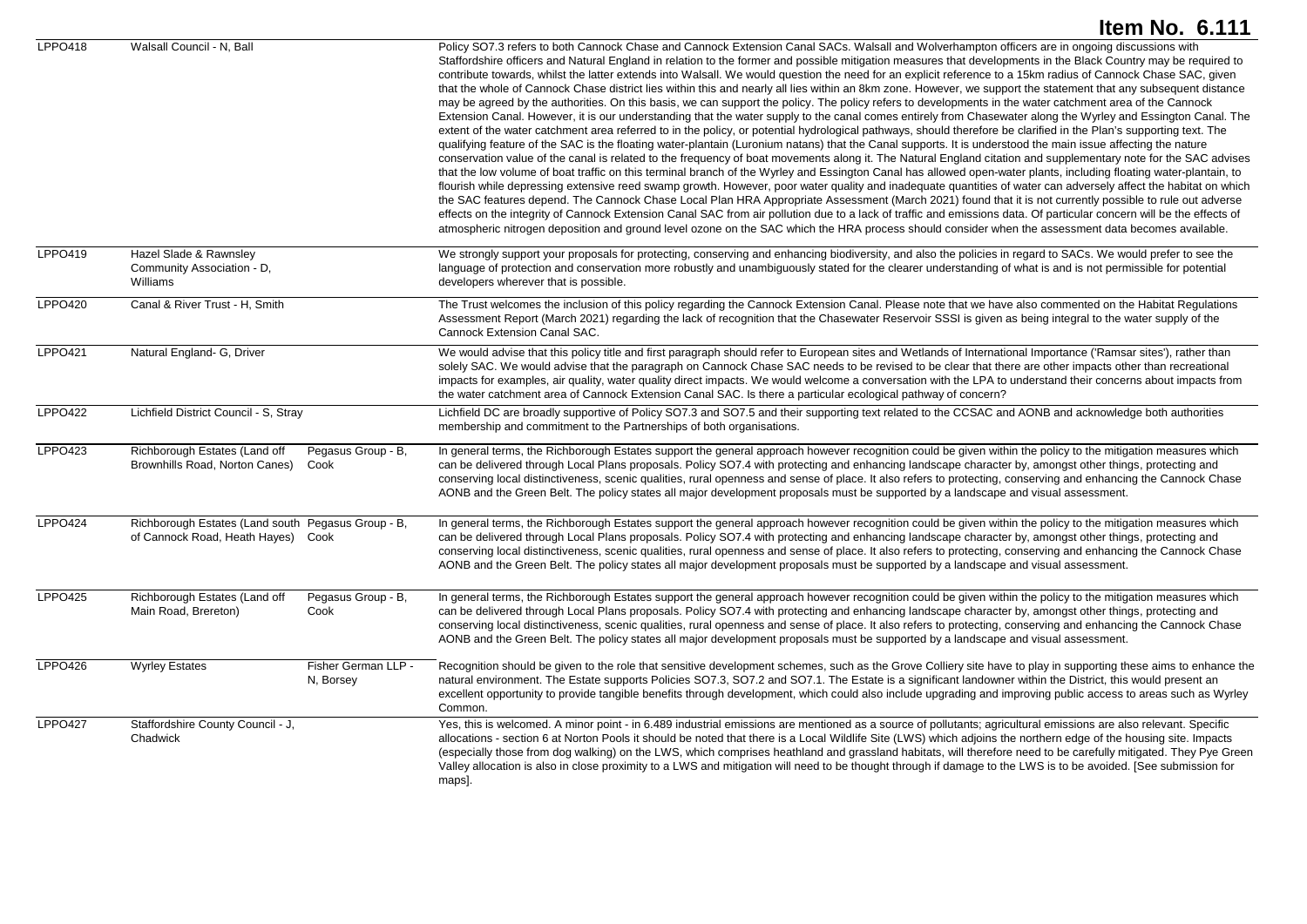# Item No. 6.111

| | | | |
|---|---|---|---|
| LPPO418 | Walsall Council - N, Ball | | Policy SO7.3 refers to both Cannock Chase and Cannock Extension Canal SACs. Walsall and Wolverhampton officers are in ongoing discussions with Staffordshire officers and Natural England in relation to the former and possible mitigation measures that developments in the Black Country may be required to contribute towards, whilst the latter extends into Walsall. We would question the need for an explicit reference to a 15km radius of Cannock Chase SAC, given that the whole of Cannock Chase district lies within this and nearly all lies within an 8km zone. However, we support the statement that any subsequent distance may be agreed by the authorities. On this basis, we can support the policy. The policy refers to developments in the water catchment area of the Cannock Extension Canal. However, it is our understanding that the water supply to the canal comes entirely from Chasewater along the Wyrley and Essington Canal. The extent of the water catchment area referred to in the policy, or potential hydrological pathways, should therefore be clarified in the Plan's supporting text. The qualifying feature of the SAC is the floating water-plantain (Luronium natans) that the Canal supports. It is understood the main issue affecting the nature conservation value of the canal is related to the frequency of boat movements along it. The Natural England citation and supplementary note for the SAC advises that the low volume of boat traffic on this terminal branch of the Wyrley and Essington Canal has allowed open-water plants, including floating water-plantain, to flourish while depressing extensive reed swamp growth. However, poor water quality and inadequate quantities of water can adversely affect the habitat on which the SAC features depend. The Cannock Chase Local Plan HRA Appropriate Assessment (March 2021) found that it is not currently possible to rule out adverse effects on the integrity of Cannock Extension Canal SAC from air pollution due to a lack of traffic and emissions data. Of particular concern will be the effects of atmospheric nitrogen deposition and ground level ozone on the SAC which the HRA process should consider when the assessment data becomes available. |
| LPPO419 | Hazel Slade & Rawnsley Community Association - D, Williams | | We strongly support your proposals for protecting, conserving and enhancing biodiversity, and also the policies in regard to SACs. We would prefer to see the language of protection and conservation more robustly and unambiguously stated for the clearer understanding of what is and is not permissible for potential developers wherever that is possible. |
| LPPO420 | Canal & River Trust - H, Smith | | The Trust welcomes the inclusion of this policy regarding the Cannock Extension Canal. Please note that we have also commented on the Habitat Regulations Assessment Report (March 2021) regarding the lack of recognition that the Chasewater Reservoir SSSI is given as being integral to the water supply of the Cannock Extension Canal SAC. |
| LPPO421 | Natural England- G, Driver | | We would advise that this policy title and first paragraph should refer to European sites and Wetlands of International Importance ('Ramsar sites'), rather than solely SAC. We would advise that the paragraph on Cannock Chase SAC needs to be revised to be clear that there are other impacts other than recreational impacts for examples, air quality, water quality direct impacts. We would welcome a conversation with the LPA to understand their concerns about impacts from the water catchment area of Cannock Extension Canal SAC. Is there a particular ecological pathway of concern? |
| LPPO422 | Lichfield District Council - S, Stray | | Lichfield DC are broadly supportive of Policy SO7.3 and SO7.5 and their supporting text related to the CCSAC and AONB and acknowledge both authorities membership and commitment to the Partnerships of both organisations. |
| LPPO423 | Richborough Estates (Land off Brownhills Road, Norton Canes) | Pegasus Group - B, Cook | In general terms, the Richborough Estates support the general approach however recognition could be given within the policy to the mitigation measures which can be delivered through Local Plans proposals. Policy SO7.4 with protecting and enhancing landscape character by, amongst other things, protecting and conserving local distinctiveness, scenic qualities, rural openness and sense of place. It also refers to protecting, conserving and enhancing the Cannock Chase AONB and the Green Belt. The policy states all major development proposals must be supported by a landscape and visual assessment. |
| LPPO424 | Richborough Estates (Land south of Cannock Road, Heath Hayes) | Pegasus Group - B, Cook | In general terms, the Richborough Estates support the general approach however recognition could be given within the policy to the mitigation measures which can be delivered through Local Plans proposals. Policy SO7.4 with protecting and enhancing landscape character by, amongst other things, protecting and conserving local distinctiveness, scenic qualities, rural openness and sense of place. It also refers to protecting, conserving and enhancing the Cannock Chase AONB and the Green Belt. The policy states all major development proposals must be supported by a landscape and visual assessment. |
| LPPO425 | Richborough Estates (Land off Main Road, Brereton) | Pegasus Group - B, Cook | In general terms, the Richborough Estates support the general approach however recognition could be given within the policy to the mitigation measures which can be delivered through Local Plans proposals. Policy SO7.4 with protecting and enhancing landscape character by, amongst other things, protecting and conserving local distinctiveness, scenic qualities, rural openness and sense of place. It also refers to protecting, conserving and enhancing the Cannock Chase AONB and the Green Belt. The policy states all major development proposals must be supported by a landscape and visual assessment. |
| LPPO426 | Wyrley Estates | Fisher German LLP - N, Borsey | Recognition should be given to the role that sensitive development schemes, such as the Grove Colliery site have to play in supporting these aims to enhance the natural environment. The Estate supports Policies SO7.3, SO7.2 and SO7.1. The Estate is a significant landowner within the District, this would present an excellent opportunity to provide tangible benefits through development, which could also include upgrading and improving public access to areas such as Wyrley Common. |
| LPPO427 | Staffordshire County Council - J, Chadwick | | Yes, this is welcomed. A minor point - in 6.489 industrial emissions are mentioned as a source of pollutants; agricultural emissions are also relevant. Specific allocations - section 6 at Norton Pools it should be noted that there is a Local Wildlife Site (LWS) which adjoins the northern edge of the housing site. Impacts (especially those from dog walking) on the LWS, which comprises heathland and grassland habitats, will therefore need to be carefully mitigated. They Pye Green Valley allocation is also in close proximity to a LWS and mitigation will need to be thought through if damage to the LWS is to be avoided. [See submission for maps]. |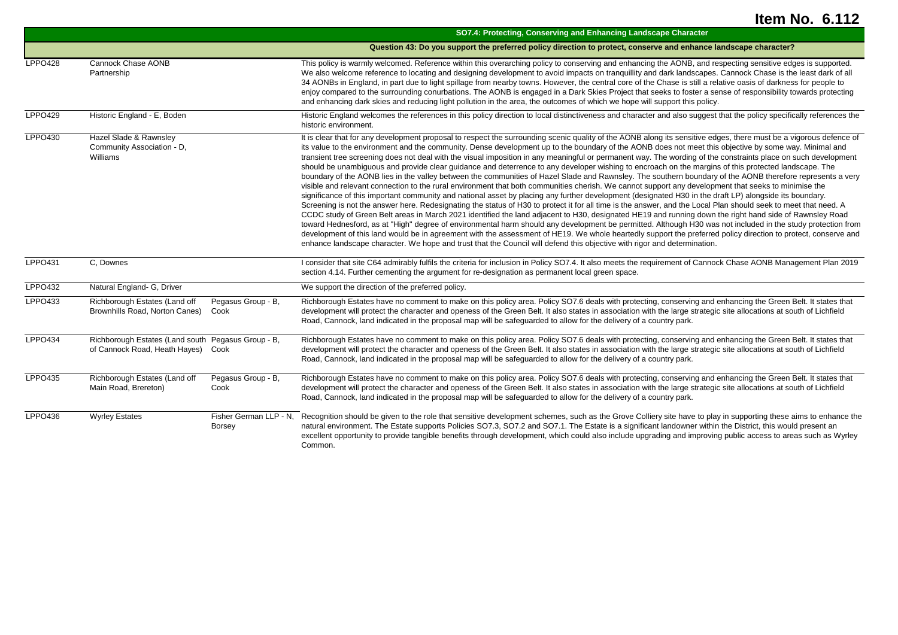# Item No. 6.112

## SO7.4: Protecting, Conserving and Enhancing Landscape Character

### Question 43: Do you support the preferred policy direction to protect, conserve and enhance landscape character?

| Ref | Respondent | Agent | Comment |
|---|---|---|---|
| LPPO428 | Cannock Chase AONB Partnership | | This policy is warmly welcomed. Reference within this overarching policy to conserving and enhancing the AONB, and respecting sensitive edges is supported. We also welcome reference to locating and designing development to avoid impacts on tranquillity and dark landscapes. Cannock Chase is the least dark of all 34 AONBs in England, in part due to light spillage from nearby towns. However, the central core of the Chase is still a relative oasis of darkness for people to enjoy compared to the surrounding conurbations. The AONB is engaged in a Dark Skies Project that seeks to foster a sense of responsibility towards protecting and enhancing dark skies and reducing light pollution in the area, the outcomes of which we hope will support this policy. |
| LPPO429 | Historic England - E, Boden | | Historic England welcomes the references in this policy direction to local distinctiveness and character and also suggest that the policy specifically references the historic environment. |
| LPPO430 | Hazel Slade & Rawnsley Community Association - D, Williams | | It is clear that for any development proposal to respect the surrounding scenic quality of the AONB along its sensitive edges, there must be a vigorous defence of its value to the environment and the community. Dense development up to the boundary of the AONB does not meet this objective by some way. Minimal and transient tree screening does not deal with the visual imposition in any meaningful or permanent way. The wording of the constraints place on such development should be unambiguous and provide clear guidance and deterrence to any developer wishing to encroach on the margins of this protected landscape. The boundary of the AONB lies in the valley between the communities of Hazel Slade and Rawnsley. The southern boundary of the AONB therefore represents a very visible and relevant connection to the rural environment that both communities cherish. We cannot support any development that seeks to minimise the significance of this important community and national asset by placing any further development (designated H30 in the draft LP) alongside its boundary. Screening is not the answer here. Redesignating the status of H30 to protect it for all time is the answer, and the Local Plan should seek to meet that need. A CCDC study of Green Belt areas in March 2021 identified the land adjacent to H30, designated HE19 and running down the right hand side of Rawnsley Road toward Hednesford, as at "High" degree of environmental harm should any development be permitted. Although H30 was not included in the study protection from development of this land would be in agreement with the assessment of HE19. We whole heartedly support the preferred policy direction to protect, conserve and enhance landscape character. We hope and trust that the Council will defend this objective with rigor and determination. |
| LPPO431 | C, Downes | | I consider that site C64 admirably fulfils the criteria for inclusion in Policy SO7.4. It also meets the requirement of Cannock Chase AONB Management Plan 2019 section 4.14. Further cementing the argument for re-designation as permanent local green space. |
| LPPO432 | Natural England- G, Driver | | We support the direction of the preferred policy. |
| LPPO433 | Richborough Estates (Land off Brownhills Road, Norton Canes) | Pegasus Group - B, Cook | Richborough Estates have no comment to make on this policy area. Policy SO7.6 deals with protecting, conserving and enhancing the Green Belt. It states that development will protect the character and openess of the Green Belt. It also states in association with the large strategic site allocations at south of Lichfield Road, Cannock, land indicated in the proposal map will be safeguarded to allow for the delivery of a country park. |
| LPPO434 | Richborough Estates (Land south of Cannock Road, Heath Hayes) | Pegasus Group - B, Cook | Richborough Estates have no comment to make on this policy area. Policy SO7.6 deals with protecting, conserving and enhancing the Green Belt. It states that development will protect the character and openess of the Green Belt. It also states in association with the large strategic site allocations at south of Lichfield Road, Cannock, land indicated in the proposal map will be safeguarded to allow for the delivery of a country park. |
| LPPO435 | Richborough Estates (Land off Main Road, Brereton) | Pegasus Group - B, Cook | Richborough Estates have no comment to make on this policy area. Policy SO7.6 deals with protecting, conserving and enhancing the Green Belt. It states that development will protect the character and openess of the Green Belt. It also states in association with the large strategic site allocations at south of Lichfield Road, Cannock, land indicated in the proposal map will be safeguarded to allow for the delivery of a country park. |
| LPPO436 | Wyrley Estates | Fisher German LLP - N, Borsey | Recognition should be given to the role that sensitive development schemes, such as the Grove Colliery site have to play in supporting these aims to enhance the natural environment. The Estate supports Policies SO7.3, SO7.2 and SO7.1. The Estate is a significant landowner within the District, this would present an excellent opportunity to provide tangible benefits through development, which could also include upgrading and improving public access to areas such as Wyrley Common. |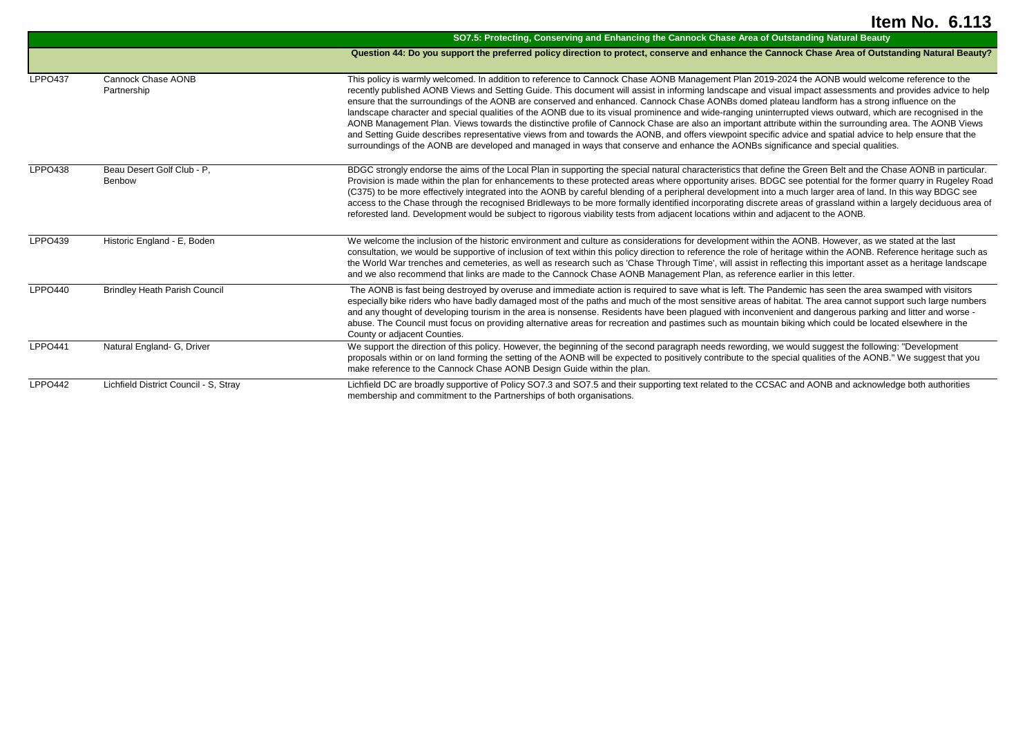**Item No. 6.113**

| | | SO7.5: Protecting, Conserving and Enhancing the Cannock Chase Area of Outstanding Natural Beauty |
|---|---|---|
| | | **Question 44: Do you support the preferred policy direction to protect, conserve and enhance the Cannock Chase Area of Outstanding Natural Beauty?** |
| LPPO437 | Cannock Chase AONB Partnership | This policy is warmly welcomed. In addition to reference to Cannock Chase AONB Management Plan 2019-2024 the AONB would welcome reference to the recently published AONB Views and Setting Guide. This document will assist in informing landscape and visual impact assessments and provides advice to help ensure that the surroundings of the AONB are conserved and enhanced. Cannock Chase AONBs domed plateau landform has a strong influence on the landscape character and special qualities of the AONB due to its visual prominence and wide-ranging uninterrupted views outward, which are recognised in the AONB Management Plan. Views towards the distinctive profile of Cannock Chase are also an important attribute within the surrounding area. The AONB Views and Setting Guide describes representative views from and towards the AONB, and offers viewpoint specific advice and spatial advice to help ensure that the surroundings of the AONB are developed and managed in ways that conserve and enhance the AONBs significance and special qualities. |
| LPPO438 | Beau Desert Golf Club - P, Benbow | BDGC strongly endorse the aims of the Local Plan in supporting the special natural characteristics that define the Green Belt and the Chase AONB in particular. Provision is made within the plan for enhancements to these protected areas where opportunity arises. BDGC see potential for the former quarry in Rugeley Road (C375) to be more effectively integrated into the AONB by careful blending of a peripheral development into a much larger area of land. In this way BDGC see access to the Chase through the recognised Bridleways to be more formally identified incorporating discrete areas of grassland within a largely deciduous area of reforested land. Development would be subject to rigorous viability tests from adjacent locations within and adjacent to the AONB. |
| LPPO439 | Historic England - E, Boden | We welcome the inclusion of the historic environment and culture as considerations for development within the AONB. However, as we stated at the last consultation, we would be supportive of inclusion of text within this policy direction to reference the role of heritage within the AONB. Reference heritage such as the World War trenches and cemeteries, as well as research such as 'Chase Through Time', will assist in reflecting this important asset as a heritage landscape and we also recommend that links are made to the Cannock Chase AONB Management Plan, as reference earlier in this letter. |
| LPPO440 | Brindley Heath Parish Council | The AONB is fast being destroyed by overuse and immediate action is required to save what is left. The Pandemic has seen the area swamped with visitors especially bike riders who have badly damaged most of the paths and much of the most sensitive areas of habitat. The area cannot support such large numbers and any thought of developing tourism in the area is nonsense. Residents have been plagued with inconvenient and dangerous parking and litter and worse - abuse. The Council must focus on providing alternative areas for recreation and pastimes such as mountain biking which could be located elsewhere in the County or adjacent Counties. |
| LPPO441 | Natural England- G, Driver | We support the direction of this policy. However, the beginning of the second paragraph needs rewording, we would suggest the following: "Development proposals within or on land forming the setting of the AONB will be expected to positively contribute to the special qualities of the AONB." We suggest that you make reference to the Cannock Chase AONB Design Guide within the plan. |
| LPPO442 | Lichfield District Council - S, Stray | Lichfield DC are broadly supportive of Policy SO7.3 and SO7.5 and their supporting text related to the CCSAC and AONB and acknowledge both authorities membership and commitment to the Partnerships of both organisations. |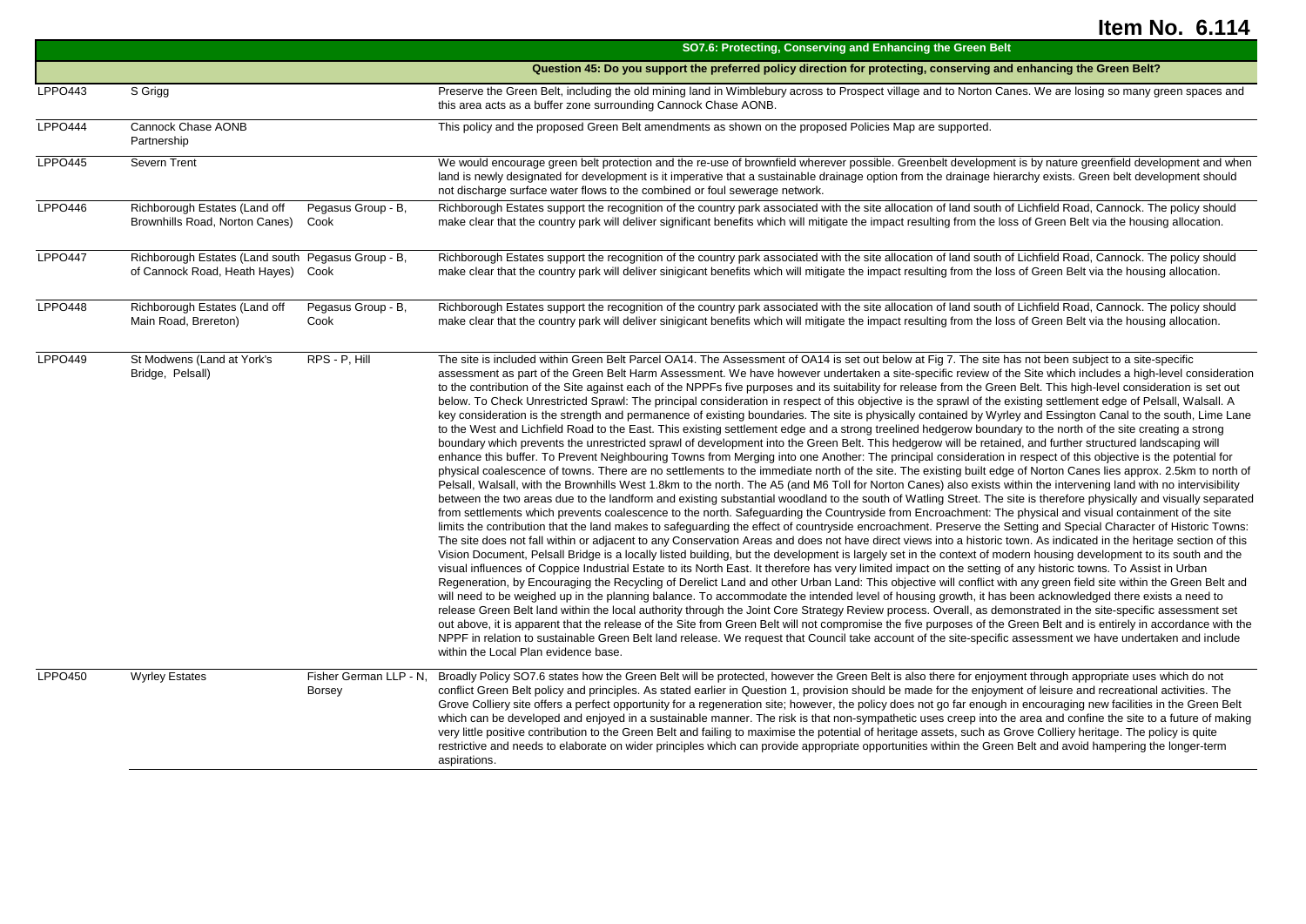# Item No. 6.114

| | | | SO7.6: Protecting, Conserving and Enhancing the Green Belt |
|---|---|---|---|
| | | | **Question 45: Do you support the preferred policy direction for protecting, conserving and enhancing the Green Belt?** |
| LPPO443 | S Grigg | | Preserve the Green Belt, including the old mining land in Wimblebury across to Prospect village and to Norton Canes. We are losing so many green spaces and this area acts as a buffer zone surrounding Cannock Chase AONB. |
| LPPO444 | Cannock Chase AONB Partnership | | This policy and the proposed Green Belt amendments as shown on the proposed Policies Map are supported. |
| LPPO445 | Severn Trent | | We would encourage green belt protection and the re-use of brownfield wherever possible. Greenbelt development is by nature greenfield development and when land is newly designated for development is it imperative that a sustainable drainage option from the drainage hierarchy exists. Green belt development should not discharge surface water flows to the combined or foul sewerage network. |
| LPPO446 | Richborough Estates (Land off Brownhills Road, Norton Canes) | Pegasus Group - B, Cook | Richborough Estates support the recognition of the country park associated with the site allocation of land south of Lichfield Road, Cannock. The policy should make clear that the country park will deliver significant benefits which will mitigate the impact resulting from the loss of Green Belt via the housing allocation. |
| LPPO447 | Richborough Estates (Land south of Cannock Road, Heath Hayes) | Pegasus Group - B, Cook | Richborough Estates support the recognition of the country park associated with the site allocation of land south of Lichfield Road, Cannock. The policy should make clear that the country park will deliver sinigicant benefits which will mitigate the impact resulting from the loss of Green Belt via the housing allocation. |
| LPPO448 | Richborough Estates (Land off Main Road, Brereton) | Pegasus Group - B, Cook | Richborough Estates support the recognition of the country park associated with the site allocation of land south of Lichfield Road, Cannock. The policy should make clear that the country park will deliver sinigicant benefits which will mitigate the impact resulting from the loss of Green Belt via the housing allocation. |
| LPPO449 | St Modwens (Land at York's Bridge, Pelsall) | RPS - P, Hill | The site is included within Green Belt Parcel OA14. The Assessment of OA14 is set out below at Fig 7. The site has not been subject to a site-specific assessment as part of the Green Belt Harm Assessment. We have however undertaken a site-specific review of the Site which includes a high-level consideration to the contribution of the Site against each of the NPPFs five purposes and its suitability for release from the Green Belt. This high-level consideration is set out below. To Check Unrestricted Sprawl: The principal consideration in respect of this objective is the sprawl of the existing settlement edge of Pelsall, Walsall. A key consideration is the strength and permanence of existing boundaries. The site is physically contained by Wyrley and Essington Canal to the south, Lime Lane to the West and Lichfield Road to the East. This existing settlement edge and a strong treelined hedgerow boundary to the north of the site creating a strong boundary which prevents the unrestricted sprawl of development into the Green Belt. This hedgerow will be retained, and further structured landscaping will enhance this buffer. To Prevent Neighbouring Towns from Merging into one Another: The principal consideration in respect of this objective is the potential for physical coalescence of towns. There are no settlements to the immediate north of the site. The existing built edge of Norton Canes lies approx. 2.5km to north of Pelsall, Walsall, with the Brownhills West 1.8km to the north. The A5 (and M6 Toll for Norton Canes) also exists within the intervening land with no intervisibility between the two areas due to the landform and existing substantial woodland to the south of Watling Street. The site is therefore physically and visually separated from settlements which prevents coalescence to the north. Safeguarding the Countryside from Encroachment: The physical and visual containment of the site limits the contribution that the land makes to safeguarding the effect of countryside encroachment. Preserve the Setting and Special Character of Historic Towns: The site does not fall within or adjacent to any Conservation Areas and does not have direct views into a historic town. As indicated in the heritage section of this Vision Document, Pelsall Bridge is a locally listed building, but the development is largely set in the context of modern housing development to its south and the visual influences of Coppice Industrial Estate to its North East. It therefore has very limited impact on the setting of any historic towns. To Assist in Urban Regeneration, by Encouraging the Recycling of Derelict Land and other Urban Land: This objective will conflict with any green field site within the Green Belt and will need to be weighed up in the planning balance. To accommodate the intended level of housing growth, it has been acknowledged there exists a need to release Green Belt land within the local authority through the Joint Core Strategy Review process. Overall, as demonstrated in the site-specific assessment set out above, it is apparent that the release of the Site from Green Belt will not compromise the five purposes of the Green Belt and is entirely in accordance with the NPPF in relation to sustainable Green Belt land release. We request that Council take account of the site-specific assessment we have undertaken and include within the Local Plan evidence base. |
| LPPO450 | Wyrley Estates | Fisher German LLP - N, Borsey | Broadly Policy SO7.6 states how the Green Belt will be protected, however the Green Belt is also there for enjoyment through appropriate uses which do not conflict Green Belt policy and principles. As stated earlier in Question 1, provision should be made for the enjoyment of leisure and recreational activities. The Grove Colliery site offers a perfect opportunity for a regeneration site; however, the policy does not go far enough in encouraging new facilities in the Green Belt which can be developed and enjoyed in a sustainable manner. The risk is that non-sympathetic uses creep into the area and confine the site to a future of making very little positive contribution to the Green Belt and failing to maximise the potential of heritage assets, such as Grove Colliery heritage. The policy is quite restrictive and needs to elaborate on wider principles which can provide appropriate opportunities within the Green Belt and avoid hampering the longer-term aspirations. |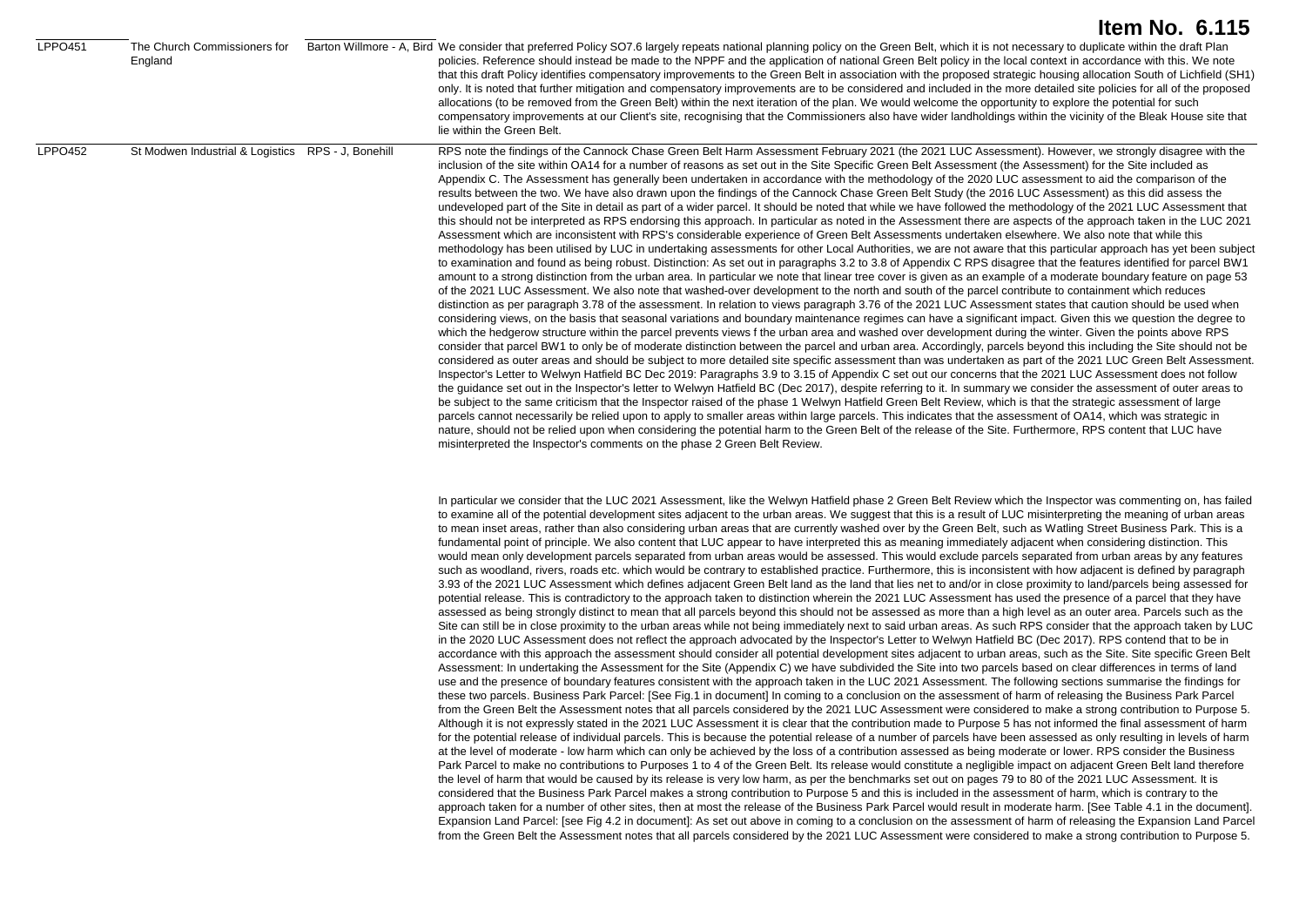# Item No. 6.115

| | | | |
|---|---|---|---|
| LPPO451 | The Church Commissioners for England | Barton Willmore - A, Bird | We consider that preferred Policy SO7.6 largely repeats national planning policy on the Green Belt, which it is not necessary to duplicate within the draft Plan policies. Reference should instead be made to the NPPF and the application of national Green Belt policy in the local context in accordance with this. We note that this draft Policy identifies compensatory improvements to the Green Belt in association with the proposed strategic housing allocation South of Lichfield (SH1) only. It is noted that further mitigation and compensatory improvements are to be considered and included in the more detailed site policies for all of the proposed allocations (to be removed from the Green Belt) within the next iteration of the plan. We would welcome the opportunity to explore the potential for such compensatory improvements at our Client's site, recognising that the Commissioners also have wider landholdings within the vicinity of the Bleak House site that lie within the Green Belt. |
| LPPO452 | St Modwen Industrial & Logistics | RPS - J, Bonehill | RPS note the findings of the Cannock Chase Green Belt Harm Assessment February 2021 (the 2021 LUC Assessment). However, we strongly disagree with the inclusion of the site within OA14 for a number of reasons as set out in the Site Specific Green Belt Assessment (the Assessment) for the Site included as Appendix C. The Assessment has generally been undertaken in accordance with the methodology of the 2020 LUC assessment to aid the comparison of the results between the two. We have also drawn upon the findings of the Cannock Chase Green Belt Study (the 2016 LUC Assessment) as this did assess the undeveloped part of the Site in detail as part of a wider parcel. It should be noted that while we have followed the methodology of the 2021 LUC Assessment that this should not be interpreted as RPS endorsing this approach. In particular as noted in the Assessment there are aspects of the approach taken in the LUC 2021 Assessment which are inconsistent with RPS's considerable experience of Green Belt Assessments undertaken elsewhere. We also note that while this methodology has been utilised by LUC in undertaking assessments for other Local Authorities, we are not aware that this particular approach has yet been subject to examination and found as being robust. Distinction: As set out in paragraphs 3.2 to 3.8 of Appendix C RPS disagree that the features identified for parcel BW1 amount to a strong distinction from the urban area. In particular we note that linear tree cover is given as an example of a moderate boundary feature on page 53 of the 2021 LUC Assessment. We also note that washed-over development to the north and south of the parcel contribute to containment which reduces distinction as per paragraph 3.78 of the assessment. In relation to views paragraph 3.76 of the 2021 LUC Assessment states that caution should be used when considering views, on the basis that seasonal variations and boundary maintenance regimes can have a significant impact. Given this we question the degree to which the hedgerow structure within the parcel prevents views f the urban area and washed over development during the winter. Given the points above RPS consider that parcel BW1 to only be of moderate distinction between the parcel and urban area. Accordingly, parcels beyond this including the Site should not be considered as outer areas and should be subject to more detailed site specific assessment than was undertaken as part of the 2021 LUC Green Belt Assessment. Inspector's Letter to Welwyn Hatfield BC Dec 2019: Paragraphs 3.9 to 3.15 of Appendix C set out our concerns that the 2021 LUC Assessment does not follow the guidance set out in the Inspector's letter to Welwyn Hatfield BC (Dec 2017), despite referring to it. In summary we consider the assessment of outer areas to be subject to the same criticism that the Inspector raised of the phase 1 Welwyn Hatfield Green Belt Review, which is that the strategic assessment of large parcels cannot necessarily be relied upon to apply to smaller areas within large parcels. This indicates that the assessment of OA14, which was strategic in nature, should not be relied upon when considering the potential harm to the Green Belt of the release of the Site. Furthermore, RPS content that LUC have misinterpreted the Inspector's comments on the phase 2 Green Belt Review.<br><br>In particular we consider that the LUC 2021 Assessment, like the Welwyn Hatfield phase 2 Green Belt Review which the Inspector was commenting on, has failed to examine all of the potential development sites adjacent to the urban areas. We suggest that this is a result of LUC misinterpreting the meaning of urban areas to mean inset areas, rather than also considering urban areas that are currently washed over by the Green Belt, such as Watling Street Business Park. This is a fundamental point of principle. We also content that LUC appear to have interpreted this as meaning immediately adjacent when considering distinction. This would mean only development parcels separated from urban areas would be assessed. This would exclude parcels separated from urban areas by any features such as woodland, rivers, roads etc. which would be contrary to established practice. Furthermore, this is inconsistent with how adjacent is defined by paragraph 3.93 of the 2021 LUC Assessment which defines adjacent Green Belt land as the land that lies net to and/or in close proximity to land/parcels being assessed for potential release. This is contradictory to the approach taken to distinction wherein the 2021 LUC Assessment has used the presence of a parcel that they have assessed as being strongly distinct to mean that all parcels beyond this should not be assessed as more than a high level as an outer area. Parcels such as the Site can still be in close proximity to the urban areas while not being immediately next to said urban areas. As such RPS consider that the approach taken by LUC in the 2020 LUC Assessment does not reflect the approach advocated by the Inspector's Letter to Welwyn Hatfield BC (Dec 2017). RPS contend that to be in accordance with this approach the assessment should consider all potential development sites adjacent to urban areas, such as the Site. Site specific Green Belt Assessment: In undertaking the Assessment for the Site (Appendix C) we have subdivided the Site into two parcels based on clear differences in terms of land use and the presence of boundary features consistent with the approach taken in the LUC 2021 Assessment. The following sections summarise the findings for these two parcels. Business Park Parcel: [See Fig.1 in document] In coming to a conclusion on the assessment of harm of releasing the Business Park Parcel from the Green Belt the Assessment notes that all parcels considered by the 2021 LUC Assessment were considered to make a strong contribution to Purpose 5. Although it is not expressly stated in the 2021 LUC Assessment it is clear that the contribution made to Purpose 5 has not informed the final assessment of harm for the potential release of individual parcels. This is because the potential release of a number of parcels have been assessed as only resulting in levels of harm at the level of moderate - low harm which can only be achieved by the loss of a contribution assessed as being moderate or lower. RPS consider the Business Park Parcel to make no contributions to Purposes 1 to 4 of the Green Belt. Its release would constitute a negligible impact on adjacent Green Belt land therefore the level of harm that would be caused by its release is very low harm, as per the benchmarks set out on pages 79 to 80 of the 2021 LUC Assessment. It is considered that the Business Park Parcel makes a strong contribution to Purpose 5 and this is included in the assessment of harm, which is contrary to the approach taken for a number of other sites, then at most the release of the Business Park Parcel would result in moderate harm. [See Table 4.1 in the document]. Expansion Land Parcel: [see Fig 4.2 in document]: As set out above in coming to a conclusion on the assessment of harm of releasing the Expansion Land Parcel from the Green Belt the Assessment notes that all parcels considered by the 2021 LUC Assessment were considered to make a strong contribution to Purpose 5. |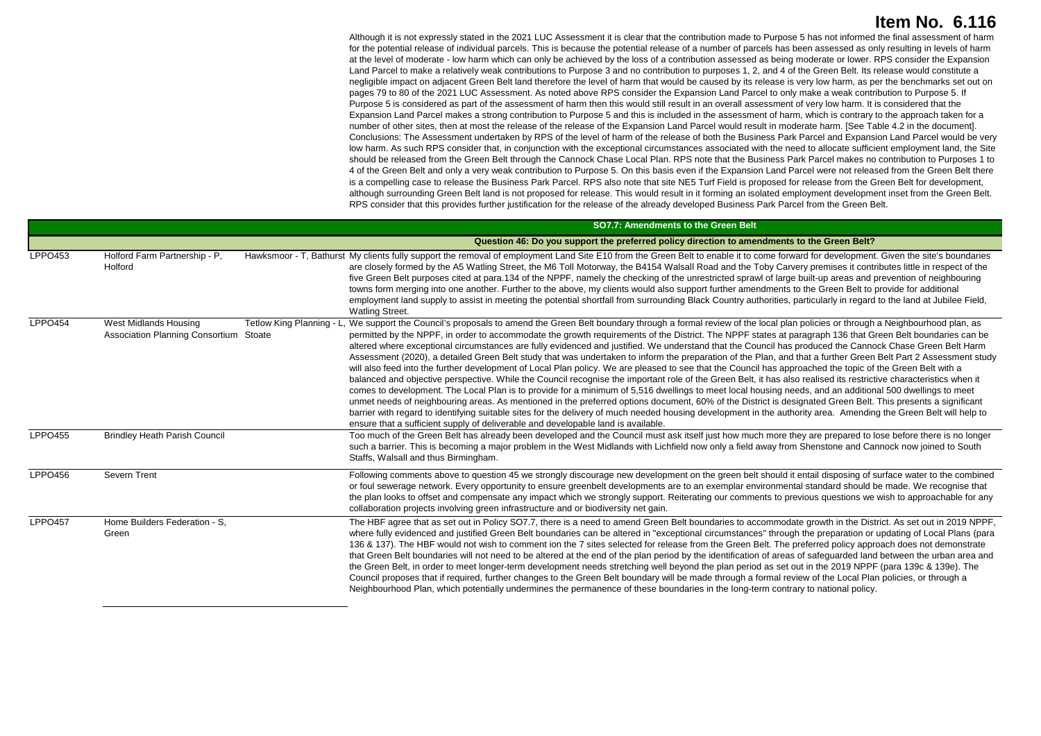# Item No. 6.116

Although it is not expressly stated in the 2021 LUC Assessment it is clear that the contribution made to Purpose 5 has not informed the final assessment of harm for the potential release of individual parcels. This is because the potential release of a number of parcels has been assessed as only resulting in levels of harm at the level of moderate - low harm which can only be achieved by the loss of a contribution assessed as being moderate or lower. RPS consider the Expansion Land Parcel to make a relatively weak contributions to Purpose 3 and no contribution to purposes 1, 2, and 4 of the Green Belt. Its release would constitute a negligible impact on adjacent Green Belt land therefore the level of harm that would be caused by its release is very low harm, as per the benchmarks set out on pages 79 to 80 of the 2021 LUC Assessment. As noted above RPS consider the Expansion Land Parcel to only make a weak contribution to Purpose 5. If Purpose 5 is considered as part of the assessment of harm then this would still result in an overall assessment of very low harm. It is considered that the Expansion Land Parcel makes a strong contribution to Purpose 5 and this is included in the assessment of harm, which is contrary to the approach taken for a number of other sites, then at most the release of the release of the Expansion Land Parcel would result in moderate harm. [See Table 4.2 in the document]. Conclusions: The Assessment undertaken by RPS of the level of harm of the release of both the Business Park Parcel and Expansion Land Parcel would be very low harm. As such RPS consider that, in conjunction with the exceptional circumstances associated with the need to allocate sufficient employment land, the Site should be released from the Green Belt through the Cannock Chase Local Plan. RPS note that the Business Park Parcel makes no contribution to Purposes 1 to 4 of the Green Belt and only a very weak contribution to Purpose 5. On this basis even if the Expansion Land Parcel were not released from the Green Belt there is a compelling case to release the Business Park Parcel. RPS also note that site NE5 Turf Field is proposed for release from the Green Belt for development, although surrounding Green Belt land is not proposed for release. This would result in it forming an isolated employment development inset from the Green Belt. RPS consider that this provides further justification for the release of the already developed Business Park Parcel from the Green Belt.

## SO7.7: Amendments to the Green Belt

### Question 46: Do you support the preferred policy direction to amendments to the Green Belt?

| | | | |
|---|---|---|---|
| LPPO453 | Holford Farm Partnership - P, Holford | Hawksmoor - T, Bathurst | My clients fully support the removal of employment Land Site E10 from the Green Belt to enable it to come forward for development. Given the site's boundaries are closely formed by the A5 Watling Street, the M6 Toll Motorway, the B4154 Walsall Road and the Toby Carvery premises it contributes little in respect of the five Green Belt purposes cited at para.134 of the NPPF, namely the checking of the unrestricted sprawl of large built-up areas and prevention of neighbouring towns form merging into one another. Further to the above, my clients would also support further amendments to the Green Belt to provide for additional employment land supply to assist in meeting the potential shortfall from surrounding Black Country authorities, particularly in regard to the land at Jubilee Field, Watling Street. |
| LPPO454 | West Midlands Housing Association Planning Consortium | Tetlow King Planning - L, Stoate | We support the Council's proposals to amend the Green Belt boundary through a formal review of the local plan policies or through a Neighbourhood plan, as permitted by the NPPF, in order to accommodate the growth requirements of the District. The NPPF states at paragraph 136 that Green Belt boundaries can be altered where exceptional circumstances are fully evidenced and justified. We understand that the Council has produced the Cannock Chase Green Belt Harm Assessment (2020), a detailed Green Belt study that was undertaken to inform the preparation of the Plan, and that a further Green Belt Part 2 Assessment study will also feed into the further development of Local Plan policy. We are pleased to see that the Council has approached the topic of the Green Belt with a balanced and objective perspective. While the Council recognise the important role of the Green Belt, it has also realised its restrictive characteristics when it comes to development. The Local Plan is to provide for a minimum of 5,516 dwellings to meet local housing needs, and an additional 500 dwellings to meet unmet needs of neighbouring areas. As mentioned in the preferred options document, 60% of the District is designated Green Belt. This presents a significant barrier with regard to identifying suitable sites for the delivery of much needed housing development in the authority area. Amending the Green Belt will help to ensure that a sufficient supply of deliverable and developable land is available. |
| LPPO455 | Brindley Heath Parish Council | | Too much of the Green Belt has already been developed and the Council must ask itself just how much more they are prepared to lose before there is no longer such a barrier. This is becoming a major problem in the West Midlands with Lichfield now only a field away from Shenstone and Cannock now joined to South Staffs, Walsall and thus Birmingham. |
| LPPO456 | Severn Trent | | Following comments above to question 45 we strongly discourage new development on the green belt should it entail disposing of surface water to the combined or foul sewerage network. Every opportunity to ensure greenbelt developments are to an exemplar environmental standard should be made. We recognise that the plan looks to offset and compensate any impact which we strongly support. Reiterating our comments to previous questions we wish to approachable for any collaboration projects involving green infrastructure and or biodiversity net gain. |
| LPPO457 | Home Builders Federation - S, Green | | The HBF agree that as set out in Policy SO7.7, there is a need to amend Green Belt boundaries to accommodate growth in the District. As set out in 2019 NPPF, where fully evidenced and justified Green Belt boundaries can be altered in "exceptional circumstances" through the preparation or updating of Local Plans (para 136 & 137). The HBF would not wish to comment ion the 7 sites selected for release from the Green Belt. The preferred policy approach does not demonstrate that Green Belt boundaries will not need to be altered at the end of the plan period by the identification of areas of safeguarded land between the urban area and the Green Belt, in order to meet longer-term development needs stretching well beyond the plan period as set out in the 2019 NPPF (para 139c & 139e). The Council proposes that if required, further changes to the Green Belt boundary will be made through a formal review of the Local Plan policies, or through a Neighbourhood Plan, which potentially undermines the permanence of these boundaries in the long-term contrary to national policy. |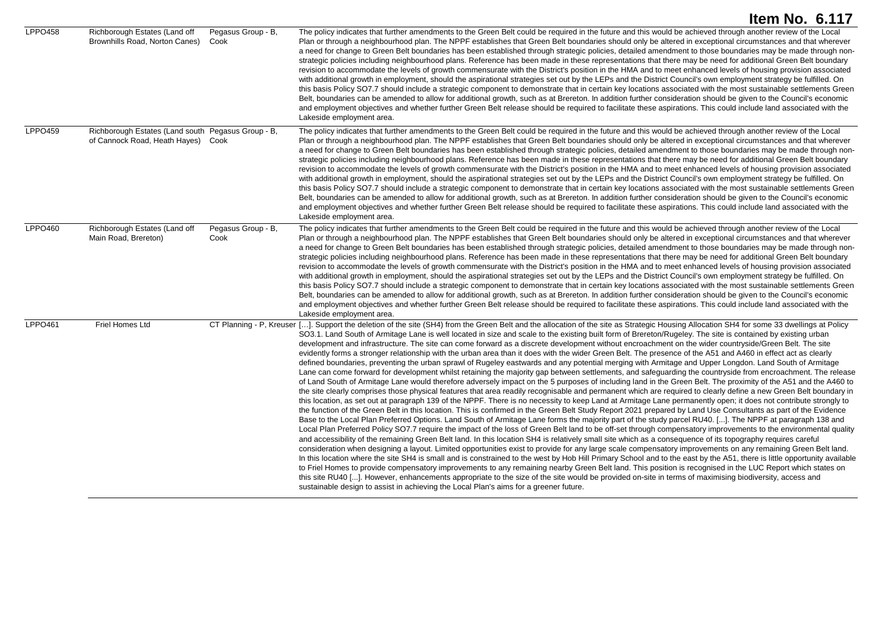| LPPO458 | Richborough Estates (Land off Brownhills Road, Norton Canes) | Pegasus Group - B, Cook | The policy indicates that further amendments to the Green Belt could be required in the future and this would be achieved through another review of the Local Plan or through a neighbourhood plan. The NPPF establishes that Green Belt boundaries should only be altered in exceptional circumstances and that wherever a need for change to Green Belt boundaries has been established through strategic policies, detailed amendment to those boundaries may be made through non-strategic policies including neighbourhood plans. Reference has been made in these representations that there may be need for additional Green Belt boundary revision to accommodate the levels of growth commensurate with the District's position in the HMA and to meet enhanced levels of housing provision associated with additional growth in employment, should the aspirational strategies set out by the LEPs and the District Council's own employment strategy be fulfilled. On this basis Policy SO7.7 should include a strategic component to demonstrate that in certain key locations associated with the most sustainable settlements Green Belt, boundaries can be amended to allow for additional growth, such as at Brereton. In addition further consideration should be given to the Council's economic and employment objectives and whether further Green Belt release should be required to facilitate these aspirations. This could include land associated with the Lakeside employment area. |
|---|---|---|---|
| LPPO459 | Richborough Estates (Land south of Cannock Road, Heath Hayes) | Pegasus Group - B, Cook | The policy indicates that further amendments to the Green Belt could be required in the future and this would be achieved through another review of the Local Plan or through a neighbourhood plan. The NPPF establishes that Green Belt boundaries should only be altered in exceptional circumstances and that wherever a need for change to Green Belt boundaries has been established through strategic policies, detailed amendment to those boundaries may be made through non-strategic policies including neighbourhood plans. Reference has been made in these representations that there may be need for additional Green Belt boundary revision to accommodate the levels of growth commensurate with the District's position in the HMA and to meet enhanced levels of housing provision associated with additional growth in employment, should the aspirational strategies set out by the LEPs and the District Council's own employment strategy be fulfilled. On this basis Policy SO7.7 should include a strategic component to demonstrate that in certain key locations associated with the most sustainable settlements Green Belt, boundaries can be amended to allow for additional growth, such as at Brereton. In addition further consideration should be given to the Council's economic and employment objectives and whether further Green Belt release should be required to facilitate these aspirations. This could include land associated with the Lakeside employment area. |
| LPPO460 | Richborough Estates (Land off Main Road, Brereton) | Pegasus Group - B, Cook | The policy indicates that further amendments to the Green Belt could be required in the future and this would be achieved through another review of the Local Plan or through a neighbourhood plan. The NPPF establishes that Green Belt boundaries should only be altered in exceptional circumstances and that wherever a need for change to Green Belt boundaries has been established through strategic policies, detailed amendment to those boundaries may be made through non-strategic policies including neighbourhood plans. Reference has been made in these representations that there may be need for additional Green Belt boundary revision to accommodate the levels of growth commensurate with the District's position in the HMA and to meet enhanced levels of housing provision associated with additional growth in employment, should the aspirational strategies set out by the LEPs and the District Council's own employment strategy be fulfilled. On this basis Policy SO7.7 should include a strategic component to demonstrate that in certain key locations associated with the most sustainable settlements Green Belt, boundaries can be amended to allow for additional growth, such as at Brereton. In addition further consideration should be given to the Council's economic and employment objectives and whether further Green Belt release should be required to facilitate these aspirations. This could include land associated with the Lakeside employment area. |
| LPPO461 | Friel Homes Ltd | CT Planning - P, Kreuser | […]. Support the deletion of the site (SH4) from the Green Belt and the allocation of the site as Strategic Housing Allocation SH4 for some 33 dwellings at Policy SO3.1. Land South of Armitage Lane is well located in size and scale to the existing built form of Brereton/Rugeley. The site is contained by existing urban development and infrastructure. The site can come forward as a discrete development without encroachment on the wider countryside/Green Belt. The site evidently forms a stronger relationship with the urban area than it does with the wider Green Belt. The presence of the A51 and A460 in effect act as clearly defined boundaries, preventing the urban sprawl of Rugeley eastwards and any potential merging with Armitage and Upper Longdon. Land South of Armitage Lane can come forward for development whilst retaining the majority gap between settlements, and safeguarding the countryside from encroachment. The release of Land South of Armitage Lane would therefore adversely impact on the 5 purposes of including land in the Green Belt. The proximity of the A51 and the A460 to the site clearly comprises those physical features that area readily recognisable and permanent which are required to clearly define a new Green Belt boundary in this location, as set out at paragraph 139 of the NPPF. There is no necessity to keep Land at Armitage Lane permanently open; it does not contribute strongly to the function of the Green Belt in this location. This is confirmed in the Green Belt Study Report 2021 prepared by Land Use Consultants as part of the Evidence Base to the Local Plan Preferred Options. Land South of Armitage Lane forms the majority part of the study parcel RU40. [...]. The NPPF at paragraph 138 and Local Plan Preferred Policy SO7.7 require the impact of the loss of Green Belt land to be off-set through compensatory improvements to the environmental quality and accessibility of the remaining Green Belt land. In this location SH4 is relatively small site which as a consequence of its topography requires careful consideration when designing a layout. Limited opportunities exist to provide for any large scale compensatory improvements on any remaining Green Belt land. In this location where the site SH4 is small and is constrained to the west by Hob Hill Primary School and to the east by the A51, there is little opportunity available to Friel Homes to provide compensatory improvements to any remaining nearby Green Belt land. This position is recognised in the LUC Report which states on this site RU40 [...]. However, enhancements appropriate to the size of the site would be provided on-site in terms of maximising biodiversity, access and sustainable design to assist in achieving the Local Plan's aims for a greener future. |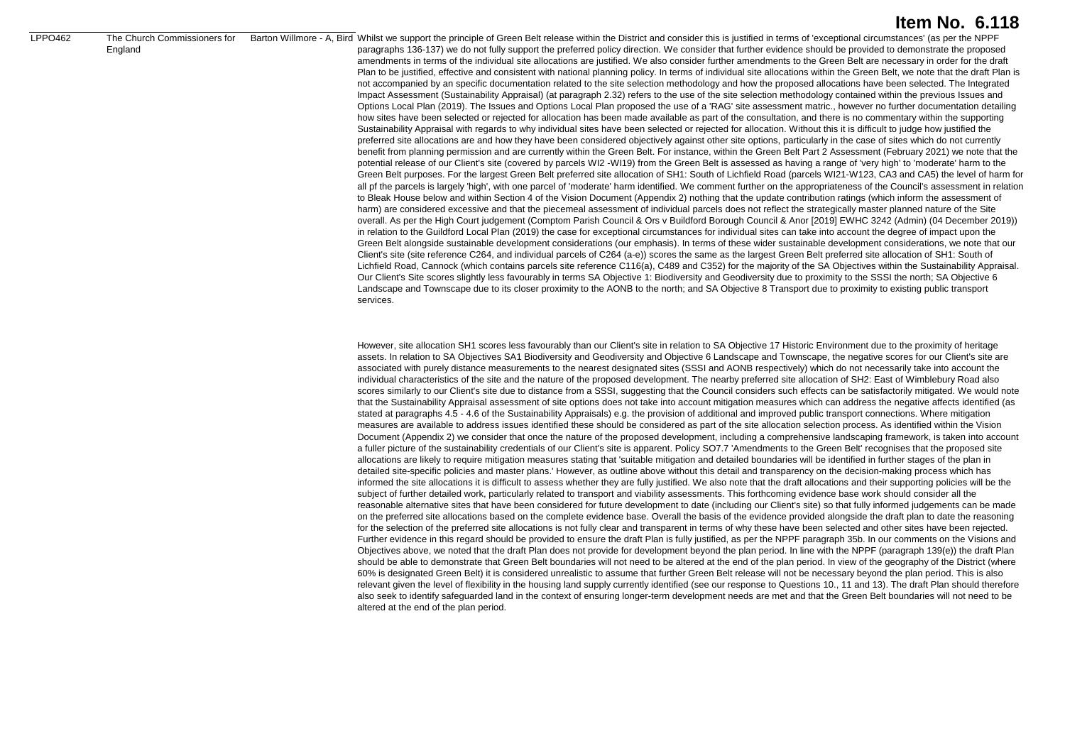# Item No. 6.118

| | | | |
|---|---|---|---|
| LPPO462 | The Church Commissioners for England | Barton Willmore - A, Bird | Whilst we support the principle of Green Belt release within the District and consider this is justified in terms of 'exceptional circumstances' (as per the NPPF paragraphs 136-137) we do not fully support the preferred policy direction. We consider that further evidence should be provided to demonstrate the proposed amendments in terms of the individual site allocations are justified. We also consider further amendments to the Green Belt are necessary in order for the draft Plan to be justified, effective and consistent with national planning policy. In terms of individual site allocations within the Green Belt, we note that the draft Plan is not accompanied by an specific documentation related to the site selection methodology and how the proposed allocations have been selected. The Integrated Impact Assessment (Sustainability Appraisal) (at paragraph 2.32) refers to the use of the site selection methodology contained within the previous Issues and Options Local Plan (2019). The Issues and Options Local Plan proposed the use of a 'RAG' site assessment matric., however no further documentation detailing how sites have been selected or rejected for allocation has been made available as part of the consultation, and there is no commentary within the supporting Sustainability Appraisal with regards to why individual sites have been selected or rejected for allocation. Without this it is difficult to judge how justified the preferred site allocations are and how they have been considered objectively against other site options, particularly in the case of sites which do not currently benefit from planning permission and are currently within the Green Belt. For instance, within the Green Belt Part 2 Assessment (February 2021) we note that the potential release of our Client's site (covered by parcels WI2 -WI19) from the Green Belt is assessed as having a range of 'very high' to 'moderate' harm to the Green Belt purposes. For the largest Green Belt preferred site allocation of SH1: South of Lichfield Road (parcels WI21-W123, CA3 and CA5) the level of harm for all pf the parcels is largely 'high', with one parcel of 'moderate' harm identified. We comment further on the appropriateness of the Council's assessment in relation to Bleak House below and within Section 4 of the Vision Document (Appendix 2) nothing that the update contribution ratings (which inform the assessment of harm) are considered excessive and that the piecemeal assessment of individual parcels does not reflect the strategically master planned nature of the Site overall. As per the High Court judgement (Comptom Parish Council & Ors v Buildford Borough Council & Anor [2019] EWHC 3242 (Admin) (04 December 2019)) in relation to the Guildford Local Plan (2019) the case for exceptional circumstances for individual sites can take into account the degree of impact upon the Green Belt alongside sustainable development considerations (our emphasis). In terms of these wider sustainable development considerations, we note that our Client's site (site reference C264, and individual parcels of C264 (a-e)) scores the same as the largest Green Belt preferred site allocation of SH1: South of Lichfield Road, Cannock (which contains parcels site reference C116(a), C489 and C352) for the majority of the SA Objectives within the Sustainability Appraisal. Our Client's Site scores slightly less favourably in terms SA Objective 1: Biodiversity and Geodiversity due to proximity to the SSSI the north; SA Objective 6 Landscape and Townscape due to its closer proximity to the AONB to the north; and SA Objective 8 Transport due to proximity to existing public transport services.<br><br>However, site allocation SH1 scores less favourably than our Client's site in relation to SA Objective 17 Historic Environment due to the proximity of heritage assets. In relation to SA Objectives SA1 Biodiversity and Geodiversity and Objective 6 Landscape and Townscape, the negative scores for our Client's site are associated with purely distance measurements to the nearest designated sites (SSSI and AONB respectively) which do not necessarily take into account the individual characteristics of the site and the nature of the proposed development. The nearby preferred site allocation of SH2: East of Wimblebury Road also scores similarly to our Client's site due to distance from a SSSI, suggesting that the Council considers such effects can be satisfactorily mitigated. We would note that the Sustainability Appraisal assessment of site options does not take into account mitigation measures which can address the negative affects identified (as stated at paragraphs 4.5 - 4.6 of the Sustainability Appraisals) e.g. the provision of additional and improved public transport connections. Where mitigation measures are available to address issues identified these should be considered as part of the site allocation selection process. As identified within the Vision Document (Appendix 2) we consider that once the nature of the proposed development, including a comprehensive landscaping framework, is taken into account a fuller picture of the sustainability credentials of our Client's site is apparent. Policy SO7.7 'Amendments to the Green Belt' recognises that the proposed site allocations are likely to require mitigation measures stating that 'suitable mitigation and detailed boundaries will be identified in further stages of the plan in detailed site-specific policies and master plans.' However, as outline above without this detail and transparency on the decision-making process which has informed the site allocations it is difficult to assess whether they are fully justified. We also note that the draft allocations and their supporting policies will be the subject of further detailed work, particularly related to transport and viability assessments. This forthcoming evidence base work should consider all the reasonable alternative sites that have been considered for future development to date (including our Client's site) so that fully informed judgements can be made on the preferred site allocations based on the complete evidence base. Overall the basis of the evidence provided alongside the draft plan to date the reasoning for the selection of the preferred site allocations is not fully clear and transparent in terms of why these have been selected and other sites have been rejected. Further evidence in this regard should be provided to ensure the draft Plan is fully justified, as per the NPPF paragraph 35b. In our comments on the Visions and Objectives above, we noted that the draft Plan does not provide for development beyond the plan period. In line with the NPPF (paragraph 139(e)) the draft Plan should be able to demonstrate that Green Belt boundaries will not need to be altered at the end of the plan period. In view of the geography of the District (where 60% is designated Green Belt) it is considered unrealistic to assume that further Green Belt release will not be necessary beyond the plan period. This is also relevant given the level of flexibility in the housing land supply currently identified (see our response to Questions 10., 11 and 13). The draft Plan should therefore also seek to identify safeguarded land in the context of ensuring longer-term development needs are met and that the Green Belt boundaries will not need to be altered at the end of the plan period. |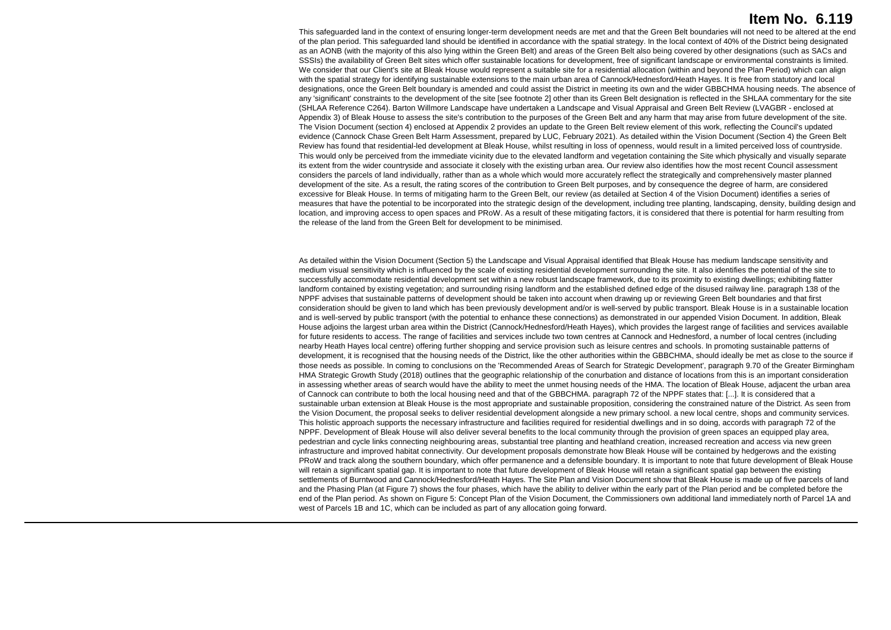This safeguarded land in the context of ensuring longer-term development needs are met and that the Green Belt boundaries will not need to be altered at the end of the plan period. This safeguarded land should be identified in accordance with the spatial strategy. In the local context of 40% of the District being designated as an AONB (with the majority of this also lying within the Green Belt) and areas of the Green Belt also being covered by other designations (such as SACs and SSSIs) the availability of Green Belt sites which offer sustainable locations for development, free of significant landscape or environmental constraints is limited. We consider that our Client's site at Bleak House would represent a suitable site for a residential allocation (within and beyond the Plan Period) which can align with the spatial strategy for identifying sustainable extensions to the main urban area of Cannock/Hednesford/Heath Hayes. It is free from statutory and local designations, once the Green Belt boundary is amended and could assist the District in meeting its own and the wider GBBCHMA housing needs. The absence of any 'significant' constraints to the development of the site [see footnote 2] other than its Green Belt designation is reflected in the SHLAA commentary for the site (SHLAA Reference C264). Barton Willmore Landscape have undertaken a Landscape and Visual Appraisal and Green Belt Review (LVAGBR - enclosed at Appendix 3) of Bleak House to assess the site's contribution to the purposes of the Green Belt and any harm that may arise from future development of the site. The Vision Document (section 4) enclosed at Appendix 2 provides an update to the Green Belt review element of this work, reflecting the Council's updated evidence (Cannock Chase Green Belt Harm Assessment, prepared by LUC, February 2021). As detailed within the Vision Document (Section 4) the Green Belt Review has found that residential-led development at Bleak House, whilst resulting in loss of openness, would result in a limited perceived loss of countryside. This would only be perceived from the immediate vicinity due to the elevated landform and vegetation containing the Site which physically and visually separate its extent from the wider countryside and associate it closely with the existing urban area. Our review also identifies how the most recent Council assessment considers the parcels of land individually, rather than as a whole which would more accurately reflect the strategically and comprehensively master planned development of the site. As a result, the rating scores of the contribution to Green Belt purposes, and by consequence the degree of harm, are considered excessive for Bleak House. In terms of mitigating harm to the Green Belt, our review (as detailed at Section 4 of the Vision Document) identifies a series of measures that have the potential to be incorporated into the strategic design of the development, including tree planting, landscaping, density, building design and location, and improving access to open spaces and PRoW. As a result of these mitigating factors, it is considered that there is potential for harm resulting from the release of the land from the Green Belt for development to be minimised.

As detailed within the Vision Document (Section 5) the Landscape and Visual Appraisal identified that Bleak House has medium landscape sensitivity and medium visual sensitivity which is influenced by the scale of existing residential development surrounding the site. It also identifies the potential of the site to successfully accommodate residential development set within a new robust landscape framework, due to its proximity to existing dwellings; exhibiting flatter landform contained by existing vegetation; and surrounding rising landform and the established defined edge of the disused railway line. paragraph 138 of the NPPF advises that sustainable patterns of development should be taken into account when drawing up or reviewing Green Belt boundaries and that first consideration should be given to land which has been previously development and/or is well-served by public transport. Bleak House is in a sustainable location and is well-served by public transport (with the potential to enhance these connections) as demonstrated in our appended Vision Document. In addition, Bleak House adjoins the largest urban area within the District (Cannock/Hednesford/Heath Hayes), which provides the largest range of facilities and services available for future residents to access. The range of facilities and services include two town centres at Cannock and Hednesford, a number of local centres (including nearby Heath Hayes local centre) offering further shopping and service provision such as leisure centres and schools. In promoting sustainable patterns of development, it is recognised that the housing needs of the District, like the other authorities within the GBBCHMA, should ideally be met as close to the source if those needs as possible. In coming to conclusions on the 'Recommended Areas of Search for Strategic Development', paragraph 9.70 of the Greater Birmingham HMA Strategic Growth Study (2018) outlines that the geographic relationship of the conurbation and distance of locations from this is an important consideration in assessing whether areas of search would have the ability to meet the unmet housing needs of the HMA. The location of Bleak House, adjacent the urban area of Cannock can contribute to both the local housing need and that of the GBBCHMA. paragraph 72 of the NPPF states that: [...]. It is considered that a sustainable urban extension at Bleak House is the most appropriate and sustainable proposition, considering the constrained nature of the District. As seen from the Vision Document, the proposal seeks to deliver residential development alongside a new primary school. a new local centre, shops and community services. This holistic approach supports the necessary infrastructure and facilities required for residential dwellings and in so doing, accords with paragraph 72 of the NPPF. Development of Bleak House will also deliver several benefits to the local community through the provision of green spaces an equipped play area, pedestrian and cycle links connecting neighbouring areas, substantial tree planting and heathland creation, increased recreation and access via new green infrastructure and improved habitat connectivity. Our development proposals demonstrate how Bleak House will be contained by hedgerows and the existing PRoW and track along the southern boundary, which offer permanence and a defensible boundary. It is important to note that future development of Bleak House will retain a significant spatial gap. It is important to note that future development of Bleak House will retain a significant spatial gap between the existing settlements of Burntwood and Cannock/Hednesford/Heath Hayes. The Site Plan and Vision Document show that Bleak House is made up of five parcels of land and the Phasing Plan (at Figure 7) shows the four phases, which have the ability to deliver within the early part of the Plan period and be completed before the end of the Plan period. As shown on Figure 5: Concept Plan of the Vision Document, the Commissioners own additional land immediately north of Parcel 1A and west of Parcels 1B and 1C, which can be included as part of any allocation going forward.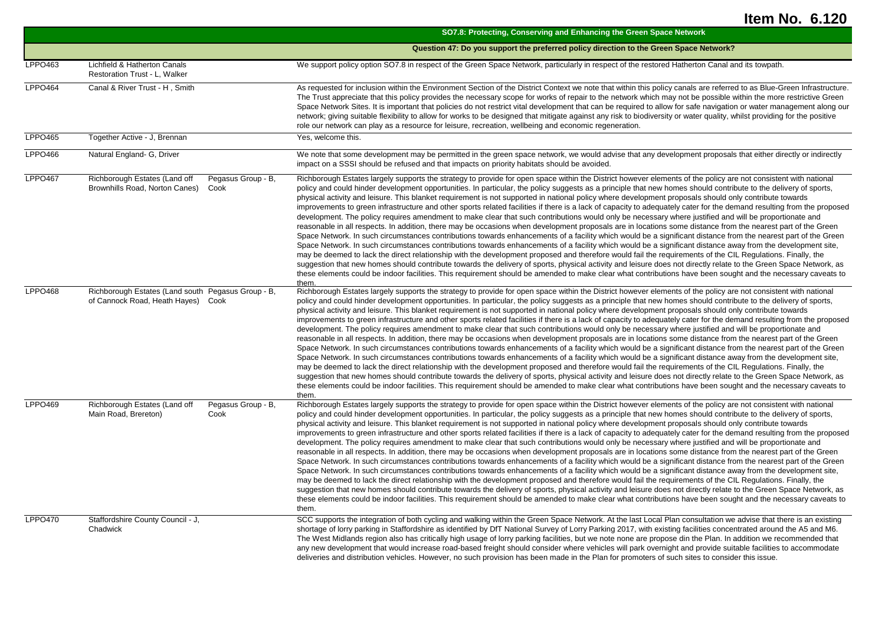# Item No. 6.120

| | | | SO7.8: Protecting, Conserving and Enhancing the Green Space Network |
|---|---|---|---|
| | | | **Question 47: Do you support the preferred policy direction to the Green Space Network?** |
| LPPO463 | Lichfield & Hatherton Canals Restoration Trust - L, Walker | | We support policy option SO7.8 in respect of the Green Space Network, particularly in respect of the restored Hatherton Canal and its towpath. |
| LPPO464 | Canal & River Trust - H , Smith | | As requested for inclusion within the Environment Section of the District Context we note that within this policy canals are referred to as Blue-Green Infrastructure. The Trust appreciate that this policy provides the necessary scope for works of repair to the network which may not be possible within the more restrictive Green Space Network Sites. It is important that policies do not restrict vital development that can be required to allow for safe navigation or water management along our network; giving suitable flexibility to allow for works to be designed that mitigate against any risk to biodiversity or water quality, whilst providing for the positive role our network can play as a resource for leisure, recreation, wellbeing and economic regeneration. |
| LPPO465 | Together Active - J, Brennan | | Yes, welcome this. |
| LPPO466 | Natural England- G, Driver | | We note that some development may be permitted in the green space network, we would advise that any development proposals that either directly or indirectly impact on a SSSI should be refused and that impacts on priority habitats should be avoided. |
| LPPO467 | Richborough Estates (Land off Brownhills Road, Norton Canes) | Pegasus Group - B, Cook | Richborough Estates largely supports the strategy to provide for open space within the District however elements of the policy are not consistent with national policy and could hinder development opportunities. In particular, the policy suggests as a principle that new homes should contribute to the delivery of sports, physical activity and leisure. This blanket requirement is not supported in national policy where development proposals should only contribute towards improvements to green infrastructure and other sports related facilities if there is a lack of capacity to adequately cater for the demand resulting from the proposed development. The policy requires amendment to make clear that such contributions would only be necessary where justified and will be proportionate and reasonable in all respects. In addition, there may be occasions when development proposals are in locations some distance from the nearest part of the Green Space Network. In such circumstances contributions towards enhancements of a facility which would be a significant distance from the nearest part of the Green Space Network. In such circumstances contributions towards enhancements of a facility which would be a significant distance away from the development site, may be deemed to lack the direct relationship with the development proposed and therefore would fail the requirements of the CIL Regulations. Finally, the suggestion that new homes should contribute towards the delivery of sports, physical activity and leisure does not directly relate to the Green Space Network, as these elements could be indoor facilities. This requirement should be amended to make clear what contributions have been sought and the necessary caveats to them. |
| LPPO468 | Richborough Estates (Land south of Cannock Road, Heath Hayes) | Pegasus Group - B, Cook | Richborough Estates largely supports the strategy to provide for open space within the District however elements of the policy are not consistent with national policy and could hinder development opportunities. In particular, the policy suggests as a principle that new homes should contribute to the delivery of sports, physical activity and leisure. This blanket requirement is not supported in national policy where development proposals should only contribute towards improvements to green infrastructure and other sports related facilities if there is a lack of capacity to adequately cater for the demand resulting from the proposed development. The policy requires amendment to make clear that such contributions would only be necessary where justified and will be proportionate and reasonable in all respects. In addition, there may be occasions when development proposals are in locations some distance from the nearest part of the Green Space Network. In such circumstances contributions towards enhancements of a facility which would be a significant distance from the nearest part of the Green Space Network. In such circumstances contributions towards enhancements of a facility which would be a significant distance away from the development site, may be deemed to lack the direct relationship with the development proposed and therefore would fail the requirements of the CIL Regulations. Finally, the suggestion that new homes should contribute towards the delivery of sports, physical activity and leisure does not directly relate to the Green Space Network, as these elements could be indoor facilities. This requirement should be amended to make clear what contributions have been sought and the necessary caveats to them. |
| LPPO469 | Richborough Estates (Land off Main Road, Brereton) | Pegasus Group - B, Cook | Richborough Estates largely supports the strategy to provide for open space within the District however elements of the policy are not consistent with national policy and could hinder development opportunities. In particular, the policy suggests as a principle that new homes should contribute to the delivery of sports, physical activity and leisure. This blanket requirement is not supported in national policy where development proposals should only contribute towards improvements to green infrastructure and other sports related facilities if there is a lack of capacity to adequately cater for the demand resulting from the proposed development. The policy requires amendment to make clear that such contributions would only be necessary where justified and will be proportionate and reasonable in all respects. In addition, there may be occasions when development proposals are in locations some distance from the nearest part of the Green Space Network. In such circumstances contributions towards enhancements of a facility which would be a significant distance from the nearest part of the Green Space Network. In such circumstances contributions towards enhancements of a facility which would be a significant distance away from the development site, may be deemed to lack the direct relationship with the development proposed and therefore would fail the requirements of the CIL Regulations. Finally, the suggestion that new homes should contribute towards the delivery of sports, physical activity and leisure does not directly relate to the Green Space Network, as these elements could be indoor facilities. This requirement should be amended to make clear what contributions have been sought and the necessary caveats to them. |
| LPPO470 | Staffordshire County Council - J, Chadwick | | SCC supports the integration of both cycling and walking within the Green Space Network. At the last Local Plan consultation we advise that there is an existing shortage of lorry parking in Staffordshire as identified by DfT National Survey of Lorry Parking 2017, with existing facilities concentrated around the A5 and M6. The West Midlands region also has critically high usage of lorry parking facilities, but we note none are propose din the Plan. In addition we recommended that any new development that would increase road-based freight should consider where vehicles will park overnight and provide suitable facilities to accommodate deliveries and distribution vehicles. However, no such provision has been made in the Plan for promoters of such sites to consider this issue. |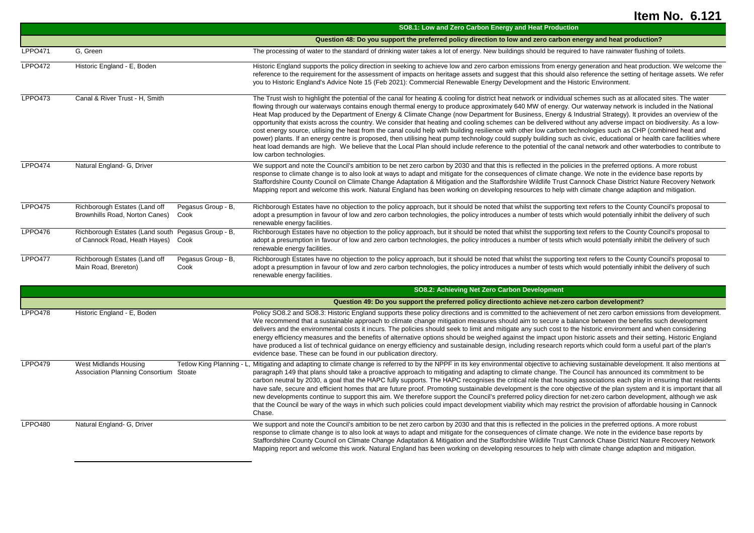# Item No. 6.121

| | | | SO8.1: Low and Zero Carbon Energy and Heat Production |
|---|---|---|---|
| | | | **Question 48: Do you support the preferred policy direction to low and zero carbon energy and heat production?** |
| LPPO471 | G, Green | | The processing of water to the standard of drinking water takes a lot of energy. New buildings should be required to have rainwater flushing of toilets. |
| LPPO472 | Historic England - E, Boden | | Historic England supports the policy direction in seeking to achieve low and zero carbon emissions from energy generation and heat production. We welcome the reference to the requirement for the assessment of impacts on heritage assets and suggest that this should also reference the setting of heritage assets. We refer you to Historic England's Advice Note 15 (Feb 2021): Commercial Renewable Energy Development and the Historic Environment. |
| LPPO473 | Canal & River Trust - H, Smith | | The Trust wish to highlight the potential of the canal for heating & cooling for district heat network or individual schemes such as at allocated sites. The water flowing through our waterways contains enough thermal energy to produce approximately 640 MW of energy. Our waterway network is included in the National Heat Map produced by the Department of Energy & Climate Change (now Department for Business, Energy & Industrial Strategy). It provides an overview of the opportunity that exists across the country. We consider that heating and cooling schemes can be delivered without any adverse impact on biodiversity. As a low-cost energy source, utilising the heat from the canal could help with building resilience with other low carbon technologies such as CHP (combined heat and power) plants. If an energy centre is proposed, then utilising heat pump technology could supply building such as civic, educational or health care facilities where heat load demands are high. We believe that the Local Plan should include reference to the potential of the canal network and other waterbodies to contribute to low carbon technologies. |
| LPPO474 | Natural England- G, Driver | | We support and note the Council's ambition to be net zero carbon by 2030 and that this is reflected in the policies in the preferred options. A more robust response to climate change is to also look at ways to adapt and mitigate for the consequences of climate change. We note in the evidence base reports by Staffordshire County Council on Climate Change Adaptation & Mitigation and the Staffordshire Wildlife Trust Cannock Chase District Nature Recovery Network Mapping report and welcome this work. Natural England has been working on developing resources to help with climate change adaption and mitigation. |
| LPPO475 | Richborough Estates (Land off Brownhills Road, Norton Canes) | Pegasus Group - B, Cook | Richborough Estates have no objection to the policy approach, but it should be noted that whilst the supporting text refers to the County Council's proposal to adopt a presumption in favour of low and zero carbon technologies, the policy introduces a number of tests which would potentially inhibit the delivery of such renewable energy facilities. |
| LPPO476 | Richborough Estates (Land south of Cannock Road, Heath Hayes) | Pegasus Group - B, Cook | Richborough Estates have no objection to the policy approach, but it should be noted that whilst the supporting text refers to the County Council's proposal to adopt a presumption in favour of low and zero carbon technologies, the policy introduces a number of tests which would potentially inhibit the delivery of such renewable energy facilities. |
| LPPO477 | Richborough Estates (Land off Main Road, Brereton) | Pegasus Group - B, Cook | Richborough Estates have no objection to the policy approach, but it should be noted that whilst the supporting text refers to the County Council's proposal to adopt a presumption in favour of low and zero carbon technologies, the policy introduces a number of tests which would potentially inhibit the delivery of such renewable energy facilities. |
| | | | **SO8.2: Achieving Net Zero Carbon Development** |
| | | | **Question 49: Do you support the preferred policy directionto achieve net-zero carbon development?** |
| LPPO478 | Historic England - E, Boden | | Policy SO8.2 and SO8.3: Historic England supports these policy directions and is committed to the achievement of net zero carbon emissions from development. We recommend that a sustainable approach to climate change mitigation measures should aim to secure a balance between the benefits such development delivers and the environmental costs it incurs. The policies should seek to limit and mitigate any such cost to the historic environment and when considering energy efficiency measures and the benefits of alternative options should be weighed against the impact upon historic assets and their setting. Historic England have produced a list of technical guidance on energy efficiency and sustainable design, including research reports which could form a useful part of the plan's evidence base. These can be found in our publication directory. |
| LPPO479 | West Midlands Housing Association Planning Consortium | Tetlow King Planning - L, Stoate | Mitigating and adapting to climate change is referred to by the NPPF in its key environmental objective to achieving sustainable development. It also mentions at paragraph 149 that plans should take a proactive approach to mitigating and adapting to climate change. The Council has announced its commitment to be carbon neutral by 2030, a goal that the HAPC fully supports. The HAPC recognises the critical role that housing associations each play in ensuring that residents have safe, secure and efficient homes that are future proof. Promoting sustainable development is the core objective of the plan system and it is important that all new developments continue to support this aim. We therefore support the Council's preferred policy direction for net-zero carbon development, although we ask that the Council be wary of the ways in which such policies could impact development viability which may restrict the provision of affordable housing in Cannock Chase. |
| LPPO480 | Natural England- G, Driver | | We support and note the Council's ambition to be net zero carbon by 2030 and that this is reflected in the policies in the preferred options. A more robust response to climate change is to also look at ways to adapt and mitigate for the consequences of climate change. We note in the evidence base reports by Staffordshire County Council on Climate Change Adaptation & Mitigation and the Staffordshire Wildlife Trust Cannock Chase District Nature Recovery Network Mapping report and welcome this work. Natural England has been working on developing resources to help with climate change adaption and mitigation. |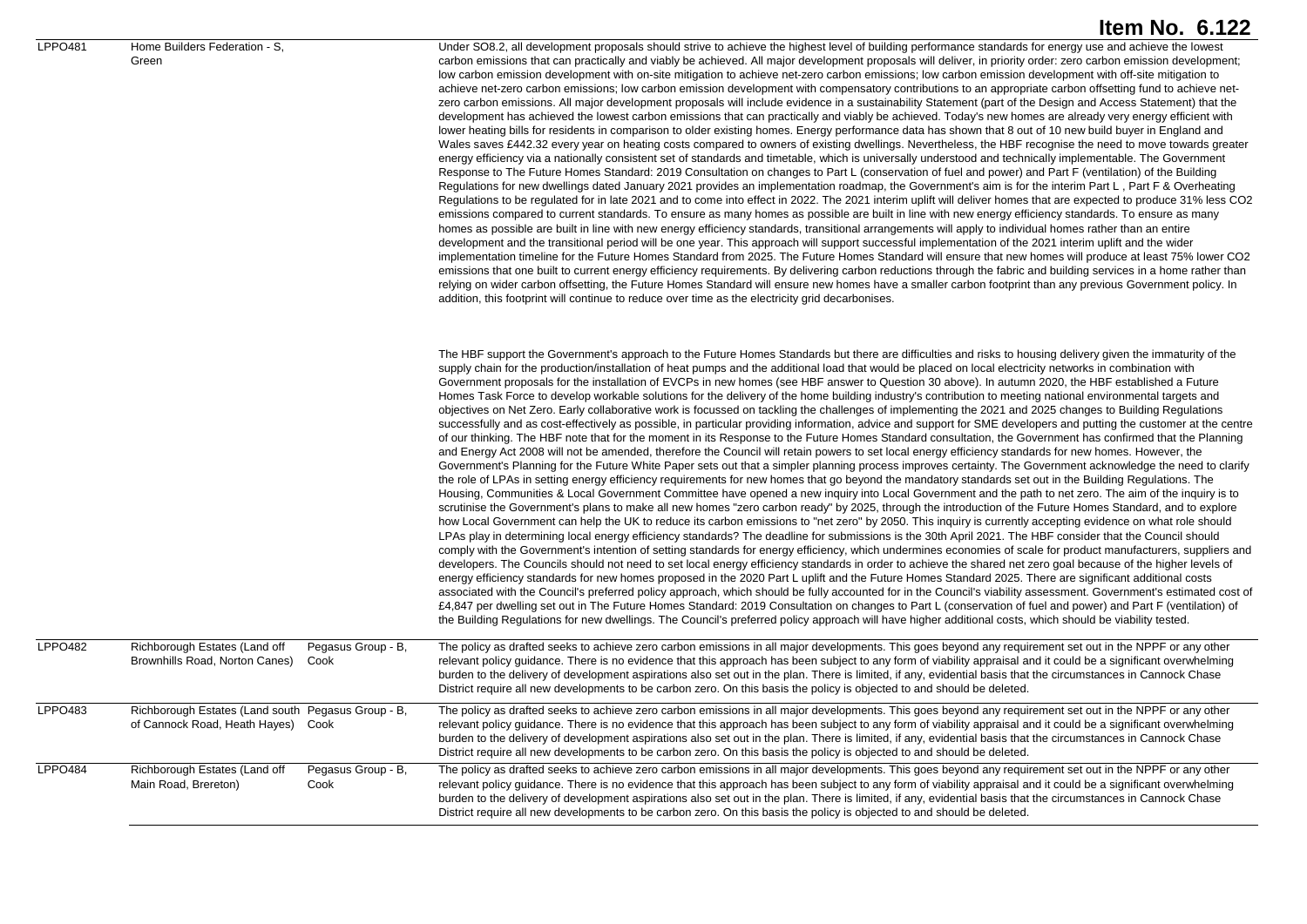| | | | |
|---|---|---|---|
| LPPO481 | Home Builders Federation - S, Green | | Under SO8.2, all development proposals should strive to achieve the highest level of building performance standards for energy use and achieve the lowest carbon emissions that can practically and viably be achieved. All major development proposals will deliver, in priority order: zero carbon emission development; low carbon emission development with on-site mitigation to achieve net-zero carbon emissions; low carbon emission development with off-site mitigation to achieve net-zero carbon emissions; low carbon emission development with compensatory contributions to an appropriate carbon offsetting fund to achieve net-zero carbon emissions. All major development proposals will include evidence in a sustainability Statement (part of the Design and Access Statement) that the development has achieved the lowest carbon emissions that can practically and viably be achieved. Today's new homes are already very energy efficient with lower heating bills for residents in comparison to older existing homes. Energy performance data has shown that 8 out of 10 new build buyer in England and Wales saves £442.32 every year on heating costs compared to owners of existing dwellings. Nevertheless, the HBF recognise the need to move towards greater energy efficiency via a nationally consistent set of standards and timetable, which is universally understood and technically implementable. The Government Response to The Future Homes Standard: 2019 Consultation on changes to Part L (conservation of fuel and power) and Part F (ventilation) of the Building Regulations for new dwellings dated January 2021 provides an implementation roadmap, the Government's aim is for the interim Part L , Part F & Overheating Regulations to be regulated for in late 2021 and to come into effect in 2022. The 2021 interim uplift will deliver homes that are expected to produce 31% less CO2 emissions compared to current standards. To ensure as many homes as possible are built in line with new energy efficiency standards. To ensure as many homes as possible are built in line with new energy efficiency standards, transitional arrangements will apply to individual homes rather than an entire development and the transitional period will be one year. This approach will support successful implementation of the 2021 interim uplift and the wider implementation timeline for the Future Homes Standard from 2025. The Future Homes Standard will ensure that new homes will produce at least 75% lower CO2 emissions that one built to current energy efficiency requirements. By delivering carbon reductions through the fabric and building services in a home rather than relying on wider carbon offsetting, the Future Homes Standard will ensure new homes have a smaller carbon footprint than any previous Government policy. In addition, this footprint will continue to reduce over time as the electricity grid decarbonises.<br><br>The HBF support the Government's approach to the Future Homes Standards but there are difficulties and risks to housing delivery given the immaturity of the supply chain for the production/installation of heat pumps and the additional load that would be placed on local electricity networks in combination with Government proposals for the installation of EVCPs in new homes (see HBF answer to Question 30 above). In autumn 2020, the HBF established a Future Homes Task Force to develop workable solutions for the delivery of the home building industry's contribution to meeting national environmental targets and objectives on Net Zero. Early collaborative work is focussed on tackling the challenges of implementing the 2021 and 2025 changes to Building Regulations successfully and as cost-effectively as possible, in particular providing information, advice and support for SME developers and putting the customer at the centre of our thinking. The HBF note that for the moment in its Response to the Future Homes Standard consultation, the Government has confirmed that the Planning and Energy Act 2008 will not be amended, therefore the Council will retain powers to set local energy efficiency standards for new homes. However, the Government's Planning for the Future White Paper sets out that a simpler planning process improves certainty. The Government acknowledge the need to clarify the role of LPAs in setting energy efficiency requirements for new homes that go beyond the mandatory standards set out in the Building Regulations. The Housing, Communities & Local Government Committee have opened a new inquiry into Local Government and the path to net zero. The aim of the inquiry is to scrutinise the Government's plans to make all new homes "zero carbon ready" by 2025, through the introduction of the Future Homes Standard, and to explore how Local Government can help the UK to reduce its carbon emissions to "net zero" by 2050. This inquiry is currently accepting evidence on what role should LPAs play in determining local energy efficiency standards? The deadline for submissions is the 30th April 2021. The HBF consider that the Council should comply with the Government's intention of setting standards for energy efficiency, which undermines economies of scale for product manufacturers, suppliers and developers. The Councils should not need to set local energy efficiency standards in order to achieve the shared net zero goal because of the higher levels of energy efficiency standards for new homes proposed in the 2020 Part L uplift and the Future Homes Standard 2025. There are significant additional costs associated with the Council's preferred policy approach, which should be fully accounted for in the Council's viability assessment. Government's estimated cost of £4,847 per dwelling set out in The Future Homes Standard: 2019 Consultation on changes to Part L (conservation of fuel and power) and Part F (ventilation) of the Building Regulations for new dwellings. The Council's preferred policy approach will have higher additional costs, which should be viability tested. |
| LPPO482 | Richborough Estates (Land off Brownhills Road, Norton Canes) | Pegasus Group - B, Cook | The policy as drafted seeks to achieve zero carbon emissions in all major developments. This goes beyond any requirement set out in the NPPF or any other relevant policy guidance. There is no evidence that this approach has been subject to any form of viability appraisal and it could be a significant overwhelming burden to the delivery of development aspirations also set out in the plan. There is limited, if any, evidential basis that the circumstances in Cannock Chase District require all new developments to be carbon zero. On this basis the policy is objected to and should be deleted. |
| LPPO483 | Richborough Estates (Land south of Cannock Road, Heath Hayes) | Pegasus Group - B, Cook | The policy as drafted seeks to achieve zero carbon emissions in all major developments. This goes beyond any requirement set out in the NPPF or any other relevant policy guidance. There is no evidence that this approach has been subject to any form of viability appraisal and it could be a significant overwhelming burden to the delivery of development aspirations also set out in the plan. There is limited, if any, evidential basis that the circumstances in Cannock Chase District require all new developments to be carbon zero. On this basis the policy is objected to and should be deleted. |
| LPPO484 | Richborough Estates (Land off Main Road, Brereton) | Pegasus Group - B, Cook | The policy as drafted seeks to achieve zero carbon emissions in all major developments. This goes beyond any requirement set out in the NPPF or any other relevant policy guidance. There is no evidence that this approach has been subject to any form of viability appraisal and it could be a significant overwhelming burden to the delivery of development aspirations also set out in the plan. There is limited, if any, evidential basis that the circumstances in Cannock Chase District require all new developments to be carbon zero. On this basis the policy is objected to and should be deleted. |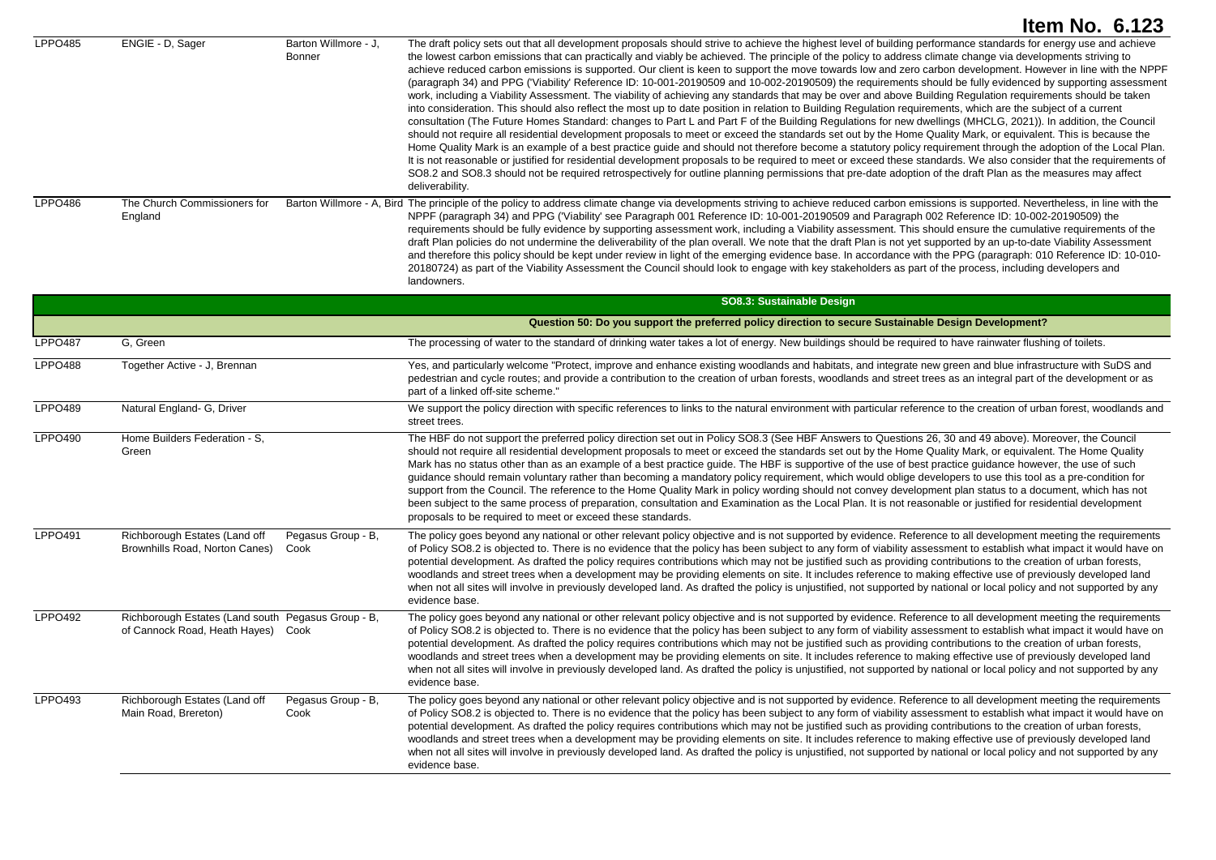# Item No. 6.123

| | | | |
|---|---|---|---|
| LPPO485 | ENGIE - D, Sager | Barton Willmore - J, Bonner | The draft policy sets out that all development proposals should strive to achieve the highest level of building performance standards for energy use and achieve the lowest carbon emissions that can practically and viably be achieved. The principle of the policy to address climate change via developments striving to achieve reduced carbon emissions is supported. Our client is keen to support the move towards low and zero carbon development. However in line with the NPPF (paragraph 34) and PPG ('Viability' Reference ID: 10-001-20190509 and 10-002-20190509) the requirements should be fully evidenced by supporting assessment work, including a Viability Assessment. The viability of achieving any standards that may be over and above Building Regulation requirements should be taken into consideration. This should also reflect the most up to date position in relation to Building Regulation requirements, which are the subject of a current consultation (The Future Homes Standard: changes to Part L and Part F of the Building Regulations for new dwellings (MHCLG, 2021)). In addition, the Council should not require all residential development proposals to meet or exceed the standards set out by the Home Quality Mark, or equivalent. This is because the Home Quality Mark is an example of a best practice guide and should not therefore become a statutory policy requirement through the adoption of the Local Plan. It is not reasonable or justified for residential development proposals to be required to meet or exceed these standards. We also consider that the requirements of SO8.2 and SO8.3 should not be required retrospectively for outline planning permissions that pre-date adoption of the draft Plan as the measures may affect deliverability. |
| LPPO486 | The Church Commissioners for England | Barton Willmore - A, Bird | The principle of the policy to address climate change via developments striving to achieve reduced carbon emissions is supported. Nevertheless, in line with the NPPF (paragraph 34) and PPG ('Viability' see Paragraph 001 Reference ID: 10-001-20190509 and Paragraph 002 Reference ID: 10-002-20190509) the requirements should be fully evidence by supporting assessment work, including a Viability assessment. This should ensure the cumulative requirements of the draft Plan policies do not undermine the deliverability of the plan overall. We note that the draft Plan is not yet supported by an up-to-date Viability Assessment and therefore this policy should be kept under review in light of the emerging evidence base. In accordance with the PPG (paragraph: 010 Reference ID: 10-010-20180724) as part of the Viability Assessment the Council should look to engage with key stakeholders as part of the process, including developers and landowners. |
| | | | **SO8.3: Sustainable Design** |
| | | | **Question 50: Do you support the preferred policy direction to secure Sustainable Design Development?** |
| LPPO487 | G, Green | | The processing of water to the standard of drinking water takes a lot of energy. New buildings should be required to have rainwater flushing of toilets. |
| LPPO488 | Together Active - J, Brennan | | Yes, and particularly welcome "Protect, improve and enhance existing woodlands and habitats, and integrate new green and blue infrastructure with SuDS and pedestrian and cycle routes; and provide a contribution to the creation of urban forests, woodlands and street trees as an integral part of the development or as part of a linked off-site scheme." |
| LPPO489 | Natural England- G, Driver | | We support the policy direction with specific references to links to the natural environment with particular reference to the creation of urban forest, woodlands and street trees. |
| LPPO490 | Home Builders Federation - S, Green | | The HBF do not support the preferred policy direction set out in Policy SO8.3 (See HBF Answers to Questions 26, 30 and 49 above). Moreover, the Council should not require all residential development proposals to meet or exceed the standards set out by the Home Quality Mark, or equivalent. The Home Quality Mark has no status other than as an example of a best practice guide. The HBF is supportive of the use of best practice guidance however, the use of such guidance should remain voluntary rather than becoming a mandatory policy requirement, which would oblige developers to use this tool as a pre-condition for support from the Council. The reference to the Home Quality Mark in policy wording should not convey development plan status to a document, which has not been subject to the same process of preparation, consultation and Examination as the Local Plan. It is not reasonable or justified for residential development proposals to be required to meet or exceed these standards. |
| LPPO491 | Richborough Estates (Land off Brownhills Road, Norton Canes) | Pegasus Group - B, Cook | The policy goes beyond any national or other relevant policy objective and is not supported by evidence. Reference to all development meeting the requirements of Policy SO8.2 is objected to. There is no evidence that the policy has been subject to any form of viability assessment to establish what impact it would have on potential development. As drafted the policy requires contributions which may not be justified such as providing contributions to the creation of urban forests, woodlands and street trees when a development may be providing elements on site. It includes reference to making effective use of previously developed land when not all sites will involve in previously developed land. As drafted the policy is unjustified, not supported by national or local policy and not supported by any evidence base. |
| LPPO492 | Richborough Estates (Land south of Cannock Road, Heath Hayes) | Pegasus Group - B, Cook | The policy goes beyond any national or other relevant policy objective and is not supported by evidence. Reference to all development meeting the requirements of Policy SO8.2 is objected to. There is no evidence that the policy has been subject to any form of viability assessment to establish what impact it would have on potential development. As drafted the policy requires contributions which may not be justified such as providing contributions to the creation of urban forests, woodlands and street trees when a development may be providing elements on site. It includes reference to making effective use of previously developed land when not all sites will involve in previously developed land. As drafted the policy is unjustified, not supported by national or local policy and not supported by any evidence base. |
| LPPO493 | Richborough Estates (Land off Main Road, Brereton) | Pegasus Group - B, Cook | The policy goes beyond any national or other relevant policy objective and is not supported by evidence. Reference to all development meeting the requirements of Policy SO8.2 is objected to. There is no evidence that the policy has been subject to any form of viability assessment to establish what impact it would have on potential development. As drafted the policy requires contributions which may not be justified such as providing contributions to the creation of urban forests, woodlands and street trees when a development may be providing elements on site. It includes reference to making effective use of previously developed land when not all sites will involve in previously developed land. As drafted the policy is unjustified, not supported by national or local policy and not supported by any evidence base. |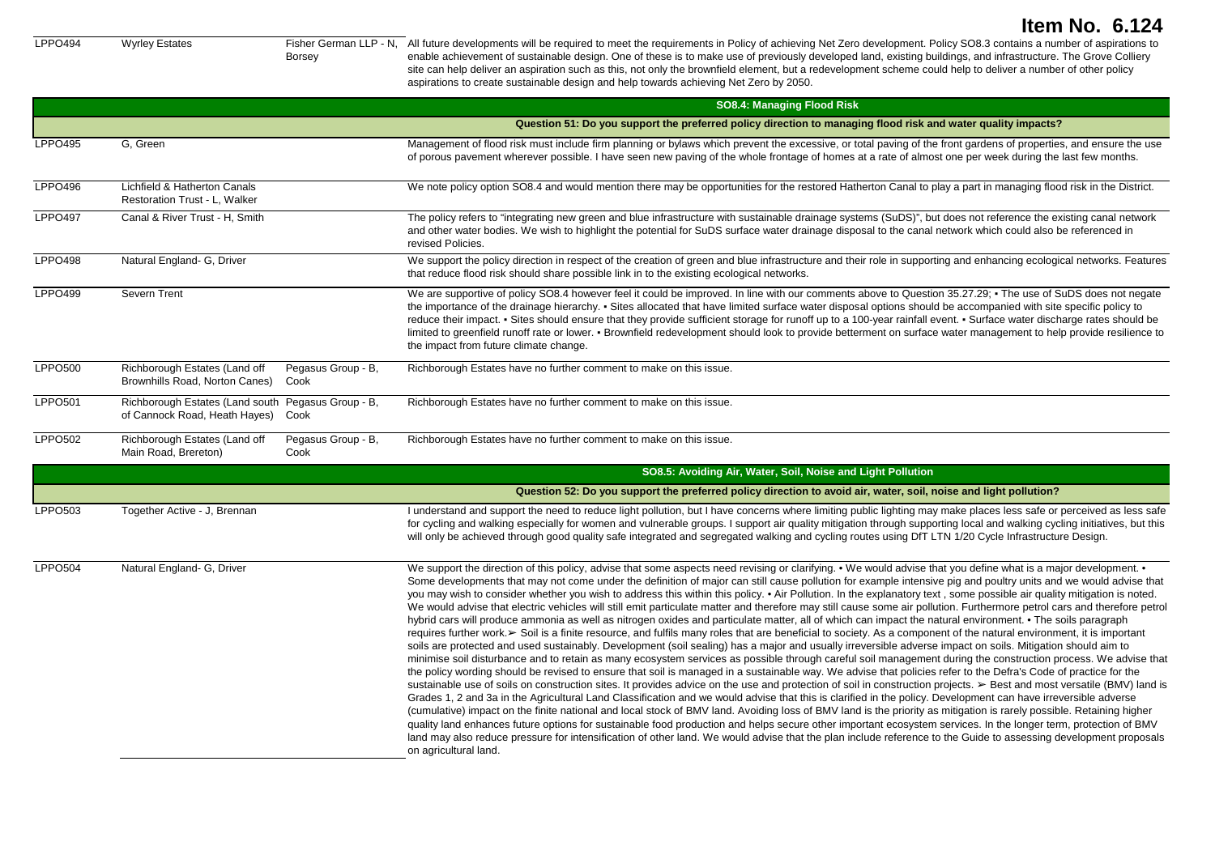# Item No. 6.124

| | | | |
|---|---|---|---|
| LPPO494 | Wyrley Estates | Fisher German LLP - N, Borsey | All future developments will be required to meet the requirements in Policy of achieving Net Zero development. Policy SO8.3 contains a number of aspirations to enable achievement of sustainable design. One of these is to make use of previously developed land, existing buildings, and infrastructure. The Grove Colliery site can help deliver an aspiration such as this, not only the brownfield element, but a redevelopment scheme could help to deliver a number of other policy aspirations to create sustainable design and help towards achieving Net Zero by 2050. |
| | | | **SO8.4: Managing Flood Risk** |
| | | | **Question 51: Do you support the preferred policy direction to managing flood risk and water quality impacts?** |
| LPPO495 | G, Green | | Management of flood risk must include firm planning or bylaws which prevent the excessive, or total paving of the front gardens of properties, and ensure the use of porous pavement wherever possible. I have seen new paving of the whole frontage of homes at a rate of almost one per week during the last few months. |
| LPPO496 | Lichfield & Hatherton Canals Restoration Trust - L, Walker | | We note policy option SO8.4 and would mention there may be opportunities for the restored Hatherton Canal to play a part in managing flood risk in the District. |
| LPPO497 | Canal & River Trust - H, Smith | | The policy refers to "integrating new green and blue infrastructure with sustainable drainage systems (SuDS)", but does not reference the existing canal network and other water bodies. We wish to highlight the potential for SuDS surface water drainage disposal to the canal network which could also be referenced in revised Policies. |
| LPPO498 | Natural England- G, Driver | | We support the policy direction in respect of the creation of green and blue infrastructure and their role in supporting and enhancing ecological networks. Features that reduce flood risk should share possible link in to the existing ecological networks. |
| LPPO499 | Severn Trent | | We are supportive of policy SO8.4 however feel it could be improved. In line with our comments above to Question 35.27.29; • The use of SuDS does not negate the importance of the drainage hierarchy. • Sites allocated that have limited surface water disposal options should be accompanied with site specific policy to reduce their impact. • Sites should ensure that they provide sufficient storage for runoff up to a 100-year rainfall event. • Surface water discharge rates should be limited to greenfield runoff rate or lower. • Brownfield redevelopment should look to provide betterment on surface water management to help provide resilience to the impact from future climate change. |
| LPPO500 | Richborough Estates (Land off Brownhills Road, Norton Canes) | Pegasus Group - B, Cook | Richborough Estates have no further comment to make on this issue. |
| LPPO501 | Richborough Estates (Land south of Cannock Road, Heath Hayes) | Pegasus Group - B, Cook | Richborough Estates have no further comment to make on this issue. |
| LPPO502 | Richborough Estates (Land off Main Road, Brereton) | Pegasus Group - B, Cook | Richborough Estates have no further comment to make on this issue. |
| | | | **SO8.5: Avoiding Air, Water, Soil, Noise and Light Pollution** |
| | | | **Question 52: Do you support the preferred policy direction to avoid air, water, soil, noise and light pollution?** |
| LPPO503 | Together Active - J, Brennan | | I understand and support the need to reduce light pollution, but I have concerns where limiting public lighting may make places less safe or perceived as less safe for cycling and walking especially for women and vulnerable groups. I support air quality mitigation through supporting local and walking cycling initiatives, but this will only be achieved through good quality safe integrated and segregated walking and cycling routes using DfT LTN 1/20 Cycle Infrastructure Design. |
| LPPO504 | Natural England- G, Driver | | We support the direction of this policy, advise that some aspects need revising or clarifying. • We would advise that you define what is a major development. • Some developments that may not come under the definition of major can still cause pollution for example intensive pig and poultry units and we would advise that you may wish to consider whether you wish to address this within this policy. • Air Pollution. In the explanatory text , some possible air quality mitigation is noted. We would advise that electric vehicles will still emit particulate matter and therefore may still cause some air pollution. Furthermore petrol cars and therefore petrol hybrid cars will produce ammonia as well as nitrogen oxides and particulate matter, all of which can impact the natural environment. • The soils paragraph requires further work.➢ Soil is a finite resource, and fulfils many roles that are beneficial to society. As a component of the natural environment, it is important soils are protected and used sustainably. Development (soil sealing) has a major and usually irreversible adverse impact on soils. Mitigation should aim to minimise soil disturbance and to retain as many ecosystem services as possible through careful soil management during the construction process. We advise that the policy wording should be revised to ensure that soil is managed in a sustainable way. We advise that policies refer to the Defra's Code of practice for the sustainable use of soils on construction sites. It provides advice on the use and protection of soil in construction projects. ➢ Best and most versatile (BMV) land is Grades 1, 2 and 3a in the Agricultural Land Classification and we would advise that this is clarified in the policy. Development can have irreversible adverse (cumulative) impact on the finite national and local stock of BMV land. Avoiding loss of BMV land is the priority as mitigation is rarely possible. Retaining higher quality land enhances future options for sustainable food production and helps secure other important ecosystem services. In the longer term, protection of BMV land may also reduce pressure for intensification of other land. We would advise that the plan include reference to the Guide to assessing development proposals on agricultural land. |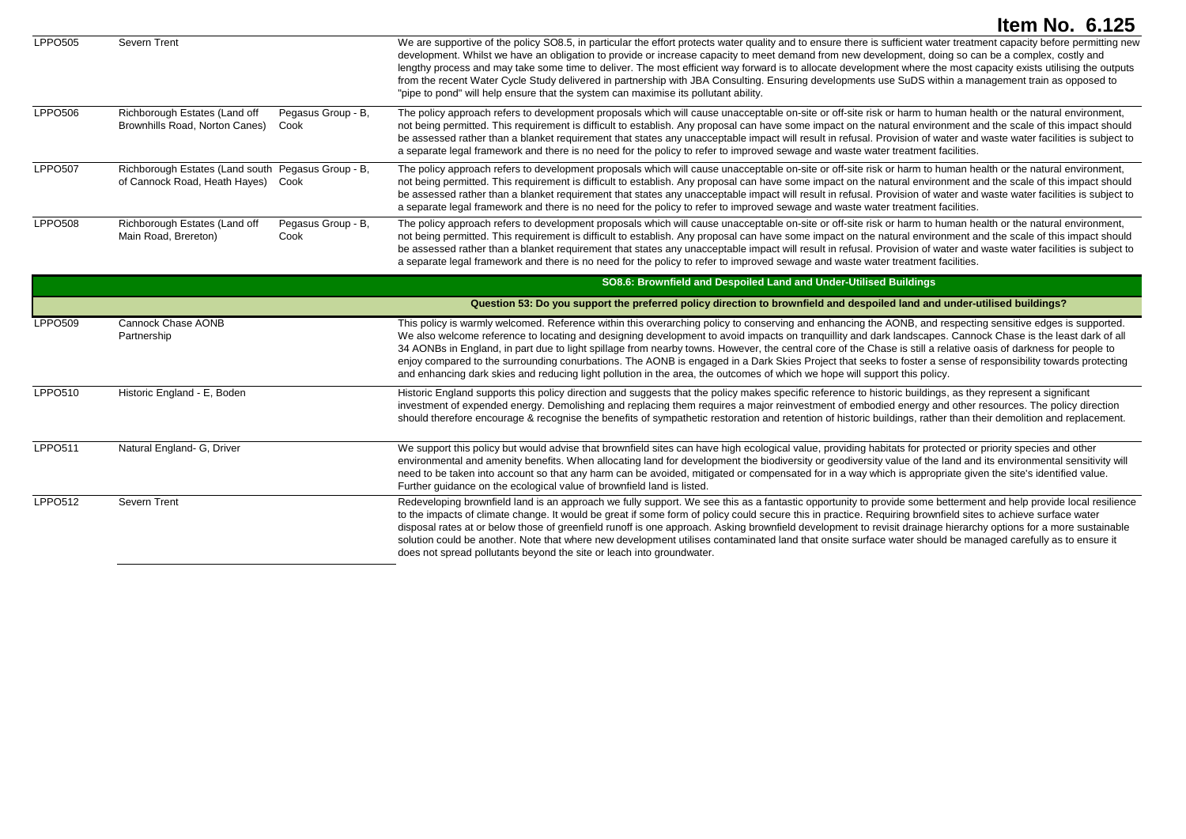| | | | |
|---|---|---|---|
| LPPO505 | Severn Trent | | We are supportive of the policy SO8.5, in particular the effort protects water quality and to ensure there is sufficient water treatment capacity before permitting new development. Whilst we have an obligation to provide or increase capacity to meet demand from new development, doing so can be a complex, costly and lengthy process and may take some time to deliver. The most efficient way forward is to allocate development where the most capacity exists utilising the outputs from the recent Water Cycle Study delivered in partnership with JBA Consulting. Ensuring developments use SuDS within a management train as opposed to "pipe to pond" will help ensure that the system can maximise its pollutant ability. |
| LPPO506 | Richborough Estates (Land off Brownhills Road, Norton Canes) | Pegasus Group - B, Cook | The policy approach refers to development proposals which will cause unacceptable on-site or off-site risk or harm to human health or the natural environment, not being permitted. This requirement is difficult to establish. Any proposal can have some impact on the natural environment and the scale of this impact should be assessed rather than a blanket requirement that states any unacceptable impact will result in refusal. Provision of water and waste water facilities is subject to a separate legal framework and there is no need for the policy to refer to improved sewage and waste water treatment facilities. |
| LPPO507 | Richborough Estates (Land south of Cannock Road, Heath Hayes) | Pegasus Group - B, Cook | The policy approach refers to development proposals which will cause unacceptable on-site or off-site risk or harm to human health or the natural environment, not being permitted. This requirement is difficult to establish. Any proposal can have some impact on the natural environment and the scale of this impact should be assessed rather than a blanket requirement that states any unacceptable impact will result in refusal. Provision of water and waste water facilities is subject to a separate legal framework and there is no need for the policy to refer to improved sewage and waste water treatment facilities. |
| LPPO508 | Richborough Estates (Land off Main Road, Brereton) | Pegasus Group - B, Cook | The policy approach refers to development proposals which will cause unacceptable on-site or off-site risk or harm to human health or the natural environment, not being permitted. This requirement is difficult to establish. Any proposal can have some impact on the natural environment and the scale of this impact should be assessed rather than a blanket requirement that states any unacceptable impact will result in refusal. Provision of water and waste water facilities is subject to a separate legal framework and there is no need for the policy to refer to improved sewage and waste water treatment facilities. |
| | | | **SO8.6: Brownfield and Despoiled Land and Under-Utilised Buildings** |
| | | | **Question 53: Do you support the preferred policy direction to brownfield and despoiled land and under-utilised buildings?** |
| LPPO509 | Cannock Chase AONB Partnership | | This policy is warmly welcomed. Reference within this overarching policy to conserving and enhancing the AONB, and respecting sensitive edges is supported. We also welcome reference to locating and designing development to avoid impacts on tranquillity and dark landscapes. Cannock Chase is the least dark of all 34 AONBs in England, in part due to light spillage from nearby towns. However, the central core of the Chase is still a relative oasis of darkness for people to enjoy compared to the surrounding conurbations. The AONB is engaged in a Dark Skies Project that seeks to foster a sense of responsibility towards protecting and enhancing dark skies and reducing light pollution in the area, the outcomes of which we hope will support this policy. |
| LPPO510 | Historic England - E, Boden | | Historic England supports this policy direction and suggests that the policy makes specific reference to historic buildings, as they represent a significant investment of expended energy. Demolishing and replacing them requires a major reinvestment of embodied energy and other resources. The policy direction should therefore encourage & recognise the benefits of sympathetic restoration and retention of historic buildings, rather than their demolition and replacement. |
| LPPO511 | Natural England- G, Driver | | We support this policy but would advise that brownfield sites can have high ecological value, providing habitats for protected or priority species and other environmental and amenity benefits. When allocating land for development the biodiversity or geodiversity value of the land and its environmental sensitivity will need to be taken into account so that any harm can be avoided, mitigated or compensated for in a way which is appropriate given the site's identified value. Further guidance on the ecological value of brownfield land is listed. |
| LPPO512 | Severn Trent | | Redeveloping brownfield land is an approach we fully support. We see this as a fantastic opportunity to provide some betterment and help provide local resilience to the impacts of climate change. It would be great if some form of policy could secure this in practice. Requiring brownfield sites to achieve surface water disposal rates at or below those of greenfield runoff is one approach. Asking brownfield development to revisit drainage hierarchy options for a more sustainable solution could be another. Note that where new development utilises contaminated land that onsite surface water should be managed carefully as to ensure it does not spread pollutants beyond the site or leach into groundwater. |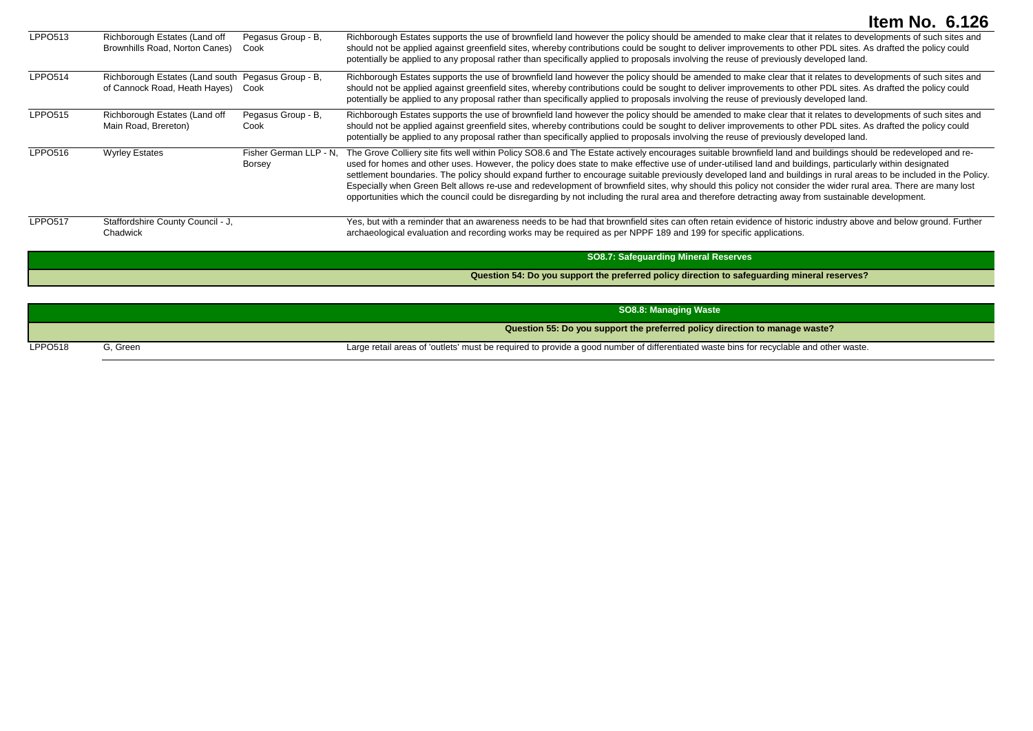# Item No. 6.126

| | | | |
|---|---|---|---|
| LPPO513 | Richborough Estates (Land off Brownhills Road, Norton Canes) | Pegasus Group - B, Cook | Richborough Estates supports the use of brownfield land however the policy should be amended to make clear that it relates to developments of such sites and should not be applied against greenfield sites, whereby contributions could be sought to deliver improvements to other PDL sites. As drafted the policy could potentially be applied to any proposal rather than specifically applied to proposals involving the reuse of previously developed land. |
| LPPO514 | Richborough Estates (Land south of Cannock Road, Heath Hayes) | Pegasus Group - B, Cook | Richborough Estates supports the use of brownfield land however the policy should be amended to make clear that it relates to developments of such sites and should not be applied against greenfield sites, whereby contributions could be sought to deliver improvements to other PDL sites. As drafted the policy could potentially be applied to any proposal rather than specifically applied to proposals involving the reuse of previously developed land. |
| LPPO515 | Richborough Estates (Land off Main Road, Brereton) | Pegasus Group - B, Cook | Richborough Estates supports the use of brownfield land however the policy should be amended to make clear that it relates to developments of such sites and should not be applied against greenfield sites, whereby contributions could be sought to deliver improvements to other PDL sites. As drafted the policy could potentially be applied to any proposal rather than specifically applied to proposals involving the reuse of previously developed land. |
| LPPO516 | Wyrley Estates | Fisher German LLP - N, Borsey | The Grove Colliery site fits well within Policy SO8.6 and The Estate actively encourages suitable brownfield land and buildings should be redeveloped and re-used for homes and other uses. However, the policy does state to make effective use of under-utilised land and buildings, particularly within designated settlement boundaries. The policy should expand further to encourage suitable previously developed land and buildings in rural areas to be included in the Policy. Especially when Green Belt allows re-use and redevelopment of brownfield sites, why should this policy not consider the wider rural area. There are many lost opportunities which the council could be disregarding by not including the rural area and therefore detracting away from sustainable development. |
| LPPO517 | Staffordshire County Council - J, Chadwick | | Yes, but with a reminder that an awareness needs to be had that brownfield sites can often retain evidence of historic industry above and below ground. Further archaeological evaluation and recording works may be required as per NPPF 189 and 199 for specific applications. |

## SO8.7: Safeguarding Mineral Reserves

**Question 54: Do you support the preferred policy direction to safeguarding mineral reserves?**

## SO8.8: Managing Waste

**Question 55: Do you support the preferred policy direction to manage waste?**

| | | | |
|---|---|---|---|
| LPPO518 | G, Green | | Large retail areas of 'outlets' must be required to provide a good number of differentiated waste bins for recyclable and other waste. |